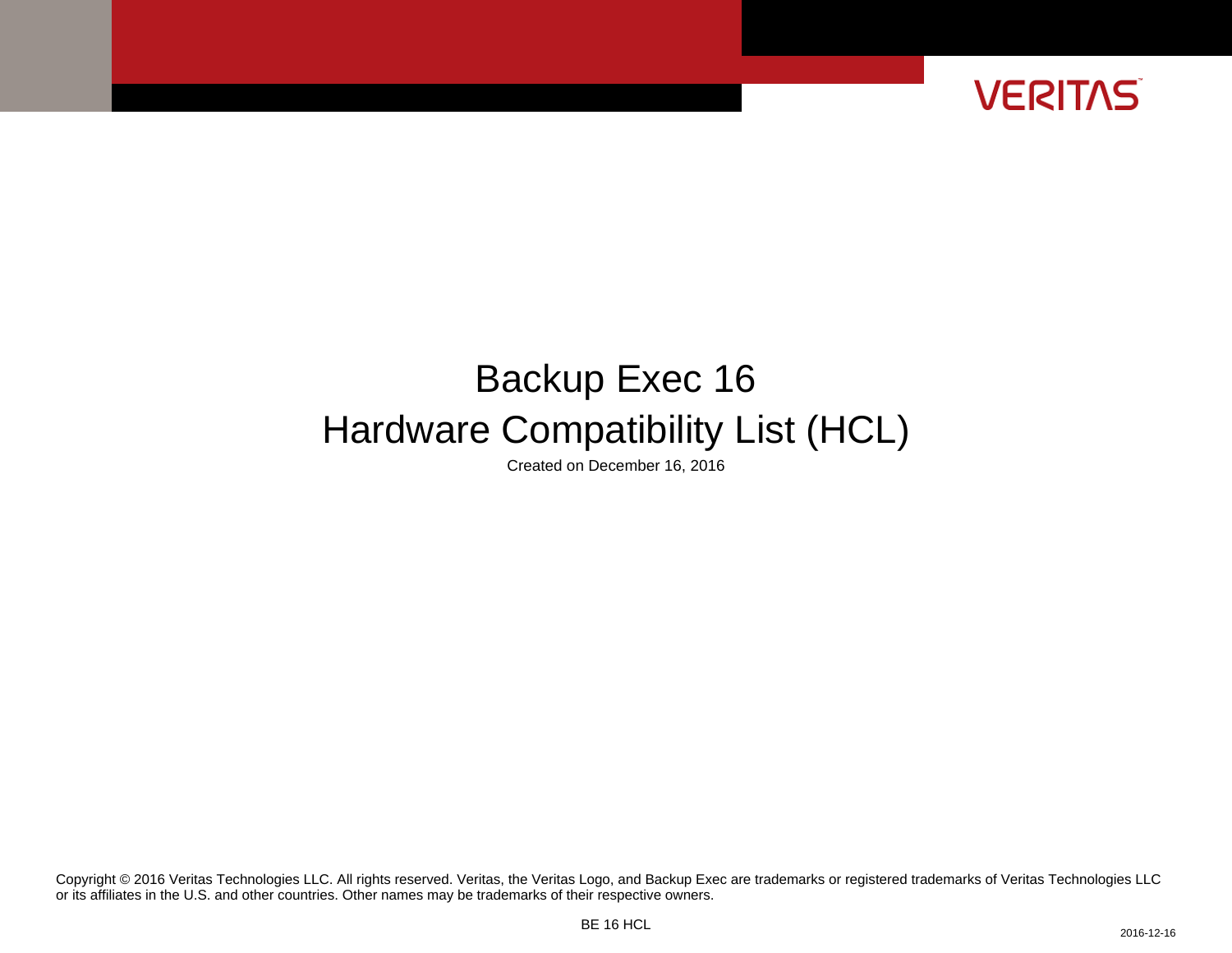VERITAS

# Backup Exec 16

# Hardware Compatibility List (HCL)

Created on December 16, 2016

Copyright © 2016 Veritas Technologies LLC. All rights reserved. Veritas, the Veritas Logo, and Backup Exec are trademarks or registered trademarks of Veritas Technologies LLC or its affiliates in the U.S. and other countries. Other names may be trademarks of their respective owners.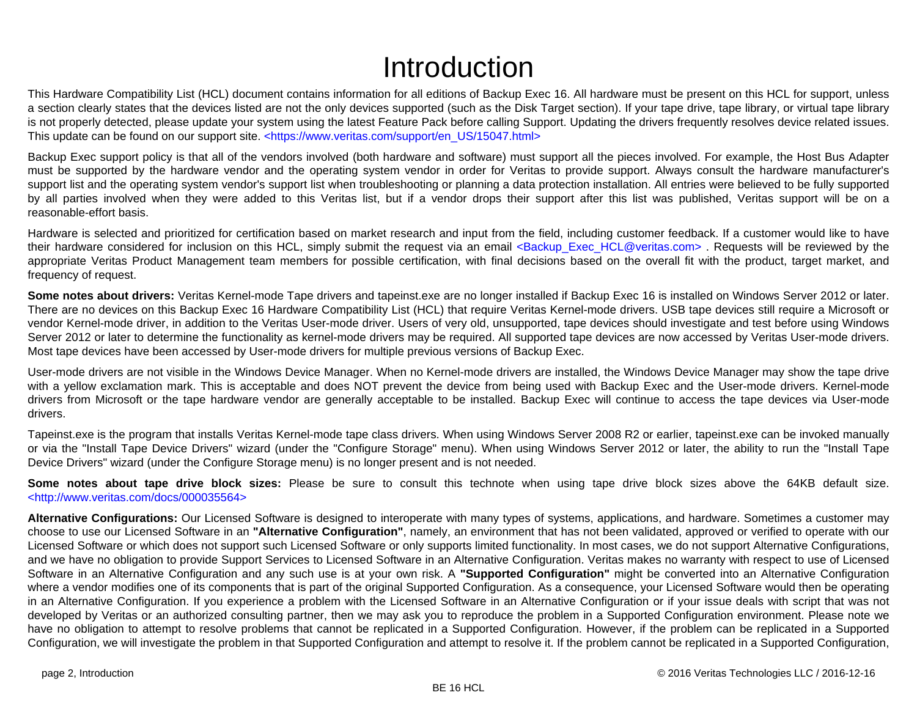# Introduction

This Hardware Compatibility List (HCL) document contains information for all editions of Backup Exec 16. All hardware must be present on this HCL for support, unless a section clearly states that the devices listed are not the only devices supported (such as the Disk Target section). If your tape drive, tape library, or virtual tape library is not properly detected, please update your system using the latest Feature Pack before calling Support. Updating the drivers frequently resolves device related issues. This update can be found on our support site. <https://www.veritas.com/support/en_US/15047.html>

Backup Exec support policy is that all of the vendors involved (both hardware and software) must support all the pieces involved. For example, the Host Bus Adapter must be supported by the hardware vendor and the operating system vendor in order for Veritas to provide support. Always consult the hardware manufacturer's support list and the operating system vendor's support list when troubleshooting or planning a data protection installation. All entries were believed to be fully supported by all parties involved when they were added to this Veritas list, but if a vendor drops their support after this list was published, Veritas support will be on a reasonable-effort basis.

Hardware is selected and prioritized for certification based on market research and input from the field, including customer feedback. If a customer would like to have their hardware considered for inclusion on this HCL, simply submit the request via an email <Backup_Exec_HCL@veritas.com> . Requests will be reviewed by the appropriate Veritas Product Management team members for possible certification, with final decisions based on the overall fit with the product, target market, and frequency of request.

**Some notes about drivers:** Veritas Kernel-mode Tape drivers and tapeinst.exe are no longer installed if Backup Exec 16 is installed on Windows Server 2012 or later. There are no devices on this Backup Exec 16 Hardware Compatibility List (HCL) that require Veritas Kernel-mode drivers. USB tape devices still require a Microsoft or vendor Kernel-mode driver, in addition to the Veritas User-mode driver. Users of very old, unsupported, tape devices should investigate and test before using Windows Server 2012 or later to determine the functionality as kernel-mode drivers may be required. All supported tape devices are now accessed by Veritas User-mode drivers. Most tape devices have been accessed by User-mode drivers for multiple previous versions of Backup Exec.

User-mode drivers are not visible in the Windows Device Manager. When no Kernel-mode drivers are installed, the Windows Device Manager may show the tape drive with a yellow exclamation mark. This is acceptable and does NOT prevent the device from being used with Backup Exec and the User-mode drivers. Kernel-mode drivers from Microsoft or the tape hardware vendor are generally acceptable to be installed. Backup Exec will continue to access the tape devices via User-mode drivers.

Tapeinst.exe is the program that installs Veritas Kernel-mode tape class drivers. When using Windows Server 2008 R2 or earlier, tapeinst.exe can be invoked manually or via the "Install Tape Device Drivers" wizard (under the "Configure Storage" menu). When using Windows Server 2012 or later, the ability to run the "Install Tape Device Drivers" wizard (under the Configure Storage menu) is no longer present and is not needed.

**Some notes about tape drive block sizes:** Please be sure to consult this technote when using tape drive block sizes above the 64KB default size. <http://www.veritas.com/docs/000035564>

**Alternative Configurations:** Our Licensed Software is designed to interoperate with many types of systems, applications, and hardware. Sometimes a customer may choose to use our Licensed Software in an **"Alternative Configuration"**, namely, an environment that has not been validated, approved or verified to operate with our Licensed Software or which does not support such Licensed Software or only supports limited functionality. In most cases, we do not support Alternative Configurations, and we have no obligation to provide Support Services to Licensed Software in an Alternative Configuration. Veritas makes no warranty with respect to use of Licensed Software in an Alternative Configuration and any such use is at your own risk. A **"Supported Configuration"** might be converted into an Alternative Configuration where a vendor modifies one of its components that is part of the original Supported Configuration. As a consequence, your Licensed Software would then be operating in an Alternative Configuration. If you experience a problem with the Licensed Software in an Alternative Configuration or if your issue deals with script that was not developed by Veritas or an authorized consulting partner, then we may ask you to reproduce the problem in a Supported Configuration environment. Please note we have no obligation to attempt to resolve problems that cannot be replicated in a Supported Configuration. However, if the problem can be replicated in a Supported Configuration, we will investigate the problem in that Supported Configuration and attempt to resolve it. If the problem cannot be replicated in a Supported Configuration,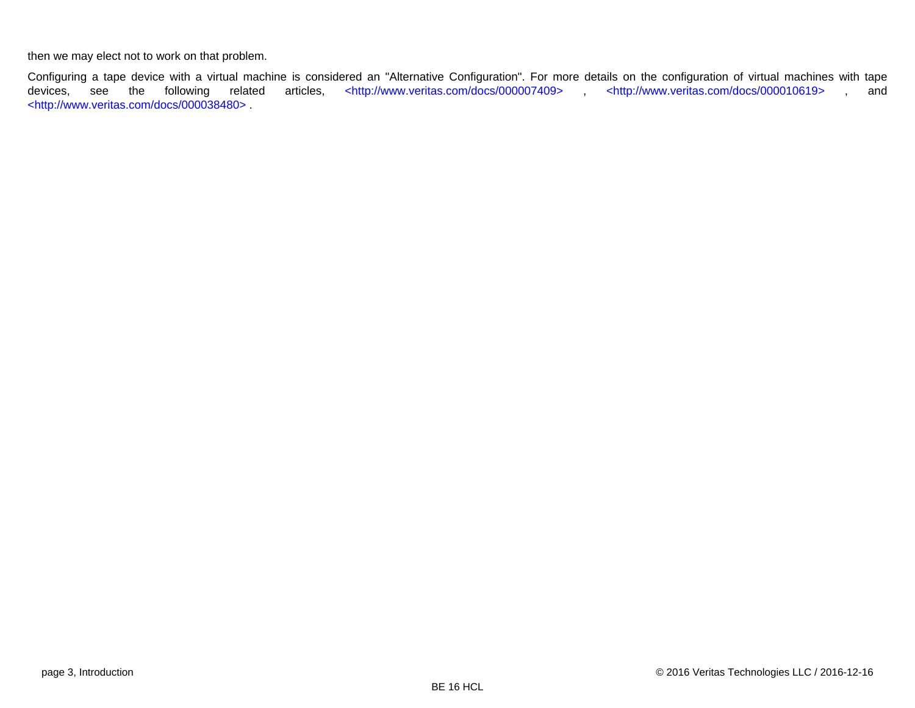then we may elect not to work on that problem.

Configuring a tape device with a virtual machine is considered an "Alternative Configuration". For more details on the configuration of virtual machines with tape devices, see the following related articles, <http://www.veritas.com/docs/000007409> , <http://www.veritas.com/docs/000010619> , and <http://www.veritas.com/docs/000038480> .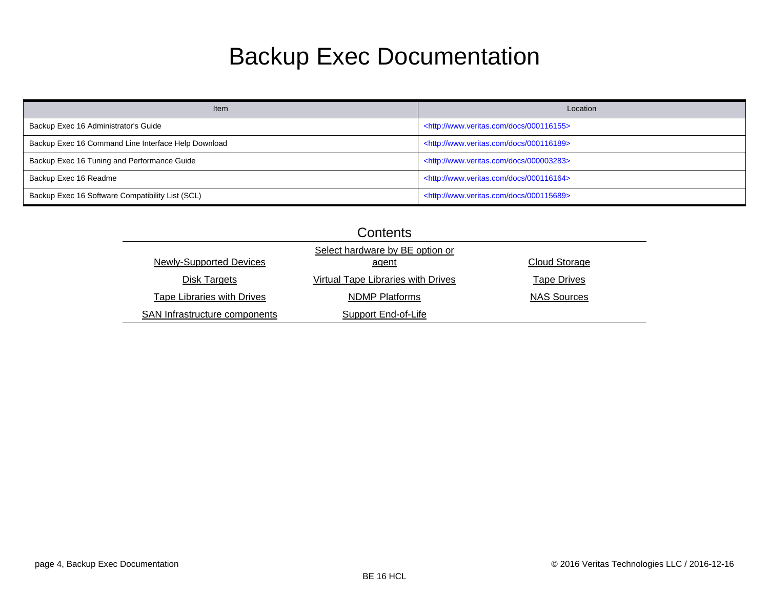# Backup Exec Documentation

| Item | Location |
|---|---|
| Backup Exec 16 Administrator's Guide | <http://www.veritas.com/docs/000116155> |
| Backup Exec 16 Command Line Interface Help Download | <http://www.veritas.com/docs/000116189> |
| Backup Exec 16 Tuning and Performance Guide | <http://www.veritas.com/docs/000003283> |
| Backup Exec 16 Readme | <http://www.veritas.com/docs/000116164> |
| Backup Exec 16 Software Compatibility List (SCL) | <http://www.veritas.com/docs/000115689> |

## Contents

| | | |
|---|---|---|
| Newly-Supported Devices | Select hardware by BE option or agent | Cloud Storage |
| Disk Targets | Virtual Tape Libraries with Drives | Tape Drives |
| Tape Libraries with Drives | NDMP Platforms | NAS Sources |
| SAN Infrastructure components | Support End-of-Life | |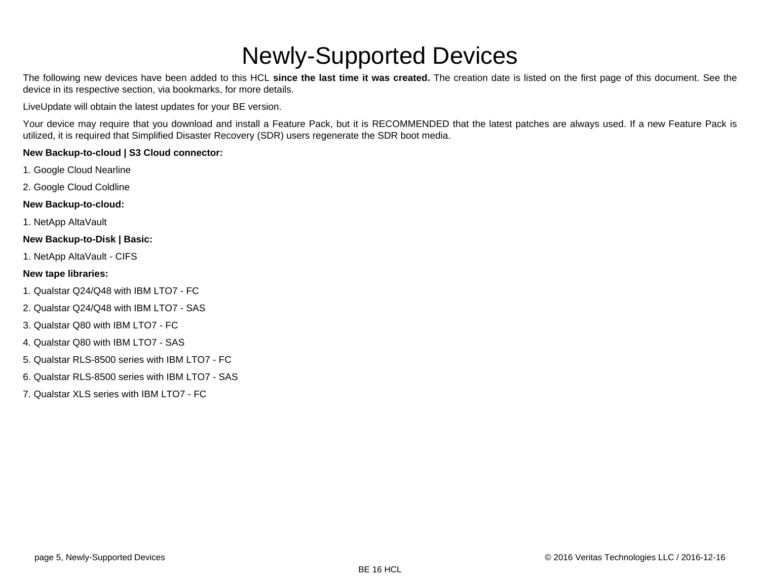# Newly-Supported Devices

The following new devices have been added to this HCL **since the last time it was created.** The creation date is listed on the first page of this document. See the device in its respective section, via bookmarks, for more details.

LiveUpdate will obtain the latest updates for your BE version.

Your device may require that you download and install a Feature Pack, but it is RECOMMENDED that the latest patches are always used. If a new Feature Pack is utilized, it is required that Simplified Disaster Recovery (SDR) users regenerate the SDR boot media.

**New Backup-to-cloud | S3 Cloud connector:**

1. Google Cloud Nearline
2. Google Cloud Coldline

**New Backup-to-cloud:**

1. NetApp AltaVault

**New Backup-to-Disk | Basic:**

1. NetApp AltaVault - CIFS

**New tape libraries:**

1. Qualstar Q24/Q48 with IBM LTO7 - FC
2. Qualstar Q24/Q48 with IBM LTO7 - SAS
3. Qualstar Q80 with IBM LTO7 - FC
4. Qualstar Q80 with IBM LTO7 - SAS
5. Qualstar RLS-8500 series with IBM LTO7 - FC
6. Qualstar RLS-8500 series with IBM LTO7 - SAS
7. Qualstar XLS series with IBM LTO7 - FC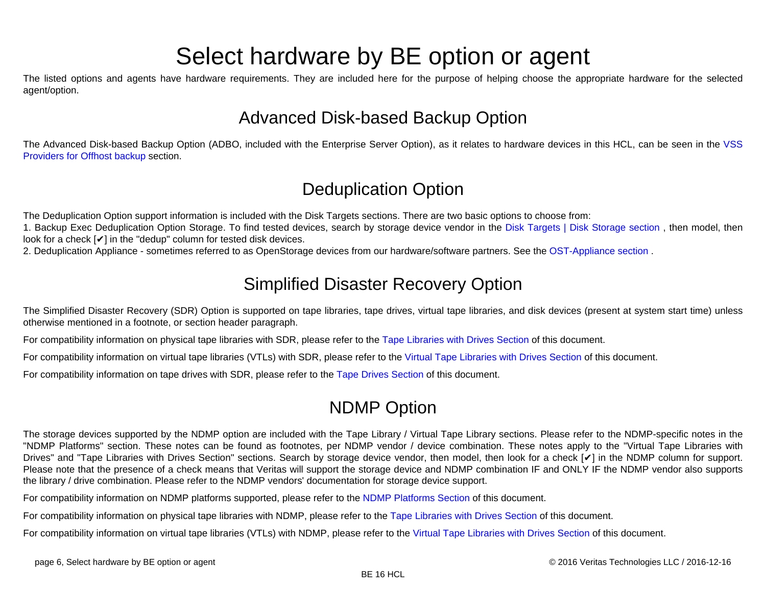# Select hardware by BE option or agent

The listed options and agents have hardware requirements. They are included here for the purpose of helping choose the appropriate hardware for the selected agent/option.

## Advanced Disk-based Backup Option

The Advanced Disk-based Backup Option (ADBO, included with the Enterprise Server Option), as it relates to hardware devices in this HCL, can be seen in the VSS Providers for Offhost backup section.

## Deduplication Option

The Deduplication Option support information is included with the Disk Targets sections. There are two basic options to choose from:
1. Backup Exec Deduplication Option Storage. To find tested devices, search by storage device vendor in the Disk Targets | Disk Storage section , then model, then look for a check [✔] in the "dedup" column for tested disk devices.
2. Deduplication Appliance - sometimes referred to as OpenStorage devices from our hardware/software partners. See the OST-Appliance section .

## Simplified Disaster Recovery Option

The Simplified Disaster Recovery (SDR) Option is supported on tape libraries, tape drives, virtual tape libraries, and disk devices (present at system start time) unless otherwise mentioned in a footnote, or section header paragraph.

For compatibility information on physical tape libraries with SDR, please refer to the Tape Libraries with Drives Section of this document.

For compatibility information on virtual tape libraries (VTLs) with SDR, please refer to the Virtual Tape Libraries with Drives Section of this document.

For compatibility information on tape drives with SDR, please refer to the Tape Drives Section of this document.

## NDMP Option

The storage devices supported by the NDMP option are included with the Tape Library / Virtual Tape Library sections. Please refer to the NDMP-specific notes in the "NDMP Platforms" section. These notes can be found as footnotes, per NDMP vendor / device combination. These notes apply to the "Virtual Tape Libraries with Drives" and "Tape Libraries with Drives Section" sections. Search by storage device vendor, then model, then look for a check [✔] in the NDMP column for support. Please note that the presence of a check means that Veritas will support the storage device and NDMP combination IF and ONLY IF the NDMP vendor also supports the library / drive combination. Please refer to the NDMP vendors' documentation for storage device support.

For compatibility information on NDMP platforms supported, please refer to the NDMP Platforms Section of this document.

For compatibility information on physical tape libraries with NDMP, please refer to the Tape Libraries with Drives Section of this document.

For compatibility information on virtual tape libraries (VTLs) with NDMP, please refer to the Virtual Tape Libraries with Drives Section of this document.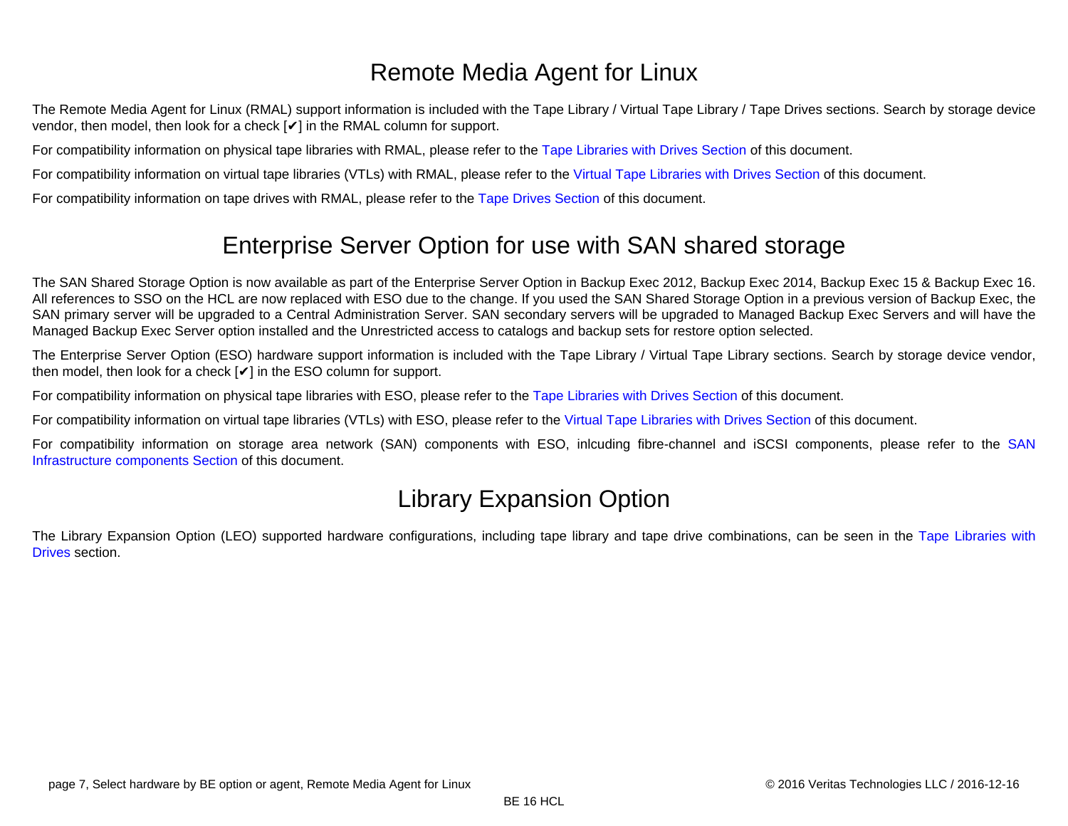# Remote Media Agent for Linux

The Remote Media Agent for Linux (RMAL) support information is included with the Tape Library / Virtual Tape Library / Tape Drives sections. Search by storage device vendor, then model, then look for a check [✔] in the RMAL column for support.

For compatibility information on physical tape libraries with RMAL, please refer to the Tape Libraries with Drives Section of this document.

For compatibility information on virtual tape libraries (VTLs) with RMAL, please refer to the Virtual Tape Libraries with Drives Section of this document.

For compatibility information on tape drives with RMAL, please refer to the Tape Drives Section of this document.

# Enterprise Server Option for use with SAN shared storage

The SAN Shared Storage Option is now available as part of the Enterprise Server Option in Backup Exec 2012, Backup Exec 2014, Backup Exec 15 & Backup Exec 16. All references to SSO on the HCL are now replaced with ESO due to the change. If you used the SAN Shared Storage Option in a previous version of Backup Exec, the SAN primary server will be upgraded to a Central Administration Server. SAN secondary servers will be upgraded to Managed Backup Exec Servers and will have the Managed Backup Exec Server option installed and the Unrestricted access to catalogs and backup sets for restore option selected.

The Enterprise Server Option (ESO) hardware support information is included with the Tape Library / Virtual Tape Library sections. Search by storage device vendor, then model, then look for a check [✔] in the ESO column for support.

For compatibility information on physical tape libraries with ESO, please refer to the Tape Libraries with Drives Section of this document.

For compatibility information on virtual tape libraries (VTLs) with ESO, please refer to the Virtual Tape Libraries with Drives Section of this document.

For compatibility information on storage area network (SAN) components with ESO, inlcuding fibre-channel and iSCSI components, please refer to the SAN Infrastructure components Section of this document.

# Library Expansion Option

The Library Expansion Option (LEO) supported hardware configurations, including tape library and tape drive combinations, can be seen in the Tape Libraries with Drives section.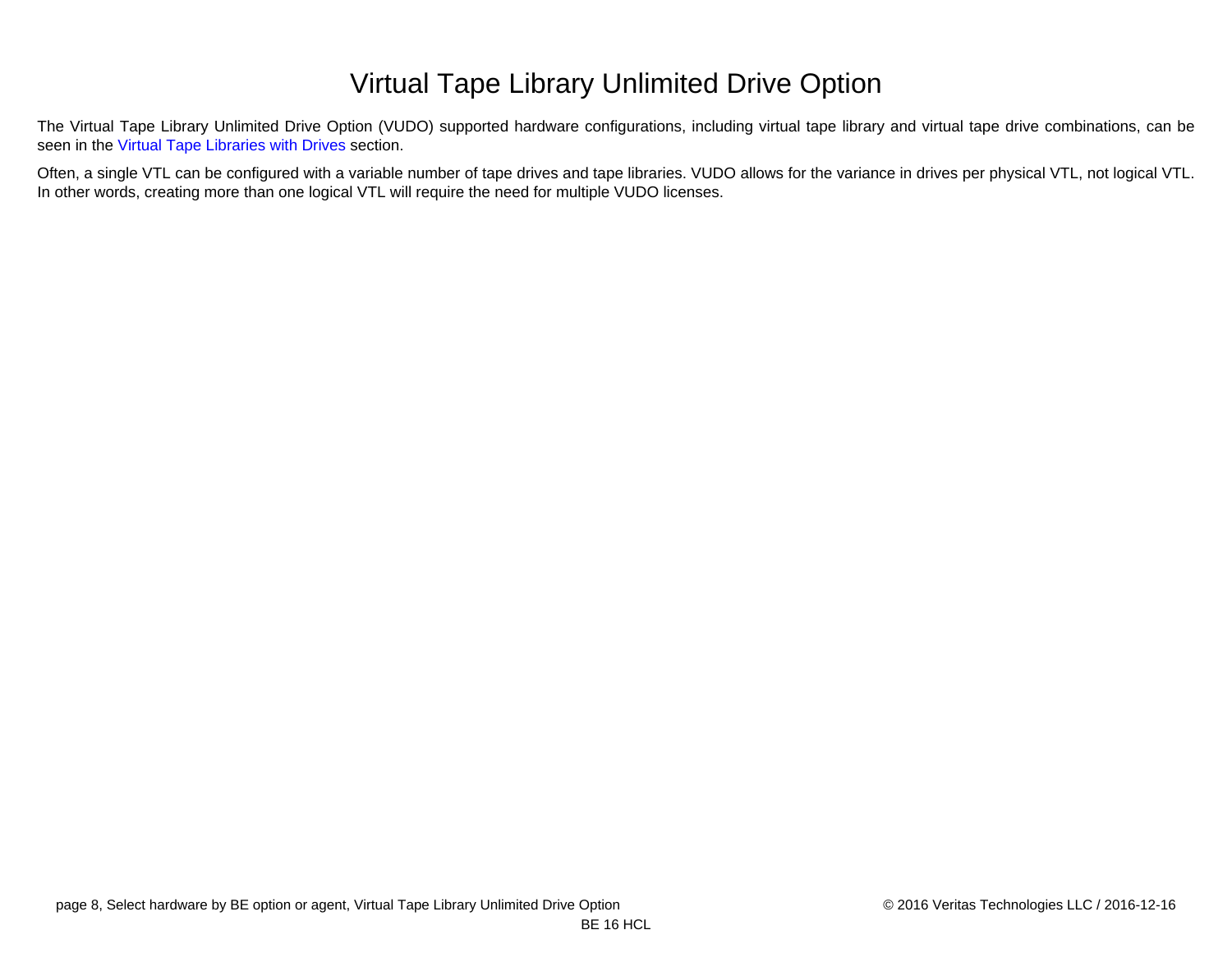# Virtual Tape Library Unlimited Drive Option

The Virtual Tape Library Unlimited Drive Option (VUDO) supported hardware configurations, including virtual tape library and virtual tape drive combinations, can be seen in the Virtual Tape Libraries with Drives section.

Often, a single VTL can be configured with a variable number of tape drives and tape libraries. VUDO allows for the variance in drives per physical VTL, not logical VTL. In other words, creating more than one logical VTL will require the need for multiple VUDO licenses.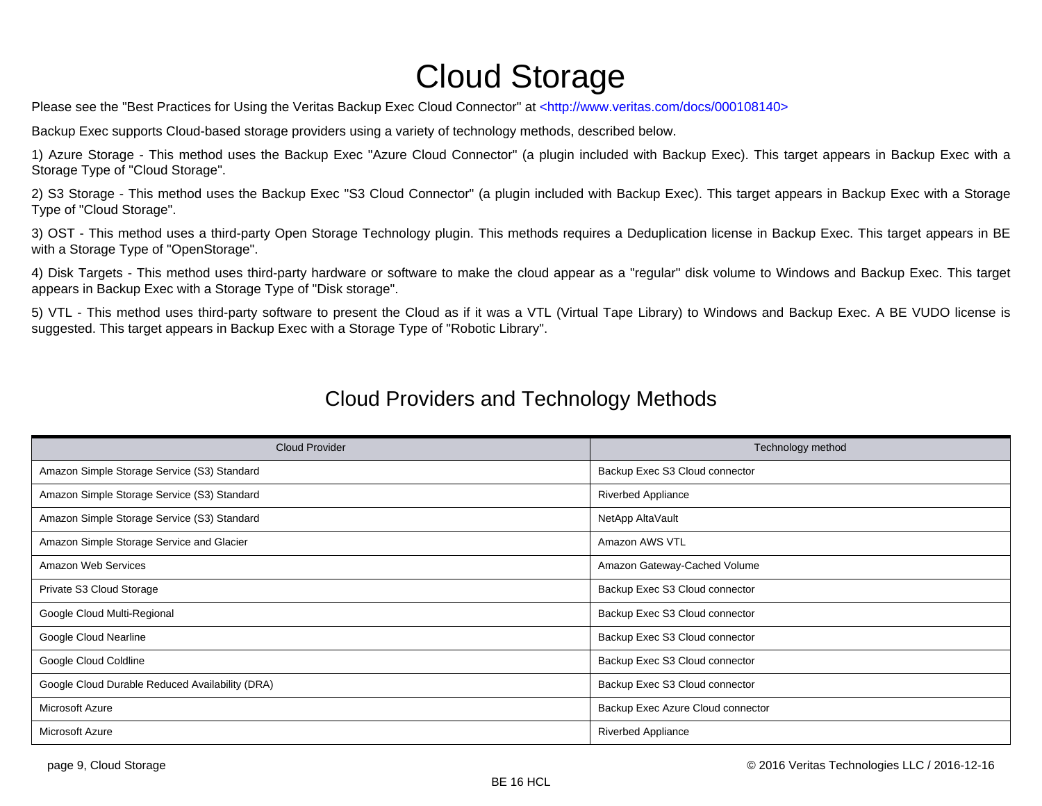# Cloud Storage

Please see the "Best Practices for Using the Veritas Backup Exec Cloud Connector" at <http://www.veritas.com/docs/000108140>

Backup Exec supports Cloud-based storage providers using a variety of technology methods, described below.

1) Azure Storage - This method uses the Backup Exec "Azure Cloud Connector" (a plugin included with Backup Exec). This target appears in Backup Exec with a Storage Type of "Cloud Storage".

2) S3 Storage - This method uses the Backup Exec "S3 Cloud Connector" (a plugin included with Backup Exec). This target appears in Backup Exec with a Storage Type of "Cloud Storage".

3) OST - This method uses a third-party Open Storage Technology plugin. This methods requires a Deduplication license in Backup Exec. This target appears in BE with a Storage Type of "OpenStorage".

4) Disk Targets - This method uses third-party hardware or software to make the cloud appear as a "regular" disk volume to Windows and Backup Exec. This target appears in Backup Exec with a Storage Type of "Disk storage".

5) VTL - This method uses third-party software to present the Cloud as if it was a VTL (Virtual Tape Library) to Windows and Backup Exec. A BE VUDO license is suggested. This target appears in Backup Exec with a Storage Type of "Robotic Library".

## Cloud Providers and Technology Methods

| Cloud Provider | Technology method |
|---|---|
| Amazon Simple Storage Service (S3) Standard | Backup Exec S3 Cloud connector |
| Amazon Simple Storage Service (S3) Standard | Riverbed Appliance |
| Amazon Simple Storage Service (S3) Standard | NetApp AltaVault |
| Amazon Simple Storage Service and Glacier | Amazon AWS VTL |
| Amazon Web Services | Amazon Gateway-Cached Volume |
| Private S3 Cloud Storage | Backup Exec S3 Cloud connector |
| Google Cloud Multi-Regional | Backup Exec S3 Cloud connector |
| Google Cloud Nearline | Backup Exec S3 Cloud connector |
| Google Cloud Coldline | Backup Exec S3 Cloud connector |
| Google Cloud Durable Reduced Availability (DRA) | Backup Exec S3 Cloud connector |
| Microsoft Azure | Backup Exec Azure Cloud connector |
| Microsoft Azure | Riverbed Appliance |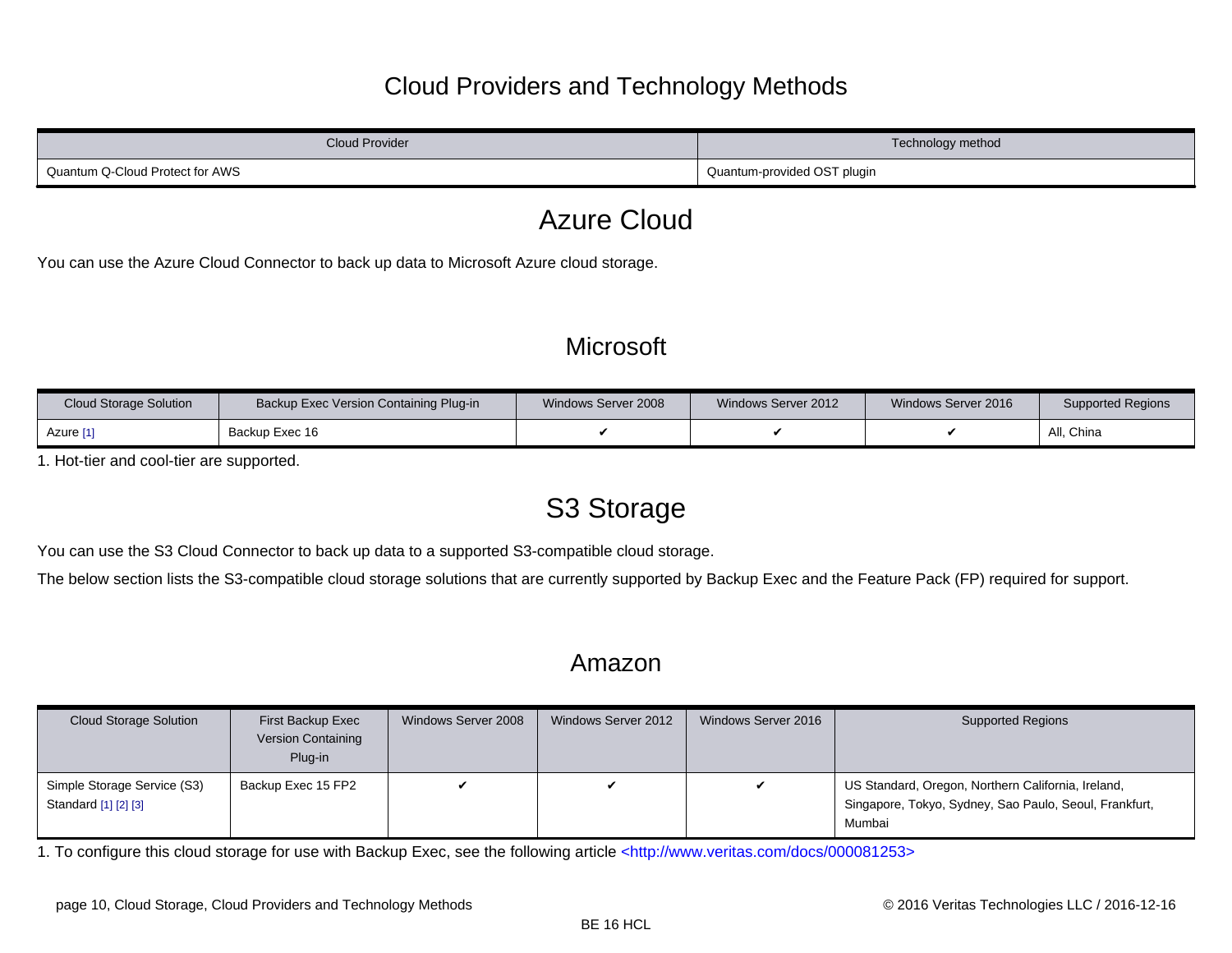# Cloud Providers and Technology Methods

| Cloud Provider | Technology method |
|---|---|
| Quantum Q-Cloud Protect for AWS | Quantum-provided OST plugin |

# Azure Cloud

You can use the Azure Cloud Connector to back up data to Microsoft Azure cloud storage.

## Microsoft

| Cloud Storage Solution | Backup Exec Version Containing Plug-in | Windows Server 2008 | Windows Server 2012 | Windows Server 2016 | Supported Regions |
|---|---|---|---|---|---|
| Azure [1] | Backup Exec 16 | ✔ | ✔ | ✔ | All, China |

1. Hot-tier and cool-tier are supported.

# S3 Storage

You can use the S3 Cloud Connector to back up data to a supported S3-compatible cloud storage.

The below section lists the S3-compatible cloud storage solutions that are currently supported by Backup Exec and the Feature Pack (FP) required for support.

## Amazon

| Cloud Storage Solution | First Backup Exec Version Containing Plug-in | Windows Server 2008 | Windows Server 2012 | Windows Server 2016 | Supported Regions |
|---|---|---|---|---|---|
| Simple Storage Service (S3) Standard [1] [2] [3] | Backup Exec 15 FP2 | ✔ | ✔ | ✔ | US Standard, Oregon, Northern California, Ireland, Singapore, Tokyo, Sydney, Sao Paulo, Seoul, Frankfurt, Mumbai |

1. To configure this cloud storage for use with Backup Exec, see the following article <http://www.veritas.com/docs/000081253>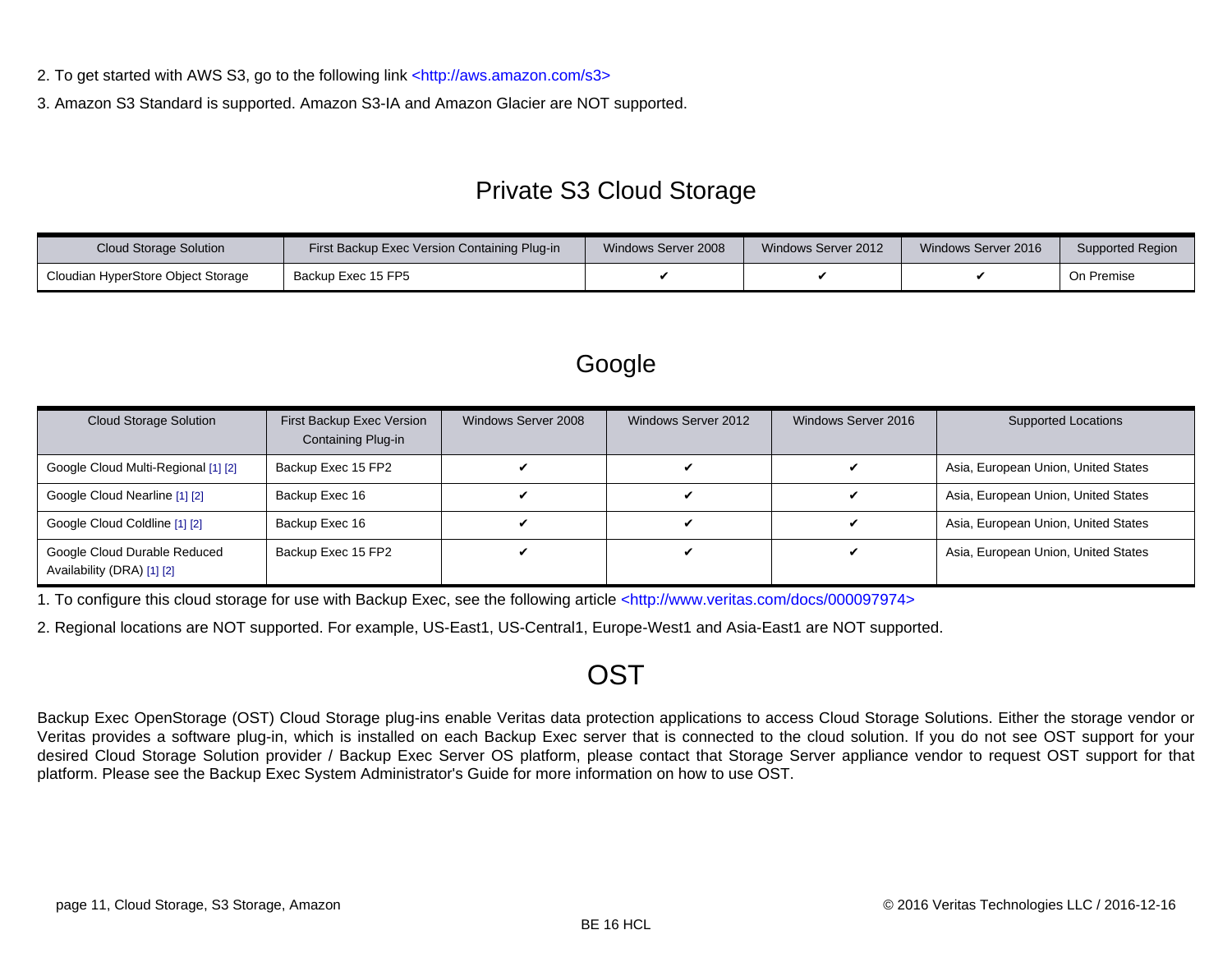2. To get started with AWS S3, go to the following link <http://aws.amazon.com/s3>

3. Amazon S3 Standard is supported. Amazon S3-IA and Amazon Glacier are NOT supported.

## Private S3 Cloud Storage

| Cloud Storage Solution | First Backup Exec Version Containing Plug-in | Windows Server 2008 | Windows Server 2012 | Windows Server 2016 | Supported Region |
|---|---|---|---|---|---|
| Cloudian HyperStore Object Storage | Backup Exec 15 FP5 | ✔ | ✔ | ✔ | On Premise |

## Google

| Cloud Storage Solution | First Backup Exec Version Containing Plug-in | Windows Server 2008 | Windows Server 2012 | Windows Server 2016 | Supported Locations |
|---|---|---|---|---|---|
| Google Cloud Multi-Regional [1] [2] | Backup Exec 15 FP2 | ✔ | ✔ | ✔ | Asia, European Union, United States |
| Google Cloud Nearline [1] [2] | Backup Exec 16 | ✔ | ✔ | ✔ | Asia, European Union, United States |
| Google Cloud Coldline [1] [2] | Backup Exec 16 | ✔ | ✔ | ✔ | Asia, European Union, United States |
| Google Cloud Durable Reduced Availability (DRA) [1] [2] | Backup Exec 15 FP2 | ✔ | ✔ | ✔ | Asia, European Union, United States |

1. To configure this cloud storage for use with Backup Exec, see the following article <http://www.veritas.com/docs/000097974>

2. Regional locations are NOT supported. For example, US-East1, US-Central1, Europe-West1 and Asia-East1 are NOT supported.

## OST

Backup Exec OpenStorage (OST) Cloud Storage plug-ins enable Veritas data protection applications to access Cloud Storage Solutions. Either the storage vendor or Veritas provides a software plug-in, which is installed on each Backup Exec server that is connected to the cloud solution. If you do not see OST support for your desired Cloud Storage Solution provider / Backup Exec Server OS platform, please contact that Storage Server appliance vendor to request OST support for that platform. Please see the Backup Exec System Administrator's Guide for more information on how to use OST.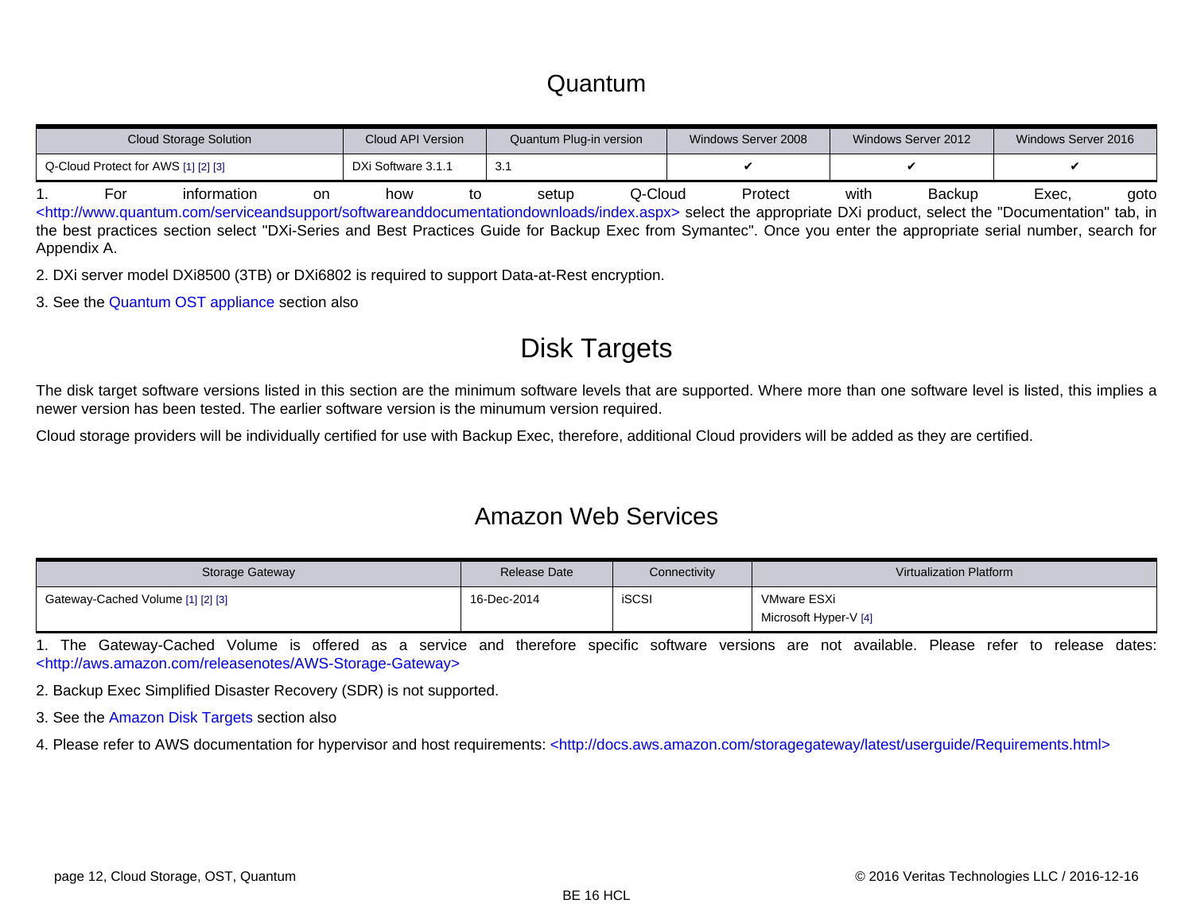# Quantum

| Cloud Storage Solution | Cloud API Version | Quantum Plug-in version | Windows Server 2008 | Windows Server 2012 | Windows Server 2016 |
|---|---|---|---|---|---|
| Q-Cloud Protect for AWS [1] [2] [3] | DXi Software 3.1.1 | 3.1 | ✔ | ✔ | ✔ |

1. For information on how to setup Q-Cloud Protect with Backup Exec, goto <http://www.quantum.com/serviceandsupport/softwareanddocumentationdownloads/index.aspx> select the appropriate DXi product, select the "Documentation" tab, in the best practices section select "DXi-Series and Best Practices Guide for Backup Exec from Symantec". Once you enter the appropriate serial number, search for Appendix A.

2. DXi server model DXi8500 (3TB) or DXi6802 is required to support Data-at-Rest encryption.

3. See the Quantum OST appliance section also

# Disk Targets

The disk target software versions listed in this section are the minimum software levels that are supported. Where more than one software level is listed, this implies a newer version has been tested. The earlier software version is the minumum version required.

Cloud storage providers will be individually certified for use with Backup Exec, therefore, additional Cloud providers will be added as they are certified.

## Amazon Web Services

| Storage Gateway | Release Date | Connectivity | Virtualization Platform |
|---|---|---|---|
| Gateway-Cached Volume [1] [2] [3] | 16-Dec-2014 | iSCSI | VMware ESXi<br>Microsoft Hyper-V [4] |

1. The Gateway-Cached Volume is offered as a service and therefore specific software versions are not available. Please refer to release dates: <http://aws.amazon.com/releasenotes/AWS-Storage-Gateway>

2. Backup Exec Simplified Disaster Recovery (SDR) is not supported.

3. See the Amazon Disk Targets section also

4. Please refer to AWS documentation for hypervisor and host requirements: <http://docs.aws.amazon.com/storagegateway/latest/userguide/Requirements.html>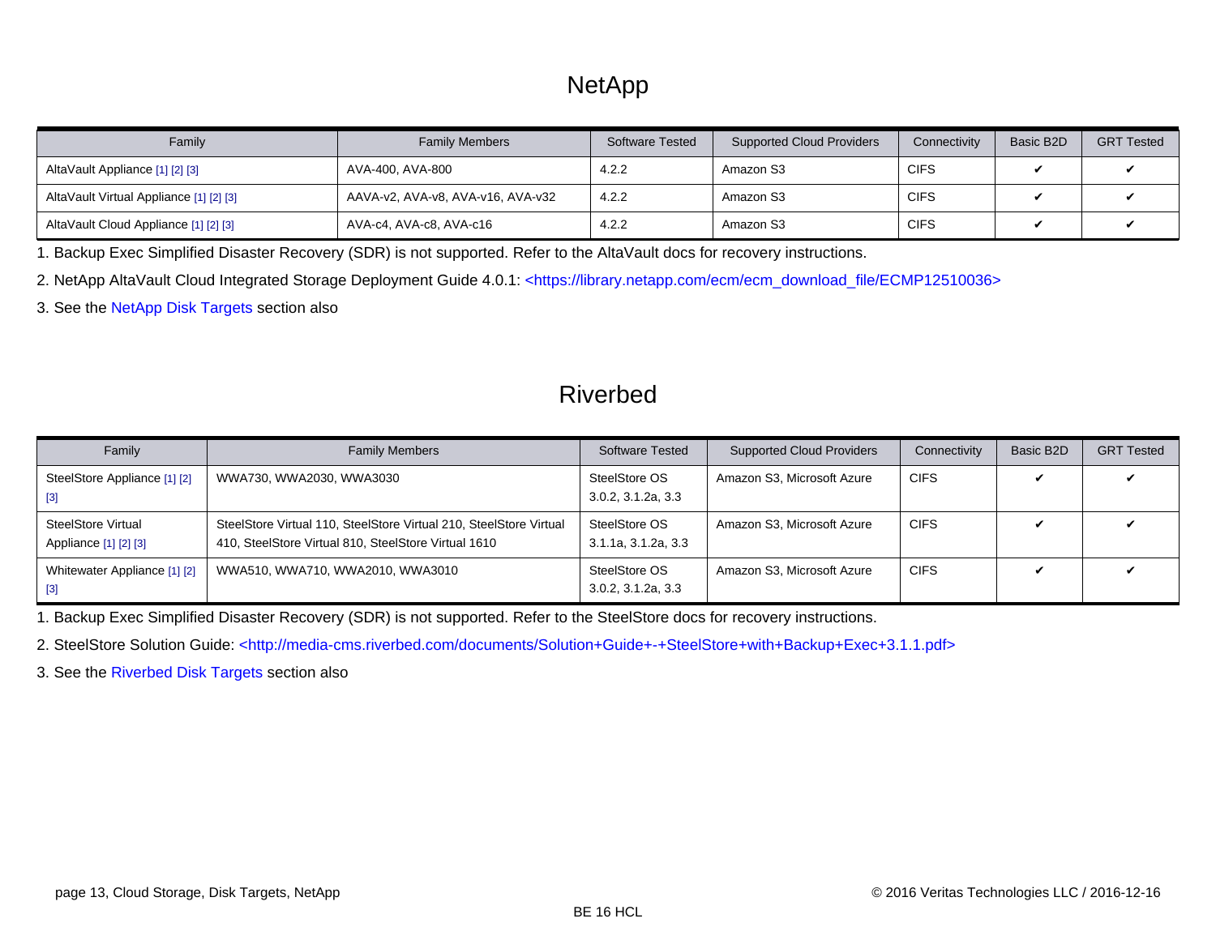# NetApp

| Family | Family Members | Software Tested | Supported Cloud Providers | Connectivity | Basic B2D | GRT Tested |
|---|---|---|---|---|---|---|
| AltaVault Appliance [1] [2] [3] | AVA-400, AVA-800 | 4.2.2 | Amazon S3 | CIFS | ✔ | ✔ |
| AltaVault Virtual Appliance [1] [2] [3] | AAVA-v2, AVA-v8, AVA-v16, AVA-v32 | 4.2.2 | Amazon S3 | CIFS | ✔ | ✔ |
| AltaVault Cloud Appliance [1] [2] [3] | AVA-c4, AVA-c8, AVA-c16 | 4.2.2 | Amazon S3 | CIFS | ✔ | ✔ |

1. Backup Exec Simplified Disaster Recovery (SDR) is not supported. Refer to the AltaVault docs for recovery instructions.
2. NetApp AltaVault Cloud Integrated Storage Deployment Guide 4.0.1: <https://library.netapp.com/ecm/ecm_download_file/ECMP12510036>
3. See the NetApp Disk Targets section also

# Riverbed

| Family | Family Members | Software Tested | Supported Cloud Providers | Connectivity | Basic B2D | GRT Tested |
|---|---|---|---|---|---|---|
| SteelStore Appliance [1] [2] [3] | WWA730, WWA2030, WWA3030 | SteelStore OS 3.0.2, 3.1.2a, 3.3 | Amazon S3, Microsoft Azure | CIFS | ✔ | ✔ |
| SteelStore Virtual Appliance [1] [2] [3] | SteelStore Virtual 110, SteelStore Virtual 210, SteelStore Virtual 410, SteelStore Virtual 810, SteelStore Virtual 1610 | SteelStore OS 3.1.1a, 3.1.2a, 3.3 | Amazon S3, Microsoft Azure | CIFS | ✔ | ✔ |
| Whitewater Appliance [1] [2] [3] | WWA510, WWA710, WWA2010, WWA3010 | SteelStore OS 3.0.2, 3.1.2a, 3.3 | Amazon S3, Microsoft Azure | CIFS | ✔ | ✔ |

1. Backup Exec Simplified Disaster Recovery (SDR) is not supported. Refer to the SteelStore docs for recovery instructions.
2. SteelStore Solution Guide: <http://media-cms.riverbed.com/documents/Solution+Guide+-+SteelStore+with+Backup+Exec+3.1.1.pdf>
3. See the Riverbed Disk Targets section also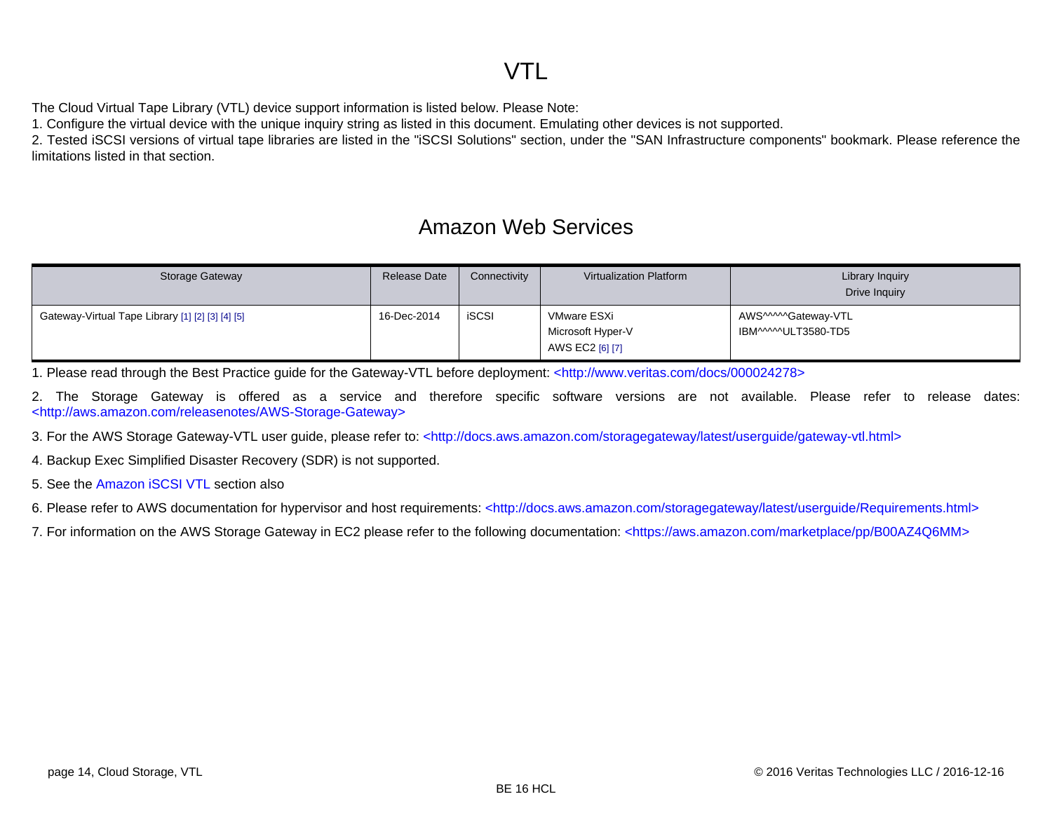# VTL

The Cloud Virtual Tape Library (VTL) device support information is listed below. Please Note:
1. Configure the virtual device with the unique inquiry string as listed in this document. Emulating other devices is not supported.
2. Tested iSCSI versions of virtual tape libraries are listed in the "iSCSI Solutions" section, under the "SAN Infrastructure components" bookmark. Please reference the limitations listed in that section.

## Amazon Web Services

| Storage Gateway | Release Date | Connectivity | Virtualization Platform | Library Inquiry<br>Drive Inquiry |
|---|---|---|---|---|
| Gateway-Virtual Tape Library [1] [2] [3] [4] [5] | 16-Dec-2014 | iSCSI | VMware ESXi<br>Microsoft Hyper-V<br>AWS EC2 [6] [7] | AWS^^^^^Gateway-VTL<br>IBM^^^^^ULT3580-TD5 |

1. Please read through the Best Practice guide for the Gateway-VTL before deployment: <http://www.veritas.com/docs/000024278>

2. The Storage Gateway is offered as a service and therefore specific software versions are not available. Please refer to release dates: <http://aws.amazon.com/releasenotes/AWS-Storage-Gateway>

3. For the AWS Storage Gateway-VTL user guide, please refer to: <http://docs.aws.amazon.com/storagegateway/latest/userguide/gateway-vtl.html>

4. Backup Exec Simplified Disaster Recovery (SDR) is not supported.

5. See the Amazon iSCSI VTL section also

6. Please refer to AWS documentation for hypervisor and host requirements: <http://docs.aws.amazon.com/storagegateway/latest/userguide/Requirements.html>

7. For information on the AWS Storage Gateway in EC2 please refer to the following documentation: <https://aws.amazon.com/marketplace/pp/B00AZ4Q6MM>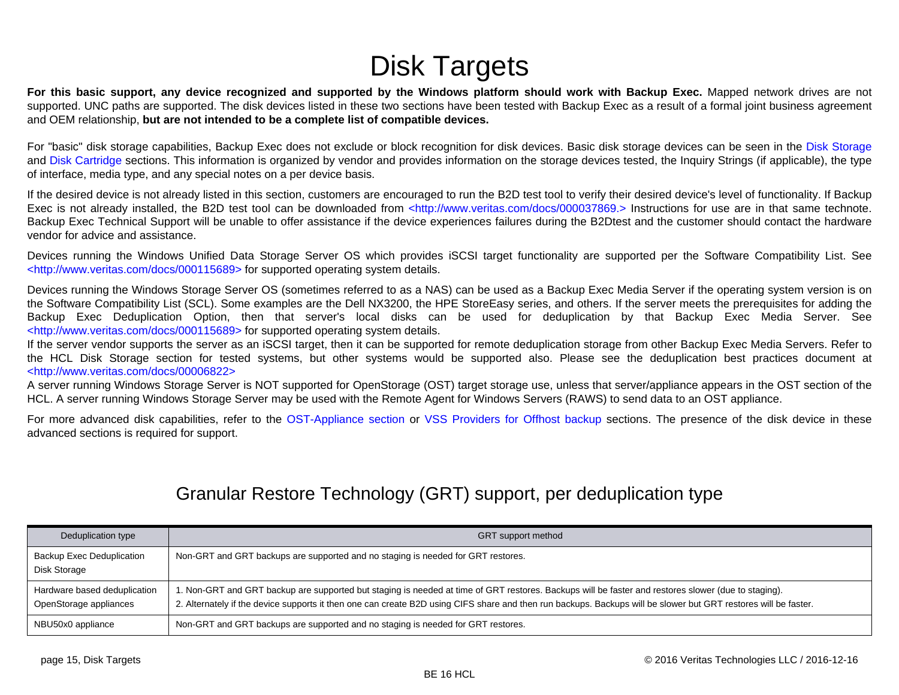# Disk Targets

**For this basic support, any device recognized and supported by the Windows platform should work with Backup Exec.** Mapped network drives are not supported. UNC paths are supported. The disk devices listed in these two sections have been tested with Backup Exec as a result of a formal joint business agreement and OEM relationship, **but are not intended to be a complete list of compatible devices.**

For "basic" disk storage capabilities, Backup Exec does not exclude or block recognition for disk devices. Basic disk storage devices can be seen in the Disk Storage and Disk Cartridge sections. This information is organized by vendor and provides information on the storage devices tested, the Inquiry Strings (if applicable), the type of interface, media type, and any special notes on a per device basis.

If the desired device is not already listed in this section, customers are encouraged to run the B2D test tool to verify their desired device's level of functionality. If Backup Exec is not already installed, the B2D test tool can be downloaded from <http://www.veritas.com/docs/000037869.> Instructions for use are in that same technote. Backup Exec Technical Support will be unable to offer assistance if the device experiences failures during the B2Dtest and the customer should contact the hardware vendor for advice and assistance.

Devices running the Windows Unified Data Storage Server OS which provides iSCSI target functionality are supported per the Software Compatibility List. See <http://www.veritas.com/docs/000115689> for supported operating system details.

Devices running the Windows Storage Server OS (sometimes referred to as a NAS) can be used as a Backup Exec Media Server if the operating system version is on the Software Compatibility List (SCL). Some examples are the Dell NX3200, the HPE StoreEasy series, and others. If the server meets the prerequisites for adding the Backup Exec Deduplication Option, then that server's local disks can be used for deduplication by that Backup Exec Media Server. See <http://www.veritas.com/docs/000115689> for supported operating system details.
If the server vendor supports the server as an iSCSI target, then it can be supported for remote deduplication storage from other Backup Exec Media Servers. Refer to the HCL Disk Storage section for tested systems, but other systems would be supported also. Please see the deduplication best practices document at <http://www.veritas.com/docs/00006822>
A server running Windows Storage Server is NOT supported for OpenStorage (OST) target storage use, unless that server/appliance appears in the OST section of the HCL. A server running Windows Storage Server may be used with the Remote Agent for Windows Servers (RAWS) to send data to an OST appliance.

For more advanced disk capabilities, refer to the OST-Appliance section or VSS Providers for Offhost backup sections. The presence of the disk device in these advanced sections is required for support.

## Granular Restore Technology (GRT) support, per deduplication type

| Deduplication type | GRT support method |
|---|---|
| Backup Exec Deduplication Disk Storage | Non-GRT and GRT backups are supported and no staging is needed for GRT restores. |
| Hardware based deduplication OpenStorage appliances | 1. Non-GRT and GRT backup are supported but staging is needed at time of GRT restores. Backups will be faster and restores slower (due to staging).<br>2. Alternately if the device supports it then one can create B2D using CIFS share and then run backups. Backups will be slower but GRT restores will be faster. |
| NBU50x0 appliance | Non-GRT and GRT backups are supported and no staging is needed for GRT restores. |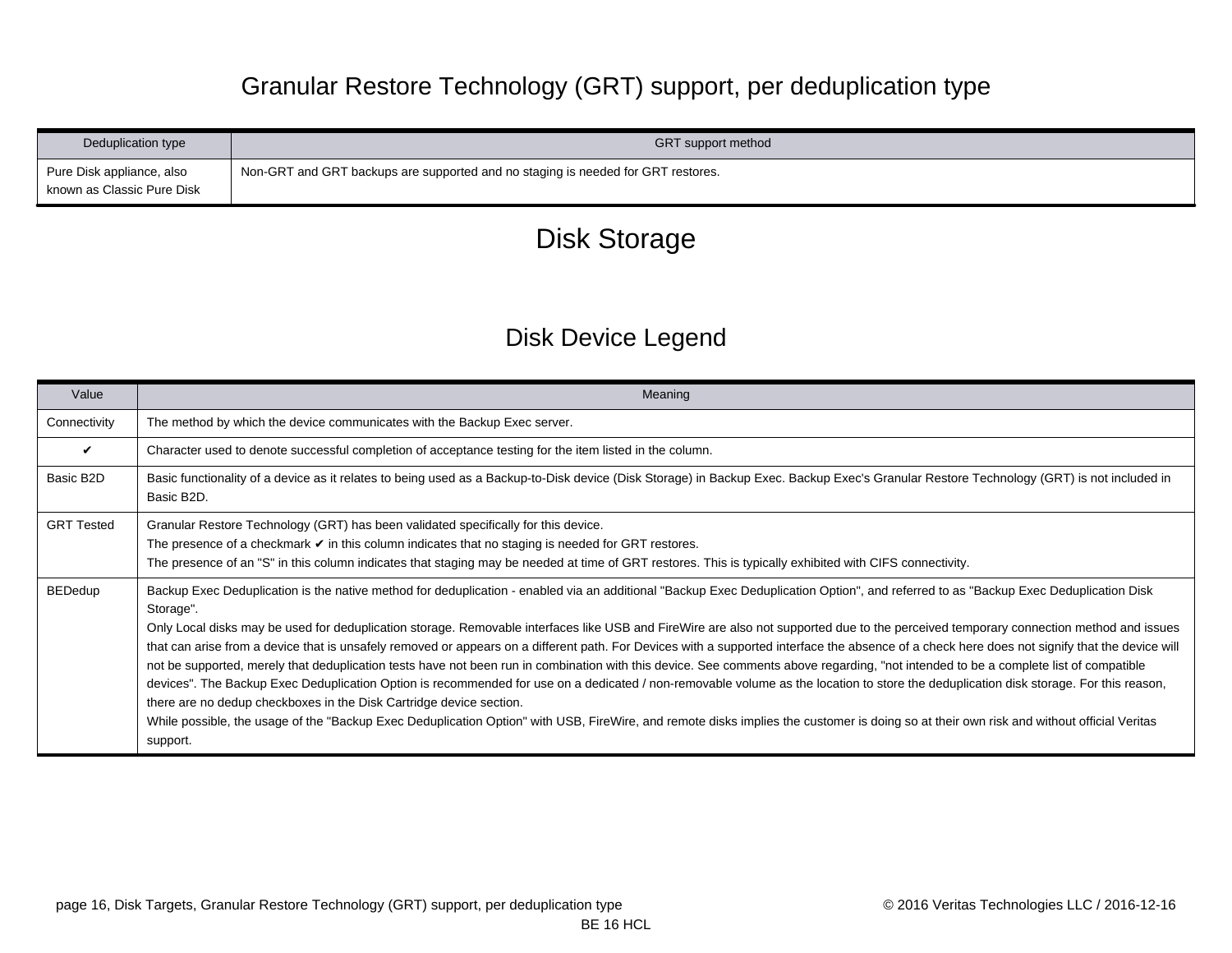## Granular Restore Technology (GRT) support, per deduplication type

| Deduplication type | GRT support method |
|---|---|
| Pure Disk appliance, also known as Classic Pure Disk | Non-GRT and GRT backups are supported and no staging is needed for GRT restores. |

# Disk Storage

## Disk Device Legend

| Value | Meaning |
|---|---|
| Connectivity | The method by which the device communicates with the Backup Exec server. |
| ✔ | Character used to denote successful completion of acceptance testing for the item listed in the column. |
| Basic B2D | Basic functionality of a device as it relates to being used as a Backup-to-Disk device (Disk Storage) in Backup Exec. Backup Exec's Granular Restore Technology (GRT) is not included in Basic B2D. |
| GRT Tested | Granular Restore Technology (GRT) has been validated specifically for this device.<br>The presence of a checkmark ✔ in this column indicates that no staging is needed for GRT restores.<br>The presence of an "S" in this column indicates that staging may be needed at time of GRT restores. This is typically exhibited with CIFS connectivity. |
| BEDedup | Backup Exec Deduplication is the native method for deduplication - enabled via an additional "Backup Exec Deduplication Option", and referred to as "Backup Exec Deduplication Disk Storage".<br>Only Local disks may be used for deduplication storage. Removable interfaces like USB and FireWire are also not supported due to the perceived temporary connection method and issues that can arise from a device that is unsafely removed or appears on a different path. For Devices with a supported interface the absence of a check here does not signify that the device will not be supported, merely that deduplication tests have not been run in combination with this device. See comments above regarding, "not intended to be a complete list of compatible devices". The Backup Exec Deduplication Option is recommended for use on a dedicated / non-removable volume as the location to store the deduplication disk storage. For this reason, there are no dedup checkboxes in the Disk Cartridge device section.<br>While possible, the usage of the "Backup Exec Deduplication Option" with USB, FireWire, and remote disks implies the customer is doing so at their own risk and without official Veritas support. |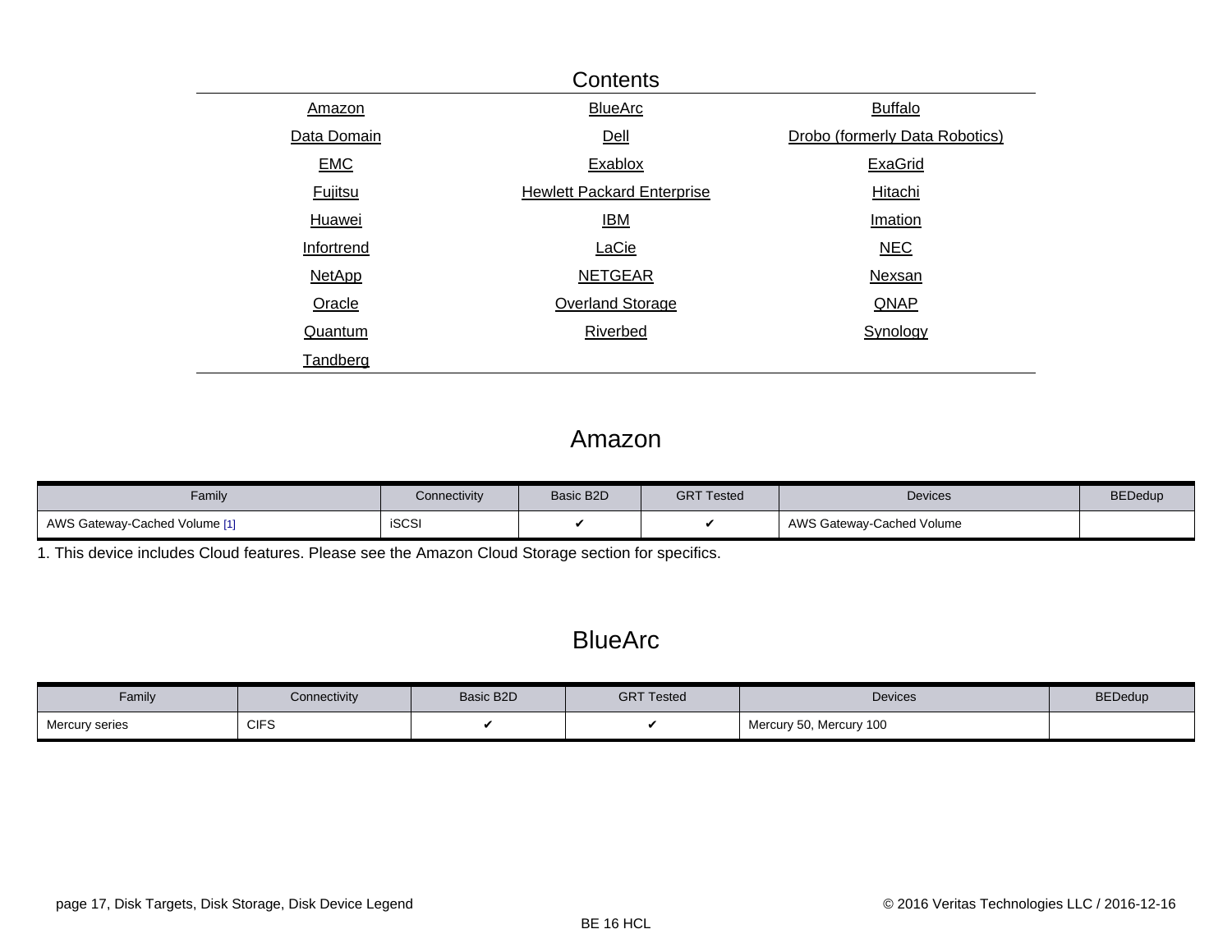## Contents

| | | |
|---|---|---|
| Amazon | BlueArc | Buffalo |
| Data Domain | Dell | Drobo (formerly Data Robotics) |
| EMC | Exablox | ExaGrid |
| Fujitsu | Hewlett Packard Enterprise | Hitachi |
| Huawei | IBM | Imation |
| Infortrend | LaCie | NEC |
| NetApp | NETGEAR | Nexsan |
| Oracle | Overland Storage | QNAP |
| Quantum | Riverbed | Synology |
| Tandberg | | |

## Amazon

| Family | Connectivity | Basic B2D | GRT Tested | Devices | BEDedup |
|---|---|---|---|---|---|
| AWS Gateway-Cached Volume [1] | iSCSI | ✔ | ✔ | AWS Gateway-Cached Volume | |

1. This device includes Cloud features. Please see the Amazon Cloud Storage section for specifics.

## BlueArc

| Family | Connectivity | Basic B2D | GRT Tested | Devices | BEDedup |
|---|---|---|---|---|---|
| Mercury series | CIFS | ✔ | ✔ | Mercury 50, Mercury 100 | |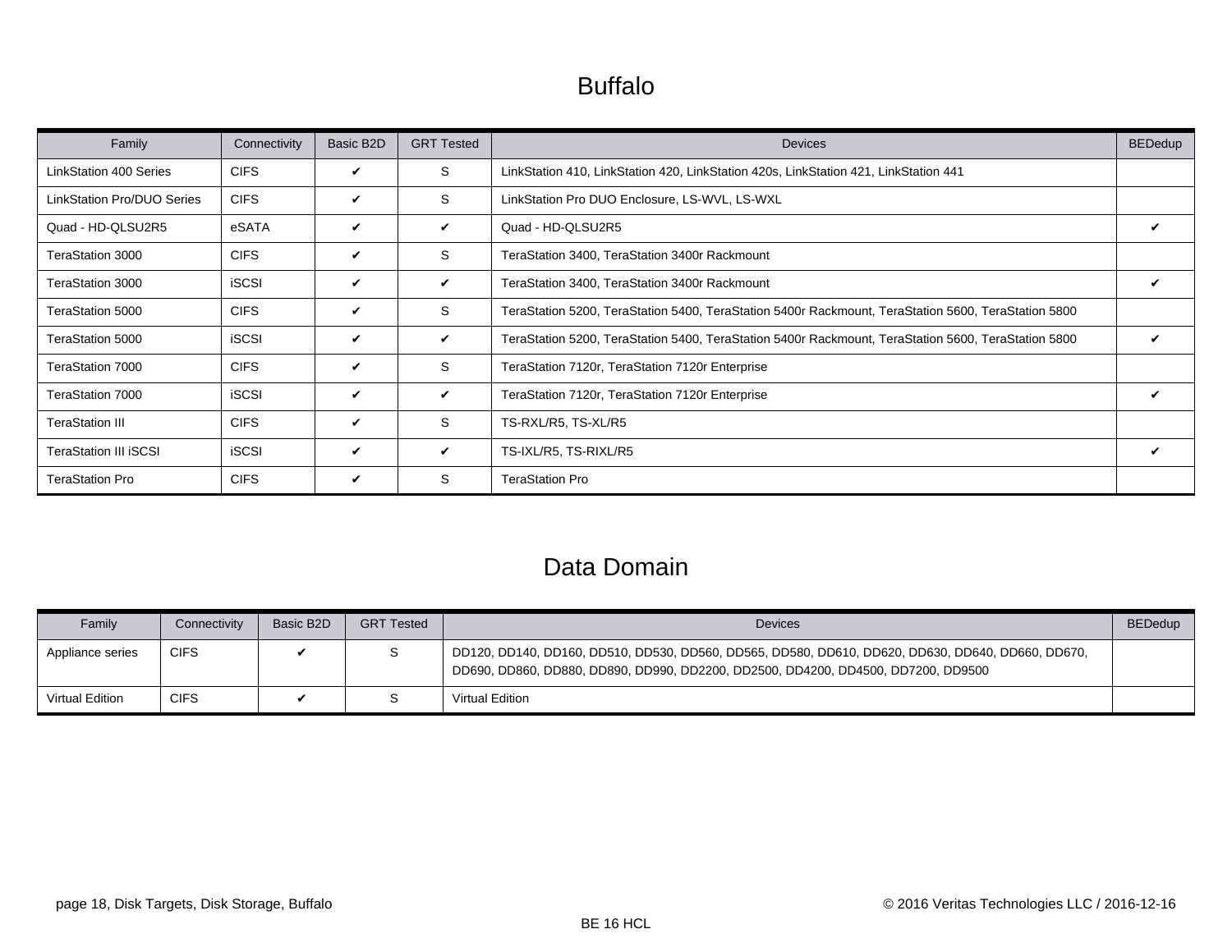# Buffalo

| Family | Connectivity | Basic B2D | GRT Tested | Devices | BEDedup |
|---|---|---|---|---|---|
| LinkStation 400 Series | CIFS | ✔ | S | LinkStation 410, LinkStation 420, LinkStation 420s, LinkStation 421, LinkStation 441 | |
| LinkStation Pro/DUO Series | CIFS | ✔ | S | LinkStation Pro DUO Enclosure, LS-WVL, LS-WXL | |
| Quad - HD-QLSU2R5 | eSATA | ✔ | ✔ | Quad - HD-QLSU2R5 | ✔ |
| TeraStation 3000 | CIFS | ✔ | S | TeraStation 3400, TeraStation 3400r Rackmount | |
| TeraStation 3000 | iSCSI | ✔ | ✔ | TeraStation 3400, TeraStation 3400r Rackmount | ✔ |
| TeraStation 5000 | CIFS | ✔ | S | TeraStation 5200, TeraStation 5400, TeraStation 5400r Rackmount, TeraStation 5600, TeraStation 5800 | |
| TeraStation 5000 | iSCSI | ✔ | ✔ | TeraStation 5200, TeraStation 5400, TeraStation 5400r Rackmount, TeraStation 5600, TeraStation 5800 | ✔ |
| TeraStation 7000 | CIFS | ✔ | S | TeraStation 7120r, TeraStation 7120r Enterprise | |
| TeraStation 7000 | iSCSI | ✔ | ✔ | TeraStation 7120r, TeraStation 7120r Enterprise | ✔ |
| TeraStation III | CIFS | ✔ | S | TS-RXL/R5, TS-XL/R5 | |
| TeraStation III iSCSI | iSCSI | ✔ | ✔ | TS-IXL/R5, TS-RIXL/R5 | ✔ |
| TeraStation Pro | CIFS | ✔ | S | TeraStation Pro | |

# Data Domain

| Family | Connectivity | Basic B2D | GRT Tested | Devices | BEDedup |
|---|---|---|---|---|---|
| Appliance series | CIFS | ✔ | S | DD120, DD140, DD160, DD510, DD530, DD560, DD565, DD580, DD610, DD620, DD630, DD640, DD660, DD670, DD690, DD860, DD880, DD890, DD990, DD2200, DD2500, DD4200, DD4500, DD7200, DD9500 | |
| Virtual Edition | CIFS | ✔ | S | Virtual Edition | |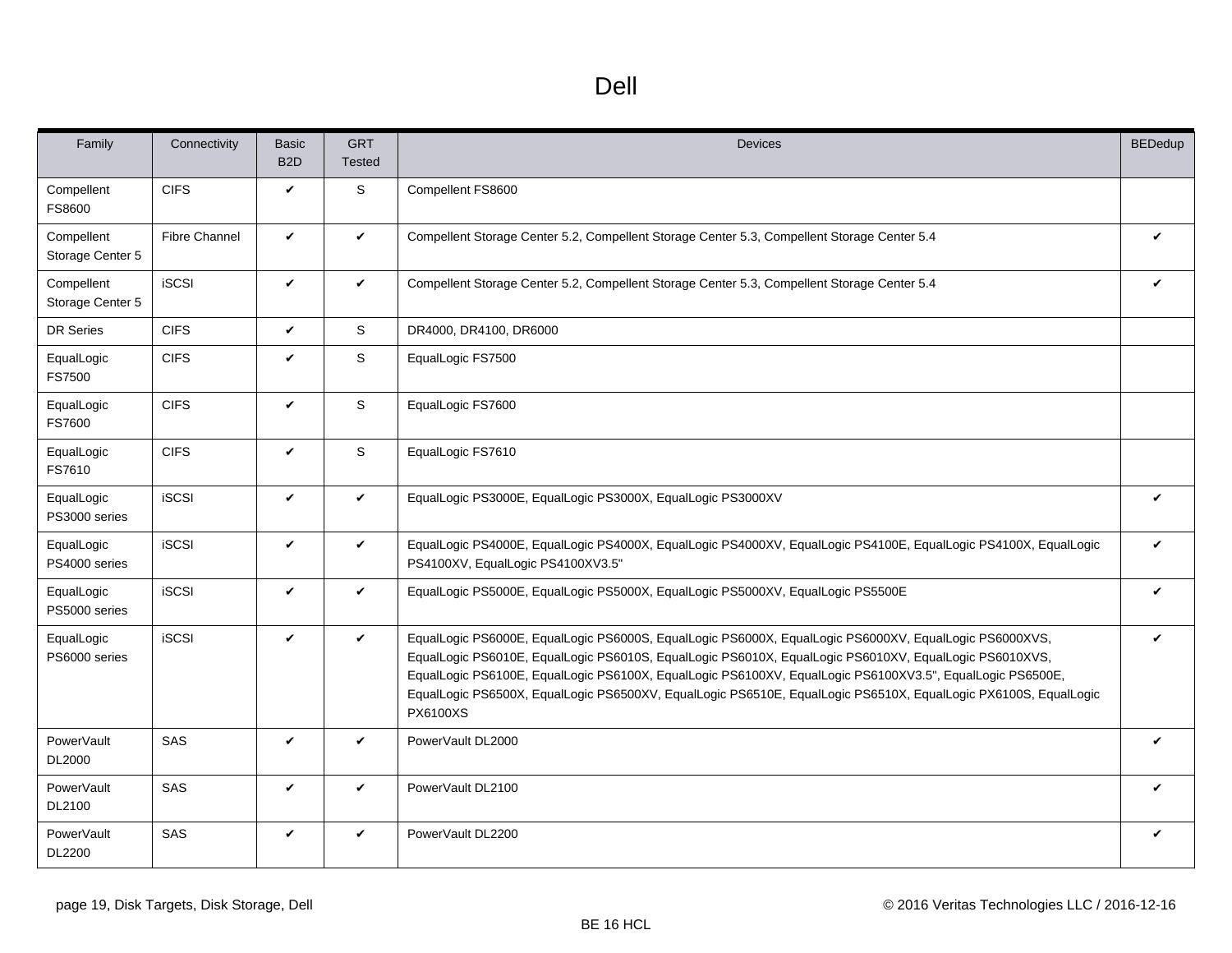# Dell

| Family | Connectivity | Basic B2D | GRT Tested | Devices | BEDedup |
|---|---|---|---|---|---|
| Compellent FS8600 | CIFS | ✔ | S | Compellent FS8600 | |
| Compellent Storage Center 5 | Fibre Channel | ✔ | ✔ | Compellent Storage Center 5.2, Compellent Storage Center 5.3, Compellent Storage Center 5.4 | ✔ |
| Compellent Storage Center 5 | iSCSI | ✔ | ✔ | Compellent Storage Center 5.2, Compellent Storage Center 5.3, Compellent Storage Center 5.4 | ✔ |
| DR Series | CIFS | ✔ | S | DR4000, DR4100, DR6000 | |
| EqualLogic FS7500 | CIFS | ✔ | S | EqualLogic FS7500 | |
| EqualLogic FS7600 | CIFS | ✔ | S | EqualLogic FS7600 | |
| EqualLogic FS7610 | CIFS | ✔ | S | EqualLogic FS7610 | |
| EqualLogic PS3000 series | iSCSI | ✔ | ✔ | EqualLogic PS3000E, EqualLogic PS3000X, EqualLogic PS3000XV | ✔ |
| EqualLogic PS4000 series | iSCSI | ✔ | ✔ | EqualLogic PS4000E, EqualLogic PS4000X, EqualLogic PS4000XV, EqualLogic PS4100E, EqualLogic PS4100X, EqualLogic PS4100XV, EqualLogic PS4100XV3.5" | ✔ |
| EqualLogic PS5000 series | iSCSI | ✔ | ✔ | EqualLogic PS5000E, EqualLogic PS5000X, EqualLogic PS5000XV, EqualLogic PS5500E | ✔ |
| EqualLogic PS6000 series | iSCSI | ✔ | ✔ | EqualLogic PS6000E, EqualLogic PS6000S, EqualLogic PS6000X, EqualLogic PS6000XV, EqualLogic PS6000XVS, EqualLogic PS6010E, EqualLogic PS6010S, EqualLogic PS6010X, EqualLogic PS6010XV, EqualLogic PS6010XVS, EqualLogic PS6100E, EqualLogic PS6100X, EqualLogic PS6100XV, EqualLogic PS6100XV3.5", EqualLogic PS6500E, EqualLogic PS6500X, EqualLogic PS6500XV, EqualLogic PS6510E, EqualLogic PS6510X, EqualLogic PX6100S, EqualLogic PX6100XS | ✔ |
| PowerVault DL2000 | SAS | ✔ | ✔ | PowerVault DL2000 | ✔ |
| PowerVault DL2100 | SAS | ✔ | ✔ | PowerVault DL2100 | ✔ |
| PowerVault DL2200 | SAS | ✔ | ✔ | PowerVault DL2200 | ✔ |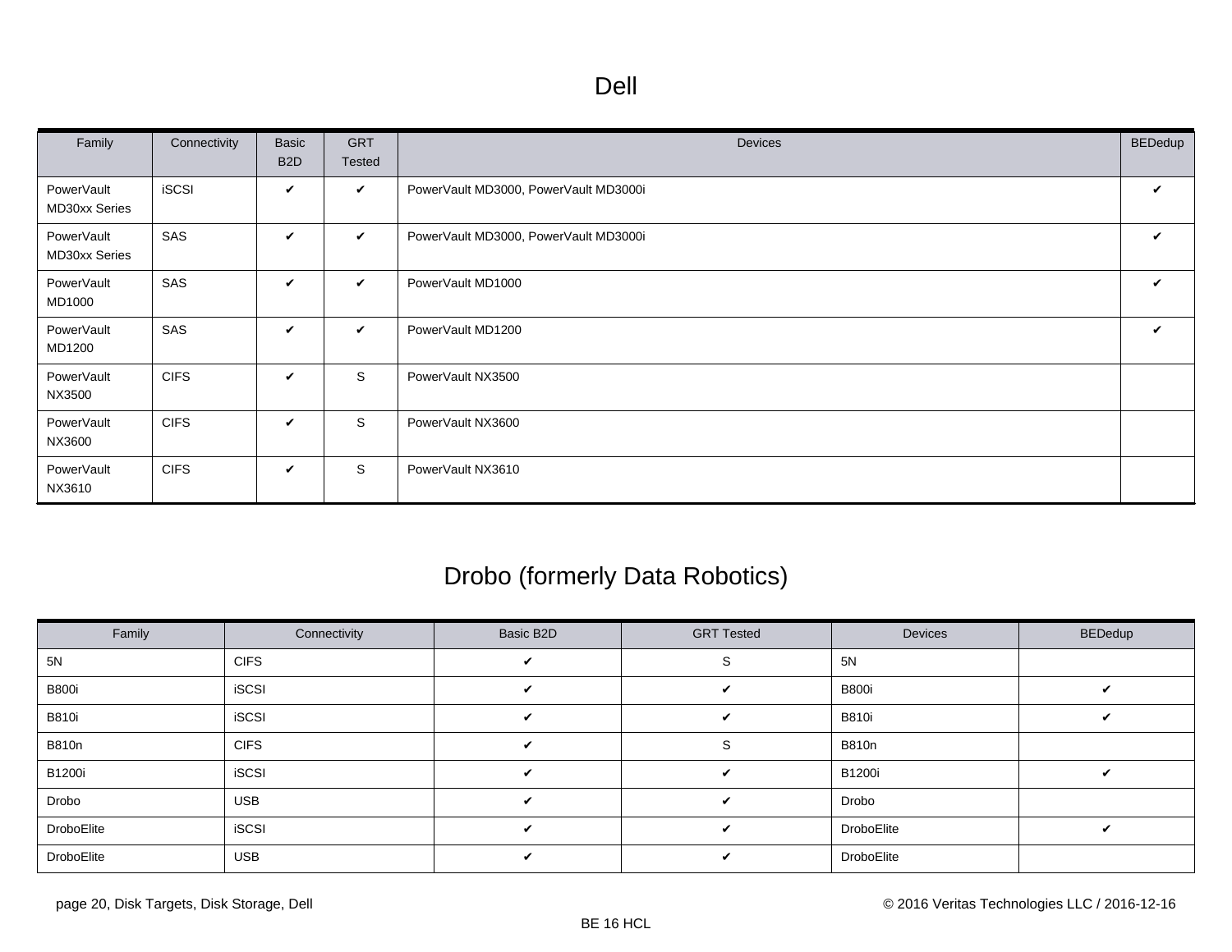# Dell

| Family | Connectivity | Basic B2D | GRT Tested | Devices | BEDedup |
|---|---|---|---|---|---|
| PowerVault MD30xx Series | iSCSI | ✔ | ✔ | PowerVault MD3000, PowerVault MD3000i | ✔ |
| PowerVault MD30xx Series | SAS | ✔ | ✔ | PowerVault MD3000, PowerVault MD3000i | ✔ |
| PowerVault MD1000 | SAS | ✔ | ✔ | PowerVault MD1000 | ✔ |
| PowerVault MD1200 | SAS | ✔ | ✔ | PowerVault MD1200 | ✔ |
| PowerVault NX3500 | CIFS | ✔ | S | PowerVault NX3500 | |
| PowerVault NX3600 | CIFS | ✔ | S | PowerVault NX3600 | |
| PowerVault NX3610 | CIFS | ✔ | S | PowerVault NX3610 | |

# Drobo (formerly Data Robotics)

| Family | Connectivity | Basic B2D | GRT Tested | Devices | BEDedup |
|---|---|---|---|---|---|
| 5N | CIFS | ✔ | S | 5N | |
| B800i | iSCSI | ✔ | ✔ | B800i | ✔ |
| B810i | iSCSI | ✔ | ✔ | B810i | ✔ |
| B810n | CIFS | ✔ | S | B810n | |
| B1200i | iSCSI | ✔ | ✔ | B1200i | ✔ |
| Drobo | USB | ✔ | ✔ | Drobo | |
| DroboElite | iSCSI | ✔ | ✔ | DroboElite | ✔ |
| DroboElite | USB | ✔ | ✔ | DroboElite | |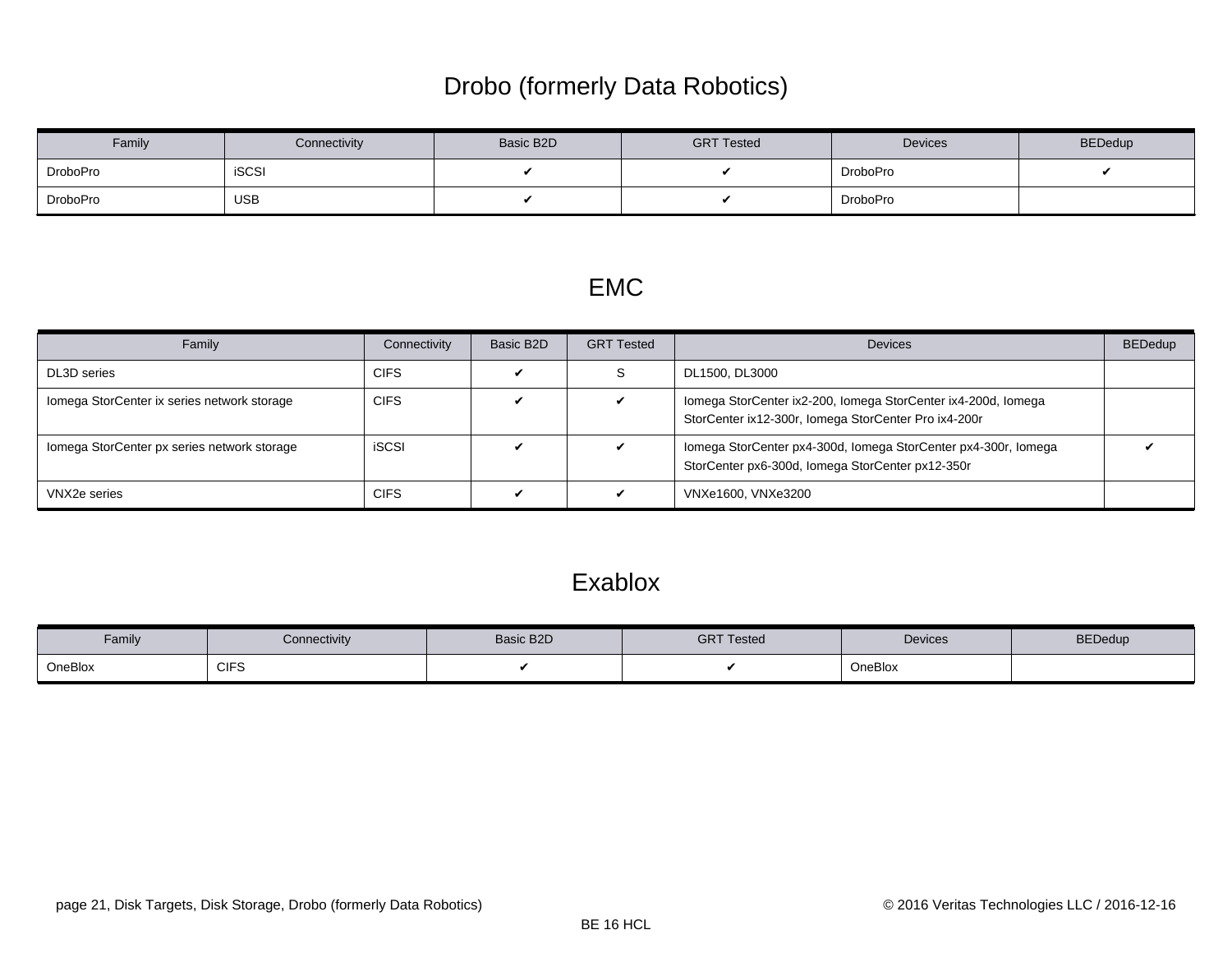# Drobo (formerly Data Robotics)

| Family | Connectivity | Basic B2D | GRT Tested | Devices | BEDedup |
|---|---|---|---|---|---|
| DroboPro | iSCSI | ✔ | ✔ | DroboPro | ✔ |
| DroboPro | USB | ✔ | ✔ | DroboPro | |

# EMC

| Family | Connectivity | Basic B2D | GRT Tested | Devices | BEDedup |
|---|---|---|---|---|---|
| DL3D series | CIFS | ✔ | S | DL1500, DL3000 | |
| Iomega StorCenter ix series network storage | CIFS | ✔ | ✔ | Iomega StorCenter ix2-200, Iomega StorCenter ix4-200d, Iomega StorCenter ix12-300r, Iomega StorCenter Pro ix4-200r | |
| Iomega StorCenter px series network storage | iSCSI | ✔ | ✔ | Iomega StorCenter px4-300d, Iomega StorCenter px4-300r, Iomega StorCenter px6-300d, Iomega StorCenter px12-350r | ✔ |
| VNX2e series | CIFS | ✔ | ✔ | VNXe1600, VNXe3200 | |

# Exablox

| Family | Connectivity | Basic B2D | GRT Tested | Devices | BEDedup |
|---|---|---|---|---|---|
| OneBlox | CIFS | ✔ | ✔ | OneBlox | |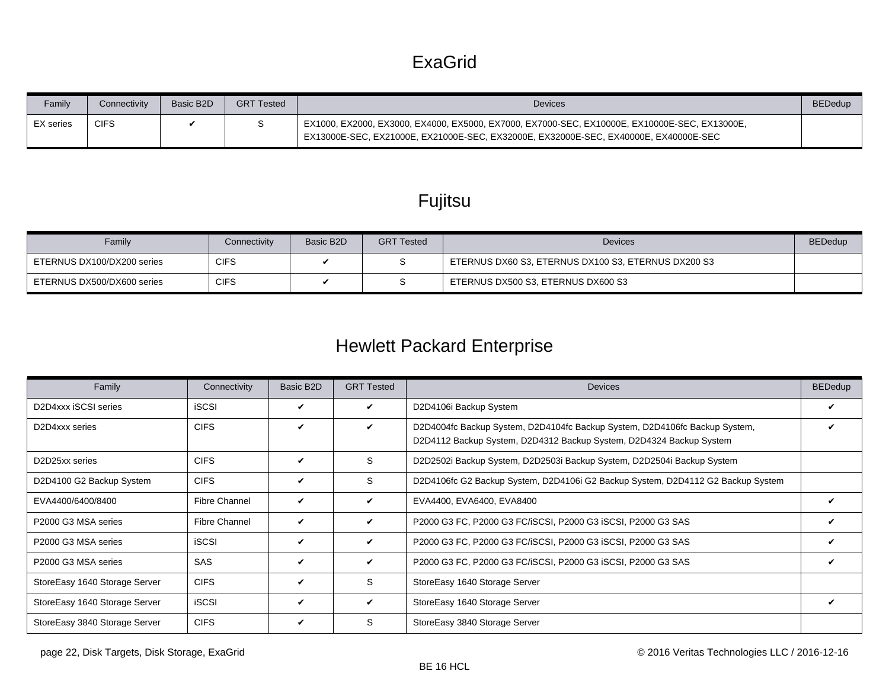# ExaGrid

| Family | Connectivity | Basic B2D | GRT Tested | Devices | BEDedup |
|---|---|---|---|---|---|
| EX series | CIFS | ✔ | S | EX1000, EX2000, EX3000, EX4000, EX5000, EX7000, EX7000-SEC, EX10000E, EX10000E-SEC, EX13000E, EX13000E-SEC, EX21000E, EX21000E-SEC, EX32000E, EX32000E-SEC, EX40000E, EX40000E-SEC | |

# Fujitsu

| Family | Connectivity | Basic B2D | GRT Tested | Devices | BEDedup |
|---|---|---|---|---|---|
| ETERNUS DX100/DX200 series | CIFS | ✔ | S | ETERNUS DX60 S3, ETERNUS DX100 S3, ETERNUS DX200 S3 | |
| ETERNUS DX500/DX600 series | CIFS | ✔ | S | ETERNUS DX500 S3, ETERNUS DX600 S3 | |

# Hewlett Packard Enterprise

| Family | Connectivity | Basic B2D | GRT Tested | Devices | BEDedup |
|---|---|---|---|---|---|
| D2D4xxx iSCSI series | iSCSI | ✔ | ✔ | D2D4106i Backup System | ✔ |
| D2D4xxx series | CIFS | ✔ | ✔ | D2D4004fc Backup System, D2D4104fc Backup System, D2D4106fc Backup System, D2D4112 Backup System, D2D4312 Backup System, D2D4324 Backup System | ✔ |
| D2D25xx series | CIFS | ✔ | S | D2D2502i Backup System, D2D2503i Backup System, D2D2504i Backup System | |
| D2D4100 G2 Backup System | CIFS | ✔ | S | D2D4106fc G2 Backup System, D2D4106i G2 Backup System, D2D4112 G2 Backup System | |
| EVA4400/6400/8400 | Fibre Channel | ✔ | ✔ | EVA4400, EVA6400, EVA8400 | ✔ |
| P2000 G3 MSA series | Fibre Channel | ✔ | ✔ | P2000 G3 FC, P2000 G3 FC/iSCSI, P2000 G3 iSCSI, P2000 G3 SAS | ✔ |
| P2000 G3 MSA series | iSCSI | ✔ | ✔ | P2000 G3 FC, P2000 G3 FC/iSCSI, P2000 G3 iSCSI, P2000 G3 SAS | ✔ |
| P2000 G3 MSA series | SAS | ✔ | ✔ | P2000 G3 FC, P2000 G3 FC/iSCSI, P2000 G3 iSCSI, P2000 G3 SAS | ✔ |
| StoreEasy 1640 Storage Server | CIFS | ✔ | S | StoreEasy 1640 Storage Server | |
| StoreEasy 1640 Storage Server | iSCSI | ✔ | ✔ | StoreEasy 1640 Storage Server | ✔ |
| StoreEasy 3840 Storage Server | CIFS | ✔ | S | StoreEasy 3840 Storage Server | |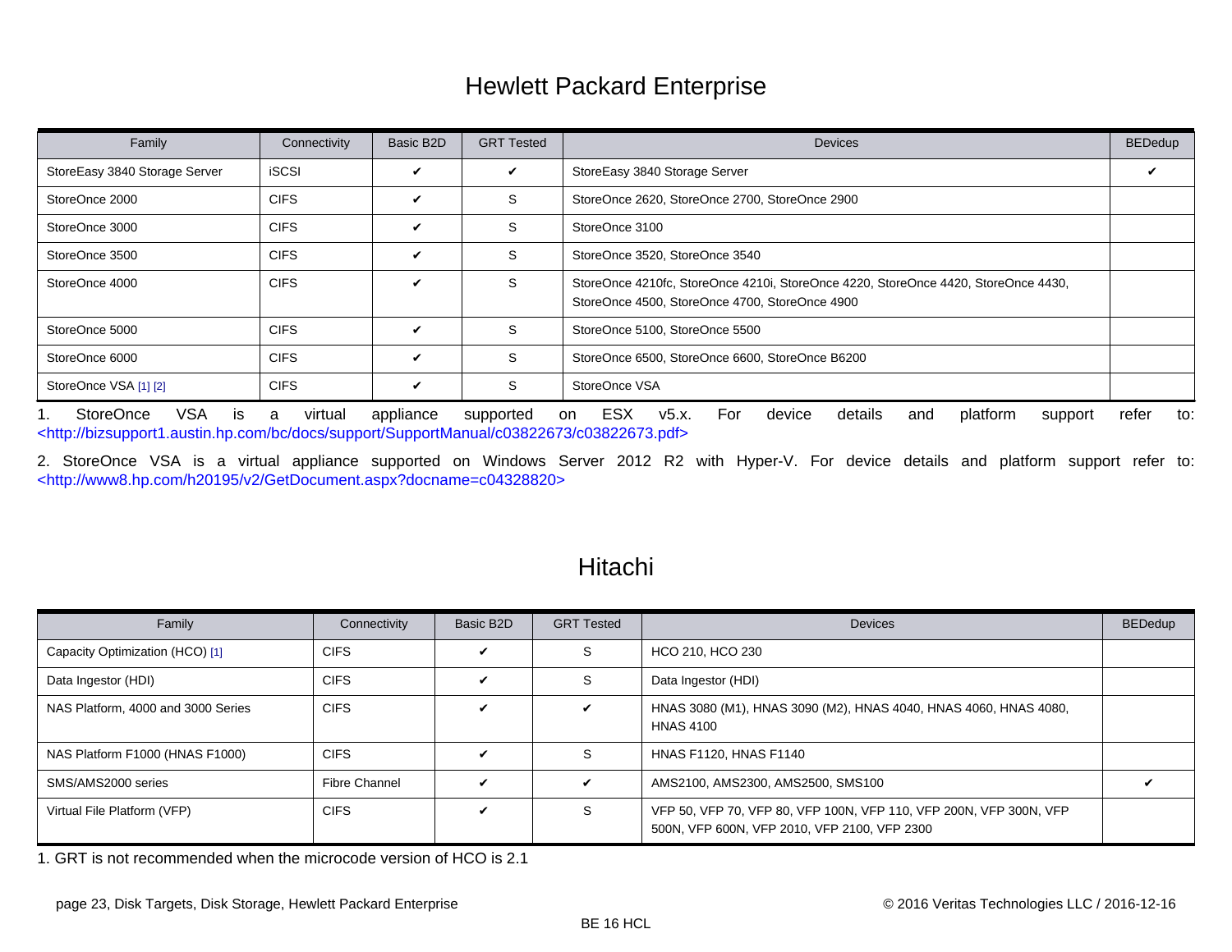# Hewlett Packard Enterprise

| Family | Connectivity | Basic B2D | GRT Tested | Devices | BEDedup |
| --- | --- | --- | --- | --- | --- |
| StoreEasy 3840 Storage Server | iSCSI | ✔ | ✔ | StoreEasy 3840 Storage Server | ✔ |
| StoreOnce 2000 | CIFS | ✔ | S | StoreOnce 2620, StoreOnce 2700, StoreOnce 2900 | |
| StoreOnce 3000 | CIFS | ✔ | S | StoreOnce 3100 | |
| StoreOnce 3500 | CIFS | ✔ | S | StoreOnce 3520, StoreOnce 3540 | |
| StoreOnce 4000 | CIFS | ✔ | S | StoreOnce 4210fc, StoreOnce 4210i, StoreOnce 4220, StoreOnce 4420, StoreOnce 4430, StoreOnce 4500, StoreOnce 4700, StoreOnce 4900 | |
| StoreOnce 5000 | CIFS | ✔ | S | StoreOnce 5100, StoreOnce 5500 | |
| StoreOnce 6000 | CIFS | ✔ | S | StoreOnce 6500, StoreOnce 6600, StoreOnce B6200 | |
| StoreOnce VSA [1] [2] | CIFS | ✔ | S | StoreOnce VSA | |

1. StoreOnce VSA is a virtual appliance supported on ESX v5.x. For device details and platform support refer to: <http://bizsupport1.austin.hp.com/bc/docs/support/SupportManual/c03822673/c03822673.pdf>

2. StoreOnce VSA is a virtual appliance supported on Windows Server 2012 R2 with Hyper-V. For device details and platform support refer to: <http://www8.hp.com/h20195/v2/GetDocument.aspx?docname=c04328820>

# Hitachi

| Family | Connectivity | Basic B2D | GRT Tested | Devices | BEDedup |
| --- | --- | --- | --- | --- | --- |
| Capacity Optimization (HCO) [1] | CIFS | ✔ | S | HCO 210, HCO 230 | |
| Data Ingestor (HDI) | CIFS | ✔ | S | Data Ingestor (HDI) | |
| NAS Platform, 4000 and 3000 Series | CIFS | ✔ | ✔ | HNAS 3080 (M1), HNAS 3090 (M2), HNAS 4040, HNAS 4060, HNAS 4080, HNAS 4100 | |
| NAS Platform F1000 (HNAS F1000) | CIFS | ✔ | S | HNAS F1120, HNAS F1140 | |
| SMS/AMS2000 series | Fibre Channel | ✔ | ✔ | AMS2100, AMS2300, AMS2500, SMS100 | ✔ |
| Virtual File Platform (VFP) | CIFS | ✔ | S | VFP 50, VFP 70, VFP 80, VFP 100N, VFP 110, VFP 200N, VFP 300N, VFP 500N, VFP 600N, VFP 2010, VFP 2100, VFP 2300 | |

1. GRT is not recommended when the microcode version of HCO is 2.1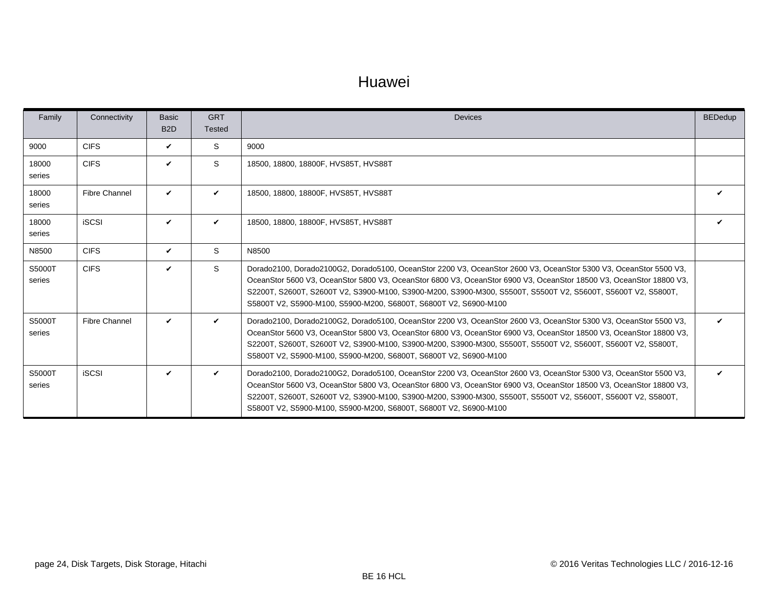# Huawei

| Family | Connectivity | Basic B2D | GRT Tested | Devices | BEDedup |
|---|---|---|---|---|---|
| 9000 | CIFS | ✔ | S | 9000 | |
| 18000 series | CIFS | ✔ | S | 18500, 18800, 18800F, HVS85T, HVS88T | |
| 18000 series | Fibre Channel | ✔ | ✔ | 18500, 18800, 18800F, HVS85T, HVS88T | ✔ |
| 18000 series | iSCSI | ✔ | ✔ | 18500, 18800, 18800F, HVS85T, HVS88T | ✔ |
| N8500 | CIFS | ✔ | S | N8500 | |
| S5000T series | CIFS | ✔ | S | Dorado2100, Dorado2100G2, Dorado5100, OceanStor 2200 V3, OceanStor 2600 V3, OceanStor 5300 V3, OceanStor 5500 V3, OceanStor 5600 V3, OceanStor 5800 V3, OceanStor 6800 V3, OceanStor 6900 V3, OceanStor 18500 V3, OceanStor 18800 V3, S2200T, S2600T, S2600T V2, S3900-M100, S3900-M200, S3900-M300, S5500T, S5500T V2, S5600T, S5600T V2, S5800T, S5800T V2, S5900-M100, S5900-M200, S6800T, S6800T V2, S6900-M100 | |
| S5000T series | Fibre Channel | ✔ | ✔ | Dorado2100, Dorado2100G2, Dorado5100, OceanStor 2200 V3, OceanStor 2600 V3, OceanStor 5300 V3, OceanStor 5500 V3, OceanStor 5600 V3, OceanStor 5800 V3, OceanStor 6800 V3, OceanStor 6900 V3, OceanStor 18500 V3, OceanStor 18800 V3, S2200T, S2600T, S2600T V2, S3900-M100, S3900-M200, S3900-M300, S5500T, S5500T V2, S5600T, S5600T V2, S5800T, S5800T V2, S5900-M100, S5900-M200, S6800T, S6800T V2, S6900-M100 | ✔ |
| S5000T series | iSCSI | ✔ | ✔ | Dorado2100, Dorado2100G2, Dorado5100, OceanStor 2200 V3, OceanStor 2600 V3, OceanStor 5300 V3, OceanStor 5500 V3, OceanStor 5600 V3, OceanStor 5800 V3, OceanStor 6800 V3, OceanStor 6900 V3, OceanStor 18500 V3, OceanStor 18800 V3, S2200T, S2600T, S2600T V2, S3900-M100, S3900-M200, S3900-M300, S5500T, S5500T V2, S5600T, S5600T V2, S5800T, S5800T V2, S5900-M100, S5900-M200, S6800T, S6800T V2, S6900-M100 | ✔ |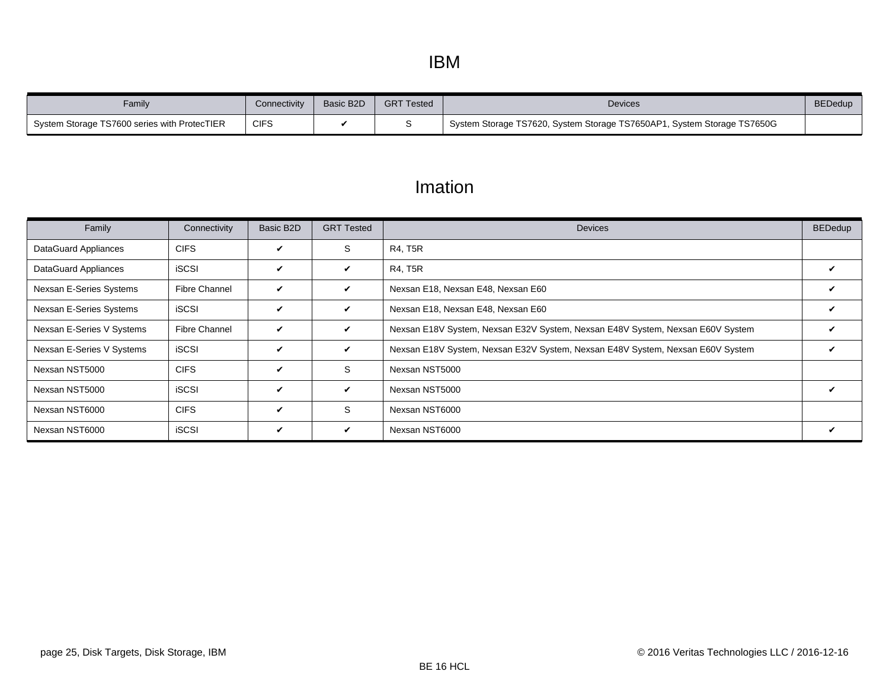# IBM

| Family | Connectivity | Basic B2D | GRT Tested | Devices | BEDedup |
|---|---|---|---|---|---|
| System Storage TS7600 series with ProtecTIER | CIFS | ✔ | S | System Storage TS7620, System Storage TS7650AP1, System Storage TS7650G | |

# Imation

| Family | Connectivity | Basic B2D | GRT Tested | Devices | BEDedup |
|---|---|---|---|---|---|
| DataGuard Appliances | CIFS | ✔ | S | R4, T5R | |
| DataGuard Appliances | iSCSI | ✔ | ✔ | R4, T5R | ✔ |
| Nexsan E-Series Systems | Fibre Channel | ✔ | ✔ | Nexsan E18, Nexsan E48, Nexsan E60 | ✔ |
| Nexsan E-Series Systems | iSCSI | ✔ | ✔ | Nexsan E18, Nexsan E48, Nexsan E60 | ✔ |
| Nexsan E-Series V Systems | Fibre Channel | ✔ | ✔ | Nexsan E18V System, Nexsan E32V System, Nexsan E48V System, Nexsan E60V System | ✔ |
| Nexsan E-Series V Systems | iSCSI | ✔ | ✔ | Nexsan E18V System, Nexsan E32V System, Nexsan E48V System, Nexsan E60V System | ✔ |
| Nexsan NST5000 | CIFS | ✔ | S | Nexsan NST5000 | |
| Nexsan NST5000 | iSCSI | ✔ | ✔ | Nexsan NST5000 | ✔ |
| Nexsan NST6000 | CIFS | ✔ | S | Nexsan NST6000 | |
| Nexsan NST6000 | iSCSI | ✔ | ✔ | Nexsan NST6000 | ✔ |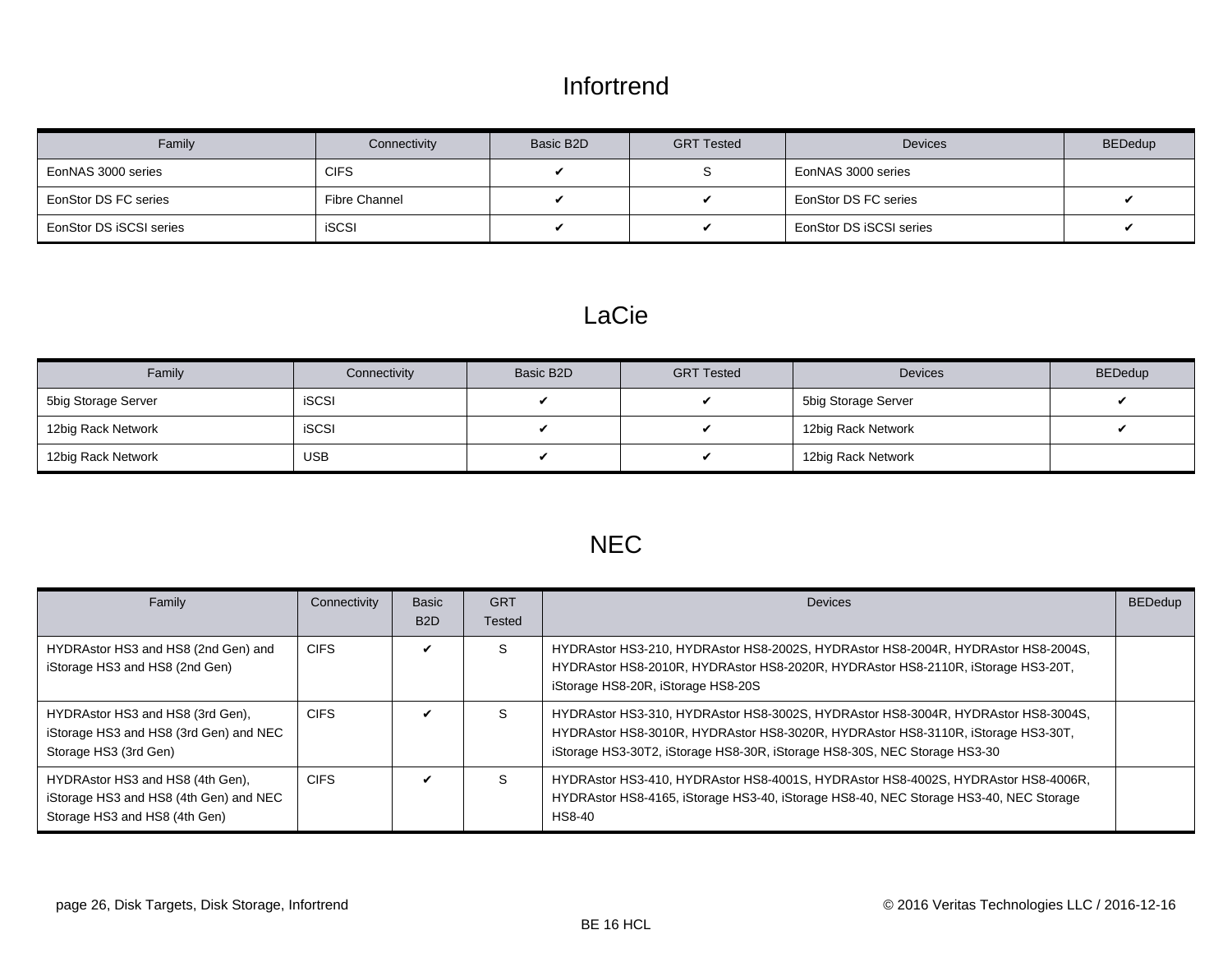# Infortrend

| Family | Connectivity | Basic B2D | GRT Tested | Devices | BEDedup |
|---|---|---|---|---|---|
| EonNAS 3000 series | CIFS | ✔ | S | EonNAS 3000 series | |
| EonStor DS FC series | Fibre Channel | ✔ | ✔ | EonStor DS FC series | ✔ |
| EonStor DS iSCSI series | iSCSI | ✔ | ✔ | EonStor DS iSCSI series | ✔ |

# LaCie

| Family | Connectivity | Basic B2D | GRT Tested | Devices | BEDedup |
|---|---|---|---|---|---|
| 5big Storage Server | iSCSI | ✔ | ✔ | 5big Storage Server | ✔ |
| 12big Rack Network | iSCSI | ✔ | ✔ | 12big Rack Network | ✔ |
| 12big Rack Network | USB | ✔ | ✔ | 12big Rack Network | |

# NEC

| Family | Connectivity | Basic B2D | GRT Tested | Devices | BEDedup |
|---|---|---|---|---|---|
| HYDRAstor HS3 and HS8 (2nd Gen) and iStorage HS3 and HS8 (2nd Gen) | CIFS | ✔ | S | HYDRAstor HS3-210, HYDRAstor HS8-2002S, HYDRAstor HS8-2004R, HYDRAstor HS8-2004S, HYDRAstor HS8-2010R, HYDRAstor HS8-2020R, HYDRAstor HS8-2110R, iStorage HS3-20T, iStorage HS8-20R, iStorage HS8-20S | |
| HYDRAstor HS3 and HS8 (3rd Gen), iStorage HS3 and HS8 (3rd Gen) and NEC Storage HS3 (3rd Gen) | CIFS | ✔ | S | HYDRAstor HS3-310, HYDRAstor HS8-3002S, HYDRAstor HS8-3004R, HYDRAstor HS8-3004S, HYDRAstor HS8-3010R, HYDRAstor HS8-3020R, HYDRAstor HS8-3110R, iStorage HS3-30T, iStorage HS3-30T2, iStorage HS8-30R, iStorage HS8-30S, NEC Storage HS3-30 | |
| HYDRAstor HS3 and HS8 (4th Gen), iStorage HS3 and HS8 (4th Gen) and NEC Storage HS3 and HS8 (4th Gen) | CIFS | ✔ | S | HYDRAstor HS3-410, HYDRAstor HS8-4001S, HYDRAstor HS8-4002S, HYDRAstor HS8-4006R, HYDRAstor HS8-4165, iStorage HS3-40, iStorage HS8-40, NEC Storage HS3-40, NEC Storage HS8-40 | |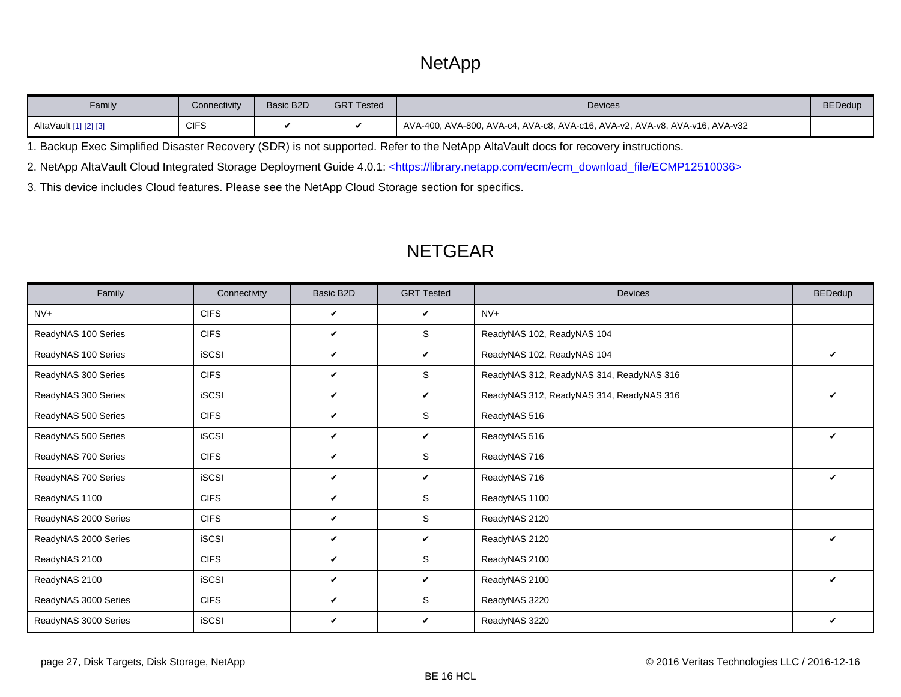# NetApp

| Family | Connectivity | Basic B2D | GRT Tested | Devices | BEDedup |
|---|---|---|---|---|---|
| AltaVault [1] [2] [3] | CIFS | ✔ | ✔ | AVA-400, AVA-800, AVA-c4, AVA-c8, AVA-c16, AVA-v2, AVA-v8, AVA-v16, AVA-v32 | |

1. Backup Exec Simplified Disaster Recovery (SDR) is not supported. Refer to the NetApp AltaVault docs for recovery instructions.

2. NetApp AltaVault Cloud Integrated Storage Deployment Guide 4.0.1: <https://library.netapp.com/ecm/ecm_download_file/ECMP12510036>

3. This device includes Cloud features. Please see the NetApp Cloud Storage section for specifics.

# NETGEAR

| Family | Connectivity | Basic B2D | GRT Tested | Devices | BEDedup |
|---|---|---|---|---|---|
| NV+ | CIFS | ✔ | ✔ | NV+ | |
| ReadyNAS 100 Series | CIFS | ✔ | S | ReadyNAS 102, ReadyNAS 104 | |
| ReadyNAS 100 Series | iSCSI | ✔ | ✔ | ReadyNAS 102, ReadyNAS 104 | ✔ |
| ReadyNAS 300 Series | CIFS | ✔ | S | ReadyNAS 312, ReadyNAS 314, ReadyNAS 316 | |
| ReadyNAS 300 Series | iSCSI | ✔ | ✔ | ReadyNAS 312, ReadyNAS 314, ReadyNAS 316 | ✔ |
| ReadyNAS 500 Series | CIFS | ✔ | S | ReadyNAS 516 | |
| ReadyNAS 500 Series | iSCSI | ✔ | ✔ | ReadyNAS 516 | ✔ |
| ReadyNAS 700 Series | CIFS | ✔ | S | ReadyNAS 716 | |
| ReadyNAS 700 Series | iSCSI | ✔ | ✔ | ReadyNAS 716 | ✔ |
| ReadyNAS 1100 | CIFS | ✔ | S | ReadyNAS 1100 | |
| ReadyNAS 2000 Series | CIFS | ✔ | S | ReadyNAS 2120 | |
| ReadyNAS 2000 Series | iSCSI | ✔ | ✔ | ReadyNAS 2120 | ✔ |
| ReadyNAS 2100 | CIFS | ✔ | S | ReadyNAS 2100 | |
| ReadyNAS 2100 | iSCSI | ✔ | ✔ | ReadyNAS 2100 | ✔ |
| ReadyNAS 3000 Series | CIFS | ✔ | S | ReadyNAS 3220 | |
| ReadyNAS 3000 Series | iSCSI | ✔ | ✔ | ReadyNAS 3220 | ✔ |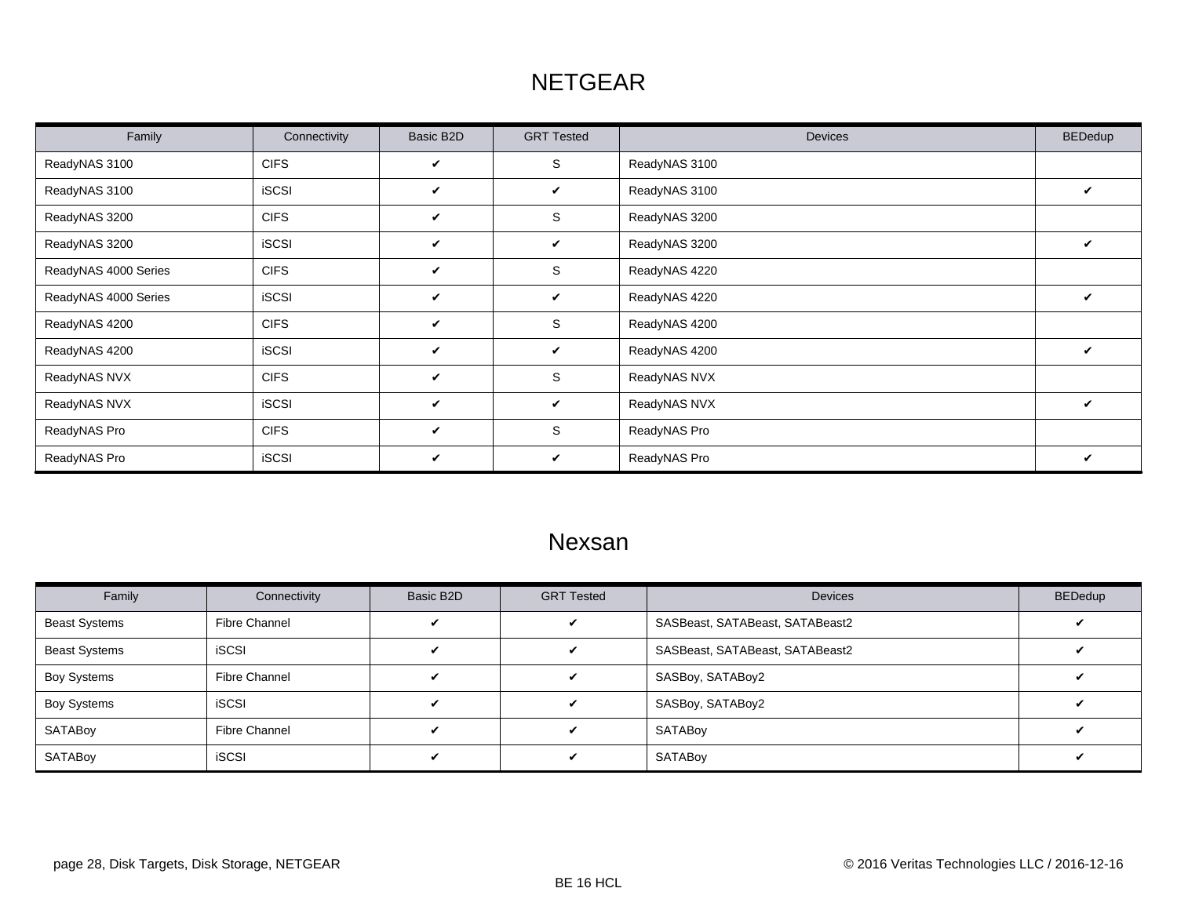# NETGEAR

| Family | Connectivity | Basic B2D | GRT Tested | Devices | BEDedup |
|---|---|---|---|---|---|
| ReadyNAS 3100 | CIFS | ✔ | S | ReadyNAS 3100 | |
| ReadyNAS 3100 | iSCSI | ✔ | ✔ | ReadyNAS 3100 | ✔ |
| ReadyNAS 3200 | CIFS | ✔ | S | ReadyNAS 3200 | |
| ReadyNAS 3200 | iSCSI | ✔ | ✔ | ReadyNAS 3200 | ✔ |
| ReadyNAS 4000 Series | CIFS | ✔ | S | ReadyNAS 4220 | |
| ReadyNAS 4000 Series | iSCSI | ✔ | ✔ | ReadyNAS 4220 | ✔ |
| ReadyNAS 4200 | CIFS | ✔ | S | ReadyNAS 4200 | |
| ReadyNAS 4200 | iSCSI | ✔ | ✔ | ReadyNAS 4200 | ✔ |
| ReadyNAS NVX | CIFS | ✔ | S | ReadyNAS NVX | |
| ReadyNAS NVX | iSCSI | ✔ | ✔ | ReadyNAS NVX | ✔ |
| ReadyNAS Pro | CIFS | ✔ | S | ReadyNAS Pro | |
| ReadyNAS Pro | iSCSI | ✔ | ✔ | ReadyNAS Pro | ✔ |

# Nexsan

| Family | Connectivity | Basic B2D | GRT Tested | Devices | BEDedup |
|---|---|---|---|---|---|
| Beast Systems | Fibre Channel | ✔ | ✔ | SASBeast, SATABeast, SATABeast2 | ✔ |
| Beast Systems | iSCSI | ✔ | ✔ | SASBeast, SATABeast, SATABeast2 | ✔ |
| Boy Systems | Fibre Channel | ✔ | ✔ | SASBoy, SATABoy2 | ✔ |
| Boy Systems | iSCSI | ✔ | ✔ | SASBoy, SATABoy2 | ✔ |
| SATABoy | Fibre Channel | ✔ | ✔ | SATABoy | ✔ |
| SATABoy | iSCSI | ✔ | ✔ | SATABoy | ✔ |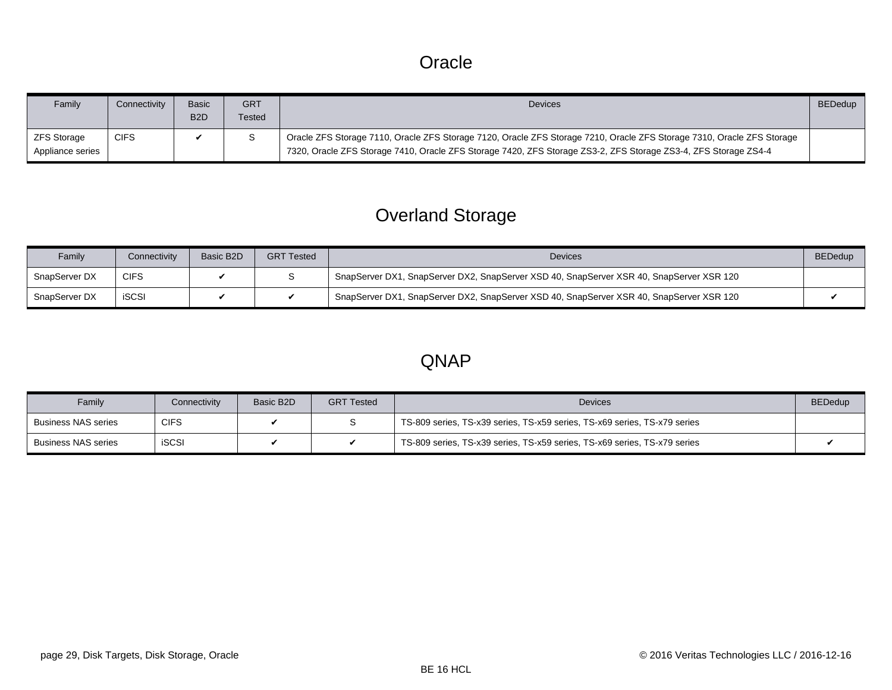# Oracle

| Family | Connectivity | Basic B2D | GRT Tested | Devices | BEDedup |
|---|---|---|---|---|---|
| ZFS Storage Appliance series | CIFS | ✔ | S | Oracle ZFS Storage 7110, Oracle ZFS Storage 7120, Oracle ZFS Storage 7210, Oracle ZFS Storage 7310, Oracle ZFS Storage 7320, Oracle ZFS Storage 7410, Oracle ZFS Storage 7420, ZFS Storage ZS3-2, ZFS Storage ZS3-4, ZFS Storage ZS4-4 | |

# Overland Storage

| Family | Connectivity | Basic B2D | GRT Tested | Devices | BEDedup |
|---|---|---|---|---|---|
| SnapServer DX | CIFS | ✔ | S | SnapServer DX1, SnapServer DX2, SnapServer XSD 40, SnapServer XSR 40, SnapServer XSR 120 | |
| SnapServer DX | iSCSI | ✔ | ✔ | SnapServer DX1, SnapServer DX2, SnapServer XSD 40, SnapServer XSR 40, SnapServer XSR 120 | ✔ |

# QNAP

| Family | Connectivity | Basic B2D | GRT Tested | Devices | BEDedup |
|---|---|---|---|---|---|
| Business NAS series | CIFS | ✔ | S | TS-809 series, TS-x39 series, TS-x59 series, TS-x69 series, TS-x79 series | |
| Business NAS series | iSCSI | ✔ | ✔ | TS-809 series, TS-x39 series, TS-x59 series, TS-x69 series, TS-x79 series | ✔ |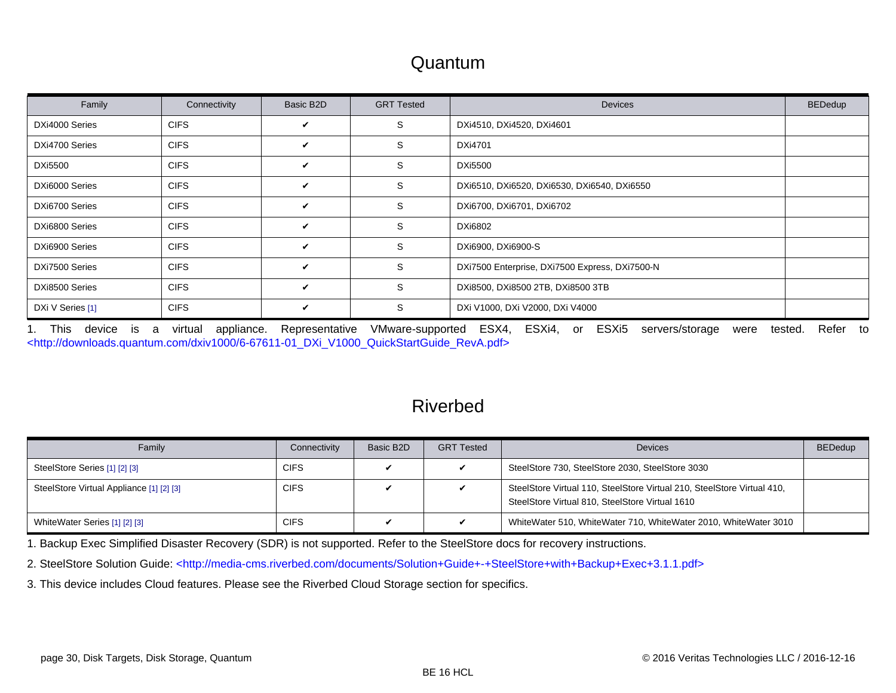# Quantum

| Family | Connectivity | Basic B2D | GRT Tested | Devices | BEDedup |
|---|---|---|---|---|---|
| DXi4000 Series | CIFS | ✔ | S | DXi4510, DXi4520, DXi4601 | |
| DXi4700 Series | CIFS | ✔ | S | DXi4701 | |
| DXi5500 | CIFS | ✔ | S | DXi5500 | |
| DXi6000 Series | CIFS | ✔ | S | DXi6510, DXi6520, DXi6530, DXi6540, DXi6550 | |
| DXi6700 Series | CIFS | ✔ | S | DXi6700, DXi6701, DXi6702 | |
| DXi6800 Series | CIFS | ✔ | S | DXi6802 | |
| DXi6900 Series | CIFS | ✔ | S | DXi6900, DXi6900-S | |
| DXi7500 Series | CIFS | ✔ | S | DXi7500 Enterprise, DXi7500 Express, DXi7500-N | |
| DXi8500 Series | CIFS | ✔ | S | DXi8500, DXi8500 2TB, DXi8500 3TB | |
| DXi V Series [1] | CIFS | ✔ | S | DXi V1000, DXi V2000, DXi V4000 | |

1. This device is a virtual appliance. Representative VMware-supported ESX4, ESXi4, or ESXi5 servers/storage were tested. Refer to <http://downloads.quantum.com/dxiv1000/6-67611-01_DXi_V1000_QuickStartGuide_RevA.pdf>

# Riverbed

| Family | Connectivity | Basic B2D | GRT Tested | Devices | BEDedup |
|---|---|---|---|---|---|
| SteelStore Series [1] [2] [3] | CIFS | ✔ | ✔ | SteelStore 730, SteelStore 2030, SteelStore 3030 | |
| SteelStore Virtual Appliance [1] [2] [3] | CIFS | ✔ | ✔ | SteelStore Virtual 110, SteelStore Virtual 210, SteelStore Virtual 410, SteelStore Virtual 810, SteelStore Virtual 1610 | |
| WhiteWater Series [1] [2] [3] | CIFS | ✔ | ✔ | WhiteWater 510, WhiteWater 710, WhiteWater 2010, WhiteWater 3010 | |

1. Backup Exec Simplified Disaster Recovery (SDR) is not supported. Refer to the SteelStore docs for recovery instructions.

2. SteelStore Solution Guide: <http://media-cms.riverbed.com/documents/Solution+Guide+-+SteelStore+with+Backup+Exec+3.1.1.pdf>

3. This device includes Cloud features. Please see the Riverbed Cloud Storage section for specifics.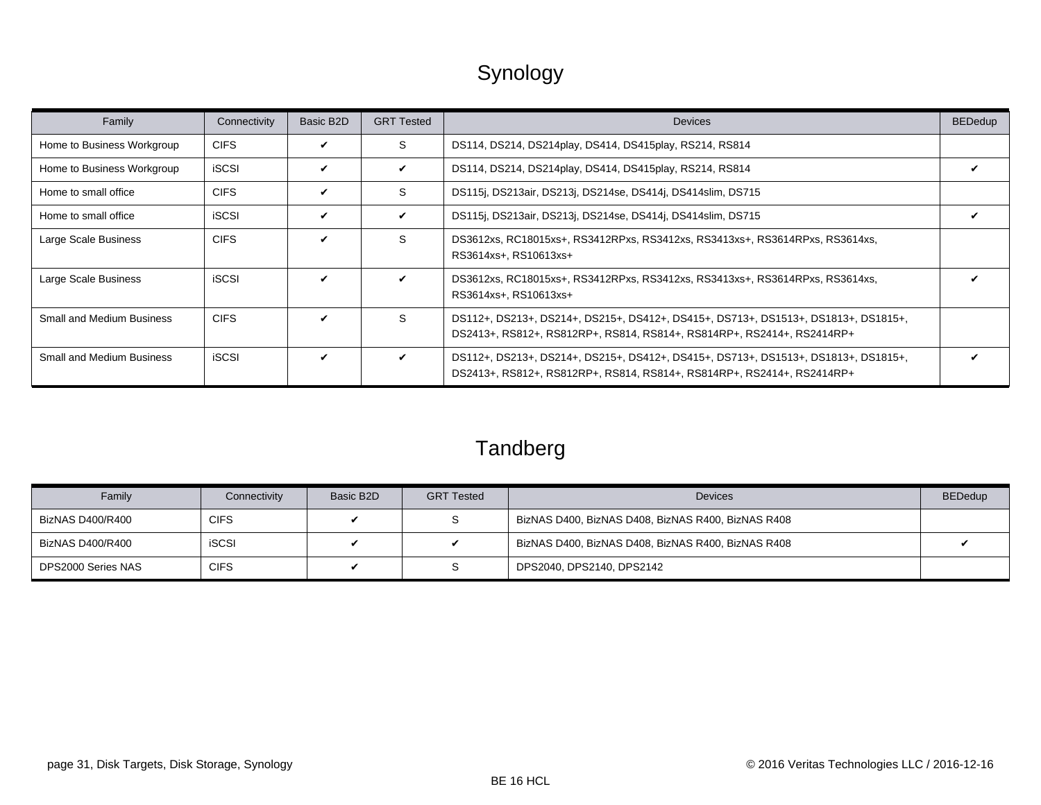# Synology

| Family | Connectivity | Basic B2D | GRT Tested | Devices | BEDedup |
|---|---|---|---|---|---|
| Home to Business Workgroup | CIFS | ✔ | S | DS114, DS214, DS214play, DS414, DS415play, RS214, RS814 | |
| Home to Business Workgroup | iSCSI | ✔ | ✔ | DS114, DS214, DS214play, DS414, DS415play, RS214, RS814 | ✔ |
| Home to small office | CIFS | ✔ | S | DS115j, DS213air, DS213j, DS214se, DS414j, DS414slim, DS715 | |
| Home to small office | iSCSI | ✔ | ✔ | DS115j, DS213air, DS213j, DS214se, DS414j, DS414slim, DS715 | ✔ |
| Large Scale Business | CIFS | ✔ | S | DS3612xs, RC18015xs+, RS3412RPxs, RS3412xs, RS3413xs+, RS3614RPxs, RS3614xs, RS3614xs+, RS10613xs+ | |
| Large Scale Business | iSCSI | ✔ | ✔ | DS3612xs, RC18015xs+, RS3412RPxs, RS3412xs, RS3413xs+, RS3614RPxs, RS3614xs, RS3614xs+, RS10613xs+ | ✔ |
| Small and Medium Business | CIFS | ✔ | S | DS112+, DS213+, DS214+, DS215+, DS412+, DS415+, DS713+, DS1513+, DS1813+, DS1815+, DS2413+, RS812+, RS812RP+, RS814, RS814+, RS814RP+, RS2414+, RS2414RP+ | |
| Small and Medium Business | iSCSI | ✔ | ✔ | DS112+, DS213+, DS214+, DS215+, DS412+, DS415+, DS713+, DS1513+, DS1813+, DS1815+, DS2413+, RS812+, RS812RP+, RS814, RS814+, RS814RP+, RS2414+, RS2414RP+ | ✔ |

# Tandberg

| Family | Connectivity | Basic B2D | GRT Tested | Devices | BEDedup |
|---|---|---|---|---|---|
| BizNAS D400/R400 | CIFS | ✔ | S | BizNAS D400, BizNAS D408, BizNAS R400, BizNAS R408 | |
| BizNAS D400/R400 | iSCSI | ✔ | ✔ | BizNAS D400, BizNAS D408, BizNAS R400, BizNAS R408 | ✔ |
| DPS2000 Series NAS | CIFS | ✔ | S | DPS2040, DPS2140, DPS2142 | |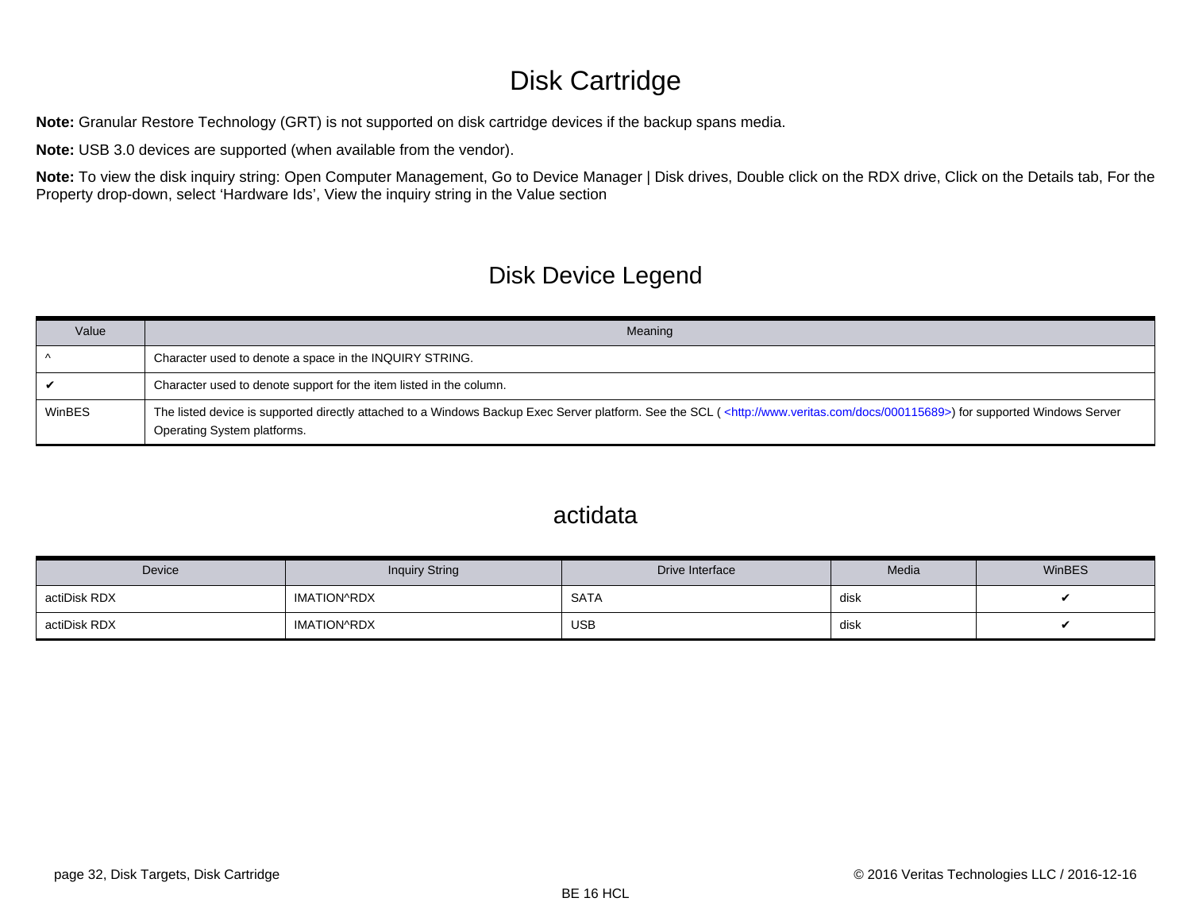# Disk Cartridge

**Note:** Granular Restore Technology (GRT) is not supported on disk cartridge devices if the backup spans media.

**Note:** USB 3.0 devices are supported (when available from the vendor).

**Note:** To view the disk inquiry string: Open Computer Management, Go to Device Manager | Disk drives, Double click on the RDX drive, Click on the Details tab, For the Property drop-down, select 'Hardware Ids', View the inquiry string in the Value section

## Disk Device Legend

| Value | Meaning |
|---|---|
| ^ | Character used to denote a space in the INQUIRY STRING. |
| ✔ | Character used to denote support for the item listed in the column. |
| WinBES | The listed device is supported directly attached to a Windows Backup Exec Server platform. See the SCL ( <http://www.veritas.com/docs/000115689>) for supported Windows Server Operating System platforms. |

## actidata

| Device | Inquiry String | Drive Interface | Media | WinBES |
|---|---|---|---|---|
| actiDisk RDX | IMATION^RDX | SATA | disk | ✔ |
| actiDisk RDX | IMATION^RDX | USB | disk | ✔ |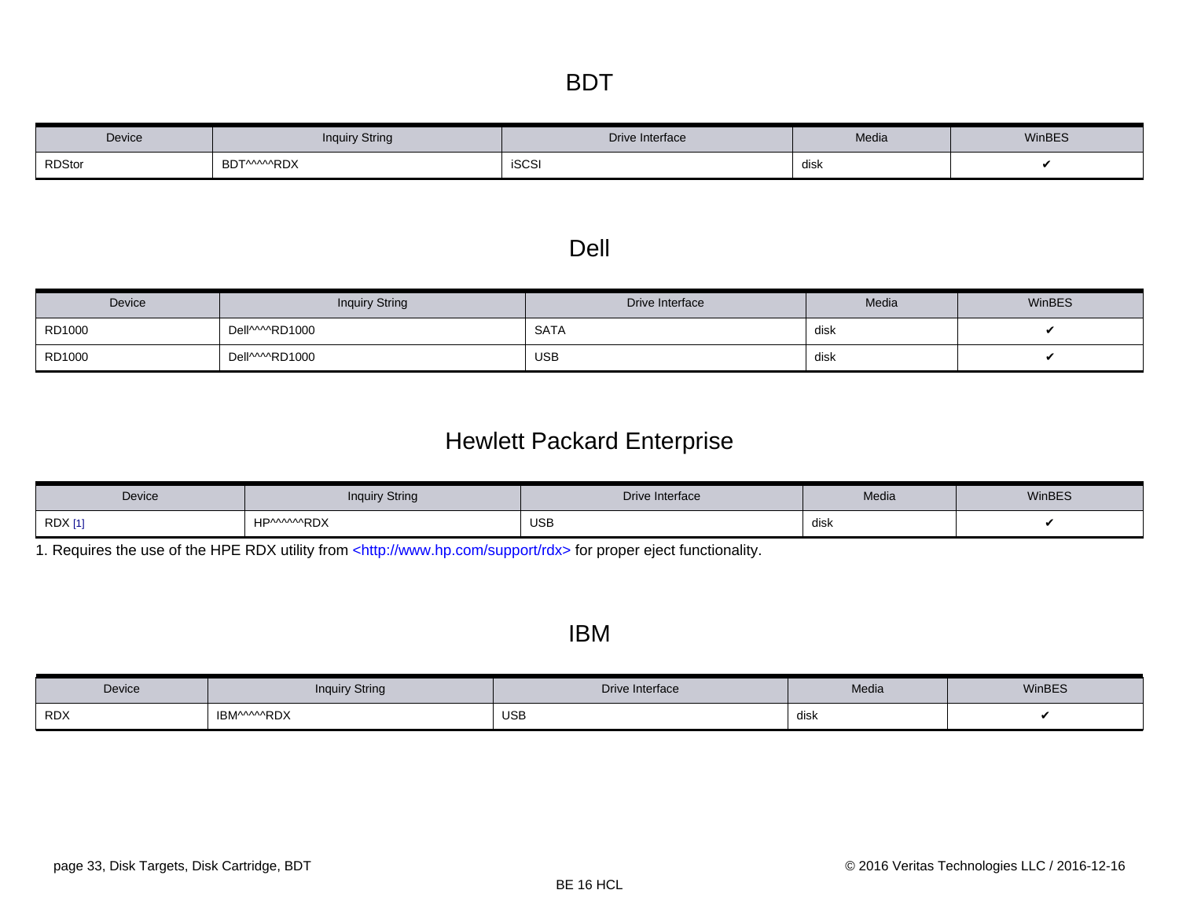# BDT

| Device | Inquiry String | Drive Interface | Media | WinBES |
| --- | --- | --- | --- | --- |
| RDStor | BDT^^^^^RDX | iSCSI | disk | ✔ |

# Dell

| Device | Inquiry String | Drive Interface | Media | WinBES |
| --- | --- | --- | --- | --- |
| RD1000 | Dell^^^^RD1000 | SATA | disk | ✔ |
| RD1000 | Dell^^^^RD1000 | USB | disk | ✔ |

# Hewlett Packard Enterprise

| Device | Inquiry String | Drive Interface | Media | WinBES |
| --- | --- | --- | --- | --- |
| RDX [1] | HP^^^^^^RDX | USB | disk | ✔ |

1. Requires the use of the HPE RDX utility from <http://www.hp.com/support/rdx> for proper eject functionality.

# IBM

| Device | Inquiry String | Drive Interface | Media | WinBES |
| --- | --- | --- | --- | --- |
| RDX | IBM^^^^^RDX | USB | disk | ✔ |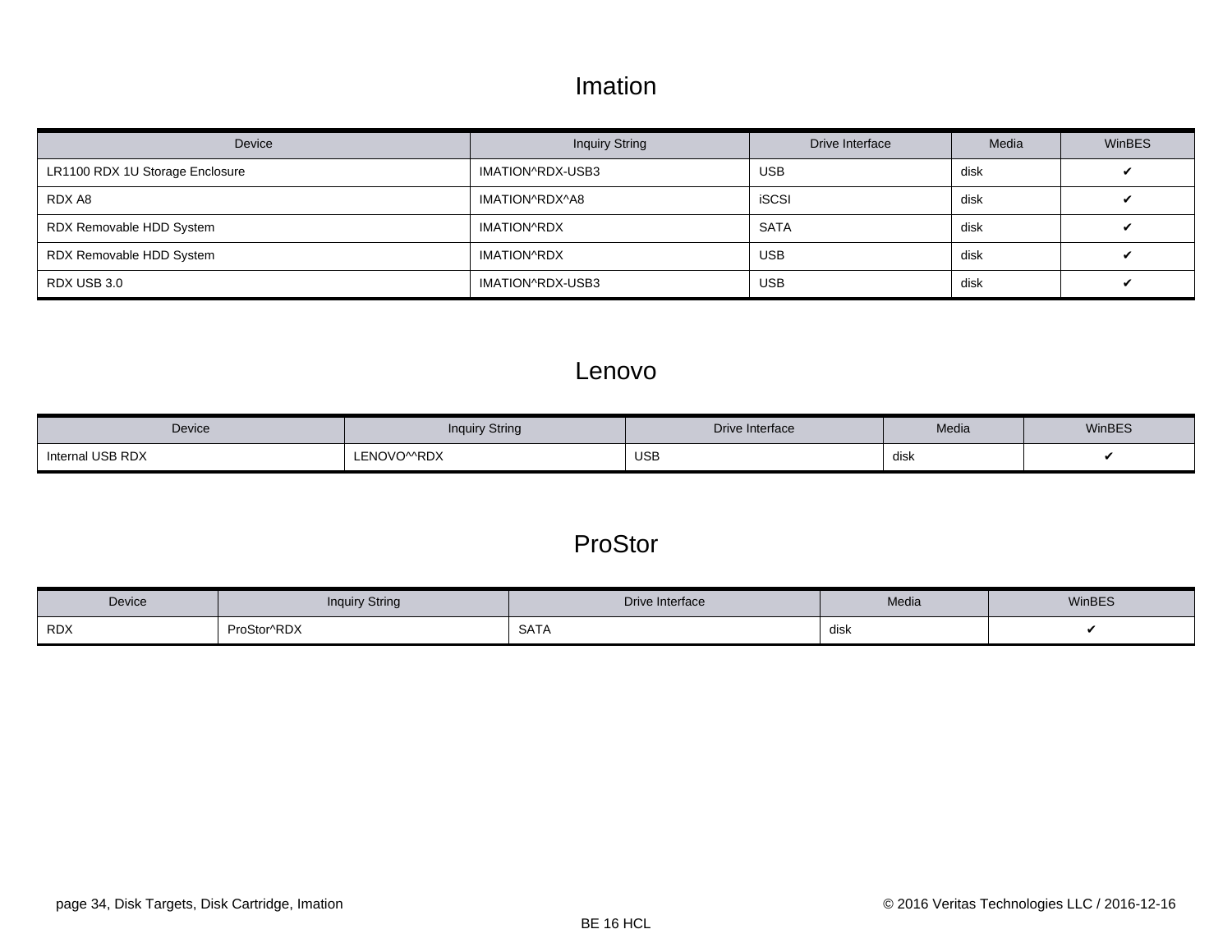## Imation

| Device | Inquiry String | Drive Interface | Media | WinBES |
|---|---|---|---|---|
| LR1100 RDX 1U Storage Enclosure | IMATION^RDX-USB3 | USB | disk | ✔ |
| RDX A8 | IMATION^RDX^A8 | iSCSI | disk | ✔ |
| RDX Removable HDD System | IMATION^RDX | SATA | disk | ✔ |
| RDX Removable HDD System | IMATION^RDX | USB | disk | ✔ |
| RDX USB 3.0 | IMATION^RDX-USB3 | USB | disk | ✔ |

## Lenovo

| Device | Inquiry String | Drive Interface | Media | WinBES |
|---|---|---|---|---|
| Internal USB RDX | LENOVO^^RDX | USB | disk | ✔ |

## ProStor

| Device | Inquiry String | Drive Interface | Media | WinBES |
|---|---|---|---|---|
| RDX | ProStor^RDX | SATA | disk | ✔ |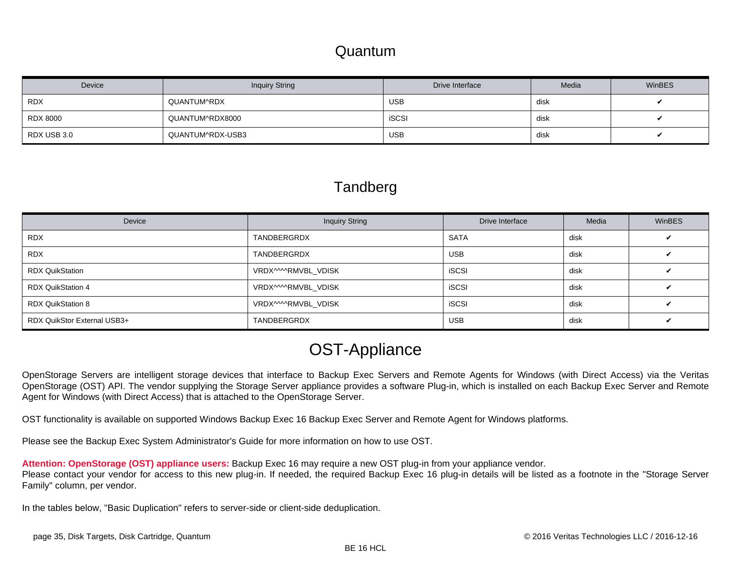## Quantum

| Device | Inquiry String | Drive Interface | Media | WinBES |
|---|---|---|---|---|
| RDX | QUANTUM^RDX | USB | disk | ✔ |
| RDX 8000 | QUANTUM^RDX8000 | iSCSI | disk | ✔ |
| RDX USB 3.0 | QUANTUM^RDX-USB3 | USB | disk | ✔ |

## Tandberg

| Device | Inquiry String | Drive Interface | Media | WinBES |
|---|---|---|---|---|
| RDX | TANDBERGRDX | SATA | disk | ✔ |
| RDX | TANDBERGRDX | USB | disk | ✔ |
| RDX QuikStation | VRDX^^^^RMVBL_VDISK | iSCSI | disk | ✔ |
| RDX QuikStation 4 | VRDX^^^^RMVBL_VDISK | iSCSI | disk | ✔ |
| RDX QuikStation 8 | VRDX^^^^RMVBL_VDISK | iSCSI | disk | ✔ |
| RDX QuikStor External USB3+ | TANDBERGRDX | USB | disk | ✔ |

# OST-Appliance

OpenStorage Servers are intelligent storage devices that interface to Backup Exec Servers and Remote Agents for Windows (with Direct Access) via the Veritas OpenStorage (OST) API. The vendor supplying the Storage Server appliance provides a software Plug-in, which is installed on each Backup Exec Server and Remote Agent for Windows (with Direct Access) that is attached to the OpenStorage Server.

OST functionality is available on supported Windows Backup Exec 16 Backup Exec Server and Remote Agent for Windows platforms.

Please see the Backup Exec System Administrator's Guide for more information on how to use OST.

**Attention: OpenStorage (OST) appliance users:** Backup Exec 16 may require a new OST plug-in from your appliance vendor.
Please contact your vendor for access to this new plug-in. If needed, the required Backup Exec 16 plug-in details will be listed as a footnote in the "Storage Server Family" column, per vendor.

In the tables below, "Basic Duplication" refers to server-side or client-side deduplication.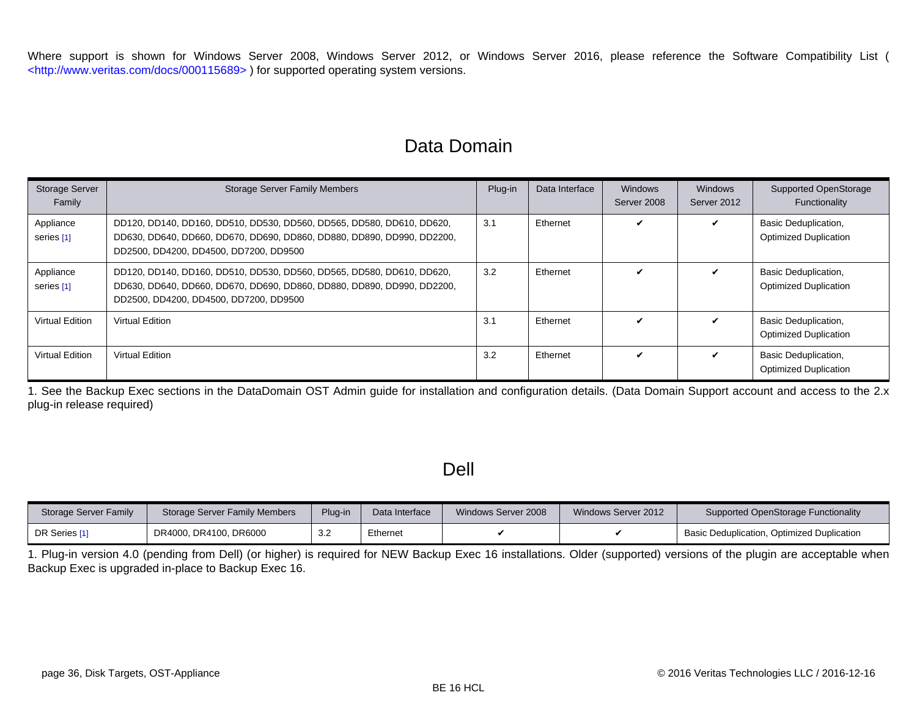Where support is shown for Windows Server 2008, Windows Server 2012, or Windows Server 2016, please reference the Software Compatibility List ( <http://www.veritas.com/docs/000115689> ) for supported operating system versions.

## Data Domain

| Storage Server Family | Storage Server Family Members | Plug-in | Data Interface | Windows Server 2008 | Windows Server 2012 | Supported OpenStorage Functionality |
|---|---|---|---|---|---|---|
| Appliance series [1] | DD120, DD140, DD160, DD510, DD530, DD560, DD565, DD580, DD610, DD620, DD630, DD640, DD660, DD670, DD690, DD860, DD880, DD890, DD990, DD2200, DD2500, DD4200, DD4500, DD7200, DD9500 | 3.1 | Ethernet | ✔ | ✔ | Basic Deduplication, Optimized Duplication |
| Appliance series [1] | DD120, DD140, DD160, DD510, DD530, DD560, DD565, DD580, DD610, DD620, DD630, DD640, DD660, DD670, DD690, DD860, DD880, DD890, DD990, DD2200, DD2500, DD4200, DD4500, DD7200, DD9500 | 3.2 | Ethernet | ✔ | ✔ | Basic Deduplication, Optimized Duplication |
| Virtual Edition | Virtual Edition | 3.1 | Ethernet | ✔ | ✔ | Basic Deduplication, Optimized Duplication |
| Virtual Edition | Virtual Edition | 3.2 | Ethernet | ✔ | ✔ | Basic Deduplication, Optimized Duplication |

1. See the Backup Exec sections in the DataDomain OST Admin guide for installation and configuration details. (Data Domain Support account and access to the 2.x plug-in release required)

## Dell

| Storage Server Family | Storage Server Family Members | Plug-in | Data Interface | Windows Server 2008 | Windows Server 2012 | Supported OpenStorage Functionality |
|---|---|---|---|---|---|---|
| DR Series [1] | DR4000, DR4100, DR6000 | 3.2 | Ethernet | ✔ | ✔ | Basic Deduplication, Optimized Duplication |

1. Plug-in version 4.0 (pending from Dell) (or higher) is required for NEW Backup Exec 16 installations. Older (supported) versions of the plugin are acceptable when Backup Exec is upgraded in-place to Backup Exec 16.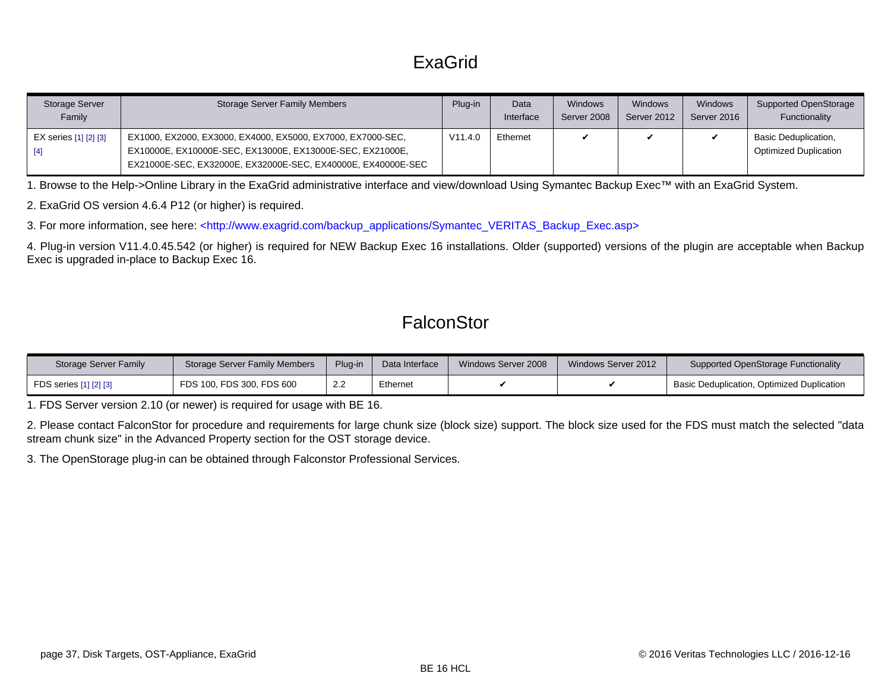# ExaGrid

| Storage Server Family | Storage Server Family Members | Plug-in | Data Interface | Windows Server 2008 | Windows Server 2012 | Windows Server 2016 | Supported OpenStorage Functionality |
|---|---|---|---|---|---|---|---|
| EX series [1] [2] [3] [4] | EX1000, EX2000, EX3000, EX4000, EX5000, EX7000, EX7000-SEC, EX10000E, EX10000E-SEC, EX13000E, EX13000E-SEC, EX21000E, EX21000E-SEC, EX32000E, EX32000E-SEC, EX40000E, EX40000E-SEC | V11.4.0 | Ethernet | ✔ | ✔ | ✔ | Basic Deduplication, Optimized Duplication |

1. Browse to the Help->Online Library in the ExaGrid administrative interface and view/download Using Symantec Backup Exec™ with an ExaGrid System.

2. ExaGrid OS version 4.6.4 P12 (or higher) is required.

3. For more information, see here: <http://www.exagrid.com/backup_applications/Symantec_VERITAS_Backup_Exec.asp>

4. Plug-in version V11.4.0.45.542 (or higher) is required for NEW Backup Exec 16 installations. Older (supported) versions of the plugin are acceptable when Backup Exec is upgraded in-place to Backup Exec 16.

# FalconStor

| Storage Server Family | Storage Server Family Members | Plug-in | Data Interface | Windows Server 2008 | Windows Server 2012 | Supported OpenStorage Functionality |
|---|---|---|---|---|---|---|
| FDS series [1] [2] [3] | FDS 100, FDS 300, FDS 600 | 2.2 | Ethernet | ✔ | ✔ | Basic Deduplication, Optimized Duplication |

1. FDS Server version 2.10 (or newer) is required for usage with BE 16.

2. Please contact FalconStor for procedure and requirements for large chunk size (block size) support. The block size used for the FDS must match the selected "data stream chunk size" in the Advanced Property section for the OST storage device.

3. The OpenStorage plug-in can be obtained through Falconstor Professional Services.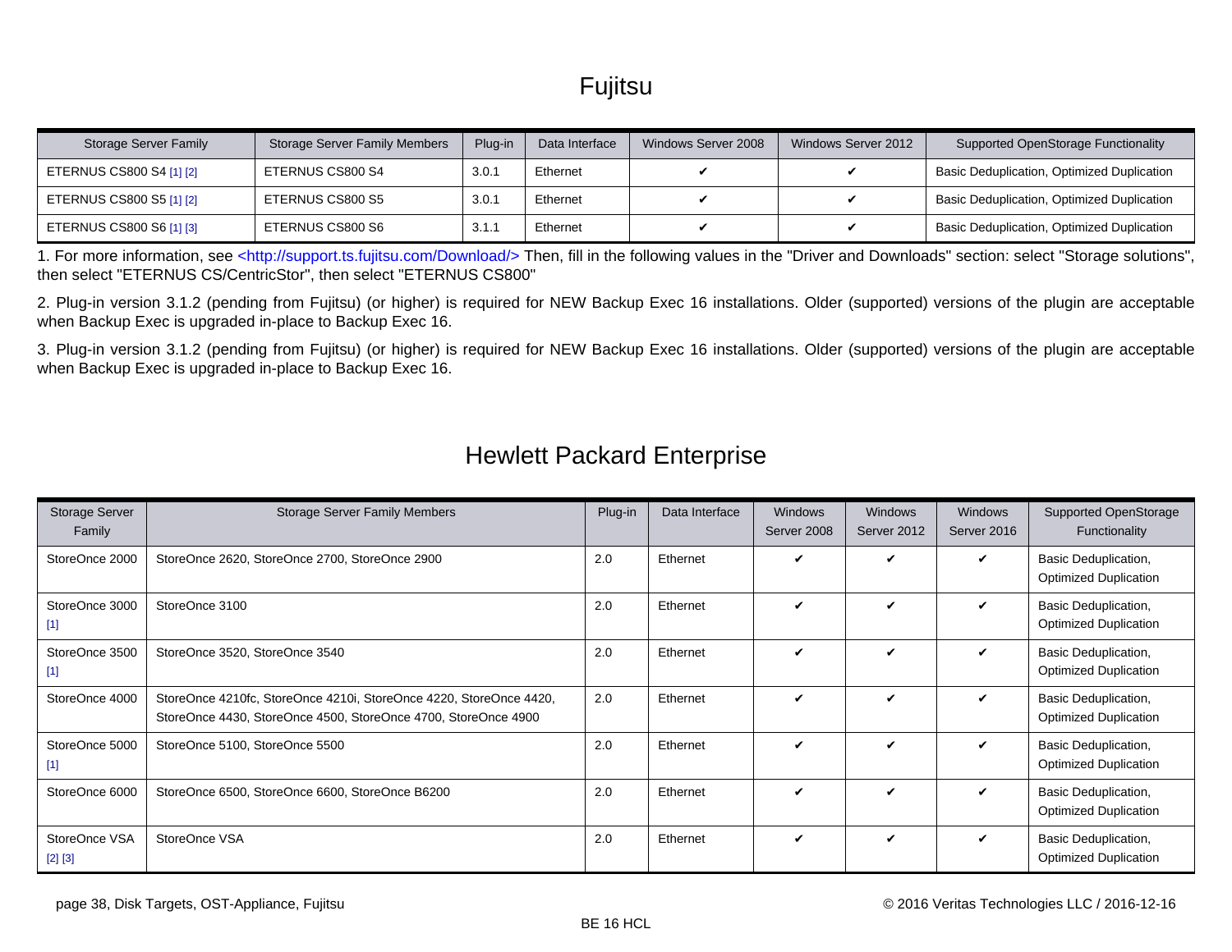# Fujitsu

| Storage Server Family | Storage Server Family Members | Plug-in | Data Interface | Windows Server 2008 | Windows Server 2012 | Supported OpenStorage Functionality |
|---|---|---|---|---|---|---|
| ETERNUS CS800 S4 [1] [2] | ETERNUS CS800 S4 | 3.0.1 | Ethernet | ✔ | ✔ | Basic Deduplication, Optimized Duplication |
| ETERNUS CS800 S5 [1] [2] | ETERNUS CS800 S5 | 3.0.1 | Ethernet | ✔ | ✔ | Basic Deduplication, Optimized Duplication |
| ETERNUS CS800 S6 [1] [3] | ETERNUS CS800 S6 | 3.1.1 | Ethernet | ✔ | ✔ | Basic Deduplication, Optimized Duplication |

1. For more information, see <http://support.ts.fujitsu.com/Download/> Then, fill in the following values in the "Driver and Downloads" section: select "Storage solutions", then select "ETERNUS CS/CentricStor", then select "ETERNUS CS800"

2. Plug-in version 3.1.2 (pending from Fujitsu) (or higher) is required for NEW Backup Exec 16 installations. Older (supported) versions of the plugin are acceptable when Backup Exec is upgraded in-place to Backup Exec 16.

3. Plug-in version 3.1.2 (pending from Fujitsu) (or higher) is required for NEW Backup Exec 16 installations. Older (supported) versions of the plugin are acceptable when Backup Exec is upgraded in-place to Backup Exec 16.

# Hewlett Packard Enterprise

| Storage Server Family | Storage Server Family Members | Plug-in | Data Interface | Windows Server 2008 | Windows Server 2012 | Windows Server 2016 | Supported OpenStorage Functionality |
|---|---|---|---|---|---|---|---|
| StoreOnce 2000 | StoreOnce 2620, StoreOnce 2700, StoreOnce 2900 | 2.0 | Ethernet | ✔ | ✔ | ✔ | Basic Deduplication, Optimized Duplication |
| StoreOnce 3000 [1] | StoreOnce 3100 | 2.0 | Ethernet | ✔ | ✔ | ✔ | Basic Deduplication, Optimized Duplication |
| StoreOnce 3500 [1] | StoreOnce 3520, StoreOnce 3540 | 2.0 | Ethernet | ✔ | ✔ | ✔ | Basic Deduplication, Optimized Duplication |
| StoreOnce 4000 | StoreOnce 4210fc, StoreOnce 4210i, StoreOnce 4220, StoreOnce 4420, StoreOnce 4430, StoreOnce 4500, StoreOnce 4700, StoreOnce 4900 | 2.0 | Ethernet | ✔ | ✔ | ✔ | Basic Deduplication, Optimized Duplication |
| StoreOnce 5000 [1] | StoreOnce 5100, StoreOnce 5500 | 2.0 | Ethernet | ✔ | ✔ | ✔ | Basic Deduplication, Optimized Duplication |
| StoreOnce 6000 | StoreOnce 6500, StoreOnce 6600, StoreOnce B6200 | 2.0 | Ethernet | ✔ | ✔ | ✔ | Basic Deduplication, Optimized Duplication |
| StoreOnce VSA [2] [3] | StoreOnce VSA | 2.0 | Ethernet | ✔ | ✔ | ✔ | Basic Deduplication, Optimized Duplication |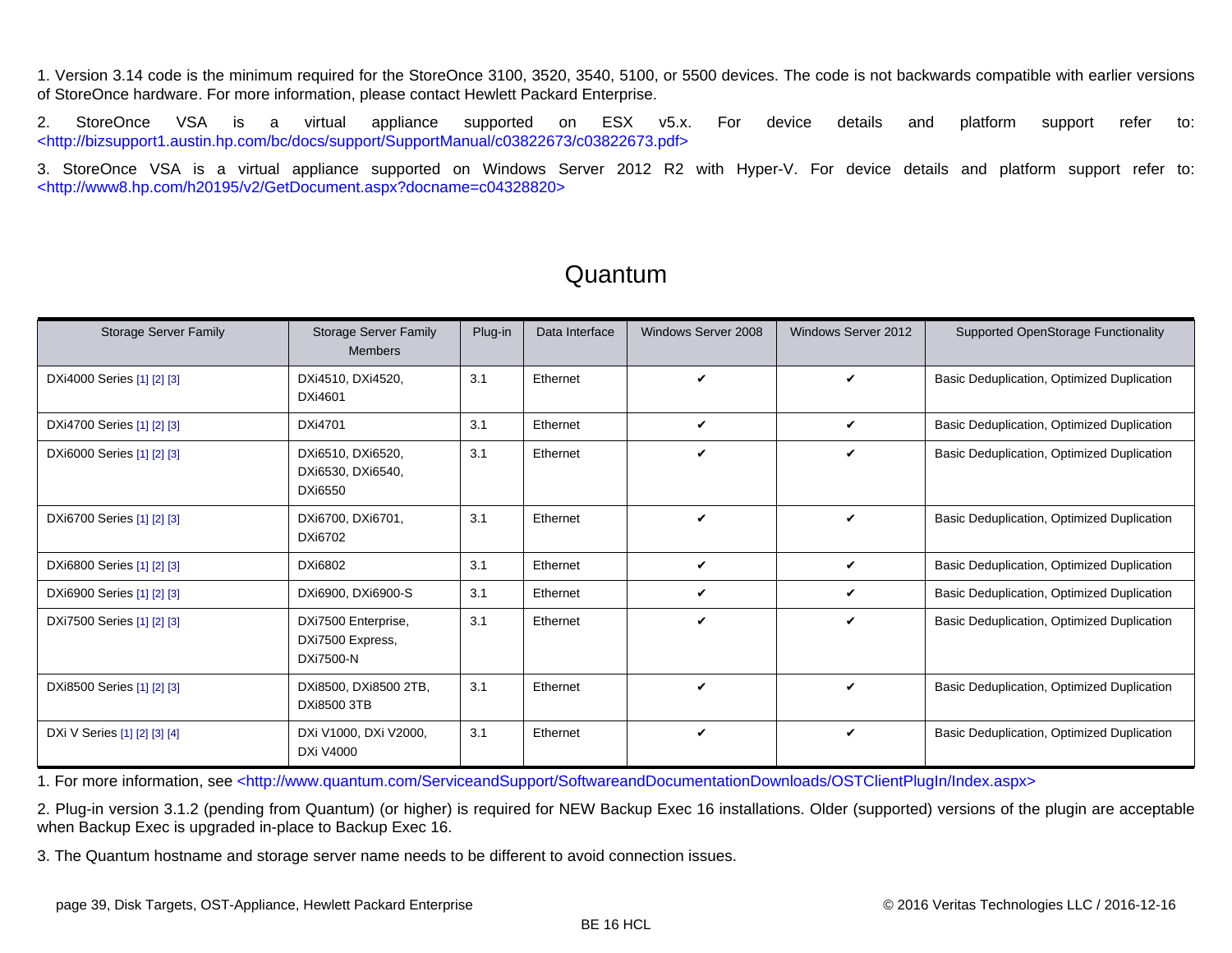1. Version 3.14 code is the minimum required for the StoreOnce 3100, 3520, 3540, 5100, or 5500 devices. The code is not backwards compatible with earlier versions of StoreOnce hardware. For more information, please contact Hewlett Packard Enterprise.

2. StoreOnce VSA is a virtual appliance supported on ESX v5.x. For device details and platform support refer to: <http://bizsupport1.austin.hp.com/bc/docs/support/SupportManual/c03822673/c03822673.pdf>

3. StoreOnce VSA is a virtual appliance supported on Windows Server 2012 R2 with Hyper-V. For device details and platform support refer to: <http://www8.hp.com/h20195/v2/GetDocument.aspx?docname=c04328820>

# Quantum

| Storage Server Family | Storage Server Family Members | Plug-in | Data Interface | Windows Server 2008 | Windows Server 2012 | Supported OpenStorage Functionality |
|---|---|---|---|---|---|---|
| DXi4000 Series [1] [2] [3] | DXi4510, DXi4520, DXi4601 | 3.1 | Ethernet | ✔ | ✔ | Basic Deduplication, Optimized Duplication |
| DXi4700 Series [1] [2] [3] | DXi4701 | 3.1 | Ethernet | ✔ | ✔ | Basic Deduplication, Optimized Duplication |
| DXi6000 Series [1] [2] [3] | DXi6510, DXi6520, DXi6530, DXi6540, DXi6550 | 3.1 | Ethernet | ✔ | ✔ | Basic Deduplication, Optimized Duplication |
| DXi6700 Series [1] [2] [3] | DXi6700, DXi6701, DXi6702 | 3.1 | Ethernet | ✔ | ✔ | Basic Deduplication, Optimized Duplication |
| DXi6800 Series [1] [2] [3] | DXi6802 | 3.1 | Ethernet | ✔ | ✔ | Basic Deduplication, Optimized Duplication |
| DXi6900 Series [1] [2] [3] | DXi6900, DXi6900-S | 3.1 | Ethernet | ✔ | ✔ | Basic Deduplication, Optimized Duplication |
| DXi7500 Series [1] [2] [3] | DXi7500 Enterprise, DXi7500 Express, DXi7500-N | 3.1 | Ethernet | ✔ | ✔ | Basic Deduplication, Optimized Duplication |
| DXi8500 Series [1] [2] [3] | DXi8500, DXi8500 2TB, DXi8500 3TB | 3.1 | Ethernet | ✔ | ✔ | Basic Deduplication, Optimized Duplication |
| DXi V Series [1] [2] [3] [4] | DXi V1000, DXi V2000, DXi V4000 | 3.1 | Ethernet | ✔ | ✔ | Basic Deduplication, Optimized Duplication |

1. For more information, see <http://www.quantum.com/ServiceandSupport/SoftwareandDocumentationDownloads/OSTClientPlugIn/Index.aspx>

2. Plug-in version 3.1.2 (pending from Quantum) (or higher) is required for NEW Backup Exec 16 installations. Older (supported) versions of the plugin are acceptable when Backup Exec is upgraded in-place to Backup Exec 16.

3. The Quantum hostname and storage server name needs to be different to avoid connection issues.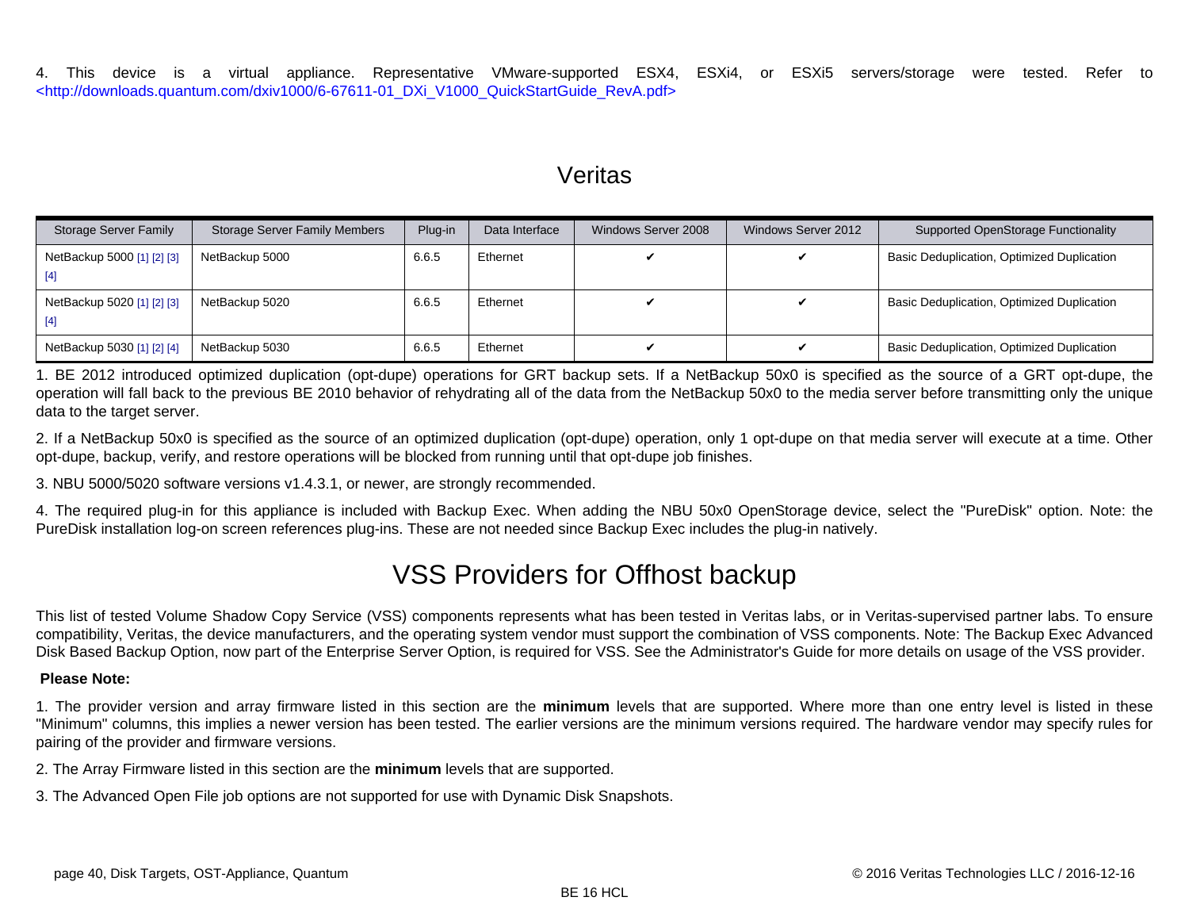4. This device is a virtual appliance. Representative VMware-supported ESX4, ESXi4, or ESXi5 servers/storage were tested. Refer to <http://downloads.quantum.com/dxiv1000/6-67611-01_DXi_V1000_QuickStartGuide_RevA.pdf>

## Veritas

| Storage Server Family | Storage Server Family Members | Plug-in | Data Interface | Windows Server 2008 | Windows Server 2012 | Supported OpenStorage Functionality |
|---|---|---|---|---|---|---|
| NetBackup 5000 [1] [2] [3] [4] | NetBackup 5000 | 6.6.5 | Ethernet | ✔ | ✔ | Basic Deduplication, Optimized Duplication |
| NetBackup 5020 [1] [2] [3] [4] | NetBackup 5020 | 6.6.5 | Ethernet | ✔ | ✔ | Basic Deduplication, Optimized Duplication |
| NetBackup 5030 [1] [2] [4] | NetBackup 5030 | 6.6.5 | Ethernet | ✔ | ✔ | Basic Deduplication, Optimized Duplication |

1. BE 2012 introduced optimized duplication (opt-dupe) operations for GRT backup sets. If a NetBackup 50x0 is specified as the source of a GRT opt-dupe, the operation will fall back to the previous BE 2010 behavior of rehydrating all of the data from the NetBackup 50x0 to the media server before transmitting only the unique data to the target server.

2. If a NetBackup 50x0 is specified as the source of an optimized duplication (opt-dupe) operation, only 1 opt-dupe on that media server will execute at a time. Other opt-dupe, backup, verify, and restore operations will be blocked from running until that opt-dupe job finishes.

3. NBU 5000/5020 software versions v1.4.3.1, or newer, are strongly recommended.

4. The required plug-in for this appliance is included with Backup Exec. When adding the NBU 50x0 OpenStorage device, select the "PureDisk" option. Note: the PureDisk installation log-on screen references plug-ins. These are not needed since Backup Exec includes the plug-in natively.

# VSS Providers for Offhost backup

This list of tested Volume Shadow Copy Service (VSS) components represents what has been tested in Veritas labs, or in Veritas-supervised partner labs. To ensure compatibility, Veritas, the device manufacturers, and the operating system vendor must support the combination of VSS components. Note: The Backup Exec Advanced Disk Based Backup Option, now part of the Enterprise Server Option, is required for VSS. See the Administrator's Guide for more details on usage of the VSS provider.

**Please Note:**

1. The provider version and array firmware listed in this section are the **minimum** levels that are supported. Where more than one entry level is listed in these "Minimum" columns, this implies a newer version has been tested. The earlier versions are the minimum versions required. The hardware vendor may specify rules for pairing of the provider and firmware versions.

2. The Array Firmware listed in this section are the **minimum** levels that are supported.

3. The Advanced Open File job options are not supported for use with Dynamic Disk Snapshots.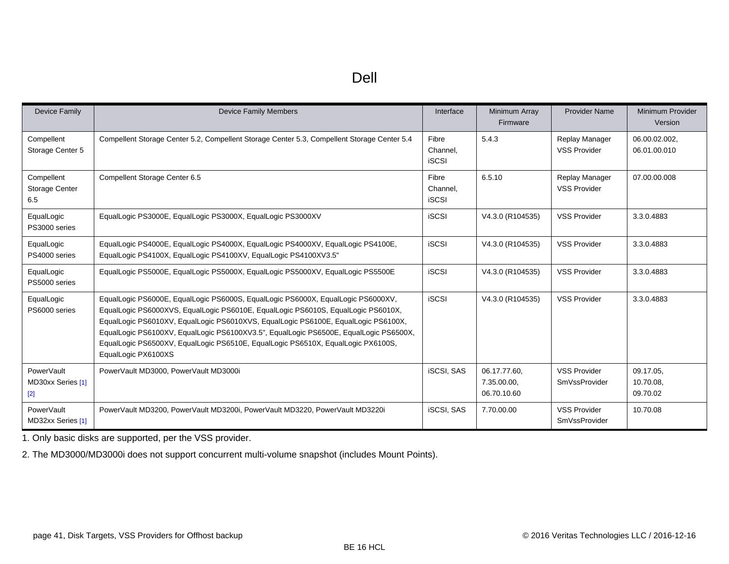# Dell

| Device Family | Device Family Members | Interface | Minimum Array Firmware | Provider Name | Minimum Provider Version |
|---|---|---|---|---|---|
| Compellent Storage Center 5 | Compellent Storage Center 5.2, Compellent Storage Center 5.3, Compellent Storage Center 5.4 | Fibre Channel, iSCSI | 5.4.3 | Replay Manager VSS Provider | 06.00.02.002, 06.01.00.010 |
| Compellent Storage Center 6.5 | Compellent Storage Center 6.5 | Fibre Channel, iSCSI | 6.5.10 | Replay Manager VSS Provider | 07.00.00.008 |
| EqualLogic PS3000 series | EqualLogic PS3000E, EqualLogic PS3000X, EqualLogic PS3000XV | iSCSI | V4.3.0 (R104535) | VSS Provider | 3.3.0.4883 |
| EqualLogic PS4000 series | EqualLogic PS4000E, EqualLogic PS4000X, EqualLogic PS4000XV, EqualLogic PS4100E, EqualLogic PS4100X, EqualLogic PS4100XV, EqualLogic PS4100XV3.5" | iSCSI | V4.3.0 (R104535) | VSS Provider | 3.3.0.4883 |
| EqualLogic PS5000 series | EqualLogic PS5000E, EqualLogic PS5000X, EqualLogic PS5000XV, EqualLogic PS5500E | iSCSI | V4.3.0 (R104535) | VSS Provider | 3.3.0.4883 |
| EqualLogic PS6000 series | EqualLogic PS6000E, EqualLogic PS6000S, EqualLogic PS6000X, EqualLogic PS6000XV, EqualLogic PS6000XVS, EqualLogic PS6010E, EqualLogic PS6010S, EqualLogic PS6010X, EqualLogic PS6010XV, EqualLogic PS6010XVS, EqualLogic PS6100E, EqualLogic PS6100X, EqualLogic PS6100XV, EqualLogic PS6100XV3.5", EqualLogic PS6500E, EqualLogic PS6500X, EqualLogic PS6500XV, EqualLogic PS6510E, EqualLogic PS6510X, EqualLogic PX6100S, EqualLogic PX6100XS | iSCSI | V4.3.0 (R104535) | VSS Provider | 3.3.0.4883 |
| PowerVault MD30xx Series [1] [2] | PowerVault MD3000, PowerVault MD3000i | iSCSI, SAS | 06.17.77.60, 7.35.00.00, 06.70.10.60 | VSS Provider SmVssProvider | 09.17.05, 10.70.08, 09.70.02 |
| PowerVault MD32xx Series [1] | PowerVault MD3200, PowerVault MD3200i, PowerVault MD3220, PowerVault MD3220i | iSCSI, SAS | 7.70.00.00 | VSS Provider SmVssProvider | 10.70.08 |

1. Only basic disks are supported, per the VSS provider.

2. The MD3000/MD3000i does not support concurrent multi-volume snapshot (includes Mount Points).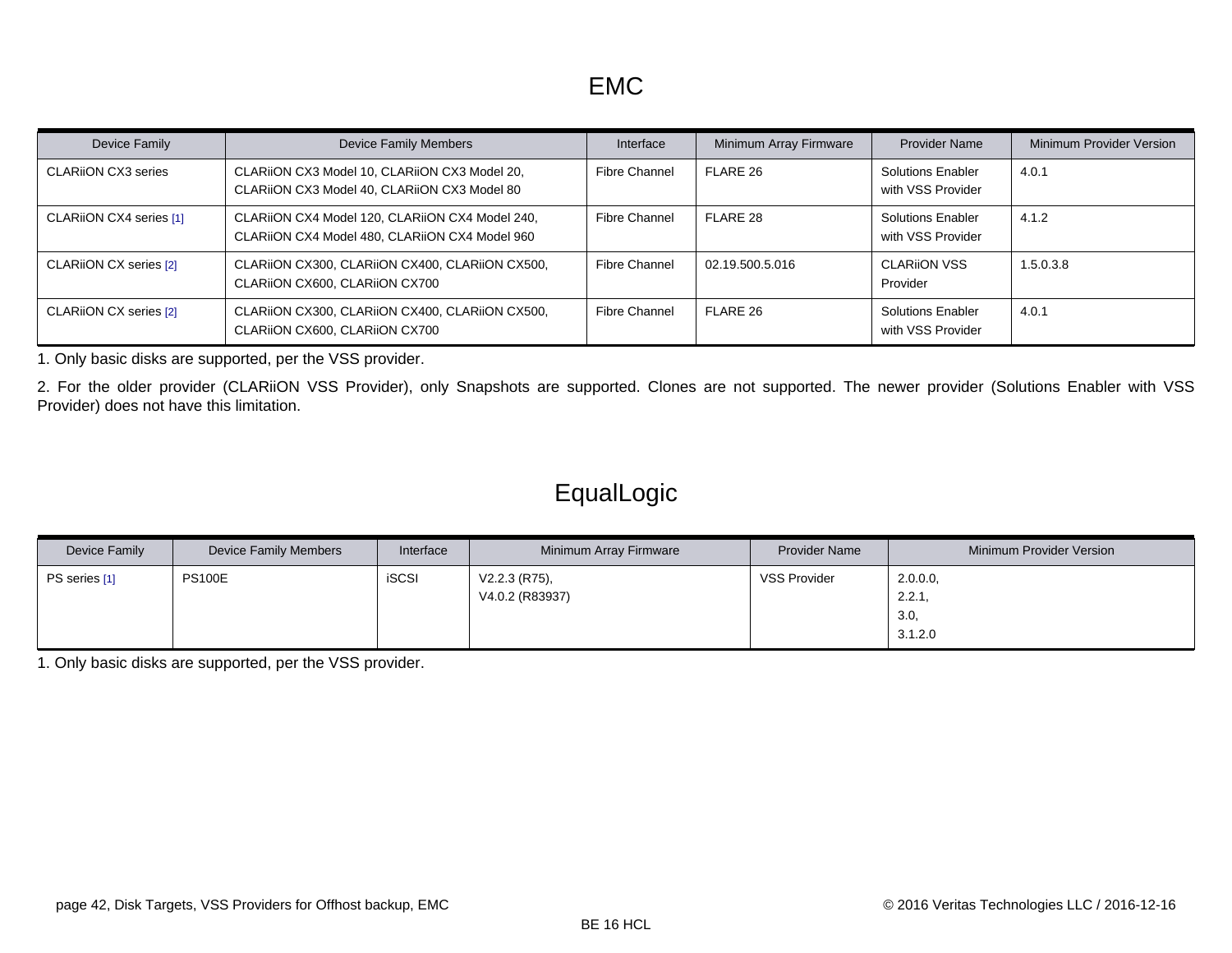# EMC

| Device Family | Device Family Members | Interface | Minimum Array Firmware | Provider Name | Minimum Provider Version |
| --- | --- | --- | --- | --- | --- |
| CLARiiON CX3 series | CLARiiON CX3 Model 10, CLARiiON CX3 Model 20, CLARiiON CX3 Model 40, CLARiiON CX3 Model 80 | Fibre Channel | FLARE 26 | Solutions Enabler with VSS Provider | 4.0.1 |
| CLARiiON CX4 series [1] | CLARiiON CX4 Model 120, CLARiiON CX4 Model 240, CLARiiON CX4 Model 480, CLARiiON CX4 Model 960 | Fibre Channel | FLARE 28 | Solutions Enabler with VSS Provider | 4.1.2 |
| CLARiiON CX series [2] | CLARiiON CX300, CLARiiON CX400, CLARiiON CX500, CLARiiON CX600, CLARiiON CX700 | Fibre Channel | 02.19.500.5.016 | CLARiiON VSS Provider | 1.5.0.3.8 |
| CLARiiON CX series [2] | CLARiiON CX300, CLARiiON CX400, CLARiiON CX500, CLARiiON CX600, CLARiiON CX700 | Fibre Channel | FLARE 26 | Solutions Enabler with VSS Provider | 4.0.1 |

1. Only basic disks are supported, per the VSS provider.

2. For the older provider (CLARiiON VSS Provider), only Snapshots are supported. Clones are not supported. The newer provider (Solutions Enabler with VSS Provider) does not have this limitation.

# EqualLogic

| Device Family | Device Family Members | Interface | Minimum Array Firmware | Provider Name | Minimum Provider Version |
| --- | --- | --- | --- | --- | --- |
| PS series [1] | PS100E | iSCSI | V2.2.3 (R75), V4.0.2 (R83937) | VSS Provider | 2.0.0.0, 2.2.1, 3.0, 3.1.2.0 |

1. Only basic disks are supported, per the VSS provider.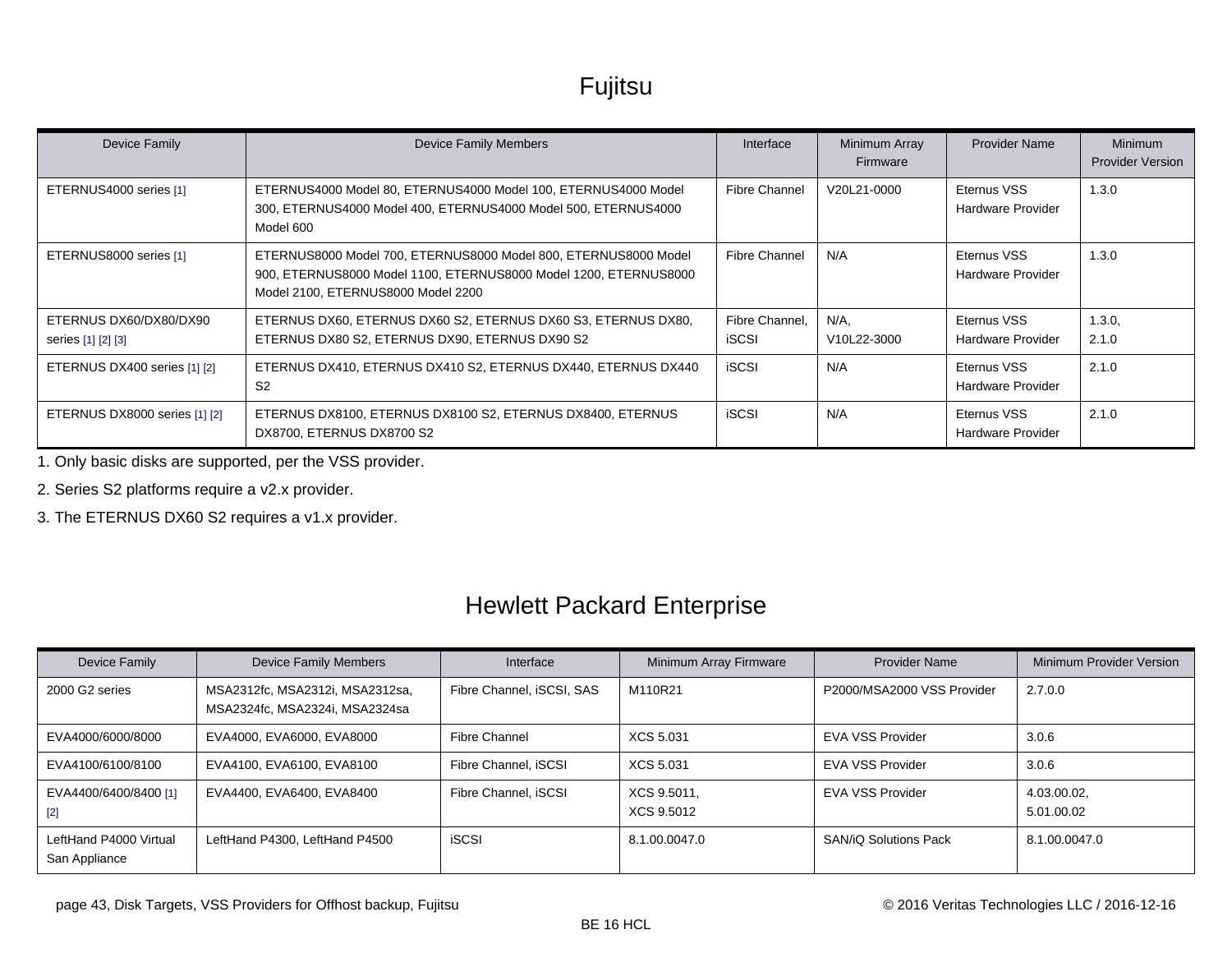# Fujitsu

| Device Family | Device Family Members | Interface | Minimum Array Firmware | Provider Name | Minimum Provider Version |
|---|---|---|---|---|---|
| ETERNUS4000 series [1] | ETERNUS4000 Model 80, ETERNUS4000 Model 100, ETERNUS4000 Model 300, ETERNUS4000 Model 400, ETERNUS4000 Model 500, ETERNUS4000 Model 600 | Fibre Channel | V20L21-0000 | Eternus VSS Hardware Provider | 1.3.0 |
| ETERNUS8000 series [1] | ETERNUS8000 Model 700, ETERNUS8000 Model 800, ETERNUS8000 Model 900, ETERNUS8000 Model 1100, ETERNUS8000 Model 1200, ETERNUS8000 Model 2100, ETERNUS8000 Model 2200 | Fibre Channel | N/A | Eternus VSS Hardware Provider | 1.3.0 |
| ETERNUS DX60/DX80/DX90 series [1] [2] [3] | ETERNUS DX60, ETERNUS DX60 S2, ETERNUS DX60 S3, ETERNUS DX80, ETERNUS DX80 S2, ETERNUS DX90, ETERNUS DX90 S2 | Fibre Channel, iSCSI | N/A, V10L22-3000 | Eternus VSS Hardware Provider | 1.3.0, 2.1.0 |
| ETERNUS DX400 series [1] [2] | ETERNUS DX410, ETERNUS DX410 S2, ETERNUS DX440, ETERNUS DX440 S2 | iSCSI | N/A | Eternus VSS Hardware Provider | 2.1.0 |
| ETERNUS DX8000 series [1] [2] | ETERNUS DX8100, ETERNUS DX8100 S2, ETERNUS DX8400, ETERNUS DX8700, ETERNUS DX8700 S2 | iSCSI | N/A | Eternus VSS Hardware Provider | 2.1.0 |

1. Only basic disks are supported, per the VSS provider.
2. Series S2 platforms require a v2.x provider.
3. The ETERNUS DX60 S2 requires a v1.x provider.

# Hewlett Packard Enterprise

| Device Family | Device Family Members | Interface | Minimum Array Firmware | Provider Name | Minimum Provider Version |
|---|---|---|---|---|---|
| 2000 G2 series | MSA2312fc, MSA2312i, MSA2312sa, MSA2324fc, MSA2324i, MSA2324sa | Fibre Channel, iSCSI, SAS | M110R21 | P2000/MSA2000 VSS Provider | 2.7.0.0 |
| EVA4000/6000/8000 | EVA4000, EVA6000, EVA8000 | Fibre Channel | XCS 5.031 | EVA VSS Provider | 3.0.6 |
| EVA4100/6100/8100 | EVA4100, EVA6100, EVA8100 | Fibre Channel, iSCSI | XCS 5.031 | EVA VSS Provider | 3.0.6 |
| EVA4400/6400/8400 [1] [2] | EVA4400, EVA6400, EVA8400 | Fibre Channel, iSCSI | XCS 9.5011, XCS 9.5012 | EVA VSS Provider | 4.03.00.02, 5.01.00.02 |
| LeftHand P4000 Virtual San Appliance | LeftHand P4300, LeftHand P4500 | iSCSI | 8.1.00.0047.0 | SAN/iQ Solutions Pack | 8.1.00.0047.0 |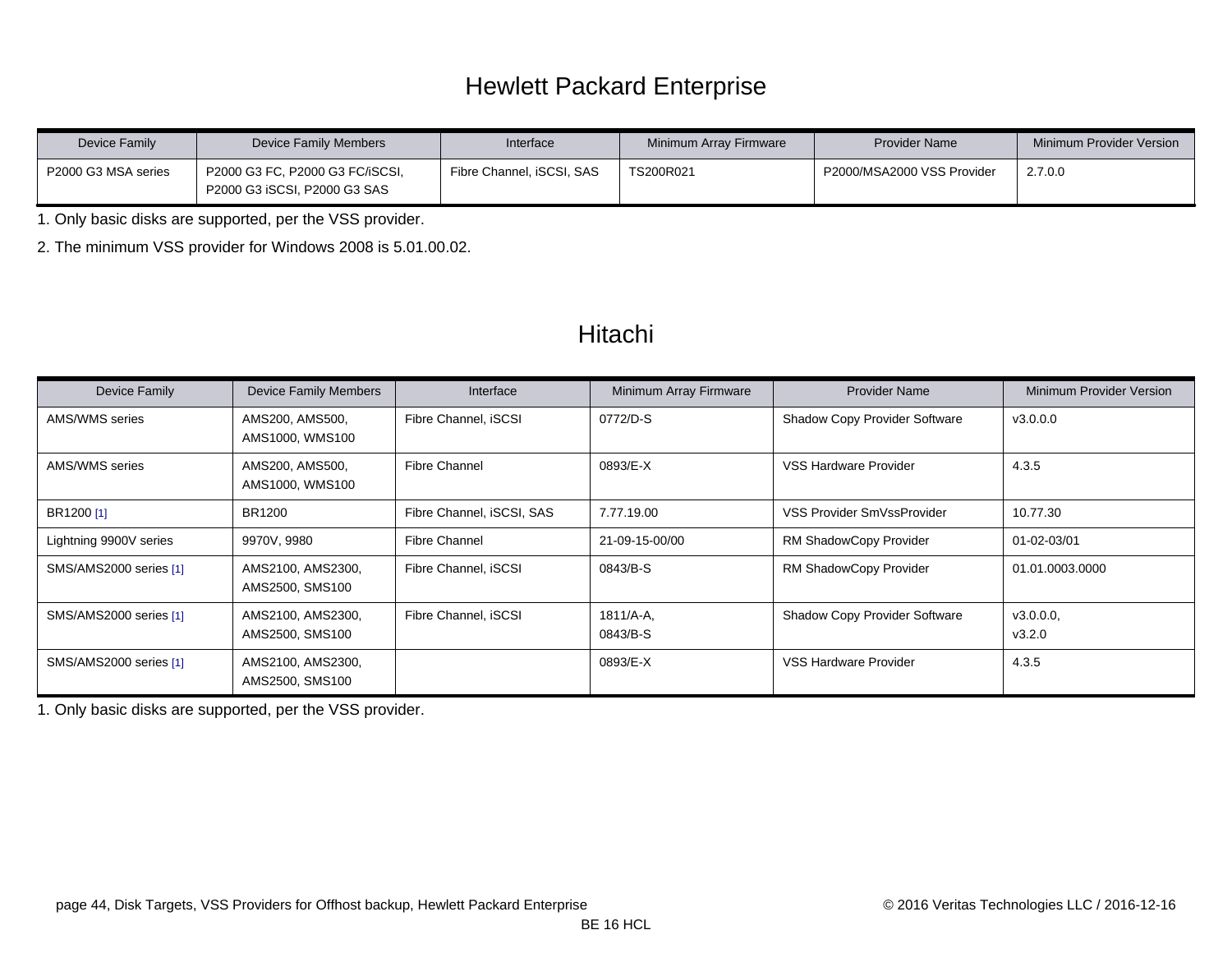## Hewlett Packard Enterprise

| Device Family | Device Family Members | Interface | Minimum Array Firmware | Provider Name | Minimum Provider Version |
|---|---|---|---|---|---|
| P2000 G3 MSA series | P2000 G3 FC, P2000 G3 FC/iSCSI, P2000 G3 iSCSI, P2000 G3 SAS | Fibre Channel, iSCSI, SAS | TS200R021 | P2000/MSA2000 VSS Provider | 2.7.0.0 |

1. Only basic disks are supported, per the VSS provider.

2. The minimum VSS provider for Windows 2008 is 5.01.00.02.

## Hitachi

| Device Family | Device Family Members | Interface | Minimum Array Firmware | Provider Name | Minimum Provider Version |
|---|---|---|---|---|---|
| AMS/WMS series | AMS200, AMS500, AMS1000, WMS100 | Fibre Channel, iSCSI | 0772/D-S | Shadow Copy Provider Software | v3.0.0.0 |
| AMS/WMS series | AMS200, AMS500, AMS1000, WMS100 | Fibre Channel | 0893/E-X | VSS Hardware Provider | 4.3.5 |
| BR1200 [1] | BR1200 | Fibre Channel, iSCSI, SAS | 7.77.19.00 | VSS Provider SmVssProvider | 10.77.30 |
| Lightning 9900V series | 9970V, 9980 | Fibre Channel | 21-09-15-00/00 | RM ShadowCopy Provider | 01-02-03/01 |
| SMS/AMS2000 series [1] | AMS2100, AMS2300, AMS2500, SMS100 | Fibre Channel, iSCSI | 0843/B-S | RM ShadowCopy Provider | 01.01.0003.0000 |
| SMS/AMS2000 series [1] | AMS2100, AMS2300, AMS2500, SMS100 | Fibre Channel, iSCSI | 1811/A-A, 0843/B-S | Shadow Copy Provider Software | v3.0.0.0, v3.2.0 |
| SMS/AMS2000 series [1] | AMS2100, AMS2300, AMS2500, SMS100 | | 0893/E-X | VSS Hardware Provider | 4.3.5 |

1. Only basic disks are supported, per the VSS provider.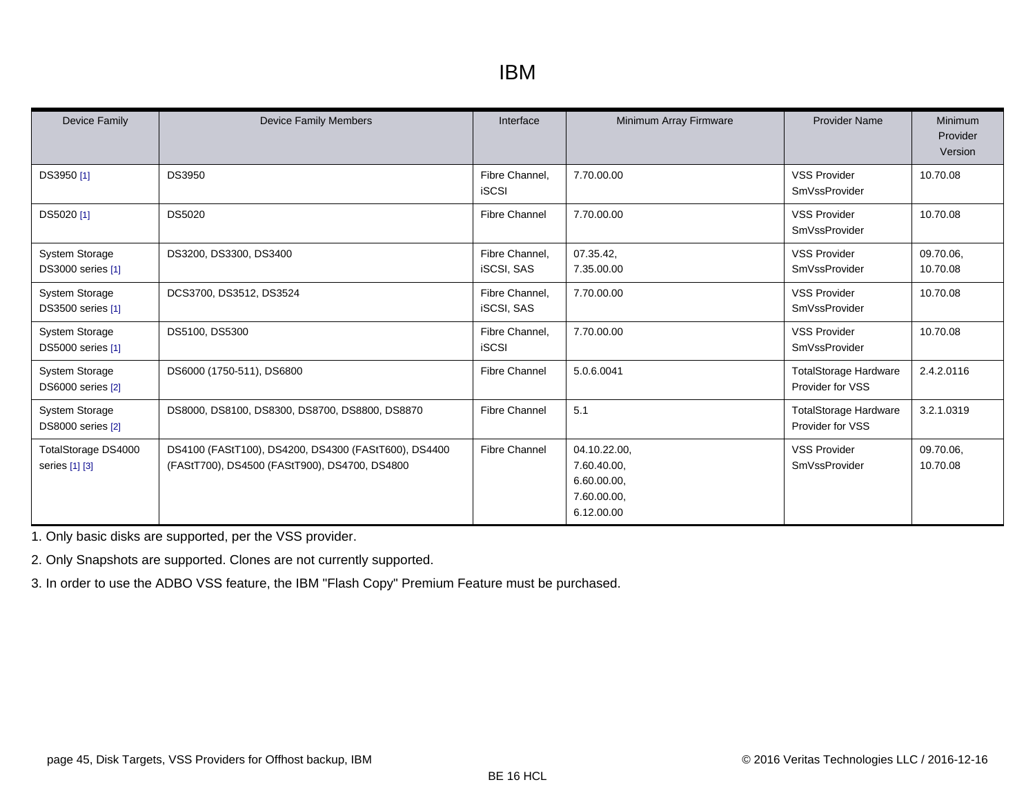# IBM

| Device Family | Device Family Members | Interface | Minimum Array Firmware | Provider Name | Minimum Provider Version |
|---|---|---|---|---|---|
| DS3950 [1] | DS3950 | Fibre Channel, iSCSI | 7.70.00.00 | VSS Provider SmVssProvider | 10.70.08 |
| DS5020 [1] | DS5020 | Fibre Channel | 7.70.00.00 | VSS Provider SmVssProvider | 10.70.08 |
| System Storage DS3000 series [1] | DS3200, DS3300, DS3400 | Fibre Channel, iSCSI, SAS | 07.35.42, 7.35.00.00 | VSS Provider SmVssProvider | 09.70.06, 10.70.08 |
| System Storage DS3500 series [1] | DCS3700, DS3512, DS3524 | Fibre Channel, iSCSI, SAS | 7.70.00.00 | VSS Provider SmVssProvider | 10.70.08 |
| System Storage DS5000 series [1] | DS5100, DS5300 | Fibre Channel, iSCSI | 7.70.00.00 | VSS Provider SmVssProvider | 10.70.08 |
| System Storage DS6000 series [2] | DS6000 (1750-511), DS6800 | Fibre Channel | 5.0.6.0041 | TotalStorage Hardware Provider for VSS | 2.4.2.0116 |
| System Storage DS8000 series [2] | DS8000, DS8100, DS8300, DS8700, DS8800, DS8870 | Fibre Channel | 5.1 | TotalStorage Hardware Provider for VSS | 3.2.1.0319 |
| TotalStorage DS4000 series [1] [3] | DS4100 (FAStT100), DS4200, DS4300 (FAStT600), DS4400 (FAStT700), DS4500 (FAStT900), DS4700, DS4800 | Fibre Channel | 04.10.22.00, 7.60.40.00, 6.60.00.00, 7.60.00.00, 6.12.00.00 | VSS Provider SmVssProvider | 09.70.06, 10.70.08 |

1. Only basic disks are supported, per the VSS provider.

2. Only Snapshots are supported. Clones are not currently supported.

3. In order to use the ADBO VSS feature, the IBM "Flash Copy" Premium Feature must be purchased.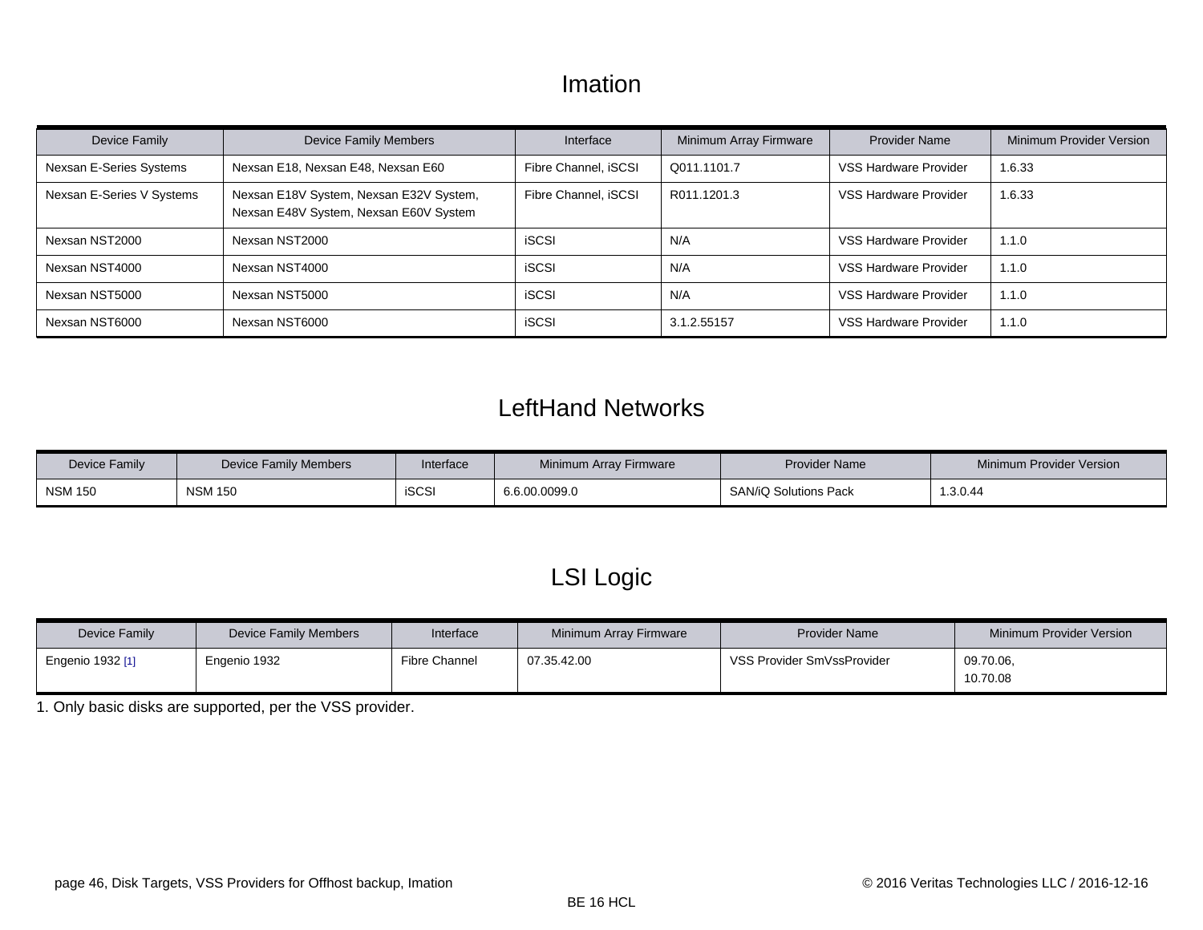# Imation

| Device Family | Device Family Members | Interface | Minimum Array Firmware | Provider Name | Minimum Provider Version |
|---|---|---|---|---|---|
| Nexsan E-Series Systems | Nexsan E18, Nexsan E48, Nexsan E60 | Fibre Channel, iSCSI | Q011.1101.7 | VSS Hardware Provider | 1.6.33 |
| Nexsan E-Series V Systems | Nexsan E18V System, Nexsan E32V System, Nexsan E48V System, Nexsan E60V System | Fibre Channel, iSCSI | R011.1201.3 | VSS Hardware Provider | 1.6.33 |
| Nexsan NST2000 | Nexsan NST2000 | iSCSI | N/A | VSS Hardware Provider | 1.1.0 |
| Nexsan NST4000 | Nexsan NST4000 | iSCSI | N/A | VSS Hardware Provider | 1.1.0 |
| Nexsan NST5000 | Nexsan NST5000 | iSCSI | N/A | VSS Hardware Provider | 1.1.0 |
| Nexsan NST6000 | Nexsan NST6000 | iSCSI | 3.1.2.55157 | VSS Hardware Provider | 1.1.0 |

# LeftHand Networks

| Device Family | Device Family Members | Interface | Minimum Array Firmware | Provider Name | Minimum Provider Version |
|---|---|---|---|---|---|
| NSM 150 | NSM 150 | iSCSI | 6.6.00.0099.0 | SAN/iQ Solutions Pack | 1.3.0.44 |

# LSI Logic

| Device Family | Device Family Members | Interface | Minimum Array Firmware | Provider Name | Minimum Provider Version |
|---|---|---|---|---|---|
| Engenio 1932 [1] | Engenio 1932 | Fibre Channel | 07.35.42.00 | VSS Provider SmVssProvider | 09.70.06, 10.70.08 |

1. Only basic disks are supported, per the VSS provider.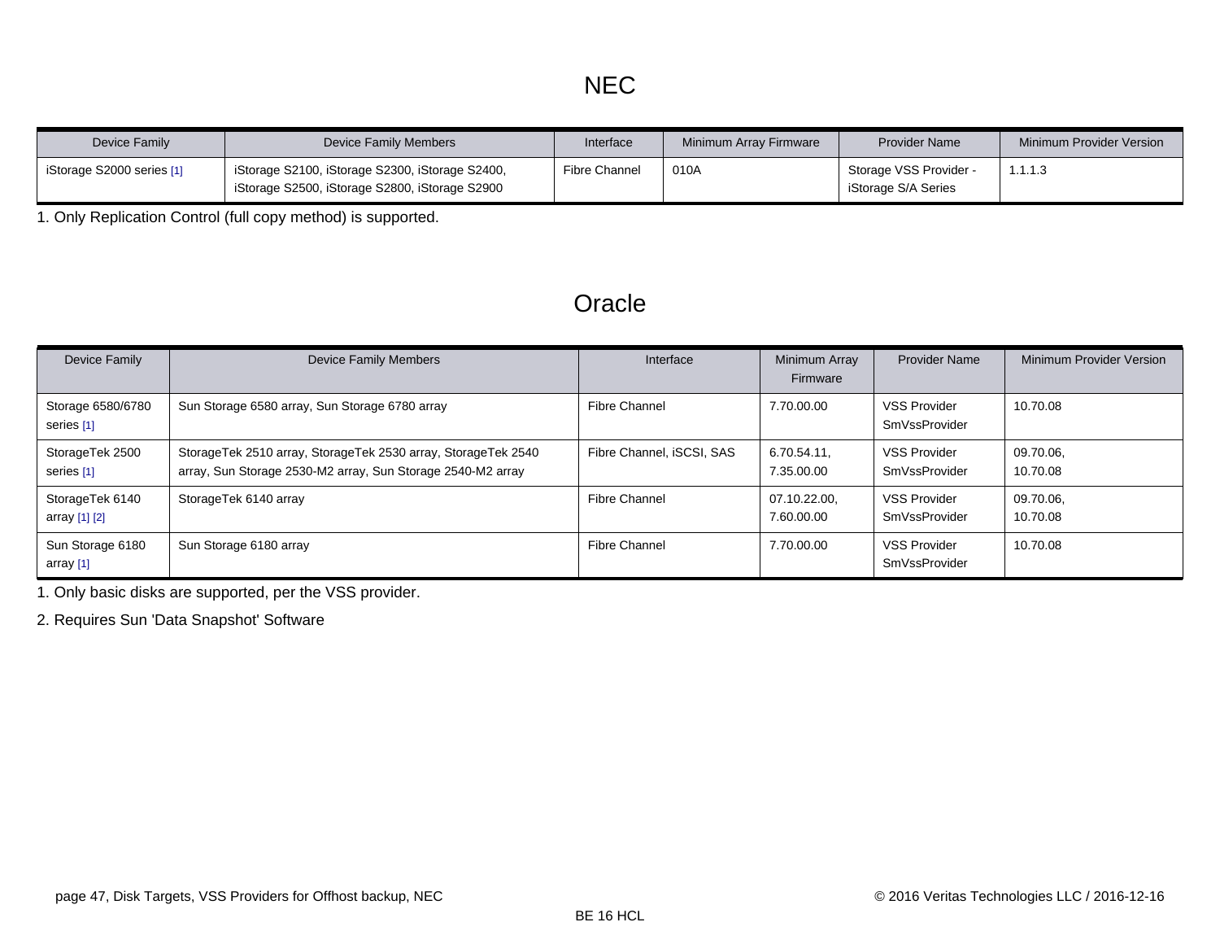# NEC

| Device Family | Device Family Members | Interface | Minimum Array Firmware | Provider Name | Minimum Provider Version |
|---|---|---|---|---|---|
| iStorage S2000 series [1] | iStorage S2100, iStorage S2300, iStorage S2400, iStorage S2500, iStorage S2800, iStorage S2900 | Fibre Channel | 010A | Storage VSS Provider - iStorage S/A Series | 1.1.1.3 |

1. Only Replication Control (full copy method) is supported.

# Oracle

| Device Family | Device Family Members | Interface | Minimum Array Firmware | Provider Name | Minimum Provider Version |
|---|---|---|---|---|---|
| Storage 6580/6780 series [1] | Sun Storage 6580 array, Sun Storage 6780 array | Fibre Channel | 7.70.00.00 | VSS Provider SmVssProvider | 10.70.08 |
| StorageTek 2500 series [1] | StorageTek 2510 array, StorageTek 2530 array, StorageTek 2540 array, Sun Storage 2530-M2 array, Sun Storage 2540-M2 array | Fibre Channel, iSCSI, SAS | 6.70.54.11, 7.35.00.00 | VSS Provider SmVssProvider | 09.70.06, 10.70.08 |
| StorageTek 6140 array [1] [2] | StorageTek 6140 array | Fibre Channel | 07.10.22.00, 7.60.00.00 | VSS Provider SmVssProvider | 09.70.06, 10.70.08 |
| Sun Storage 6180 array [1] | Sun Storage 6180 array | Fibre Channel | 7.70.00.00 | VSS Provider SmVssProvider | 10.70.08 |

1. Only basic disks are supported, per the VSS provider.

2. Requires Sun 'Data Snapshot' Software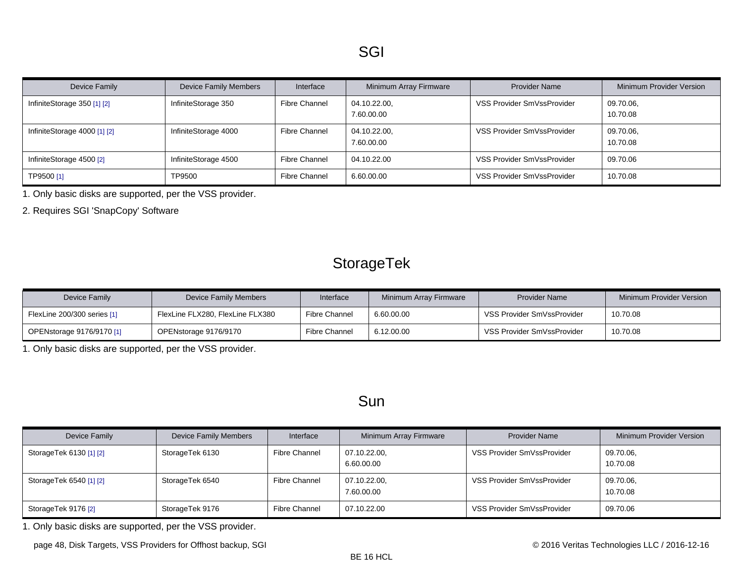## SGI

| Device Family | Device Family Members | Interface | Minimum Array Firmware | Provider Name | Minimum Provider Version |
|---|---|---|---|---|---|
| InfiniteStorage 350 [1] [2] | InfiniteStorage 350 | Fibre Channel | 04.10.22.00, 7.60.00.00 | VSS Provider SmVssProvider | 09.70.06, 10.70.08 |
| InfiniteStorage 4000 [1] [2] | InfiniteStorage 4000 | Fibre Channel | 04.10.22.00, 7.60.00.00 | VSS Provider SmVssProvider | 09.70.06, 10.70.08 |
| InfiniteStorage 4500 [2] | InfiniteStorage 4500 | Fibre Channel | 04.10.22.00 | VSS Provider SmVssProvider | 09.70.06 |
| TP9500 [1] | TP9500 | Fibre Channel | 6.60.00.00 | VSS Provider SmVssProvider | 10.70.08 |

1. Only basic disks are supported, per the VSS provider.

2. Requires SGI 'SnapCopy' Software

## StorageTek

| Device Family | Device Family Members | Interface | Minimum Array Firmware | Provider Name | Minimum Provider Version |
|---|---|---|---|---|---|
| FlexLine 200/300 series [1] | FlexLine FLX280, FlexLine FLX380 | Fibre Channel | 6.60.00.00 | VSS Provider SmVssProvider | 10.70.08 |
| OPENstorage 9176/9170 [1] | OPENstorage 9176/9170 | Fibre Channel | 6.12.00.00 | VSS Provider SmVssProvider | 10.70.08 |

1. Only basic disks are supported, per the VSS provider.

## Sun

| Device Family | Device Family Members | Interface | Minimum Array Firmware | Provider Name | Minimum Provider Version |
|---|---|---|---|---|---|
| StorageTek 6130 [1] [2] | StorageTek 6130 | Fibre Channel | 07.10.22.00, 6.60.00.00 | VSS Provider SmVssProvider | 09.70.06, 10.70.08 |
| StorageTek 6540 [1] [2] | StorageTek 6540 | Fibre Channel | 07.10.22.00, 7.60.00.00 | VSS Provider SmVssProvider | 09.70.06, 10.70.08 |
| StorageTek 9176 [2] | StorageTek 9176 | Fibre Channel | 07.10.22.00 | VSS Provider SmVssProvider | 09.70.06 |

1. Only basic disks are supported, per the VSS provider.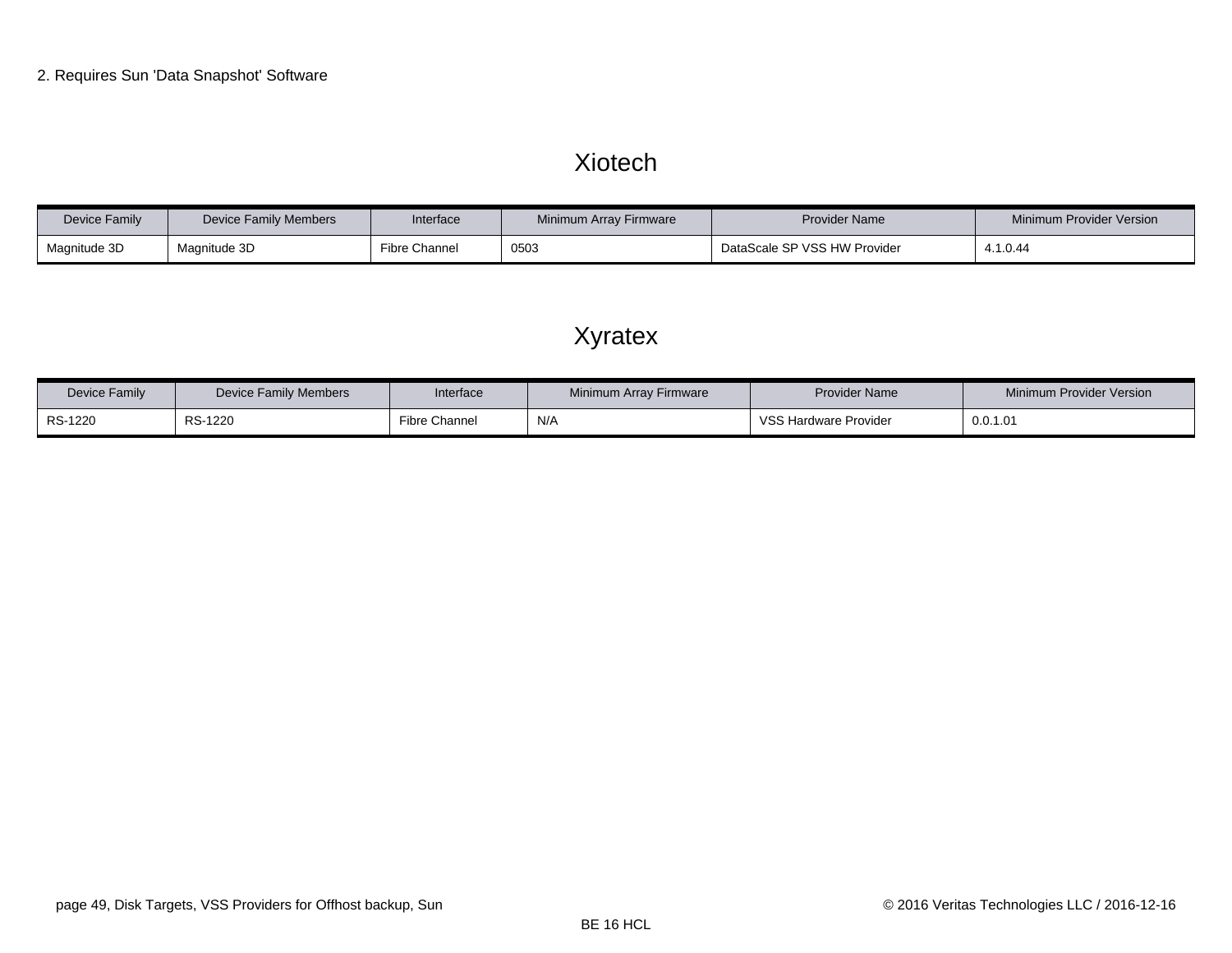2. Requires Sun 'Data Snapshot' Software

## Xiotech

| Device Family | Device Family Members | Interface | Minimum Array Firmware | Provider Name | Minimum Provider Version |
|---|---|---|---|---|---|
| Magnitude 3D | Magnitude 3D | Fibre Channel | 0503 | DataScale SP VSS HW Provider | 4.1.0.44 |

## Xyratex

| Device Family | Device Family Members | Interface | Minimum Array Firmware | Provider Name | Minimum Provider Version |
|---|---|---|---|---|---|
| RS-1220 | RS-1220 | Fibre Channel | N/A | VSS Hardware Provider | 0.0.1.01 |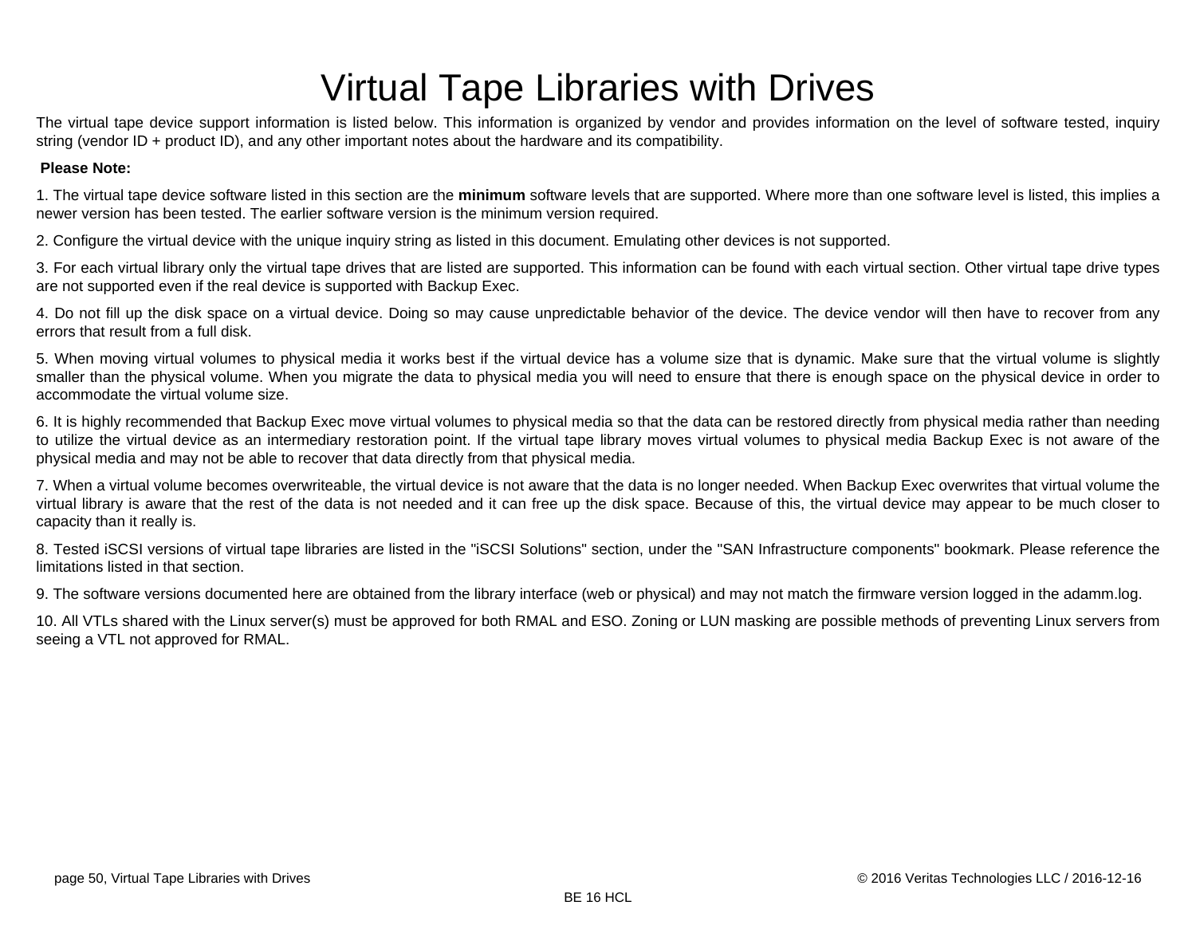# Virtual Tape Libraries with Drives

The virtual tape device support information is listed below. This information is organized by vendor and provides information on the level of software tested, inquiry string (vendor ID + product ID), and any other important notes about the hardware and its compatibility.

**Please Note:**

1. The virtual tape device software listed in this section are the **minimum** software levels that are supported. Where more than one software level is listed, this implies a newer version has been tested. The earlier software version is the minimum version required.

2. Configure the virtual device with the unique inquiry string as listed in this document. Emulating other devices is not supported.

3. For each virtual library only the virtual tape drives that are listed are supported. This information can be found with each virtual section. Other virtual tape drive types are not supported even if the real device is supported with Backup Exec.

4. Do not fill up the disk space on a virtual device. Doing so may cause unpredictable behavior of the device. The device vendor will then have to recover from any errors that result from a full disk.

5. When moving virtual volumes to physical media it works best if the virtual device has a volume size that is dynamic. Make sure that the virtual volume is slightly smaller than the physical volume. When you migrate the data to physical media you will need to ensure that there is enough space on the physical device in order to accommodate the virtual volume size.

6. It is highly recommended that Backup Exec move virtual volumes to physical media so that the data can be restored directly from physical media rather than needing to utilize the virtual device as an intermediary restoration point. If the virtual tape library moves virtual volumes to physical media Backup Exec is not aware of the physical media and may not be able to recover that data directly from that physical media.

7. When a virtual volume becomes overwriteable, the virtual device is not aware that the data is no longer needed. When Backup Exec overwrites that virtual volume the virtual library is aware that the rest of the data is not needed and it can free up the disk space. Because of this, the virtual device may appear to be much closer to capacity than it really is.

8. Tested iSCSI versions of virtual tape libraries are listed in the "iSCSI Solutions" section, under the "SAN Infrastructure components" bookmark. Please reference the limitations listed in that section.

9. The software versions documented here are obtained from the library interface (web or physical) and may not match the firmware version logged in the adamm.log.

10. All VTLs shared with the Linux server(s) must be approved for both RMAL and ESO. Zoning or LUN masking are possible methods of preventing Linux servers from seeing a VTL not approved for RMAL.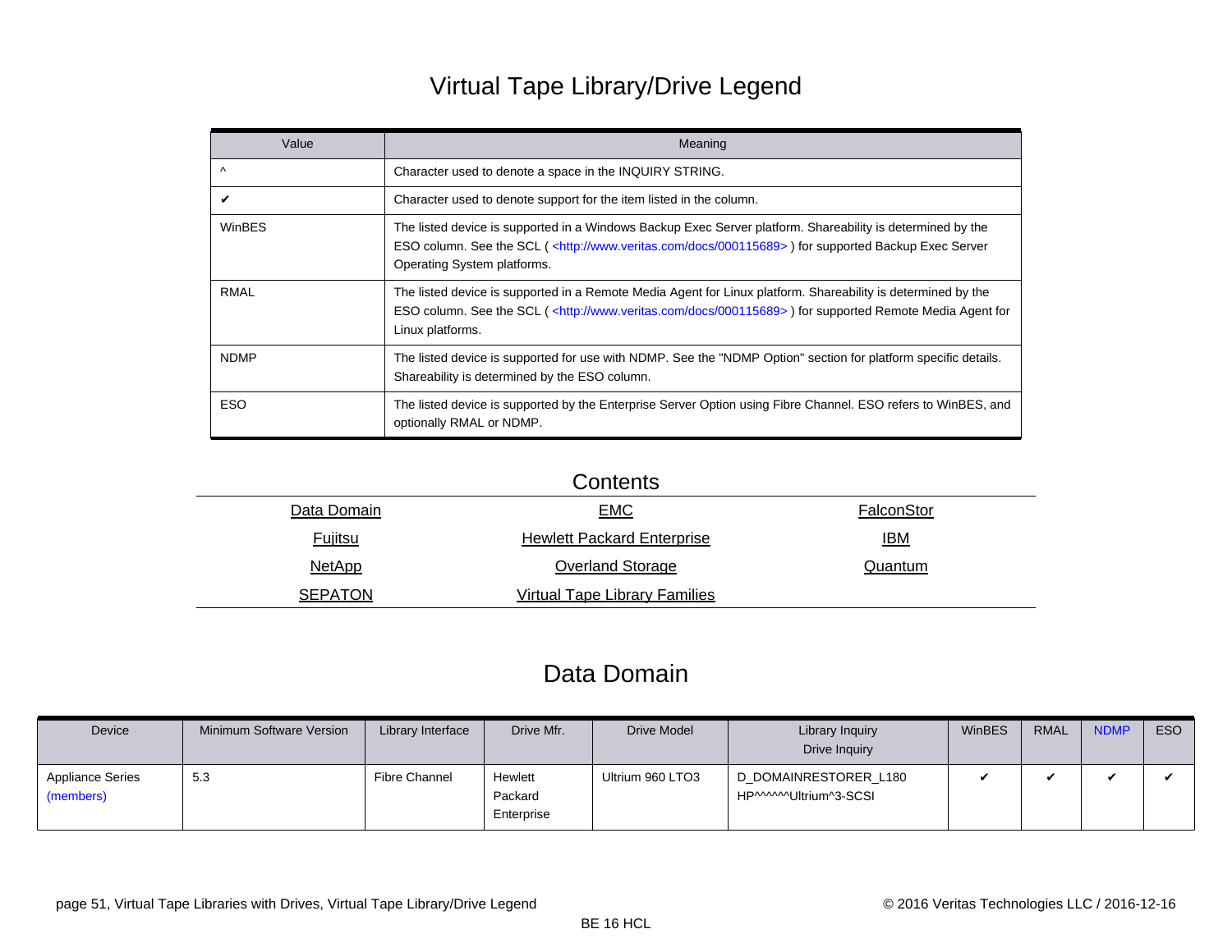# Virtual Tape Library/Drive Legend

| Value | Meaning |
| --- | --- |
| ^ | Character used to denote a space in the INQUIRY STRING. |
| ✔ | Character used to denote support for the item listed in the column. |
| WinBES | The listed device is supported in a Windows Backup Exec Server platform. Shareability is determined by the ESO column. See the SCL ( <http://www.veritas.com/docs/000115689> ) for supported Backup Exec Server Operating System platforms. |
| RMAL | The listed device is supported in a Remote Media Agent for Linux platform. Shareability is determined by the ESO column. See the SCL ( <http://www.veritas.com/docs/000115689> ) for supported Remote Media Agent for Linux platforms. |
| NDMP | The listed device is supported for use with NDMP. See the "NDMP Option" section for platform specific details. Shareability is determined by the ESO column. |
| ESO | The listed device is supported by the Enterprise Server Option using Fibre Channel. ESO refers to WinBES, and optionally RMAL or NDMP. |

## Contents

| | | |
| --- | --- | --- |
| Data Domain | EMC | FalconStor |
| Fujitsu | Hewlett Packard Enterprise | IBM |
| NetApp | Overland Storage | Quantum |
| SEPATON | Virtual Tape Library Families | |

## Data Domain

| Device | Minimum Software Version | Library Interface | Drive Mfr. | Drive Model | Library Inquiry<br>Drive Inquiry | WinBES | RMAL | NDMP | ESO |
| --- | --- | --- | --- | --- | --- | --- | --- | --- | --- |
| Appliance Series (members) | 5.3 | Fibre Channel | Hewlett Packard Enterprise | Ultrium 960 LTO3 | D_DOMAINRESTORER_L180<br>HP^^^^^^Ultrium^3-SCSI | ✔ | ✔ | ✔ | ✔ |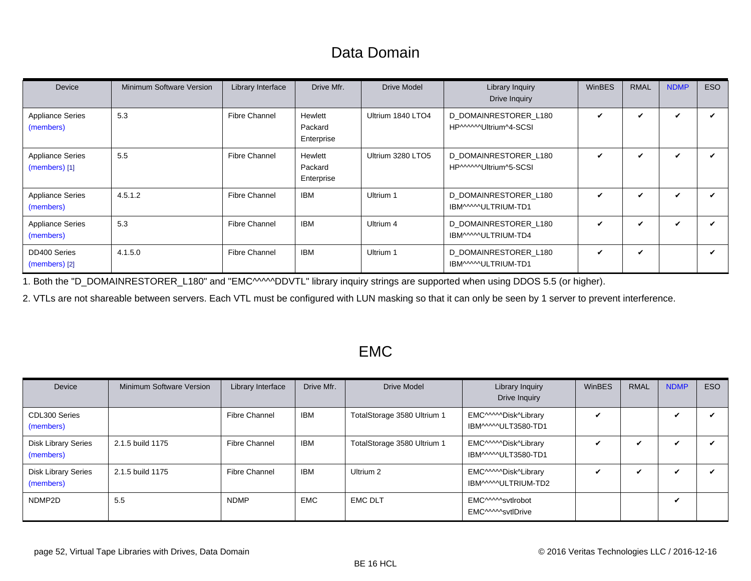## Data Domain

| Device | Minimum Software Version | Library Interface | Drive Mfr. | Drive Model | Library Inquiry<br>Drive Inquiry | WinBES | RMAL | NDMP | ESO |
|---|---|---|---|---|---|---|---|---|---|
| Appliance Series (members) | 5.3 | Fibre Channel | Hewlett Packard Enterprise | Ultrium 1840 LTO4 | D_DOMAINRESTORER_L180<br>HP^^^^^^Ultrium^4-SCSI | ✔ | ✔ | ✔ | ✔ |
| Appliance Series (members) [1] | 5.5 | Fibre Channel | Hewlett Packard Enterprise | Ultrium 3280 LTO5 | D_DOMAINRESTORER_L180<br>HP^^^^^^Ultrium^5-SCSI | ✔ | ✔ | ✔ | ✔ |
| Appliance Series (members) | 4.5.1.2 | Fibre Channel | IBM | Ultrium 1 | D_DOMAINRESTORER_L180<br>IBM^^^^^ULTRIUM-TD1 | ✔ | ✔ | ✔ | ✔ |
| Appliance Series (members) | 5.3 | Fibre Channel | IBM | Ultrium 4 | D_DOMAINRESTORER_L180<br>IBM^^^^^ULTRIUM-TD4 | ✔ | ✔ | ✔ | ✔ |
| DD400 Series (members) [2] | 4.1.5.0 | Fibre Channel | IBM | Ultrium 1 | D_DOMAINRESTORER_L180<br>IBM^^^^^ULTRIUM-TD1 | ✔ | ✔ | | ✔ |

1. Both the "D_DOMAINRESTORER_L180" and "EMC^^^^^DDVTL" library inquiry strings are supported when using DDOS 5.5 (or higher).

2. VTLs are not shareable between servers. Each VTL must be configured with LUN masking so that it can only be seen by 1 server to prevent interference.

## EMC

| Device | Minimum Software Version | Library Interface | Drive Mfr. | Drive Model | Library Inquiry<br>Drive Inquiry | WinBES | RMAL | NDMP | ESO |
|---|---|---|---|---|---|---|---|---|---|
| CDL300 Series (members) | | Fibre Channel | IBM | TotalStorage 3580 Ultrium 1 | EMC^^^^^Disk^Library<br>IBM^^^^^ULT3580-TD1 | ✔ | | ✔ | ✔ |
| Disk Library Series (members) | 2.1.5 build 1175 | Fibre Channel | IBM | TotalStorage 3580 Ultrium 1 | EMC^^^^^Disk^Library<br>IBM^^^^^ULT3580-TD1 | ✔ | ✔ | ✔ | ✔ |
| Disk Library Series (members) | 2.1.5 build 1175 | Fibre Channel | IBM | Ultrium 2 | EMC^^^^^Disk^Library<br>IBM^^^^^ULTRIUM-TD2 | ✔ | ✔ | ✔ | ✔ |
| NDMP2D | 5.5 | NDMP | EMC | EMC DLT | EMC^^^^^svtlrobot<br>EMC^^^^^svtlDrive | | | ✔ | |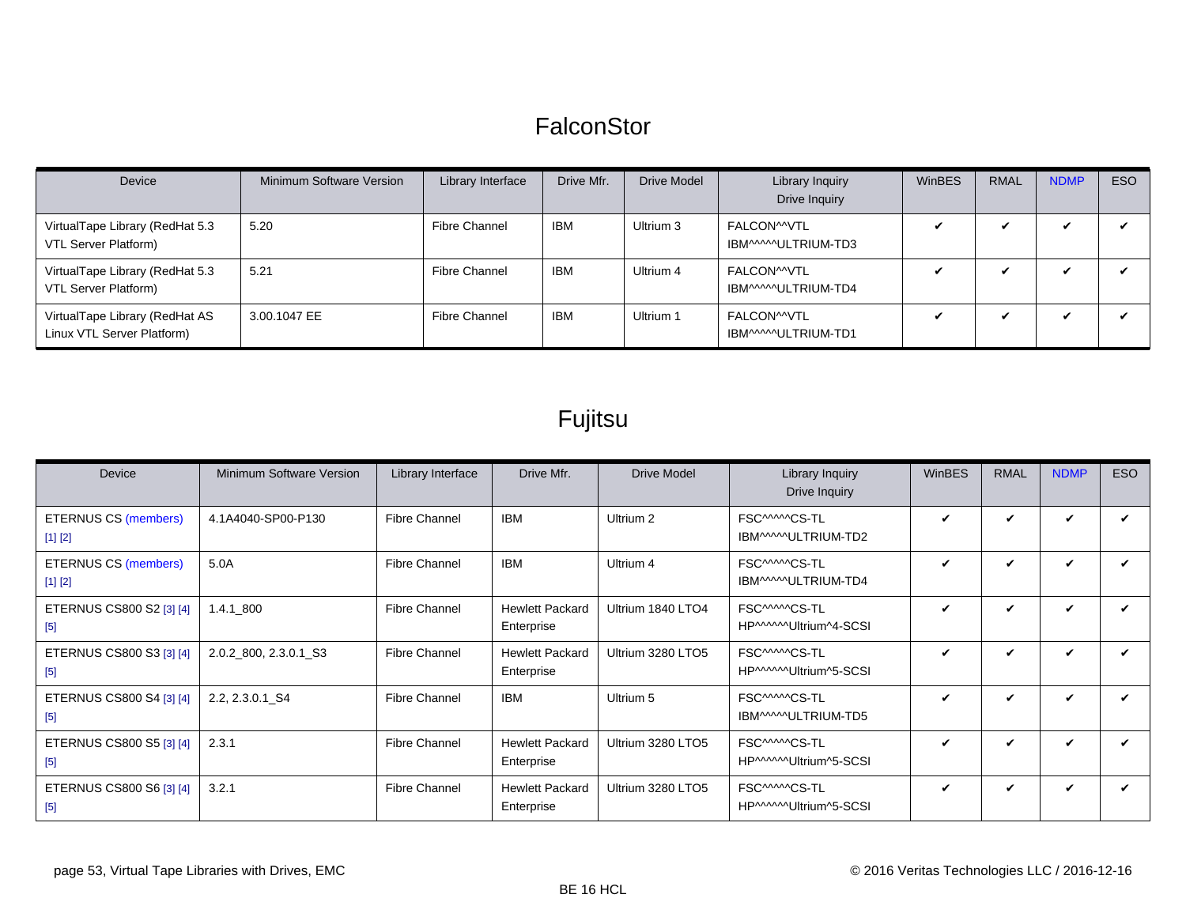# FalconStor

| Device | Minimum Software Version | Library Interface | Drive Mfr. | Drive Model | Library Inquiry<br>Drive Inquiry | WinBES | RMAL | NDMP | ESO |
|---|---|---|---|---|---|---|---|---|---|
| VirtualTape Library (RedHat 5.3 VTL Server Platform) | 5.20 | Fibre Channel | IBM | Ultrium 3 | FALCON^^VTL<br>IBM^^^^^ULTRIUM-TD3 | ✔ | ✔ | ✔ | ✔ |
| VirtualTape Library (RedHat 5.3 VTL Server Platform) | 5.21 | Fibre Channel | IBM | Ultrium 4 | FALCON^^VTL<br>IBM^^^^^ULTRIUM-TD4 | ✔ | ✔ | ✔ | ✔ |
| VirtualTape Library (RedHat AS Linux VTL Server Platform) | 3.00.1047 EE | Fibre Channel | IBM | Ultrium 1 | FALCON^^VTL<br>IBM^^^^^ULTRIUM-TD1 | ✔ | ✔ | ✔ | ✔ |

# Fujitsu

| Device | Minimum Software Version | Library Interface | Drive Mfr. | Drive Model | Library Inquiry<br>Drive Inquiry | WinBES | RMAL | NDMP | ESO |
|---|---|---|---|---|---|---|---|---|---|
| ETERNUS CS (members) [1] [2] | 4.1A4040-SP00-P130 | Fibre Channel | IBM | Ultrium 2 | FSC^^^^^CS-TL<br>IBM^^^^^ULTRIUM-TD2 | ✔ | ✔ | ✔ | ✔ |
| ETERNUS CS (members) [1] [2] | 5.0A | Fibre Channel | IBM | Ultrium 4 | FSC^^^^^CS-TL<br>IBM^^^^^ULTRIUM-TD4 | ✔ | ✔ | ✔ | ✔ |
| ETERNUS CS800 S2 [3] [4] [5] | 1.4.1_800 | Fibre Channel | Hewlett Packard Enterprise | Ultrium 1840 LTO4 | FSC^^^^^CS-TL<br>HP^^^^^^Ultrium^4-SCSI | ✔ | ✔ | ✔ | ✔ |
| ETERNUS CS800 S3 [3] [4] [5] | 2.0.2_800, 2.3.0.1_S3 | Fibre Channel | Hewlett Packard Enterprise | Ultrium 3280 LTO5 | FSC^^^^^CS-TL<br>HP^^^^^^Ultrium^5-SCSI | ✔ | ✔ | ✔ | ✔ |
| ETERNUS CS800 S4 [3] [4] [5] | 2.2, 2.3.0.1_S4 | Fibre Channel | IBM | Ultrium 5 | FSC^^^^^CS-TL<br>IBM^^^^^ULTRIUM-TD5 | ✔ | ✔ | ✔ | ✔ |
| ETERNUS CS800 S5 [3] [4] [5] | 2.3.1 | Fibre Channel | Hewlett Packard Enterprise | Ultrium 3280 LTO5 | FSC^^^^^CS-TL<br>HP^^^^^^Ultrium^5-SCSI | ✔ | ✔ | ✔ | ✔ |
| ETERNUS CS800 S6 [3] [4] [5] | 3.2.1 | Fibre Channel | Hewlett Packard Enterprise | Ultrium 3280 LTO5 | FSC^^^^^CS-TL<br>HP^^^^^^Ultrium^5-SCSI | ✔ | ✔ | ✔ | ✔ |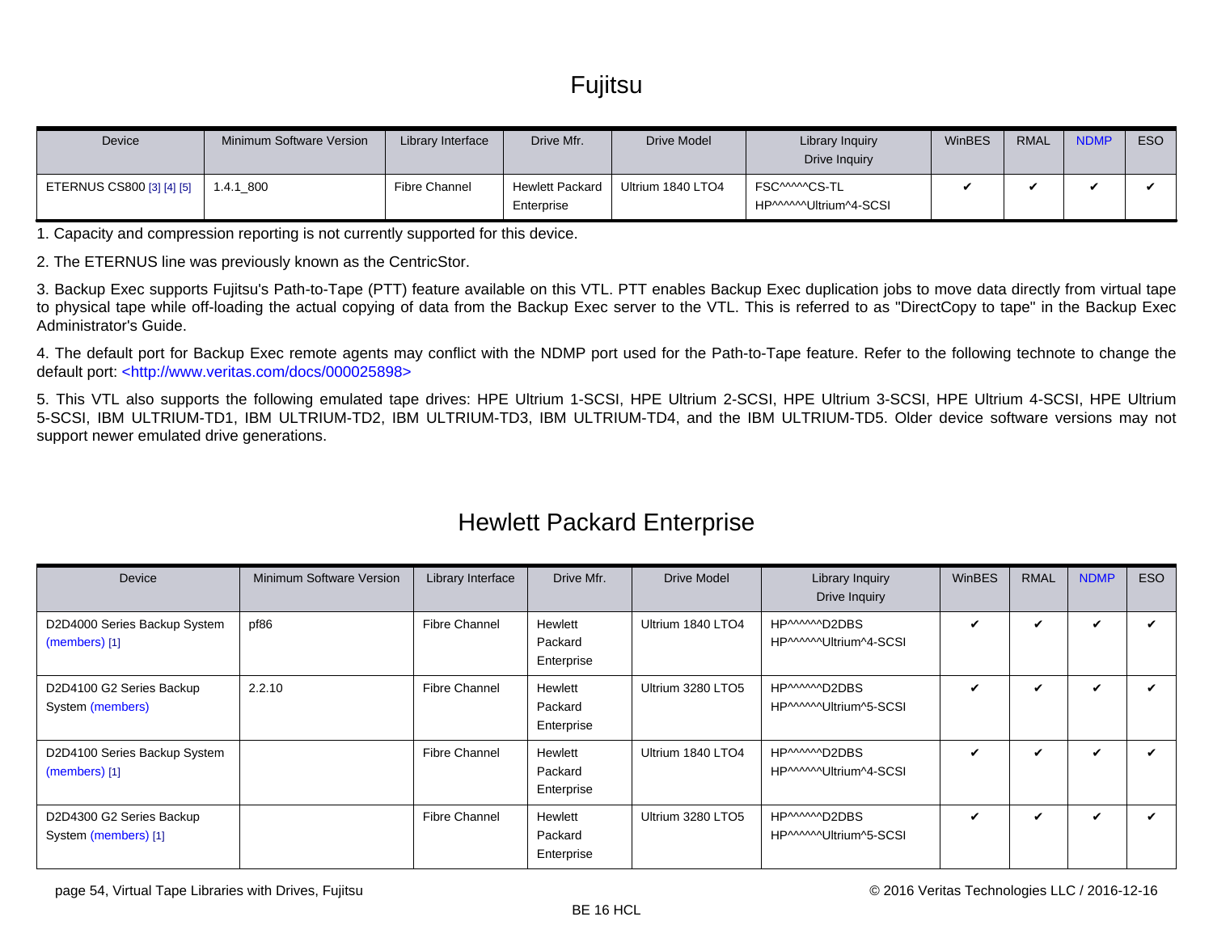# Fujitsu

| Device | Minimum Software Version | Library Interface | Drive Mfr. | Drive Model | Library Inquiry<br>Drive Inquiry | WinBES | RMAL | NDMP | ESO |
|---|---|---|---|---|---|---|---|---|---|
| ETERNUS CS800 [3] [4] [5] | 1.4.1_800 | Fibre Channel | Hewlett Packard Enterprise | Ultrium 1840 LTO4 | FSC^^^^^CS-TL<br>HP^^^^^^Ultrium^4-SCSI | ✔ | ✔ | ✔ | ✔ |

1. Capacity and compression reporting is not currently supported for this device.

2. The ETERNUS line was previously known as the CentricStor.

3. Backup Exec supports Fujitsu's Path-to-Tape (PTT) feature available on this VTL. PTT enables Backup Exec duplication jobs to move data directly from virtual tape to physical tape while off-loading the actual copying of data from the Backup Exec server to the VTL. This is referred to as "DirectCopy to tape" in the Backup Exec Administrator's Guide.

4. The default port for Backup Exec remote agents may conflict with the NDMP port used for the Path-to-Tape feature. Refer to the following technote to change the default port: <http://www.veritas.com/docs/000025898>

5. This VTL also supports the following emulated tape drives: HPE Ultrium 1-SCSI, HPE Ultrium 2-SCSI, HPE Ultrium 3-SCSI, HPE Ultrium 4-SCSI, HPE Ultrium 5-SCSI, IBM ULTRIUM-TD1, IBM ULTRIUM-TD2, IBM ULTRIUM-TD3, IBM ULTRIUM-TD4, and the IBM ULTRIUM-TD5. Older device software versions may not support newer emulated drive generations.

# Hewlett Packard Enterprise

| Device | Minimum Software Version | Library Interface | Drive Mfr. | Drive Model | Library Inquiry<br>Drive Inquiry | WinBES | RMAL | NDMP | ESO |
|---|---|---|---|---|---|---|---|---|---|
| D2D4000 Series Backup System (members) [1] | pf86 | Fibre Channel | Hewlett Packard Enterprise | Ultrium 1840 LTO4 | HP^^^^^^D2DBS<br>HP^^^^^^Ultrium^4-SCSI | ✔ | ✔ | ✔ | ✔ |
| D2D4100 G2 Series Backup System (members) | 2.2.10 | Fibre Channel | Hewlett Packard Enterprise | Ultrium 3280 LTO5 | HP^^^^^^D2DBS<br>HP^^^^^^Ultrium^5-SCSI | ✔ | ✔ | ✔ | ✔ |
| D2D4100 Series Backup System (members) [1] | | Fibre Channel | Hewlett Packard Enterprise | Ultrium 1840 LTO4 | HP^^^^^^D2DBS<br>HP^^^^^^Ultrium^4-SCSI | ✔ | ✔ | ✔ | ✔ |
| D2D4300 G2 Series Backup System (members) [1] | | Fibre Channel | Hewlett Packard Enterprise | Ultrium 3280 LTO5 | HP^^^^^^D2DBS<br>HP^^^^^^Ultrium^5-SCSI | ✔ | ✔ | ✔ | ✔ |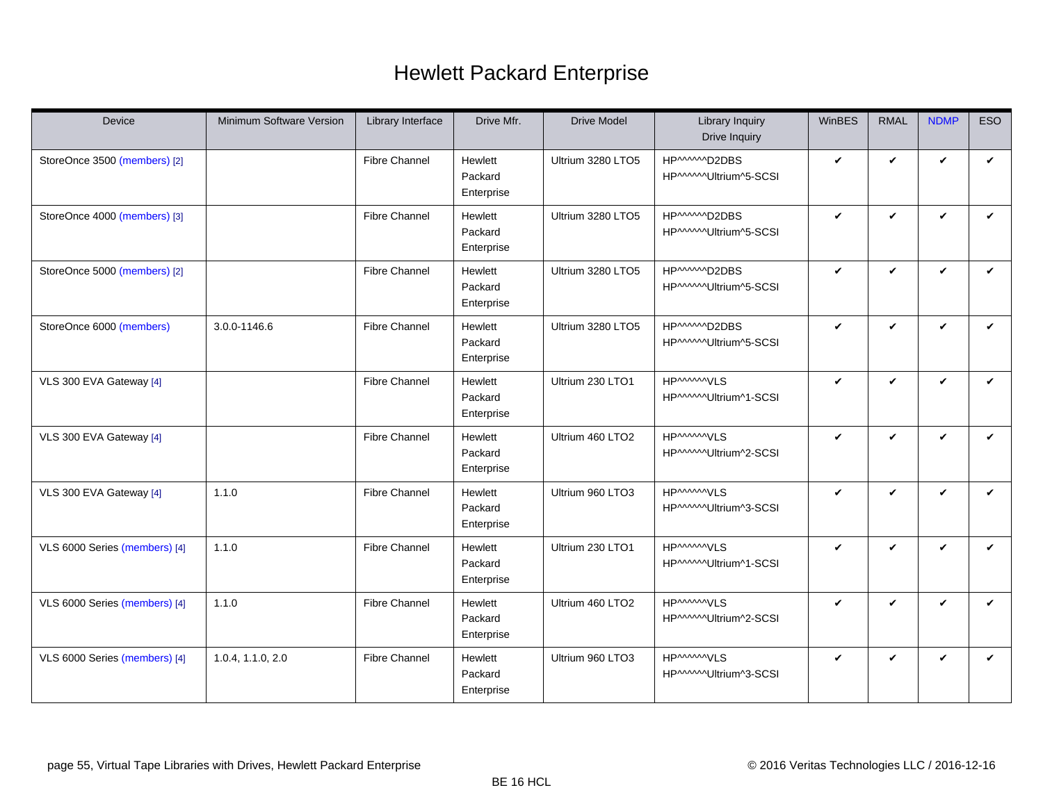# Hewlett Packard Enterprise

| Device | Minimum Software Version | Library Interface | Drive Mfr. | Drive Model | Library Inquiry<br>Drive Inquiry | WinBES | RMAL | NDMP | ESO |
|---|---|---|---|---|---|---|---|---|---|
| StoreOnce 3500 (members) [2] | | Fibre Channel | Hewlett Packard Enterprise | Ultrium 3280 LTO5 | HP^^^^^^D2DBS<br>HP^^^^^^Ultrium^5-SCSI | ✔ | ✔ | ✔ | ✔ |
| StoreOnce 4000 (members) [3] | | Fibre Channel | Hewlett Packard Enterprise | Ultrium 3280 LTO5 | HP^^^^^^D2DBS<br>HP^^^^^^Ultrium^5-SCSI | ✔ | ✔ | ✔ | ✔ |
| StoreOnce 5000 (members) [2] | | Fibre Channel | Hewlett Packard Enterprise | Ultrium 3280 LTO5 | HP^^^^^^D2DBS<br>HP^^^^^^Ultrium^5-SCSI | ✔ | ✔ | ✔ | ✔ |
| StoreOnce 6000 (members) | 3.0.0-1146.6 | Fibre Channel | Hewlett Packard Enterprise | Ultrium 3280 LTO5 | HP^^^^^^D2DBS<br>HP^^^^^^Ultrium^5-SCSI | ✔ | ✔ | ✔ | ✔ |
| VLS 300 EVA Gateway [4] | | Fibre Channel | Hewlett Packard Enterprise | Ultrium 230 LTO1 | HP^^^^^^VLS<br>HP^^^^^^Ultrium^1-SCSI | ✔ | ✔ | ✔ | ✔ |
| VLS 300 EVA Gateway [4] | | Fibre Channel | Hewlett Packard Enterprise | Ultrium 460 LTO2 | HP^^^^^^VLS<br>HP^^^^^^Ultrium^2-SCSI | ✔ | ✔ | ✔ | ✔ |
| VLS 300 EVA Gateway [4] | 1.1.0 | Fibre Channel | Hewlett Packard Enterprise | Ultrium 960 LTO3 | HP^^^^^^VLS<br>HP^^^^^^Ultrium^3-SCSI | ✔ | ✔ | ✔ | ✔ |
| VLS 6000 Series (members) [4] | 1.1.0 | Fibre Channel | Hewlett Packard Enterprise | Ultrium 230 LTO1 | HP^^^^^^VLS<br>HP^^^^^^Ultrium^1-SCSI | ✔ | ✔ | ✔ | ✔ |
| VLS 6000 Series (members) [4] | 1.1.0 | Fibre Channel | Hewlett Packard Enterprise | Ultrium 460 LTO2 | HP^^^^^^VLS<br>HP^^^^^^Ultrium^2-SCSI | ✔ | ✔ | ✔ | ✔ |
| VLS 6000 Series (members) [4] | 1.0.4, 1.1.0, 2.0 | Fibre Channel | Hewlett Packard Enterprise | Ultrium 960 LTO3 | HP^^^^^^VLS<br>HP^^^^^^Ultrium^3-SCSI | ✔ | ✔ | ✔ | ✔ |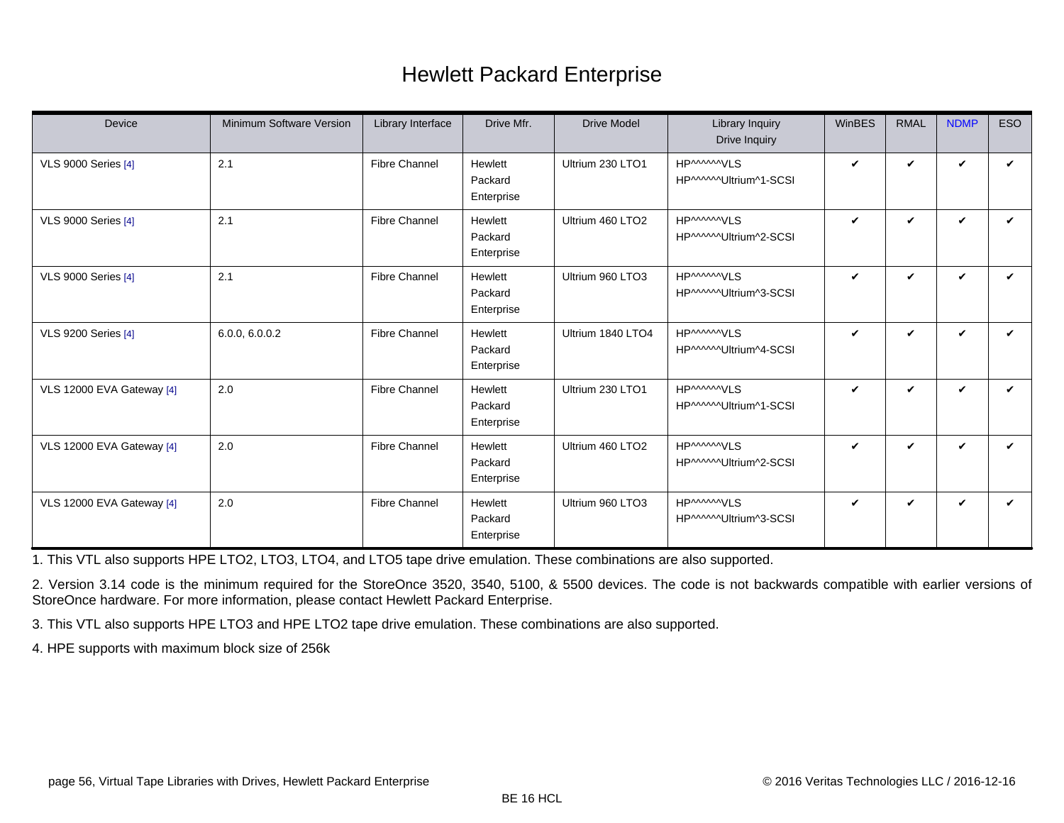# Hewlett Packard Enterprise

| Device | Minimum Software Version | Library Interface | Drive Mfr. | Drive Model | Library Inquiry<br>Drive Inquiry | WinBES | RMAL | NDMP | ESO |
|---|---|---|---|---|---|---|---|---|---|
| VLS 9000 Series [4] | 2.1 | Fibre Channel | Hewlett Packard Enterprise | Ultrium 230 LTO1 | HP^^^^^^VLS<br>HP^^^^^^Ultrium^1-SCSI | ✔ | ✔ | ✔ | ✔ |
| VLS 9000 Series [4] | 2.1 | Fibre Channel | Hewlett Packard Enterprise | Ultrium 460 LTO2 | HP^^^^^^VLS<br>HP^^^^^^Ultrium^2-SCSI | ✔ | ✔ | ✔ | ✔ |
| VLS 9000 Series [4] | 2.1 | Fibre Channel | Hewlett Packard Enterprise | Ultrium 960 LTO3 | HP^^^^^^VLS<br>HP^^^^^^Ultrium^3-SCSI | ✔ | ✔ | ✔ | ✔ |
| VLS 9200 Series [4] | 6.0.0, 6.0.0.2 | Fibre Channel | Hewlett Packard Enterprise | Ultrium 1840 LTO4 | HP^^^^^^VLS<br>HP^^^^^^Ultrium^4-SCSI | ✔ | ✔ | ✔ | ✔ |
| VLS 12000 EVA Gateway [4] | 2.0 | Fibre Channel | Hewlett Packard Enterprise | Ultrium 230 LTO1 | HP^^^^^^VLS<br>HP^^^^^^Ultrium^1-SCSI | ✔ | ✔ | ✔ | ✔ |
| VLS 12000 EVA Gateway [4] | 2.0 | Fibre Channel | Hewlett Packard Enterprise | Ultrium 460 LTO2 | HP^^^^^^VLS<br>HP^^^^^^Ultrium^2-SCSI | ✔ | ✔ | ✔ | ✔ |
| VLS 12000 EVA Gateway [4] | 2.0 | Fibre Channel | Hewlett Packard Enterprise | Ultrium 960 LTO3 | HP^^^^^^VLS<br>HP^^^^^^Ultrium^3-SCSI | ✔ | ✔ | ✔ | ✔ |

1. This VTL also supports HPE LTO2, LTO3, LTO4, and LTO5 tape drive emulation. These combinations are also supported.

2. Version 3.14 code is the minimum required for the StoreOnce 3520, 3540, 5100, & 5500 devices. The code is not backwards compatible with earlier versions of StoreOnce hardware. For more information, please contact Hewlett Packard Enterprise.

3. This VTL also supports HPE LTO3 and HPE LTO2 tape drive emulation. These combinations are also supported.

4. HPE supports with maximum block size of 256k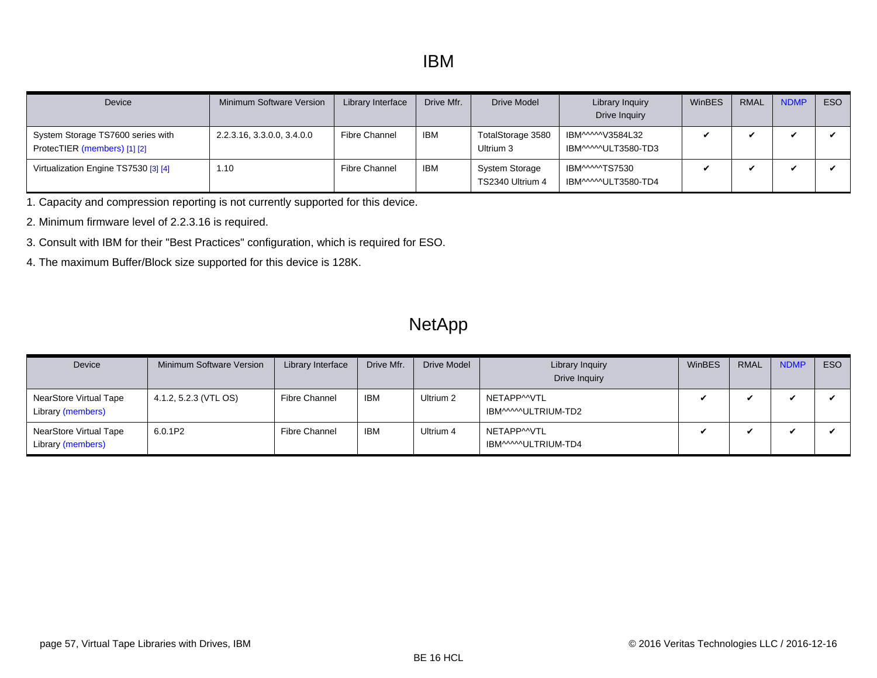# IBM

| Device | Minimum Software Version | Library Interface | Drive Mfr. | Drive Model | Library Inquiry<br>Drive Inquiry | WinBES | RMAL | NDMP | ESO |
|---|---|---|---|---|---|---|---|---|---|
| System Storage TS7600 series with ProtecTIER (members) [1] [2] | 2.2.3.16, 3.3.0.0, 3.4.0.0 | Fibre Channel | IBM | TotalStorage 3580 Ultrium 3 | IBM^^^^^V3584L32<br>IBM^^^^^ULT3580-TD3 | ✔ | ✔ | ✔ | ✔ |
| Virtualization Engine TS7530 [3] [4] | 1.10 | Fibre Channel | IBM | System Storage TS2340 Ultrium 4 | IBM^^^^^TS7530<br>IBM^^^^^ULT3580-TD4 | ✔ | ✔ | ✔ | ✔ |

1. Capacity and compression reporting is not currently supported for this device.
2. Minimum firmware level of 2.2.3.16 is required.
3. Consult with IBM for their "Best Practices" configuration, which is required for ESO.
4. The maximum Buffer/Block size supported for this device is 128K.

# NetApp

| Device | Minimum Software Version | Library Interface | Drive Mfr. | Drive Model | Library Inquiry<br>Drive Inquiry | WinBES | RMAL | NDMP | ESO |
|---|---|---|---|---|---|---|---|---|---|
| NearStore Virtual Tape Library (members) | 4.1.2, 5.2.3 (VTL OS) | Fibre Channel | IBM | Ultrium 2 | NETAPP^^VTL<br>IBM^^^^^ULTRIUM-TD2 | ✔ | ✔ | ✔ | ✔ |
| NearStore Virtual Tape Library (members) | 6.0.1P2 | Fibre Channel | IBM | Ultrium 4 | NETAPP^^VTL<br>IBM^^^^^ULTRIUM-TD4 | ✔ | ✔ | ✔ | ✔ |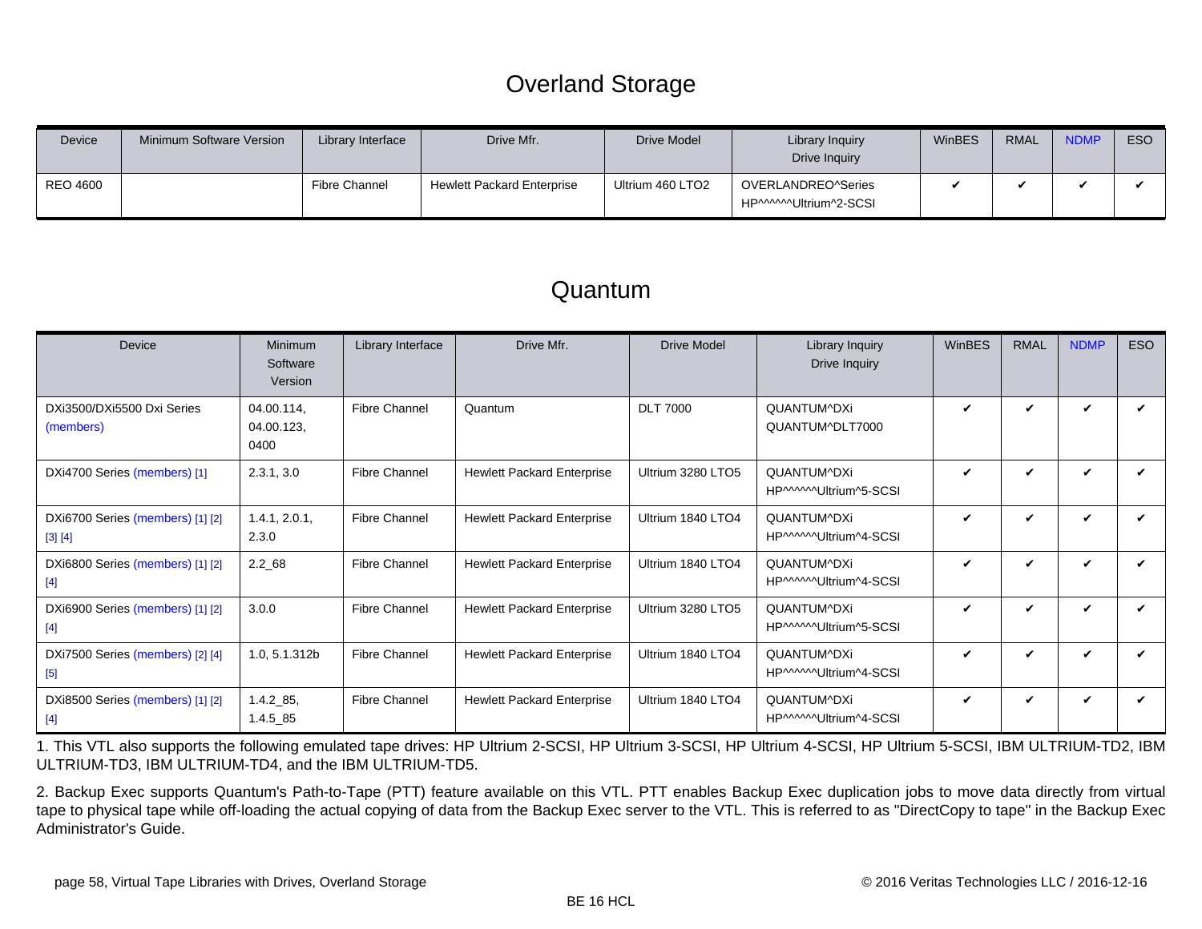# Overland Storage

| Device | Minimum Software Version | Library Interface | Drive Mfr. | Drive Model | Library Inquiry<br>Drive Inquiry | WinBES | RMAL | NDMP | ESO |
|---|---|---|---|---|---|---|---|---|---|
| REO 4600 | | Fibre Channel | Hewlett Packard Enterprise | Ultrium 460 LTO2 | OVERLANDREO^Series<br>HP^^^^^^Ultrium^2-SCSI | ✔ | ✔ | ✔ | ✔ |

# Quantum

| Device | Minimum Software Version | Library Interface | Drive Mfr. | Drive Model | Library Inquiry<br>Drive Inquiry | WinBES | RMAL | NDMP | ESO |
|---|---|---|---|---|---|---|---|---|---|
| DXi3500/DXi5500 Dxi Series (members) | 04.00.114, 04.00.123, 0400 | Fibre Channel | Quantum | DLT 7000 | QUANTUM^DXi<br>QUANTUM^DLT7000 | ✔ | ✔ | ✔ | ✔ |
| DXi4700 Series (members) [1] | 2.3.1, 3.0 | Fibre Channel | Hewlett Packard Enterprise | Ultrium 3280 LTO5 | QUANTUM^DXi<br>HP^^^^^^Ultrium^5-SCSI | ✔ | ✔ | ✔ | ✔ |
| DXi6700 Series (members) [1] [2] [3] [4] | 1.4.1, 2.0.1, 2.3.0 | Fibre Channel | Hewlett Packard Enterprise | Ultrium 1840 LTO4 | QUANTUM^DXi<br>HP^^^^^^Ultrium^4-SCSI | ✔ | ✔ | ✔ | ✔ |
| DXi6800 Series (members) [1] [2] [4] | 2.2_68 | Fibre Channel | Hewlett Packard Enterprise | Ultrium 1840 LTO4 | QUANTUM^DXi<br>HP^^^^^^Ultrium^4-SCSI | ✔ | ✔ | ✔ | ✔ |
| DXi6900 Series (members) [1] [2] [4] | 3.0.0 | Fibre Channel | Hewlett Packard Enterprise | Ultrium 3280 LTO5 | QUANTUM^DXi<br>HP^^^^^^Ultrium^5-SCSI | ✔ | ✔ | ✔ | ✔ |
| DXi7500 Series (members) [2] [4] [5] | 1.0, 5.1.312b | Fibre Channel | Hewlett Packard Enterprise | Ultrium 1840 LTO4 | QUANTUM^DXi<br>HP^^^^^^Ultrium^4-SCSI | ✔ | ✔ | ✔ | ✔ |
| DXi8500 Series (members) [1] [2] [4] | 1.4.2_85, 1.4.5_85 | Fibre Channel | Hewlett Packard Enterprise | Ultrium 1840 LTO4 | QUANTUM^DXi<br>HP^^^^^^Ultrium^4-SCSI | ✔ | ✔ | ✔ | ✔ |

1. This VTL also supports the following emulated tape drives: HP Ultrium 2-SCSI, HP Ultrium 3-SCSI, HP Ultrium 4-SCSI, HP Ultrium 5-SCSI, IBM ULTRIUM-TD2, IBM ULTRIUM-TD3, IBM ULTRIUM-TD4, and the IBM ULTRIUM-TD5.

2. Backup Exec supports Quantum's Path-to-Tape (PTT) feature available on this VTL. PTT enables Backup Exec duplication jobs to move data directly from virtual tape to physical tape while off-loading the actual copying of data from the Backup Exec server to the VTL. This is referred to as "DirectCopy to tape" in the Backup Exec Administrator's Guide.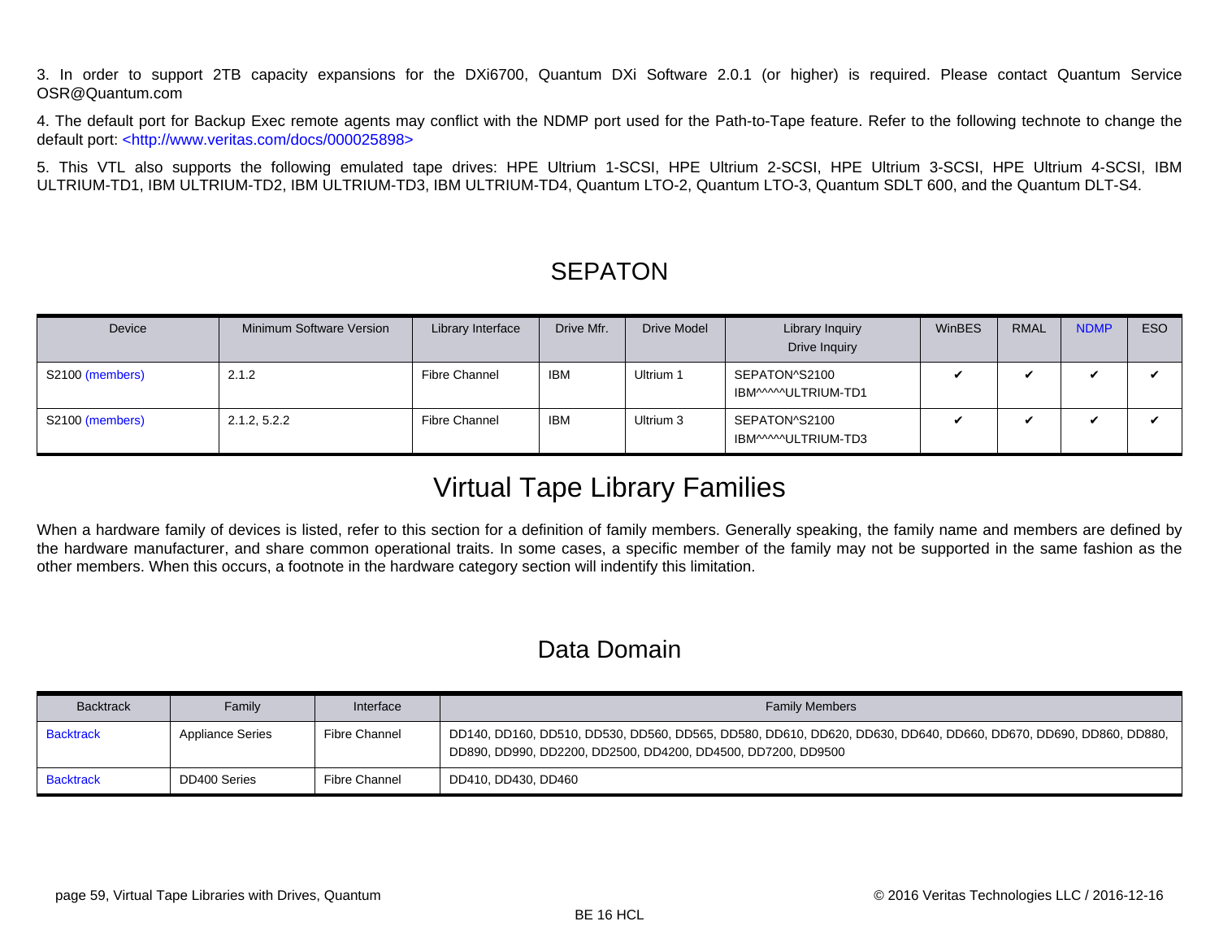3. In order to support 2TB capacity expansions for the DXi6700, Quantum DXi Software 2.0.1 (or higher) is required. Please contact Quantum Service OSR@Quantum.com

4. The default port for Backup Exec remote agents may conflict with the NDMP port used for the Path-to-Tape feature. Refer to the following technote to change the default port: <http://www.veritas.com/docs/000025898>

5. This VTL also supports the following emulated tape drives: HPE Ultrium 1-SCSI, HPE Ultrium 2-SCSI, HPE Ultrium 3-SCSI, HPE Ultrium 4-SCSI, IBM ULTRIUM-TD1, IBM ULTRIUM-TD2, IBM ULTRIUM-TD3, IBM ULTRIUM-TD4, Quantum LTO-2, Quantum LTO-3, Quantum SDLT 600, and the Quantum DLT-S4.

## SEPATON

| Device | Minimum Software Version | Library Interface | Drive Mfr. | Drive Model | Library Inquiry Drive Inquiry | WinBES | RMAL | NDMP | ESO |
|---|---|---|---|---|---|---|---|---|---|
| S2100 (members) | 2.1.2 | Fibre Channel | IBM | Ultrium 1 | SEPATON^S2100 IBM^^^^^ULTRIUM-TD1 | ✔ | ✔ | ✔ | ✔ |
| S2100 (members) | 2.1.2, 5.2.2 | Fibre Channel | IBM | Ultrium 3 | SEPATON^S2100 IBM^^^^^ULTRIUM-TD3 | ✔ | ✔ | ✔ | ✔ |

## Virtual Tape Library Families

When a hardware family of devices is listed, refer to this section for a definition of family members. Generally speaking, the family name and members are defined by the hardware manufacturer, and share common operational traits. In some cases, a specific member of the family may not be supported in the same fashion as the other members. When this occurs, a footnote in the hardware category section will indentify this limitation.

## Data Domain

| Backtrack | Family | Interface | Family Members |
|---|---|---|---|
| Backtrack | Appliance Series | Fibre Channel | DD140, DD160, DD510, DD530, DD560, DD565, DD580, DD610, DD620, DD630, DD640, DD660, DD670, DD690, DD860, DD880, DD890, DD990, DD2200, DD2500, DD4200, DD4500, DD7200, DD9500 |
| Backtrack | DD400 Series | Fibre Channel | DD410, DD430, DD460 |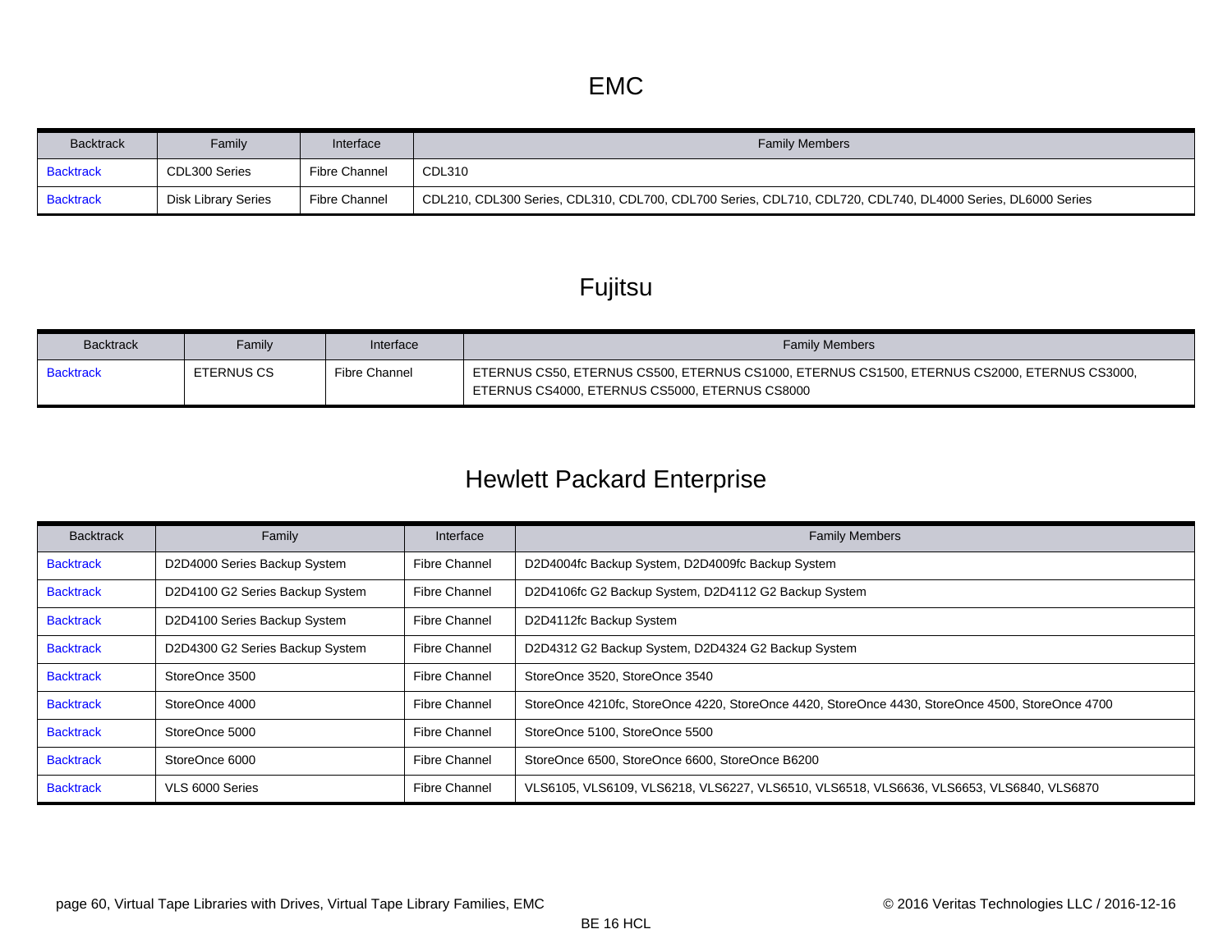# EMC

| Backtrack | Family | Interface | Family Members |
|---|---|---|---|
| Backtrack | CDL300 Series | Fibre Channel | CDL310 |
| Backtrack | Disk Library Series | Fibre Channel | CDL210, CDL300 Series, CDL310, CDL700, CDL700 Series, CDL710, CDL720, CDL740, DL4000 Series, DL6000 Series |

# Fujitsu

| Backtrack | Family | Interface | Family Members |
|---|---|---|---|
| Backtrack | ETERNUS CS | Fibre Channel | ETERNUS CS50, ETERNUS CS500, ETERNUS CS1000, ETERNUS CS1500, ETERNUS CS2000, ETERNUS CS3000, ETERNUS CS4000, ETERNUS CS5000, ETERNUS CS8000 |

# Hewlett Packard Enterprise

| Backtrack | Family | Interface | Family Members |
|---|---|---|---|
| Backtrack | D2D4000 Series Backup System | Fibre Channel | D2D4004fc Backup System, D2D4009fc Backup System |
| Backtrack | D2D4100 G2 Series Backup System | Fibre Channel | D2D4106fc G2 Backup System, D2D4112 G2 Backup System |
| Backtrack | D2D4100 Series Backup System | Fibre Channel | D2D4112fc Backup System |
| Backtrack | D2D4300 G2 Series Backup System | Fibre Channel | D2D4312 G2 Backup System, D2D4324 G2 Backup System |
| Backtrack | StoreOnce 3500 | Fibre Channel | StoreOnce 3520, StoreOnce 3540 |
| Backtrack | StoreOnce 4000 | Fibre Channel | StoreOnce 4210fc, StoreOnce 4220, StoreOnce 4420, StoreOnce 4430, StoreOnce 4500, StoreOnce 4700 |
| Backtrack | StoreOnce 5000 | Fibre Channel | StoreOnce 5100, StoreOnce 5500 |
| Backtrack | StoreOnce 6000 | Fibre Channel | StoreOnce 6500, StoreOnce 6600, StoreOnce B6200 |
| Backtrack | VLS 6000 Series | Fibre Channel | VLS6105, VLS6109, VLS6218, VLS6227, VLS6510, VLS6518, VLS6636, VLS6653, VLS6840, VLS6870 |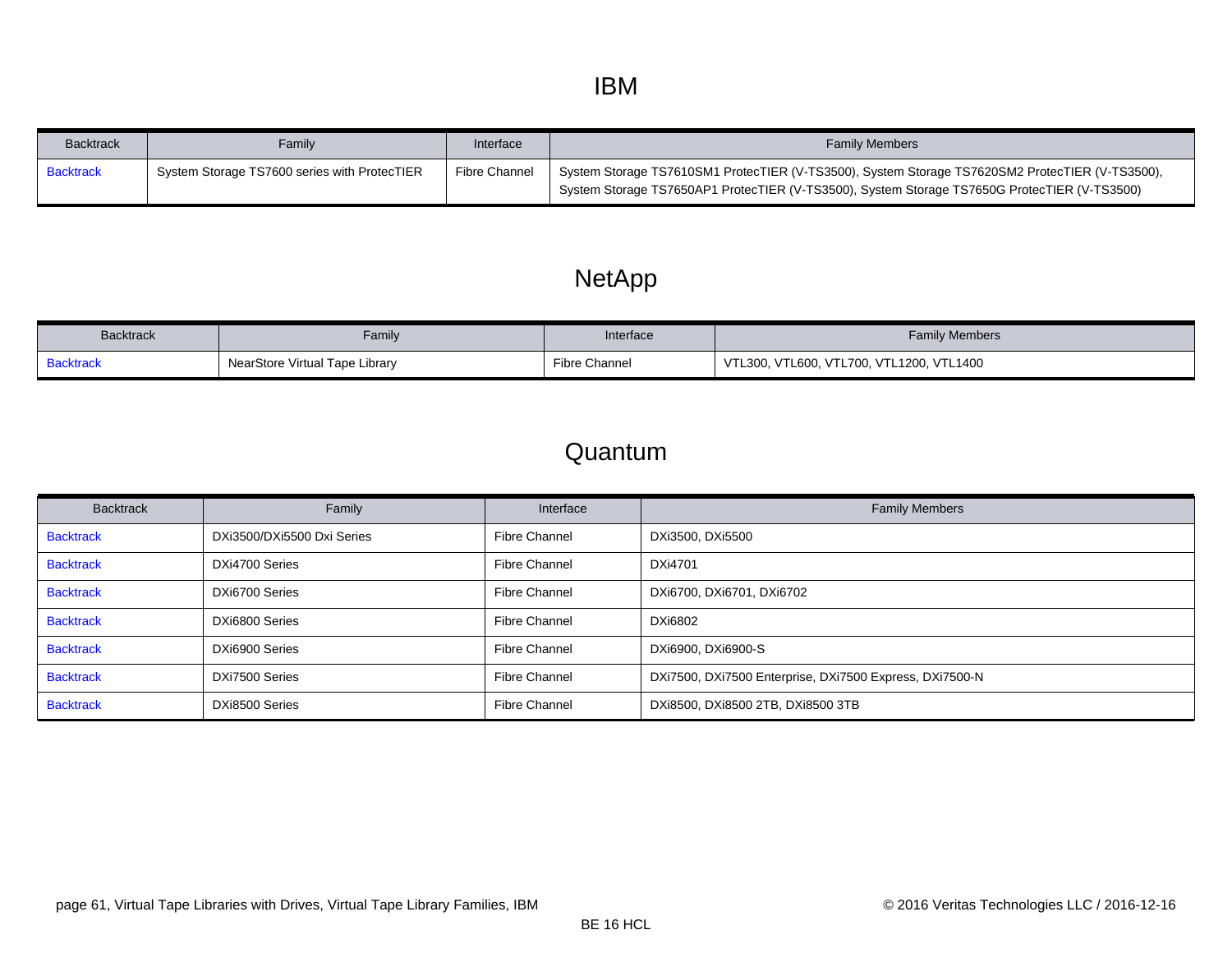# IBM

| Backtrack | Family | Interface | Family Members |
|---|---|---|---|
| Backtrack | System Storage TS7600 series with ProtecTIER | Fibre Channel | System Storage TS7610SM1 ProtecTIER (V-TS3500), System Storage TS7620SM2 ProtecTIER (V-TS3500), System Storage TS7650AP1 ProtecTIER (V-TS3500), System Storage TS7650G ProtecTIER (V-TS3500) |

# NetApp

| Backtrack | Family | Interface | Family Members |
|---|---|---|---|
| Backtrack | NearStore Virtual Tape Library | Fibre Channel | VTL300, VTL600, VTL700, VTL1200, VTL1400 |

# Quantum

| Backtrack | Family | Interface | Family Members |
|---|---|---|---|
| Backtrack | DXi3500/DXi5500 Dxi Series | Fibre Channel | DXi3500, DXi5500 |
| Backtrack | DXi4700 Series | Fibre Channel | DXi4701 |
| Backtrack | DXi6700 Series | Fibre Channel | DXi6700, DXi6701, DXi6702 |
| Backtrack | DXi6800 Series | Fibre Channel | DXi6802 |
| Backtrack | DXi6900 Series | Fibre Channel | DXi6900, DXi6900-S |
| Backtrack | DXi7500 Series | Fibre Channel | DXi7500, DXi7500 Enterprise, DXi7500 Express, DXi7500-N |
| Backtrack | DXi8500 Series | Fibre Channel | DXi8500, DXi8500 2TB, DXi8500 3TB |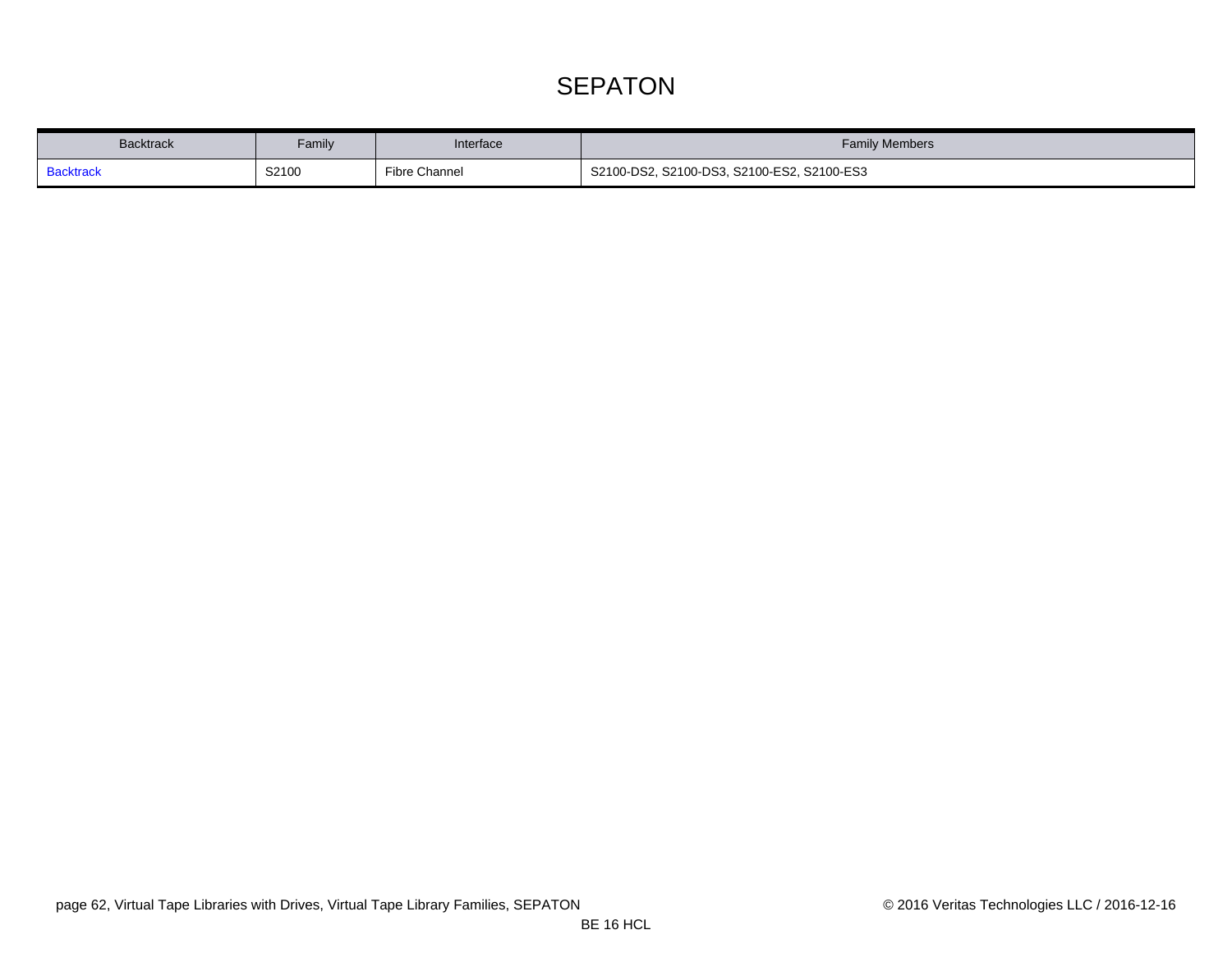# SEPATON

| Backtrack | Family | Interface | Family Members |
| --- | --- | --- | --- |
| Backtrack | S2100 | Fibre Channel | S2100-DS2, S2100-DS3, S2100-ES2, S2100-ES3 |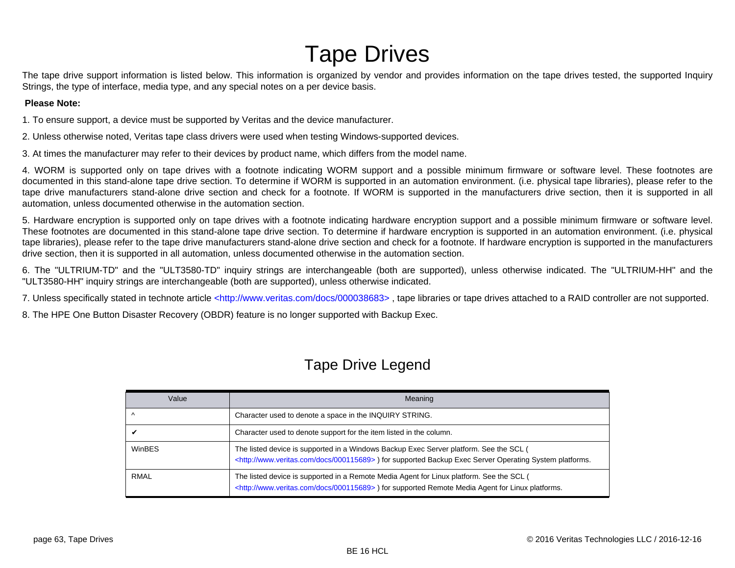# Tape Drives

The tape drive support information is listed below. This information is organized by vendor and provides information on the tape drives tested, the supported Inquiry Strings, the type of interface, media type, and any special notes on a per device basis.

**Please Note:**

1. To ensure support, a device must be supported by Veritas and the device manufacturer.

2. Unless otherwise noted, Veritas tape class drivers were used when testing Windows-supported devices.

3. At times the manufacturer may refer to their devices by product name, which differs from the model name.

4. WORM is supported only on tape drives with a footnote indicating WORM support and a possible minimum firmware or software level. These footnotes are documented in this stand-alone tape drive section. To determine if WORM is supported in an automation environment. (i.e. physical tape libraries), please refer to the tape drive manufacturers stand-alone drive section and check for a footnote. If WORM is supported in the manufacturers drive section, then it is supported in all automation, unless documented otherwise in the automation section.

5. Hardware encryption is supported only on tape drives with a footnote indicating hardware encryption support and a possible minimum firmware or software level. These footnotes are documented in this stand-alone tape drive section. To determine if hardware encryption is supported in an automation environment. (i.e. physical tape libraries), please refer to the tape drive manufacturers stand-alone drive section and check for a footnote. If hardware encryption is supported in the manufacturers drive section, then it is supported in all automation, unless documented otherwise in the automation section.

6. The "ULTRIUM-TD" and the "ULT3580-TD" inquiry strings are interchangeable (both are supported), unless otherwise indicated. The "ULTRIUM-HH" and the "ULT3580-HH" inquiry strings are interchangeable (both are supported), unless otherwise indicated.

7. Unless specifically stated in technote article <http://www.veritas.com/docs/000038683> , tape libraries or tape drives attached to a RAID controller are not supported.

8. The HPE One Button Disaster Recovery (OBDR) feature is no longer supported with Backup Exec.

## Tape Drive Legend

| Value | Meaning |
|---|---|
| ^ | Character used to denote a space in the INQUIRY STRING. |
| ✔ | Character used to denote support for the item listed in the column. |
| WinBES | The listed device is supported in a Windows Backup Exec Server platform. See the SCL ( <http://www.veritas.com/docs/000115689> ) for supported Backup Exec Server Operating System platforms. |
| RMAL | The listed device is supported in a Remote Media Agent for Linux platform. See the SCL ( <http://www.veritas.com/docs/000115689> ) for supported Remote Media Agent for Linux platforms. |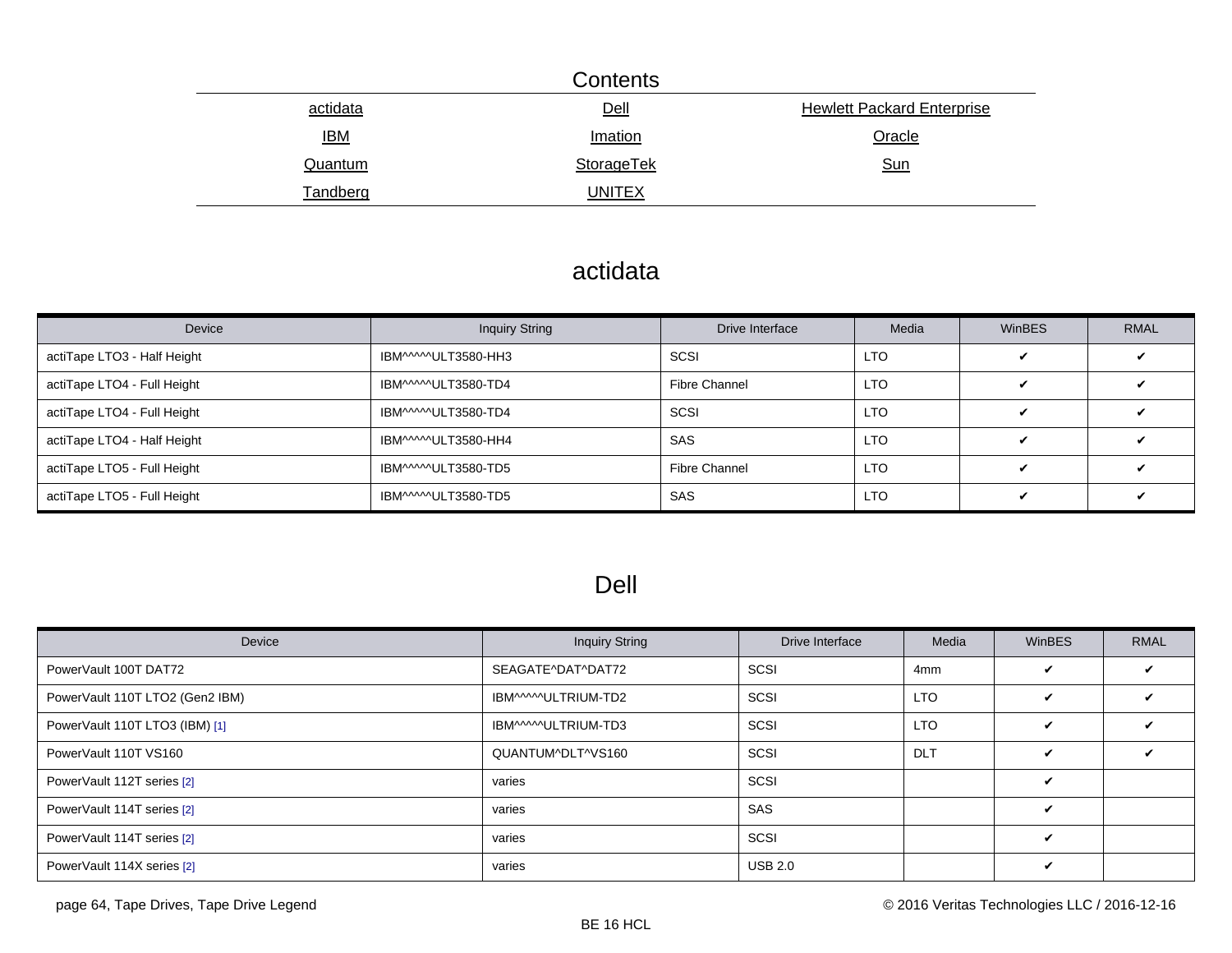## Contents

| | | |
|---|---|---|
| actidata | Dell | Hewlett Packard Enterprise |
| IBM | Imation | Oracle |
| Quantum | StorageTek | Sun |
| Tandberg | UNITEX | |

## actidata

| Device | Inquiry String | Drive Interface | Media | WinBES | RMAL |
|---|---|---|---|---|---|
| actiTape LTO3 - Half Height | IBM^^^^^ULT3580-HH3 | SCSI | LTO | ✔ | ✔ |
| actiTape LTO4 - Full Height | IBM^^^^^ULT3580-TD4 | Fibre Channel | LTO | ✔ | ✔ |
| actiTape LTO4 - Full Height | IBM^^^^^ULT3580-TD4 | SCSI | LTO | ✔ | ✔ |
| actiTape LTO4 - Half Height | IBM^^^^^ULT3580-HH4 | SAS | LTO | ✔ | ✔ |
| actiTape LTO5 - Full Height | IBM^^^^^ULT3580-TD5 | Fibre Channel | LTO | ✔ | ✔ |
| actiTape LTO5 - Full Height | IBM^^^^^ULT3580-TD5 | SAS | LTO | ✔ | ✔ |

## Dell

| Device | Inquiry String | Drive Interface | Media | WinBES | RMAL |
|---|---|---|---|---|---|
| PowerVault 100T DAT72 | SEAGATE^DAT^DAT72 | SCSI | 4mm | ✔ | ✔ |
| PowerVault 110T LTO2 (Gen2 IBM) | IBM^^^^^ULTRIUM-TD2 | SCSI | LTO | ✔ | ✔ |
| PowerVault 110T LTO3 (IBM) [1] | IBM^^^^^ULTRIUM-TD3 | SCSI | LTO | ✔ | ✔ |
| PowerVault 110T VS160 | QUANTUM^DLT^VS160 | SCSI | DLT | ✔ | ✔ |
| PowerVault 112T series [2] | varies | SCSI | | ✔ | |
| PowerVault 114T series [2] | varies | SAS | | ✔ | |
| PowerVault 114T series [2] | varies | SCSI | | ✔ | |
| PowerVault 114X series [2] | varies | USB 2.0 | | ✔ | |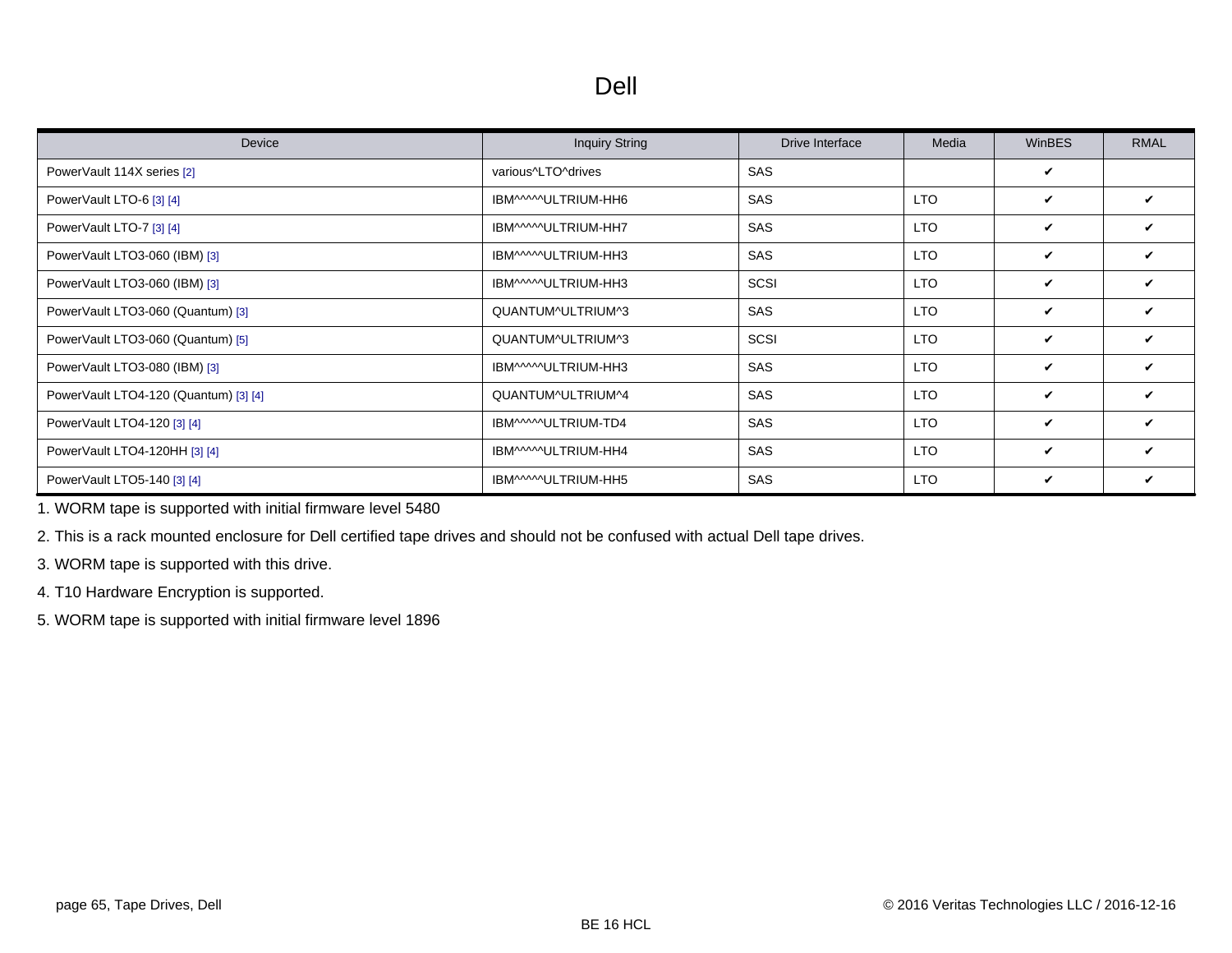# Dell

| Device | Inquiry String | Drive Interface | Media | WinBES | RMAL |
|---|---|---|---|---|---|
| PowerVault 114X series [2] | various^LTO^drives | SAS | | ✔ | |
| PowerVault LTO-6 [3] [4] | IBM^^^^^ULTRIUM-HH6 | SAS | LTO | ✔ | ✔ |
| PowerVault LTO-7 [3] [4] | IBM^^^^^ULTRIUM-HH7 | SAS | LTO | ✔ | ✔ |
| PowerVault LTO3-060 (IBM) [3] | IBM^^^^^ULTRIUM-HH3 | SAS | LTO | ✔ | ✔ |
| PowerVault LTO3-060 (IBM) [3] | IBM^^^^^ULTRIUM-HH3 | SCSI | LTO | ✔ | ✔ |
| PowerVault LTO3-060 (Quantum) [3] | QUANTUM^ULTRIUM^3 | SAS | LTO | ✔ | ✔ |
| PowerVault LTO3-060 (Quantum) [5] | QUANTUM^ULTRIUM^3 | SCSI | LTO | ✔ | ✔ |
| PowerVault LTO3-080 (IBM) [3] | IBM^^^^^ULTRIUM-HH3 | SAS | LTO | ✔ | ✔ |
| PowerVault LTO4-120 (Quantum) [3] [4] | QUANTUM^ULTRIUM^4 | SAS | LTO | ✔ | ✔ |
| PowerVault LTO4-120 [3] [4] | IBM^^^^^ULTRIUM-TD4 | SAS | LTO | ✔ | ✔ |
| PowerVault LTO4-120HH [3] [4] | IBM^^^^^ULTRIUM-HH4 | SAS | LTO | ✔ | ✔ |
| PowerVault LTO5-140 [3] [4] | IBM^^^^^ULTRIUM-HH5 | SAS | LTO | ✔ | ✔ |

1. WORM tape is supported with initial firmware level 5480
2. This is a rack mounted enclosure for Dell certified tape drives and should not be confused with actual Dell tape drives.
3. WORM tape is supported with this drive.
4. T10 Hardware Encryption is supported.
5. WORM tape is supported with initial firmware level 1896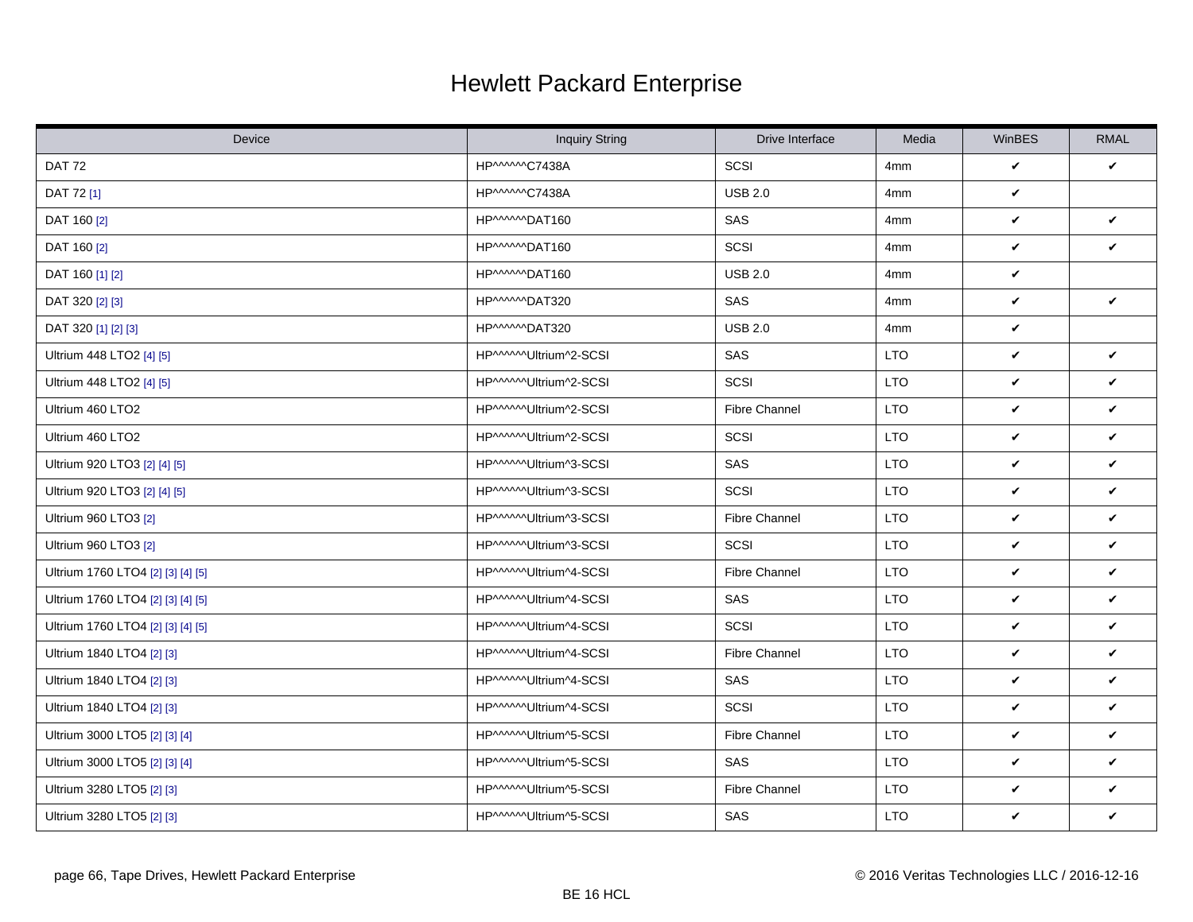# Hewlett Packard Enterprise

| Device | Inquiry String | Drive Interface | Media | WinBES | RMAL |
|---|---|---|---|---|---|
| DAT 72 | HP^^^^^^C7438A | SCSI | 4mm | ✔ | ✔ |
| DAT 72 [1] | HP^^^^^^C7438A | USB 2.0 | 4mm | ✔ | |
| DAT 160 [2] | HP^^^^^^DAT160 | SAS | 4mm | ✔ | ✔ |
| DAT 160 [2] | HP^^^^^^DAT160 | SCSI | 4mm | ✔ | ✔ |
| DAT 160 [1] [2] | HP^^^^^^DAT160 | USB 2.0 | 4mm | ✔ | |
| DAT 320 [2] [3] | HP^^^^^^DAT320 | SAS | 4mm | ✔ | ✔ |
| DAT 320 [1] [2] [3] | HP^^^^^^DAT320 | USB 2.0 | 4mm | ✔ | |
| Ultrium 448 LTO2 [4] [5] | HP^^^^^^Ultrium^2-SCSI | SAS | LTO | ✔ | ✔ |
| Ultrium 448 LTO2 [4] [5] | HP^^^^^^Ultrium^2-SCSI | SCSI | LTO | ✔ | ✔ |
| Ultrium 460 LTO2 | HP^^^^^^Ultrium^2-SCSI | Fibre Channel | LTO | ✔ | ✔ |
| Ultrium 460 LTO2 | HP^^^^^^Ultrium^2-SCSI | SCSI | LTO | ✔ | ✔ |
| Ultrium 920 LTO3 [2] [4] [5] | HP^^^^^^Ultrium^3-SCSI | SAS | LTO | ✔ | ✔ |
| Ultrium 920 LTO3 [2] [4] [5] | HP^^^^^^Ultrium^3-SCSI | SCSI | LTO | ✔ | ✔ |
| Ultrium 960 LTO3 [2] | HP^^^^^^Ultrium^3-SCSI | Fibre Channel | LTO | ✔ | ✔ |
| Ultrium 960 LTO3 [2] | HP^^^^^^Ultrium^3-SCSI | SCSI | LTO | ✔ | ✔ |
| Ultrium 1760 LTO4 [2] [3] [4] [5] | HP^^^^^^Ultrium^4-SCSI | Fibre Channel | LTO | ✔ | ✔ |
| Ultrium 1760 LTO4 [2] [3] [4] [5] | HP^^^^^^Ultrium^4-SCSI | SAS | LTO | ✔ | ✔ |
| Ultrium 1760 LTO4 [2] [3] [4] [5] | HP^^^^^^Ultrium^4-SCSI | SCSI | LTO | ✔ | ✔ |
| Ultrium 1840 LTO4 [2] [3] | HP^^^^^^Ultrium^4-SCSI | Fibre Channel | LTO | ✔ | ✔ |
| Ultrium 1840 LTO4 [2] [3] | HP^^^^^^Ultrium^4-SCSI | SAS | LTO | ✔ | ✔ |
| Ultrium 1840 LTO4 [2] [3] | HP^^^^^^Ultrium^4-SCSI | SCSI | LTO | ✔ | ✔ |
| Ultrium 3000 LTO5 [2] [3] [4] | HP^^^^^^Ultrium^5-SCSI | Fibre Channel | LTO | ✔ | ✔ |
| Ultrium 3000 LTO5 [2] [3] [4] | HP^^^^^^Ultrium^5-SCSI | SAS | LTO | ✔ | ✔ |
| Ultrium 3280 LTO5 [2] [3] | HP^^^^^^Ultrium^5-SCSI | Fibre Channel | LTO | ✔ | ✔ |
| Ultrium 3280 LTO5 [2] [3] | HP^^^^^^Ultrium^5-SCSI | SAS | LTO | ✔ | ✔ |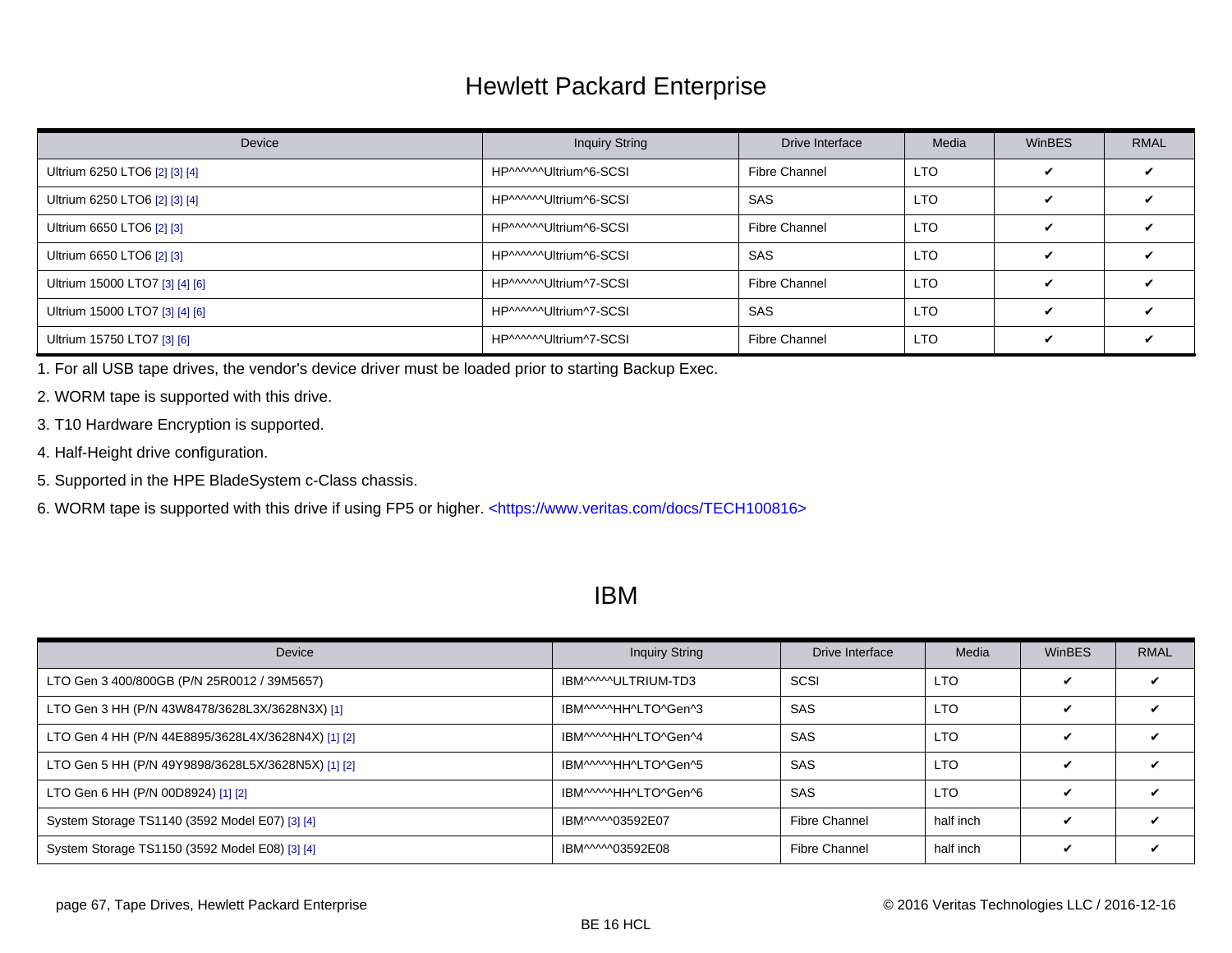# Hewlett Packard Enterprise

| Device | Inquiry String | Drive Interface | Media | WinBES | RMAL |
|---|---|---|---|---|---|
| Ultrium 6250 LTO6 [2] [3] [4] | HP^^^^^^Ultrium^6-SCSI | Fibre Channel | LTO | ✔ | ✔ |
| Ultrium 6250 LTO6 [2] [3] [4] | HP^^^^^^Ultrium^6-SCSI | SAS | LTO | ✔ | ✔ |
| Ultrium 6650 LTO6 [2] [3] | HP^^^^^^Ultrium^6-SCSI | Fibre Channel | LTO | ✔ | ✔ |
| Ultrium 6650 LTO6 [2] [3] | HP^^^^^^Ultrium^6-SCSI | SAS | LTO | ✔ | ✔ |
| Ultrium 15000 LTO7 [3] [4] [6] | HP^^^^^^Ultrium^7-SCSI | Fibre Channel | LTO | ✔ | ✔ |
| Ultrium 15000 LTO7 [3] [4] [6] | HP^^^^^^Ultrium^7-SCSI | SAS | LTO | ✔ | ✔ |
| Ultrium 15750 LTO7 [3] [6] | HP^^^^^^Ultrium^7-SCSI | Fibre Channel | LTO | ✔ | ✔ |

1. For all USB tape drives, the vendor's device driver must be loaded prior to starting Backup Exec.
2. WORM tape is supported with this drive.
3. T10 Hardware Encryption is supported.
4. Half-Height drive configuration.
5. Supported in the HPE BladeSystem c-Class chassis.
6. WORM tape is supported with this drive if using FP5 or higher. <https://www.veritas.com/docs/TECH100816>

# IBM

| Device | Inquiry String | Drive Interface | Media | WinBES | RMAL |
|---|---|---|---|---|---|
| LTO Gen 3 400/800GB (P/N 25R0012 / 39M5657) | IBM^^^^^ULTRIUM-TD3 | SCSI | LTO | ✔ | ✔ |
| LTO Gen 3 HH (P/N 43W8478/3628L3X/3628N3X) [1] | IBM^^^^^HH^LTO^Gen^3 | SAS | LTO | ✔ | ✔ |
| LTO Gen 4 HH (P/N 44E8895/3628L4X/3628N4X) [1] [2] | IBM^^^^^HH^LTO^Gen^4 | SAS | LTO | ✔ | ✔ |
| LTO Gen 5 HH (P/N 49Y9898/3628L5X/3628N5X) [1] [2] | IBM^^^^^HH^LTO^Gen^5 | SAS | LTO | ✔ | ✔ |
| LTO Gen 6 HH (P/N 00D8924) [1] [2] | IBM^^^^^HH^LTO^Gen^6 | SAS | LTO | ✔ | ✔ |
| System Storage TS1140 (3592 Model E07) [3] [4] | IBM^^^^^03592E07 | Fibre Channel | half inch | ✔ | ✔ |
| System Storage TS1150 (3592 Model E08) [3] [4] | IBM^^^^^03592E08 | Fibre Channel | half inch | ✔ | ✔ |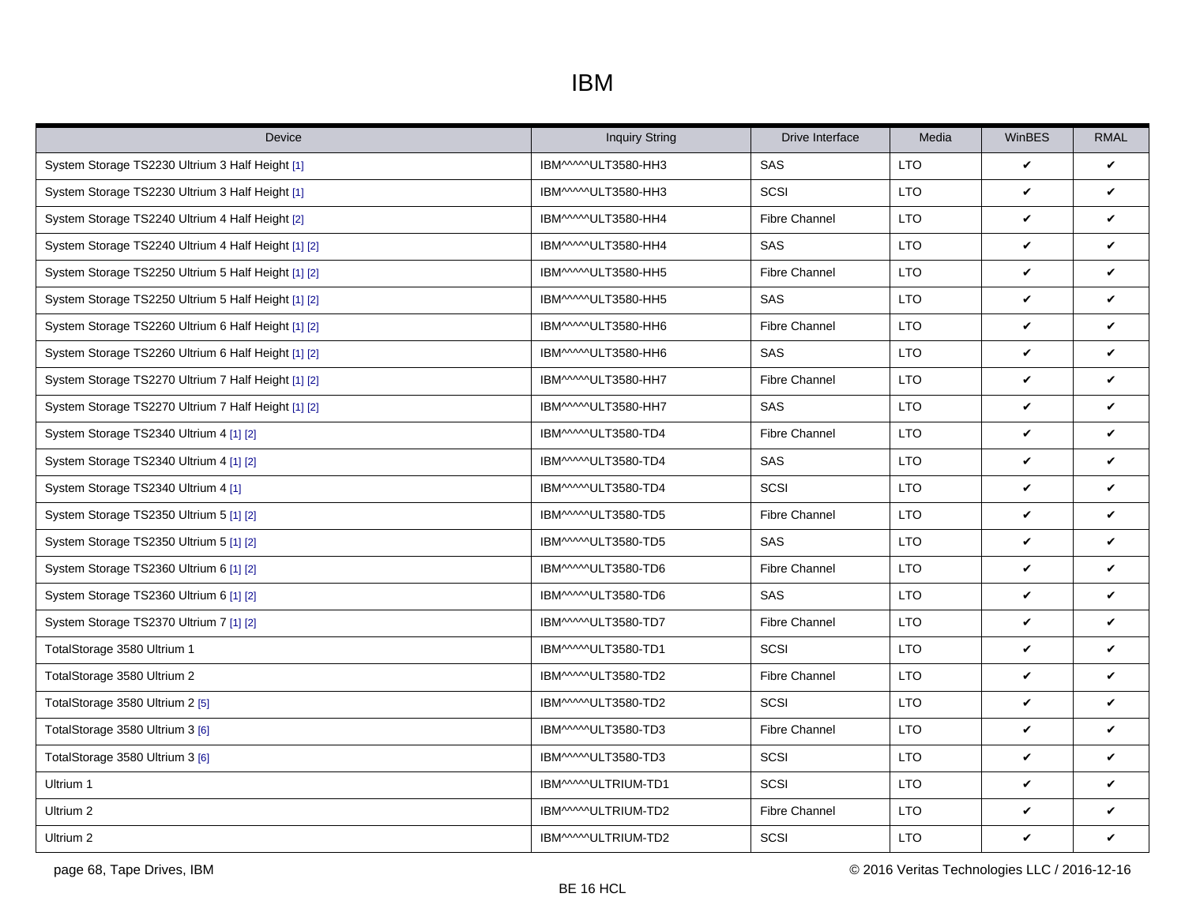# IBM

| Device | Inquiry String | Drive Interface | Media | WinBES | RMAL |
|---|---|---|---|---|---|
| System Storage TS2230 Ultrium 3 Half Height [1] | IBM^^^^^ULT3580-HH3 | SAS | LTO | ✔ | ✔ |
| System Storage TS2230 Ultrium 3 Half Height [1] | IBM^^^^^ULT3580-HH3 | SCSI | LTO | ✔ | ✔ |
| System Storage TS2240 Ultrium 4 Half Height [2] | IBM^^^^^ULT3580-HH4 | Fibre Channel | LTO | ✔ | ✔ |
| System Storage TS2240 Ultrium 4 Half Height [1] [2] | IBM^^^^^ULT3580-HH4 | SAS | LTO | ✔ | ✔ |
| System Storage TS2250 Ultrium 5 Half Height [1] [2] | IBM^^^^^ULT3580-HH5 | Fibre Channel | LTO | ✔ | ✔ |
| System Storage TS2250 Ultrium 5 Half Height [1] [2] | IBM^^^^^ULT3580-HH5 | SAS | LTO | ✔ | ✔ |
| System Storage TS2260 Ultrium 6 Half Height [1] [2] | IBM^^^^^ULT3580-HH6 | Fibre Channel | LTO | ✔ | ✔ |
| System Storage TS2260 Ultrium 6 Half Height [1] [2] | IBM^^^^^ULT3580-HH6 | SAS | LTO | ✔ | ✔ |
| System Storage TS2270 Ultrium 7 Half Height [1] [2] | IBM^^^^^ULT3580-HH7 | Fibre Channel | LTO | ✔ | ✔ |
| System Storage TS2270 Ultrium 7 Half Height [1] [2] | IBM^^^^^ULT3580-HH7 | SAS | LTO | ✔ | ✔ |
| System Storage TS2340 Ultrium 4 [1] [2] | IBM^^^^^ULT3580-TD4 | Fibre Channel | LTO | ✔ | ✔ |
| System Storage TS2340 Ultrium 4 [1] [2] | IBM^^^^^ULT3580-TD4 | SAS | LTO | ✔ | ✔ |
| System Storage TS2340 Ultrium 4 [1] | IBM^^^^^ULT3580-TD4 | SCSI | LTO | ✔ | ✔ |
| System Storage TS2350 Ultrium 5 [1] [2] | IBM^^^^^ULT3580-TD5 | Fibre Channel | LTO | ✔ | ✔ |
| System Storage TS2350 Ultrium 5 [1] [2] | IBM^^^^^ULT3580-TD5 | SAS | LTO | ✔ | ✔ |
| System Storage TS2360 Ultrium 6 [1] [2] | IBM^^^^^ULT3580-TD6 | Fibre Channel | LTO | ✔ | ✔ |
| System Storage TS2360 Ultrium 6 [1] [2] | IBM^^^^^ULT3580-TD6 | SAS | LTO | ✔ | ✔ |
| System Storage TS2370 Ultrium 7 [1] [2] | IBM^^^^^ULT3580-TD7 | Fibre Channel | LTO | ✔ | ✔ |
| TotalStorage 3580 Ultrium 1 | IBM^^^^^ULT3580-TD1 | SCSI | LTO | ✔ | ✔ |
| TotalStorage 3580 Ultrium 2 | IBM^^^^^ULT3580-TD2 | Fibre Channel | LTO | ✔ | ✔ |
| TotalStorage 3580 Ultrium 2 [5] | IBM^^^^^ULT3580-TD2 | SCSI | LTO | ✔ | ✔ |
| TotalStorage 3580 Ultrium 3 [6] | IBM^^^^^ULT3580-TD3 | Fibre Channel | LTO | ✔ | ✔ |
| TotalStorage 3580 Ultrium 3 [6] | IBM^^^^^ULT3580-TD3 | SCSI | LTO | ✔ | ✔ |
| Ultrium 1 | IBM^^^^^ULTRIUM-TD1 | SCSI | LTO | ✔ | ✔ |
| Ultrium 2 | IBM^^^^^ULTRIUM-TD2 | Fibre Channel | LTO | ✔ | ✔ |
| Ultrium 2 | IBM^^^^^ULTRIUM-TD2 | SCSI | LTO | ✔ | ✔ |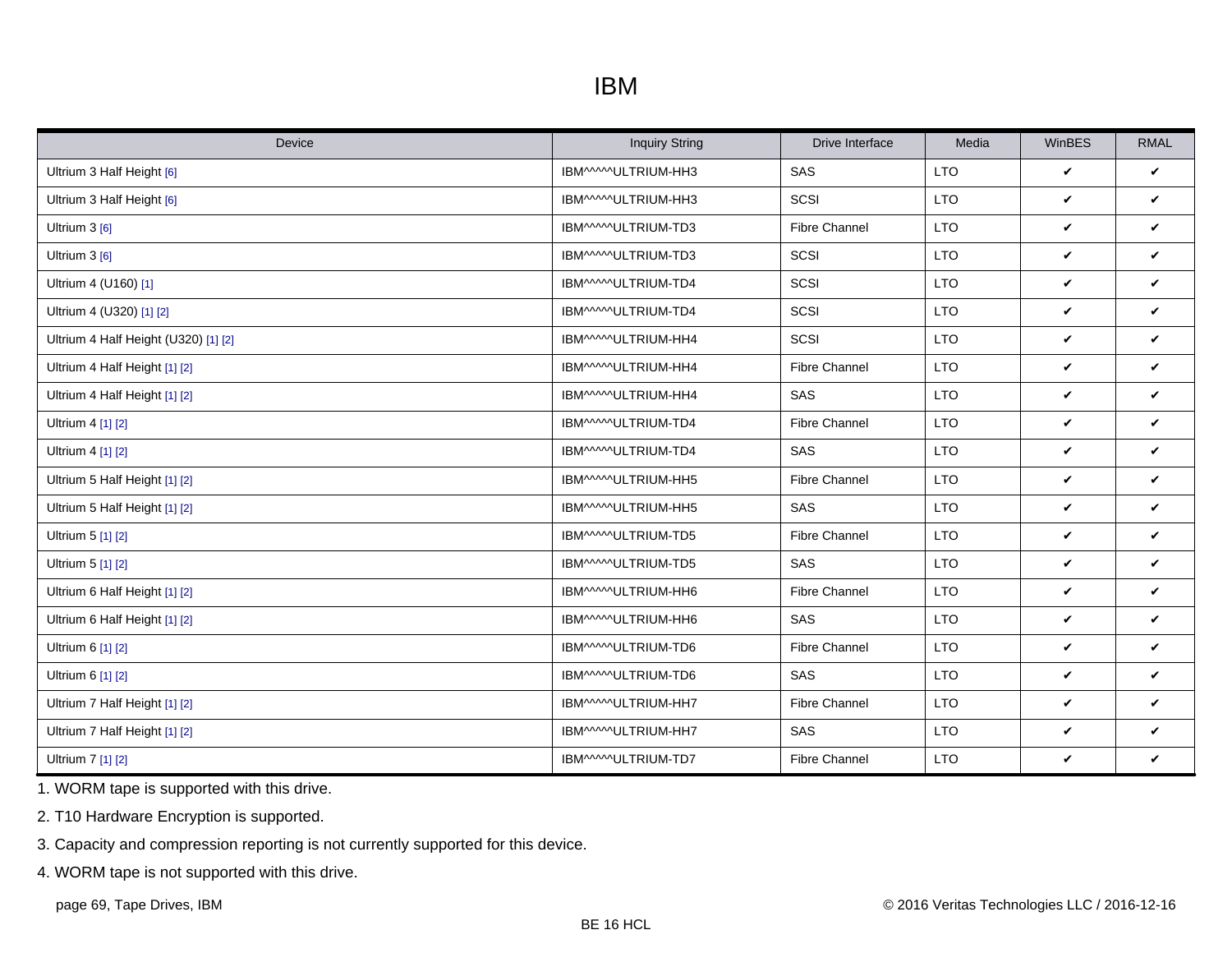# IBM

| Device | Inquiry String | Drive Interface | Media | WinBES | RMAL |
|---|---|---|---|---|---|
| Ultrium 3 Half Height [6] | IBM^^^^^ULTRIUM-HH3 | SAS | LTO | ✔ | ✔ |
| Ultrium 3 Half Height [6] | IBM^^^^^ULTRIUM-HH3 | SCSI | LTO | ✔ | ✔ |
| Ultrium 3 [6] | IBM^^^^^ULTRIUM-TD3 | Fibre Channel | LTO | ✔ | ✔ |
| Ultrium 3 [6] | IBM^^^^^ULTRIUM-TD3 | SCSI | LTO | ✔ | ✔ |
| Ultrium 4 (U160) [1] | IBM^^^^^ULTRIUM-TD4 | SCSI | LTO | ✔ | ✔ |
| Ultrium 4 (U320) [1] [2] | IBM^^^^^ULTRIUM-TD4 | SCSI | LTO | ✔ | ✔ |
| Ultrium 4 Half Height (U320) [1] [2] | IBM^^^^^ULTRIUM-HH4 | SCSI | LTO | ✔ | ✔ |
| Ultrium 4 Half Height [1] [2] | IBM^^^^^ULTRIUM-HH4 | Fibre Channel | LTO | ✔ | ✔ |
| Ultrium 4 Half Height [1] [2] | IBM^^^^^ULTRIUM-HH4 | SAS | LTO | ✔ | ✔ |
| Ultrium 4 [1] [2] | IBM^^^^^ULTRIUM-TD4 | Fibre Channel | LTO | ✔ | ✔ |
| Ultrium 4 [1] [2] | IBM^^^^^ULTRIUM-TD4 | SAS | LTO | ✔ | ✔ |
| Ultrium 5 Half Height [1] [2] | IBM^^^^^ULTRIUM-HH5 | Fibre Channel | LTO | ✔ | ✔ |
| Ultrium 5 Half Height [1] [2] | IBM^^^^^ULTRIUM-HH5 | SAS | LTO | ✔ | ✔ |
| Ultrium 5 [1] [2] | IBM^^^^^ULTRIUM-TD5 | Fibre Channel | LTO | ✔ | ✔ |
| Ultrium 5 [1] [2] | IBM^^^^^ULTRIUM-TD5 | SAS | LTO | ✔ | ✔ |
| Ultrium 6 Half Height [1] [2] | IBM^^^^^ULTRIUM-HH6 | Fibre Channel | LTO | ✔ | ✔ |
| Ultrium 6 Half Height [1] [2] | IBM^^^^^ULTRIUM-HH6 | SAS | LTO | ✔ | ✔ |
| Ultrium 6 [1] [2] | IBM^^^^^ULTRIUM-TD6 | Fibre Channel | LTO | ✔ | ✔ |
| Ultrium 6 [1] [2] | IBM^^^^^ULTRIUM-TD6 | SAS | LTO | ✔ | ✔ |
| Ultrium 7 Half Height [1] [2] | IBM^^^^^ULTRIUM-HH7 | Fibre Channel | LTO | ✔ | ✔ |
| Ultrium 7 Half Height [1] [2] | IBM^^^^^ULTRIUM-HH7 | SAS | LTO | ✔ | ✔ |
| Ultrium 7 [1] [2] | IBM^^^^^ULTRIUM-TD7 | Fibre Channel | LTO | ✔ | ✔ |

1. WORM tape is supported with this drive.
2. T10 Hardware Encryption is supported.
3. Capacity and compression reporting is not currently supported for this device.
4. WORM tape is not supported with this drive.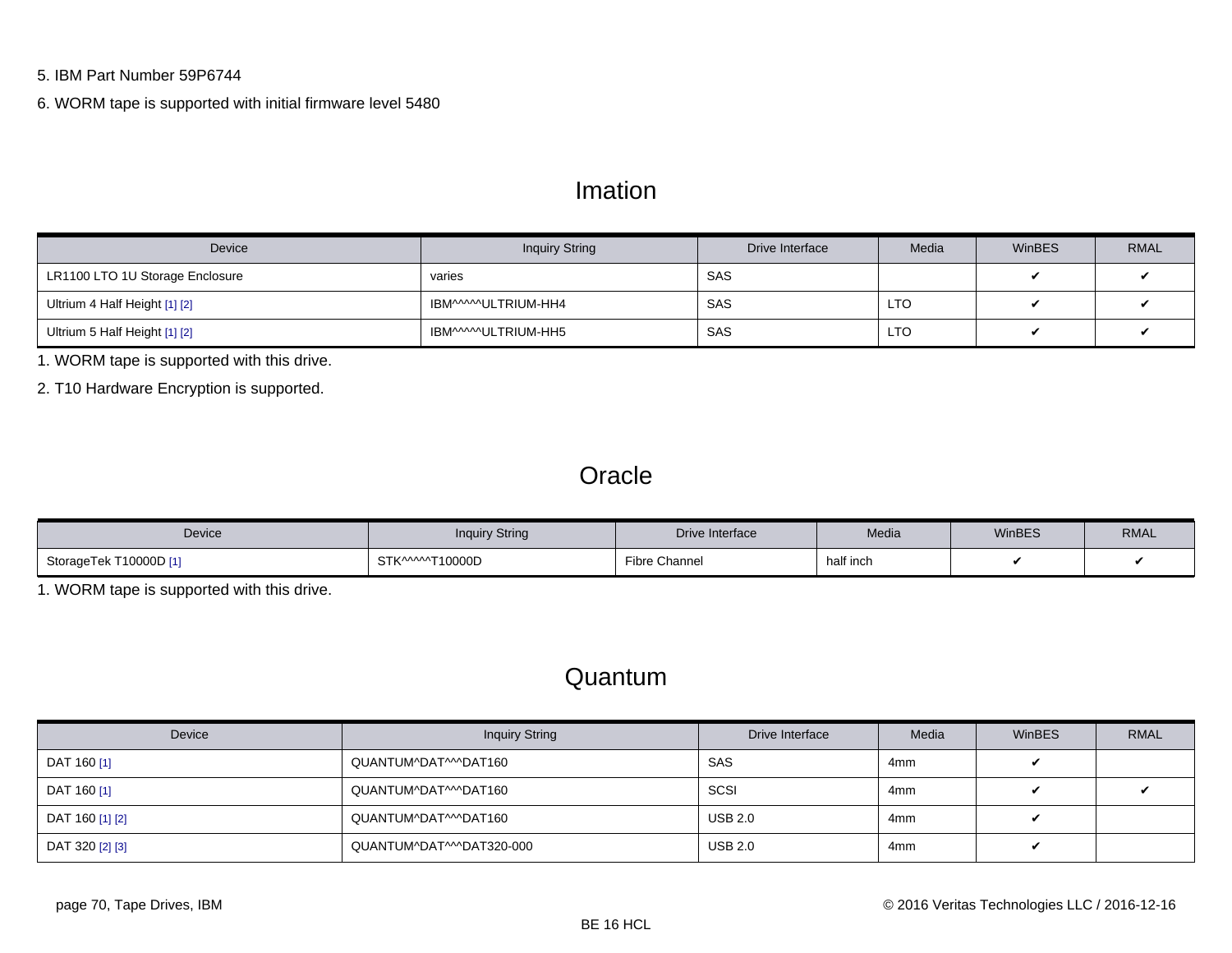5. IBM Part Number 59P6744

6. WORM tape is supported with initial firmware level 5480

## Imation

| Device | Inquiry String | Drive Interface | Media | WinBES | RMAL |
| --- | --- | --- | --- | --- | --- |
| LR1100 LTO 1U Storage Enclosure | varies | SAS | | ✔ | ✔ |
| Ultrium 4 Half Height [1] [2] | IBM^^^^^ULTRIUM-HH4 | SAS | LTO | ✔ | ✔ |
| Ultrium 5 Half Height [1] [2] | IBM^^^^^ULTRIUM-HH5 | SAS | LTO | ✔ | ✔ |

1. WORM tape is supported with this drive.

2. T10 Hardware Encryption is supported.

## Oracle

| Device | Inquiry String | Drive Interface | Media | WinBES | RMAL |
| --- | --- | --- | --- | --- | --- |
| StorageTek T10000D [1] | STK^^^^^T10000D | Fibre Channel | half inch | ✔ | ✔ |

1. WORM tape is supported with this drive.

## Quantum

| Device | Inquiry String | Drive Interface | Media | WinBES | RMAL |
| --- | --- | --- | --- | --- | --- |
| DAT 160 [1] | QUANTUM^DAT^^^DAT160 | SAS | 4mm | ✔ | |
| DAT 160 [1] | QUANTUM^DAT^^^DAT160 | SCSI | 4mm | ✔ | ✔ |
| DAT 160 [1] [2] | QUANTUM^DAT^^^DAT160 | USB 2.0 | 4mm | ✔ | |
| DAT 320 [2] [3] | QUANTUM^DAT^^^DAT320-000 | USB 2.0 | 4mm | ✔ | |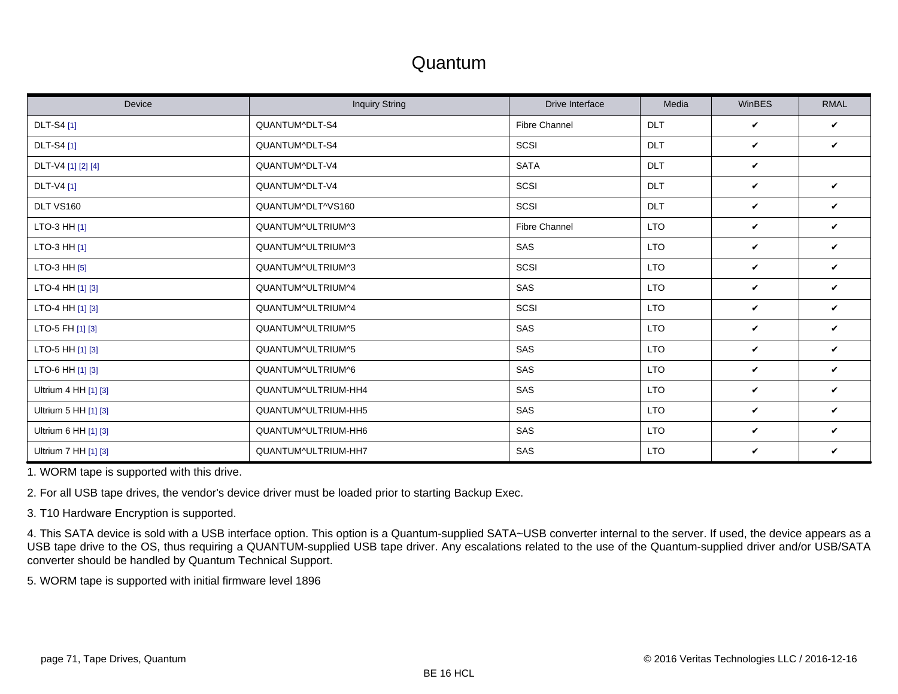# Quantum

| Device | Inquiry String | Drive Interface | Media | WinBES | RMAL |
|---|---|---|---|---|---|
| DLT-S4 [1] | QUANTUM^DLT-S4 | Fibre Channel | DLT | ✔ | ✔ |
| DLT-S4 [1] | QUANTUM^DLT-S4 | SCSI | DLT | ✔ | ✔ |
| DLT-V4 [1] [2] [4] | QUANTUM^DLT-V4 | SATA | DLT | ✔ | |
| DLT-V4 [1] | QUANTUM^DLT-V4 | SCSI | DLT | ✔ | ✔ |
| DLT VS160 | QUANTUM^DLT^VS160 | SCSI | DLT | ✔ | ✔ |
| LTO-3 HH [1] | QUANTUM^ULTRIUM^3 | Fibre Channel | LTO | ✔ | ✔ |
| LTO-3 HH [1] | QUANTUM^ULTRIUM^3 | SAS | LTO | ✔ | ✔ |
| LTO-3 HH [5] | QUANTUM^ULTRIUM^3 | SCSI | LTO | ✔ | ✔ |
| LTO-4 HH [1] [3] | QUANTUM^ULTRIUM^4 | SAS | LTO | ✔ | ✔ |
| LTO-4 HH [1] [3] | QUANTUM^ULTRIUM^4 | SCSI | LTO | ✔ | ✔ |
| LTO-5 FH [1] [3] | QUANTUM^ULTRIUM^5 | SAS | LTO | ✔ | ✔ |
| LTO-5 HH [1] [3] | QUANTUM^ULTRIUM^5 | SAS | LTO | ✔ | ✔ |
| LTO-6 HH [1] [3] | QUANTUM^ULTRIUM^6 | SAS | LTO | ✔ | ✔ |
| Ultrium 4 HH [1] [3] | QUANTUM^ULTRIUM-HH4 | SAS | LTO | ✔ | ✔ |
| Ultrium 5 HH [1] [3] | QUANTUM^ULTRIUM-HH5 | SAS | LTO | ✔ | ✔ |
| Ultrium 6 HH [1] [3] | QUANTUM^ULTRIUM-HH6 | SAS | LTO | ✔ | ✔ |
| Ultrium 7 HH [1] [3] | QUANTUM^ULTRIUM-HH7 | SAS | LTO | ✔ | ✔ |

1. WORM tape is supported with this drive.

2. For all USB tape drives, the vendor's device driver must be loaded prior to starting Backup Exec.

3. T10 Hardware Encryption is supported.

4. This SATA device is sold with a USB interface option. This option is a Quantum-supplied SATA~USB converter internal to the server. If used, the device appears as a USB tape drive to the OS, thus requiring a QUANTUM-supplied USB tape driver. Any escalations related to the use of the Quantum-supplied driver and/or USB/SATA converter should be handled by Quantum Technical Support.

5. WORM tape is supported with initial firmware level 1896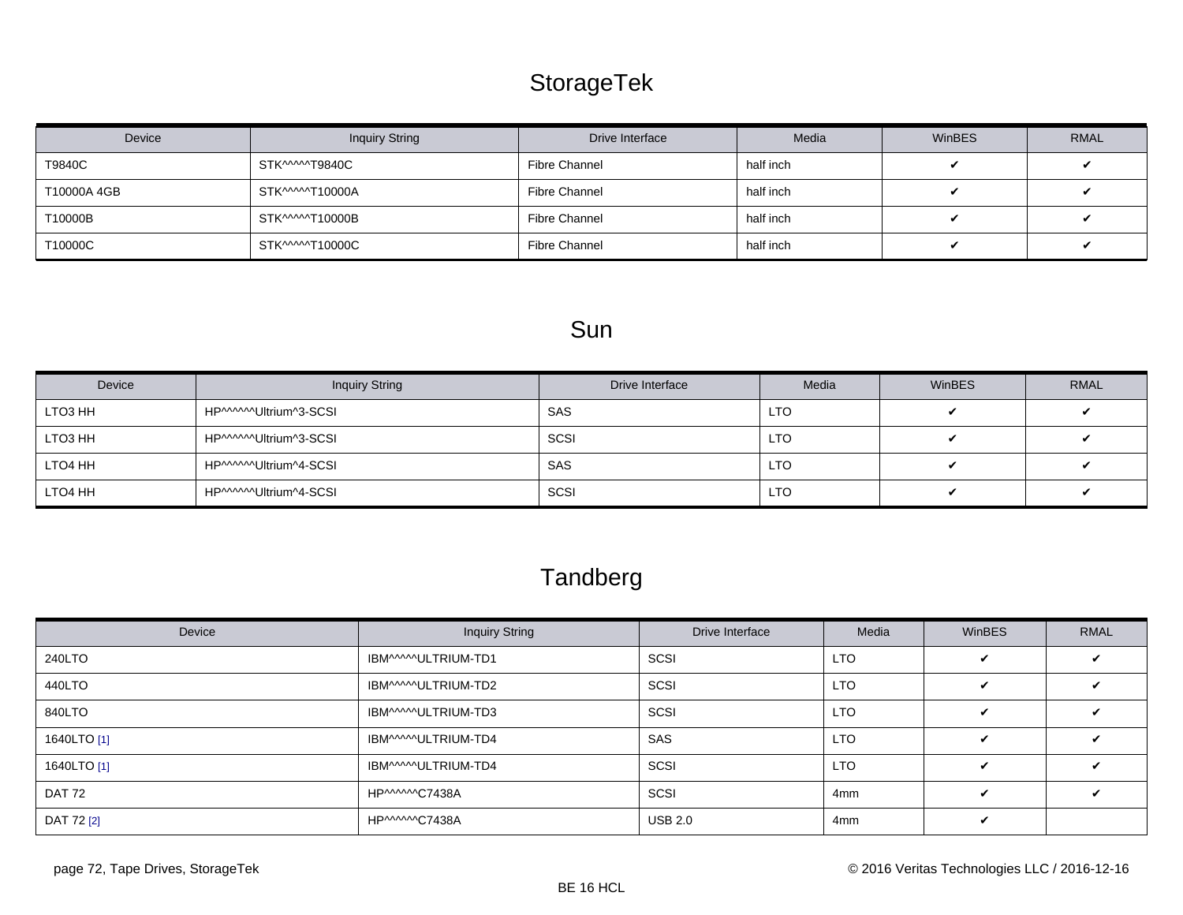## StorageTek

| Device | Inquiry String | Drive Interface | Media | WinBES | RMAL |
|---|---|---|---|---|---|
| T9840C | STK^^^^^T9840C | Fibre Channel | half inch | ✔ | ✔ |
| T10000A 4GB | STK^^^^^T10000A | Fibre Channel | half inch | ✔ | ✔ |
| T10000B | STK^^^^^T10000B | Fibre Channel | half inch | ✔ | ✔ |
| T10000C | STK^^^^^T10000C | Fibre Channel | half inch | ✔ | ✔ |

## Sun

| Device | Inquiry String | Drive Interface | Media | WinBES | RMAL |
|---|---|---|---|---|---|
| LTO3 HH | HP^^^^^^Ultrium^3-SCSI | SAS | LTO | ✔ | ✔ |
| LTO3 HH | HP^^^^^^Ultrium^3-SCSI | SCSI | LTO | ✔ | ✔ |
| LTO4 HH | HP^^^^^^Ultrium^4-SCSI | SAS | LTO | ✔ | ✔ |
| LTO4 HH | HP^^^^^^Ultrium^4-SCSI | SCSI | LTO | ✔ | ✔ |

## Tandberg

| Device | Inquiry String | Drive Interface | Media | WinBES | RMAL |
|---|---|---|---|---|---|
| 240LTO | IBM^^^^^ULTRIUM-TD1 | SCSI | LTO | ✔ | ✔ |
| 440LTO | IBM^^^^^ULTRIUM-TD2 | SCSI | LTO | ✔ | ✔ |
| 840LTO | IBM^^^^^ULTRIUM-TD3 | SCSI | LTO | ✔ | ✔ |
| 1640LTO [1] | IBM^^^^^ULTRIUM-TD4 | SAS | LTO | ✔ | ✔ |
| 1640LTO [1] | IBM^^^^^ULTRIUM-TD4 | SCSI | LTO | ✔ | ✔ |
| DAT 72 | HP^^^^^^C7438A | SCSI | 4mm | ✔ | ✔ |
| DAT 72 [2] | HP^^^^^^C7438A | USB 2.0 | 4mm | ✔ | |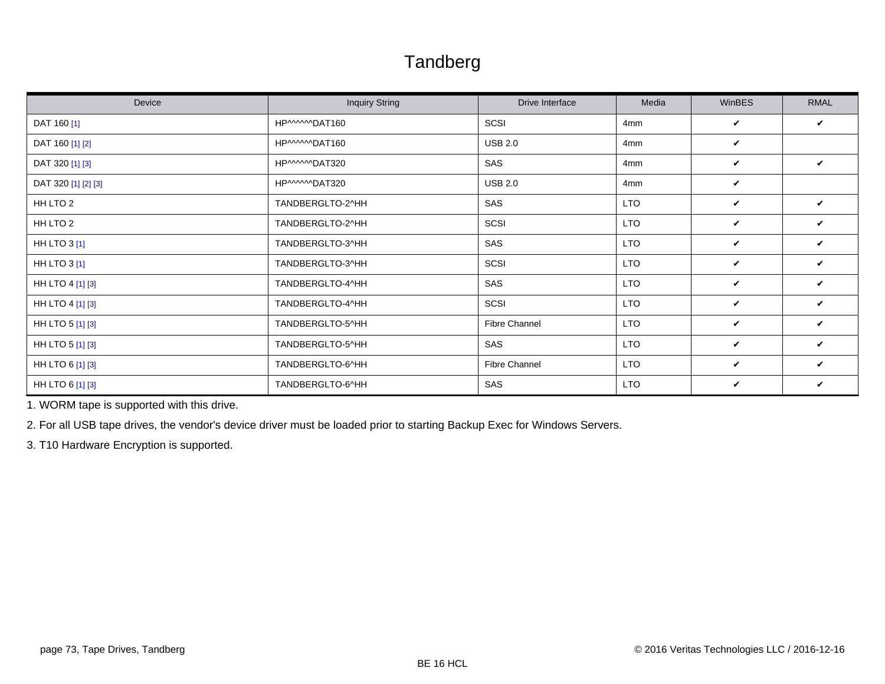# Tandberg

| Device | Inquiry String | Drive Interface | Media | WinBES | RMAL |
|---|---|---|---|---|---|
| DAT 160 [1] | HP^^^^^^DAT160 | SCSI | 4mm | ✔ | ✔ |
| DAT 160 [1] [2] | HP^^^^^^DAT160 | USB 2.0 | 4mm | ✔ | |
| DAT 320 [1] [3] | HP^^^^^^DAT320 | SAS | 4mm | ✔ | ✔ |
| DAT 320 [1] [2] [3] | HP^^^^^^DAT320 | USB 2.0 | 4mm | ✔ | |
| HH LTO 2 | TANDBERGLTO-2^HH | SAS | LTO | ✔ | ✔ |
| HH LTO 2 | TANDBERGLTO-2^HH | SCSI | LTO | ✔ | ✔ |
| HH LTO 3 [1] | TANDBERGLTO-3^HH | SAS | LTO | ✔ | ✔ |
| HH LTO 3 [1] | TANDBERGLTO-3^HH | SCSI | LTO | ✔ | ✔ |
| HH LTO 4 [1] [3] | TANDBERGLTO-4^HH | SAS | LTO | ✔ | ✔ |
| HH LTO 4 [1] [3] | TANDBERGLTO-4^HH | SCSI | LTO | ✔ | ✔ |
| HH LTO 5 [1] [3] | TANDBERGLTO-5^HH | Fibre Channel | LTO | ✔ | ✔ |
| HH LTO 5 [1] [3] | TANDBERGLTO-5^HH | SAS | LTO | ✔ | ✔ |
| HH LTO 6 [1] [3] | TANDBERGLTO-6^HH | Fibre Channel | LTO | ✔ | ✔ |
| HH LTO 6 [1] [3] | TANDBERGLTO-6^HH | SAS | LTO | ✔ | ✔ |

1. WORM tape is supported with this drive.

2. For all USB tape drives, the vendor's device driver must be loaded prior to starting Backup Exec for Windows Servers.

3. T10 Hardware Encryption is supported.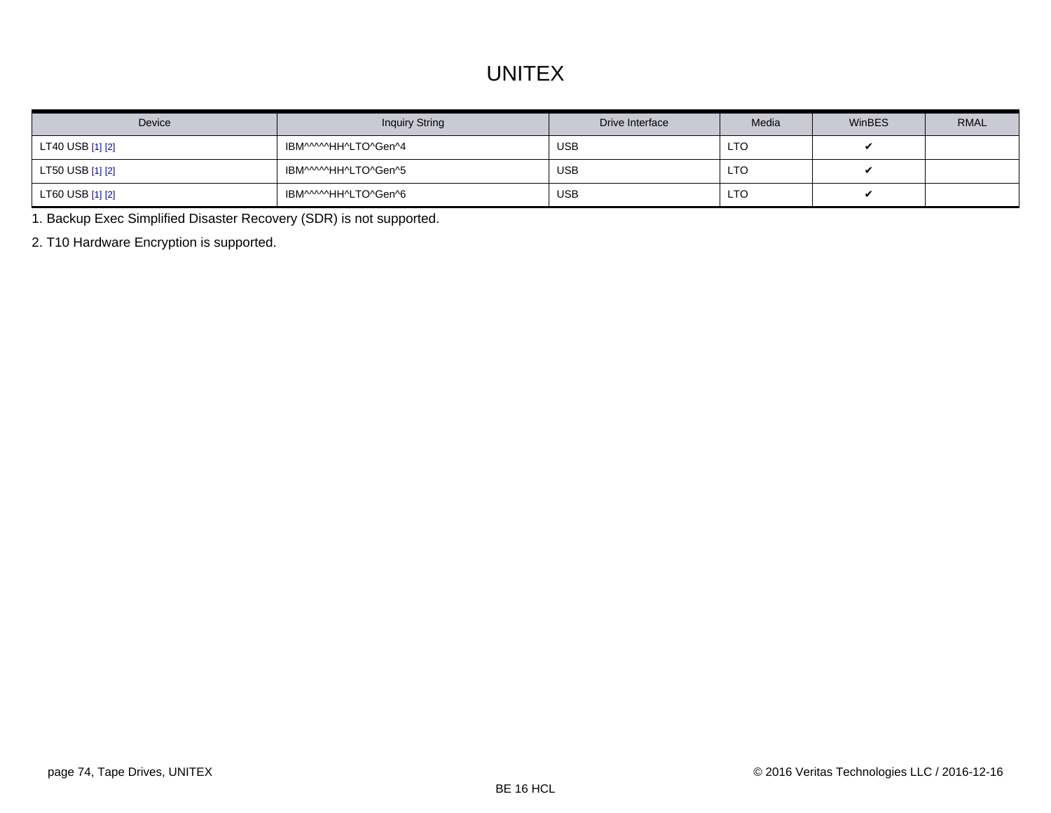# UNITEX

| Device | Inquiry String | Drive Interface | Media | WinBES | RMAL |
|---|---|---|---|---|---|
| LT40 USB [1] [2] | IBM^^^^^HH^LTO^Gen^4 | USB | LTO | ✔ | |
| LT50 USB [1] [2] | IBM^^^^^HH^LTO^Gen^5 | USB | LTO | ✔ | |
| LT60 USB [1] [2] | IBM^^^^^HH^LTO^Gen^6 | USB | LTO | ✔ | |

1. Backup Exec Simplified Disaster Recovery (SDR) is not supported.

2. T10 Hardware Encryption is supported.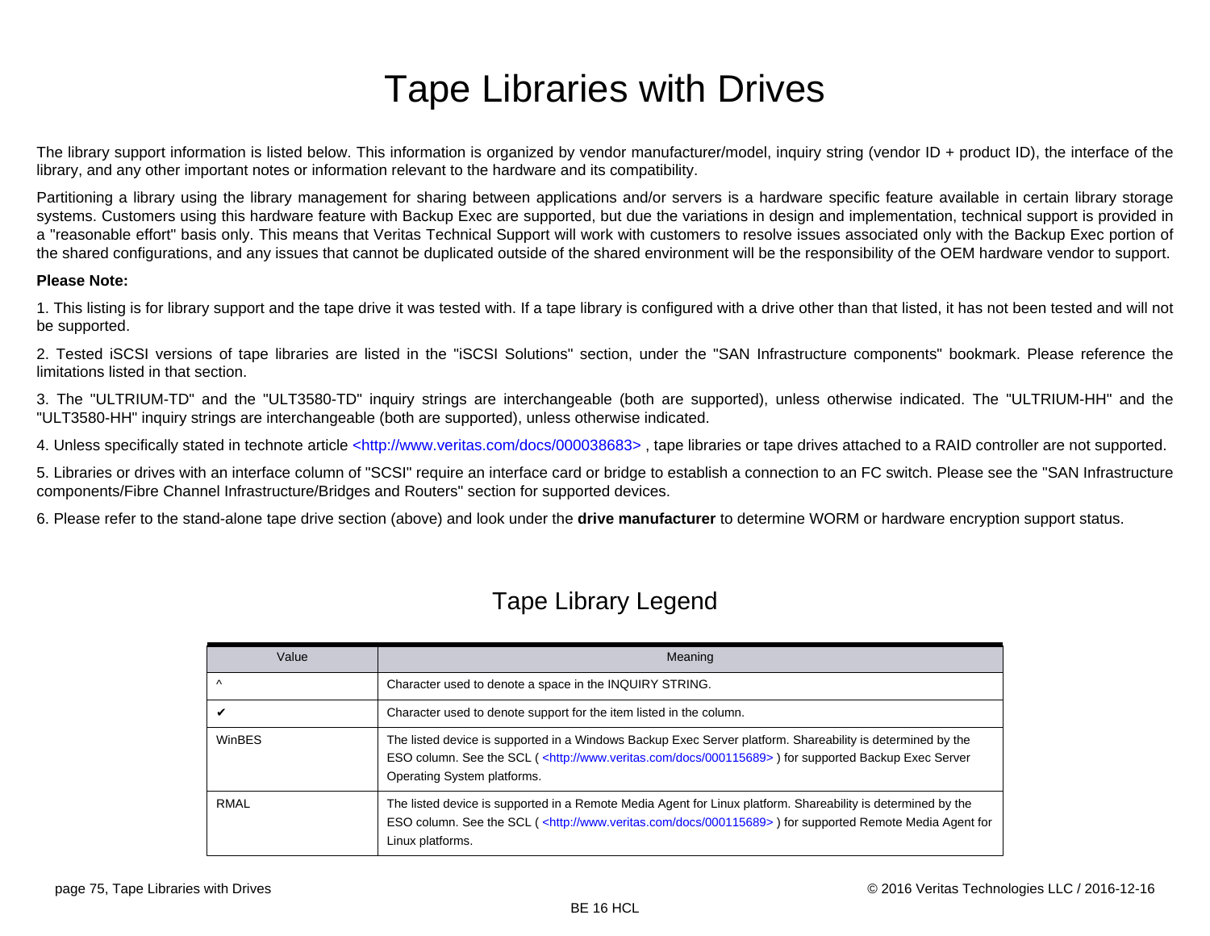# Tape Libraries with Drives

The library support information is listed below. This information is organized by vendor manufacturer/model, inquiry string (vendor ID + product ID), the interface of the library, and any other important notes or information relevant to the hardware and its compatibility.

Partitioning a library using the library management for sharing between applications and/or servers is a hardware specific feature available in certain library storage systems. Customers using this hardware feature with Backup Exec are supported, but due the variations in design and implementation, technical support is provided in a "reasonable effort" basis only. This means that Veritas Technical Support will work with customers to resolve issues associated only with the Backup Exec portion of the shared configurations, and any issues that cannot be duplicated outside of the shared environment will be the responsibility of the OEM hardware vendor to support.

**Please Note:**

1. This listing is for library support and the tape drive it was tested with. If a tape library is configured with a drive other than that listed, it has not been tested and will not be supported.

2. Tested iSCSI versions of tape libraries are listed in the "iSCSI Solutions" section, under the "SAN Infrastructure components" bookmark. Please reference the limitations listed in that section.

3. The "ULTRIUM-TD" and the "ULT3580-TD" inquiry strings are interchangeable (both are supported), unless otherwise indicated. The "ULTRIUM-HH" and the "ULT3580-HH" inquiry strings are interchangeable (both are supported), unless otherwise indicated.

4. Unless specifically stated in technote article <http://www.veritas.com/docs/000038683> , tape libraries or tape drives attached to a RAID controller are not supported.

5. Libraries or drives with an interface column of "SCSI" require an interface card or bridge to establish a connection to an FC switch. Please see the "SAN Infrastructure components/Fibre Channel Infrastructure/Bridges and Routers" section for supported devices.

6. Please refer to the stand-alone tape drive section (above) and look under the **drive manufacturer** to determine WORM or hardware encryption support status.

## Tape Library Legend

| Value | Meaning |
| --- | --- |
| ^ | Character used to denote a space in the INQUIRY STRING. |
| ✔ | Character used to denote support for the item listed in the column. |
| WinBES | The listed device is supported in a Windows Backup Exec Server platform. Shareability is determined by the ESO column. See the SCL ( <http://www.veritas.com/docs/000115689> ) for supported Backup Exec Server Operating System platforms. |
| RMAL | The listed device is supported in a Remote Media Agent for Linux platform. Shareability is determined by the ESO column. See the SCL ( <http://www.veritas.com/docs/000115689> ) for supported Remote Media Agent for Linux platforms. |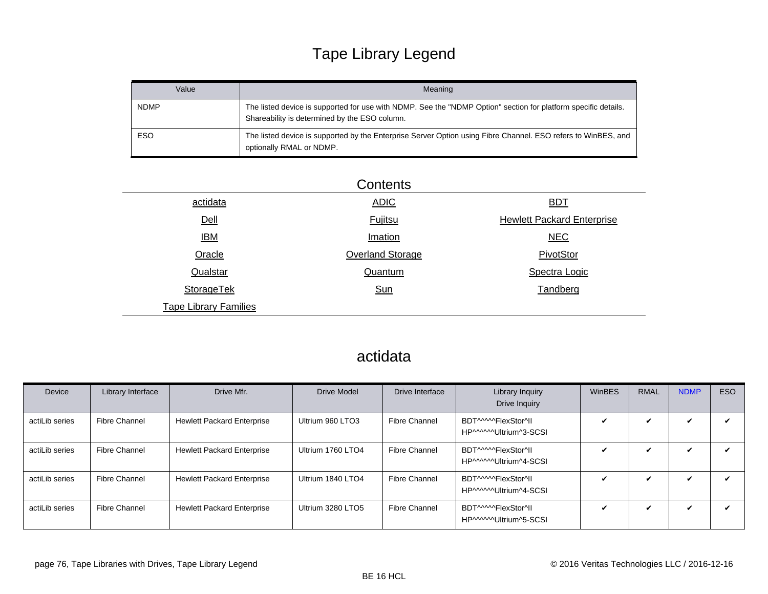# Tape Library Legend

| Value | Meaning |
| --- | --- |
| NDMP | The listed device is supported for use with NDMP. See the "NDMP Option" section for platform specific details. Shareability is determined by the ESO column. |
| ESO | The listed device is supported by the Enterprise Server Option using Fibre Channel. ESO refers to WinBES, and optionally RMAL or NDMP. |

## Contents

| | | |
| --- | --- | --- |
| actidata | ADIC | BDT |
| Dell | Fujitsu | Hewlett Packard Enterprise |
| IBM | Imation | NEC |
| Oracle | Overland Storage | PivotStor |
| Qualstar | Quantum | Spectra Logic |
| StorageTek | Sun | Tandberg |
| Tape Library Families | | |

## actidata

| Device | Library Interface | Drive Mfr. | Drive Model | Drive Interface | Library Inquiry Drive Inquiry | WinBES | RMAL | NDMP | ESO |
| --- | --- | --- | --- | --- | --- | --- | --- | --- | --- |
| actiLib series | Fibre Channel | Hewlett Packard Enterprise | Ultrium 960 LTO3 | Fibre Channel | BDT^^^^^FlexStor^II HP^^^^^^Ultrium^3-SCSI | ✔ | ✔ | ✔ | ✔ |
| actiLib series | Fibre Channel | Hewlett Packard Enterprise | Ultrium 1760 LTO4 | Fibre Channel | BDT^^^^^FlexStor^II HP^^^^^^Ultrium^4-SCSI | ✔ | ✔ | ✔ | ✔ |
| actiLib series | Fibre Channel | Hewlett Packard Enterprise | Ultrium 1840 LTO4 | Fibre Channel | BDT^^^^^FlexStor^II HP^^^^^^Ultrium^4-SCSI | ✔ | ✔ | ✔ | ✔ |
| actiLib series | Fibre Channel | Hewlett Packard Enterprise | Ultrium 3280 LTO5 | Fibre Channel | BDT^^^^^FlexStor^II HP^^^^^^Ultrium^5-SCSI | ✔ | ✔ | ✔ | ✔ |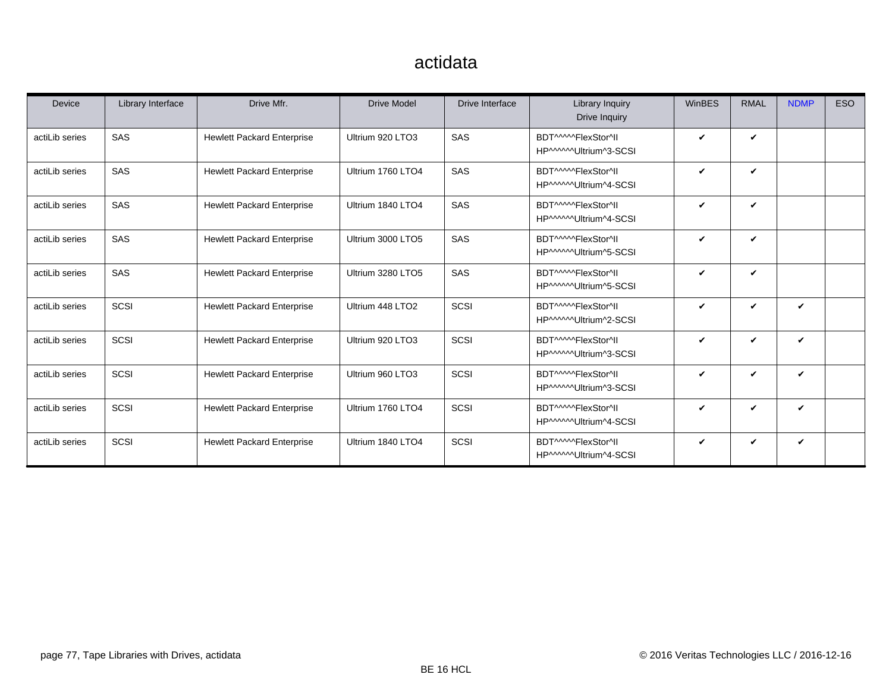# actidata

| Device | Library Interface | Drive Mfr. | Drive Model | Drive Interface | Library Inquiry<br>Drive Inquiry | WinBES | RMAL | NDMP | ESO |
|---|---|---|---|---|---|---|---|---|---|
| actiLib series | SAS | Hewlett Packard Enterprise | Ultrium 920 LTO3 | SAS | BDT^^^^^FlexStor^II<br>HP^^^^^^Ultrium^3-SCSI | ✔ | ✔ | | |
| actiLib series | SAS | Hewlett Packard Enterprise | Ultrium 1760 LTO4 | SAS | BDT^^^^^FlexStor^II<br>HP^^^^^^Ultrium^4-SCSI | ✔ | ✔ | | |
| actiLib series | SAS | Hewlett Packard Enterprise | Ultrium 1840 LTO4 | SAS | BDT^^^^^FlexStor^II<br>HP^^^^^^Ultrium^4-SCSI | ✔ | ✔ | | |
| actiLib series | SAS | Hewlett Packard Enterprise | Ultrium 3000 LTO5 | SAS | BDT^^^^^FlexStor^II<br>HP^^^^^^Ultrium^5-SCSI | ✔ | ✔ | | |
| actiLib series | SAS | Hewlett Packard Enterprise | Ultrium 3280 LTO5 | SAS | BDT^^^^^FlexStor^II<br>HP^^^^^^Ultrium^5-SCSI | ✔ | ✔ | | |
| actiLib series | SCSI | Hewlett Packard Enterprise | Ultrium 448 LTO2 | SCSI | BDT^^^^^FlexStor^II<br>HP^^^^^^Ultrium^2-SCSI | ✔ | ✔ | ✔ | |
| actiLib series | SCSI | Hewlett Packard Enterprise | Ultrium 920 LTO3 | SCSI | BDT^^^^^FlexStor^II<br>HP^^^^^^Ultrium^3-SCSI | ✔ | ✔ | ✔ | |
| actiLib series | SCSI | Hewlett Packard Enterprise | Ultrium 960 LTO3 | SCSI | BDT^^^^^FlexStor^II<br>HP^^^^^^Ultrium^3-SCSI | ✔ | ✔ | ✔ | |
| actiLib series | SCSI | Hewlett Packard Enterprise | Ultrium 1760 LTO4 | SCSI | BDT^^^^^FlexStor^II<br>HP^^^^^^Ultrium^4-SCSI | ✔ | ✔ | ✔ | |
| actiLib series | SCSI | Hewlett Packard Enterprise | Ultrium 1840 LTO4 | SCSI | BDT^^^^^FlexStor^II<br>HP^^^^^^Ultrium^4-SCSI | ✔ | ✔ | ✔ | |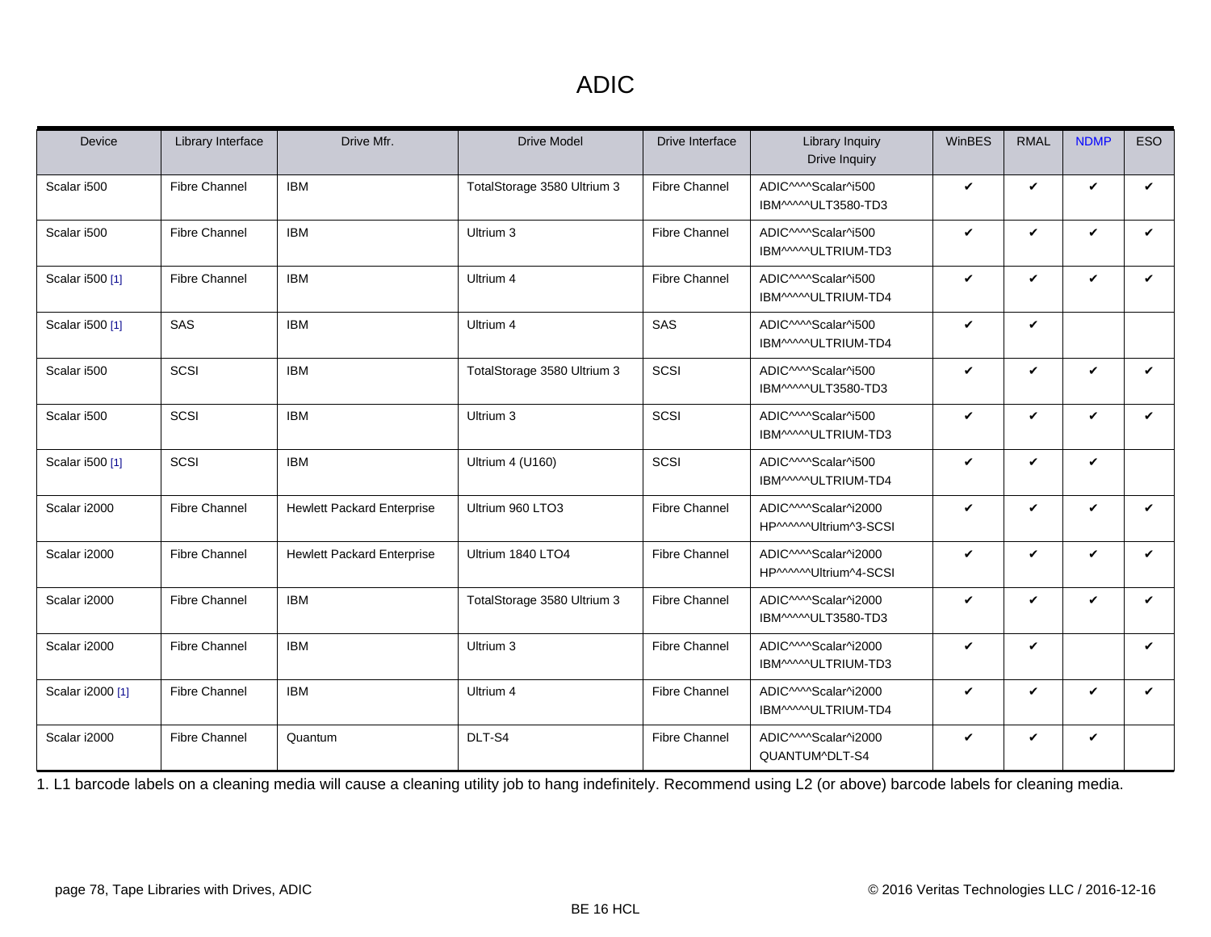# ADIC

| Device | Library Interface | Drive Mfr. | Drive Model | Drive Interface | Library Inquiry Drive Inquiry | WinBES | RMAL | NDMP | ESO |
|---|---|---|---|---|---|---|---|---|---|
| Scalar i500 | Fibre Channel | IBM | TotalStorage 3580 Ultrium 3 | Fibre Channel | ADIC^^^^Scalar^i500 IBM^^^^^ULT3580-TD3 | ✔ | ✔ | ✔ | ✔ |
| Scalar i500 | Fibre Channel | IBM | Ultrium 3 | Fibre Channel | ADIC^^^^Scalar^i500 IBM^^^^^ULTRIUM-TD3 | ✔ | ✔ | ✔ | ✔ |
| Scalar i500 [1] | Fibre Channel | IBM | Ultrium 4 | Fibre Channel | ADIC^^^^Scalar^i500 IBM^^^^^ULTRIUM-TD4 | ✔ | ✔ | ✔ | ✔ |
| Scalar i500 [1] | SAS | IBM | Ultrium 4 | SAS | ADIC^^^^Scalar^i500 IBM^^^^^ULTRIUM-TD4 | ✔ | ✔ | | |
| Scalar i500 | SCSI | IBM | TotalStorage 3580 Ultrium 3 | SCSI | ADIC^^^^Scalar^i500 IBM^^^^^ULT3580-TD3 | ✔ | ✔ | ✔ | ✔ |
| Scalar i500 | SCSI | IBM | Ultrium 3 | SCSI | ADIC^^^^Scalar^i500 IBM^^^^^ULTRIUM-TD3 | ✔ | ✔ | ✔ | ✔ |
| Scalar i500 [1] | SCSI | IBM | Ultrium 4 (U160) | SCSI | ADIC^^^^Scalar^i500 IBM^^^^^ULTRIUM-TD4 | ✔ | ✔ | ✔ | |
| Scalar i2000 | Fibre Channel | Hewlett Packard Enterprise | Ultrium 960 LTO3 | Fibre Channel | ADIC^^^^Scalar^i2000 HP^^^^^^Ultrium^3-SCSI | ✔ | ✔ | ✔ | ✔ |
| Scalar i2000 | Fibre Channel | Hewlett Packard Enterprise | Ultrium 1840 LTO4 | Fibre Channel | ADIC^^^^Scalar^i2000 HP^^^^^^Ultrium^4-SCSI | ✔ | ✔ | ✔ | ✔ |
| Scalar i2000 | Fibre Channel | IBM | TotalStorage 3580 Ultrium 3 | Fibre Channel | ADIC^^^^Scalar^i2000 IBM^^^^^ULT3580-TD3 | ✔ | ✔ | ✔ | ✔ |
| Scalar i2000 | Fibre Channel | IBM | Ultrium 3 | Fibre Channel | ADIC^^^^Scalar^i2000 IBM^^^^^ULTRIUM-TD3 | ✔ | ✔ | | ✔ |
| Scalar i2000 [1] | Fibre Channel | IBM | Ultrium 4 | Fibre Channel | ADIC^^^^Scalar^i2000 IBM^^^^^ULTRIUM-TD4 | ✔ | ✔ | ✔ | ✔ |
| Scalar i2000 | Fibre Channel | Quantum | DLT-S4 | Fibre Channel | ADIC^^^^Scalar^i2000 QUANTUM^DLT-S4 | ✔ | ✔ | ✔ | |

1. L1 barcode labels on a cleaning media will cause a cleaning utility job to hang indefinitely. Recommend using L2 (or above) barcode labels for cleaning media.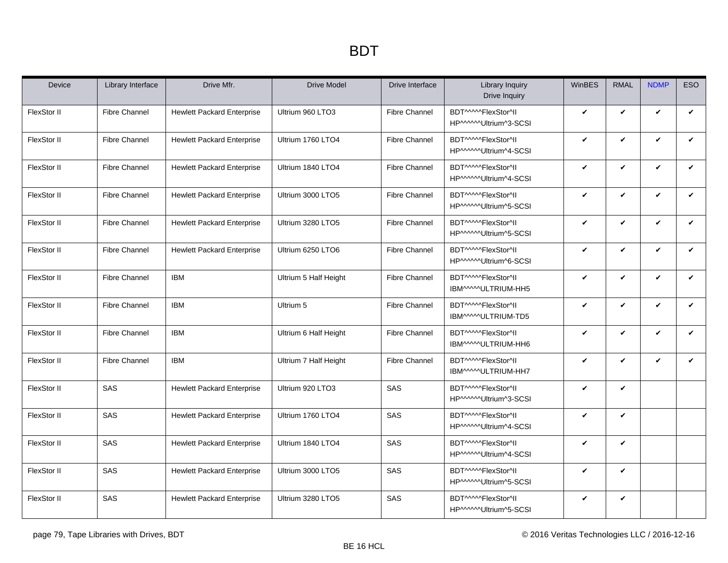# BDT

| Device | Library Interface | Drive Mfr. | Drive Model | Drive Interface | Library Inquiry<br>Drive Inquiry | WinBES | RMAL | NDMP | ESO |
|---|---|---|---|---|---|---|---|---|---|
| FlexStor II | Fibre Channel | Hewlett Packard Enterprise | Ultrium 960 LTO3 | Fibre Channel | BDT^^^^^FlexStor^II<br>HP^^^^^^Ultrium^3-SCSI | ✔ | ✔ | ✔ | ✔ |
| FlexStor II | Fibre Channel | Hewlett Packard Enterprise | Ultrium 1760 LTO4 | Fibre Channel | BDT^^^^^FlexStor^II<br>HP^^^^^^Ultrium^4-SCSI | ✔ | ✔ | ✔ | ✔ |
| FlexStor II | Fibre Channel | Hewlett Packard Enterprise | Ultrium 1840 LTO4 | Fibre Channel | BDT^^^^^FlexStor^II<br>HP^^^^^^Ultrium^4-SCSI | ✔ | ✔ | ✔ | ✔ |
| FlexStor II | Fibre Channel | Hewlett Packard Enterprise | Ultrium 3000 LTO5 | Fibre Channel | BDT^^^^^FlexStor^II<br>HP^^^^^^Ultrium^5-SCSI | ✔ | ✔ | ✔ | ✔ |
| FlexStor II | Fibre Channel | Hewlett Packard Enterprise | Ultrium 3280 LTO5 | Fibre Channel | BDT^^^^^FlexStor^II<br>HP^^^^^^Ultrium^5-SCSI | ✔ | ✔ | ✔ | ✔ |
| FlexStor II | Fibre Channel | Hewlett Packard Enterprise | Ultrium 6250 LTO6 | Fibre Channel | BDT^^^^^FlexStor^II<br>HP^^^^^^Ultrium^6-SCSI | ✔ | ✔ | ✔ | ✔ |
| FlexStor II | Fibre Channel | IBM | Ultrium 5 Half Height | Fibre Channel | BDT^^^^^FlexStor^II<br>IBM^^^^^ULTRIUM-HH5 | ✔ | ✔ | ✔ | ✔ |
| FlexStor II | Fibre Channel | IBM | Ultrium 5 | Fibre Channel | BDT^^^^^FlexStor^II<br>IBM^^^^^ULTRIUM-TD5 | ✔ | ✔ | ✔ | ✔ |
| FlexStor II | Fibre Channel | IBM | Ultrium 6 Half Height | Fibre Channel | BDT^^^^^FlexStor^II<br>IBM^^^^^ULTRIUM-HH6 | ✔ | ✔ | ✔ | ✔ |
| FlexStor II | Fibre Channel | IBM | Ultrium 7 Half Height | Fibre Channel | BDT^^^^^FlexStor^II<br>IBM^^^^^ULTRIUM-HH7 | ✔ | ✔ | ✔ | ✔ |
| FlexStor II | SAS | Hewlett Packard Enterprise | Ultrium 920 LTO3 | SAS | BDT^^^^^FlexStor^II<br>HP^^^^^^Ultrium^3-SCSI | ✔ | ✔ | | |
| FlexStor II | SAS | Hewlett Packard Enterprise | Ultrium 1760 LTO4 | SAS | BDT^^^^^FlexStor^II<br>HP^^^^^^Ultrium^4-SCSI | ✔ | ✔ | | |
| FlexStor II | SAS | Hewlett Packard Enterprise | Ultrium 1840 LTO4 | SAS | BDT^^^^^FlexStor^II<br>HP^^^^^^Ultrium^4-SCSI | ✔ | ✔ | | |
| FlexStor II | SAS | Hewlett Packard Enterprise | Ultrium 3000 LTO5 | SAS | BDT^^^^^FlexStor^II<br>HP^^^^^^Ultrium^5-SCSI | ✔ | ✔ | | |
| FlexStor II | SAS | Hewlett Packard Enterprise | Ultrium 3280 LTO5 | SAS | BDT^^^^^FlexStor^II<br>HP^^^^^^Ultrium^5-SCSI | ✔ | ✔ | | |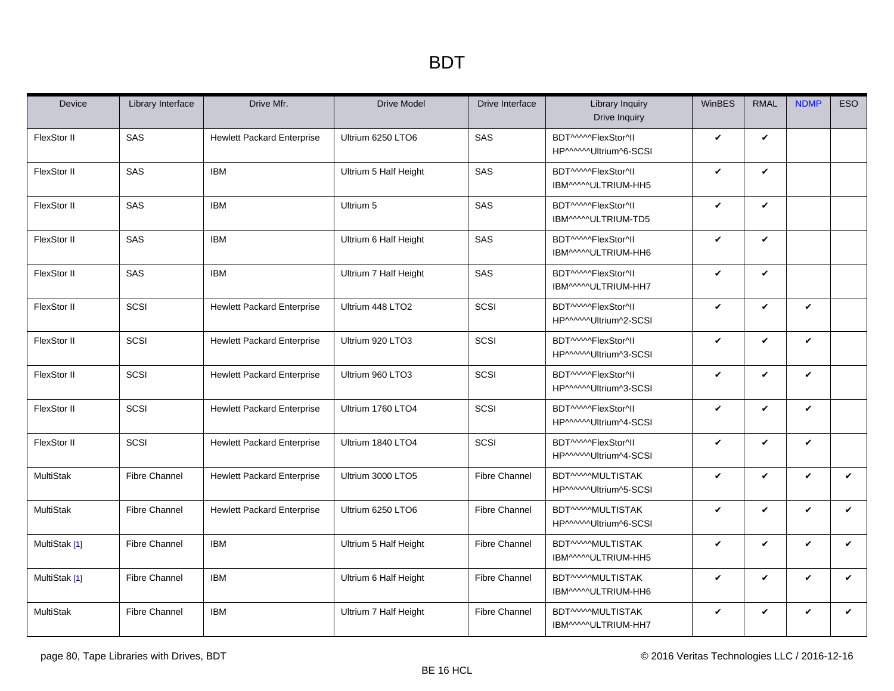# BDT

| Device | Library Interface | Drive Mfr. | Drive Model | Drive Interface | Library Inquiry<br>Drive Inquiry | WinBES | RMAL | NDMP | ESO |
|---|---|---|---|---|---|---|---|---|---|
| FlexStor II | SAS | Hewlett Packard Enterprise | Ultrium 6250 LTO6 | SAS | BDT^^^^^FlexStor^II<br>HP^^^^^^Ultrium^6-SCSI | ✔ | ✔ | | |
| FlexStor II | SAS | IBM | Ultrium 5 Half Height | SAS | BDT^^^^^FlexStor^II<br>IBM^^^^^ULTRIUM-HH5 | ✔ | ✔ | | |
| FlexStor II | SAS | IBM | Ultrium 5 | SAS | BDT^^^^^FlexStor^II<br>IBM^^^^^ULTRIUM-TD5 | ✔ | ✔ | | |
| FlexStor II | SAS | IBM | Ultrium 6 Half Height | SAS | BDT^^^^^FlexStor^II<br>IBM^^^^^ULTRIUM-HH6 | ✔ | ✔ | | |
| FlexStor II | SAS | IBM | Ultrium 7 Half Height | SAS | BDT^^^^^FlexStor^II<br>IBM^^^^^ULTRIUM-HH7 | ✔ | ✔ | | |
| FlexStor II | SCSI | Hewlett Packard Enterprise | Ultrium 448 LTO2 | SCSI | BDT^^^^^FlexStor^II<br>HP^^^^^^Ultrium^2-SCSI | ✔ | ✔ | ✔ | |
| FlexStor II | SCSI | Hewlett Packard Enterprise | Ultrium 920 LTO3 | SCSI | BDT^^^^^FlexStor^II<br>HP^^^^^^Ultrium^3-SCSI | ✔ | ✔ | ✔ | |
| FlexStor II | SCSI | Hewlett Packard Enterprise | Ultrium 960 LTO3 | SCSI | BDT^^^^^FlexStor^II<br>HP^^^^^^Ultrium^3-SCSI | ✔ | ✔ | ✔ | |
| FlexStor II | SCSI | Hewlett Packard Enterprise | Ultrium 1760 LTO4 | SCSI | BDT^^^^^FlexStor^II<br>HP^^^^^^Ultrium^4-SCSI | ✔ | ✔ | ✔ | |
| FlexStor II | SCSI | Hewlett Packard Enterprise | Ultrium 1840 LTO4 | SCSI | BDT^^^^^FlexStor^II<br>HP^^^^^^Ultrium^4-SCSI | ✔ | ✔ | ✔ | |
| MultiStak | Fibre Channel | Hewlett Packard Enterprise | Ultrium 3000 LTO5 | Fibre Channel | BDT^^^^^MULTISTAK<br>HP^^^^^^Ultrium^5-SCSI | ✔ | ✔ | ✔ | ✔ |
| MultiStak | Fibre Channel | Hewlett Packard Enterprise | Ultrium 6250 LTO6 | Fibre Channel | BDT^^^^^MULTISTAK<br>HP^^^^^^Ultrium^6-SCSI | ✔ | ✔ | ✔ | ✔ |
| MultiStak [1] | Fibre Channel | IBM | Ultrium 5 Half Height | Fibre Channel | BDT^^^^^MULTISTAK<br>IBM^^^^^ULTRIUM-HH5 | ✔ | ✔ | ✔ | ✔ |
| MultiStak [1] | Fibre Channel | IBM | Ultrium 6 Half Height | Fibre Channel | BDT^^^^^MULTISTAK<br>IBM^^^^^ULTRIUM-HH6 | ✔ | ✔ | ✔ | ✔ |
| MultiStak | Fibre Channel | IBM | Ultrium 7 Half Height | Fibre Channel | BDT^^^^^MULTISTAK<br>IBM^^^^^ULTRIUM-HH7 | ✔ | ✔ | ✔ | ✔ |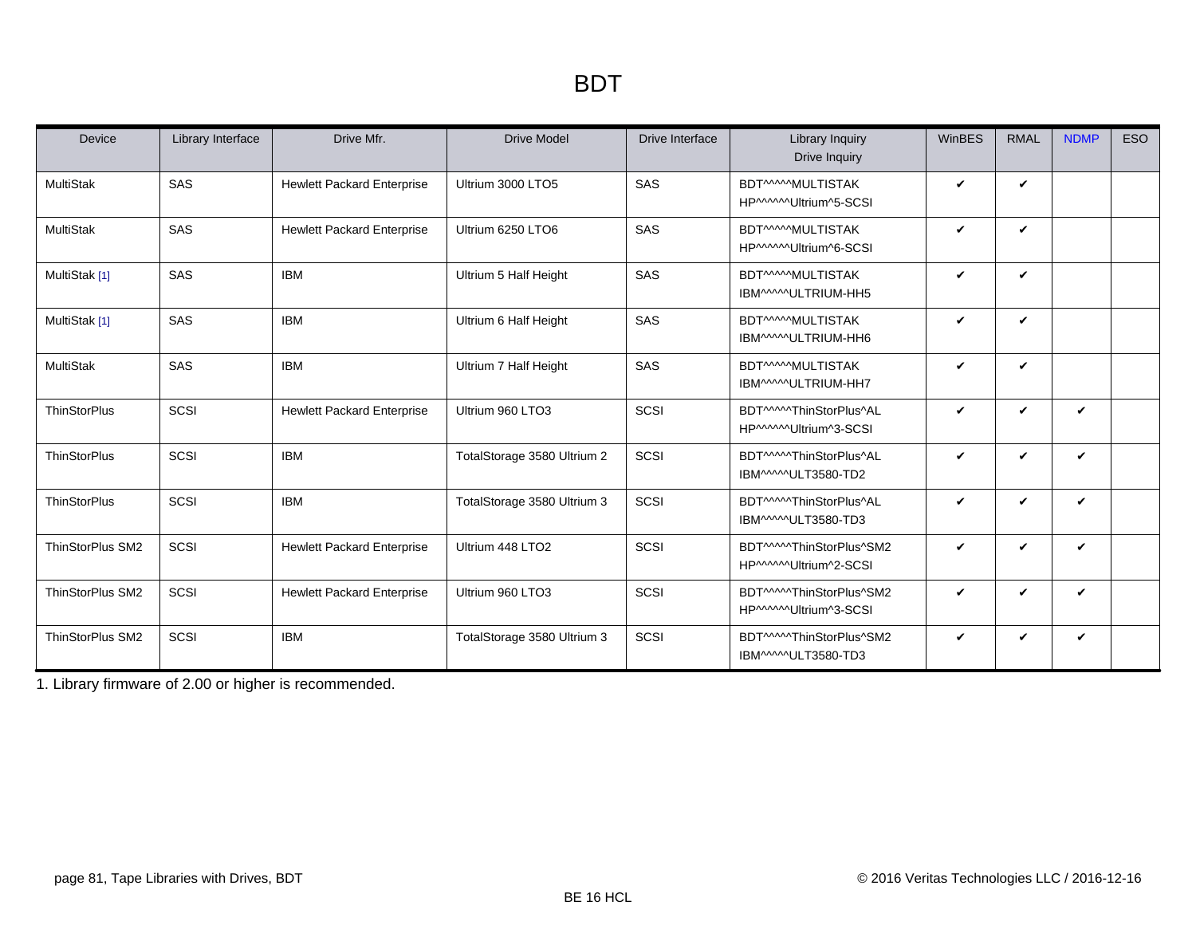# BDT

| Device | Library Interface | Drive Mfr. | Drive Model | Drive Interface | Library Inquiry Drive Inquiry | WinBES | RMAL | NDMP | ESO |
|---|---|---|---|---|---|---|---|---|---|
| MultiStak | SAS | Hewlett Packard Enterprise | Ultrium 3000 LTO5 | SAS | BDT^^^^^MULTISTAK HP^^^^^^Ultrium^5-SCSI | ✔ | ✔ | | |
| MultiStak | SAS | Hewlett Packard Enterprise | Ultrium 6250 LTO6 | SAS | BDT^^^^^MULTISTAK HP^^^^^^Ultrium^6-SCSI | ✔ | ✔ | | |
| MultiStak [1] | SAS | IBM | Ultrium 5 Half Height | SAS | BDT^^^^^MULTISTAK IBM^^^^^ULTRIUM-HH5 | ✔ | ✔ | | |
| MultiStak [1] | SAS | IBM | Ultrium 6 Half Height | SAS | BDT^^^^^MULTISTAK IBM^^^^^ULTRIUM-HH6 | ✔ | ✔ | | |
| MultiStak | SAS | IBM | Ultrium 7 Half Height | SAS | BDT^^^^^MULTISTAK IBM^^^^^ULTRIUM-HH7 | ✔ | ✔ | | |
| ThinStorPlus | SCSI | Hewlett Packard Enterprise | Ultrium 960 LTO3 | SCSI | BDT^^^^^ThinStorPlus^AL HP^^^^^^Ultrium^3-SCSI | ✔ | ✔ | ✔ | |
| ThinStorPlus | SCSI | IBM | TotalStorage 3580 Ultrium 2 | SCSI | BDT^^^^^ThinStorPlus^AL IBM^^^^^ULT3580-TD2 | ✔ | ✔ | ✔ | |
| ThinStorPlus | SCSI | IBM | TotalStorage 3580 Ultrium 3 | SCSI | BDT^^^^^ThinStorPlus^AL IBM^^^^^ULT3580-TD3 | ✔ | ✔ | ✔ | |
| ThinStorPlus SM2 | SCSI | Hewlett Packard Enterprise | Ultrium 448 LTO2 | SCSI | BDT^^^^^ThinStorPlus^SM2 HP^^^^^^Ultrium^2-SCSI | ✔ | ✔ | ✔ | |
| ThinStorPlus SM2 | SCSI | Hewlett Packard Enterprise | Ultrium 960 LTO3 | SCSI | BDT^^^^^ThinStorPlus^SM2 HP^^^^^^Ultrium^3-SCSI | ✔ | ✔ | ✔ | |
| ThinStorPlus SM2 | SCSI | IBM | TotalStorage 3580 Ultrium 3 | SCSI | BDT^^^^^ThinStorPlus^SM2 IBM^^^^^ULT3580-TD3 | ✔ | ✔ | ✔ | |

1. Library firmware of 2.00 or higher is recommended.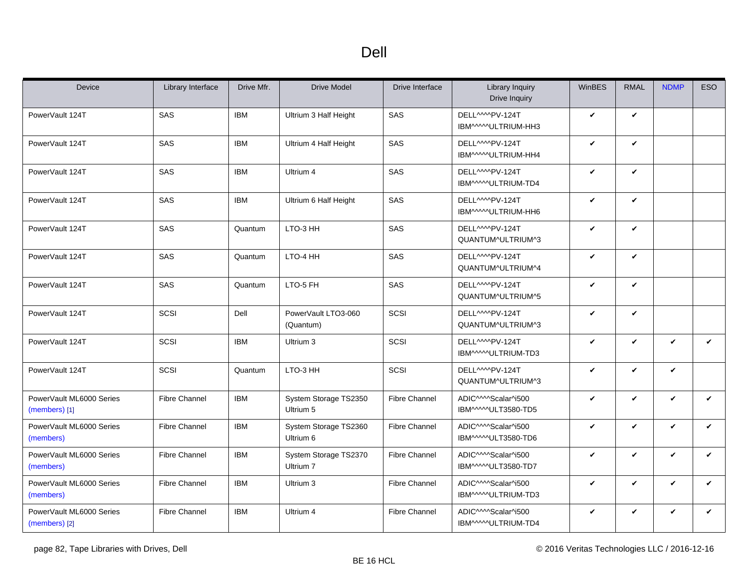# Dell

| Device | Library Interface | Drive Mfr. | Drive Model | Drive Interface | Library Inquiry Drive Inquiry | WinBES | RMAL | NDMP | ESO |
|---|---|---|---|---|---|---|---|---|---|
| PowerVault 124T | SAS | IBM | Ultrium 3 Half Height | SAS | DELL^^^^PV-124T IBM^^^^^ULTRIUM-HH3 | ✔ | ✔ | | |
| PowerVault 124T | SAS | IBM | Ultrium 4 Half Height | SAS | DELL^^^^PV-124T IBM^^^^^ULTRIUM-HH4 | ✔ | ✔ | | |
| PowerVault 124T | SAS | IBM | Ultrium 4 | SAS | DELL^^^^PV-124T IBM^^^^^ULTRIUM-TD4 | ✔ | ✔ | | |
| PowerVault 124T | SAS | IBM | Ultrium 6 Half Height | SAS | DELL^^^^PV-124T IBM^^^^^ULTRIUM-HH6 | ✔ | ✔ | | |
| PowerVault 124T | SAS | Quantum | LTO-3 HH | SAS | DELL^^^^PV-124T QUANTUM^ULTRIUM^3 | ✔ | ✔ | | |
| PowerVault 124T | SAS | Quantum | LTO-4 HH | SAS | DELL^^^^PV-124T QUANTUM^ULTRIUM^4 | ✔ | ✔ | | |
| PowerVault 124T | SAS | Quantum | LTO-5 FH | SAS | DELL^^^^PV-124T QUANTUM^ULTRIUM^5 | ✔ | ✔ | | |
| PowerVault 124T | SCSI | Dell | PowerVault LTO3-060 (Quantum) | SCSI | DELL^^^^PV-124T QUANTUM^ULTRIUM^3 | ✔ | ✔ | | |
| PowerVault 124T | SCSI | IBM | Ultrium 3 | SCSI | DELL^^^^PV-124T IBM^^^^^ULTRIUM-TD3 | ✔ | ✔ | ✔ | ✔ |
| PowerVault 124T | SCSI | Quantum | LTO-3 HH | SCSI | DELL^^^^PV-124T QUANTUM^ULTRIUM^3 | ✔ | ✔ | ✔ | |
| PowerVault ML6000 Series (members) [1] | Fibre Channel | IBM | System Storage TS2350 Ultrium 5 | Fibre Channel | ADIC^^^^Scalar^i500 IBM^^^^^ULT3580-TD5 | ✔ | ✔ | ✔ | ✔ |
| PowerVault ML6000 Series (members) | Fibre Channel | IBM | System Storage TS2360 Ultrium 6 | Fibre Channel | ADIC^^^^Scalar^i500 IBM^^^^^ULT3580-TD6 | ✔ | ✔ | ✔ | ✔ |
| PowerVault ML6000 Series (members) | Fibre Channel | IBM | System Storage TS2370 Ultrium 7 | Fibre Channel | ADIC^^^^Scalar^i500 IBM^^^^^ULT3580-TD7 | ✔ | ✔ | ✔ | ✔ |
| PowerVault ML6000 Series (members) | Fibre Channel | IBM | Ultrium 3 | Fibre Channel | ADIC^^^^Scalar^i500 IBM^^^^^ULTRIUM-TD3 | ✔ | ✔ | ✔ | ✔ |
| PowerVault ML6000 Series (members) [2] | Fibre Channel | IBM | Ultrium 4 | Fibre Channel | ADIC^^^^Scalar^i500 IBM^^^^^ULTRIUM-TD4 | ✔ | ✔ | ✔ | ✔ |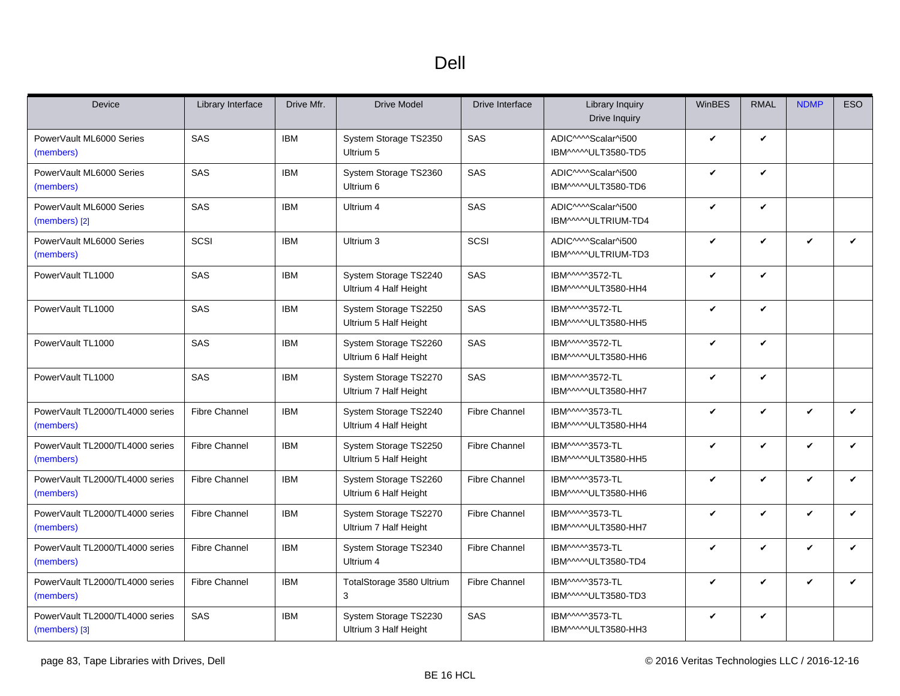# Dell

| Device | Library Interface | Drive Mfr. | Drive Model | Drive Interface | Library Inquiry Drive Inquiry | WinBES | RMAL | NDMP | ESO |
|---|---|---|---|---|---|---|---|---|---|
| PowerVault ML6000 Series (members) | SAS | IBM | System Storage TS2350 Ultrium 5 | SAS | ADIC^^^^Scalar^i500 IBM^^^^^ULT3580-TD5 | ✔ | ✔ | | |
| PowerVault ML6000 Series (members) | SAS | IBM | System Storage TS2360 Ultrium 6 | SAS | ADIC^^^^Scalar^i500 IBM^^^^^ULT3580-TD6 | ✔ | ✔ | | |
| PowerVault ML6000 Series (members) [2] | SAS | IBM | Ultrium 4 | SAS | ADIC^^^^Scalar^i500 IBM^^^^^ULTRIUM-TD4 | ✔ | ✔ | | |
| PowerVault ML6000 Series (members) | SCSI | IBM | Ultrium 3 | SCSI | ADIC^^^^Scalar^i500 IBM^^^^^ULTRIUM-TD3 | ✔ | ✔ | ✔ | ✔ |
| PowerVault TL1000 | SAS | IBM | System Storage TS2240 Ultrium 4 Half Height | SAS | IBM^^^^^3572-TL IBM^^^^^ULT3580-HH4 | ✔ | ✔ | | |
| PowerVault TL1000 | SAS | IBM | System Storage TS2250 Ultrium 5 Half Height | SAS | IBM^^^^^3572-TL IBM^^^^^ULT3580-HH5 | ✔ | ✔ | | |
| PowerVault TL1000 | SAS | IBM | System Storage TS2260 Ultrium 6 Half Height | SAS | IBM^^^^^3572-TL IBM^^^^^ULT3580-HH6 | ✔ | ✔ | | |
| PowerVault TL1000 | SAS | IBM | System Storage TS2270 Ultrium 7 Half Height | SAS | IBM^^^^^3572-TL IBM^^^^^ULT3580-HH7 | ✔ | ✔ | | |
| PowerVault TL2000/TL4000 series (members) | Fibre Channel | IBM | System Storage TS2240 Ultrium 4 Half Height | Fibre Channel | IBM^^^^^3573-TL IBM^^^^^ULT3580-HH4 | ✔ | ✔ | ✔ | ✔ |
| PowerVault TL2000/TL4000 series (members) | Fibre Channel | IBM | System Storage TS2250 Ultrium 5 Half Height | Fibre Channel | IBM^^^^^3573-TL IBM^^^^^ULT3580-HH5 | ✔ | ✔ | ✔ | ✔ |
| PowerVault TL2000/TL4000 series (members) | Fibre Channel | IBM | System Storage TS2260 Ultrium 6 Half Height | Fibre Channel | IBM^^^^^3573-TL IBM^^^^^ULT3580-HH6 | ✔ | ✔ | ✔ | ✔ |
| PowerVault TL2000/TL4000 series (members) | Fibre Channel | IBM | System Storage TS2270 Ultrium 7 Half Height | Fibre Channel | IBM^^^^^3573-TL IBM^^^^^ULT3580-HH7 | ✔ | ✔ | ✔ | ✔ |
| PowerVault TL2000/TL4000 series (members) | Fibre Channel | IBM | System Storage TS2340 Ultrium 4 | Fibre Channel | IBM^^^^^3573-TL IBM^^^^^ULT3580-TD4 | ✔ | ✔ | ✔ | ✔ |
| PowerVault TL2000/TL4000 series (members) | Fibre Channel | IBM | TotalStorage 3580 Ultrium 3 | Fibre Channel | IBM^^^^^3573-TL IBM^^^^^ULT3580-TD3 | ✔ | ✔ | ✔ | ✔ |
| PowerVault TL2000/TL4000 series (members) [3] | SAS | IBM | System Storage TS2230 Ultrium 3 Half Height | SAS | IBM^^^^^3573-TL IBM^^^^^ULT3580-HH3 | ✔ | ✔ | | |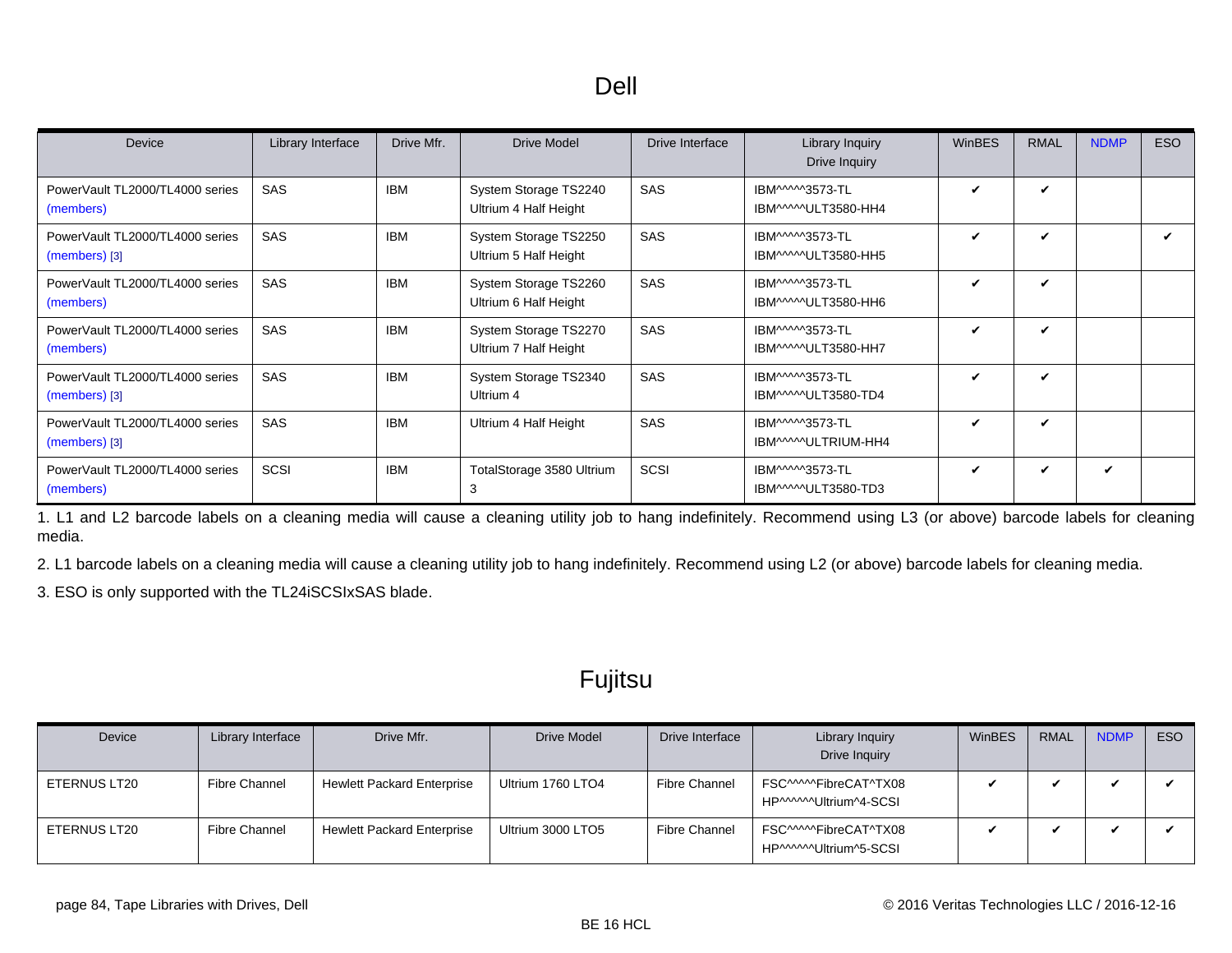# Dell

| Device | Library Interface | Drive Mfr. | Drive Model | Drive Interface | Library Inquiry Drive Inquiry | WinBES | RMAL | NDMP | ESO |
|---|---|---|---|---|---|---|---|---|---|
| PowerVault TL2000/TL4000 series (members) | SAS | IBM | System Storage TS2240 Ultrium 4 Half Height | SAS | IBM^^^^^3573-TL IBM^^^^^ULT3580-HH4 | ✔ | ✔ | | |
| PowerVault TL2000/TL4000 series (members) [3] | SAS | IBM | System Storage TS2250 Ultrium 5 Half Height | SAS | IBM^^^^^3573-TL IBM^^^^^ULT3580-HH5 | ✔ | ✔ | | ✔ |
| PowerVault TL2000/TL4000 series (members) | SAS | IBM | System Storage TS2260 Ultrium 6 Half Height | SAS | IBM^^^^^3573-TL IBM^^^^^ULT3580-HH6 | ✔ | ✔ | | |
| PowerVault TL2000/TL4000 series (members) | SAS | IBM | System Storage TS2270 Ultrium 7 Half Height | SAS | IBM^^^^^3573-TL IBM^^^^^ULT3580-HH7 | ✔ | ✔ | | |
| PowerVault TL2000/TL4000 series (members) [3] | SAS | IBM | System Storage TS2340 Ultrium 4 | SAS | IBM^^^^^3573-TL IBM^^^^^ULT3580-TD4 | ✔ | ✔ | | |
| PowerVault TL2000/TL4000 series (members) [3] | SAS | IBM | Ultrium 4 Half Height | SAS | IBM^^^^^3573-TL IBM^^^^^ULTRIUM-HH4 | ✔ | ✔ | | |
| PowerVault TL2000/TL4000 series (members) | SCSI | IBM | TotalStorage 3580 Ultrium 3 | SCSI | IBM^^^^^3573-TL IBM^^^^^ULT3580-TD3 | ✔ | ✔ | ✔ | |

1. L1 and L2 barcode labels on a cleaning media will cause a cleaning utility job to hang indefinitely. Recommend using L3 (or above) barcode labels for cleaning media.

2. L1 barcode labels on a cleaning media will cause a cleaning utility job to hang indefinitely. Recommend using L2 (or above) barcode labels for cleaning media.

3. ESO is only supported with the TL24iSCSIxSAS blade.

# Fujitsu

| Device | Library Interface | Drive Mfr. | Drive Model | Drive Interface | Library Inquiry Drive Inquiry | WinBES | RMAL | NDMP | ESO |
|---|---|---|---|---|---|---|---|---|---|
| ETERNUS LT20 | Fibre Channel | Hewlett Packard Enterprise | Ultrium 1760 LTO4 | Fibre Channel | FSC^^^^^FibreCAT^TX08 HP^^^^^^Ultrium^4-SCSI | ✔ | ✔ | ✔ | ✔ |
| ETERNUS LT20 | Fibre Channel | Hewlett Packard Enterprise | Ultrium 3000 LTO5 | Fibre Channel | FSC^^^^^FibreCAT^TX08 HP^^^^^^Ultrium^5-SCSI | ✔ | ✔ | ✔ | ✔ |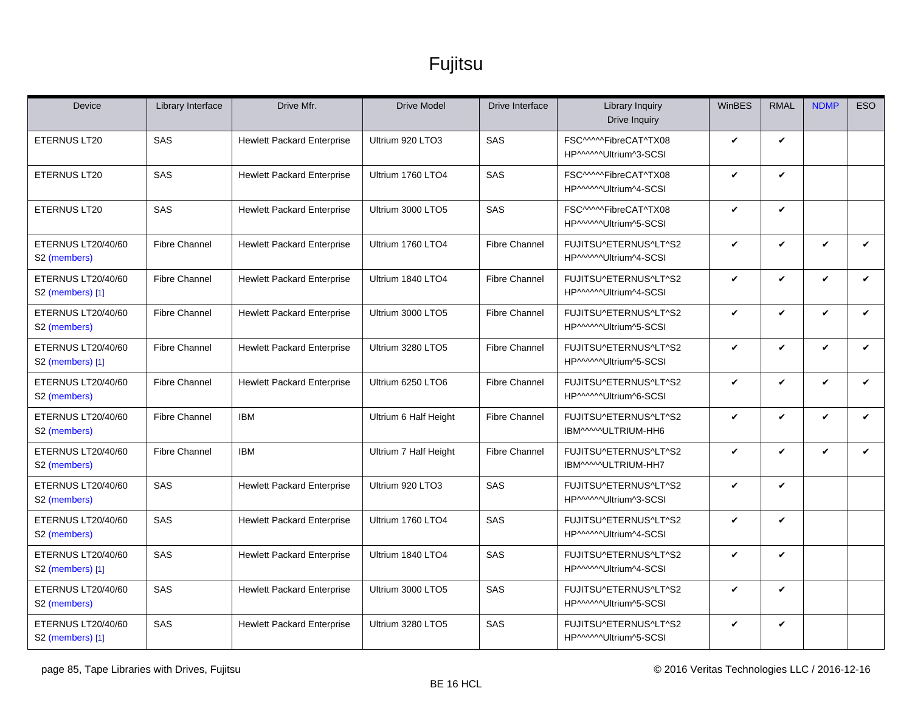# Fujitsu

| Device | Library Interface | Drive Mfr. | Drive Model | Drive Interface | Library Inquiry<br>Drive Inquiry | WinBES | RMAL | NDMP | ESO |
|---|---|---|---|---|---|---|---|---|---|
| ETERNUS LT20 | SAS | Hewlett Packard Enterprise | Ultrium 920 LTO3 | SAS | FSC^^^^^FibreCAT^TX08<br>HP^^^^^^Ultrium^3-SCSI | ✔ | ✔ | | |
| ETERNUS LT20 | SAS | Hewlett Packard Enterprise | Ultrium 1760 LTO4 | SAS | FSC^^^^^FibreCAT^TX08<br>HP^^^^^^Ultrium^4-SCSI | ✔ | ✔ | | |
| ETERNUS LT20 | SAS | Hewlett Packard Enterprise | Ultrium 3000 LTO5 | SAS | FSC^^^^^FibreCAT^TX08<br>HP^^^^^^Ultrium^5-SCSI | ✔ | ✔ | | |
| ETERNUS LT20/40/60 S2 (members) | Fibre Channel | Hewlett Packard Enterprise | Ultrium 1760 LTO4 | Fibre Channel | FUJITSU^ETERNUS^LT^S2<br>HP^^^^^^Ultrium^4-SCSI | ✔ | ✔ | ✔ | ✔ |
| ETERNUS LT20/40/60 S2 (members) [1] | Fibre Channel | Hewlett Packard Enterprise | Ultrium 1840 LTO4 | Fibre Channel | FUJITSU^ETERNUS^LT^S2<br>HP^^^^^^Ultrium^4-SCSI | ✔ | ✔ | ✔ | ✔ |
| ETERNUS LT20/40/60 S2 (members) | Fibre Channel | Hewlett Packard Enterprise | Ultrium 3000 LTO5 | Fibre Channel | FUJITSU^ETERNUS^LT^S2<br>HP^^^^^^Ultrium^5-SCSI | ✔ | ✔ | ✔ | ✔ |
| ETERNUS LT20/40/60 S2 (members) [1] | Fibre Channel | Hewlett Packard Enterprise | Ultrium 3280 LTO5 | Fibre Channel | FUJITSU^ETERNUS^LT^S2<br>HP^^^^^^Ultrium^5-SCSI | ✔ | ✔ | ✔ | ✔ |
| ETERNUS LT20/40/60 S2 (members) | Fibre Channel | Hewlett Packard Enterprise | Ultrium 6250 LTO6 | Fibre Channel | FUJITSU^ETERNUS^LT^S2<br>HP^^^^^^Ultrium^6-SCSI | ✔ | ✔ | ✔ | ✔ |
| ETERNUS LT20/40/60 S2 (members) | Fibre Channel | IBM | Ultrium 6 Half Height | Fibre Channel | FUJITSU^ETERNUS^LT^S2<br>IBM^^^^^ULTRIUM-HH6 | ✔ | ✔ | ✔ | ✔ |
| ETERNUS LT20/40/60 S2 (members) | Fibre Channel | IBM | Ultrium 7 Half Height | Fibre Channel | FUJITSU^ETERNUS^LT^S2<br>IBM^^^^^ULTRIUM-HH7 | ✔ | ✔ | ✔ | ✔ |
| ETERNUS LT20/40/60 S2 (members) | SAS | Hewlett Packard Enterprise | Ultrium 920 LTO3 | SAS | FUJITSU^ETERNUS^LT^S2<br>HP^^^^^^Ultrium^3-SCSI | ✔ | ✔ | | |
| ETERNUS LT20/40/60 S2 (members) | SAS | Hewlett Packard Enterprise | Ultrium 1760 LTO4 | SAS | FUJITSU^ETERNUS^LT^S2<br>HP^^^^^^Ultrium^4-SCSI | ✔ | ✔ | | |
| ETERNUS LT20/40/60 S2 (members) [1] | SAS | Hewlett Packard Enterprise | Ultrium 1840 LTO4 | SAS | FUJITSU^ETERNUS^LT^S2<br>HP^^^^^^Ultrium^4-SCSI | ✔ | ✔ | | |
| ETERNUS LT20/40/60 S2 (members) | SAS | Hewlett Packard Enterprise | Ultrium 3000 LTO5 | SAS | FUJITSU^ETERNUS^LT^S2<br>HP^^^^^^Ultrium^5-SCSI | ✔ | ✔ | | |
| ETERNUS LT20/40/60 S2 (members) [1] | SAS | Hewlett Packard Enterprise | Ultrium 3280 LTO5 | SAS | FUJITSU^ETERNUS^LT^S2<br>HP^^^^^^Ultrium^5-SCSI | ✔ | ✔ | | |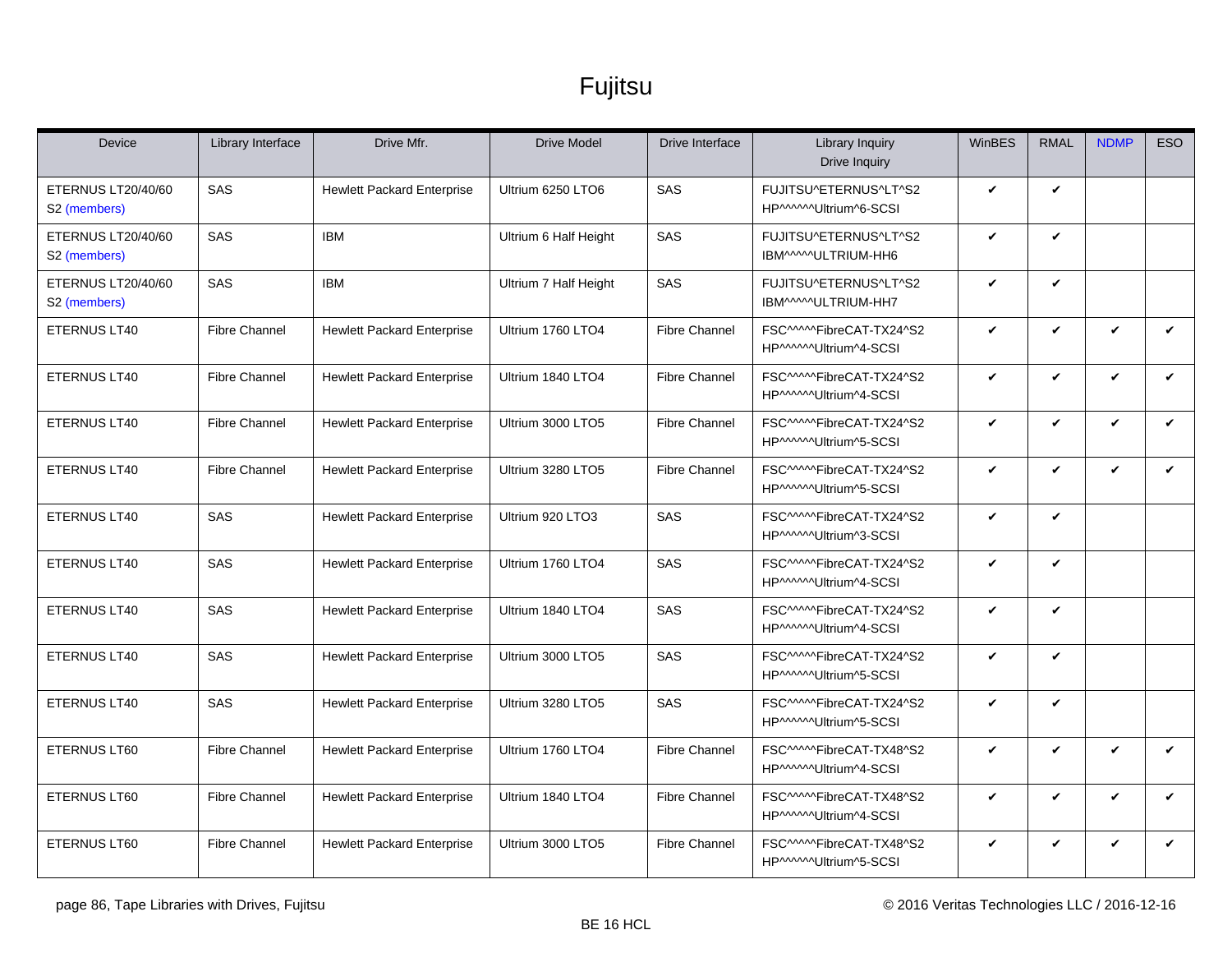# Fujitsu

| Device | Library Interface | Drive Mfr. | Drive Model | Drive Interface | Library Inquiry Drive Inquiry | WinBES | RMAL | NDMP | ESO |
|---|---|---|---|---|---|---|---|---|---|
| ETERNUS LT20/40/60 S2 (members) | SAS | Hewlett Packard Enterprise | Ultrium 6250 LTO6 | SAS | FUJITSU^ETERNUS^LT^S2 HP^^^^^^Ultrium^6-SCSI | ✔ | ✔ | | |
| ETERNUS LT20/40/60 S2 (members) | SAS | IBM | Ultrium 6 Half Height | SAS | FUJITSU^ETERNUS^LT^S2 IBM^^^^^ULTRIUM-HH6 | ✔ | ✔ | | |
| ETERNUS LT20/40/60 S2 (members) | SAS | IBM | Ultrium 7 Half Height | SAS | FUJITSU^ETERNUS^LT^S2 IBM^^^^^ULTRIUM-HH7 | ✔ | ✔ | | |
| ETERNUS LT40 | Fibre Channel | Hewlett Packard Enterprise | Ultrium 1760 LTO4 | Fibre Channel | FSC^^^^^FibreCAT-TX24^S2 HP^^^^^^Ultrium^4-SCSI | ✔ | ✔ | ✔ | ✔ |
| ETERNUS LT40 | Fibre Channel | Hewlett Packard Enterprise | Ultrium 1840 LTO4 | Fibre Channel | FSC^^^^^FibreCAT-TX24^S2 HP^^^^^^Ultrium^4-SCSI | ✔ | ✔ | ✔ | ✔ |
| ETERNUS LT40 | Fibre Channel | Hewlett Packard Enterprise | Ultrium 3000 LTO5 | Fibre Channel | FSC^^^^^FibreCAT-TX24^S2 HP^^^^^^Ultrium^5-SCSI | ✔ | ✔ | ✔ | ✔ |
| ETERNUS LT40 | Fibre Channel | Hewlett Packard Enterprise | Ultrium 3280 LTO5 | Fibre Channel | FSC^^^^^FibreCAT-TX24^S2 HP^^^^^^Ultrium^5-SCSI | ✔ | ✔ | ✔ | ✔ |
| ETERNUS LT40 | SAS | Hewlett Packard Enterprise | Ultrium 920 LTO3 | SAS | FSC^^^^^FibreCAT-TX24^S2 HP^^^^^^Ultrium^3-SCSI | ✔ | ✔ | | |
| ETERNUS LT40 | SAS | Hewlett Packard Enterprise | Ultrium 1760 LTO4 | SAS | FSC^^^^^FibreCAT-TX24^S2 HP^^^^^^Ultrium^4-SCSI | ✔ | ✔ | | |
| ETERNUS LT40 | SAS | Hewlett Packard Enterprise | Ultrium 1840 LTO4 | SAS | FSC^^^^^FibreCAT-TX24^S2 HP^^^^^^Ultrium^4-SCSI | ✔ | ✔ | | |
| ETERNUS LT40 | SAS | Hewlett Packard Enterprise | Ultrium 3000 LTO5 | SAS | FSC^^^^^FibreCAT-TX24^S2 HP^^^^^^Ultrium^5-SCSI | ✔ | ✔ | | |
| ETERNUS LT40 | SAS | Hewlett Packard Enterprise | Ultrium 3280 LTO5 | SAS | FSC^^^^^FibreCAT-TX24^S2 HP^^^^^^Ultrium^5-SCSI | ✔ | ✔ | | |
| ETERNUS LT60 | Fibre Channel | Hewlett Packard Enterprise | Ultrium 1760 LTO4 | Fibre Channel | FSC^^^^^FibreCAT-TX48^S2 HP^^^^^^Ultrium^4-SCSI | ✔ | ✔ | ✔ | ✔ |
| ETERNUS LT60 | Fibre Channel | Hewlett Packard Enterprise | Ultrium 1840 LTO4 | Fibre Channel | FSC^^^^^FibreCAT-TX48^S2 HP^^^^^^Ultrium^4-SCSI | ✔ | ✔ | ✔ | ✔ |
| ETERNUS LT60 | Fibre Channel | Hewlett Packard Enterprise | Ultrium 3000 LTO5 | Fibre Channel | FSC^^^^^FibreCAT-TX48^S2 HP^^^^^^Ultrium^5-SCSI | ✔ | ✔ | ✔ | ✔ |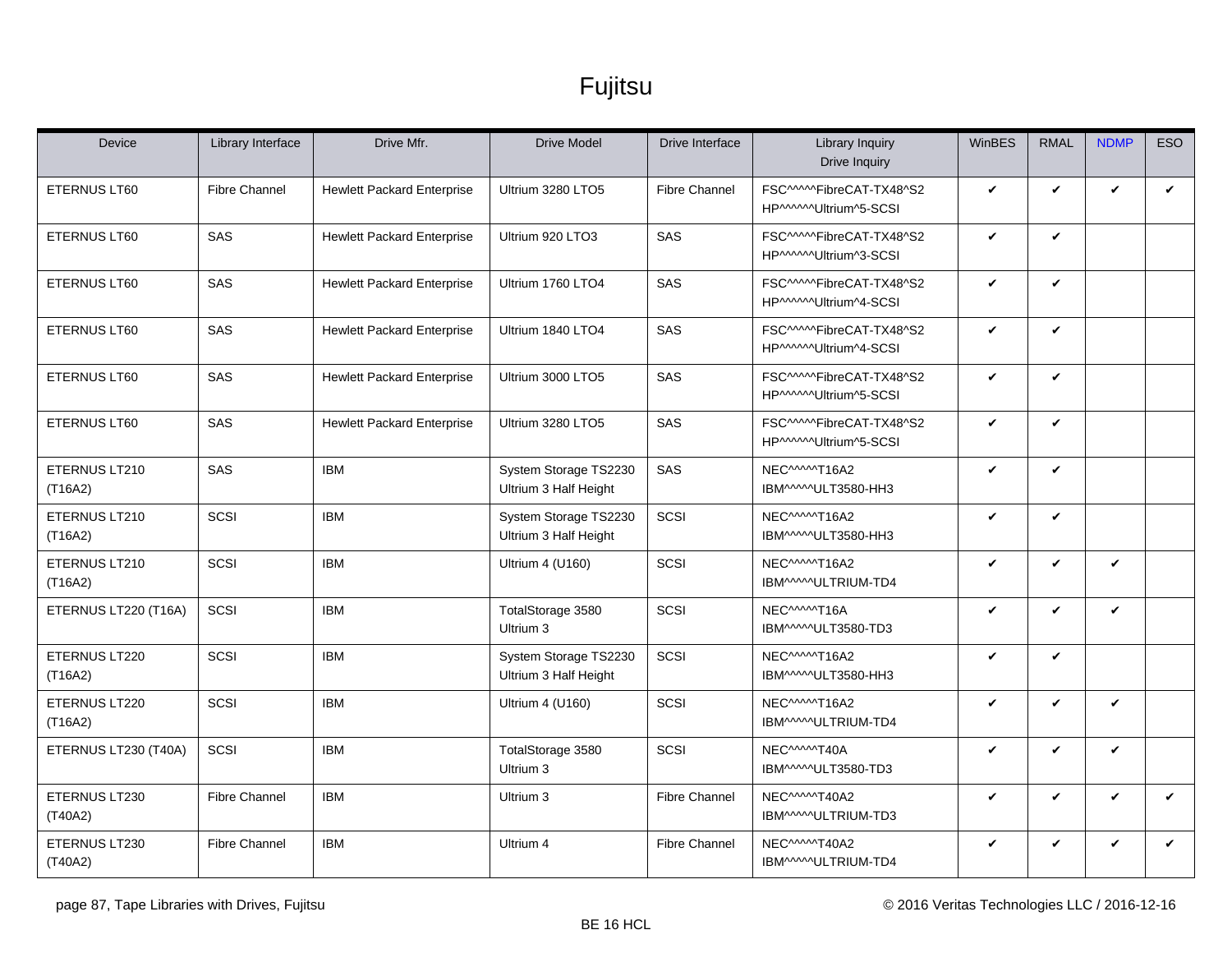# Fujitsu

| Device | Library Interface | Drive Mfr. | Drive Model | Drive Interface | Library Inquiry Drive Inquiry | WinBES | RMAL | NDMP | ESO |
|---|---|---|---|---|---|---|---|---|---|
| ETERNUS LT60 | Fibre Channel | Hewlett Packard Enterprise | Ultrium 3280 LTO5 | Fibre Channel | FSC^^^^^FibreCAT-TX48^S2 HP^^^^^^Ultrium^5-SCSI | ✔ | ✔ | ✔ | ✔ |
| ETERNUS LT60 | SAS | Hewlett Packard Enterprise | Ultrium 920 LTO3 | SAS | FSC^^^^^FibreCAT-TX48^S2 HP^^^^^^Ultrium^3-SCSI | ✔ | ✔ | | |
| ETERNUS LT60 | SAS | Hewlett Packard Enterprise | Ultrium 1760 LTO4 | SAS | FSC^^^^^FibreCAT-TX48^S2 HP^^^^^^Ultrium^4-SCSI | ✔ | ✔ | | |
| ETERNUS LT60 | SAS | Hewlett Packard Enterprise | Ultrium 1840 LTO4 | SAS | FSC^^^^^FibreCAT-TX48^S2 HP^^^^^^Ultrium^4-SCSI | ✔ | ✔ | | |
| ETERNUS LT60 | SAS | Hewlett Packard Enterprise | Ultrium 3000 LTO5 | SAS | FSC^^^^^FibreCAT-TX48^S2 HP^^^^^^Ultrium^5-SCSI | ✔ | ✔ | | |
| ETERNUS LT60 | SAS | Hewlett Packard Enterprise | Ultrium 3280 LTO5 | SAS | FSC^^^^^FibreCAT-TX48^S2 HP^^^^^^Ultrium^5-SCSI | ✔ | ✔ | | |
| ETERNUS LT210 (T16A2) | SAS | IBM | System Storage TS2230 Ultrium 3 Half Height | SAS | NEC^^^^^T16A2 IBM^^^^^ULT3580-HH3 | ✔ | ✔ | | |
| ETERNUS LT210 (T16A2) | SCSI | IBM | System Storage TS2230 Ultrium 3 Half Height | SCSI | NEC^^^^^T16A2 IBM^^^^^ULT3580-HH3 | ✔ | ✔ | | |
| ETERNUS LT210 (T16A2) | SCSI | IBM | Ultrium 4 (U160) | SCSI | NEC^^^^^T16A2 IBM^^^^^ULTRIUM-TD4 | ✔ | ✔ | ✔ | |
| ETERNUS LT220 (T16A) | SCSI | IBM | TotalStorage 3580 Ultrium 3 | SCSI | NEC^^^^^T16A IBM^^^^^ULT3580-TD3 | ✔ | ✔ | ✔ | |
| ETERNUS LT220 (T16A2) | SCSI | IBM | System Storage TS2230 Ultrium 3 Half Height | SCSI | NEC^^^^^T16A2 IBM^^^^^ULT3580-HH3 | ✔ | ✔ | | |
| ETERNUS LT220 (T16A2) | SCSI | IBM | Ultrium 4 (U160) | SCSI | NEC^^^^^T16A2 IBM^^^^^ULTRIUM-TD4 | ✔ | ✔ | ✔ | |
| ETERNUS LT230 (T40A) | SCSI | IBM | TotalStorage 3580 Ultrium 3 | SCSI | NEC^^^^^T40A IBM^^^^^ULT3580-TD3 | ✔ | ✔ | ✔ | |
| ETERNUS LT230 (T40A2) | Fibre Channel | IBM | Ultrium 3 | Fibre Channel | NEC^^^^^T40A2 IBM^^^^^ULTRIUM-TD3 | ✔ | ✔ | ✔ | ✔ |
| ETERNUS LT230 (T40A2) | Fibre Channel | IBM | Ultrium 4 | Fibre Channel | NEC^^^^^T40A2 IBM^^^^^ULTRIUM-TD4 | ✔ | ✔ | ✔ | ✔ |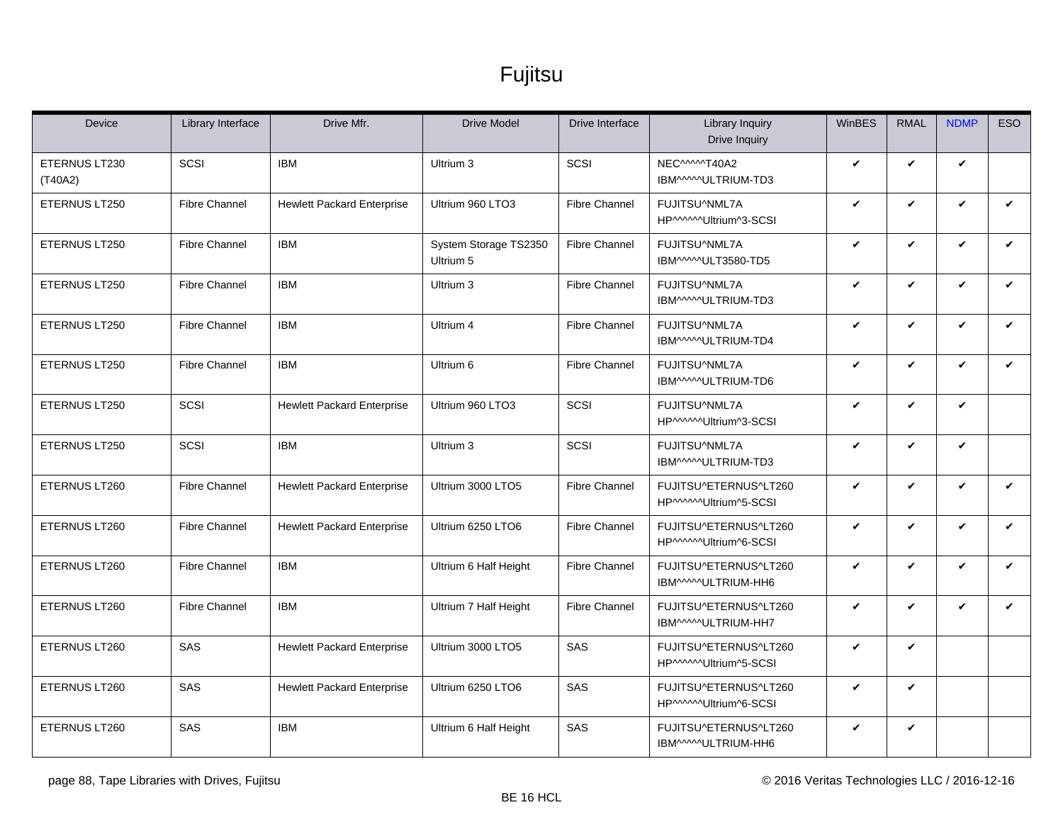# Fujitsu

| Device | Library Interface | Drive Mfr. | Drive Model | Drive Interface | Library Inquiry Drive Inquiry | WinBES | RMAL | NDMP | ESO |
|---|---|---|---|---|---|---|---|---|---|
| ETERNUS LT230 (T40A2) | SCSI | IBM | Ultrium 3 | SCSI | NEC^^^^^T40A2 IBM^^^^^ULTRIUM-TD3 | ✔ | ✔ | ✔ | |
| ETERNUS LT250 | Fibre Channel | Hewlett Packard Enterprise | Ultrium 960 LTO3 | Fibre Channel | FUJITSU^NML7A HP^^^^^^Ultrium^3-SCSI | ✔ | ✔ | ✔ | ✔ |
| ETERNUS LT250 | Fibre Channel | IBM | System Storage TS2350 Ultrium 5 | Fibre Channel | FUJITSU^NML7A IBM^^^^^ULT3580-TD5 | ✔ | ✔ | ✔ | ✔ |
| ETERNUS LT250 | Fibre Channel | IBM | Ultrium 3 | Fibre Channel | FUJITSU^NML7A IBM^^^^^ULTRIUM-TD3 | ✔ | ✔ | ✔ | ✔ |
| ETERNUS LT250 | Fibre Channel | IBM | Ultrium 4 | Fibre Channel | FUJITSU^NML7A IBM^^^^^ULTRIUM-TD4 | ✔ | ✔ | ✔ | ✔ |
| ETERNUS LT250 | Fibre Channel | IBM | Ultrium 6 | Fibre Channel | FUJITSU^NML7A IBM^^^^^ULTRIUM-TD6 | ✔ | ✔ | ✔ | ✔ |
| ETERNUS LT250 | SCSI | Hewlett Packard Enterprise | Ultrium 960 LTO3 | SCSI | FUJITSU^NML7A HP^^^^^^Ultrium^3-SCSI | ✔ | ✔ | ✔ | |
| ETERNUS LT250 | SCSI | IBM | Ultrium 3 | SCSI | FUJITSU^NML7A IBM^^^^^ULTRIUM-TD3 | ✔ | ✔ | ✔ | |
| ETERNUS LT260 | Fibre Channel | Hewlett Packard Enterprise | Ultrium 3000 LTO5 | Fibre Channel | FUJITSU^ETERNUS^LT260 HP^^^^^^Ultrium^5-SCSI | ✔ | ✔ | ✔ | ✔ |
| ETERNUS LT260 | Fibre Channel | Hewlett Packard Enterprise | Ultrium 6250 LTO6 | Fibre Channel | FUJITSU^ETERNUS^LT260 HP^^^^^^Ultrium^6-SCSI | ✔ | ✔ | ✔ | ✔ |
| ETERNUS LT260 | Fibre Channel | IBM | Ultrium 6 Half Height | Fibre Channel | FUJITSU^ETERNUS^LT260 IBM^^^^^ULTRIUM-HH6 | ✔ | ✔ | ✔ | ✔ |
| ETERNUS LT260 | Fibre Channel | IBM | Ultrium 7 Half Height | Fibre Channel | FUJITSU^ETERNUS^LT260 IBM^^^^^ULTRIUM-HH7 | ✔ | ✔ | ✔ | ✔ |
| ETERNUS LT260 | SAS | Hewlett Packard Enterprise | Ultrium 3000 LTO5 | SAS | FUJITSU^ETERNUS^LT260 HP^^^^^^Ultrium^5-SCSI | ✔ | ✔ | | |
| ETERNUS LT260 | SAS | Hewlett Packard Enterprise | Ultrium 6250 LTO6 | SAS | FUJITSU^ETERNUS^LT260 HP^^^^^^Ultrium^6-SCSI | ✔ | ✔ | | |
| ETERNUS LT260 | SAS | IBM | Ultrium 6 Half Height | SAS | FUJITSU^ETERNUS^LT260 IBM^^^^^ULTRIUM-HH6 | ✔ | ✔ | | |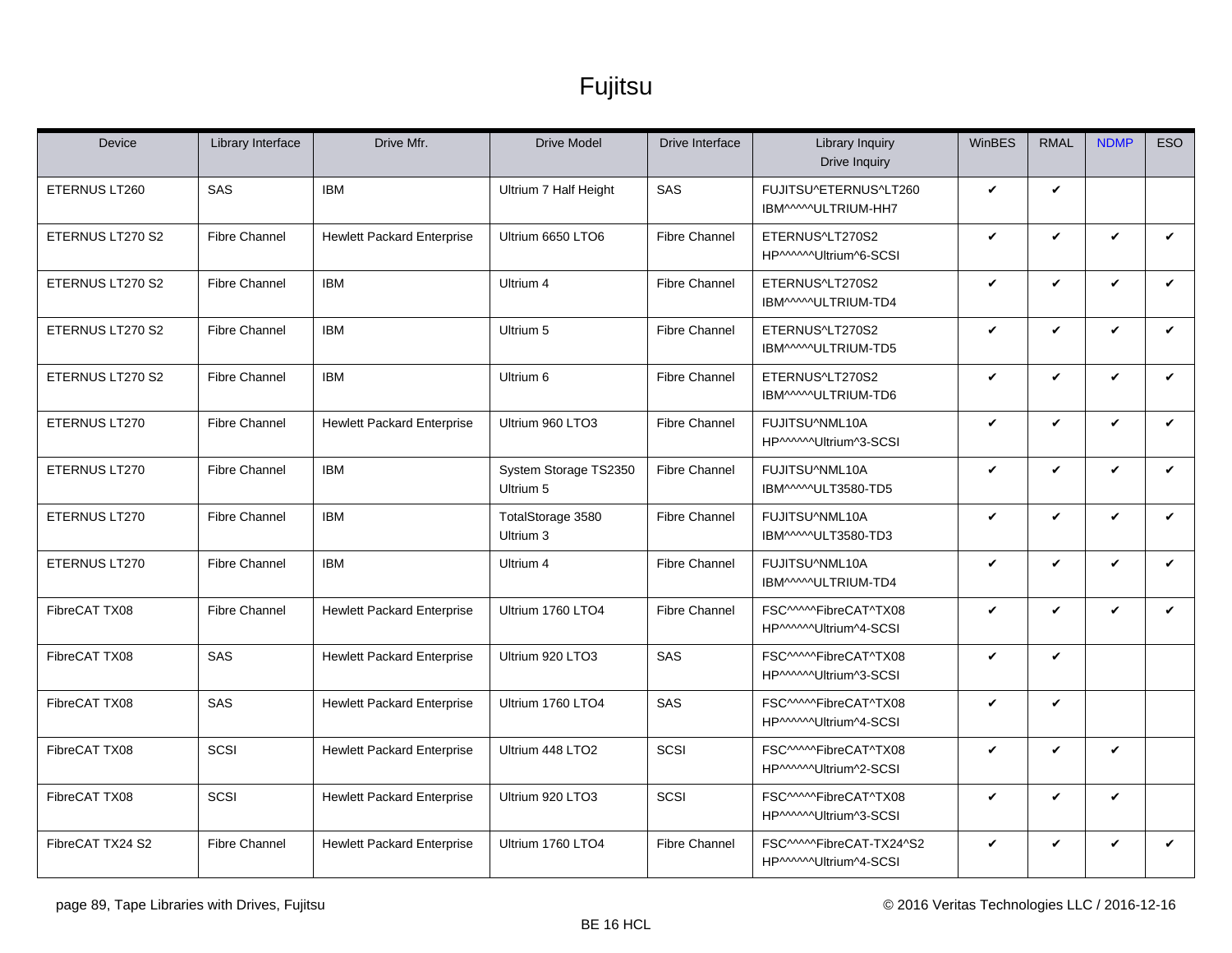# Fujitsu

| Device | Library Interface | Drive Mfr. | Drive Model | Drive Interface | Library Inquiry<br>Drive Inquiry | WinBES | RMAL | NDMP | ESO |
|---|---|---|---|---|---|---|---|---|---|
| ETERNUS LT260 | SAS | IBM | Ultrium 7 Half Height | SAS | FUJITSU^ETERNUS^LT260<br>IBM^^^^^ULTRIUM-HH7 | ✔ | ✔ | | |
| ETERNUS LT270 S2 | Fibre Channel | Hewlett Packard Enterprise | Ultrium 6650 LTO6 | Fibre Channel | ETERNUS^LT270S2<br>HP^^^^^^Ultrium^6-SCSI | ✔ | ✔ | ✔ | ✔ |
| ETERNUS LT270 S2 | Fibre Channel | IBM | Ultrium 4 | Fibre Channel | ETERNUS^LT270S2<br>IBM^^^^^ULTRIUM-TD4 | ✔ | ✔ | ✔ | ✔ |
| ETERNUS LT270 S2 | Fibre Channel | IBM | Ultrium 5 | Fibre Channel | ETERNUS^LT270S2<br>IBM^^^^^ULTRIUM-TD5 | ✔ | ✔ | ✔ | ✔ |
| ETERNUS LT270 S2 | Fibre Channel | IBM | Ultrium 6 | Fibre Channel | ETERNUS^LT270S2<br>IBM^^^^^ULTRIUM-TD6 | ✔ | ✔ | ✔ | ✔ |
| ETERNUS LT270 | Fibre Channel | Hewlett Packard Enterprise | Ultrium 960 LTO3 | Fibre Channel | FUJITSU^NML10A<br>HP^^^^^^Ultrium^3-SCSI | ✔ | ✔ | ✔ | ✔ |
| ETERNUS LT270 | Fibre Channel | IBM | System Storage TS2350 Ultrium 5 | Fibre Channel | FUJITSU^NML10A<br>IBM^^^^^ULT3580-TD5 | ✔ | ✔ | ✔ | ✔ |
| ETERNUS LT270 | Fibre Channel | IBM | TotalStorage 3580 Ultrium 3 | Fibre Channel | FUJITSU^NML10A<br>IBM^^^^^ULT3580-TD3 | ✔ | ✔ | ✔ | ✔ |
| ETERNUS LT270 | Fibre Channel | IBM | Ultrium 4 | Fibre Channel | FUJITSU^NML10A<br>IBM^^^^^ULTRIUM-TD4 | ✔ | ✔ | ✔ | ✔ |
| FibreCAT TX08 | Fibre Channel | Hewlett Packard Enterprise | Ultrium 1760 LTO4 | Fibre Channel | FSC^^^^^FibreCAT^TX08<br>HP^^^^^^Ultrium^4-SCSI | ✔ | ✔ | ✔ | ✔ |
| FibreCAT TX08 | SAS | Hewlett Packard Enterprise | Ultrium 920 LTO3 | SAS | FSC^^^^^FibreCAT^TX08<br>HP^^^^^^Ultrium^3-SCSI | ✔ | ✔ | | |
| FibreCAT TX08 | SAS | Hewlett Packard Enterprise | Ultrium 1760 LTO4 | SAS | FSC^^^^^FibreCAT^TX08<br>HP^^^^^^Ultrium^4-SCSI | ✔ | ✔ | | |
| FibreCAT TX08 | SCSI | Hewlett Packard Enterprise | Ultrium 448 LTO2 | SCSI | FSC^^^^^FibreCAT^TX08<br>HP^^^^^^Ultrium^2-SCSI | ✔ | ✔ | ✔ | |
| FibreCAT TX08 | SCSI | Hewlett Packard Enterprise | Ultrium 920 LTO3 | SCSI | FSC^^^^^FibreCAT^TX08<br>HP^^^^^^Ultrium^3-SCSI | ✔ | ✔ | ✔ | |
| FibreCAT TX24 S2 | Fibre Channel | Hewlett Packard Enterprise | Ultrium 1760 LTO4 | Fibre Channel | FSC^^^^^FibreCAT-TX24^S2<br>HP^^^^^^Ultrium^4-SCSI | ✔ | ✔ | ✔ | ✔ |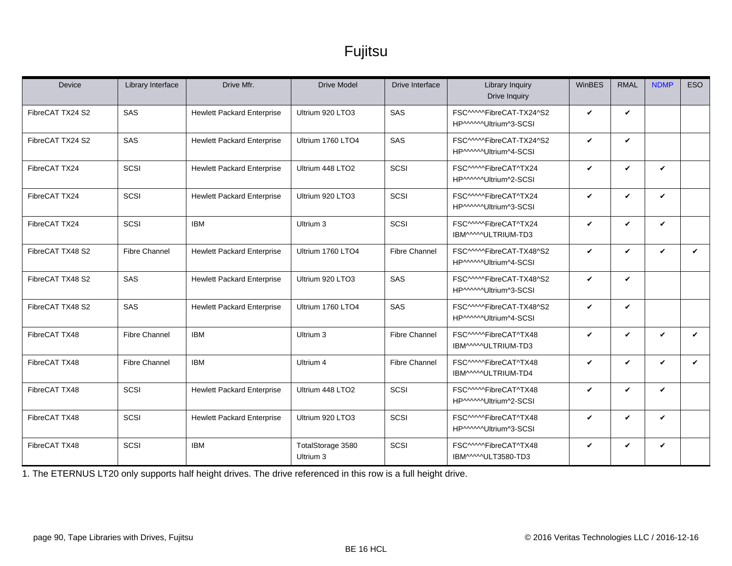# Fujitsu

| Device | Library Interface | Drive Mfr. | Drive Model | Drive Interface | Library Inquiry<br>Drive Inquiry | WinBES | RMAL | NDMP | ESO |
|---|---|---|---|---|---|---|---|---|---|
| FibreCAT TX24 S2 | SAS | Hewlett Packard Enterprise | Ultrium 920 LTO3 | SAS | FSC^^^^^FibreCAT-TX24^S2<br>HP^^^^^^Ultrium^3-SCSI | ✔ | ✔ | | |
| FibreCAT TX24 S2 | SAS | Hewlett Packard Enterprise | Ultrium 1760 LTO4 | SAS | FSC^^^^^FibreCAT-TX24^S2<br>HP^^^^^^Ultrium^4-SCSI | ✔ | ✔ | | |
| FibreCAT TX24 | SCSI | Hewlett Packard Enterprise | Ultrium 448 LTO2 | SCSI | FSC^^^^^FibreCAT^TX24<br>HP^^^^^^Ultrium^2-SCSI | ✔ | ✔ | ✔ | |
| FibreCAT TX24 | SCSI | Hewlett Packard Enterprise | Ultrium 920 LTO3 | SCSI | FSC^^^^^FibreCAT^TX24<br>HP^^^^^^Ultrium^3-SCSI | ✔ | ✔ | ✔ | |
| FibreCAT TX24 | SCSI | IBM | Ultrium 3 | SCSI | FSC^^^^^FibreCAT^TX24<br>IBM^^^^^ULTRIUM-TD3 | ✔ | ✔ | ✔ | |
| FibreCAT TX48 S2 | Fibre Channel | Hewlett Packard Enterprise | Ultrium 1760 LTO4 | Fibre Channel | FSC^^^^^FibreCAT-TX48^S2<br>HP^^^^^^Ultrium^4-SCSI | ✔ | ✔ | ✔ | ✔ |
| FibreCAT TX48 S2 | SAS | Hewlett Packard Enterprise | Ultrium 920 LTO3 | SAS | FSC^^^^^FibreCAT-TX48^S2<br>HP^^^^^^Ultrium^3-SCSI | ✔ | ✔ | | |
| FibreCAT TX48 S2 | SAS | Hewlett Packard Enterprise | Ultrium 1760 LTO4 | SAS | FSC^^^^^FibreCAT-TX48^S2<br>HP^^^^^^Ultrium^4-SCSI | ✔ | ✔ | | |
| FibreCAT TX48 | Fibre Channel | IBM | Ultrium 3 | Fibre Channel | FSC^^^^^FibreCAT^TX48<br>IBM^^^^^ULTRIUM-TD3 | ✔ | ✔ | ✔ | ✔ |
| FibreCAT TX48 | Fibre Channel | IBM | Ultrium 4 | Fibre Channel | FSC^^^^^FibreCAT^TX48<br>IBM^^^^^ULTRIUM-TD4 | ✔ | ✔ | ✔ | ✔ |
| FibreCAT TX48 | SCSI | Hewlett Packard Enterprise | Ultrium 448 LTO2 | SCSI | FSC^^^^^FibreCAT^TX48<br>HP^^^^^^Ultrium^2-SCSI | ✔ | ✔ | ✔ | |
| FibreCAT TX48 | SCSI | Hewlett Packard Enterprise | Ultrium 920 LTO3 | SCSI | FSC^^^^^FibreCAT^TX48<br>HP^^^^^^Ultrium^3-SCSI | ✔ | ✔ | ✔ | |
| FibreCAT TX48 | SCSI | IBM | TotalStorage 3580 Ultrium 3 | SCSI | FSC^^^^^FibreCAT^TX48<br>IBM^^^^^ULT3580-TD3 | ✔ | ✔ | ✔ | |

1. The ETERNUS LT20 only supports half height drives. The drive referenced in this row is a full height drive.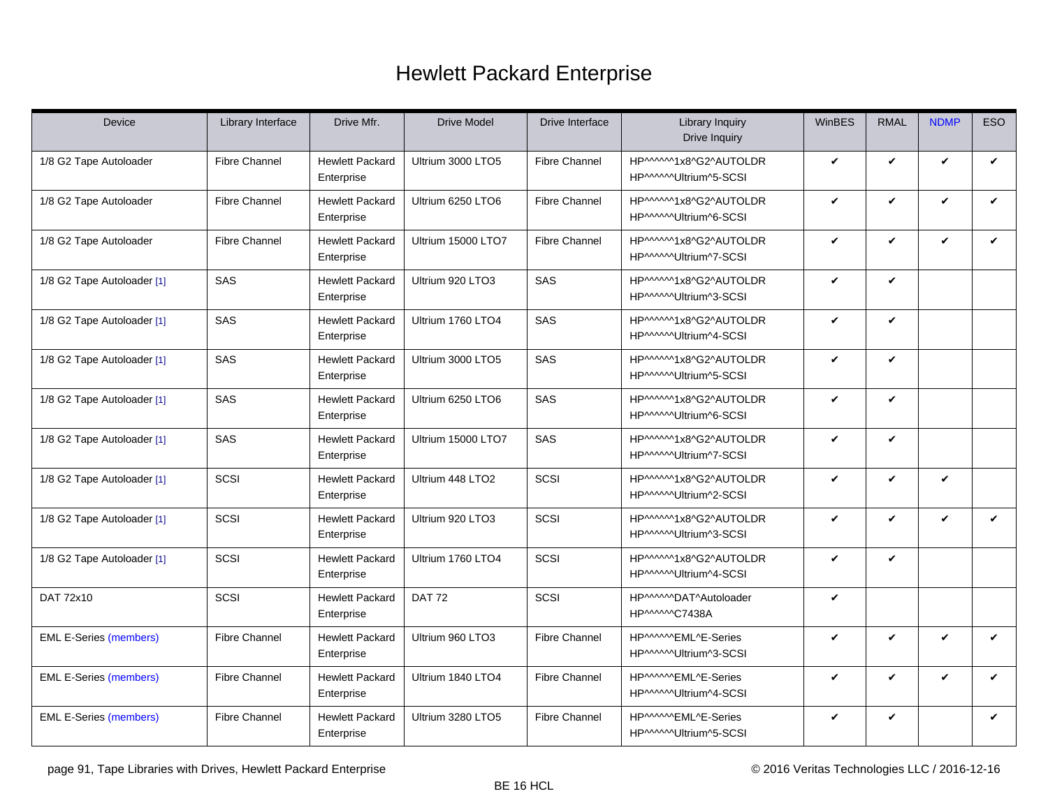# Hewlett Packard Enterprise

| Device | Library Interface | Drive Mfr. | Drive Model | Drive Interface | Library Inquiry<br>Drive Inquiry | WinBES | RMAL | NDMP | ESO |
|---|---|---|---|---|---|---|---|---|---|
| 1/8 G2 Tape Autoloader | Fibre Channel | Hewlett Packard Enterprise | Ultrium 3000 LTO5 | Fibre Channel | HP^^^^^^1x8^G2^AUTOLDR<br>HP^^^^^^Ultrium^5-SCSI | ✔ | ✔ | ✔ | ✔ |
| 1/8 G2 Tape Autoloader | Fibre Channel | Hewlett Packard Enterprise | Ultrium 6250 LTO6 | Fibre Channel | HP^^^^^^1x8^G2^AUTOLDR<br>HP^^^^^^Ultrium^6-SCSI | ✔ | ✔ | ✔ | ✔ |
| 1/8 G2 Tape Autoloader | Fibre Channel | Hewlett Packard Enterprise | Ultrium 15000 LTO7 | Fibre Channel | HP^^^^^^1x8^G2^AUTOLDR<br>HP^^^^^^Ultrium^7-SCSI | ✔ | ✔ | ✔ | ✔ |
| 1/8 G2 Tape Autoloader [1] | SAS | Hewlett Packard Enterprise | Ultrium 920 LTO3 | SAS | HP^^^^^^1x8^G2^AUTOLDR<br>HP^^^^^^Ultrium^3-SCSI | ✔ | ✔ | | |
| 1/8 G2 Tape Autoloader [1] | SAS | Hewlett Packard Enterprise | Ultrium 1760 LTO4 | SAS | HP^^^^^^1x8^G2^AUTOLDR<br>HP^^^^^^Ultrium^4-SCSI | ✔ | ✔ | | |
| 1/8 G2 Tape Autoloader [1] | SAS | Hewlett Packard Enterprise | Ultrium 3000 LTO5 | SAS | HP^^^^^^1x8^G2^AUTOLDR<br>HP^^^^^^Ultrium^5-SCSI | ✔ | ✔ | | |
| 1/8 G2 Tape Autoloader [1] | SAS | Hewlett Packard Enterprise | Ultrium 6250 LTO6 | SAS | HP^^^^^^1x8^G2^AUTOLDR<br>HP^^^^^^Ultrium^6-SCSI | ✔ | ✔ | | |
| 1/8 G2 Tape Autoloader [1] | SAS | Hewlett Packard Enterprise | Ultrium 15000 LTO7 | SAS | HP^^^^^^1x8^G2^AUTOLDR<br>HP^^^^^^Ultrium^7-SCSI | ✔ | ✔ | | |
| 1/8 G2 Tape Autoloader [1] | SCSI | Hewlett Packard Enterprise | Ultrium 448 LTO2 | SCSI | HP^^^^^^1x8^G2^AUTOLDR<br>HP^^^^^^Ultrium^2-SCSI | ✔ | ✔ | ✔ | |
| 1/8 G2 Tape Autoloader [1] | SCSI | Hewlett Packard Enterprise | Ultrium 920 LTO3 | SCSI | HP^^^^^^1x8^G2^AUTOLDR<br>HP^^^^^^Ultrium^3-SCSI | ✔ | ✔ | ✔ | ✔ |
| 1/8 G2 Tape Autoloader [1] | SCSI | Hewlett Packard Enterprise | Ultrium 1760 LTO4 | SCSI | HP^^^^^^1x8^G2^AUTOLDR<br>HP^^^^^^Ultrium^4-SCSI | ✔ | ✔ | | |
| DAT 72x10 | SCSI | Hewlett Packard Enterprise | DAT 72 | SCSI | HP^^^^^^DAT^Autoloader<br>HP^^^^^^C7438A | ✔ | | | |
| EML E-Series (members) | Fibre Channel | Hewlett Packard Enterprise | Ultrium 960 LTO3 | Fibre Channel | HP^^^^^^EML^E-Series<br>HP^^^^^^Ultrium^3-SCSI | ✔ | ✔ | ✔ | ✔ |
| EML E-Series (members) | Fibre Channel | Hewlett Packard Enterprise | Ultrium 1840 LTO4 | Fibre Channel | HP^^^^^^EML^E-Series<br>HP^^^^^^Ultrium^4-SCSI | ✔ | ✔ | ✔ | ✔ |
| EML E-Series (members) | Fibre Channel | Hewlett Packard Enterprise | Ultrium 3280 LTO5 | Fibre Channel | HP^^^^^^EML^E-Series<br>HP^^^^^^Ultrium^5-SCSI | ✔ | ✔ | | ✔ |

page 91, Tape Libraries with Drives, Hewlett Packard Enterprise

© 2016 Veritas Technologies LLC / 2016-12-16

BE 16 HCL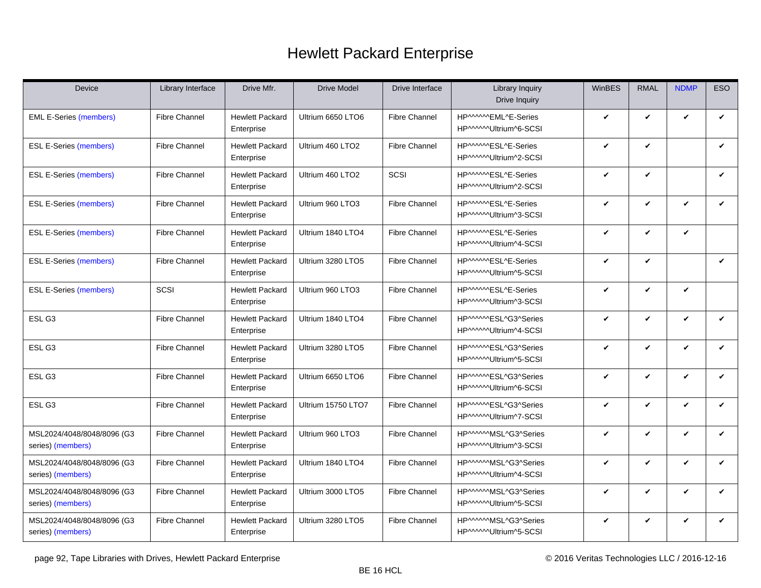# Hewlett Packard Enterprise

| Device | Library Interface | Drive Mfr. | Drive Model | Drive Interface | Library Inquiry<br>Drive Inquiry | WinBES | RMAL | NDMP | ESO |
|---|---|---|---|---|---|---|---|---|---|
| EML E-Series (members) | Fibre Channel | Hewlett Packard Enterprise | Ultrium 6650 LTO6 | Fibre Channel | HP^^^^^^EML^E-Series<br>HP^^^^^^Ultrium^6-SCSI | ✔ | ✔ | ✔ | ✔ |
| ESL E-Series (members) | Fibre Channel | Hewlett Packard Enterprise | Ultrium 460 LTO2 | Fibre Channel | HP^^^^^^ESL^E-Series<br>HP^^^^^^Ultrium^2-SCSI | ✔ | ✔ | | ✔ |
| ESL E-Series (members) | Fibre Channel | Hewlett Packard Enterprise | Ultrium 460 LTO2 | SCSI | HP^^^^^^ESL^E-Series<br>HP^^^^^^Ultrium^2-SCSI | ✔ | ✔ | | ✔ |
| ESL E-Series (members) | Fibre Channel | Hewlett Packard Enterprise | Ultrium 960 LTO3 | Fibre Channel | HP^^^^^^ESL^E-Series<br>HP^^^^^^Ultrium^3-SCSI | ✔ | ✔ | ✔ | ✔ |
| ESL E-Series (members) | Fibre Channel | Hewlett Packard Enterprise | Ultrium 1840 LTO4 | Fibre Channel | HP^^^^^^ESL^E-Series<br>HP^^^^^^Ultrium^4-SCSI | ✔ | ✔ | ✔ | |
| ESL E-Series (members) | Fibre Channel | Hewlett Packard Enterprise | Ultrium 3280 LTO5 | Fibre Channel | HP^^^^^^ESL^E-Series<br>HP^^^^^^Ultrium^5-SCSI | ✔ | ✔ | | ✔ |
| ESL E-Series (members) | SCSI | Hewlett Packard Enterprise | Ultrium 960 LTO3 | Fibre Channel | HP^^^^^^ESL^E-Series<br>HP^^^^^^Ultrium^3-SCSI | ✔ | ✔ | ✔ | |
| ESL G3 | Fibre Channel | Hewlett Packard Enterprise | Ultrium 1840 LTO4 | Fibre Channel | HP^^^^^^ESL^G3^Series<br>HP^^^^^^Ultrium^4-SCSI | ✔ | ✔ | ✔ | ✔ |
| ESL G3 | Fibre Channel | Hewlett Packard Enterprise | Ultrium 3280 LTO5 | Fibre Channel | HP^^^^^^ESL^G3^Series<br>HP^^^^^^Ultrium^5-SCSI | ✔ | ✔ | ✔ | ✔ |
| ESL G3 | Fibre Channel | Hewlett Packard Enterprise | Ultrium 6650 LTO6 | Fibre Channel | HP^^^^^^ESL^G3^Series<br>HP^^^^^^Ultrium^6-SCSI | ✔ | ✔ | ✔ | ✔ |
| ESL G3 | Fibre Channel | Hewlett Packard Enterprise | Ultrium 15750 LTO7 | Fibre Channel | HP^^^^^^ESL^G3^Series<br>HP^^^^^^Ultrium^7-SCSI | ✔ | ✔ | ✔ | ✔ |
| MSL2024/4048/8048/8096 (G3 series) (members) | Fibre Channel | Hewlett Packard Enterprise | Ultrium 960 LTO3 | Fibre Channel | HP^^^^^^MSL^G3^Series<br>HP^^^^^^Ultrium^3-SCSI | ✔ | ✔ | ✔ | ✔ |
| MSL2024/4048/8048/8096 (G3 series) (members) | Fibre Channel | Hewlett Packard Enterprise | Ultrium 1840 LTO4 | Fibre Channel | HP^^^^^^MSL^G3^Series<br>HP^^^^^^Ultrium^4-SCSI | ✔ | ✔ | ✔ | ✔ |
| MSL2024/4048/8048/8096 (G3 series) (members) | Fibre Channel | Hewlett Packard Enterprise | Ultrium 3000 LTO5 | Fibre Channel | HP^^^^^^MSL^G3^Series<br>HP^^^^^^Ultrium^5-SCSI | ✔ | ✔ | ✔ | ✔ |
| MSL2024/4048/8048/8096 (G3 series) (members) | Fibre Channel | Hewlett Packard Enterprise | Ultrium 3280 LTO5 | Fibre Channel | HP^^^^^^MSL^G3^Series<br>HP^^^^^^Ultrium^5-SCSI | ✔ | ✔ | ✔ | ✔ |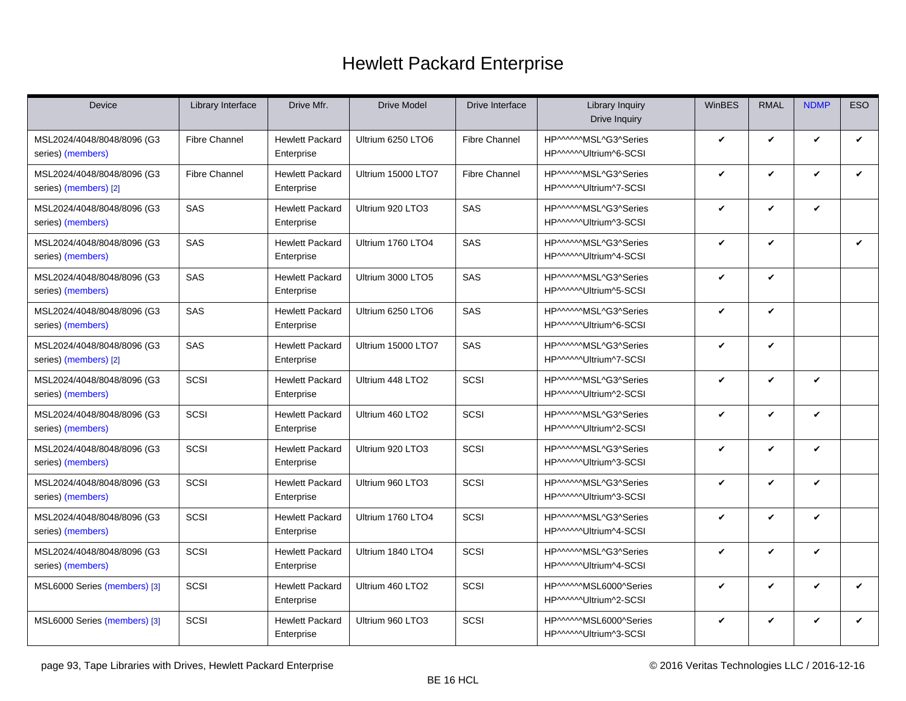# Hewlett Packard Enterprise

| Device | Library Interface | Drive Mfr. | Drive Model | Drive Interface | Library Inquiry<br>Drive Inquiry | WinBES | RMAL | NDMP | ESO |
|---|---|---|---|---|---|---|---|---|---|
| MSL2024/4048/8048/8096 (G3 series) (members) | Fibre Channel | Hewlett Packard Enterprise | Ultrium 6250 LTO6 | Fibre Channel | HP^^^^^^MSL^G3^Series<br>HP^^^^^^Ultrium^6-SCSI | ✔ | ✔ | ✔ | ✔ |
| MSL2024/4048/8048/8096 (G3 series) (members) [2] | Fibre Channel | Hewlett Packard Enterprise | Ultrium 15000 LTO7 | Fibre Channel | HP^^^^^^MSL^G3^Series<br>HP^^^^^^Ultrium^7-SCSI | ✔ | ✔ | ✔ | ✔ |
| MSL2024/4048/8048/8096 (G3 series) (members) | SAS | Hewlett Packard Enterprise | Ultrium 920 LTO3 | SAS | HP^^^^^^MSL^G3^Series<br>HP^^^^^^Ultrium^3-SCSI | ✔ | ✔ | ✔ | |
| MSL2024/4048/8048/8096 (G3 series) (members) | SAS | Hewlett Packard Enterprise | Ultrium 1760 LTO4 | SAS | HP^^^^^^MSL^G3^Series<br>HP^^^^^^Ultrium^4-SCSI | ✔ | ✔ | | ✔ |
| MSL2024/4048/8048/8096 (G3 series) (members) | SAS | Hewlett Packard Enterprise | Ultrium 3000 LTO5 | SAS | HP^^^^^^MSL^G3^Series<br>HP^^^^^^Ultrium^5-SCSI | ✔ | ✔ | | |
| MSL2024/4048/8048/8096 (G3 series) (members) | SAS | Hewlett Packard Enterprise | Ultrium 6250 LTO6 | SAS | HP^^^^^^MSL^G3^Series<br>HP^^^^^^Ultrium^6-SCSI | ✔ | ✔ | | |
| MSL2024/4048/8048/8096 (G3 series) (members) [2] | SAS | Hewlett Packard Enterprise | Ultrium 15000 LTO7 | SAS | HP^^^^^^MSL^G3^Series<br>HP^^^^^^Ultrium^7-SCSI | ✔ | ✔ | | |
| MSL2024/4048/8048/8096 (G3 series) (members) | SCSI | Hewlett Packard Enterprise | Ultrium 448 LTO2 | SCSI | HP^^^^^^MSL^G3^Series<br>HP^^^^^^Ultrium^2-SCSI | ✔ | ✔ | ✔ | |
| MSL2024/4048/8048/8096 (G3 series) (members) | SCSI | Hewlett Packard Enterprise | Ultrium 460 LTO2 | SCSI | HP^^^^^^MSL^G3^Series<br>HP^^^^^^Ultrium^2-SCSI | ✔ | ✔ | ✔ | |
| MSL2024/4048/8048/8096 (G3 series) (members) | SCSI | Hewlett Packard Enterprise | Ultrium 920 LTO3 | SCSI | HP^^^^^^MSL^G3^Series<br>HP^^^^^^Ultrium^3-SCSI | ✔ | ✔ | ✔ | |
| MSL2024/4048/8048/8096 (G3 series) (members) | SCSI | Hewlett Packard Enterprise | Ultrium 960 LTO3 | SCSI | HP^^^^^^MSL^G3^Series<br>HP^^^^^^Ultrium^3-SCSI | ✔ | ✔ | ✔ | |
| MSL2024/4048/8048/8096 (G3 series) (members) | SCSI | Hewlett Packard Enterprise | Ultrium 1760 LTO4 | SCSI | HP^^^^^^MSL^G3^Series<br>HP^^^^^^Ultrium^4-SCSI | ✔ | ✔ | ✔ | |
| MSL2024/4048/8048/8096 (G3 series) (members) | SCSI | Hewlett Packard Enterprise | Ultrium 1840 LTO4 | SCSI | HP^^^^^^MSL^G3^Series<br>HP^^^^^^Ultrium^4-SCSI | ✔ | ✔ | ✔ | |
| MSL6000 Series (members) [3] | SCSI | Hewlett Packard Enterprise | Ultrium 460 LTO2 | SCSI | HP^^^^^^MSL6000^Series<br>HP^^^^^^Ultrium^2-SCSI | ✔ | ✔ | ✔ | ✔ |
| MSL6000 Series (members) [3] | SCSI | Hewlett Packard Enterprise | Ultrium 960 LTO3 | SCSI | HP^^^^^^MSL6000^Series<br>HP^^^^^^Ultrium^3-SCSI | ✔ | ✔ | ✔ | ✔ |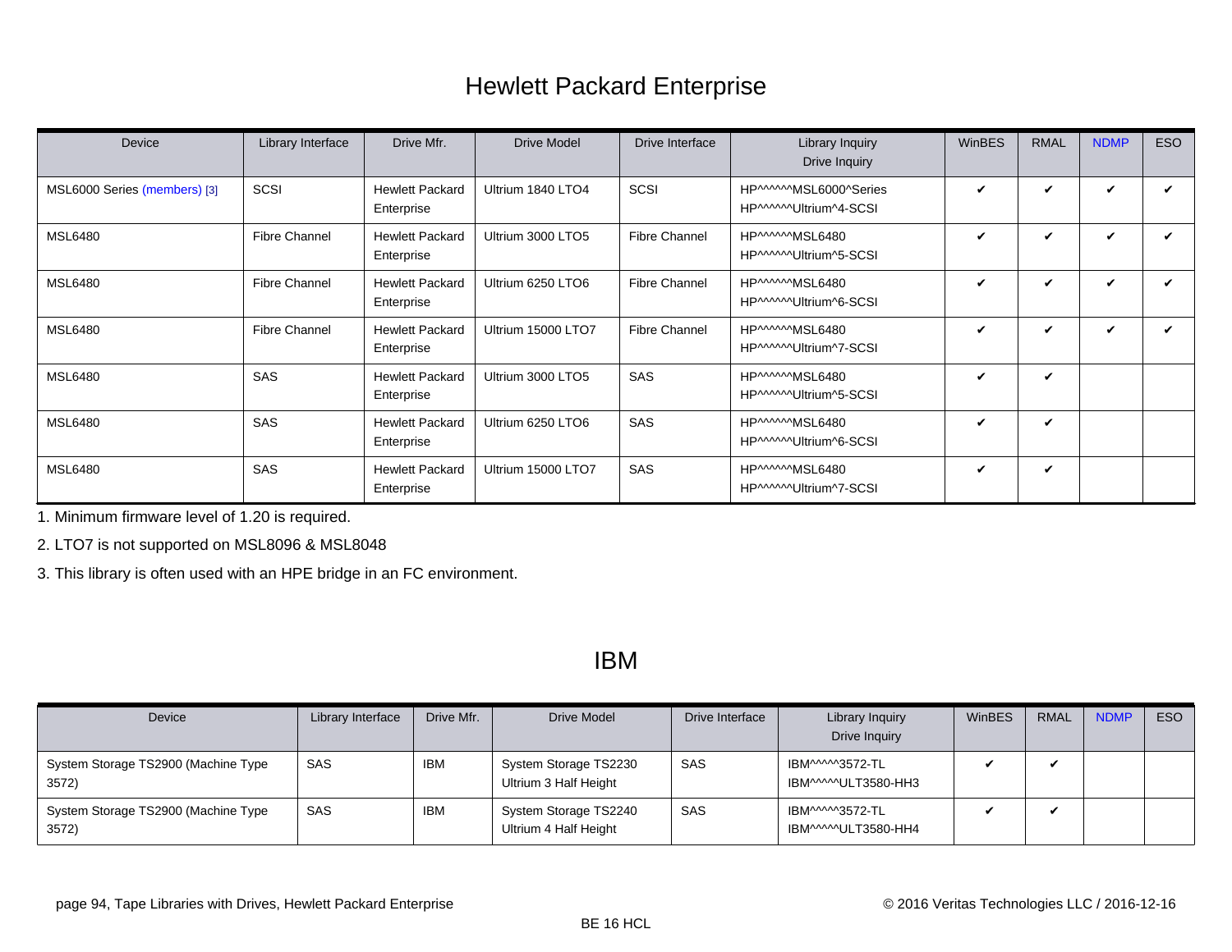# Hewlett Packard Enterprise

| Device | Library Interface | Drive Mfr. | Drive Model | Drive Interface | Library Inquiry Drive Inquiry | WinBES | RMAL | NDMP | ESO |
|---|---|---|---|---|---|---|---|---|---|
| MSL6000 Series (members) [3] | SCSI | Hewlett Packard Enterprise | Ultrium 1840 LTO4 | SCSI | HP^^^^^^MSL6000^Series HP^^^^^^Ultrium^4-SCSI | ✔ | ✔ | ✔ | ✔ |
| MSL6480 | Fibre Channel | Hewlett Packard Enterprise | Ultrium 3000 LTO5 | Fibre Channel | HP^^^^^^MSL6480 HP^^^^^^Ultrium^5-SCSI | ✔ | ✔ | ✔ | ✔ |
| MSL6480 | Fibre Channel | Hewlett Packard Enterprise | Ultrium 6250 LTO6 | Fibre Channel | HP^^^^^^MSL6480 HP^^^^^^Ultrium^6-SCSI | ✔ | ✔ | ✔ | ✔ |
| MSL6480 | Fibre Channel | Hewlett Packard Enterprise | Ultrium 15000 LTO7 | Fibre Channel | HP^^^^^^MSL6480 HP^^^^^^Ultrium^7-SCSI | ✔ | ✔ | ✔ | ✔ |
| MSL6480 | SAS | Hewlett Packard Enterprise | Ultrium 3000 LTO5 | SAS | HP^^^^^^MSL6480 HP^^^^^^Ultrium^5-SCSI | ✔ | ✔ | | |
| MSL6480 | SAS | Hewlett Packard Enterprise | Ultrium 6250 LTO6 | SAS | HP^^^^^^MSL6480 HP^^^^^^Ultrium^6-SCSI | ✔ | ✔ | | |
| MSL6480 | SAS | Hewlett Packard Enterprise | Ultrium 15000 LTO7 | SAS | HP^^^^^^MSL6480 HP^^^^^^Ultrium^7-SCSI | ✔ | ✔ | | |

1. Minimum firmware level of 1.20 is required.

2. LTO7 is not supported on MSL8096 & MSL8048

3. This library is often used with an HPE bridge in an FC environment.

# IBM

| Device | Library Interface | Drive Mfr. | Drive Model | Drive Interface | Library Inquiry Drive Inquiry | WinBES | RMAL | NDMP | ESO |
|---|---|---|---|---|---|---|---|---|---|
| System Storage TS2900 (Machine Type 3572) | SAS | IBM | System Storage TS2230 Ultrium 3 Half Height | SAS | IBM^^^^^3572-TL IBM^^^^^ULT3580-HH3 | ✔ | ✔ | | |
| System Storage TS2900 (Machine Type 3572) | SAS | IBM | System Storage TS2240 Ultrium 4 Half Height | SAS | IBM^^^^^3572-TL IBM^^^^^ULT3580-HH4 | ✔ | ✔ | | |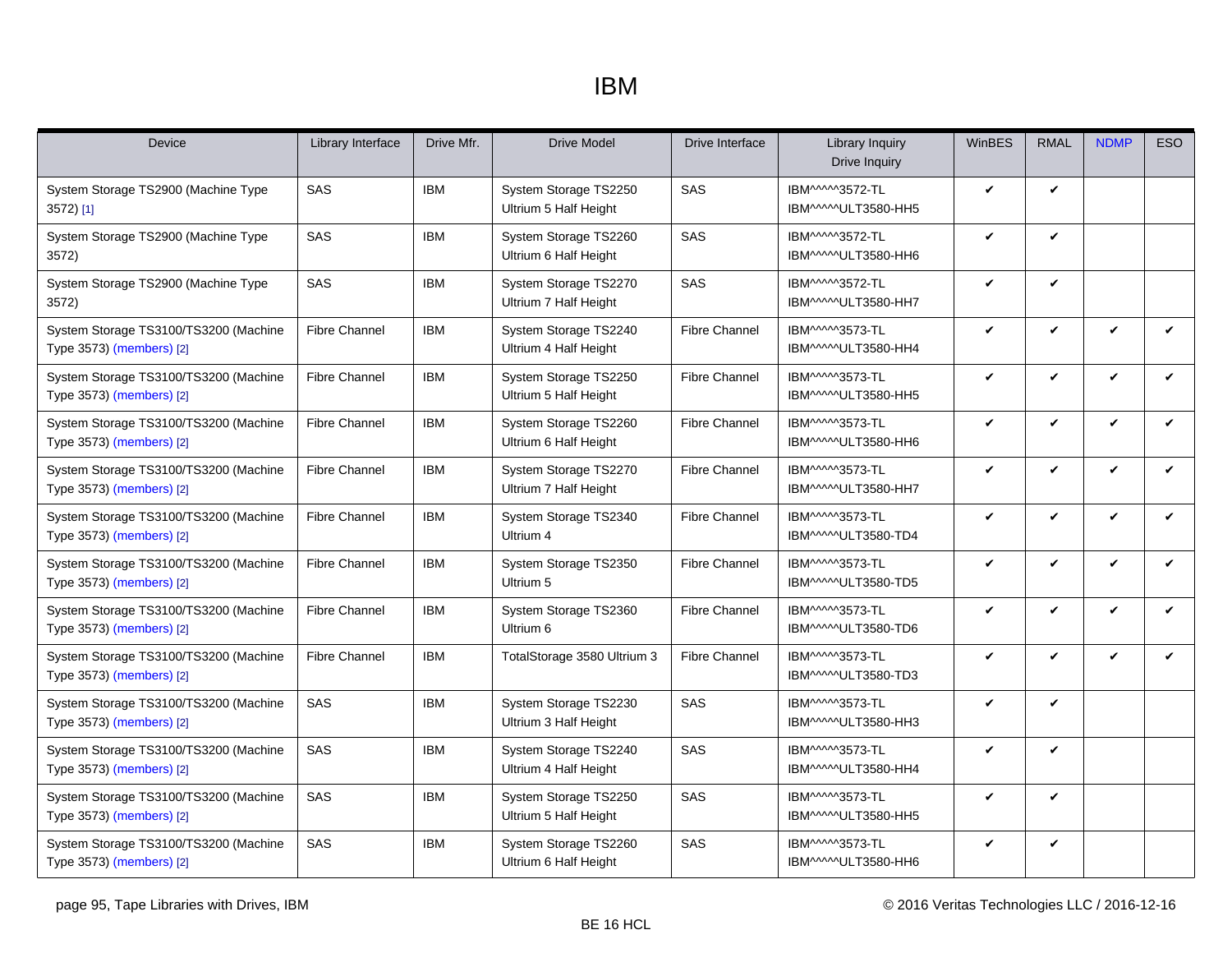# IBM

| Device | Library Interface | Drive Mfr. | Drive Model | Drive Interface | Library Inquiry Drive Inquiry | WinBES | RMAL | NDMP | ESO |
|---|---|---|---|---|---|---|---|---|---|
| System Storage TS2900 (Machine Type 3572) [1] | SAS | IBM | System Storage TS2250 Ultrium 5 Half Height | SAS | IBM^^^^^3572-TL IBM^^^^^ULT3580-HH5 | ✔ | ✔ | | |
| System Storage TS2900 (Machine Type 3572) | SAS | IBM | System Storage TS2260 Ultrium 6 Half Height | SAS | IBM^^^^^3572-TL IBM^^^^^ULT3580-HH6 | ✔ | ✔ | | |
| System Storage TS2900 (Machine Type 3572) | SAS | IBM | System Storage TS2270 Ultrium 7 Half Height | SAS | IBM^^^^^3572-TL IBM^^^^^ULT3580-HH7 | ✔ | ✔ | | |
| System Storage TS3100/TS3200 (Machine Type 3573) (members) [2] | Fibre Channel | IBM | System Storage TS2240 Ultrium 4 Half Height | Fibre Channel | IBM^^^^^3573-TL IBM^^^^^ULT3580-HH4 | ✔ | ✔ | ✔ | ✔ |
| System Storage TS3100/TS3200 (Machine Type 3573) (members) [2] | Fibre Channel | IBM | System Storage TS2250 Ultrium 5 Half Height | Fibre Channel | IBM^^^^^3573-TL IBM^^^^^ULT3580-HH5 | ✔ | ✔ | ✔ | ✔ |
| System Storage TS3100/TS3200 (Machine Type 3573) (members) [2] | Fibre Channel | IBM | System Storage TS2260 Ultrium 6 Half Height | Fibre Channel | IBM^^^^^3573-TL IBM^^^^^ULT3580-HH6 | ✔ | ✔ | ✔ | ✔ |
| System Storage TS3100/TS3200 (Machine Type 3573) (members) [2] | Fibre Channel | IBM | System Storage TS2270 Ultrium 7 Half Height | Fibre Channel | IBM^^^^^3573-TL IBM^^^^^ULT3580-HH7 | ✔ | ✔ | ✔ | ✔ |
| System Storage TS3100/TS3200 (Machine Type 3573) (members) [2] | Fibre Channel | IBM | System Storage TS2340 Ultrium 4 | Fibre Channel | IBM^^^^^3573-TL IBM^^^^^ULT3580-TD4 | ✔ | ✔ | ✔ | ✔ |
| System Storage TS3100/TS3200 (Machine Type 3573) (members) [2] | Fibre Channel | IBM | System Storage TS2350 Ultrium 5 | Fibre Channel | IBM^^^^^3573-TL IBM^^^^^ULT3580-TD5 | ✔ | ✔ | ✔ | ✔ |
| System Storage TS3100/TS3200 (Machine Type 3573) (members) [2] | Fibre Channel | IBM | System Storage TS2360 Ultrium 6 | Fibre Channel | IBM^^^^^3573-TL IBM^^^^^ULT3580-TD6 | ✔ | ✔ | ✔ | ✔ |
| System Storage TS3100/TS3200 (Machine Type 3573) (members) [2] | Fibre Channel | IBM | TotalStorage 3580 Ultrium 3 | Fibre Channel | IBM^^^^^3573-TL IBM^^^^^ULT3580-TD3 | ✔ | ✔ | ✔ | ✔ |
| System Storage TS3100/TS3200 (Machine Type 3573) (members) [2] | SAS | IBM | System Storage TS2230 Ultrium 3 Half Height | SAS | IBM^^^^^3573-TL IBM^^^^^ULT3580-HH3 | ✔ | ✔ | | |
| System Storage TS3100/TS3200 (Machine Type 3573) (members) [2] | SAS | IBM | System Storage TS2240 Ultrium 4 Half Height | SAS | IBM^^^^^3573-TL IBM^^^^^ULT3580-HH4 | ✔ | ✔ | | |
| System Storage TS3100/TS3200 (Machine Type 3573) (members) [2] | SAS | IBM | System Storage TS2250 Ultrium 5 Half Height | SAS | IBM^^^^^3573-TL IBM^^^^^ULT3580-HH5 | ✔ | ✔ | | |
| System Storage TS3100/TS3200 (Machine Type 3573) (members) [2] | SAS | IBM | System Storage TS2260 Ultrium 6 Half Height | SAS | IBM^^^^^3573-TL IBM^^^^^ULT3580-HH6 | ✔ | ✔ | | |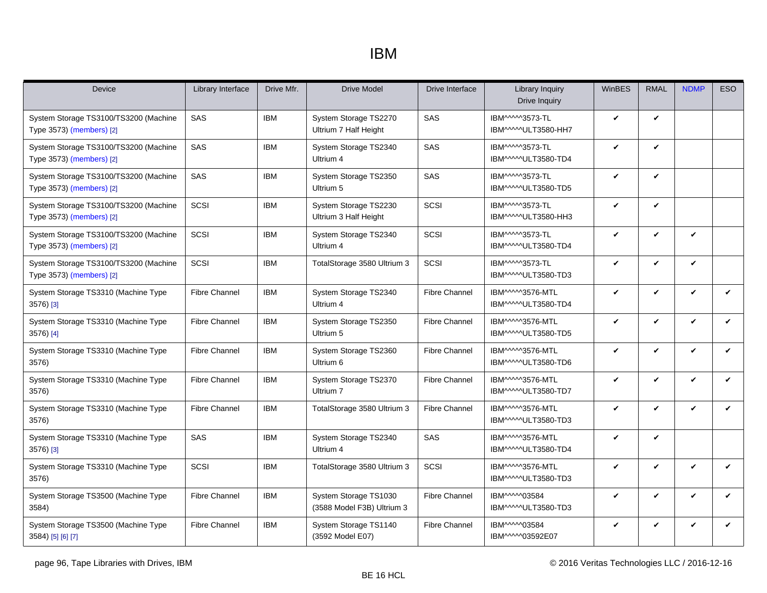# IBM

| Device | Library Interface | Drive Mfr. | Drive Model | Drive Interface | Library Inquiry Drive Inquiry | WinBES | RMAL | NDMP | ESO |
|---|---|---|---|---|---|---|---|---|---|
| System Storage TS3100/TS3200 (Machine Type 3573) (members) [2] | SAS | IBM | System Storage TS2270 Ultrium 7 Half Height | SAS | IBM^^^^^3573-TL IBM^^^^^ULT3580-HH7 | ✔ | ✔ | | |
| System Storage TS3100/TS3200 (Machine Type 3573) (members) [2] | SAS | IBM | System Storage TS2340 Ultrium 4 | SAS | IBM^^^^^3573-TL IBM^^^^^ULT3580-TD4 | ✔ | ✔ | | |
| System Storage TS3100/TS3200 (Machine Type 3573) (members) [2] | SAS | IBM | System Storage TS2350 Ultrium 5 | SAS | IBM^^^^^3573-TL IBM^^^^^ULT3580-TD5 | ✔ | ✔ | | |
| System Storage TS3100/TS3200 (Machine Type 3573) (members) [2] | SCSI | IBM | System Storage TS2230 Ultrium 3 Half Height | SCSI | IBM^^^^^3573-TL IBM^^^^^ULT3580-HH3 | ✔ | ✔ | | |
| System Storage TS3100/TS3200 (Machine Type 3573) (members) [2] | SCSI | IBM | System Storage TS2340 Ultrium 4 | SCSI | IBM^^^^^3573-TL IBM^^^^^ULT3580-TD4 | ✔ | ✔ | ✔ | |
| System Storage TS3100/TS3200 (Machine Type 3573) (members) [2] | SCSI | IBM | TotalStorage 3580 Ultrium 3 | SCSI | IBM^^^^^3573-TL IBM^^^^^ULT3580-TD3 | ✔ | ✔ | ✔ | |
| System Storage TS3310 (Machine Type 3576) [3] | Fibre Channel | IBM | System Storage TS2340 Ultrium 4 | Fibre Channel | IBM^^^^^3576-MTL IBM^^^^^ULT3580-TD4 | ✔ | ✔ | ✔ | ✔ |
| System Storage TS3310 (Machine Type 3576) [4] | Fibre Channel | IBM | System Storage TS2350 Ultrium 5 | Fibre Channel | IBM^^^^^3576-MTL IBM^^^^^ULT3580-TD5 | ✔ | ✔ | ✔ | ✔ |
| System Storage TS3310 (Machine Type 3576) | Fibre Channel | IBM | System Storage TS2360 Ultrium 6 | Fibre Channel | IBM^^^^^3576-MTL IBM^^^^^ULT3580-TD6 | ✔ | ✔ | ✔ | ✔ |
| System Storage TS3310 (Machine Type 3576) | Fibre Channel | IBM | System Storage TS2370 Ultrium 7 | Fibre Channel | IBM^^^^^3576-MTL IBM^^^^^ULT3580-TD7 | ✔ | ✔ | ✔ | ✔ |
| System Storage TS3310 (Machine Type 3576) | Fibre Channel | IBM | TotalStorage 3580 Ultrium 3 | Fibre Channel | IBM^^^^^3576-MTL IBM^^^^^ULT3580-TD3 | ✔ | ✔ | ✔ | ✔ |
| System Storage TS3310 (Machine Type 3576) [3] | SAS | IBM | System Storage TS2340 Ultrium 4 | SAS | IBM^^^^^3576-MTL IBM^^^^^ULT3580-TD4 | ✔ | ✔ | | |
| System Storage TS3310 (Machine Type 3576) | SCSI | IBM | TotalStorage 3580 Ultrium 3 | SCSI | IBM^^^^^3576-MTL IBM^^^^^ULT3580-TD3 | ✔ | ✔ | ✔ | ✔ |
| System Storage TS3500 (Machine Type 3584) | Fibre Channel | IBM | System Storage TS1030 (3588 Model F3B) Ultrium 3 | Fibre Channel | IBM^^^^^03584 IBM^^^^^ULT3580-TD3 | ✔ | ✔ | ✔ | ✔ |
| System Storage TS3500 (Machine Type 3584) [5] [6] [7] | Fibre Channel | IBM | System Storage TS1140 (3592 Model E07) | Fibre Channel | IBM^^^^^03584 IBM^^^^^03592E07 | ✔ | ✔ | ✔ | ✔ |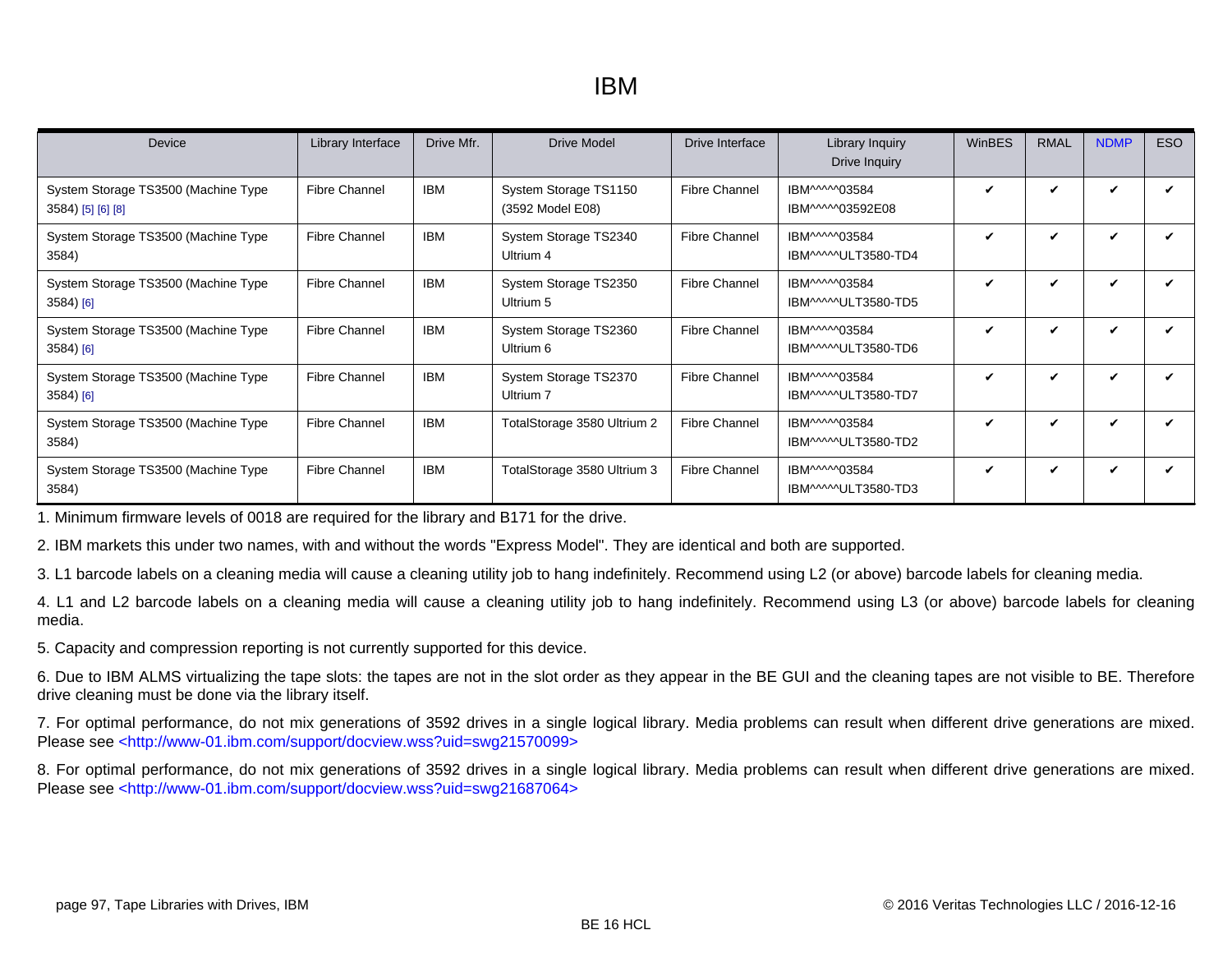# IBM

| Device | Library Interface | Drive Mfr. | Drive Model | Drive Interface | Library Inquiry<br>Drive Inquiry | WinBES | RMAL | NDMP | ESO |
|---|---|---|---|---|---|---|---|---|---|
| System Storage TS3500 (Machine Type 3584) [5] [6] [8] | Fibre Channel | IBM | System Storage TS1150 (3592 Model E08) | Fibre Channel | IBM^^^^^03584<br>IBM^^^^^03592E08 | ✔ | ✔ | ✔ | ✔ |
| System Storage TS3500 (Machine Type 3584) | Fibre Channel | IBM | System Storage TS2340 Ultrium 4 | Fibre Channel | IBM^^^^^03584<br>IBM^^^^^ULT3580-TD4 | ✔ | ✔ | ✔ | ✔ |
| System Storage TS3500 (Machine Type 3584) [6] | Fibre Channel | IBM | System Storage TS2350 Ultrium 5 | Fibre Channel | IBM^^^^^03584<br>IBM^^^^^ULT3580-TD5 | ✔ | ✔ | ✔ | ✔ |
| System Storage TS3500 (Machine Type 3584) [6] | Fibre Channel | IBM | System Storage TS2360 Ultrium 6 | Fibre Channel | IBM^^^^^03584<br>IBM^^^^^ULT3580-TD6 | ✔ | ✔ | ✔ | ✔ |
| System Storage TS3500 (Machine Type 3584) [6] | Fibre Channel | IBM | System Storage TS2370 Ultrium 7 | Fibre Channel | IBM^^^^^03584<br>IBM^^^^^ULT3580-TD7 | ✔ | ✔ | ✔ | ✔ |
| System Storage TS3500 (Machine Type 3584) | Fibre Channel | IBM | TotalStorage 3580 Ultrium 2 | Fibre Channel | IBM^^^^^03584<br>IBM^^^^^ULT3580-TD2 | ✔ | ✔ | ✔ | ✔ |
| System Storage TS3500 (Machine Type 3584) | Fibre Channel | IBM | TotalStorage 3580 Ultrium 3 | Fibre Channel | IBM^^^^^03584<br>IBM^^^^^ULT3580-TD3 | ✔ | ✔ | ✔ | ✔ |

1. Minimum firmware levels of 0018 are required for the library and B171 for the drive.

2. IBM markets this under two names, with and without the words "Express Model". They are identical and both are supported.

3. L1 barcode labels on a cleaning media will cause a cleaning utility job to hang indefinitely. Recommend using L2 (or above) barcode labels for cleaning media.

4. L1 and L2 barcode labels on a cleaning media will cause a cleaning utility job to hang indefinitely. Recommend using L3 (or above) barcode labels for cleaning media.

5. Capacity and compression reporting is not currently supported for this device.

6. Due to IBM ALMS virtualizing the tape slots: the tapes are not in the slot order as they appear in the BE GUI and the cleaning tapes are not visible to BE. Therefore drive cleaning must be done via the library itself.

7. For optimal performance, do not mix generations of 3592 drives in a single logical library. Media problems can result when different drive generations are mixed. Please see <http://www-01.ibm.com/support/docview.wss?uid=swg21570099>

8. For optimal performance, do not mix generations of 3592 drives in a single logical library. Media problems can result when different drive generations are mixed. Please see <http://www-01.ibm.com/support/docview.wss?uid=swg21687064>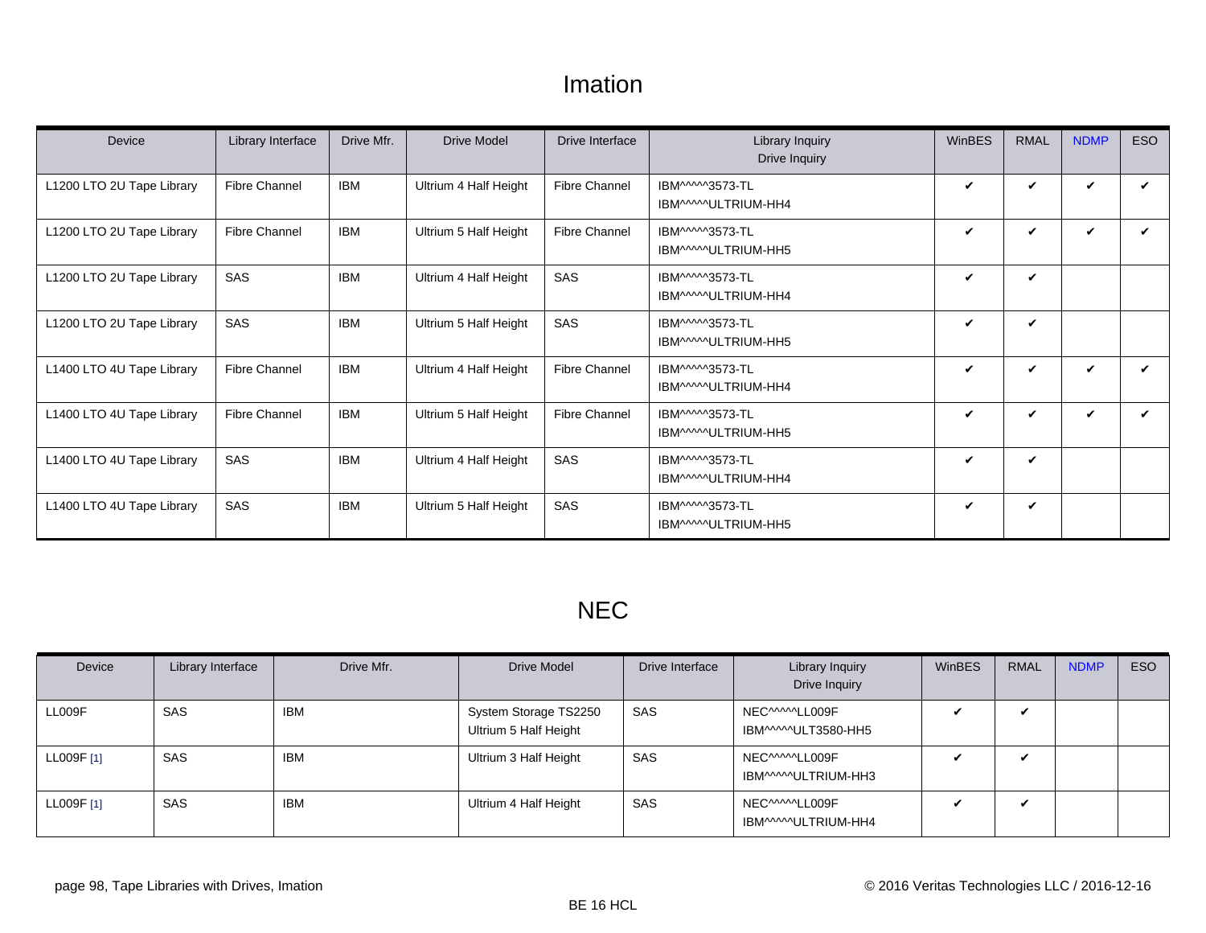# Imation

| Device | Library Interface | Drive Mfr. | Drive Model | Drive Interface | Library Inquiry Drive Inquiry | WinBES | RMAL | NDMP | ESO |
|---|---|---|---|---|---|---|---|---|---|
| L1200 LTO 2U Tape Library | Fibre Channel | IBM | Ultrium 4 Half Height | Fibre Channel | IBM^^^^^3573-TL IBM^^^^^ULTRIUM-HH4 | ✔ | ✔ | ✔ | ✔ |
| L1200 LTO 2U Tape Library | Fibre Channel | IBM | Ultrium 5 Half Height | Fibre Channel | IBM^^^^^3573-TL IBM^^^^^ULTRIUM-HH5 | ✔ | ✔ | ✔ | ✔ |
| L1200 LTO 2U Tape Library | SAS | IBM | Ultrium 4 Half Height | SAS | IBM^^^^^3573-TL IBM^^^^^ULTRIUM-HH4 | ✔ | ✔ | | |
| L1200 LTO 2U Tape Library | SAS | IBM | Ultrium 5 Half Height | SAS | IBM^^^^^3573-TL IBM^^^^^ULTRIUM-HH5 | ✔ | ✔ | | |
| L1400 LTO 4U Tape Library | Fibre Channel | IBM | Ultrium 4 Half Height | Fibre Channel | IBM^^^^^3573-TL IBM^^^^^ULTRIUM-HH4 | ✔ | ✔ | ✔ | ✔ |
| L1400 LTO 4U Tape Library | Fibre Channel | IBM | Ultrium 5 Half Height | Fibre Channel | IBM^^^^^3573-TL IBM^^^^^ULTRIUM-HH5 | ✔ | ✔ | ✔ | ✔ |
| L1400 LTO 4U Tape Library | SAS | IBM | Ultrium 4 Half Height | SAS | IBM^^^^^3573-TL IBM^^^^^ULTRIUM-HH4 | ✔ | ✔ | | |
| L1400 LTO 4U Tape Library | SAS | IBM | Ultrium 5 Half Height | SAS | IBM^^^^^3573-TL IBM^^^^^ULTRIUM-HH5 | ✔ | ✔ | | |

# NEC

| Device | Library Interface | Drive Mfr. | Drive Model | Drive Interface | Library Inquiry Drive Inquiry | WinBES | RMAL | NDMP | ESO |
|---|---|---|---|---|---|---|---|---|---|
| LL009F | SAS | IBM | System Storage TS2250 Ultrium 5 Half Height | SAS | NEC^^^^^LL009F IBM^^^^^ULT3580-HH5 | ✔ | ✔ | | |
| LL009F [1] | SAS | IBM | Ultrium 3 Half Height | SAS | NEC^^^^^LL009F IBM^^^^^ULTRIUM-HH3 | ✔ | ✔ | | |
| LL009F [1] | SAS | IBM | Ultrium 4 Half Height | SAS | NEC^^^^^LL009F IBM^^^^^ULTRIUM-HH4 | ✔ | ✔ | | |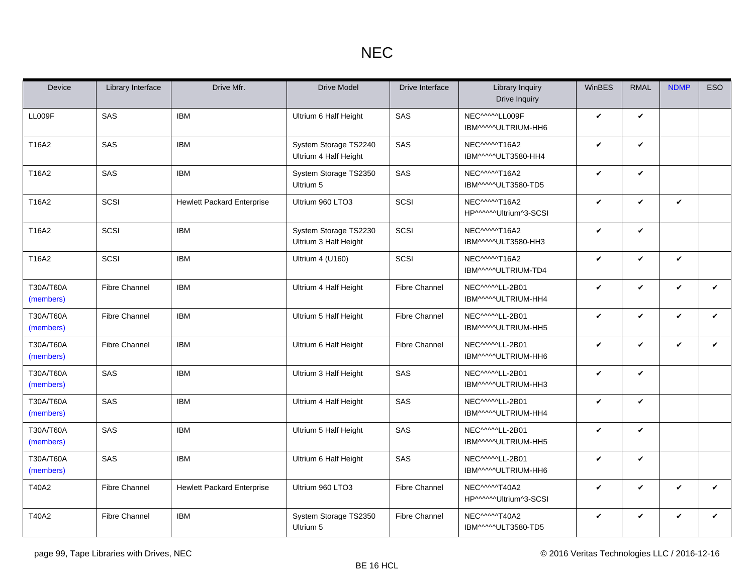# NEC

| Device | Library Interface | Drive Mfr. | Drive Model | Drive Interface | Library Inquiry Drive Inquiry | WinBES | RMAL | NDMP | ESO |
|---|---|---|---|---|---|---|---|---|---|
| LL009F | SAS | IBM | Ultrium 6 Half Height | SAS | NEC^^^^^LL009F IBM^^^^^ULTRIUM-HH6 | ✔ | ✔ | | |
| T16A2 | SAS | IBM | System Storage TS2240 Ultrium 4 Half Height | SAS | NEC^^^^^T16A2 IBM^^^^^ULT3580-HH4 | ✔ | ✔ | | |
| T16A2 | SAS | IBM | System Storage TS2350 Ultrium 5 | SAS | NEC^^^^^T16A2 IBM^^^^^ULT3580-TD5 | ✔ | ✔ | | |
| T16A2 | SCSI | Hewlett Packard Enterprise | Ultrium 960 LTO3 | SCSI | NEC^^^^^T16A2 HP^^^^^^Ultrium^3-SCSI | ✔ | ✔ | ✔ | |
| T16A2 | SCSI | IBM | System Storage TS2230 Ultrium 3 Half Height | SCSI | NEC^^^^^T16A2 IBM^^^^^ULT3580-HH3 | ✔ | ✔ | | |
| T16A2 | SCSI | IBM | Ultrium 4 (U160) | SCSI | NEC^^^^^T16A2 IBM^^^^^ULTRIUM-TD4 | ✔ | ✔ | ✔ | |
| T30A/T60A (members) | Fibre Channel | IBM | Ultrium 4 Half Height | Fibre Channel | NEC^^^^^LL-2B01 IBM^^^^^ULTRIUM-HH4 | ✔ | ✔ | ✔ | ✔ |
| T30A/T60A (members) | Fibre Channel | IBM | Ultrium 5 Half Height | Fibre Channel | NEC^^^^^LL-2B01 IBM^^^^^ULTRIUM-HH5 | ✔ | ✔ | ✔ | ✔ |
| T30A/T60A (members) | Fibre Channel | IBM | Ultrium 6 Half Height | Fibre Channel | NEC^^^^^LL-2B01 IBM^^^^^ULTRIUM-HH6 | ✔ | ✔ | ✔ | ✔ |
| T30A/T60A (members) | SAS | IBM | Ultrium 3 Half Height | SAS | NEC^^^^^LL-2B01 IBM^^^^^ULTRIUM-HH3 | ✔ | ✔ | | |
| T30A/T60A (members) | SAS | IBM | Ultrium 4 Half Height | SAS | NEC^^^^^LL-2B01 IBM^^^^^ULTRIUM-HH4 | ✔ | ✔ | | |
| T30A/T60A (members) | SAS | IBM | Ultrium 5 Half Height | SAS | NEC^^^^^LL-2B01 IBM^^^^^ULTRIUM-HH5 | ✔ | ✔ | | |
| T30A/T60A (members) | SAS | IBM | Ultrium 6 Half Height | SAS | NEC^^^^^LL-2B01 IBM^^^^^ULTRIUM-HH6 | ✔ | ✔ | | |
| T40A2 | Fibre Channel | Hewlett Packard Enterprise | Ultrium 960 LTO3 | Fibre Channel | NEC^^^^^T40A2 HP^^^^^^Ultrium^3-SCSI | ✔ | ✔ | ✔ | ✔ |
| T40A2 | Fibre Channel | IBM | System Storage TS2350 Ultrium 5 | Fibre Channel | NEC^^^^^T40A2 IBM^^^^^ULT3580-TD5 | ✔ | ✔ | ✔ | ✔ |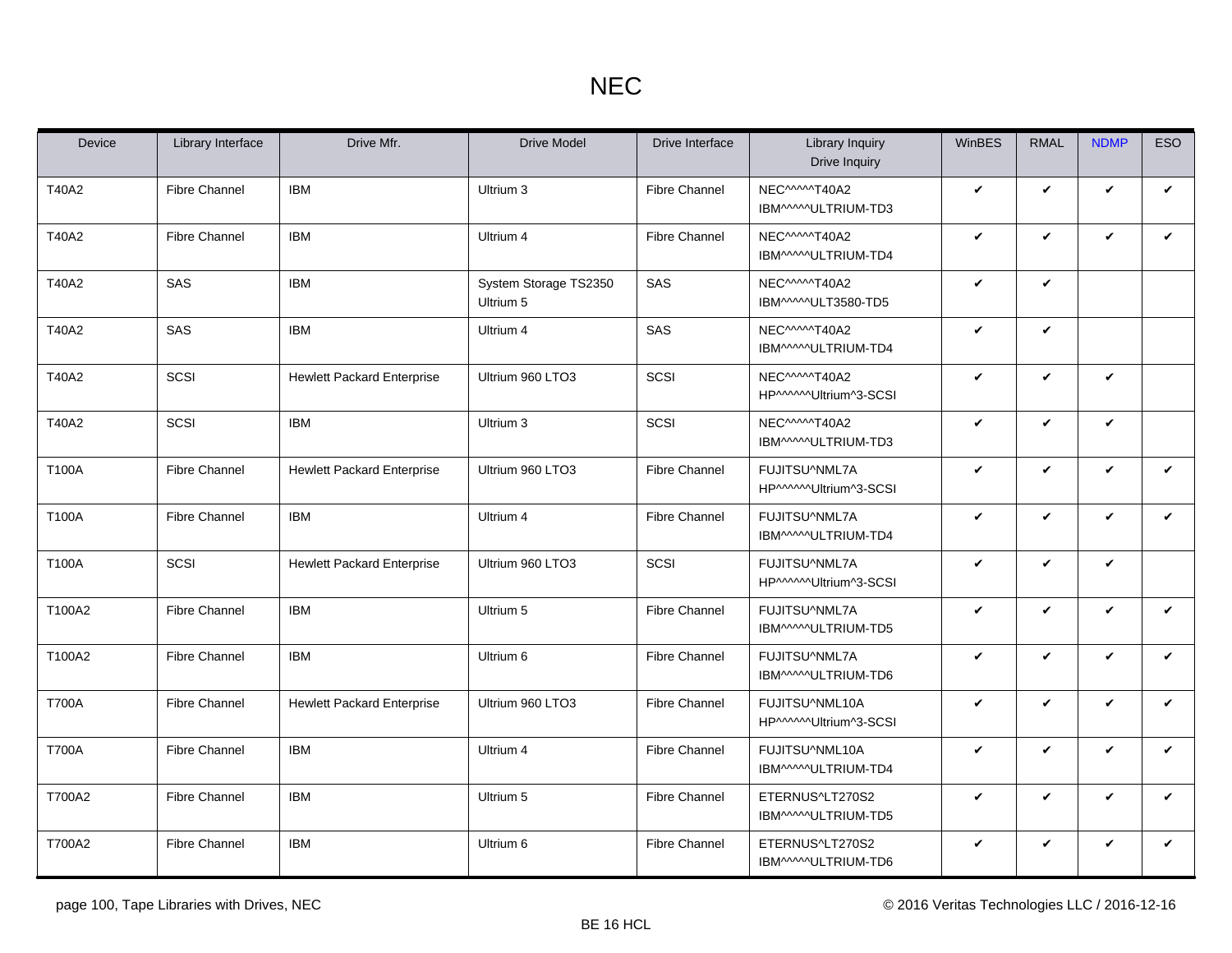# NEC

| Device | Library Interface | Drive Mfr. | Drive Model | Drive Interface | Library Inquiry Drive Inquiry | WinBES | RMAL | NDMP | ESO |
|---|---|---|---|---|---|---|---|---|---|
| T40A2 | Fibre Channel | IBM | Ultrium 3 | Fibre Channel | NEC^^^^^T40A2 IBM^^^^^ULTRIUM-TD3 | ✔ | ✔ | ✔ | ✔ |
| T40A2 | Fibre Channel | IBM | Ultrium 4 | Fibre Channel | NEC^^^^^T40A2 IBM^^^^^ULTRIUM-TD4 | ✔ | ✔ | ✔ | ✔ |
| T40A2 | SAS | IBM | System Storage TS2350 Ultrium 5 | SAS | NEC^^^^^T40A2 IBM^^^^^ULT3580-TD5 | ✔ | ✔ | | |
| T40A2 | SAS | IBM | Ultrium 4 | SAS | NEC^^^^^T40A2 IBM^^^^^ULTRIUM-TD4 | ✔ | ✔ | | |
| T40A2 | SCSI | Hewlett Packard Enterprise | Ultrium 960 LTO3 | SCSI | NEC^^^^^T40A2 HP^^^^^^Ultrium^3-SCSI | ✔ | ✔ | ✔ | |
| T40A2 | SCSI | IBM | Ultrium 3 | SCSI | NEC^^^^^T40A2 IBM^^^^^ULTRIUM-TD3 | ✔ | ✔ | ✔ | |
| T100A | Fibre Channel | Hewlett Packard Enterprise | Ultrium 960 LTO3 | Fibre Channel | FUJITSU^NML7A HP^^^^^^Ultrium^3-SCSI | ✔ | ✔ | ✔ | ✔ |
| T100A | Fibre Channel | IBM | Ultrium 4 | Fibre Channel | FUJITSU^NML7A IBM^^^^^ULTRIUM-TD4 | ✔ | ✔ | ✔ | ✔ |
| T100A | SCSI | Hewlett Packard Enterprise | Ultrium 960 LTO3 | SCSI | FUJITSU^NML7A HP^^^^^^Ultrium^3-SCSI | ✔ | ✔ | ✔ | |
| T100A2 | Fibre Channel | IBM | Ultrium 5 | Fibre Channel | FUJITSU^NML7A IBM^^^^^ULTRIUM-TD5 | ✔ | ✔ | ✔ | ✔ |
| T100A2 | Fibre Channel | IBM | Ultrium 6 | Fibre Channel | FUJITSU^NML7A IBM^^^^^ULTRIUM-TD6 | ✔ | ✔ | ✔ | ✔ |
| T700A | Fibre Channel | Hewlett Packard Enterprise | Ultrium 960 LTO3 | Fibre Channel | FUJITSU^NML10A HP^^^^^^Ultrium^3-SCSI | ✔ | ✔ | ✔ | ✔ |
| T700A | Fibre Channel | IBM | Ultrium 4 | Fibre Channel | FUJITSU^NML10A IBM^^^^^ULTRIUM-TD4 | ✔ | ✔ | ✔ | ✔ |
| T700A2 | Fibre Channel | IBM | Ultrium 5 | Fibre Channel | ETERNUS^LT270S2 IBM^^^^^ULTRIUM-TD5 | ✔ | ✔ | ✔ | ✔ |
| T700A2 | Fibre Channel | IBM | Ultrium 6 | Fibre Channel | ETERNUS^LT270S2 IBM^^^^^ULTRIUM-TD6 | ✔ | ✔ | ✔ | ✔ |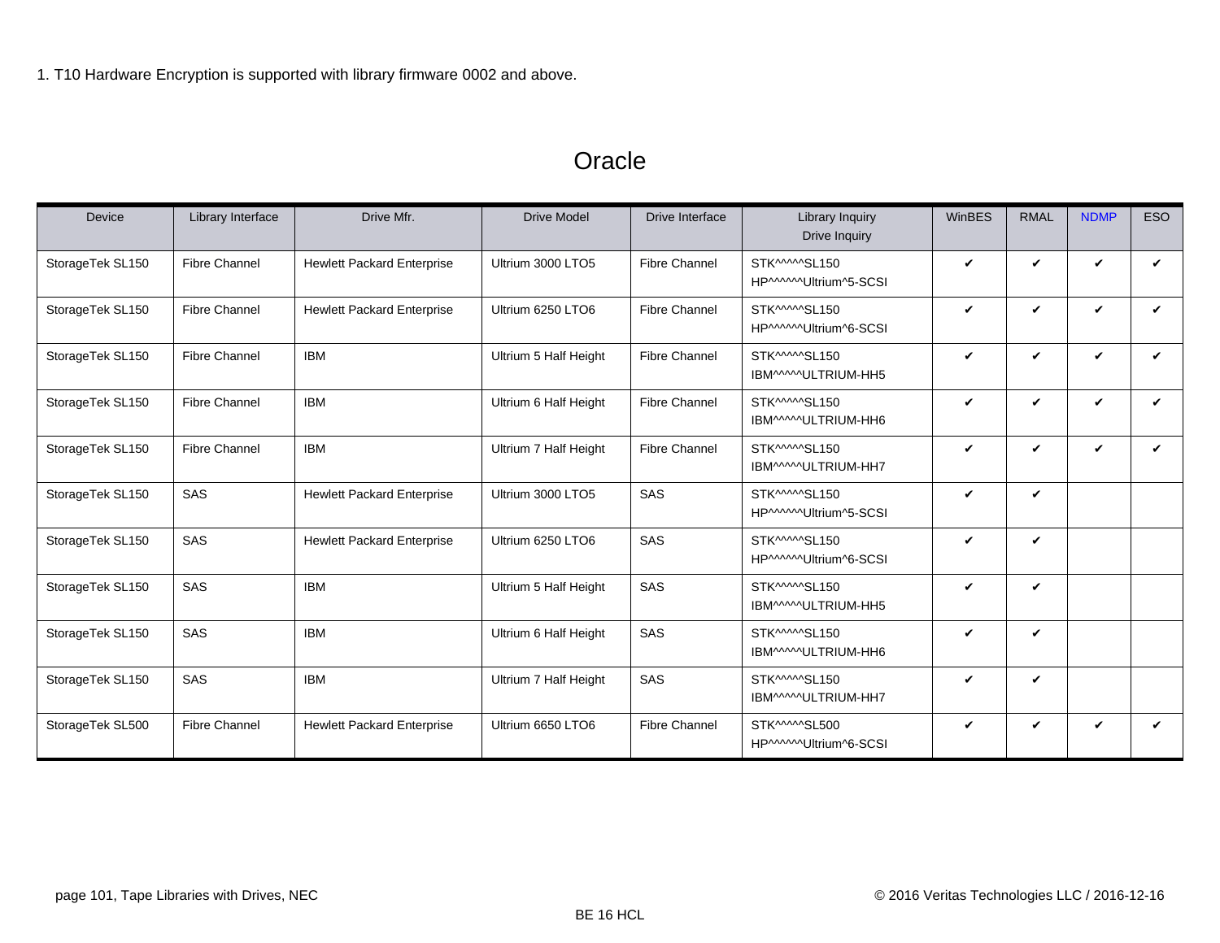1. T10 Hardware Encryption is supported with library firmware 0002 and above.

# Oracle

| Device | Library Interface | Drive Mfr. | Drive Model | Drive Interface | Library Inquiry<br>Drive Inquiry | WinBES | RMAL | NDMP | ESO |
|---|---|---|---|---|---|---|---|---|---|
| StorageTek SL150 | Fibre Channel | Hewlett Packard Enterprise | Ultrium 3000 LTO5 | Fibre Channel | STK^^^^^SL150<br>HP^^^^^^Ultrium^5-SCSI | ✔ | ✔ | ✔ | ✔ |
| StorageTek SL150 | Fibre Channel | Hewlett Packard Enterprise | Ultrium 6250 LTO6 | Fibre Channel | STK^^^^^SL150<br>HP^^^^^^Ultrium^6-SCSI | ✔ | ✔ | ✔ | ✔ |
| StorageTek SL150 | Fibre Channel | IBM | Ultrium 5 Half Height | Fibre Channel | STK^^^^^SL150<br>IBM^^^^^ULTRIUM-HH5 | ✔ | ✔ | ✔ | ✔ |
| StorageTek SL150 | Fibre Channel | IBM | Ultrium 6 Half Height | Fibre Channel | STK^^^^^SL150<br>IBM^^^^^ULTRIUM-HH6 | ✔ | ✔ | ✔ | ✔ |
| StorageTek SL150 | Fibre Channel | IBM | Ultrium 7 Half Height | Fibre Channel | STK^^^^^SL150<br>IBM^^^^^ULTRIUM-HH7 | ✔ | ✔ | ✔ | ✔ |
| StorageTek SL150 | SAS | Hewlett Packard Enterprise | Ultrium 3000 LTO5 | SAS | STK^^^^^SL150<br>HP^^^^^^Ultrium^5-SCSI | ✔ | ✔ | | |
| StorageTek SL150 | SAS | Hewlett Packard Enterprise | Ultrium 6250 LTO6 | SAS | STK^^^^^SL150<br>HP^^^^^^Ultrium^6-SCSI | ✔ | ✔ | | |
| StorageTek SL150 | SAS | IBM | Ultrium 5 Half Height | SAS | STK^^^^^SL150<br>IBM^^^^^ULTRIUM-HH5 | ✔ | ✔ | | |
| StorageTek SL150 | SAS | IBM | Ultrium 6 Half Height | SAS | STK^^^^^SL150<br>IBM^^^^^ULTRIUM-HH6 | ✔ | ✔ | | |
| StorageTek SL150 | SAS | IBM | Ultrium 7 Half Height | SAS | STK^^^^^SL150<br>IBM^^^^^ULTRIUM-HH7 | ✔ | ✔ | | |
| StorageTek SL500 | Fibre Channel | Hewlett Packard Enterprise | Ultrium 6650 LTO6 | Fibre Channel | STK^^^^^SL500<br>HP^^^^^^Ultrium^6-SCSI | ✔ | ✔ | ✔ | ✔ |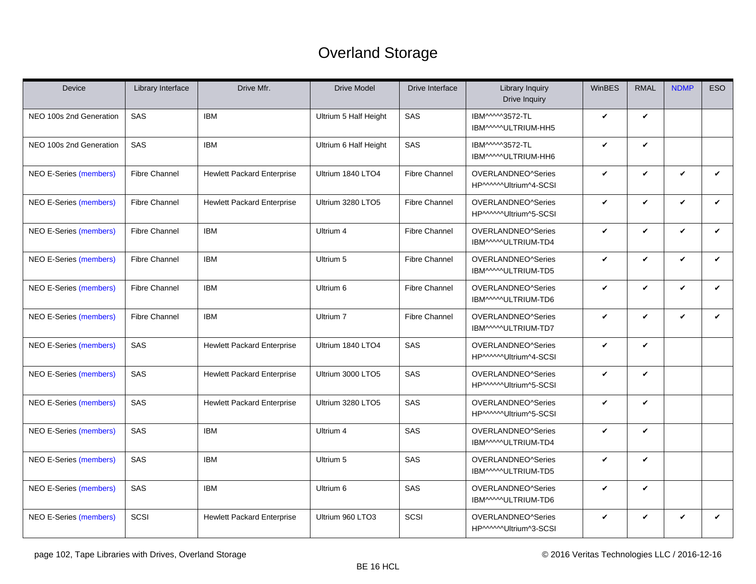# Overland Storage

| Device | Library Interface | Drive Mfr. | Drive Model | Drive Interface | Library Inquiry Drive Inquiry | WinBES | RMAL | NDMP | ESO |
|---|---|---|---|---|---|---|---|---|---|
| NEO 100s 2nd Generation | SAS | IBM | Ultrium 5 Half Height | SAS | IBM^^^^^3572-TL IBM^^^^^ULTRIUM-HH5 | ✔ | ✔ | | |
| NEO 100s 2nd Generation | SAS | IBM | Ultrium 6 Half Height | SAS | IBM^^^^^3572-TL IBM^^^^^ULTRIUM-HH6 | ✔ | ✔ | | |
| NEO E-Series (members) | Fibre Channel | Hewlett Packard Enterprise | Ultrium 1840 LTO4 | Fibre Channel | OVERLANDNEO^Series HP^^^^^^Ultrium^4-SCSI | ✔ | ✔ | ✔ | ✔ |
| NEO E-Series (members) | Fibre Channel | Hewlett Packard Enterprise | Ultrium 3280 LTO5 | Fibre Channel | OVERLANDNEO^Series HP^^^^^^Ultrium^5-SCSI | ✔ | ✔ | ✔ | ✔ |
| NEO E-Series (members) | Fibre Channel | IBM | Ultrium 4 | Fibre Channel | OVERLANDNEO^Series IBM^^^^^ULTRIUM-TD4 | ✔ | ✔ | ✔ | ✔ |
| NEO E-Series (members) | Fibre Channel | IBM | Ultrium 5 | Fibre Channel | OVERLANDNEO^Series IBM^^^^^ULTRIUM-TD5 | ✔ | ✔ | ✔ | ✔ |
| NEO E-Series (members) | Fibre Channel | IBM | Ultrium 6 | Fibre Channel | OVERLANDNEO^Series IBM^^^^^ULTRIUM-TD6 | ✔ | ✔ | ✔ | ✔ |
| NEO E-Series (members) | Fibre Channel | IBM | Ultrium 7 | Fibre Channel | OVERLANDNEO^Series IBM^^^^^ULTRIUM-TD7 | ✔ | ✔ | ✔ | ✔ |
| NEO E-Series (members) | SAS | Hewlett Packard Enterprise | Ultrium 1840 LTO4 | SAS | OVERLANDNEO^Series HP^^^^^^Ultrium^4-SCSI | ✔ | ✔ | | |
| NEO E-Series (members) | SAS | Hewlett Packard Enterprise | Ultrium 3000 LTO5 | SAS | OVERLANDNEO^Series HP^^^^^^Ultrium^5-SCSI | ✔ | ✔ | | |
| NEO E-Series (members) | SAS | Hewlett Packard Enterprise | Ultrium 3280 LTO5 | SAS | OVERLANDNEO^Series HP^^^^^^Ultrium^5-SCSI | ✔ | ✔ | | |
| NEO E-Series (members) | SAS | IBM | Ultrium 4 | SAS | OVERLANDNEO^Series IBM^^^^^ULTRIUM-TD4 | ✔ | ✔ | | |
| NEO E-Series (members) | SAS | IBM | Ultrium 5 | SAS | OVERLANDNEO^Series IBM^^^^^ULTRIUM-TD5 | ✔ | ✔ | | |
| NEO E-Series (members) | SAS | IBM | Ultrium 6 | SAS | OVERLANDNEO^Series IBM^^^^^ULTRIUM-TD6 | ✔ | ✔ | | |
| NEO E-Series (members) | SCSI | Hewlett Packard Enterprise | Ultrium 960 LTO3 | SCSI | OVERLANDNEO^Series HP^^^^^^Ultrium^3-SCSI | ✔ | ✔ | ✔ | ✔ |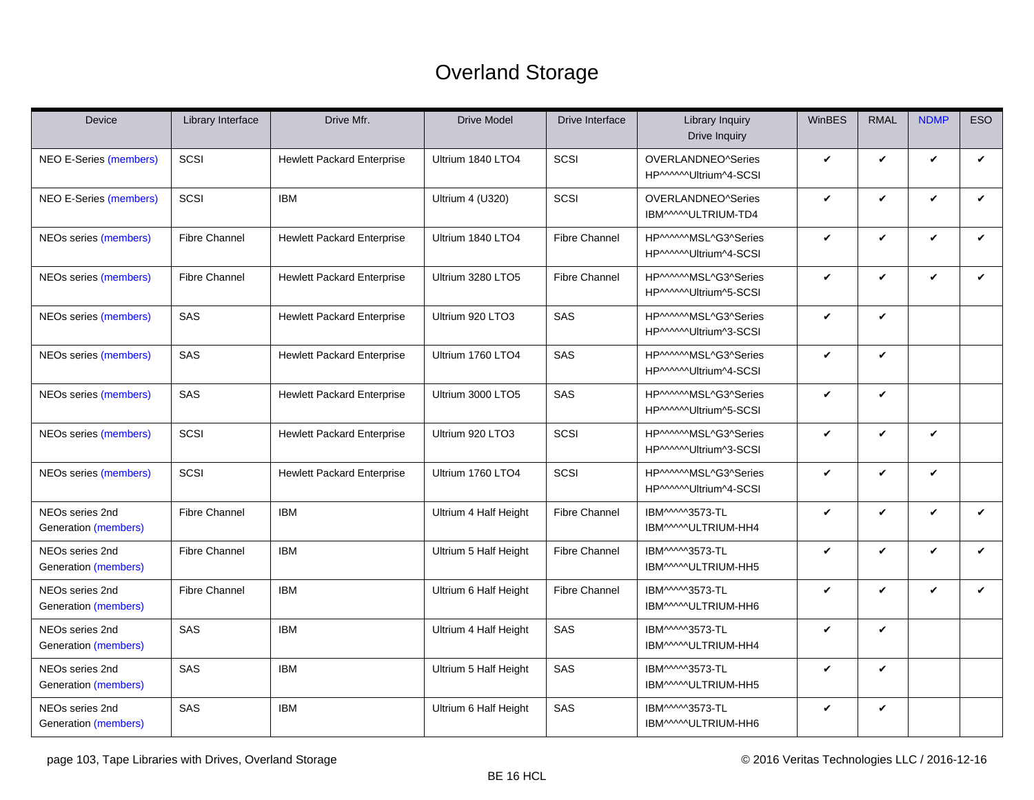# Overland Storage

| Device | Library Interface | Drive Mfr. | Drive Model | Drive Interface | Library Inquiry<br>Drive Inquiry | WinBES | RMAL | NDMP | ESO |
|---|---|---|---|---|---|---|---|---|---|
| NEO E-Series (members) | SCSI | Hewlett Packard Enterprise | Ultrium 1840 LTO4 | SCSI | OVERLANDNEO^Series<br>HP^^^^^^Ultrium^4-SCSI | ✔ | ✔ | ✔ | ✔ |
| NEO E-Series (members) | SCSI | IBM | Ultrium 4 (U320) | SCSI | OVERLANDNEO^Series<br>IBM^^^^^ULTRIUM-TD4 | ✔ | ✔ | ✔ | ✔ |
| NEOs series (members) | Fibre Channel | Hewlett Packard Enterprise | Ultrium 1840 LTO4 | Fibre Channel | HP^^^^^^MSL^G3^Series<br>HP^^^^^^Ultrium^4-SCSI | ✔ | ✔ | ✔ | ✔ |
| NEOs series (members) | Fibre Channel | Hewlett Packard Enterprise | Ultrium 3280 LTO5 | Fibre Channel | HP^^^^^^MSL^G3^Series<br>HP^^^^^^Ultrium^5-SCSI | ✔ | ✔ | ✔ | ✔ |
| NEOs series (members) | SAS | Hewlett Packard Enterprise | Ultrium 920 LTO3 | SAS | HP^^^^^^MSL^G3^Series<br>HP^^^^^^Ultrium^3-SCSI | ✔ | ✔ | | |
| NEOs series (members) | SAS | Hewlett Packard Enterprise | Ultrium 1760 LTO4 | SAS | HP^^^^^^MSL^G3^Series<br>HP^^^^^^Ultrium^4-SCSI | ✔ | ✔ | | |
| NEOs series (members) | SAS | Hewlett Packard Enterprise | Ultrium 3000 LTO5 | SAS | HP^^^^^^MSL^G3^Series<br>HP^^^^^^Ultrium^5-SCSI | ✔ | ✔ | | |
| NEOs series (members) | SCSI | Hewlett Packard Enterprise | Ultrium 920 LTO3 | SCSI | HP^^^^^^MSL^G3^Series<br>HP^^^^^^Ultrium^3-SCSI | ✔ | ✔ | ✔ | |
| NEOs series (members) | SCSI | Hewlett Packard Enterprise | Ultrium 1760 LTO4 | SCSI | HP^^^^^^MSL^G3^Series<br>HP^^^^^^Ultrium^4-SCSI | ✔ | ✔ | ✔ | |
| NEOs series 2nd Generation (members) | Fibre Channel | IBM | Ultrium 4 Half Height | Fibre Channel | IBM^^^^^3573-TL<br>IBM^^^^^ULTRIUM-HH4 | ✔ | ✔ | ✔ | ✔ |
| NEOs series 2nd Generation (members) | Fibre Channel | IBM | Ultrium 5 Half Height | Fibre Channel | IBM^^^^^3573-TL<br>IBM^^^^^ULTRIUM-HH5 | ✔ | ✔ | ✔ | ✔ |
| NEOs series 2nd Generation (members) | Fibre Channel | IBM | Ultrium 6 Half Height | Fibre Channel | IBM^^^^^3573-TL<br>IBM^^^^^ULTRIUM-HH6 | ✔ | ✔ | ✔ | ✔ |
| NEOs series 2nd Generation (members) | SAS | IBM | Ultrium 4 Half Height | SAS | IBM^^^^^3573-TL<br>IBM^^^^^ULTRIUM-HH4 | ✔ | ✔ | | |
| NEOs series 2nd Generation (members) | SAS | IBM | Ultrium 5 Half Height | SAS | IBM^^^^^3573-TL<br>IBM^^^^^ULTRIUM-HH5 | ✔ | ✔ | | |
| NEOs series 2nd Generation (members) | SAS | IBM | Ultrium 6 Half Height | SAS | IBM^^^^^3573-TL<br>IBM^^^^^ULTRIUM-HH6 | ✔ | ✔ | | |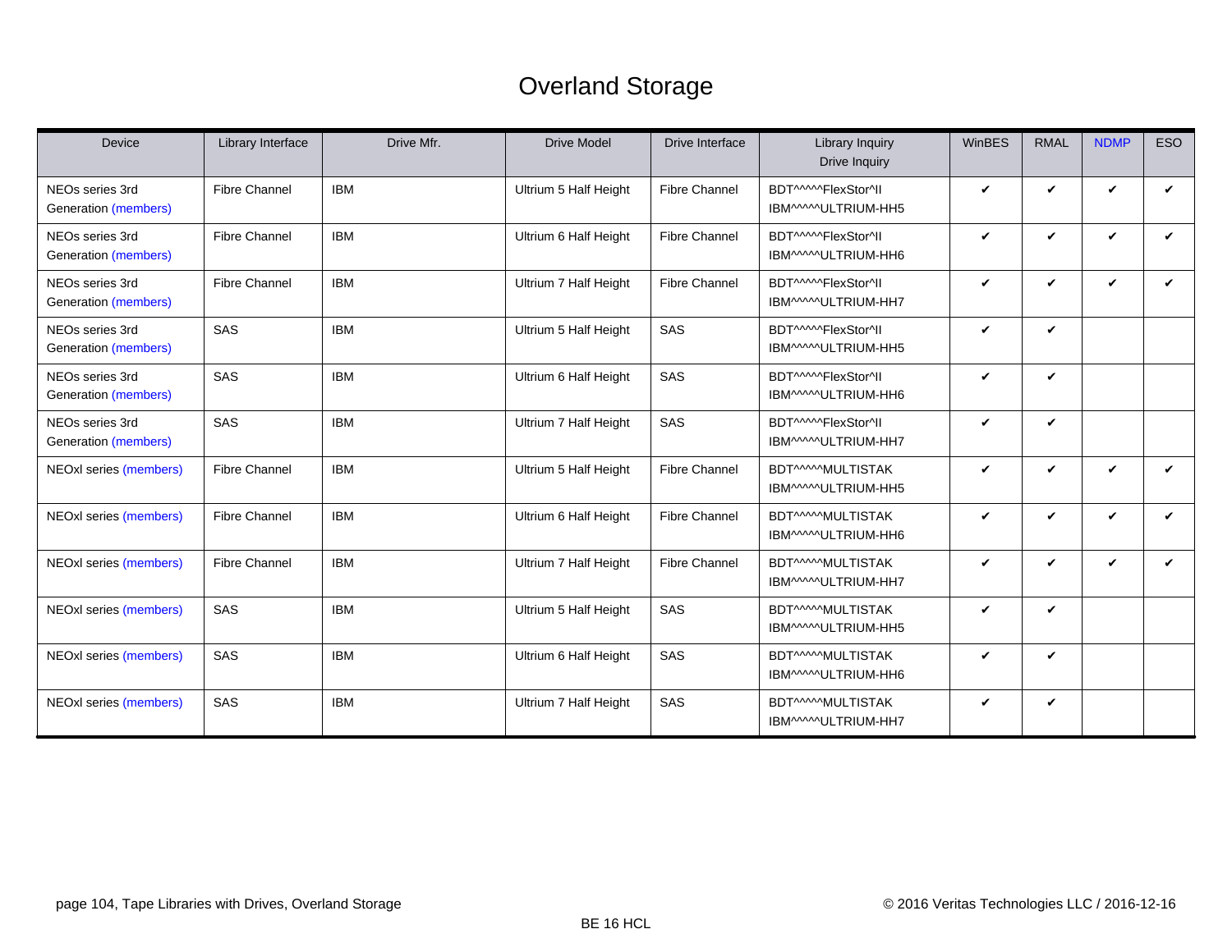# Overland Storage

| Device | Library Interface | Drive Mfr. | Drive Model | Drive Interface | Library Inquiry Drive Inquiry | WinBES | RMAL | NDMP | ESO |
|---|---|---|---|---|---|---|---|---|---|
| NEOs series 3rd Generation (members) | Fibre Channel | IBM | Ultrium 5 Half Height | Fibre Channel | BDT^^^^^FlexStor^II IBM^^^^^ULTRIUM-HH5 | ✔ | ✔ | ✔ | ✔ |
| NEOs series 3rd Generation (members) | Fibre Channel | IBM | Ultrium 6 Half Height | Fibre Channel | BDT^^^^^FlexStor^II IBM^^^^^ULTRIUM-HH6 | ✔ | ✔ | ✔ | ✔ |
| NEOs series 3rd Generation (members) | Fibre Channel | IBM | Ultrium 7 Half Height | Fibre Channel | BDT^^^^^FlexStor^II IBM^^^^^ULTRIUM-HH7 | ✔ | ✔ | ✔ | ✔ |
| NEOs series 3rd Generation (members) | SAS | IBM | Ultrium 5 Half Height | SAS | BDT^^^^^FlexStor^II IBM^^^^^ULTRIUM-HH5 | ✔ | ✔ | | |
| NEOs series 3rd Generation (members) | SAS | IBM | Ultrium 6 Half Height | SAS | BDT^^^^^FlexStor^II IBM^^^^^ULTRIUM-HH6 | ✔ | ✔ | | |
| NEOs series 3rd Generation (members) | SAS | IBM | Ultrium 7 Half Height | SAS | BDT^^^^^FlexStor^II IBM^^^^^ULTRIUM-HH7 | ✔ | ✔ | | |
| NEOxl series (members) | Fibre Channel | IBM | Ultrium 5 Half Height | Fibre Channel | BDT^^^^^MULTISTAK IBM^^^^^ULTRIUM-HH5 | ✔ | ✔ | ✔ | ✔ |
| NEOxl series (members) | Fibre Channel | IBM | Ultrium 6 Half Height | Fibre Channel | BDT^^^^^MULTISTAK IBM^^^^^ULTRIUM-HH6 | ✔ | ✔ | ✔ | ✔ |
| NEOxl series (members) | Fibre Channel | IBM | Ultrium 7 Half Height | Fibre Channel | BDT^^^^^MULTISTAK IBM^^^^^ULTRIUM-HH7 | ✔ | ✔ | ✔ | ✔ |
| NEOxl series (members) | SAS | IBM | Ultrium 5 Half Height | SAS | BDT^^^^^MULTISTAK IBM^^^^^ULTRIUM-HH5 | ✔ | ✔ | | |
| NEOxl series (members) | SAS | IBM | Ultrium 6 Half Height | SAS | BDT^^^^^MULTISTAK IBM^^^^^ULTRIUM-HH6 | ✔ | ✔ | | |
| NEOxl series (members) | SAS | IBM | Ultrium 7 Half Height | SAS | BDT^^^^^MULTISTAK IBM^^^^^ULTRIUM-HH7 | ✔ | ✔ | | |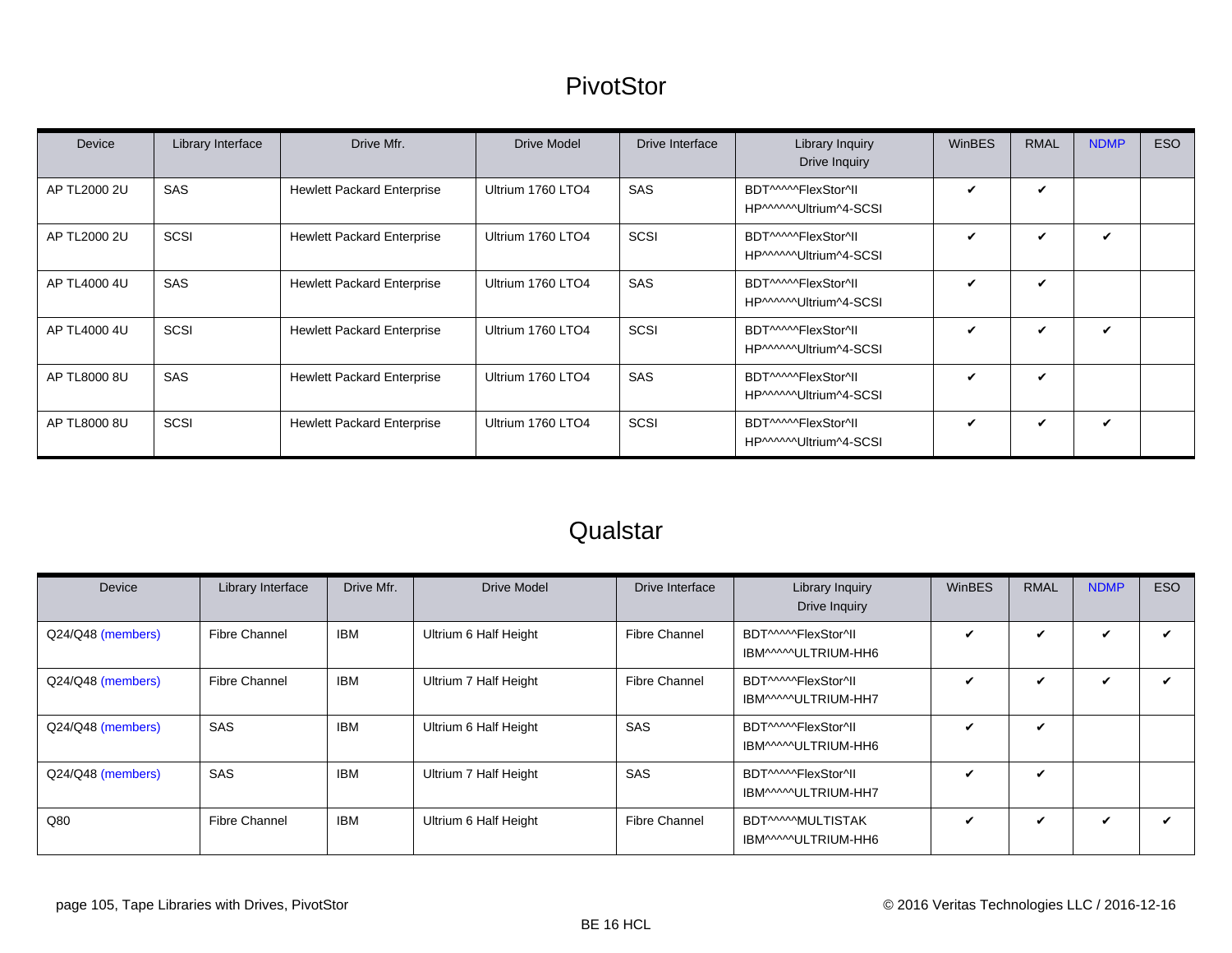# PivotStor

| Device | Library Interface | Drive Mfr. | Drive Model | Drive Interface | Library Inquiry<br>Drive Inquiry | WinBES | RMAL | NDMP | ESO |
|---|---|---|---|---|---|---|---|---|---|
| AP TL2000 2U | SAS | Hewlett Packard Enterprise | Ultrium 1760 LTO4 | SAS | BDT^^^^^FlexStor^II<br>HP^^^^^^Ultrium^4-SCSI | ✔ | ✔ | | |
| AP TL2000 2U | SCSI | Hewlett Packard Enterprise | Ultrium 1760 LTO4 | SCSI | BDT^^^^^FlexStor^II<br>HP^^^^^^Ultrium^4-SCSI | ✔ | ✔ | ✔ | |
| AP TL4000 4U | SAS | Hewlett Packard Enterprise | Ultrium 1760 LTO4 | SAS | BDT^^^^^FlexStor^II<br>HP^^^^^^Ultrium^4-SCSI | ✔ | ✔ | | |
| AP TL4000 4U | SCSI | Hewlett Packard Enterprise | Ultrium 1760 LTO4 | SCSI | BDT^^^^^FlexStor^II<br>HP^^^^^^Ultrium^4-SCSI | ✔ | ✔ | ✔ | |
| AP TL8000 8U | SAS | Hewlett Packard Enterprise | Ultrium 1760 LTO4 | SAS | BDT^^^^^FlexStor^II<br>HP^^^^^^Ultrium^4-SCSI | ✔ | ✔ | | |
| AP TL8000 8U | SCSI | Hewlett Packard Enterprise | Ultrium 1760 LTO4 | SCSI | BDT^^^^^FlexStor^II<br>HP^^^^^^Ultrium^4-SCSI | ✔ | ✔ | ✔ | |

# Qualstar

| Device | Library Interface | Drive Mfr. | Drive Model | Drive Interface | Library Inquiry<br>Drive Inquiry | WinBES | RMAL | NDMP | ESO |
|---|---|---|---|---|---|---|---|---|---|
| Q24/Q48 (members) | Fibre Channel | IBM | Ultrium 6 Half Height | Fibre Channel | BDT^^^^^FlexStor^II<br>IBM^^^^^ULTRIUM-HH6 | ✔ | ✔ | ✔ | ✔ |
| Q24/Q48 (members) | Fibre Channel | IBM | Ultrium 7 Half Height | Fibre Channel | BDT^^^^^FlexStor^II<br>IBM^^^^^ULTRIUM-HH7 | ✔ | ✔ | ✔ | ✔ |
| Q24/Q48 (members) | SAS | IBM | Ultrium 6 Half Height | SAS | BDT^^^^^FlexStor^II<br>IBM^^^^^ULTRIUM-HH6 | ✔ | ✔ | | |
| Q24/Q48 (members) | SAS | IBM | Ultrium 7 Half Height | SAS | BDT^^^^^FlexStor^II<br>IBM^^^^^ULTRIUM-HH7 | ✔ | ✔ | | |
| Q80 | Fibre Channel | IBM | Ultrium 6 Half Height | Fibre Channel | BDT^^^^^MULTISTAK<br>IBM^^^^^ULTRIUM-HH6 | ✔ | ✔ | ✔ | ✔ |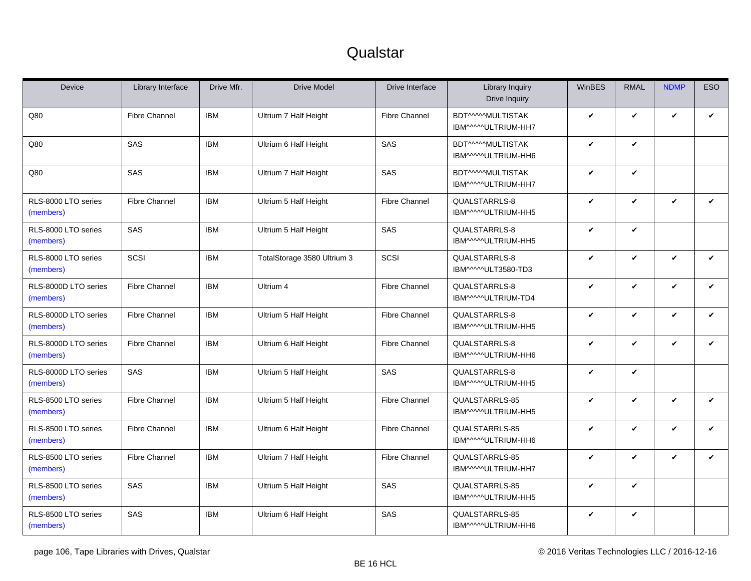# Qualstar

| Device | Library Interface | Drive Mfr. | Drive Model | Drive Interface | Library Inquiry Drive Inquiry | WinBES | RMAL | NDMP | ESO |
|---|---|---|---|---|---|---|---|---|---|
| Q80 | Fibre Channel | IBM | Ultrium 7 Half Height | Fibre Channel | BDT^^^^^MULTISTAK IBM^^^^^ULTRIUM-HH7 | ✔ | ✔ | ✔ | ✔ |
| Q80 | SAS | IBM | Ultrium 6 Half Height | SAS | BDT^^^^^MULTISTAK IBM^^^^^ULTRIUM-HH6 | ✔ | ✔ | | |
| Q80 | SAS | IBM | Ultrium 7 Half Height | SAS | BDT^^^^^MULTISTAK IBM^^^^^ULTRIUM-HH7 | ✔ | ✔ | | |
| RLS-8000 LTO series (members) | Fibre Channel | IBM | Ultrium 5 Half Height | Fibre Channel | QUALSTARRLS-8 IBM^^^^^ULTRIUM-HH5 | ✔ | ✔ | ✔ | ✔ |
| RLS-8000 LTO series (members) | SAS | IBM | Ultrium 5 Half Height | SAS | QUALSTARRLS-8 IBM^^^^^ULTRIUM-HH5 | ✔ | ✔ | | |
| RLS-8000 LTO series (members) | SCSI | IBM | TotalStorage 3580 Ultrium 3 | SCSI | QUALSTARRLS-8 IBM^^^^^ULT3580-TD3 | ✔ | ✔ | ✔ | ✔ |
| RLS-8000D LTO series (members) | Fibre Channel | IBM | Ultrium 4 | Fibre Channel | QUALSTARRLS-8 IBM^^^^^ULTRIUM-TD4 | ✔ | ✔ | ✔ | ✔ |
| RLS-8000D LTO series (members) | Fibre Channel | IBM | Ultrium 5 Half Height | Fibre Channel | QUALSTARRLS-8 IBM^^^^^ULTRIUM-HH5 | ✔ | ✔ | ✔ | ✔ |
| RLS-8000D LTO series (members) | Fibre Channel | IBM | Ultrium 6 Half Height | Fibre Channel | QUALSTARRLS-8 IBM^^^^^ULTRIUM-HH6 | ✔ | ✔ | ✔ | ✔ |
| RLS-8000D LTO series (members) | SAS | IBM | Ultrium 5 Half Height | SAS | QUALSTARRLS-8 IBM^^^^^ULTRIUM-HH5 | ✔ | ✔ | | |
| RLS-8500 LTO series (members) | Fibre Channel | IBM | Ultrium 5 Half Height | Fibre Channel | QUALSTARRLS-85 IBM^^^^^ULTRIUM-HH5 | ✔ | ✔ | ✔ | ✔ |
| RLS-8500 LTO series (members) | Fibre Channel | IBM | Ultrium 6 Half Height | Fibre Channel | QUALSTARRLS-85 IBM^^^^^ULTRIUM-HH6 | ✔ | ✔ | ✔ | ✔ |
| RLS-8500 LTO series (members) | Fibre Channel | IBM | Ultrium 7 Half Height | Fibre Channel | QUALSTARRLS-85 IBM^^^^^ULTRIUM-HH7 | ✔ | ✔ | ✔ | ✔ |
| RLS-8500 LTO series (members) | SAS | IBM | Ultrium 5 Half Height | SAS | QUALSTARRLS-85 IBM^^^^^ULTRIUM-HH5 | ✔ | ✔ | | |
| RLS-8500 LTO series (members) | SAS | IBM | Ultrium 6 Half Height | SAS | QUALSTARRLS-85 IBM^^^^^ULTRIUM-HH6 | ✔ | ✔ | | |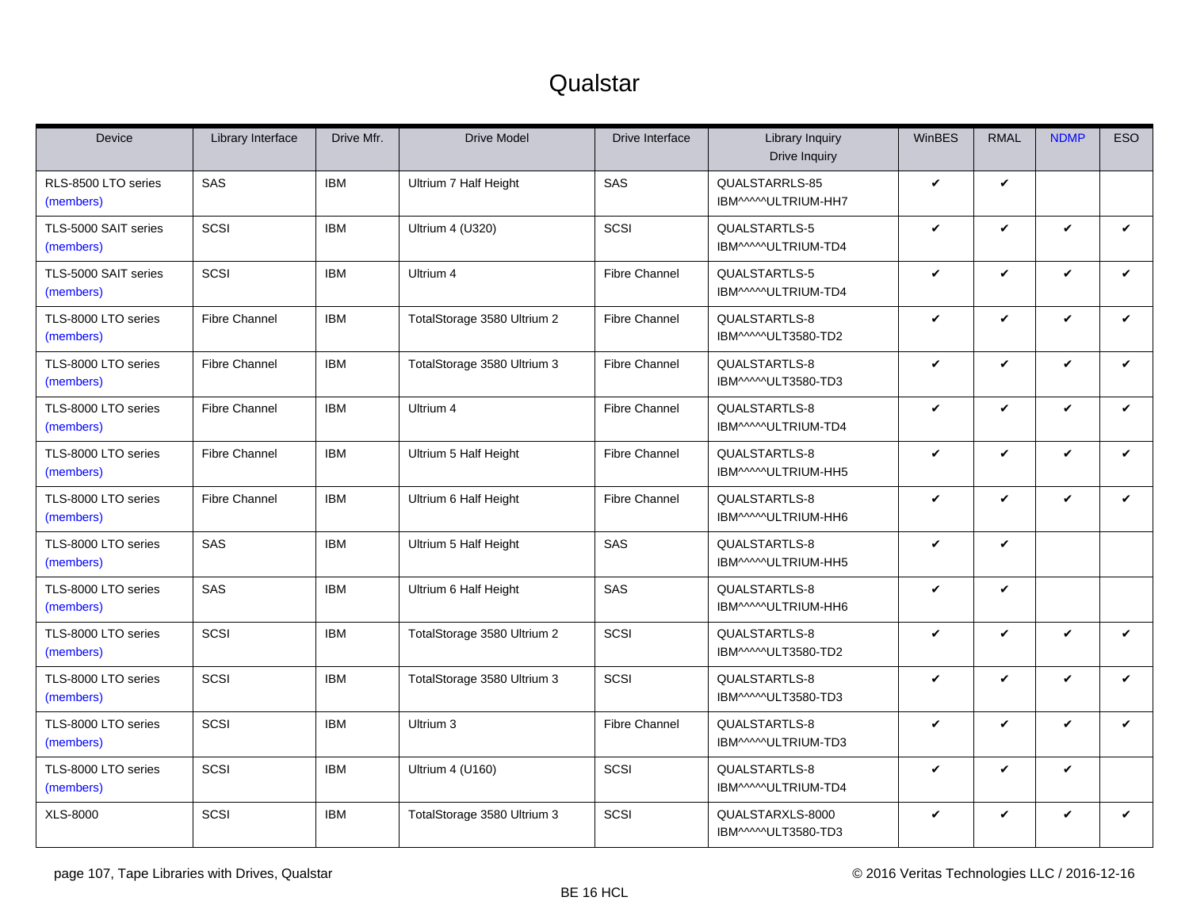# Qualstar

| Device | Library Interface | Drive Mfr. | Drive Model | Drive Interface | Library Inquiry Drive Inquiry | WinBES | RMAL | NDMP | ESO |
|---|---|---|---|---|---|---|---|---|---|
| RLS-8500 LTO series (members) | SAS | IBM | Ultrium 7 Half Height | SAS | QUALSTARRLS-85 IBM^^^^^ULTRIUM-HH7 | ✔ | ✔ | | |
| TLS-5000 SAIT series (members) | SCSI | IBM | Ultrium 4 (U320) | SCSI | QUALSTARTLS-5 IBM^^^^^ULTRIUM-TD4 | ✔ | ✔ | ✔ | ✔ |
| TLS-5000 SAIT series (members) | SCSI | IBM | Ultrium 4 | Fibre Channel | QUALSTARTLS-5 IBM^^^^^ULTRIUM-TD4 | ✔ | ✔ | ✔ | ✔ |
| TLS-8000 LTO series (members) | Fibre Channel | IBM | TotalStorage 3580 Ultrium 2 | Fibre Channel | QUALSTARTLS-8 IBM^^^^^ULT3580-TD2 | ✔ | ✔ | ✔ | ✔ |
| TLS-8000 LTO series (members) | Fibre Channel | IBM | TotalStorage 3580 Ultrium 3 | Fibre Channel | QUALSTARTLS-8 IBM^^^^^ULT3580-TD3 | ✔ | ✔ | ✔ | ✔ |
| TLS-8000 LTO series (members) | Fibre Channel | IBM | Ultrium 4 | Fibre Channel | QUALSTARTLS-8 IBM^^^^^ULTRIUM-TD4 | ✔ | ✔ | ✔ | ✔ |
| TLS-8000 LTO series (members) | Fibre Channel | IBM | Ultrium 5 Half Height | Fibre Channel | QUALSTARTLS-8 IBM^^^^^ULTRIUM-HH5 | ✔ | ✔ | ✔ | ✔ |
| TLS-8000 LTO series (members) | Fibre Channel | IBM | Ultrium 6 Half Height | Fibre Channel | QUALSTARTLS-8 IBM^^^^^ULTRIUM-HH6 | ✔ | ✔ | ✔ | ✔ |
| TLS-8000 LTO series (members) | SAS | IBM | Ultrium 5 Half Height | SAS | QUALSTARTLS-8 IBM^^^^^ULTRIUM-HH5 | ✔ | ✔ | | |
| TLS-8000 LTO series (members) | SAS | IBM | Ultrium 6 Half Height | SAS | QUALSTARTLS-8 IBM^^^^^ULTRIUM-HH6 | ✔ | ✔ | | |
| TLS-8000 LTO series (members) | SCSI | IBM | TotalStorage 3580 Ultrium 2 | SCSI | QUALSTARTLS-8 IBM^^^^^ULT3580-TD2 | ✔ | ✔ | ✔ | ✔ |
| TLS-8000 LTO series (members) | SCSI | IBM | TotalStorage 3580 Ultrium 3 | SCSI | QUALSTARTLS-8 IBM^^^^^ULT3580-TD3 | ✔ | ✔ | ✔ | ✔ |
| TLS-8000 LTO series (members) | SCSI | IBM | Ultrium 3 | Fibre Channel | QUALSTARTLS-8 IBM^^^^^ULTRIUM-TD3 | ✔ | ✔ | ✔ | ✔ |
| TLS-8000 LTO series (members) | SCSI | IBM | Ultrium 4 (U160) | SCSI | QUALSTARTLS-8 IBM^^^^^ULTRIUM-TD4 | ✔ | ✔ | ✔ | |
| XLS-8000 | SCSI | IBM | TotalStorage 3580 Ultrium 3 | SCSI | QUALSTARXLS-8000 IBM^^^^^ULT3580-TD3 | ✔ | ✔ | ✔ | ✔ |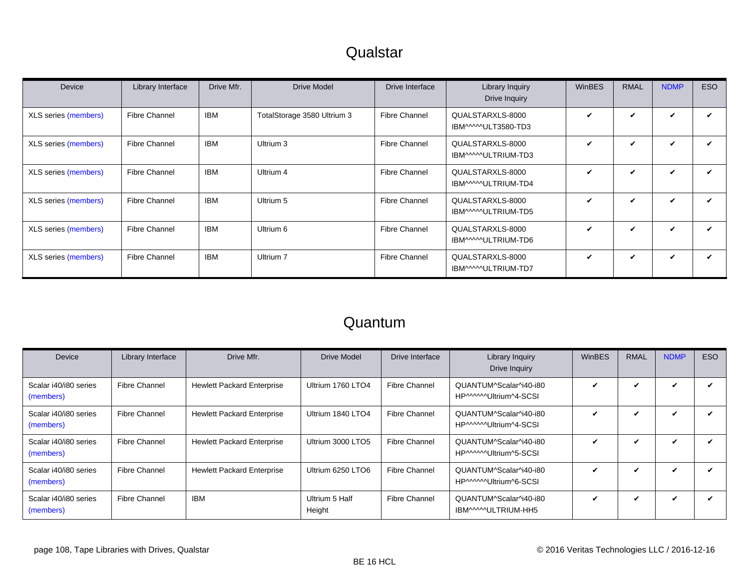# Qualstar

| Device | Library Interface | Drive Mfr. | Drive Model | Drive Interface | Library Inquiry<br>Drive Inquiry | WinBES | RMAL | NDMP | ESO |
|---|---|---|---|---|---|---|---|---|---|
| XLS series (members) | Fibre Channel | IBM | TotalStorage 3580 Ultrium 3 | Fibre Channel | QUALSTARXLS-8000<br>IBM^^^^^ULT3580-TD3 | ✔ | ✔ | ✔ | ✔ |
| XLS series (members) | Fibre Channel | IBM | Ultrium 3 | Fibre Channel | QUALSTARXLS-8000<br>IBM^^^^^ULTRIUM-TD3 | ✔ | ✔ | ✔ | ✔ |
| XLS series (members) | Fibre Channel | IBM | Ultrium 4 | Fibre Channel | QUALSTARXLS-8000<br>IBM^^^^^ULTRIUM-TD4 | ✔ | ✔ | ✔ | ✔ |
| XLS series (members) | Fibre Channel | IBM | Ultrium 5 | Fibre Channel | QUALSTARXLS-8000<br>IBM^^^^^ULTRIUM-TD5 | ✔ | ✔ | ✔ | ✔ |
| XLS series (members) | Fibre Channel | IBM | Ultrium 6 | Fibre Channel | QUALSTARXLS-8000<br>IBM^^^^^ULTRIUM-TD6 | ✔ | ✔ | ✔ | ✔ |
| XLS series (members) | Fibre Channel | IBM | Ultrium 7 | Fibre Channel | QUALSTARXLS-8000<br>IBM^^^^^ULTRIUM-TD7 | ✔ | ✔ | ✔ | ✔ |

# Quantum

| Device | Library Interface | Drive Mfr. | Drive Model | Drive Interface | Library Inquiry<br>Drive Inquiry | WinBES | RMAL | NDMP | ESO |
|---|---|---|---|---|---|---|---|---|---|
| Scalar i40/i80 series (members) | Fibre Channel | Hewlett Packard Enterprise | Ultrium 1760 LTO4 | Fibre Channel | QUANTUM^Scalar^i40-i80<br>HP^^^^^^Ultrium^4-SCSI | ✔ | ✔ | ✔ | ✔ |
| Scalar i40/i80 series (members) | Fibre Channel | Hewlett Packard Enterprise | Ultrium 1840 LTO4 | Fibre Channel | QUANTUM^Scalar^i40-i80<br>HP^^^^^^Ultrium^4-SCSI | ✔ | ✔ | ✔ | ✔ |
| Scalar i40/i80 series (members) | Fibre Channel | Hewlett Packard Enterprise | Ultrium 3000 LTO5 | Fibre Channel | QUANTUM^Scalar^i40-i80<br>HP^^^^^^Ultrium^5-SCSI | ✔ | ✔ | ✔ | ✔ |
| Scalar i40/i80 series (members) | Fibre Channel | Hewlett Packard Enterprise | Ultrium 6250 LTO6 | Fibre Channel | QUANTUM^Scalar^i40-i80<br>HP^^^^^^Ultrium^6-SCSI | ✔ | ✔ | ✔ | ✔ |
| Scalar i40/i80 series (members) | Fibre Channel | IBM | Ultrium 5 Half Height | Fibre Channel | QUANTUM^Scalar^i40-i80<br>IBM^^^^^ULTRIUM-HH5 | ✔ | ✔ | ✔ | ✔ |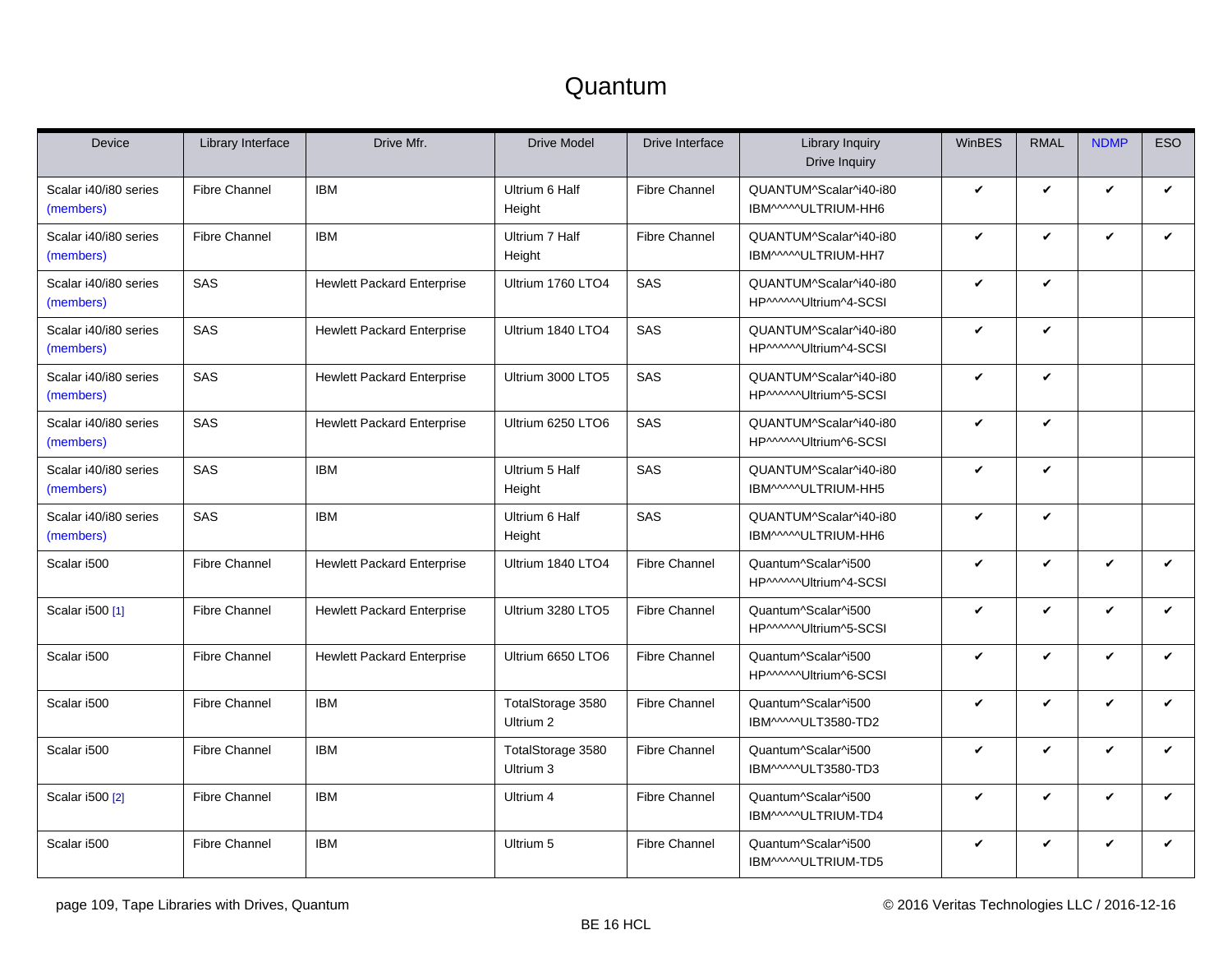# Quantum

| Device | Library Interface | Drive Mfr. | Drive Model | Drive Interface | Library Inquiry<br>Drive Inquiry | WinBES | RMAL | NDMP | ESO |
|---|---|---|---|---|---|---|---|---|---|
| Scalar i40/i80 series (members) | Fibre Channel | IBM | Ultrium 6 Half Height | Fibre Channel | QUANTUM^Scalar^i40-i80<br>IBM^^^^^ULTRIUM-HH6 | ✔ | ✔ | ✔ | ✔ |
| Scalar i40/i80 series (members) | Fibre Channel | IBM | Ultrium 7 Half Height | Fibre Channel | QUANTUM^Scalar^i40-i80<br>IBM^^^^^ULTRIUM-HH7 | ✔ | ✔ | ✔ | ✔ |
| Scalar i40/i80 series (members) | SAS | Hewlett Packard Enterprise | Ultrium 1760 LTO4 | SAS | QUANTUM^Scalar^i40-i80<br>HP^^^^^^Ultrium^4-SCSI | ✔ | ✔ | | |
| Scalar i40/i80 series (members) | SAS | Hewlett Packard Enterprise | Ultrium 1840 LTO4 | SAS | QUANTUM^Scalar^i40-i80<br>HP^^^^^^Ultrium^4-SCSI | ✔ | ✔ | | |
| Scalar i40/i80 series (members) | SAS | Hewlett Packard Enterprise | Ultrium 3000 LTO5 | SAS | QUANTUM^Scalar^i40-i80<br>HP^^^^^^Ultrium^5-SCSI | ✔ | ✔ | | |
| Scalar i40/i80 series (members) | SAS | Hewlett Packard Enterprise | Ultrium 6250 LTO6 | SAS | QUANTUM^Scalar^i40-i80<br>HP^^^^^^Ultrium^6-SCSI | ✔ | ✔ | | |
| Scalar i40/i80 series (members) | SAS | IBM | Ultrium 5 Half Height | SAS | QUANTUM^Scalar^i40-i80<br>IBM^^^^^ULTRIUM-HH5 | ✔ | ✔ | | |
| Scalar i40/i80 series (members) | SAS | IBM | Ultrium 6 Half Height | SAS | QUANTUM^Scalar^i40-i80<br>IBM^^^^^ULTRIUM-HH6 | ✔ | ✔ | | |
| Scalar i500 | Fibre Channel | Hewlett Packard Enterprise | Ultrium 1840 LTO4 | Fibre Channel | Quantum^Scalar^i500<br>HP^^^^^^Ultrium^4-SCSI | ✔ | ✔ | ✔ | ✔ |
| Scalar i500 [1] | Fibre Channel | Hewlett Packard Enterprise | Ultrium 3280 LTO5 | Fibre Channel | Quantum^Scalar^i500<br>HP^^^^^^Ultrium^5-SCSI | ✔ | ✔ | ✔ | ✔ |
| Scalar i500 | Fibre Channel | Hewlett Packard Enterprise | Ultrium 6650 LTO6 | Fibre Channel | Quantum^Scalar^i500<br>HP^^^^^^Ultrium^6-SCSI | ✔ | ✔ | ✔ | ✔ |
| Scalar i500 | Fibre Channel | IBM | TotalStorage 3580 Ultrium 2 | Fibre Channel | Quantum^Scalar^i500<br>IBM^^^^^ULT3580-TD2 | ✔ | ✔ | ✔ | ✔ |
| Scalar i500 | Fibre Channel | IBM | TotalStorage 3580 Ultrium 3 | Fibre Channel | Quantum^Scalar^i500<br>IBM^^^^^ULT3580-TD3 | ✔ | ✔ | ✔ | ✔ |
| Scalar i500 [2] | Fibre Channel | IBM | Ultrium 4 | Fibre Channel | Quantum^Scalar^i500<br>IBM^^^^^ULTRIUM-TD4 | ✔ | ✔ | ✔ | ✔ |
| Scalar i500 | Fibre Channel | IBM | Ultrium 5 | Fibre Channel | Quantum^Scalar^i500<br>IBM^^^^^ULTRIUM-TD5 | ✔ | ✔ | ✔ | ✔ |

page 109, Tape Libraries with Drives, Quantum

© 2016 Veritas Technologies LLC / 2016-12-16

BE 16 HCL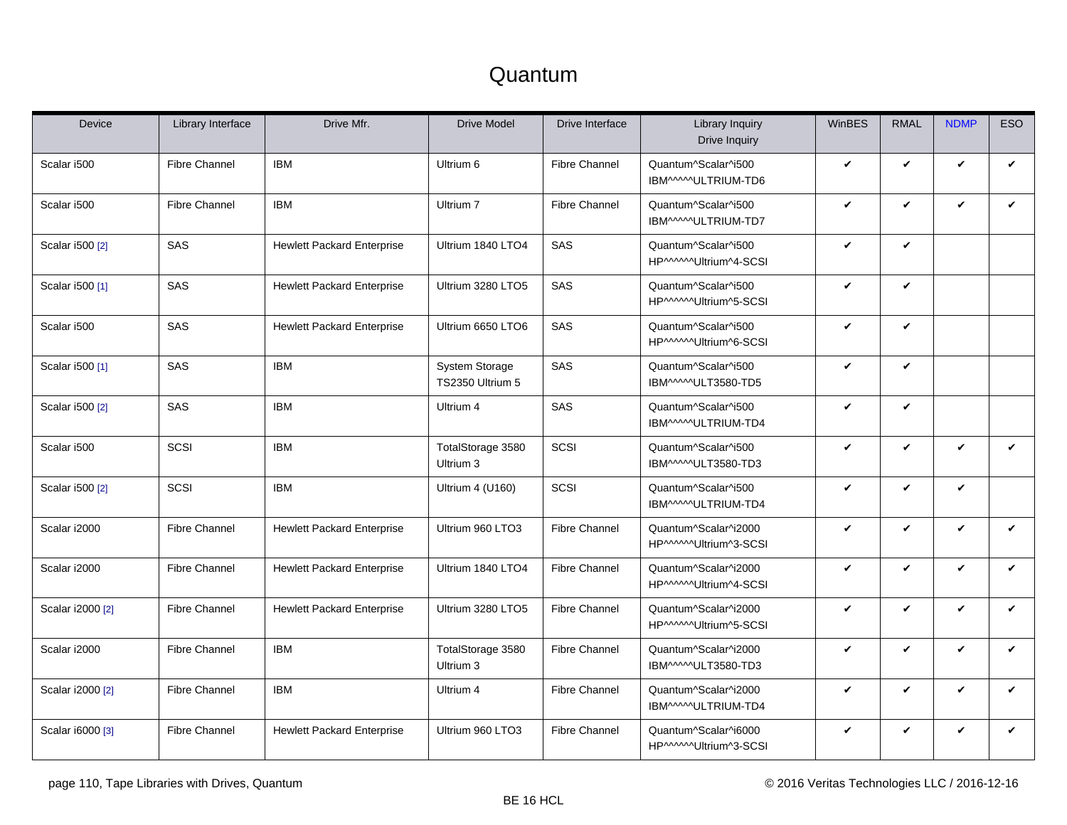# Quantum

| Device | Library Interface | Drive Mfr. | Drive Model | Drive Interface | Library Inquiry<br>Drive Inquiry | WinBES | RMAL | NDMP | ESO |
|---|---|---|---|---|---|---|---|---|---|
| Scalar i500 | Fibre Channel | IBM | Ultrium 6 | Fibre Channel | Quantum^Scalar^i500<br>IBM^^^^^ULTRIUM-TD6 | ✔ | ✔ | ✔ | ✔ |
| Scalar i500 | Fibre Channel | IBM | Ultrium 7 | Fibre Channel | Quantum^Scalar^i500<br>IBM^^^^^ULTRIUM-TD7 | ✔ | ✔ | ✔ | ✔ |
| Scalar i500 [2] | SAS | Hewlett Packard Enterprise | Ultrium 1840 LTO4 | SAS | Quantum^Scalar^i500<br>HP^^^^^^Ultrium^4-SCSI | ✔ | ✔ | | |
| Scalar i500 [1] | SAS | Hewlett Packard Enterprise | Ultrium 3280 LTO5 | SAS | Quantum^Scalar^i500<br>HP^^^^^^Ultrium^5-SCSI | ✔ | ✔ | | |
| Scalar i500 | SAS | Hewlett Packard Enterprise | Ultrium 6650 LTO6 | SAS | Quantum^Scalar^i500<br>HP^^^^^^Ultrium^6-SCSI | ✔ | ✔ | | |
| Scalar i500 [1] | SAS | IBM | System Storage TS2350 Ultrium 5 | SAS | Quantum^Scalar^i500<br>IBM^^^^^ULT3580-TD5 | ✔ | ✔ | | |
| Scalar i500 [2] | SAS | IBM | Ultrium 4 | SAS | Quantum^Scalar^i500<br>IBM^^^^^ULTRIUM-TD4 | ✔ | ✔ | | |
| Scalar i500 | SCSI | IBM | TotalStorage 3580 Ultrium 3 | SCSI | Quantum^Scalar^i500<br>IBM^^^^^ULT3580-TD3 | ✔ | ✔ | ✔ | ✔ |
| Scalar i500 [2] | SCSI | IBM | Ultrium 4 (U160) | SCSI | Quantum^Scalar^i500<br>IBM^^^^^ULTRIUM-TD4 | ✔ | ✔ | ✔ | |
| Scalar i2000 | Fibre Channel | Hewlett Packard Enterprise | Ultrium 960 LTO3 | Fibre Channel | Quantum^Scalar^i2000<br>HP^^^^^^Ultrium^3-SCSI | ✔ | ✔ | ✔ | ✔ |
| Scalar i2000 | Fibre Channel | Hewlett Packard Enterprise | Ultrium 1840 LTO4 | Fibre Channel | Quantum^Scalar^i2000<br>HP^^^^^^Ultrium^4-SCSI | ✔ | ✔ | ✔ | ✔ |
| Scalar i2000 [2] | Fibre Channel | Hewlett Packard Enterprise | Ultrium 3280 LTO5 | Fibre Channel | Quantum^Scalar^i2000<br>HP^^^^^^Ultrium^5-SCSI | ✔ | ✔ | ✔ | ✔ |
| Scalar i2000 | Fibre Channel | IBM | TotalStorage 3580 Ultrium 3 | Fibre Channel | Quantum^Scalar^i2000<br>IBM^^^^^ULT3580-TD3 | ✔ | ✔ | ✔ | ✔ |
| Scalar i2000 [2] | Fibre Channel | IBM | Ultrium 4 | Fibre Channel | Quantum^Scalar^i2000<br>IBM^^^^^ULTRIUM-TD4 | ✔ | ✔ | ✔ | ✔ |
| Scalar i6000 [3] | Fibre Channel | Hewlett Packard Enterprise | Ultrium 960 LTO3 | Fibre Channel | Quantum^Scalar^i6000<br>HP^^^^^^Ultrium^3-SCSI | ✔ | ✔ | ✔ | ✔ |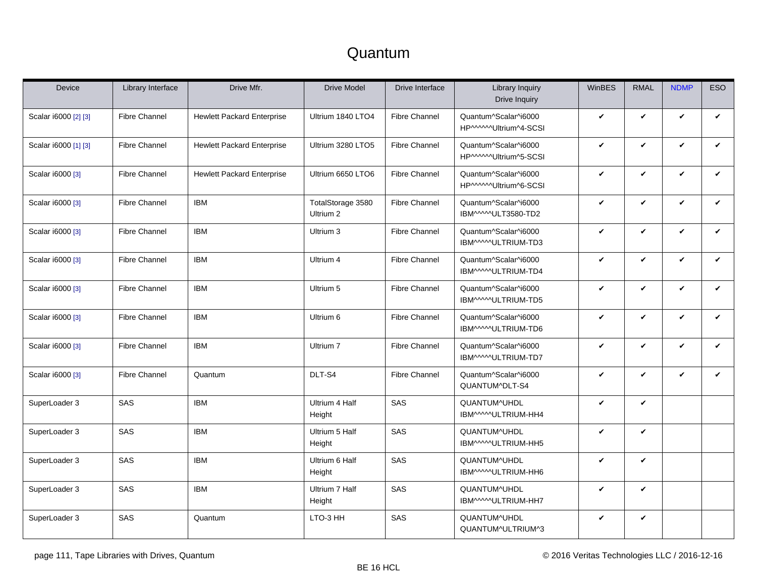# Quantum

| Device | Library Interface | Drive Mfr. | Drive Model | Drive Interface | Library Inquiry Drive Inquiry | WinBES | RMAL | NDMP | ESO |
|---|---|---|---|---|---|---|---|---|---|
| Scalar i6000 [2] [3] | Fibre Channel | Hewlett Packard Enterprise | Ultrium 1840 LTO4 | Fibre Channel | Quantum^Scalar^i6000 HP^^^^^^Ultrium^4-SCSI | ✔ | ✔ | ✔ | ✔ |
| Scalar i6000 [1] [3] | Fibre Channel | Hewlett Packard Enterprise | Ultrium 3280 LTO5 | Fibre Channel | Quantum^Scalar^i6000 HP^^^^^^Ultrium^5-SCSI | ✔ | ✔ | ✔ | ✔ |
| Scalar i6000 [3] | Fibre Channel | Hewlett Packard Enterprise | Ultrium 6650 LTO6 | Fibre Channel | Quantum^Scalar^i6000 HP^^^^^^Ultrium^6-SCSI | ✔ | ✔ | ✔ | ✔ |
| Scalar i6000 [3] | Fibre Channel | IBM | TotalStorage 3580 Ultrium 2 | Fibre Channel | Quantum^Scalar^i6000 IBM^^^^^ULT3580-TD2 | ✔ | ✔ | ✔ | ✔ |
| Scalar i6000 [3] | Fibre Channel | IBM | Ultrium 3 | Fibre Channel | Quantum^Scalar^i6000 IBM^^^^^ULTRIUM-TD3 | ✔ | ✔ | ✔ | ✔ |
| Scalar i6000 [3] | Fibre Channel | IBM | Ultrium 4 | Fibre Channel | Quantum^Scalar^i6000 IBM^^^^^ULTRIUM-TD4 | ✔ | ✔ | ✔ | ✔ |
| Scalar i6000 [3] | Fibre Channel | IBM | Ultrium 5 | Fibre Channel | Quantum^Scalar^i6000 IBM^^^^^ULTRIUM-TD5 | ✔ | ✔ | ✔ | ✔ |
| Scalar i6000 [3] | Fibre Channel | IBM | Ultrium 6 | Fibre Channel | Quantum^Scalar^i6000 IBM^^^^^ULTRIUM-TD6 | ✔ | ✔ | ✔ | ✔ |
| Scalar i6000 [3] | Fibre Channel | IBM | Ultrium 7 | Fibre Channel | Quantum^Scalar^i6000 IBM^^^^^ULTRIUM-TD7 | ✔ | ✔ | ✔ | ✔ |
| Scalar i6000 [3] | Fibre Channel | Quantum | DLT-S4 | Fibre Channel | Quantum^Scalar^i6000 QUANTUM^DLT-S4 | ✔ | ✔ | ✔ | ✔ |
| SuperLoader 3 | SAS | IBM | Ultrium 4 Half Height | SAS | QUANTUM^UHDL IBM^^^^^ULTRIUM-HH4 | ✔ | ✔ | | |
| SuperLoader 3 | SAS | IBM | Ultrium 5 Half Height | SAS | QUANTUM^UHDL IBM^^^^^ULTRIUM-HH5 | ✔ | ✔ | | |
| SuperLoader 3 | SAS | IBM | Ultrium 6 Half Height | SAS | QUANTUM^UHDL IBM^^^^^ULTRIUM-HH6 | ✔ | ✔ | | |
| SuperLoader 3 | SAS | IBM | Ultrium 7 Half Height | SAS | QUANTUM^UHDL IBM^^^^^ULTRIUM-HH7 | ✔ | ✔ | | |
| SuperLoader 3 | SAS | Quantum | LTO-3 HH | SAS | QUANTUM^UHDL QUANTUM^ULTRIUM^3 | ✔ | ✔ | | |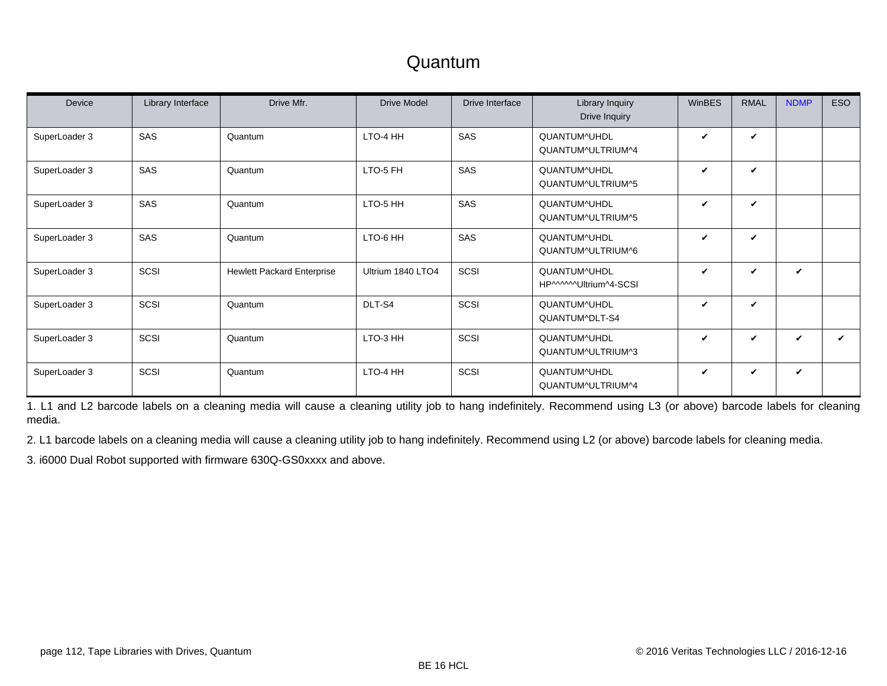# Quantum

| Device | Library Interface | Drive Mfr. | Drive Model | Drive Interface | Library Inquiry<br>Drive Inquiry | WinBES | RMAL | NDMP | ESO |
|---|---|---|---|---|---|---|---|---|---|
| SuperLoader 3 | SAS | Quantum | LTO-4 HH | SAS | QUANTUM^UHDL<br>QUANTUM^ULTRIUM^4 | ✔ | ✔ | | |
| SuperLoader 3 | SAS | Quantum | LTO-5 FH | SAS | QUANTUM^UHDL<br>QUANTUM^ULTRIUM^5 | ✔ | ✔ | | |
| SuperLoader 3 | SAS | Quantum | LTO-5 HH | SAS | QUANTUM^UHDL<br>QUANTUM^ULTRIUM^5 | ✔ | ✔ | | |
| SuperLoader 3 | SAS | Quantum | LTO-6 HH | SAS | QUANTUM^UHDL<br>QUANTUM^ULTRIUM^6 | ✔ | ✔ | | |
| SuperLoader 3 | SCSI | Hewlett Packard Enterprise | Ultrium 1840 LTO4 | SCSI | QUANTUM^UHDL<br>HP^^^^^^Ultrium^4-SCSI | ✔ | ✔ | ✔ | |
| SuperLoader 3 | SCSI | Quantum | DLT-S4 | SCSI | QUANTUM^UHDL<br>QUANTUM^DLT-S4 | ✔ | ✔ | | |
| SuperLoader 3 | SCSI | Quantum | LTO-3 HH | SCSI | QUANTUM^UHDL<br>QUANTUM^ULTRIUM^3 | ✔ | ✔ | ✔ | ✔ |
| SuperLoader 3 | SCSI | Quantum | LTO-4 HH | SCSI | QUANTUM^UHDL<br>QUANTUM^ULTRIUM^4 | ✔ | ✔ | ✔ | |

1. L1 and L2 barcode labels on a cleaning media will cause a cleaning utility job to hang indefinitely. Recommend using L3 (or above) barcode labels for cleaning media.

2. L1 barcode labels on a cleaning media will cause a cleaning utility job to hang indefinitely. Recommend using L2 (or above) barcode labels for cleaning media.

3. i6000 Dual Robot supported with firmware 630Q-GS0xxxx and above.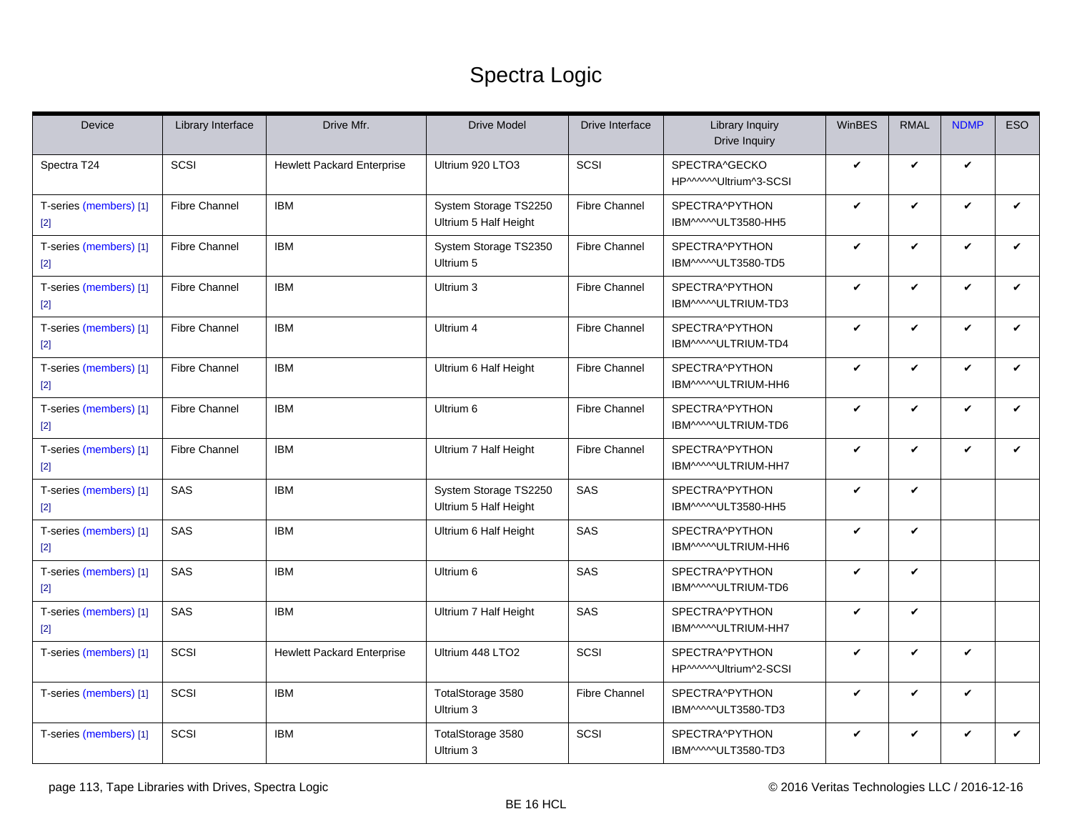# Spectra Logic

| Device | Library Interface | Drive Mfr. | Drive Model | Drive Interface | Library Inquiry<br>Drive Inquiry | WinBES | RMAL | NDMP | ESO |
|---|---|---|---|---|---|---|---|---|---|
| Spectra T24 | SCSI | Hewlett Packard Enterprise | Ultrium 920 LTO3 | SCSI | SPECTRA^GECKO<br>HP^^^^^^Ultrium^3-SCSI | ✔ | ✔ | ✔ | |
| T-series (members) [1] [2] | Fibre Channel | IBM | System Storage TS2250 Ultrium 5 Half Height | Fibre Channel | SPECTRA^PYTHON<br>IBM^^^^^ULT3580-HH5 | ✔ | ✔ | ✔ | ✔ |
| T-series (members) [1] [2] | Fibre Channel | IBM | System Storage TS2350 Ultrium 5 | Fibre Channel | SPECTRA^PYTHON<br>IBM^^^^^ULT3580-TD5 | ✔ | ✔ | ✔ | ✔ |
| T-series (members) [1] [2] | Fibre Channel | IBM | Ultrium 3 | Fibre Channel | SPECTRA^PYTHON<br>IBM^^^^^ULTRIUM-TD3 | ✔ | ✔ | ✔ | ✔ |
| T-series (members) [1] [2] | Fibre Channel | IBM | Ultrium 4 | Fibre Channel | SPECTRA^PYTHON<br>IBM^^^^^ULTRIUM-TD4 | ✔ | ✔ | ✔ | ✔ |
| T-series (members) [1] [2] | Fibre Channel | IBM | Ultrium 6 Half Height | Fibre Channel | SPECTRA^PYTHON<br>IBM^^^^^ULTRIUM-HH6 | ✔ | ✔ | ✔ | ✔ |
| T-series (members) [1] [2] | Fibre Channel | IBM | Ultrium 6 | Fibre Channel | SPECTRA^PYTHON<br>IBM^^^^^ULTRIUM-TD6 | ✔ | ✔ | ✔ | ✔ |
| T-series (members) [1] [2] | Fibre Channel | IBM | Ultrium 7 Half Height | Fibre Channel | SPECTRA^PYTHON<br>IBM^^^^^ULTRIUM-HH7 | ✔ | ✔ | ✔ | ✔ |
| T-series (members) [1] [2] | SAS | IBM | System Storage TS2250 Ultrium 5 Half Height | SAS | SPECTRA^PYTHON<br>IBM^^^^^ULT3580-HH5 | ✔ | ✔ | | |
| T-series (members) [1] [2] | SAS | IBM | Ultrium 6 Half Height | SAS | SPECTRA^PYTHON<br>IBM^^^^^ULTRIUM-HH6 | ✔ | ✔ | | |
| T-series (members) [1] [2] | SAS | IBM | Ultrium 6 | SAS | SPECTRA^PYTHON<br>IBM^^^^^ULTRIUM-TD6 | ✔ | ✔ | | |
| T-series (members) [1] [2] | SAS | IBM | Ultrium 7 Half Height | SAS | SPECTRA^PYTHON<br>IBM^^^^^ULTRIUM-HH7 | ✔ | ✔ | | |
| T-series (members) [1] | SCSI | Hewlett Packard Enterprise | Ultrium 448 LTO2 | SCSI | SPECTRA^PYTHON<br>HP^^^^^^Ultrium^2-SCSI | ✔ | ✔ | ✔ | |
| T-series (members) [1] | SCSI | IBM | TotalStorage 3580 Ultrium 3 | Fibre Channel | SPECTRA^PYTHON<br>IBM^^^^^ULT3580-TD3 | ✔ | ✔ | ✔ | |
| T-series (members) [1] | SCSI | IBM | TotalStorage 3580 Ultrium 3 | SCSI | SPECTRA^PYTHON<br>IBM^^^^^ULT3580-TD3 | ✔ | ✔ | ✔ | ✔ |

page 113, Tape Libraries with Drives, Spectra Logic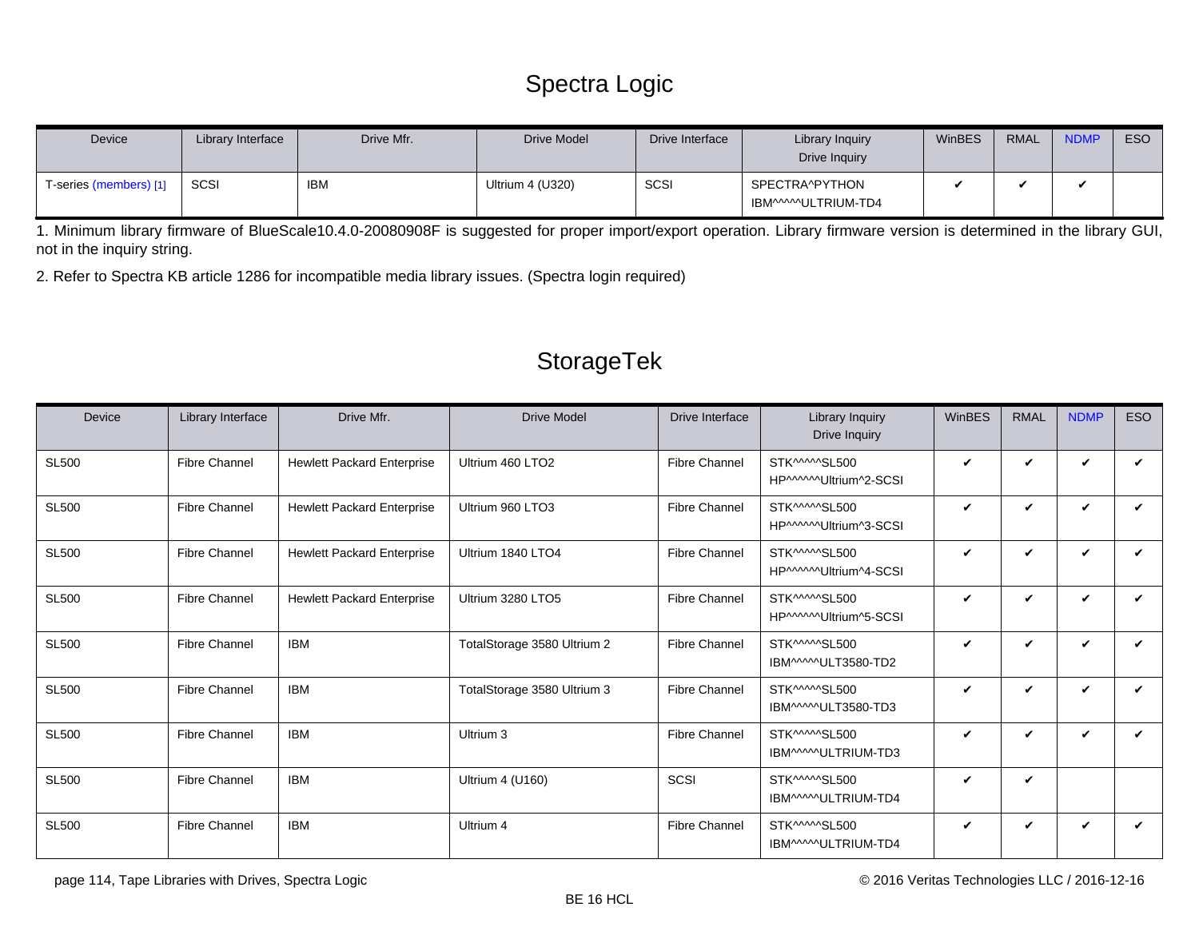# Spectra Logic

| Device | Library Interface | Drive Mfr. | Drive Model | Drive Interface | Library Inquiry<br>Drive Inquiry | WinBES | RMAL | NDMP | ESO |
|---|---|---|---|---|---|---|---|---|---|
| T-series (members) [1] | SCSI | IBM | Ultrium 4 (U320) | SCSI | SPECTRA^PYTHON<br>IBM^^^^^ULTRIUM-TD4 | ✔ | ✔ | ✔ | |

1. Minimum library firmware of BlueScale10.4.0-20080908F is suggested for proper import/export operation. Library firmware version is determined in the library GUI, not in the inquiry string.

2. Refer to Spectra KB article 1286 for incompatible media library issues. (Spectra login required)

# StorageTek

| Device | Library Interface | Drive Mfr. | Drive Model | Drive Interface | Library Inquiry<br>Drive Inquiry | WinBES | RMAL | NDMP | ESO |
|---|---|---|---|---|---|---|---|---|---|
| SL500 | Fibre Channel | Hewlett Packard Enterprise | Ultrium 460 LTO2 | Fibre Channel | STK^^^^^SL500<br>HP^^^^^^Ultrium^2-SCSI | ✔ | ✔ | ✔ | ✔ |
| SL500 | Fibre Channel | Hewlett Packard Enterprise | Ultrium 960 LTO3 | Fibre Channel | STK^^^^^SL500<br>HP^^^^^^Ultrium^3-SCSI | ✔ | ✔ | ✔ | ✔ |
| SL500 | Fibre Channel | Hewlett Packard Enterprise | Ultrium 1840 LTO4 | Fibre Channel | STK^^^^^SL500<br>HP^^^^^^Ultrium^4-SCSI | ✔ | ✔ | ✔ | ✔ |
| SL500 | Fibre Channel | Hewlett Packard Enterprise | Ultrium 3280 LTO5 | Fibre Channel | STK^^^^^SL500<br>HP^^^^^^Ultrium^5-SCSI | ✔ | ✔ | ✔ | ✔ |
| SL500 | Fibre Channel | IBM | TotalStorage 3580 Ultrium 2 | Fibre Channel | STK^^^^^SL500<br>IBM^^^^^ULT3580-TD2 | ✔ | ✔ | ✔ | ✔ |
| SL500 | Fibre Channel | IBM | TotalStorage 3580 Ultrium 3 | Fibre Channel | STK^^^^^SL500<br>IBM^^^^^ULT3580-TD3 | ✔ | ✔ | ✔ | ✔ |
| SL500 | Fibre Channel | IBM | Ultrium 3 | Fibre Channel | STK^^^^^SL500<br>IBM^^^^^ULTRIUM-TD3 | ✔ | ✔ | ✔ | ✔ |
| SL500 | Fibre Channel | IBM | Ultrium 4 (U160) | SCSI | STK^^^^^SL500<br>IBM^^^^^ULTRIUM-TD4 | ✔ | ✔ | | |
| SL500 | Fibre Channel | IBM | Ultrium 4 | Fibre Channel | STK^^^^^SL500<br>IBM^^^^^ULTRIUM-TD4 | ✔ | ✔ | ✔ | ✔ |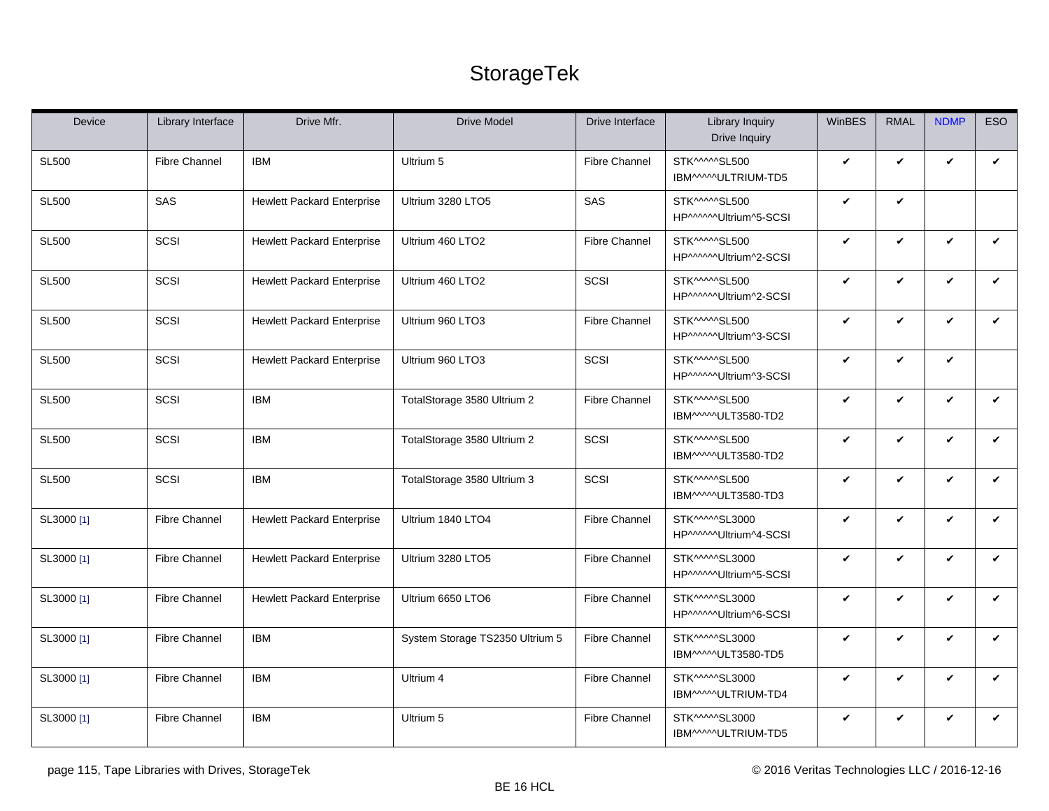# StorageTek

| Device | Library Interface | Drive Mfr. | Drive Model | Drive Interface | Library Inquiry<br>Drive Inquiry | WinBES | RMAL | NDMP | ESO |
|---|---|---|---|---|---|---|---|---|---|
| SL500 | Fibre Channel | IBM | Ultrium 5 | Fibre Channel | STK^^^^^SL500<br>IBM^^^^^ULTRIUM-TD5 | ✔ | ✔ | ✔ | ✔ |
| SL500 | SAS | Hewlett Packard Enterprise | Ultrium 3280 LTO5 | SAS | STK^^^^^SL500<br>HP^^^^^^Ultrium^5-SCSI | ✔ | ✔ | | |
| SL500 | SCSI | Hewlett Packard Enterprise | Ultrium 460 LTO2 | Fibre Channel | STK^^^^^SL500<br>HP^^^^^^Ultrium^2-SCSI | ✔ | ✔ | ✔ | ✔ |
| SL500 | SCSI | Hewlett Packard Enterprise | Ultrium 460 LTO2 | SCSI | STK^^^^^SL500<br>HP^^^^^^Ultrium^2-SCSI | ✔ | ✔ | ✔ | ✔ |
| SL500 | SCSI | Hewlett Packard Enterprise | Ultrium 960 LTO3 | Fibre Channel | STK^^^^^SL500<br>HP^^^^^^Ultrium^3-SCSI | ✔ | ✔ | ✔ | ✔ |
| SL500 | SCSI | Hewlett Packard Enterprise | Ultrium 960 LTO3 | SCSI | STK^^^^^SL500<br>HP^^^^^^Ultrium^3-SCSI | ✔ | ✔ | ✔ | |
| SL500 | SCSI | IBM | TotalStorage 3580 Ultrium 2 | Fibre Channel | STK^^^^^SL500<br>IBM^^^^^ULT3580-TD2 | ✔ | ✔ | ✔ | ✔ |
| SL500 | SCSI | IBM | TotalStorage 3580 Ultrium 2 | SCSI | STK^^^^^SL500<br>IBM^^^^^ULT3580-TD2 | ✔ | ✔ | ✔ | ✔ |
| SL500 | SCSI | IBM | TotalStorage 3580 Ultrium 3 | SCSI | STK^^^^^SL500<br>IBM^^^^^ULT3580-TD3 | ✔ | ✔ | ✔ | ✔ |
| SL3000 [1] | Fibre Channel | Hewlett Packard Enterprise | Ultrium 1840 LTO4 | Fibre Channel | STK^^^^^SL3000<br>HP^^^^^^Ultrium^4-SCSI | ✔ | ✔ | ✔ | ✔ |
| SL3000 [1] | Fibre Channel | Hewlett Packard Enterprise | Ultrium 3280 LTO5 | Fibre Channel | STK^^^^^SL3000<br>HP^^^^^^Ultrium^5-SCSI | ✔ | ✔ | ✔ | ✔ |
| SL3000 [1] | Fibre Channel | Hewlett Packard Enterprise | Ultrium 6650 LTO6 | Fibre Channel | STK^^^^^SL3000<br>HP^^^^^^Ultrium^6-SCSI | ✔ | ✔ | ✔ | ✔ |
| SL3000 [1] | Fibre Channel | IBM | System Storage TS2350 Ultrium 5 | Fibre Channel | STK^^^^^SL3000<br>IBM^^^^^ULT3580-TD5 | ✔ | ✔ | ✔ | ✔ |
| SL3000 [1] | Fibre Channel | IBM | Ultrium 4 | Fibre Channel | STK^^^^^SL3000<br>IBM^^^^^ULTRIUM-TD4 | ✔ | ✔ | ✔ | ✔ |
| SL3000 [1] | Fibre Channel | IBM | Ultrium 5 | Fibre Channel | STK^^^^^SL3000<br>IBM^^^^^ULTRIUM-TD5 | ✔ | ✔ | ✔ | ✔ |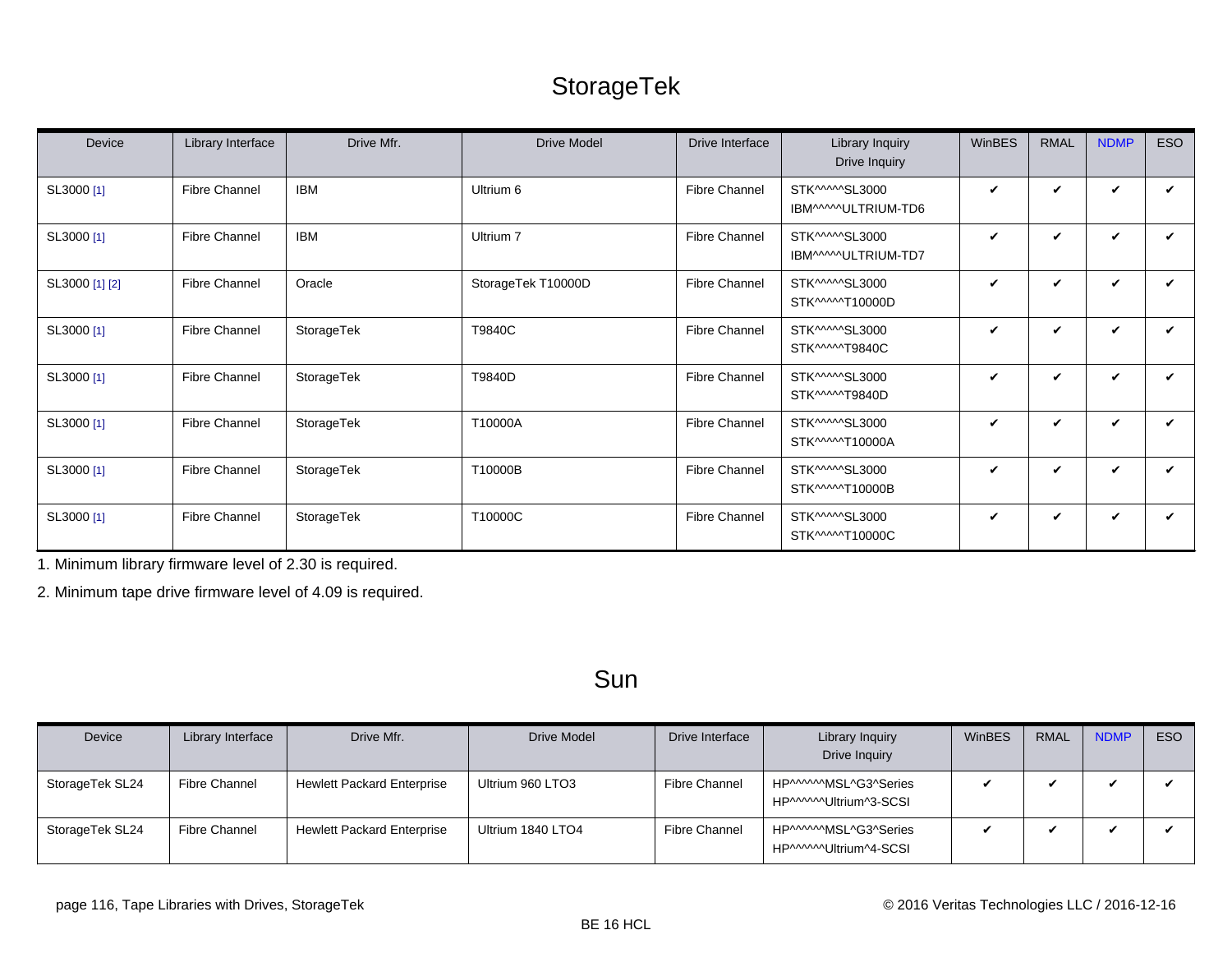# StorageTek

| Device | Library Interface | Drive Mfr. | Drive Model | Drive Interface | Library Inquiry Drive Inquiry | WinBES | RMAL | NDMP | ESO |
|---|---|---|---|---|---|---|---|---|---|
| SL3000 [1] | Fibre Channel | IBM | Ultrium 6 | Fibre Channel | STK^^^^^SL3000 IBM^^^^^ULTRIUM-TD6 | ✔ | ✔ | ✔ | ✔ |
| SL3000 [1] | Fibre Channel | IBM | Ultrium 7 | Fibre Channel | STK^^^^^SL3000 IBM^^^^^ULTRIUM-TD7 | ✔ | ✔ | ✔ | ✔ |
| SL3000 [1] [2] | Fibre Channel | Oracle | StorageTek T10000D | Fibre Channel | STK^^^^^SL3000 STK^^^^^T10000D | ✔ | ✔ | ✔ | ✔ |
| SL3000 [1] | Fibre Channel | StorageTek | T9840C | Fibre Channel | STK^^^^^SL3000 STK^^^^^T9840C | ✔ | ✔ | ✔ | ✔ |
| SL3000 [1] | Fibre Channel | StorageTek | T9840D | Fibre Channel | STK^^^^^SL3000 STK^^^^^T9840D | ✔ | ✔ | ✔ | ✔ |
| SL3000 [1] | Fibre Channel | StorageTek | T10000A | Fibre Channel | STK^^^^^SL3000 STK^^^^^T10000A | ✔ | ✔ | ✔ | ✔ |
| SL3000 [1] | Fibre Channel | StorageTek | T10000B | Fibre Channel | STK^^^^^SL3000 STK^^^^^T10000B | ✔ | ✔ | ✔ | ✔ |
| SL3000 [1] | Fibre Channel | StorageTek | T10000C | Fibre Channel | STK^^^^^SL3000 STK^^^^^T10000C | ✔ | ✔ | ✔ | ✔ |

1. Minimum library firmware level of 2.30 is required.

2. Minimum tape drive firmware level of 4.09 is required.

# Sun

| Device | Library Interface | Drive Mfr. | Drive Model | Drive Interface | Library Inquiry Drive Inquiry | WinBES | RMAL | NDMP | ESO |
|---|---|---|---|---|---|---|---|---|---|
| StorageTek SL24 | Fibre Channel | Hewlett Packard Enterprise | Ultrium 960 LTO3 | Fibre Channel | HP^^^^^^MSL^G3^Series HP^^^^^^Ultrium^3-SCSI | ✔ | ✔ | ✔ | ✔ |
| StorageTek SL24 | Fibre Channel | Hewlett Packard Enterprise | Ultrium 1840 LTO4 | Fibre Channel | HP^^^^^^MSL^G3^Series HP^^^^^^Ultrium^4-SCSI | ✔ | ✔ | ✔ | ✔ |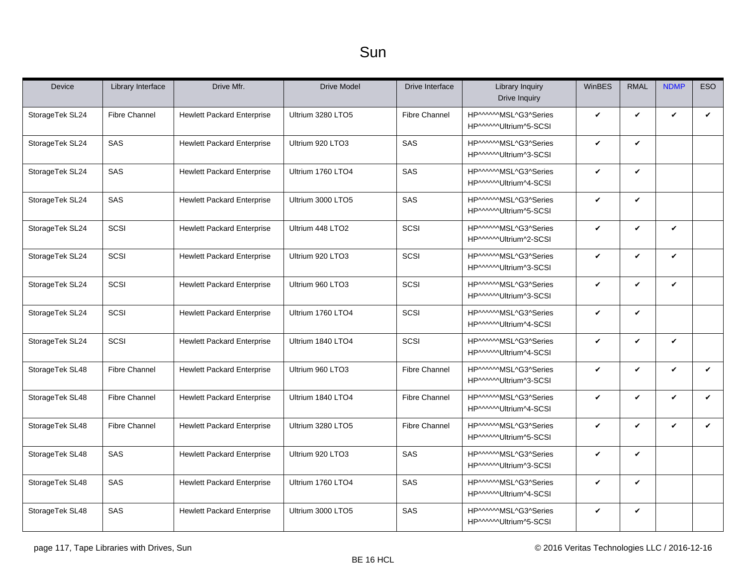# Sun

| Device | Library Interface | Drive Mfr. | Drive Model | Drive Interface | Library Inquiry Drive Inquiry | WinBES | RMAL | NDMP | ESO |
|---|---|---|---|---|---|---|---|---|---|
| StorageTek SL24 | Fibre Channel | Hewlett Packard Enterprise | Ultrium 3280 LTO5 | Fibre Channel | HP^^^^^^MSL^G3^Series HP^^^^^^Ultrium^5-SCSI | ✔ | ✔ | ✔ | ✔ |
| StorageTek SL24 | SAS | Hewlett Packard Enterprise | Ultrium 920 LTO3 | SAS | HP^^^^^^MSL^G3^Series HP^^^^^^Ultrium^3-SCSI | ✔ | ✔ | | |
| StorageTek SL24 | SAS | Hewlett Packard Enterprise | Ultrium 1760 LTO4 | SAS | HP^^^^^^MSL^G3^Series HP^^^^^^Ultrium^4-SCSI | ✔ | ✔ | | |
| StorageTek SL24 | SAS | Hewlett Packard Enterprise | Ultrium 3000 LTO5 | SAS | HP^^^^^^MSL^G3^Series HP^^^^^^Ultrium^5-SCSI | ✔ | ✔ | | |
| StorageTek SL24 | SCSI | Hewlett Packard Enterprise | Ultrium 448 LTO2 | SCSI | HP^^^^^^MSL^G3^Series HP^^^^^^Ultrium^2-SCSI | ✔ | ✔ | ✔ | |
| StorageTek SL24 | SCSI | Hewlett Packard Enterprise | Ultrium 920 LTO3 | SCSI | HP^^^^^^MSL^G3^Series HP^^^^^^Ultrium^3-SCSI | ✔ | ✔ | ✔ | |
| StorageTek SL24 | SCSI | Hewlett Packard Enterprise | Ultrium 960 LTO3 | SCSI | HP^^^^^^MSL^G3^Series HP^^^^^^Ultrium^3-SCSI | ✔ | ✔ | ✔ | |
| StorageTek SL24 | SCSI | Hewlett Packard Enterprise | Ultrium 1760 LTO4 | SCSI | HP^^^^^^MSL^G3^Series HP^^^^^^Ultrium^4-SCSI | ✔ | ✔ | | |
| StorageTek SL24 | SCSI | Hewlett Packard Enterprise | Ultrium 1840 LTO4 | SCSI | HP^^^^^^MSL^G3^Series HP^^^^^^Ultrium^4-SCSI | ✔ | ✔ | ✔ | |
| StorageTek SL48 | Fibre Channel | Hewlett Packard Enterprise | Ultrium 960 LTO3 | Fibre Channel | HP^^^^^^MSL^G3^Series HP^^^^^^Ultrium^3-SCSI | ✔ | ✔ | ✔ | ✔ |
| StorageTek SL48 | Fibre Channel | Hewlett Packard Enterprise | Ultrium 1840 LTO4 | Fibre Channel | HP^^^^^^MSL^G3^Series HP^^^^^^Ultrium^4-SCSI | ✔ | ✔ | ✔ | ✔ |
| StorageTek SL48 | Fibre Channel | Hewlett Packard Enterprise | Ultrium 3280 LTO5 | Fibre Channel | HP^^^^^^MSL^G3^Series HP^^^^^^Ultrium^5-SCSI | ✔ | ✔ | ✔ | ✔ |
| StorageTek SL48 | SAS | Hewlett Packard Enterprise | Ultrium 920 LTO3 | SAS | HP^^^^^^MSL^G3^Series HP^^^^^^Ultrium^3-SCSI | ✔ | ✔ | | |
| StorageTek SL48 | SAS | Hewlett Packard Enterprise | Ultrium 1760 LTO4 | SAS | HP^^^^^^MSL^G3^Series HP^^^^^^Ultrium^4-SCSI | ✔ | ✔ | | |
| StorageTek SL48 | SAS | Hewlett Packard Enterprise | Ultrium 3000 LTO5 | SAS | HP^^^^^^MSL^G3^Series HP^^^^^^Ultrium^5-SCSI | ✔ | ✔ | | |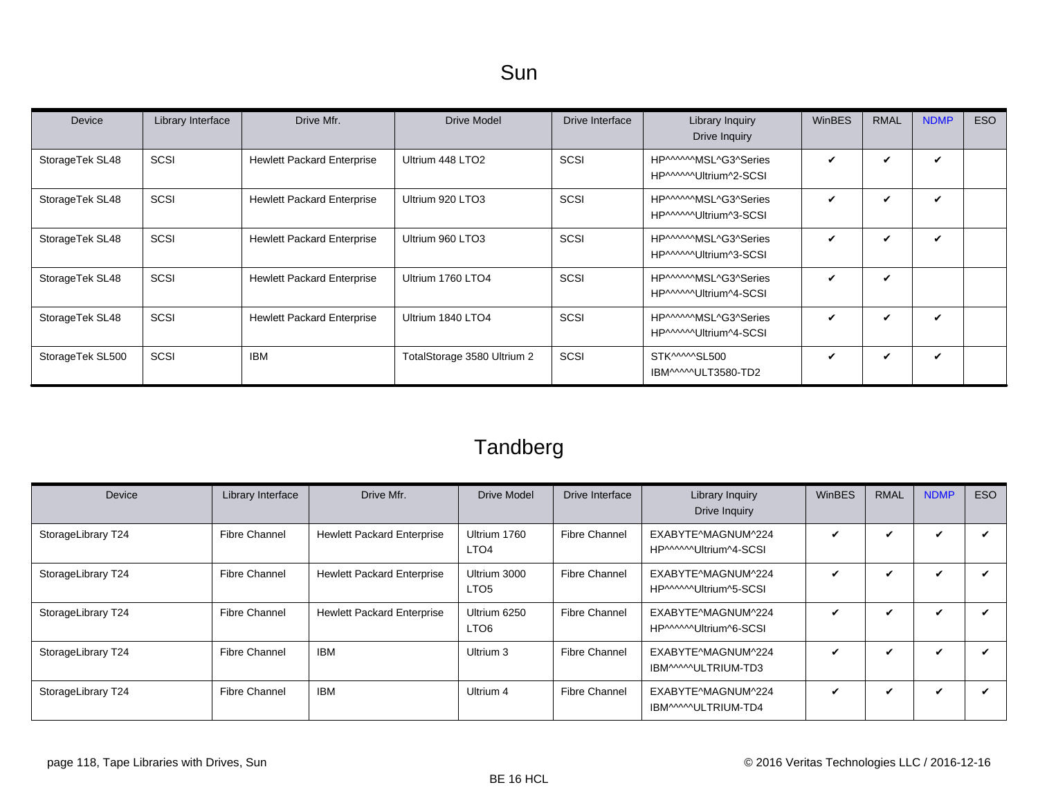# Sun

| Device | Library Interface | Drive Mfr. | Drive Model | Drive Interface | Library Inquiry<br>Drive Inquiry | WinBES | RMAL | NDMP | ESO |
|---|---|---|---|---|---|---|---|---|---|
| StorageTek SL48 | SCSI | Hewlett Packard Enterprise | Ultrium 448 LTO2 | SCSI | HP^^^^^^MSL^G3^Series<br>HP^^^^^^Ultrium^2-SCSI | ✔ | ✔ | ✔ | |
| StorageTek SL48 | SCSI | Hewlett Packard Enterprise | Ultrium 920 LTO3 | SCSI | HP^^^^^^MSL^G3^Series<br>HP^^^^^^Ultrium^3-SCSI | ✔ | ✔ | ✔ | |
| StorageTek SL48 | SCSI | Hewlett Packard Enterprise | Ultrium 960 LTO3 | SCSI | HP^^^^^^MSL^G3^Series<br>HP^^^^^^Ultrium^3-SCSI | ✔ | ✔ | ✔ | |
| StorageTek SL48 | SCSI | Hewlett Packard Enterprise | Ultrium 1760 LTO4 | SCSI | HP^^^^^^MSL^G3^Series<br>HP^^^^^^Ultrium^4-SCSI | ✔ | ✔ | | |
| StorageTek SL48 | SCSI | Hewlett Packard Enterprise | Ultrium 1840 LTO4 | SCSI | HP^^^^^^MSL^G3^Series<br>HP^^^^^^Ultrium^4-SCSI | ✔ | ✔ | ✔ | |
| StorageTek SL500 | SCSI | IBM | TotalStorage 3580 Ultrium 2 | SCSI | STK^^^^^SL500<br>IBM^^^^^ULT3580-TD2 | ✔ | ✔ | ✔ | |

# Tandberg

| Device | Library Interface | Drive Mfr. | Drive Model | Drive Interface | Library Inquiry<br>Drive Inquiry | WinBES | RMAL | NDMP | ESO |
|---|---|---|---|---|---|---|---|---|---|
| StorageLibrary T24 | Fibre Channel | Hewlett Packard Enterprise | Ultrium 1760 LTO4 | Fibre Channel | EXABYTE^MAGNUM^224<br>HP^^^^^^Ultrium^4-SCSI | ✔ | ✔ | ✔ | ✔ |
| StorageLibrary T24 | Fibre Channel | Hewlett Packard Enterprise | Ultrium 3000 LTO5 | Fibre Channel | EXABYTE^MAGNUM^224<br>HP^^^^^^Ultrium^5-SCSI | ✔ | ✔ | ✔ | ✔ |
| StorageLibrary T24 | Fibre Channel | Hewlett Packard Enterprise | Ultrium 6250 LTO6 | Fibre Channel | EXABYTE^MAGNUM^224<br>HP^^^^^^Ultrium^6-SCSI | ✔ | ✔ | ✔ | ✔ |
| StorageLibrary T24 | Fibre Channel | IBM | Ultrium 3 | Fibre Channel | EXABYTE^MAGNUM^224<br>IBM^^^^^ULTRIUM-TD3 | ✔ | ✔ | ✔ | ✔ |
| StorageLibrary T24 | Fibre Channel | IBM | Ultrium 4 | Fibre Channel | EXABYTE^MAGNUM^224<br>IBM^^^^^ULTRIUM-TD4 | ✔ | ✔ | ✔ | ✔ |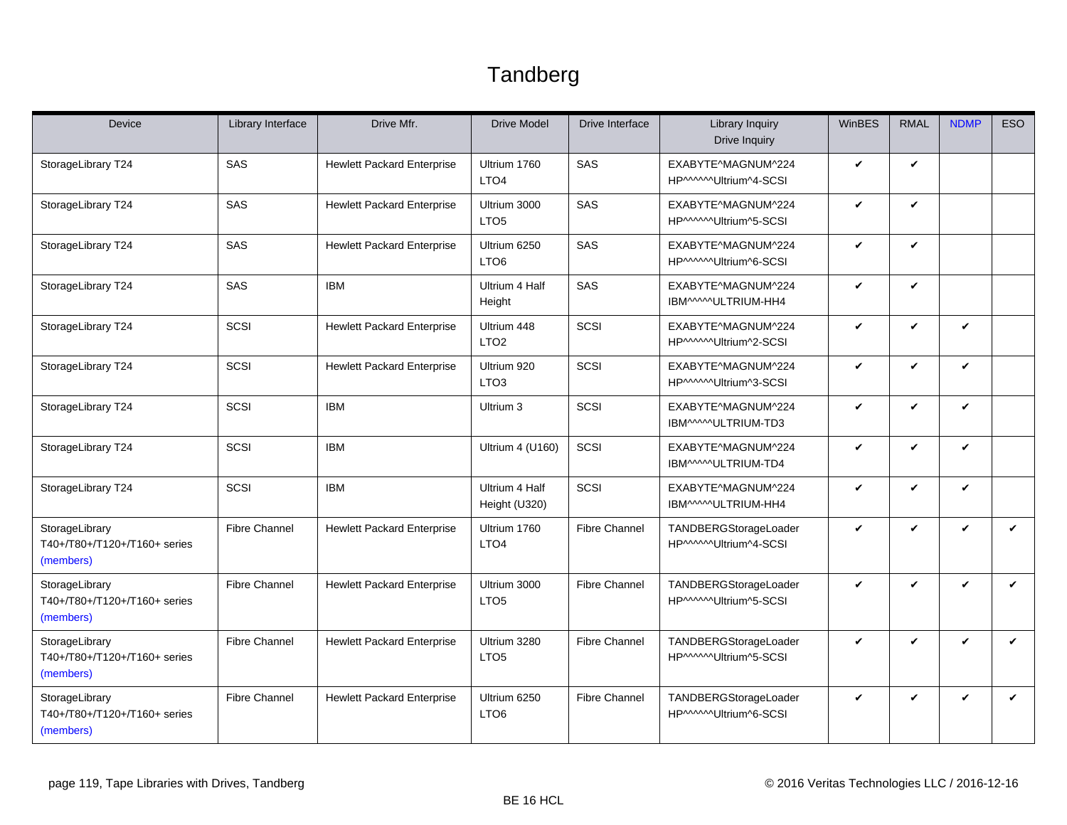# Tandberg

| Device | Library Interface | Drive Mfr. | Drive Model | Drive Interface | Library Inquiry<br>Drive Inquiry | WinBES | RMAL | NDMP | ESO |
|---|---|---|---|---|---|---|---|---|---|
| StorageLibrary T24 | SAS | Hewlett Packard Enterprise | Ultrium 1760<br>LTO4 | SAS | EXABYTE^MAGNUM^224<br>HP^^^^^^Ultrium^4-SCSI | ✔ | ✔ | | |
| StorageLibrary T24 | SAS | Hewlett Packard Enterprise | Ultrium 3000<br>LTO5 | SAS | EXABYTE^MAGNUM^224<br>HP^^^^^^Ultrium^5-SCSI | ✔ | ✔ | | |
| StorageLibrary T24 | SAS | Hewlett Packard Enterprise | Ultrium 6250<br>LTO6 | SAS | EXABYTE^MAGNUM^224<br>HP^^^^^^Ultrium^6-SCSI | ✔ | ✔ | | |
| StorageLibrary T24 | SAS | IBM | Ultrium 4 Half<br>Height | SAS | EXABYTE^MAGNUM^224<br>IBM^^^^^ULTRIUM-HH4 | ✔ | ✔ | | |
| StorageLibrary T24 | SCSI | Hewlett Packard Enterprise | Ultrium 448<br>LTO2 | SCSI | EXABYTE^MAGNUM^224<br>HP^^^^^^Ultrium^2-SCSI | ✔ | ✔ | ✔ | |
| StorageLibrary T24 | SCSI | Hewlett Packard Enterprise | Ultrium 920<br>LTO3 | SCSI | EXABYTE^MAGNUM^224<br>HP^^^^^^Ultrium^3-SCSI | ✔ | ✔ | ✔ | |
| StorageLibrary T24 | SCSI | IBM | Ultrium 3 | SCSI | EXABYTE^MAGNUM^224<br>IBM^^^^^ULTRIUM-TD3 | ✔ | ✔ | ✔ | |
| StorageLibrary T24 | SCSI | IBM | Ultrium 4 (U160) | SCSI | EXABYTE^MAGNUM^224<br>IBM^^^^^ULTRIUM-TD4 | ✔ | ✔ | ✔ | |
| StorageLibrary T24 | SCSI | IBM | Ultrium 4 Half<br>Height (U320) | SCSI | EXABYTE^MAGNUM^224<br>IBM^^^^^ULTRIUM-HH4 | ✔ | ✔ | ✔ | |
| StorageLibrary<br>T40+/T80+/T120+/T160+ series<br>(members) | Fibre Channel | Hewlett Packard Enterprise | Ultrium 1760<br>LTO4 | Fibre Channel | TANDBERGStorageLoader<br>HP^^^^^^Ultrium^4-SCSI | ✔ | ✔ | ✔ | ✔ |
| StorageLibrary<br>T40+/T80+/T120+/T160+ series<br>(members) | Fibre Channel | Hewlett Packard Enterprise | Ultrium 3000<br>LTO5 | Fibre Channel | TANDBERGStorageLoader<br>HP^^^^^^Ultrium^5-SCSI | ✔ | ✔ | ✔ | ✔ |
| StorageLibrary<br>T40+/T80+/T120+/T160+ series<br>(members) | Fibre Channel | Hewlett Packard Enterprise | Ultrium 3280<br>LTO5 | Fibre Channel | TANDBERGStorageLoader<br>HP^^^^^^Ultrium^5-SCSI | ✔ | ✔ | ✔ | ✔ |
| StorageLibrary<br>T40+/T80+/T120+/T160+ series<br>(members) | Fibre Channel | Hewlett Packard Enterprise | Ultrium 6250<br>LTO6 | Fibre Channel | TANDBERGStorageLoader<br>HP^^^^^^Ultrium^6-SCSI | ✔ | ✔ | ✔ | ✔ |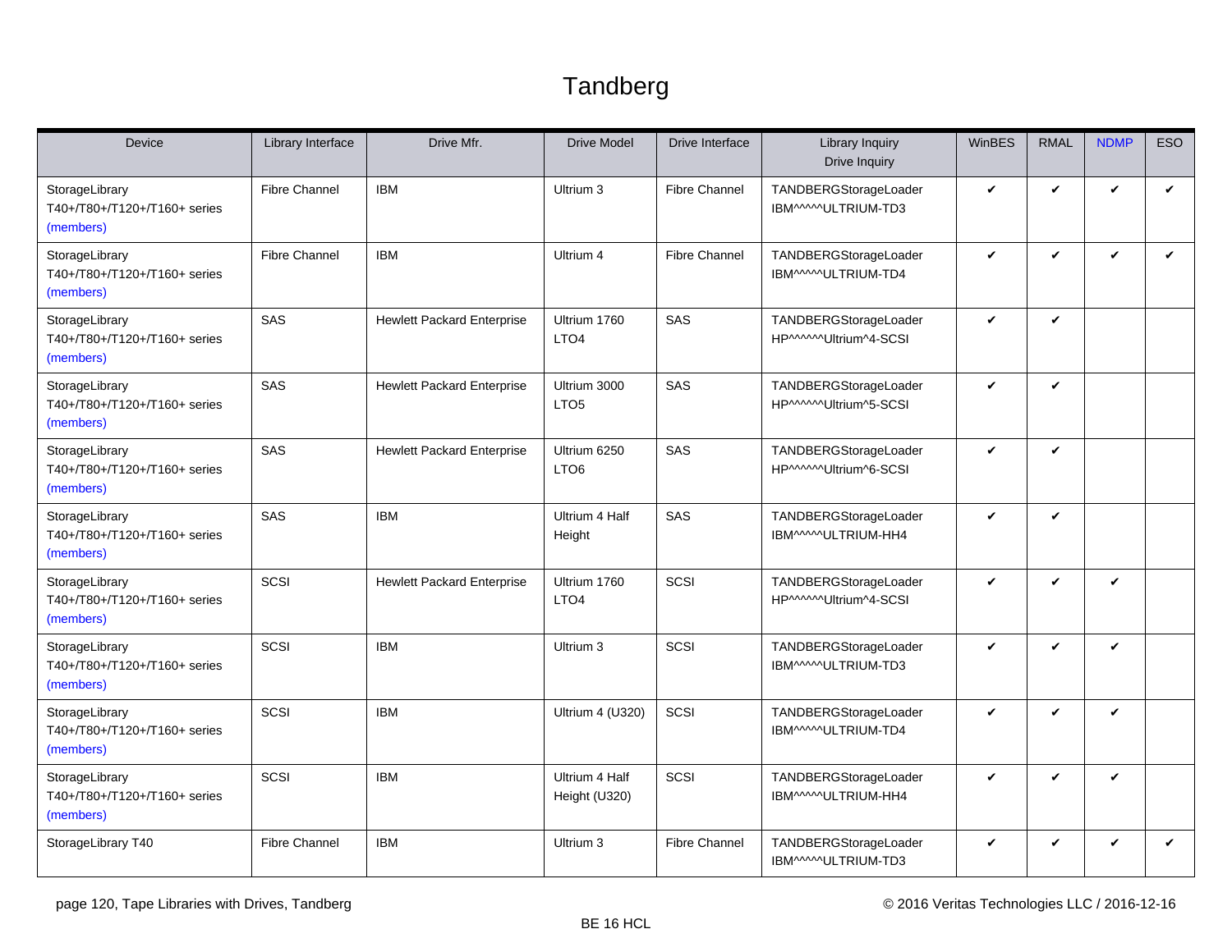# Tandberg

| Device | Library Interface | Drive Mfr. | Drive Model | Drive Interface | Library Inquiry<br>Drive Inquiry | WinBES | RMAL | NDMP | ESO |
|---|---|---|---|---|---|---|---|---|---|
| StorageLibrary T40+/T80+/T120+/T160+ series (members) | Fibre Channel | IBM | Ultrium 3 | Fibre Channel | TANDBERGStorageLoader<br>IBM^^^^^ULTRIUM-TD3 | ✔ | ✔ | ✔ | ✔ |
| StorageLibrary T40+/T80+/T120+/T160+ series (members) | Fibre Channel | IBM | Ultrium 4 | Fibre Channel | TANDBERGStorageLoader<br>IBM^^^^^ULTRIUM-TD4 | ✔ | ✔ | ✔ | ✔ |
| StorageLibrary T40+/T80+/T120+/T160+ series (members) | SAS | Hewlett Packard Enterprise | Ultrium 1760 LTO4 | SAS | TANDBERGStorageLoader<br>HP^^^^^^Ultrium^4-SCSI | ✔ | ✔ | | |
| StorageLibrary T40+/T80+/T120+/T160+ series (members) | SAS | Hewlett Packard Enterprise | Ultrium 3000 LTO5 | SAS | TANDBERGStorageLoader<br>HP^^^^^^Ultrium^5-SCSI | ✔ | ✔ | | |
| StorageLibrary T40+/T80+/T120+/T160+ series (members) | SAS | Hewlett Packard Enterprise | Ultrium 6250 LTO6 | SAS | TANDBERGStorageLoader<br>HP^^^^^^Ultrium^6-SCSI | ✔ | ✔ | | |
| StorageLibrary T40+/T80+/T120+/T160+ series (members) | SAS | IBM | Ultrium 4 Half Height | SAS | TANDBERGStorageLoader<br>IBM^^^^^ULTRIUM-HH4 | ✔ | ✔ | | |
| StorageLibrary T40+/T80+/T120+/T160+ series (members) | SCSI | Hewlett Packard Enterprise | Ultrium 1760 LTO4 | SCSI | TANDBERGStorageLoader<br>HP^^^^^^Ultrium^4-SCSI | ✔ | ✔ | ✔ | |
| StorageLibrary T40+/T80+/T120+/T160+ series (members) | SCSI | IBM | Ultrium 3 | SCSI | TANDBERGStorageLoader<br>IBM^^^^^ULTRIUM-TD3 | ✔ | ✔ | ✔ | |
| StorageLibrary T40+/T80+/T120+/T160+ series (members) | SCSI | IBM | Ultrium 4 (U320) | SCSI | TANDBERGStorageLoader<br>IBM^^^^^ULTRIUM-TD4 | ✔ | ✔ | ✔ | |
| StorageLibrary T40+/T80+/T120+/T160+ series (members) | SCSI | IBM | Ultrium 4 Half Height (U320) | SCSI | TANDBERGStorageLoader<br>IBM^^^^^ULTRIUM-HH4 | ✔ | ✔ | ✔ | |
| StorageLibrary T40 | Fibre Channel | IBM | Ultrium 3 | Fibre Channel | TANDBERGStorageLoader<br>IBM^^^^^ULTRIUM-TD3 | ✔ | ✔ | ✔ | ✔ |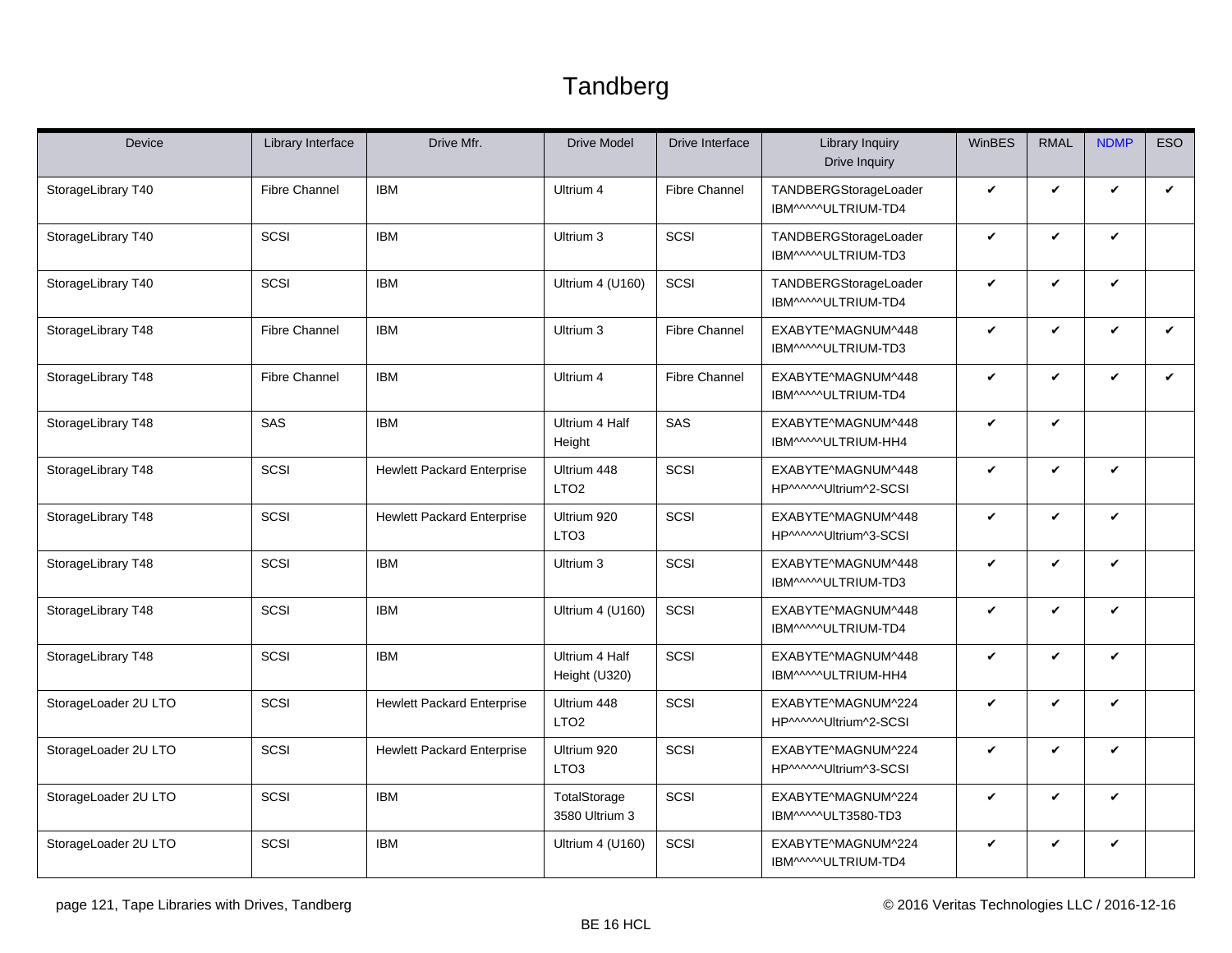# Tandberg

| Device | Library Interface | Drive Mfr. | Drive Model | Drive Interface | Library Inquiry Drive Inquiry | WinBES | RMAL | NDMP | ESO |
|---|---|---|---|---|---|---|---|---|---|
| StorageLibrary T40 | Fibre Channel | IBM | Ultrium 4 | Fibre Channel | TANDBERGStorageLoader IBM^^^^^ULTRIUM-TD4 | ✔ | ✔ | ✔ | ✔ |
| StorageLibrary T40 | SCSI | IBM | Ultrium 3 | SCSI | TANDBERGStorageLoader IBM^^^^^ULTRIUM-TD3 | ✔ | ✔ | ✔ | |
| StorageLibrary T40 | SCSI | IBM | Ultrium 4 (U160) | SCSI | TANDBERGStorageLoader IBM^^^^^ULTRIUM-TD4 | ✔ | ✔ | ✔ | |
| StorageLibrary T48 | Fibre Channel | IBM | Ultrium 3 | Fibre Channel | EXABYTE^MAGNUM^448 IBM^^^^^ULTRIUM-TD3 | ✔ | ✔ | ✔ | ✔ |
| StorageLibrary T48 | Fibre Channel | IBM | Ultrium 4 | Fibre Channel | EXABYTE^MAGNUM^448 IBM^^^^^ULTRIUM-TD4 | ✔ | ✔ | ✔ | ✔ |
| StorageLibrary T48 | SAS | IBM | Ultrium 4 Half Height | SAS | EXABYTE^MAGNUM^448 IBM^^^^^ULTRIUM-HH4 | ✔ | ✔ | | |
| StorageLibrary T48 | SCSI | Hewlett Packard Enterprise | Ultrium 448 LTO2 | SCSI | EXABYTE^MAGNUM^448 HP^^^^^^Ultrium^2-SCSI | ✔ | ✔ | ✔ | |
| StorageLibrary T48 | SCSI | Hewlett Packard Enterprise | Ultrium 920 LTO3 | SCSI | EXABYTE^MAGNUM^448 HP^^^^^^Ultrium^3-SCSI | ✔ | ✔ | ✔ | |
| StorageLibrary T48 | SCSI | IBM | Ultrium 3 | SCSI | EXABYTE^MAGNUM^448 IBM^^^^^ULTRIUM-TD3 | ✔ | ✔ | ✔ | |
| StorageLibrary T48 | SCSI | IBM | Ultrium 4 (U160) | SCSI | EXABYTE^MAGNUM^448 IBM^^^^^ULTRIUM-TD4 | ✔ | ✔ | ✔ | |
| StorageLibrary T48 | SCSI | IBM | Ultrium 4 Half Height (U320) | SCSI | EXABYTE^MAGNUM^448 IBM^^^^^ULTRIUM-HH4 | ✔ | ✔ | ✔ | |
| StorageLoader 2U LTO | SCSI | Hewlett Packard Enterprise | Ultrium 448 LTO2 | SCSI | EXABYTE^MAGNUM^224 HP^^^^^^Ultrium^2-SCSI | ✔ | ✔ | ✔ | |
| StorageLoader 2U LTO | SCSI | Hewlett Packard Enterprise | Ultrium 920 LTO3 | SCSI | EXABYTE^MAGNUM^224 HP^^^^^^Ultrium^3-SCSI | ✔ | ✔ | ✔ | |
| StorageLoader 2U LTO | SCSI | IBM | TotalStorage 3580 Ultrium 3 | SCSI | EXABYTE^MAGNUM^224 IBM^^^^^ULT3580-TD3 | ✔ | ✔ | ✔ | |
| StorageLoader 2U LTO | SCSI | IBM | Ultrium 4 (U160) | SCSI | EXABYTE^MAGNUM^224 IBM^^^^^ULTRIUM-TD4 | ✔ | ✔ | ✔ | |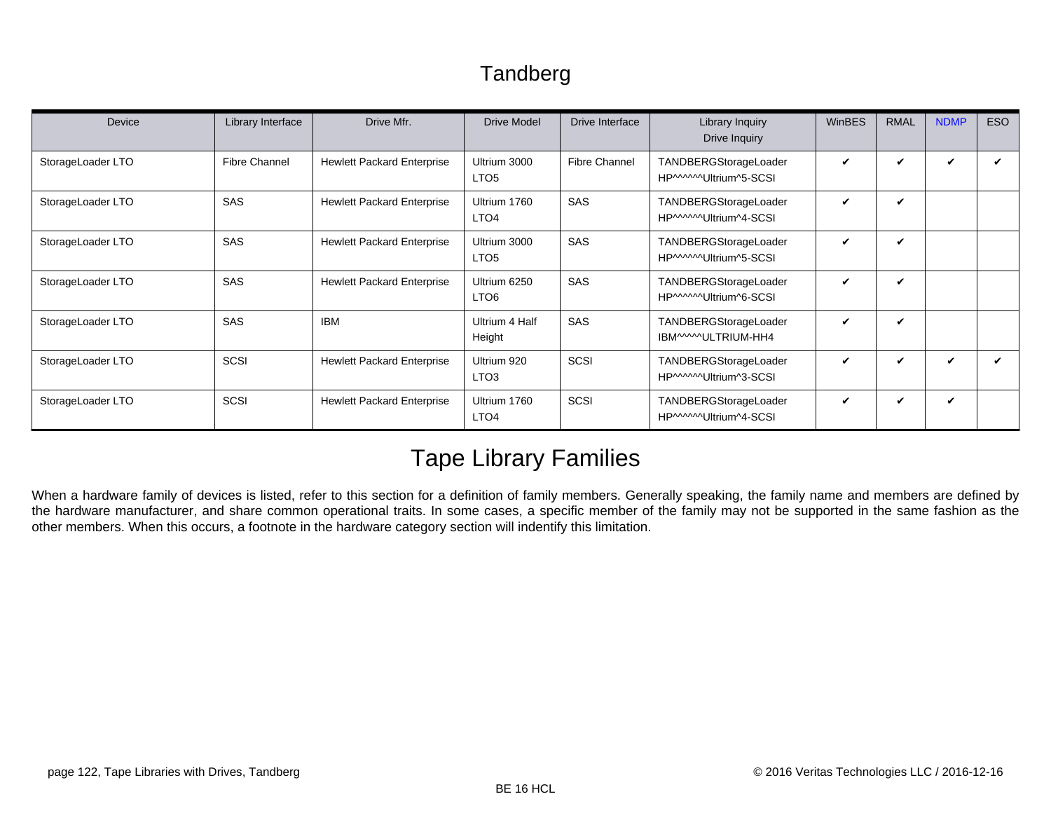# Tandberg

| Device | Library Interface | Drive Mfr. | Drive Model | Drive Interface | Library Inquiry Drive Inquiry | WinBES | RMAL | NDMP | ESO |
|---|---|---|---|---|---|---|---|---|---|
| StorageLoader LTO | Fibre Channel | Hewlett Packard Enterprise | Ultrium 3000 LTO5 | Fibre Channel | TANDBERGStorageLoader HP^^^^^^Ultrium^5-SCSI | ✔ | ✔ | ✔ | ✔ |
| StorageLoader LTO | SAS | Hewlett Packard Enterprise | Ultrium 1760 LTO4 | SAS | TANDBERGStorageLoader HP^^^^^^Ultrium^4-SCSI | ✔ | ✔ | | |
| StorageLoader LTO | SAS | Hewlett Packard Enterprise | Ultrium 3000 LTO5 | SAS | TANDBERGStorageLoader HP^^^^^^Ultrium^5-SCSI | ✔ | ✔ | | |
| StorageLoader LTO | SAS | Hewlett Packard Enterprise | Ultrium 6250 LTO6 | SAS | TANDBERGStorageLoader HP^^^^^^Ultrium^6-SCSI | ✔ | ✔ | | |
| StorageLoader LTO | SAS | IBM | Ultrium 4 Half Height | SAS | TANDBERGStorageLoader IBM^^^^^ULTRIUM-HH4 | ✔ | ✔ | | |
| StorageLoader LTO | SCSI | Hewlett Packard Enterprise | Ultrium 920 LTO3 | SCSI | TANDBERGStorageLoader HP^^^^^^Ultrium^3-SCSI | ✔ | ✔ | ✔ | ✔ |
| StorageLoader LTO | SCSI | Hewlett Packard Enterprise | Ultrium 1760 LTO4 | SCSI | TANDBERGStorageLoader HP^^^^^^Ultrium^4-SCSI | ✔ | ✔ | ✔ | |

# Tape Library Families

When a hardware family of devices is listed, refer to this section for a definition of family members. Generally speaking, the family name and members are defined by the hardware manufacturer, and share common operational traits. In some cases, a specific member of the family may not be supported in the same fashion as the other members. When this occurs, a footnote in the hardware category section will indentify this limitation.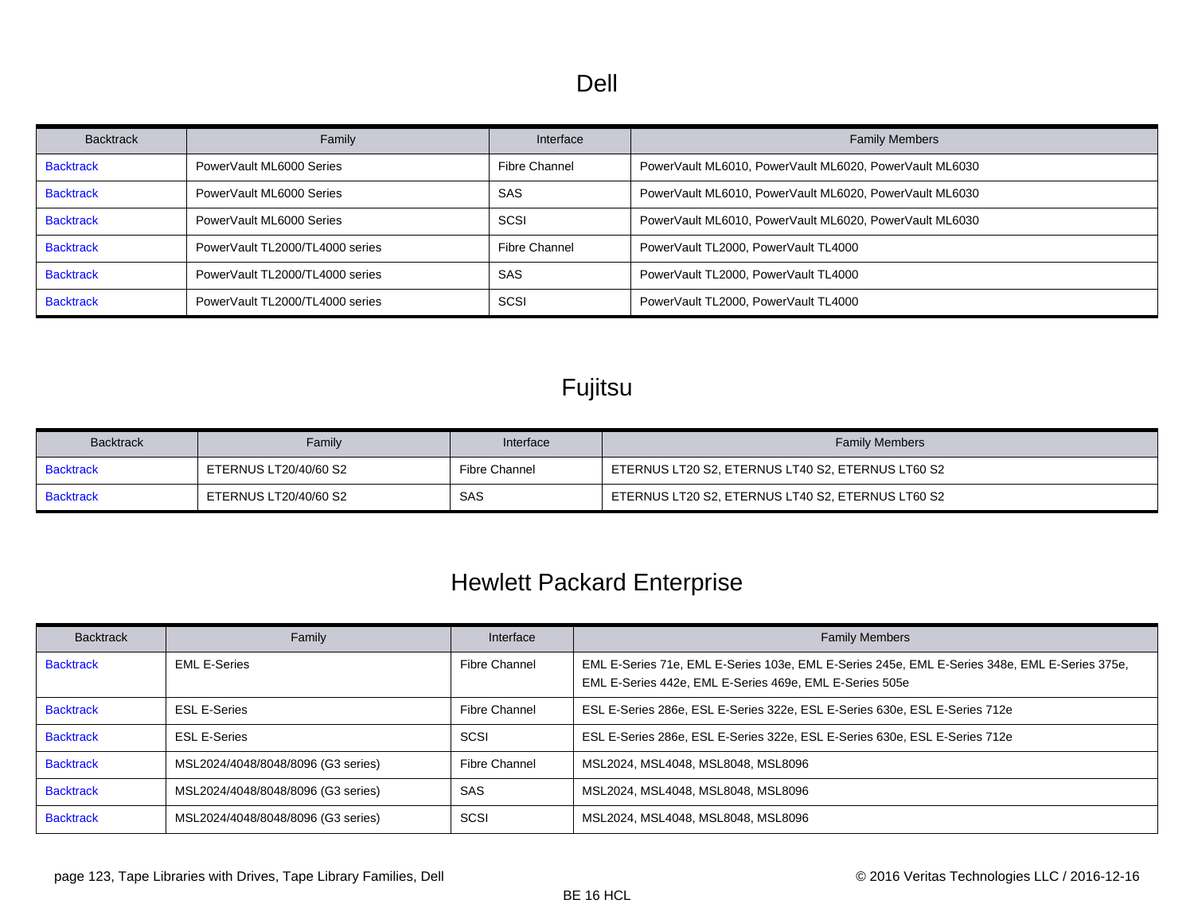# Dell

| Backtrack | Family | Interface | Family Members |
|---|---|---|---|
| Backtrack | PowerVault ML6000 Series | Fibre Channel | PowerVault ML6010, PowerVault ML6020, PowerVault ML6030 |
| Backtrack | PowerVault ML6000 Series | SAS | PowerVault ML6010, PowerVault ML6020, PowerVault ML6030 |
| Backtrack | PowerVault ML6000 Series | SCSI | PowerVault ML6010, PowerVault ML6020, PowerVault ML6030 |
| Backtrack | PowerVault TL2000/TL4000 series | Fibre Channel | PowerVault TL2000, PowerVault TL4000 |
| Backtrack | PowerVault TL2000/TL4000 series | SAS | PowerVault TL2000, PowerVault TL4000 |
| Backtrack | PowerVault TL2000/TL4000 series | SCSI | PowerVault TL2000, PowerVault TL4000 |

# Fujitsu

| Backtrack | Family | Interface | Family Members |
|---|---|---|---|
| Backtrack | ETERNUS LT20/40/60 S2 | Fibre Channel | ETERNUS LT20 S2, ETERNUS LT40 S2, ETERNUS LT60 S2 |
| Backtrack | ETERNUS LT20/40/60 S2 | SAS | ETERNUS LT20 S2, ETERNUS LT40 S2, ETERNUS LT60 S2 |

# Hewlett Packard Enterprise

| Backtrack | Family | Interface | Family Members |
|---|---|---|---|
| Backtrack | EML E-Series | Fibre Channel | EML E-Series 71e, EML E-Series 103e, EML E-Series 245e, EML E-Series 348e, EML E-Series 375e, EML E-Series 442e, EML E-Series 469e, EML E-Series 505e |
| Backtrack | ESL E-Series | Fibre Channel | ESL E-Series 286e, ESL E-Series 322e, ESL E-Series 630e, ESL E-Series 712e |
| Backtrack | ESL E-Series | SCSI | ESL E-Series 286e, ESL E-Series 322e, ESL E-Series 630e, ESL E-Series 712e |
| Backtrack | MSL2024/4048/8048/8096 (G3 series) | Fibre Channel | MSL2024, MSL4048, MSL8048, MSL8096 |
| Backtrack | MSL2024/4048/8048/8096 (G3 series) | SAS | MSL2024, MSL4048, MSL8048, MSL8096 |
| Backtrack | MSL2024/4048/8048/8096 (G3 series) | SCSI | MSL2024, MSL4048, MSL8048, MSL8096 |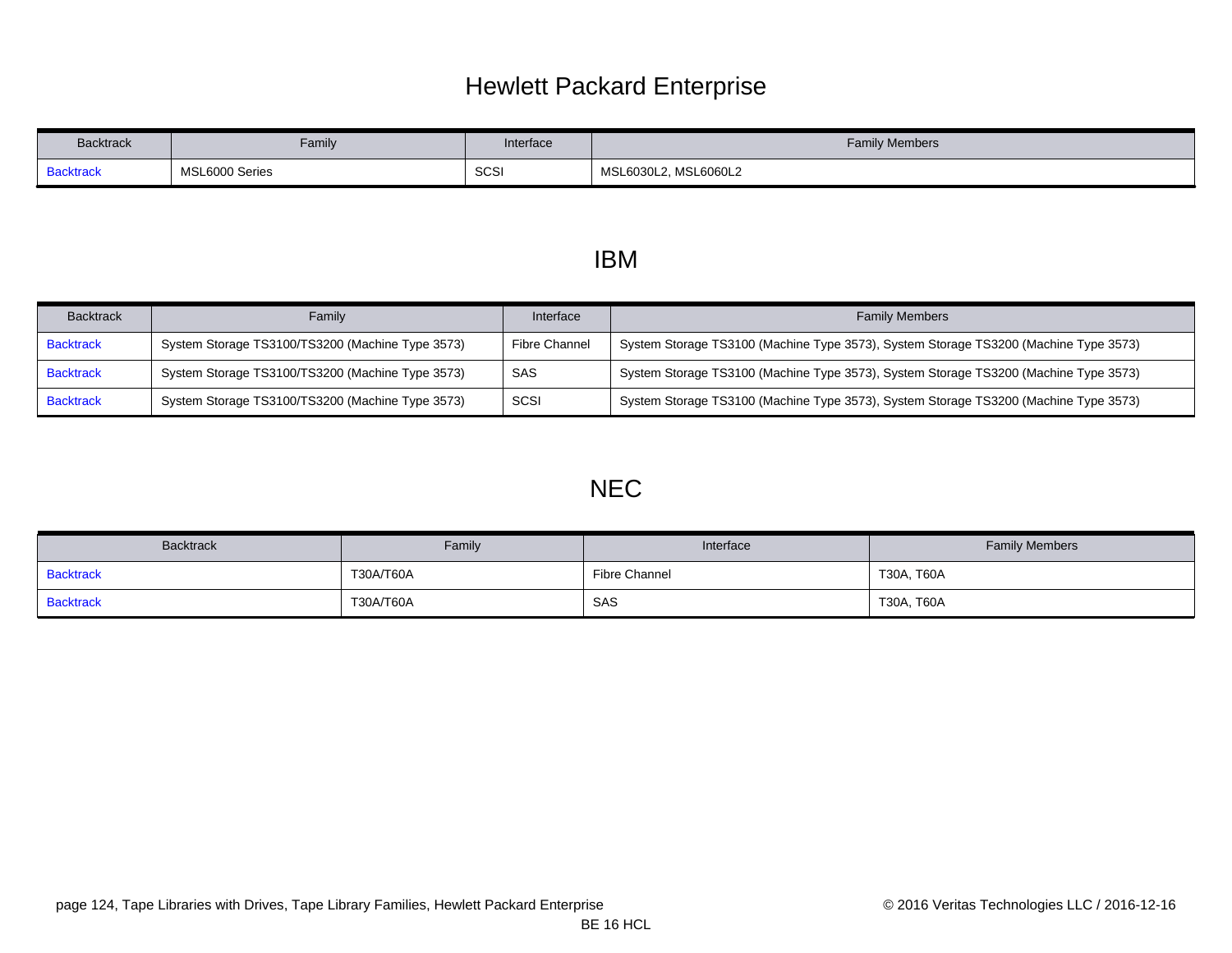# Hewlett Packard Enterprise

| Backtrack | Family | Interface | Family Members |
|---|---|---|---|
| Backtrack | MSL6000 Series | SCSI | MSL6030L2, MSL6060L2 |

# IBM

| Backtrack | Family | Interface | Family Members |
|---|---|---|---|
| Backtrack | System Storage TS3100/TS3200 (Machine Type 3573) | Fibre Channel | System Storage TS3100 (Machine Type 3573), System Storage TS3200 (Machine Type 3573) |
| Backtrack | System Storage TS3100/TS3200 (Machine Type 3573) | SAS | System Storage TS3100 (Machine Type 3573), System Storage TS3200 (Machine Type 3573) |
| Backtrack | System Storage TS3100/TS3200 (Machine Type 3573) | SCSI | System Storage TS3100 (Machine Type 3573), System Storage TS3200 (Machine Type 3573) |

# NEC

| Backtrack | Family | Interface | Family Members |
|---|---|---|---|
| Backtrack | T30A/T60A | Fibre Channel | T30A, T60A |
| Backtrack | T30A/T60A | SAS | T30A, T60A |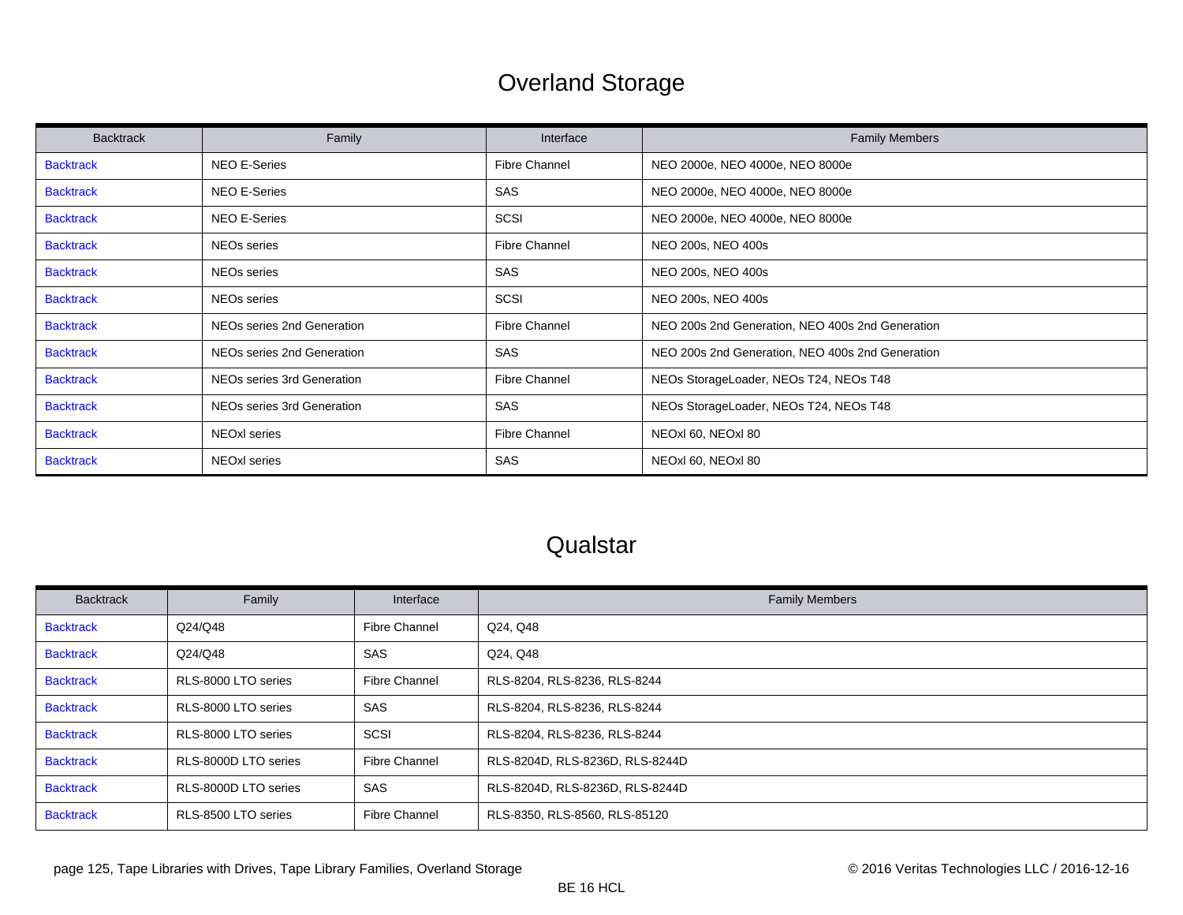# Overland Storage

| Backtrack | Family | Interface | Family Members |
|---|---|---|---|
| Backtrack | NEO E-Series | Fibre Channel | NEO 2000e, NEO 4000e, NEO 8000e |
| Backtrack | NEO E-Series | SAS | NEO 2000e, NEO 4000e, NEO 8000e |
| Backtrack | NEO E-Series | SCSI | NEO 2000e, NEO 4000e, NEO 8000e |
| Backtrack | NEOs series | Fibre Channel | NEO 200s, NEO 400s |
| Backtrack | NEOs series | SAS | NEO 200s, NEO 400s |
| Backtrack | NEOs series | SCSI | NEO 200s, NEO 400s |
| Backtrack | NEOs series 2nd Generation | Fibre Channel | NEO 200s 2nd Generation, NEO 400s 2nd Generation |
| Backtrack | NEOs series 2nd Generation | SAS | NEO 200s 2nd Generation, NEO 400s 2nd Generation |
| Backtrack | NEOs series 3rd Generation | Fibre Channel | NEOs StorageLoader, NEOs T24, NEOs T48 |
| Backtrack | NEOs series 3rd Generation | SAS | NEOs StorageLoader, NEOs T24, NEOs T48 |
| Backtrack | NEOxl series | Fibre Channel | NEOxl 60, NEOxl 80 |
| Backtrack | NEOxl series | SAS | NEOxl 60, NEOxl 80 |

# Qualstar

| Backtrack | Family | Interface | Family Members |
|---|---|---|---|
| Backtrack | Q24/Q48 | Fibre Channel | Q24, Q48 |
| Backtrack | Q24/Q48 | SAS | Q24, Q48 |
| Backtrack | RLS-8000 LTO series | Fibre Channel | RLS-8204, RLS-8236, RLS-8244 |
| Backtrack | RLS-8000 LTO series | SAS | RLS-8204, RLS-8236, RLS-8244 |
| Backtrack | RLS-8000 LTO series | SCSI | RLS-8204, RLS-8236, RLS-8244 |
| Backtrack | RLS-8000D LTO series | Fibre Channel | RLS-8204D, RLS-8236D, RLS-8244D |
| Backtrack | RLS-8000D LTO series | SAS | RLS-8204D, RLS-8236D, RLS-8244D |
| Backtrack | RLS-8500 LTO series | Fibre Channel | RLS-8350, RLS-8560, RLS-85120 |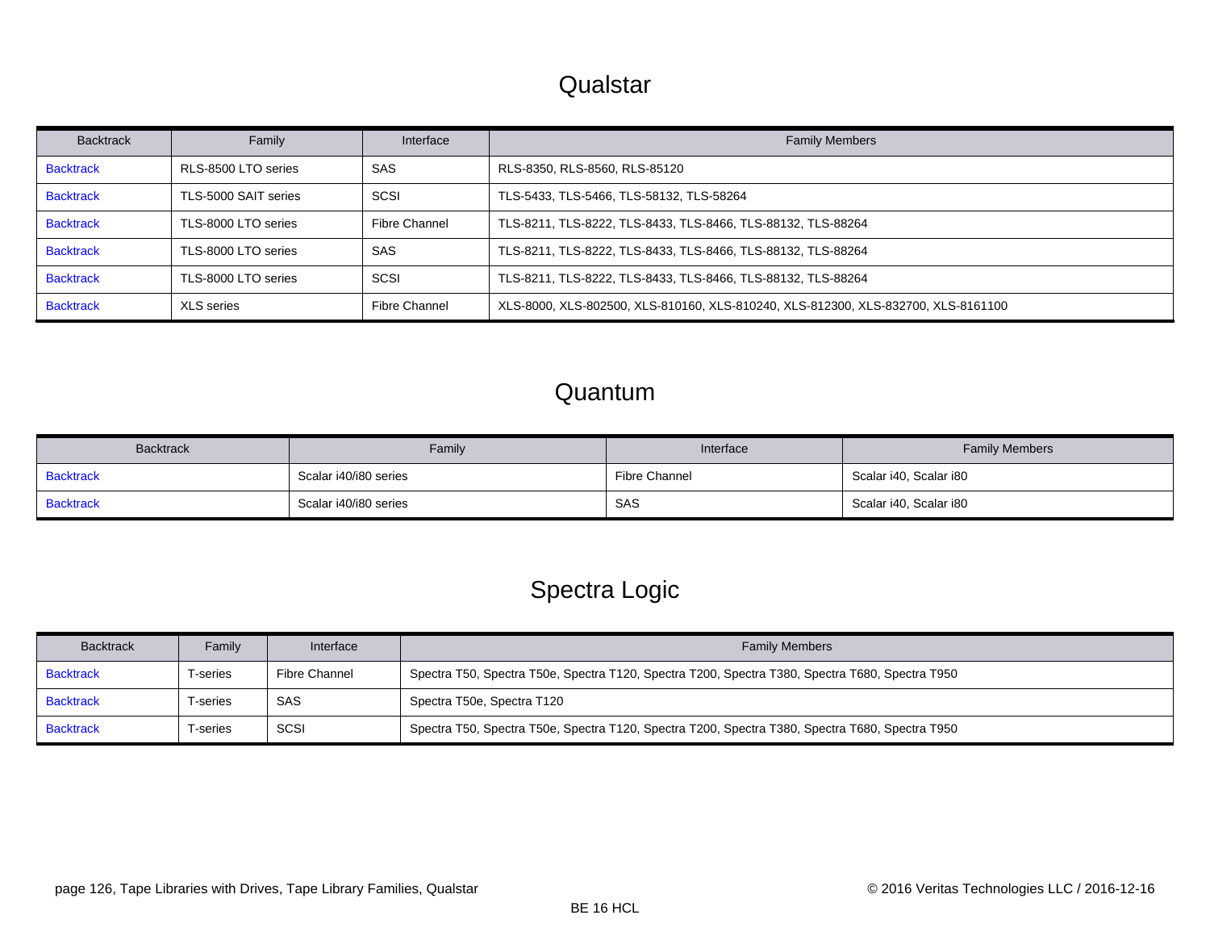# Qualstar

| Backtrack | Family | Interface | Family Members |
|---|---|---|---|
| Backtrack | RLS-8500 LTO series | SAS | RLS-8350, RLS-8560, RLS-85120 |
| Backtrack | TLS-5000 SAIT series | SCSI | TLS-5433, TLS-5466, TLS-58132, TLS-58264 |
| Backtrack | TLS-8000 LTO series | Fibre Channel | TLS-8211, TLS-8222, TLS-8433, TLS-8466, TLS-88132, TLS-88264 |
| Backtrack | TLS-8000 LTO series | SAS | TLS-8211, TLS-8222, TLS-8433, TLS-8466, TLS-88132, TLS-88264 |
| Backtrack | TLS-8000 LTO series | SCSI | TLS-8211, TLS-8222, TLS-8433, TLS-8466, TLS-88132, TLS-88264 |
| Backtrack | XLS series | Fibre Channel | XLS-8000, XLS-802500, XLS-810160, XLS-810240, XLS-812300, XLS-832700, XLS-8161100 |

# Quantum

| Backtrack | Family | Interface | Family Members |
|---|---|---|---|
| Backtrack | Scalar i40/i80 series | Fibre Channel | Scalar i40, Scalar i80 |
| Backtrack | Scalar i40/i80 series | SAS | Scalar i40, Scalar i80 |

# Spectra Logic

| Backtrack | Family | Interface | Family Members |
|---|---|---|---|
| Backtrack | T-series | Fibre Channel | Spectra T50, Spectra T50e, Spectra T120, Spectra T200, Spectra T380, Spectra T680, Spectra T950 |
| Backtrack | T-series | SAS | Spectra T50e, Spectra T120 |
| Backtrack | T-series | SCSI | Spectra T50, Spectra T50e, Spectra T120, Spectra T200, Spectra T380, Spectra T680, Spectra T950 |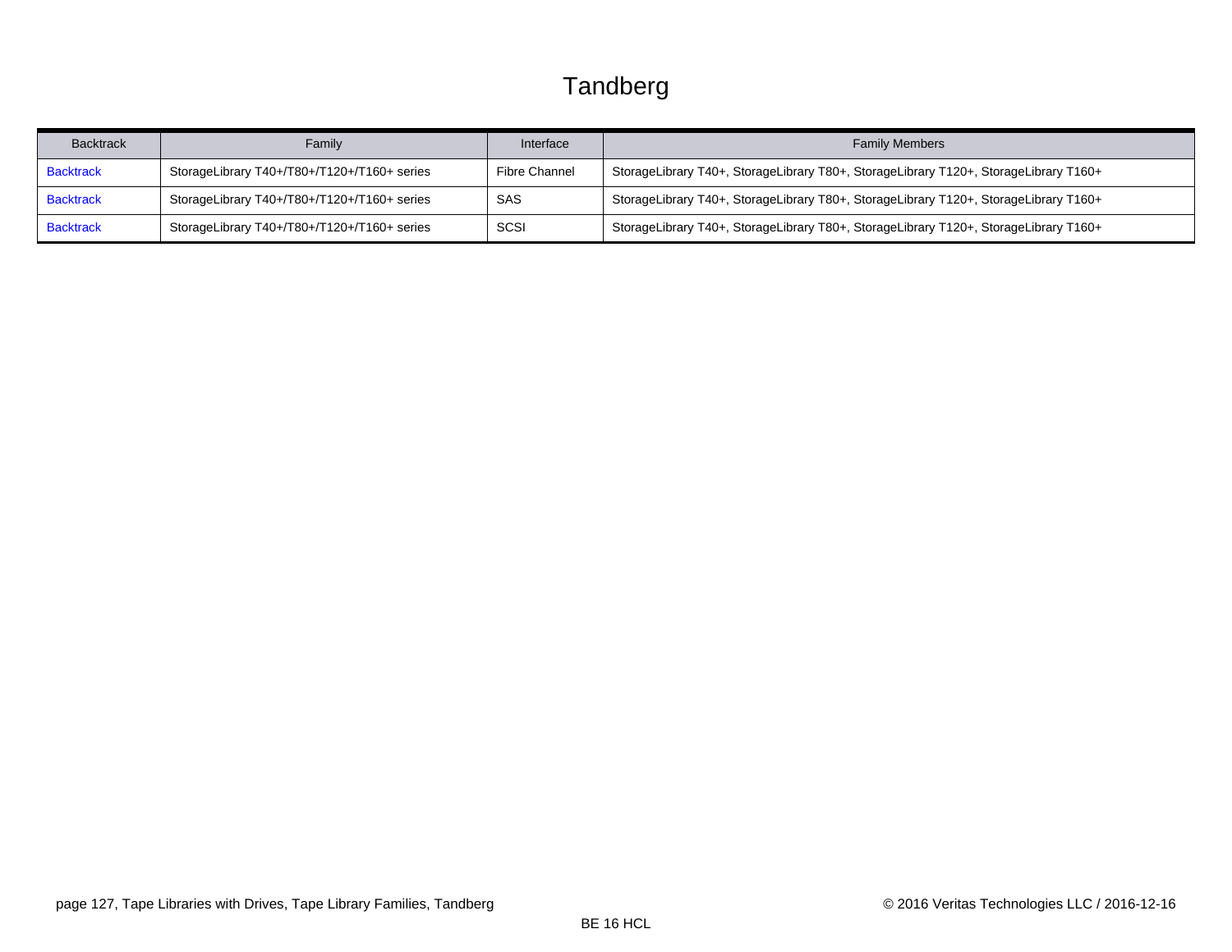# Tandberg

| Backtrack | Family | Interface | Family Members |
|---|---|---|---|
| Backtrack | StorageLibrary T40+/T80+/T120+/T160+ series | Fibre Channel | StorageLibrary T40+, StorageLibrary T80+, StorageLibrary T120+, StorageLibrary T160+ |
| Backtrack | StorageLibrary T40+/T80+/T120+/T160+ series | SAS | StorageLibrary T40+, StorageLibrary T80+, StorageLibrary T120+, StorageLibrary T160+ |
| Backtrack | StorageLibrary T40+/T80+/T120+/T160+ series | SCSI | StorageLibrary T40+, StorageLibrary T80+, StorageLibrary T120+, StorageLibrary T160+ |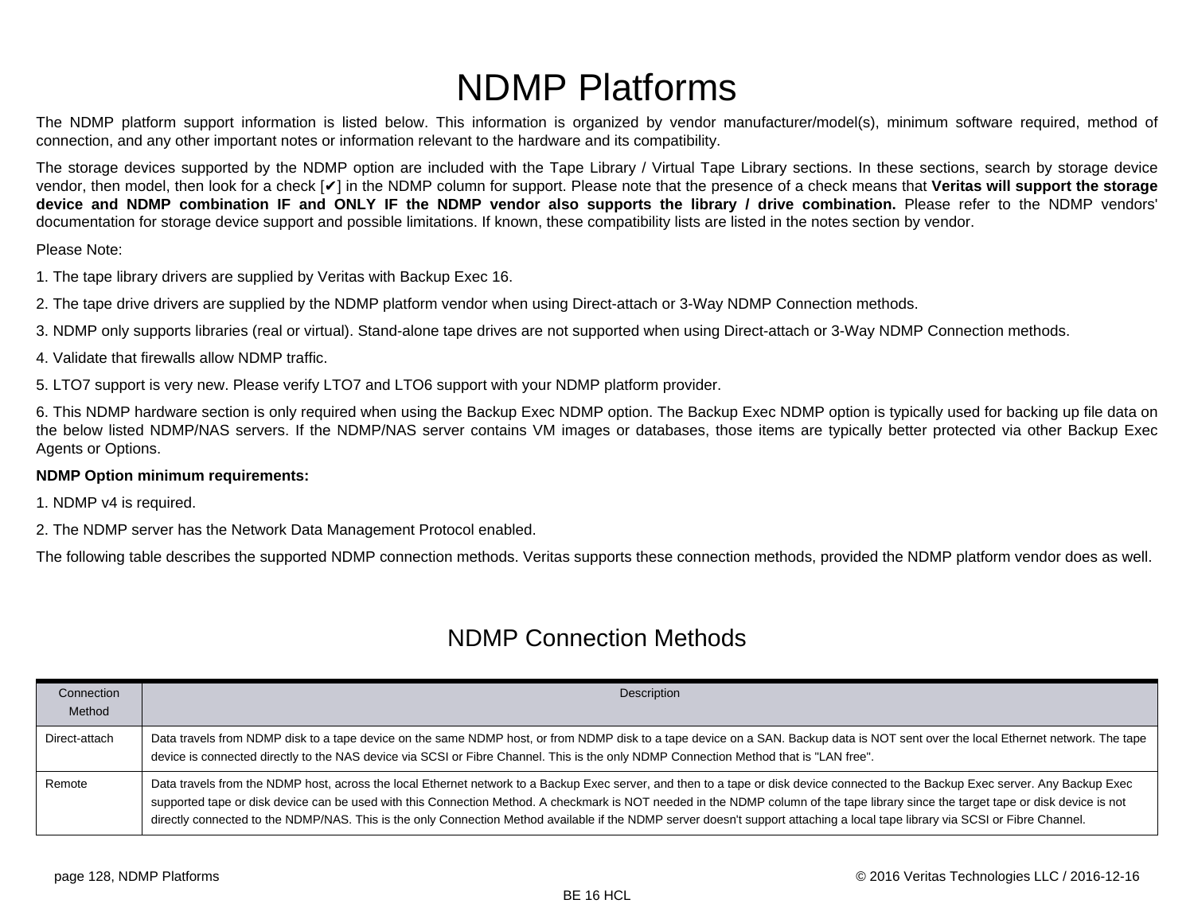# NDMP Platforms

The NDMP platform support information is listed below. This information is organized by vendor manufacturer/model(s), minimum software required, method of connection, and any other important notes or information relevant to the hardware and its compatibility.

The storage devices supported by the NDMP option are included with the Tape Library / Virtual Tape Library sections. In these sections, search by storage device vendor, then model, then look for a check [✔] in the NDMP column for support. Please note that the presence of a check means that **Veritas will support the storage device and NDMP combination IF and ONLY IF the NDMP vendor also supports the library / drive combination.** Please refer to the NDMP vendors' documentation for storage device support and possible limitations. If known, these compatibility lists are listed in the notes section by vendor.

Please Note:

1. The tape library drivers are supplied by Veritas with Backup Exec 16.
2. The tape drive drivers are supplied by the NDMP platform vendor when using Direct-attach or 3-Way NDMP Connection methods.
3. NDMP only supports libraries (real or virtual). Stand-alone tape drives are not supported when using Direct-attach or 3-Way NDMP Connection methods.
4. Validate that firewalls allow NDMP traffic.
5. LTO7 support is very new. Please verify LTO7 and LTO6 support with your NDMP platform provider.
6. This NDMP hardware section is only required when using the Backup Exec NDMP option. The Backup Exec NDMP option is typically used for backing up file data on the below listed NDMP/NAS servers. If the NDMP/NAS server contains VM images or databases, those items are typically better protected via other Backup Exec Agents or Options.

**NDMP Option minimum requirements:**

1. NDMP v4 is required.
2. The NDMP server has the Network Data Management Protocol enabled.

The following table describes the supported NDMP connection methods. Veritas supports these connection methods, provided the NDMP platform vendor does as well.

## NDMP Connection Methods

| Connection Method | Description |
|---|---|
| Direct-attach | Data travels from NDMP disk to a tape device on the same NDMP host, or from NDMP disk to a tape device on a SAN. Backup data is NOT sent over the local Ethernet network. The tape device is connected directly to the NAS device via SCSI or Fibre Channel. This is the only NDMP Connection Method that is "LAN free". |
| Remote | Data travels from the NDMP host, across the local Ethernet network to a Backup Exec server, and then to a tape or disk device connected to the Backup Exec server. Any Backup Exec supported tape or disk device can be used with this Connection Method. A checkmark is NOT needed in the NDMP column of the tape library since the target tape or disk device is not directly connected to the NDMP/NAS. This is the only Connection Method available if the NDMP server doesn't support attaching a local tape library via SCSI or Fibre Channel. |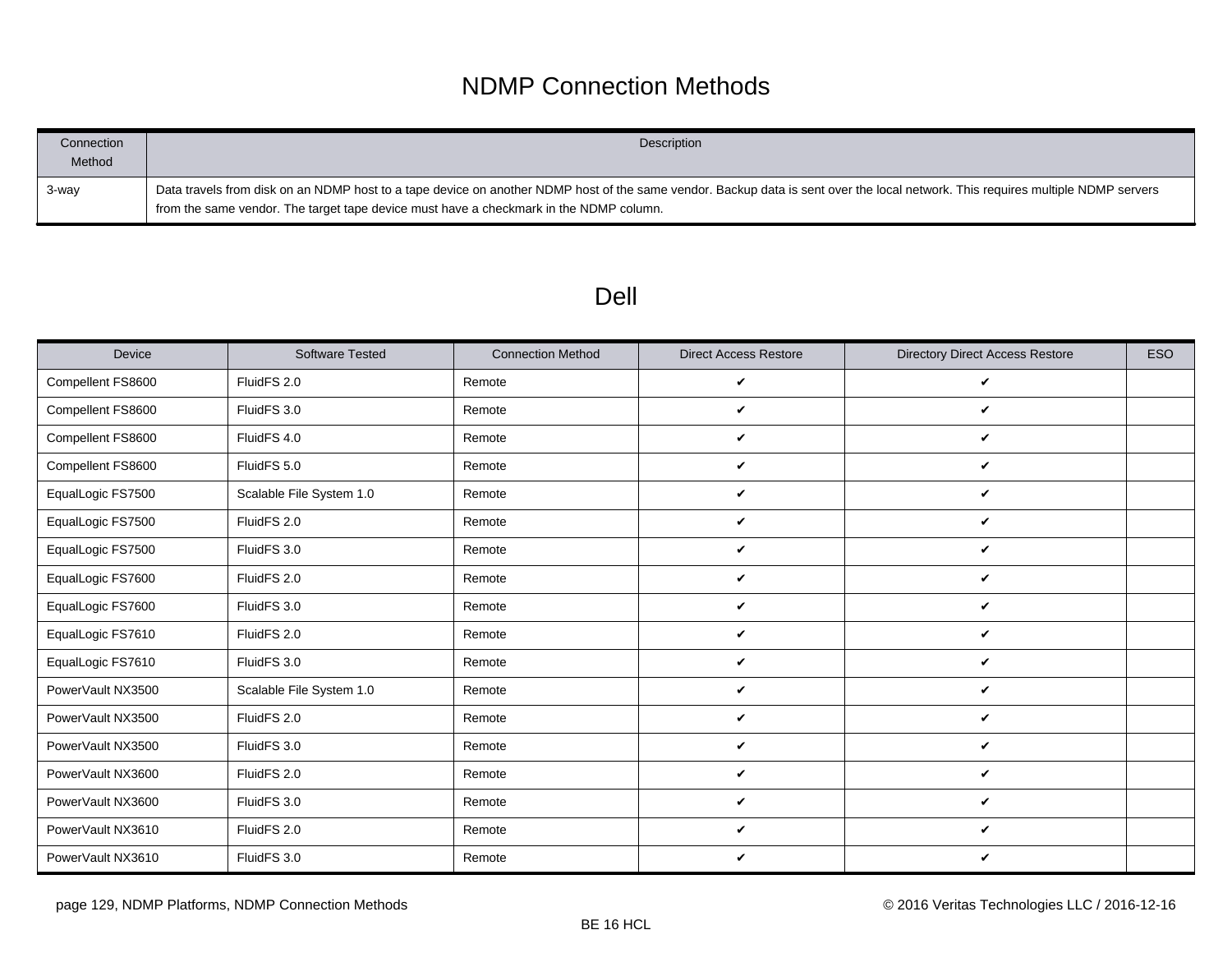## NDMP Connection Methods

| Connection Method | Description |
|---|---|
| 3-way | Data travels from disk on an NDMP host to a tape device on another NDMP host of the same vendor. Backup data is sent over the local network. This requires multiple NDMP servers from the same vendor. The target tape device must have a checkmark in the NDMP column. |

## Dell

| Device | Software Tested | Connection Method | Direct Access Restore | Directory Direct Access Restore | ESO |
|---|---|---|---|---|---|
| Compellent FS8600 | FluidFS 2.0 | Remote | ✔ | ✔ | |
| Compellent FS8600 | FluidFS 3.0 | Remote | ✔ | ✔ | |
| Compellent FS8600 | FluidFS 4.0 | Remote | ✔ | ✔ | |
| Compellent FS8600 | FluidFS 5.0 | Remote | ✔ | ✔ | |
| EqualLogic FS7500 | Scalable File System 1.0 | Remote | ✔ | ✔ | |
| EqualLogic FS7500 | FluidFS 2.0 | Remote | ✔ | ✔ | |
| EqualLogic FS7500 | FluidFS 3.0 | Remote | ✔ | ✔ | |
| EqualLogic FS7600 | FluidFS 2.0 | Remote | ✔ | ✔ | |
| EqualLogic FS7600 | FluidFS 3.0 | Remote | ✔ | ✔ | |
| EqualLogic FS7610 | FluidFS 2.0 | Remote | ✔ | ✔ | |
| EqualLogic FS7610 | FluidFS 3.0 | Remote | ✔ | ✔ | |
| PowerVault NX3500 | Scalable File System 1.0 | Remote | ✔ | ✔ | |
| PowerVault NX3500 | FluidFS 2.0 | Remote | ✔ | ✔ | |
| PowerVault NX3500 | FluidFS 3.0 | Remote | ✔ | ✔ | |
| PowerVault NX3600 | FluidFS 2.0 | Remote | ✔ | ✔ | |
| PowerVault NX3600 | FluidFS 3.0 | Remote | ✔ | ✔ | |
| PowerVault NX3610 | FluidFS 2.0 | Remote | ✔ | ✔ | |
| PowerVault NX3610 | FluidFS 3.0 | Remote | ✔ | ✔ | |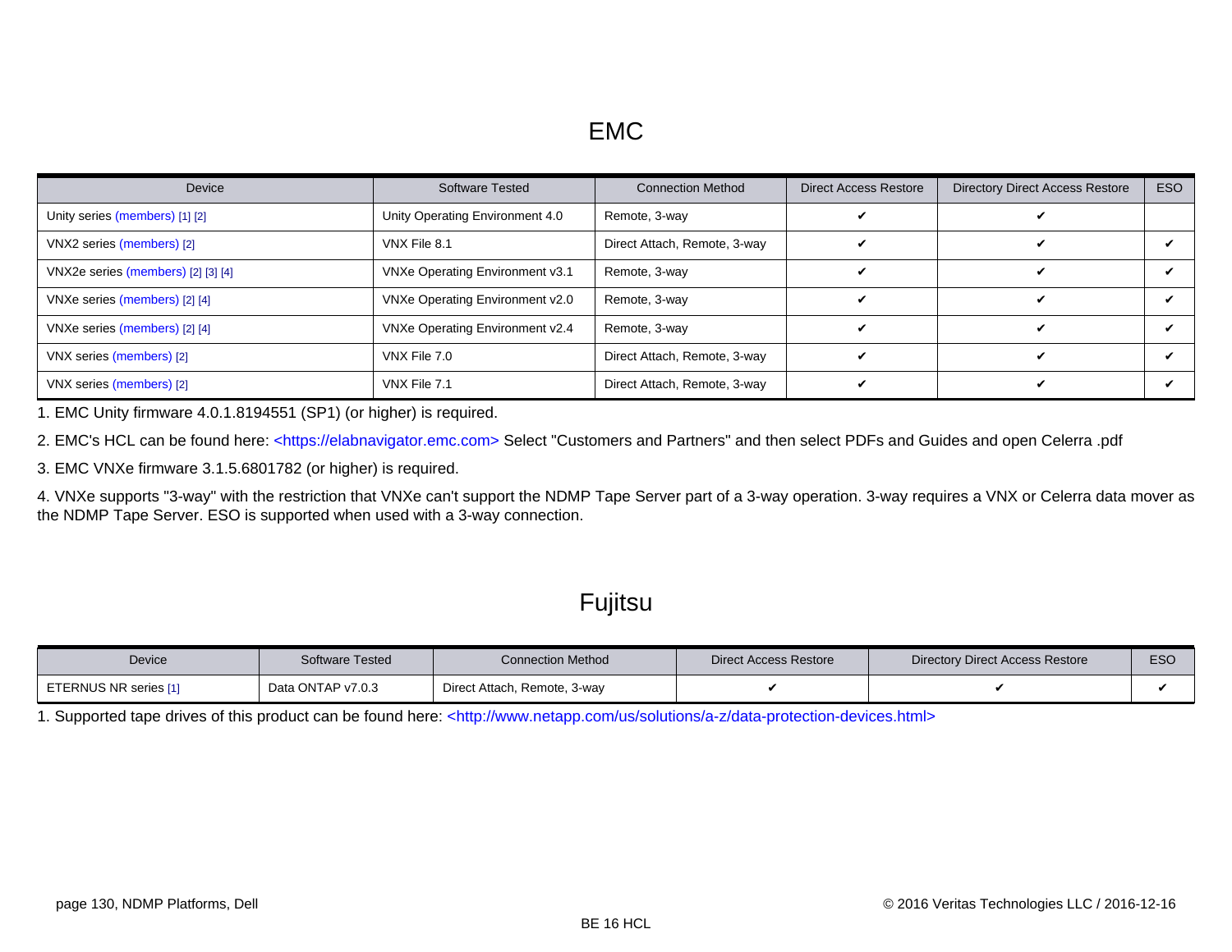# EMC

| Device | Software Tested | Connection Method | Direct Access Restore | Directory Direct Access Restore | ESO |
|---|---|---|---|---|---|
| Unity series (members) [1] [2] | Unity Operating Environment 4.0 | Remote, 3-way | ✔ | ✔ | |
| VNX2 series (members) [2] | VNX File 8.1 | Direct Attach, Remote, 3-way | ✔ | ✔ | ✔ |
| VNX2e series (members) [2] [3] [4] | VNXe Operating Environment v3.1 | Remote, 3-way | ✔ | ✔ | ✔ |
| VNXe series (members) [2] [4] | VNXe Operating Environment v2.0 | Remote, 3-way | ✔ | ✔ | ✔ |
| VNXe series (members) [2] [4] | VNXe Operating Environment v2.4 | Remote, 3-way | ✔ | ✔ | ✔ |
| VNX series (members) [2] | VNX File 7.0 | Direct Attach, Remote, 3-way | ✔ | ✔ | ✔ |
| VNX series (members) [2] | VNX File 7.1 | Direct Attach, Remote, 3-way | ✔ | ✔ | ✔ |

1. EMC Unity firmware 4.0.1.8194551 (SP1) (or higher) is required.

2. EMC's HCL can be found here: <https://elabnavigator.emc.com> Select "Customers and Partners" and then select PDFs and Guides and open Celerra .pdf

3. EMC VNXe firmware 3.1.5.6801782 (or higher) is required.

4. VNXe supports "3-way" with the restriction that VNXe can't support the NDMP Tape Server part of a 3-way operation. 3-way requires a VNX or Celerra data mover as the NDMP Tape Server. ESO is supported when used with a 3-way connection.

# Fujitsu

| Device | Software Tested | Connection Method | Direct Access Restore | Directory Direct Access Restore | ESO |
|---|---|---|---|---|---|
| ETERNUS NR series [1] | Data ONTAP v7.0.3 | Direct Attach, Remote, 3-way | ✔ | ✔ | ✔ |

1. Supported tape drives of this product can be found here: <http://www.netapp.com/us/solutions/a-z/data-protection-devices.html>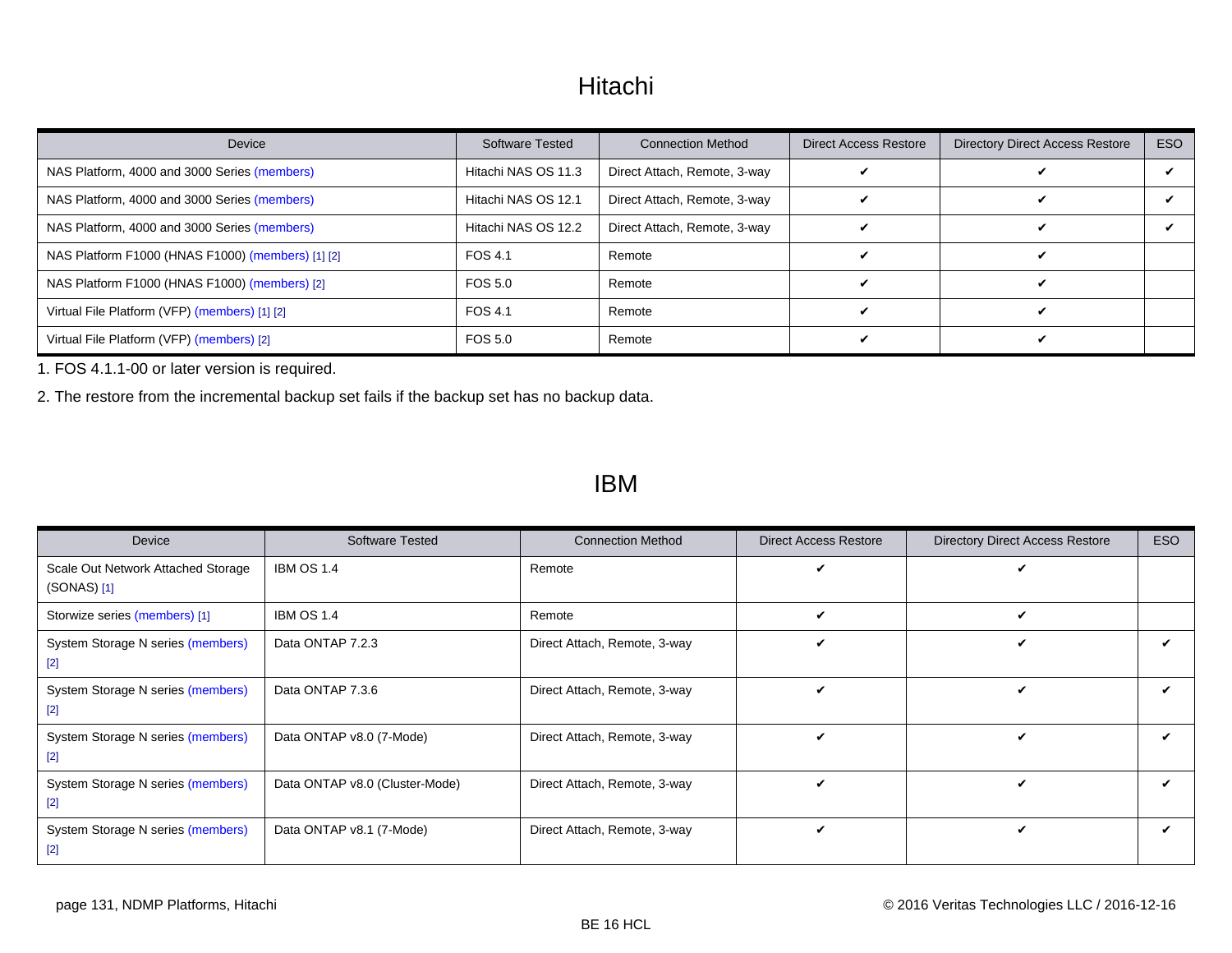# Hitachi

| Device | Software Tested | Connection Method | Direct Access Restore | Directory Direct Access Restore | ESO |
|---|---|---|---|---|---|
| NAS Platform, 4000 and 3000 Series (members) | Hitachi NAS OS 11.3 | Direct Attach, Remote, 3-way | ✔ | ✔ | ✔ |
| NAS Platform, 4000 and 3000 Series (members) | Hitachi NAS OS 12.1 | Direct Attach, Remote, 3-way | ✔ | ✔ | ✔ |
| NAS Platform, 4000 and 3000 Series (members) | Hitachi NAS OS 12.2 | Direct Attach, Remote, 3-way | ✔ | ✔ | ✔ |
| NAS Platform F1000 (HNAS F1000) (members) [1] [2] | FOS 4.1 | Remote | ✔ | ✔ | |
| NAS Platform F1000 (HNAS F1000) (members) [2] | FOS 5.0 | Remote | ✔ | ✔ | |
| Virtual File Platform (VFP) (members) [1] [2] | FOS 4.1 | Remote | ✔ | ✔ | |
| Virtual File Platform (VFP) (members) [2] | FOS 5.0 | Remote | ✔ | ✔ | |

1. FOS 4.1.1-00 or later version is required.

2. The restore from the incremental backup set fails if the backup set has no backup data.

# IBM

| Device | Software Tested | Connection Method | Direct Access Restore | Directory Direct Access Restore | ESO |
|---|---|---|---|---|---|
| Scale Out Network Attached Storage (SONAS) [1] | IBM OS 1.4 | Remote | ✔ | ✔ | |
| Storwize series (members) [1] | IBM OS 1.4 | Remote | ✔ | ✔ | |
| System Storage N series (members) [2] | Data ONTAP 7.2.3 | Direct Attach, Remote, 3-way | ✔ | ✔ | ✔ |
| System Storage N series (members) [2] | Data ONTAP 7.3.6 | Direct Attach, Remote, 3-way | ✔ | ✔ | ✔ |
| System Storage N series (members) [2] | Data ONTAP v8.0 (7-Mode) | Direct Attach, Remote, 3-way | ✔ | ✔ | ✔ |
| System Storage N series (members) [2] | Data ONTAP v8.0 (Cluster-Mode) | Direct Attach, Remote, 3-way | ✔ | ✔ | ✔ |
| System Storage N series (members) [2] | Data ONTAP v8.1 (7-Mode) | Direct Attach, Remote, 3-way | ✔ | ✔ | ✔ |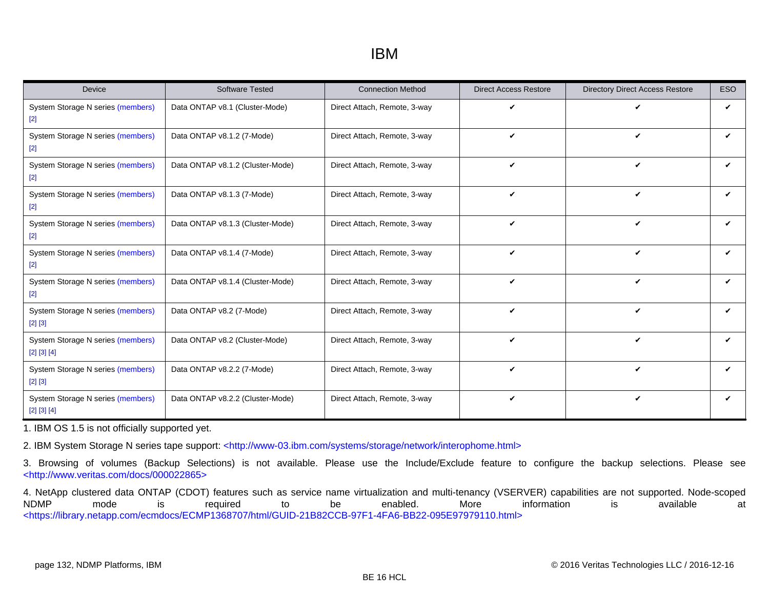# IBM

| Device | Software Tested | Connection Method | Direct Access Restore | Directory Direct Access Restore | ESO |
|---|---|---|---|---|---|
| System Storage N series (members) [2] | Data ONTAP v8.1 (Cluster-Mode) | Direct Attach, Remote, 3-way | ✔ | ✔ | ✔ |
| System Storage N series (members) [2] | Data ONTAP v8.1.2 (7-Mode) | Direct Attach, Remote, 3-way | ✔ | ✔ | ✔ |
| System Storage N series (members) [2] | Data ONTAP v8.1.2 (Cluster-Mode) | Direct Attach, Remote, 3-way | ✔ | ✔ | ✔ |
| System Storage N series (members) [2] | Data ONTAP v8.1.3 (7-Mode) | Direct Attach, Remote, 3-way | ✔ | ✔ | ✔ |
| System Storage N series (members) [2] | Data ONTAP v8.1.3 (Cluster-Mode) | Direct Attach, Remote, 3-way | ✔ | ✔ | ✔ |
| System Storage N series (members) [2] | Data ONTAP v8.1.4 (7-Mode) | Direct Attach, Remote, 3-way | ✔ | ✔ | ✔ |
| System Storage N series (members) [2] | Data ONTAP v8.1.4 (Cluster-Mode) | Direct Attach, Remote, 3-way | ✔ | ✔ | ✔ |
| System Storage N series (members) [2] [3] | Data ONTAP v8.2 (7-Mode) | Direct Attach, Remote, 3-way | ✔ | ✔ | ✔ |
| System Storage N series (members) [2] [3] [4] | Data ONTAP v8.2 (Cluster-Mode) | Direct Attach, Remote, 3-way | ✔ | ✔ | ✔ |
| System Storage N series (members) [2] [3] | Data ONTAP v8.2.2 (7-Mode) | Direct Attach, Remote, 3-way | ✔ | ✔ | ✔ |
| System Storage N series (members) [2] [3] [4] | Data ONTAP v8.2.2 (Cluster-Mode) | Direct Attach, Remote, 3-way | ✔ | ✔ | ✔ |

1. IBM OS 1.5 is not officially supported yet.

2. IBM System Storage N series tape support: <http://www-03.ibm.com/systems/storage/network/interophome.html>

3. Browsing of volumes (Backup Selections) is not available. Please use the Include/Exclude feature to configure the backup selections. Please see <http://www.veritas.com/docs/000022865>

4. NetApp clustered data ONTAP (CDOT) features such as service name virtualization and multi-tenancy (VSERVER) capabilities are not supported. Node-scoped NDMP mode is required to be enabled. More information is available at <https://library.netapp.com/ecmdocs/ECMP1368707/html/GUID-21B82CCB-97F1-4FA6-BB22-095E97979110.html>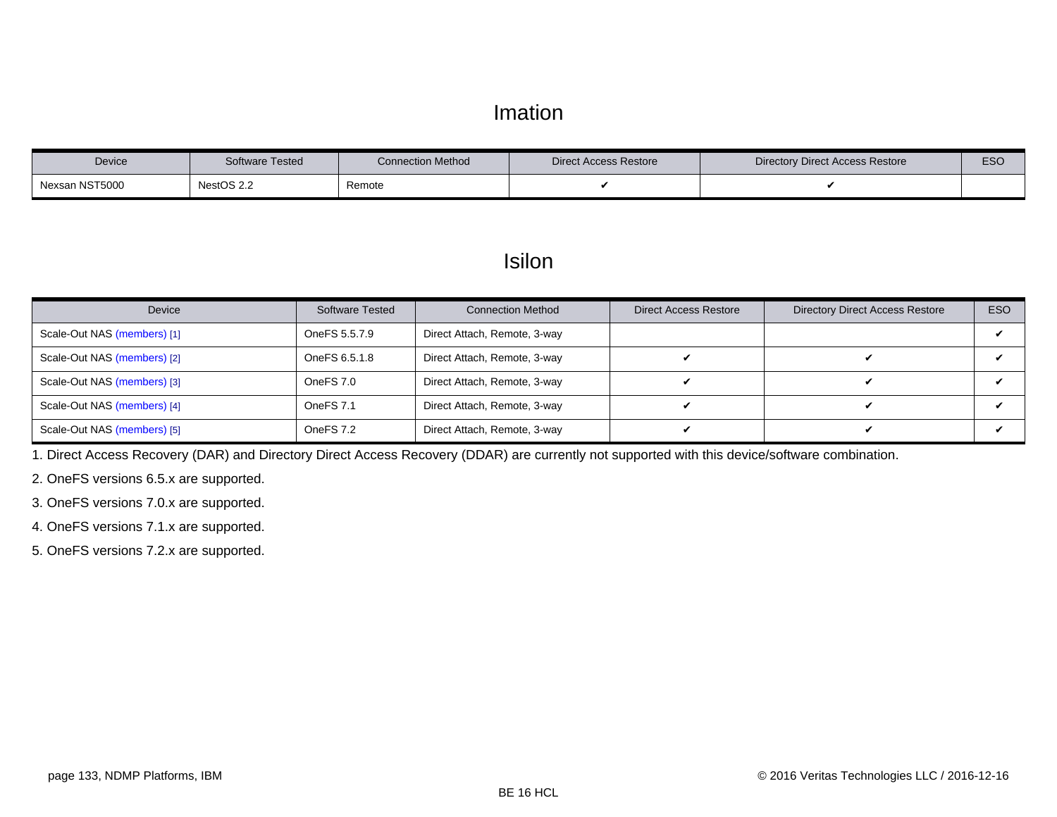# Imation

| Device | Software Tested | Connection Method | Direct Access Restore | Directory Direct Access Restore | ESO |
|---|---|---|---|---|---|
| Nexsan NST5000 | NestOS 2.2 | Remote | ✔ | ✔ | |

# Isilon

| Device | Software Tested | Connection Method | Direct Access Restore | Directory Direct Access Restore | ESO |
|---|---|---|---|---|---|
| Scale-Out NAS (members) [1] | OneFS 5.5.7.9 | Direct Attach, Remote, 3-way | | | ✔ |
| Scale-Out NAS (members) [2] | OneFS 6.5.1.8 | Direct Attach, Remote, 3-way | ✔ | ✔ | ✔ |
| Scale-Out NAS (members) [3] | OneFS 7.0 | Direct Attach, Remote, 3-way | ✔ | ✔ | ✔ |
| Scale-Out NAS (members) [4] | OneFS 7.1 | Direct Attach, Remote, 3-way | ✔ | ✔ | ✔ |
| Scale-Out NAS (members) [5] | OneFS 7.2 | Direct Attach, Remote, 3-way | ✔ | ✔ | ✔ |

1. Direct Access Recovery (DAR) and Directory Direct Access Recovery (DDAR) are currently not supported with this device/software combination.
2. OneFS versions 6.5.x are supported.
3. OneFS versions 7.0.x are supported.
4. OneFS versions 7.1.x are supported.
5. OneFS versions 7.2.x are supported.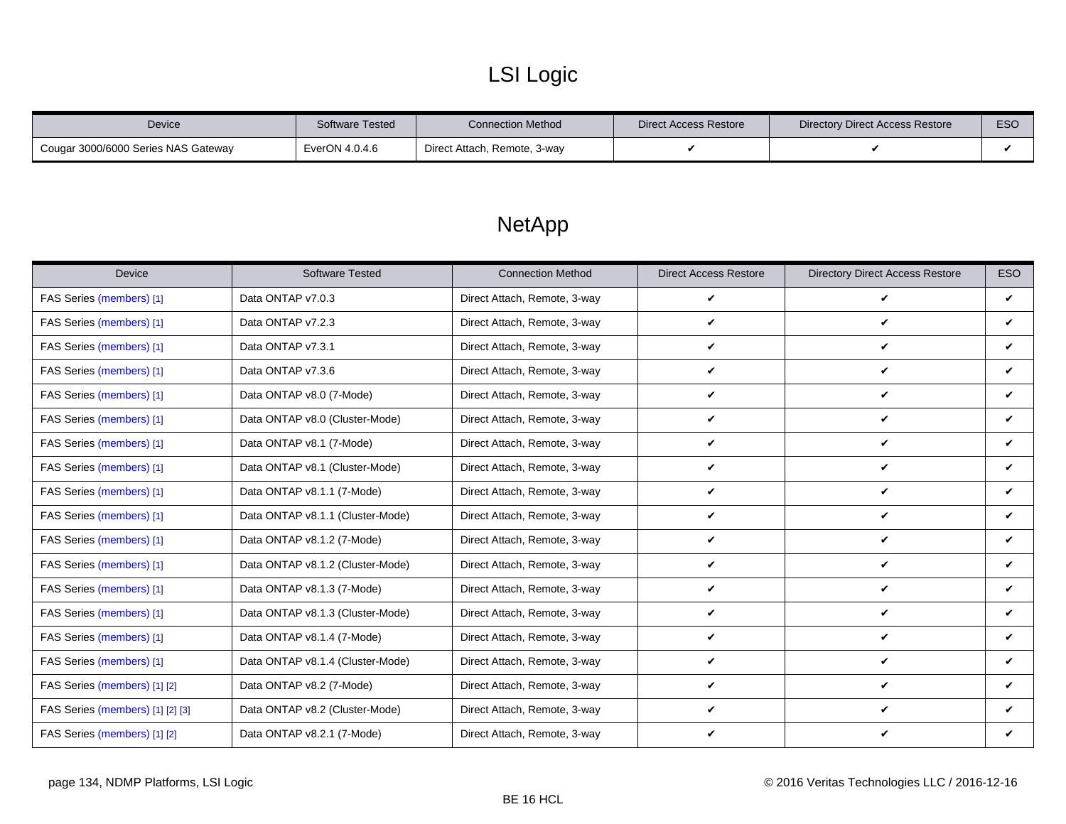# LSI Logic

| Device | Software Tested | Connection Method | Direct Access Restore | Directory Direct Access Restore | ESO |
|---|---|---|---|---|---|
| Cougar 3000/6000 Series NAS Gateway | EverON 4.0.4.6 | Direct Attach, Remote, 3-way | ✔ | ✔ | ✔ |

# NetApp

| Device | Software Tested | Connection Method | Direct Access Restore | Directory Direct Access Restore | ESO |
|---|---|---|---|---|---|
| FAS Series (members) [1] | Data ONTAP v7.0.3 | Direct Attach, Remote, 3-way | ✔ | ✔ | ✔ |
| FAS Series (members) [1] | Data ONTAP v7.2.3 | Direct Attach, Remote, 3-way | ✔ | ✔ | ✔ |
| FAS Series (members) [1] | Data ONTAP v7.3.1 | Direct Attach, Remote, 3-way | ✔ | ✔ | ✔ |
| FAS Series (members) [1] | Data ONTAP v7.3.6 | Direct Attach, Remote, 3-way | ✔ | ✔ | ✔ |
| FAS Series (members) [1] | Data ONTAP v8.0 (7-Mode) | Direct Attach, Remote, 3-way | ✔ | ✔ | ✔ |
| FAS Series (members) [1] | Data ONTAP v8.0 (Cluster-Mode) | Direct Attach, Remote, 3-way | ✔ | ✔ | ✔ |
| FAS Series (members) [1] | Data ONTAP v8.1 (7-Mode) | Direct Attach, Remote, 3-way | ✔ | ✔ | ✔ |
| FAS Series (members) [1] | Data ONTAP v8.1 (Cluster-Mode) | Direct Attach, Remote, 3-way | ✔ | ✔ | ✔ |
| FAS Series (members) [1] | Data ONTAP v8.1.1 (7-Mode) | Direct Attach, Remote, 3-way | ✔ | ✔ | ✔ |
| FAS Series (members) [1] | Data ONTAP v8.1.1 (Cluster-Mode) | Direct Attach, Remote, 3-way | ✔ | ✔ | ✔ |
| FAS Series (members) [1] | Data ONTAP v8.1.2 (7-Mode) | Direct Attach, Remote, 3-way | ✔ | ✔ | ✔ |
| FAS Series (members) [1] | Data ONTAP v8.1.2 (Cluster-Mode) | Direct Attach, Remote, 3-way | ✔ | ✔ | ✔ |
| FAS Series (members) [1] | Data ONTAP v8.1.3 (7-Mode) | Direct Attach, Remote, 3-way | ✔ | ✔ | ✔ |
| FAS Series (members) [1] | Data ONTAP v8.1.3 (Cluster-Mode) | Direct Attach, Remote, 3-way | ✔ | ✔ | ✔ |
| FAS Series (members) [1] | Data ONTAP v8.1.4 (7-Mode) | Direct Attach, Remote, 3-way | ✔ | ✔ | ✔ |
| FAS Series (members) [1] | Data ONTAP v8.1.4 (Cluster-Mode) | Direct Attach, Remote, 3-way | ✔ | ✔ | ✔ |
| FAS Series (members) [1] [2] | Data ONTAP v8.2 (7-Mode) | Direct Attach, Remote, 3-way | ✔ | ✔ | ✔ |
| FAS Series (members) [1] [2] [3] | Data ONTAP v8.2 (Cluster-Mode) | Direct Attach, Remote, 3-way | ✔ | ✔ | ✔ |
| FAS Series (members) [1] [2] | Data ONTAP v8.2.1 (7-Mode) | Direct Attach, Remote, 3-way | ✔ | ✔ | ✔ |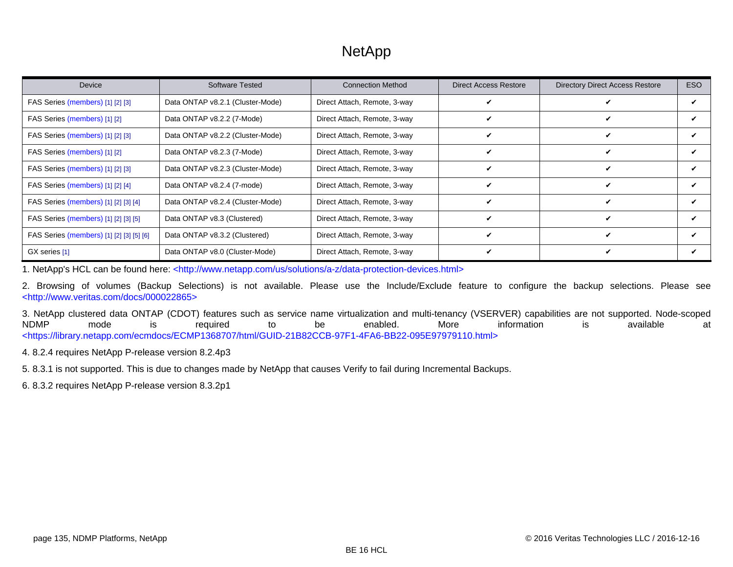# NetApp

| Device | Software Tested | Connection Method | Direct Access Restore | Directory Direct Access Restore | ESO |
|---|---|---|---|---|---|
| FAS Series (members) [1] [2] [3] | Data ONTAP v8.2.1 (Cluster-Mode) | Direct Attach, Remote, 3-way | ✔ | ✔ | ✔ |
| FAS Series (members) [1] [2] | Data ONTAP v8.2.2 (7-Mode) | Direct Attach, Remote, 3-way | ✔ | ✔ | ✔ |
| FAS Series (members) [1] [2] [3] | Data ONTAP v8.2.2 (Cluster-Mode) | Direct Attach, Remote, 3-way | ✔ | ✔ | ✔ |
| FAS Series (members) [1] [2] | Data ONTAP v8.2.3 (7-Mode) | Direct Attach, Remote, 3-way | ✔ | ✔ | ✔ |
| FAS Series (members) [1] [2] [3] | Data ONTAP v8.2.3 (Cluster-Mode) | Direct Attach, Remote, 3-way | ✔ | ✔ | ✔ |
| FAS Series (members) [1] [2] [4] | Data ONTAP v8.2.4 (7-mode) | Direct Attach, Remote, 3-way | ✔ | ✔ | ✔ |
| FAS Series (members) [1] [2] [3] [4] | Data ONTAP v8.2.4 (Cluster-Mode) | Direct Attach, Remote, 3-way | ✔ | ✔ | ✔ |
| FAS Series (members) [1] [2] [3] [5] | Data ONTAP v8.3 (Clustered) | Direct Attach, Remote, 3-way | ✔ | ✔ | ✔ |
| FAS Series (members) [1] [2] [3] [5] [6] | Data ONTAP v8.3.2 (Clustered) | Direct Attach, Remote, 3-way | ✔ | ✔ | ✔ |
| GX series [1] | Data ONTAP v8.0 (Cluster-Mode) | Direct Attach, Remote, 3-way | ✔ | ✔ | ✔ |

1. NetApp's HCL can be found here: <http://www.netapp.com/us/solutions/a-z/data-protection-devices.html>

2. Browsing of volumes (Backup Selections) is not available. Please use the Include/Exclude feature to configure the backup selections. Please see <http://www.veritas.com/docs/000022865>

3. NetApp clustered data ONTAP (CDOT) features such as service name virtualization and multi-tenancy (VSERVER) capabilities are not supported. Node-scoped NDMP mode is required to be enabled. More information is available at <https://library.netapp.com/ecmdocs/ECMP1368707/html/GUID-21B82CCB-97F1-4FA6-BB22-095E97979110.html>

4. 8.2.4 requires NetApp P-release version 8.2.4p3

5. 8.3.1 is not supported. This is due to changes made by NetApp that causes Verify to fail during Incremental Backups.

6. 8.3.2 requires NetApp P-release version 8.3.2p1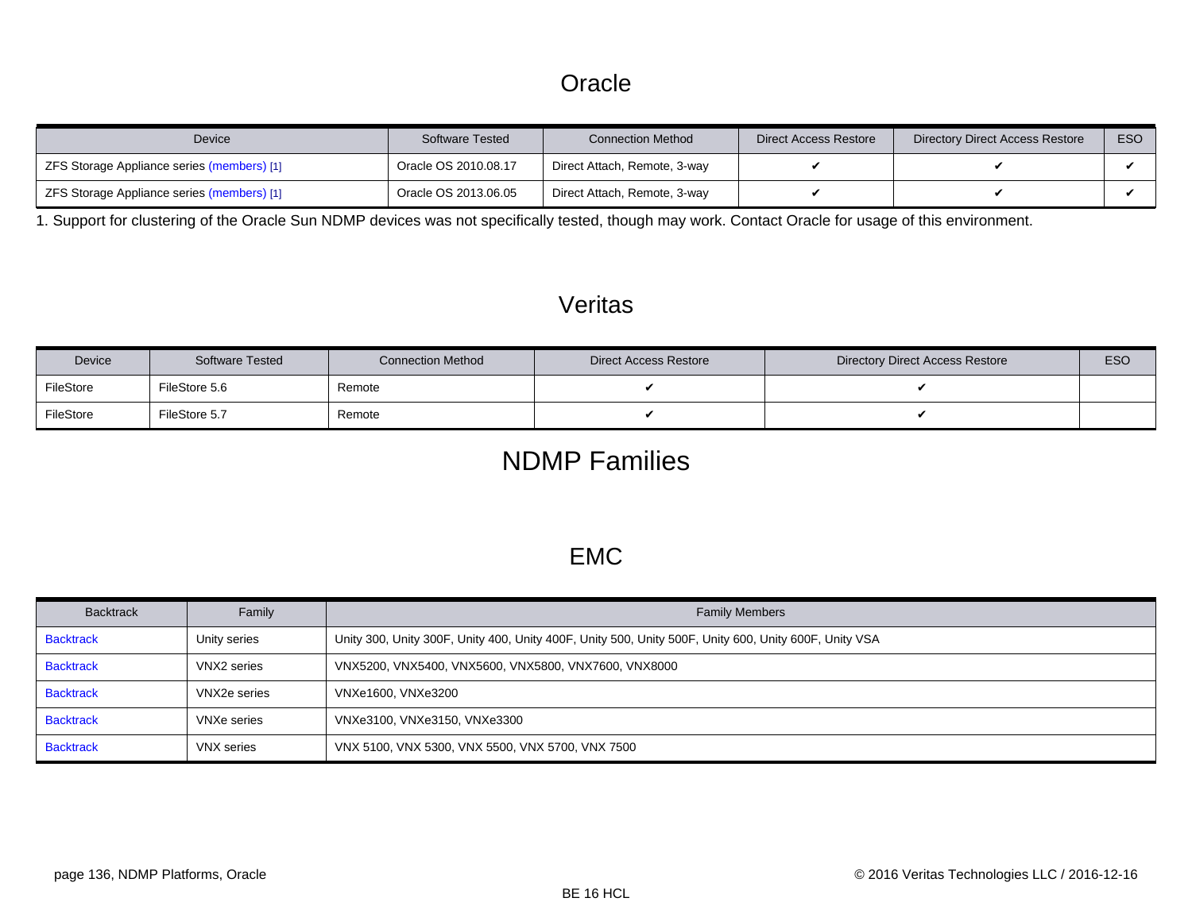# Oracle

| Device | Software Tested | Connection Method | Direct Access Restore | Directory Direct Access Restore | ESO |
| --- | --- | --- | --- | --- | --- |
| ZFS Storage Appliance series (members) [1] | Oracle OS 2010.08.17 | Direct Attach, Remote, 3-way | ✔ | ✔ | ✔ |
| ZFS Storage Appliance series (members) [1] | Oracle OS 2013.06.05 | Direct Attach, Remote, 3-way | ✔ | ✔ | ✔ |

1. Support for clustering of the Oracle Sun NDMP devices was not specifically tested, though may work. Contact Oracle for usage of this environment.

# Veritas

| Device | Software Tested | Connection Method | Direct Access Restore | Directory Direct Access Restore | ESO |
| --- | --- | --- | --- | --- | --- |
| FileStore | FileStore 5.6 | Remote | ✔ | ✔ | |
| FileStore | FileStore 5.7 | Remote | ✔ | ✔ | |

# NDMP Families

## EMC

| Backtrack | Family | Family Members |
| --- | --- | --- |
| Backtrack | Unity series | Unity 300, Unity 300F, Unity 400, Unity 400F, Unity 500, Unity 500F, Unity 600, Unity 600F, Unity VSA |
| Backtrack | VNX2 series | VNX5200, VNX5400, VNX5600, VNX5800, VNX7600, VNX8000 |
| Backtrack | VNX2e series | VNXe1600, VNXe3200 |
| Backtrack | VNXe series | VNXe3100, VNXe3150, VNXe3300 |
| Backtrack | VNX series | VNX 5100, VNX 5300, VNX 5500, VNX 5700, VNX 7500 |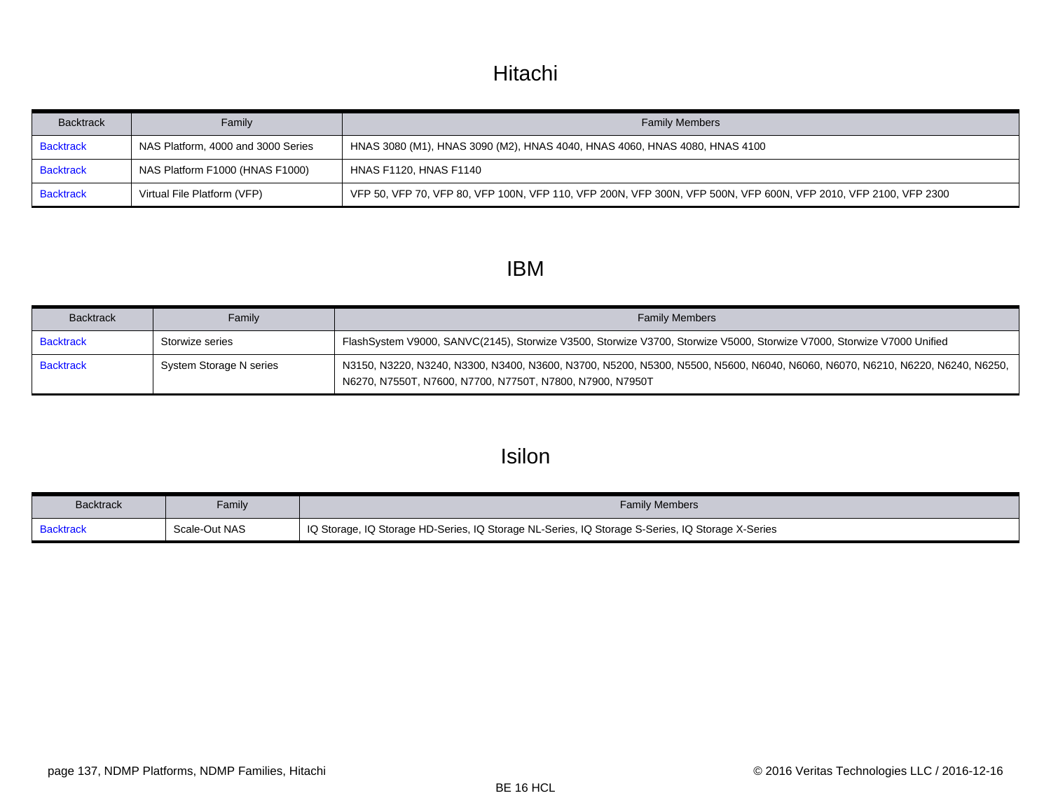# Hitachi

| Backtrack | Family | Family Members |
| --- | --- | --- |
| Backtrack | NAS Platform, 4000 and 3000 Series | HNAS 3080 (M1), HNAS 3090 (M2), HNAS 4040, HNAS 4060, HNAS 4080, HNAS 4100 |
| Backtrack | NAS Platform F1000 (HNAS F1000) | HNAS F1120, HNAS F1140 |
| Backtrack | Virtual File Platform (VFP) | VFP 50, VFP 70, VFP 80, VFP 100N, VFP 110, VFP 200N, VFP 300N, VFP 500N, VFP 600N, VFP 2010, VFP 2100, VFP 2300 |

# IBM

| Backtrack | Family | Family Members |
| --- | --- | --- |
| Backtrack | Storwize series | FlashSystem V9000, SANVC(2145), Storwize V3500, Storwize V3700, Storwize V5000, Storwize V7000, Storwize V7000 Unified |
| Backtrack | System Storage N series | N3150, N3220, N3240, N3300, N3400, N3600, N3700, N5200, N5300, N5500, N5600, N6040, N6060, N6070, N6210, N6220, N6240, N6250, N6270, N7550T, N7600, N7700, N7750T, N7800, N7900, N7950T |

# Isilon

| Backtrack | Family | Family Members |
| --- | --- | --- |
| Backtrack | Scale-Out NAS | IQ Storage, IQ Storage HD-Series, IQ Storage NL-Series, IQ Storage S-Series, IQ Storage X-Series |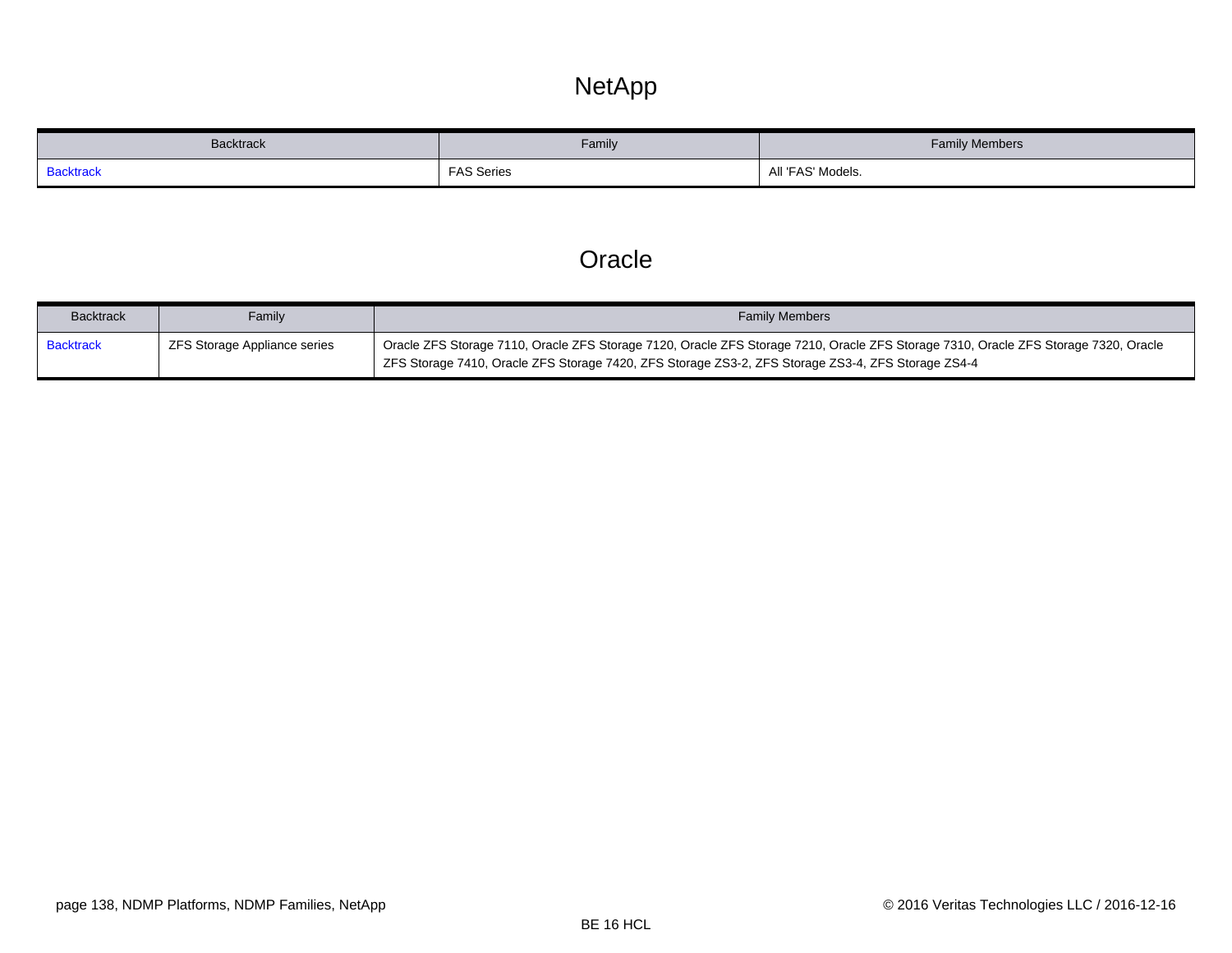# NetApp

| Backtrack | Family | Family Members |
|---|---|---|
| Backtrack | FAS Series | All 'FAS' Models. |

# Oracle

| Backtrack | Family | Family Members |
|---|---|---|
| Backtrack | ZFS Storage Appliance series | Oracle ZFS Storage 7110, Oracle ZFS Storage 7120, Oracle ZFS Storage 7210, Oracle ZFS Storage 7310, Oracle ZFS Storage 7320, Oracle ZFS Storage 7410, Oracle ZFS Storage 7420, ZFS Storage ZS3-2, ZFS Storage ZS3-4, ZFS Storage ZS4-4 |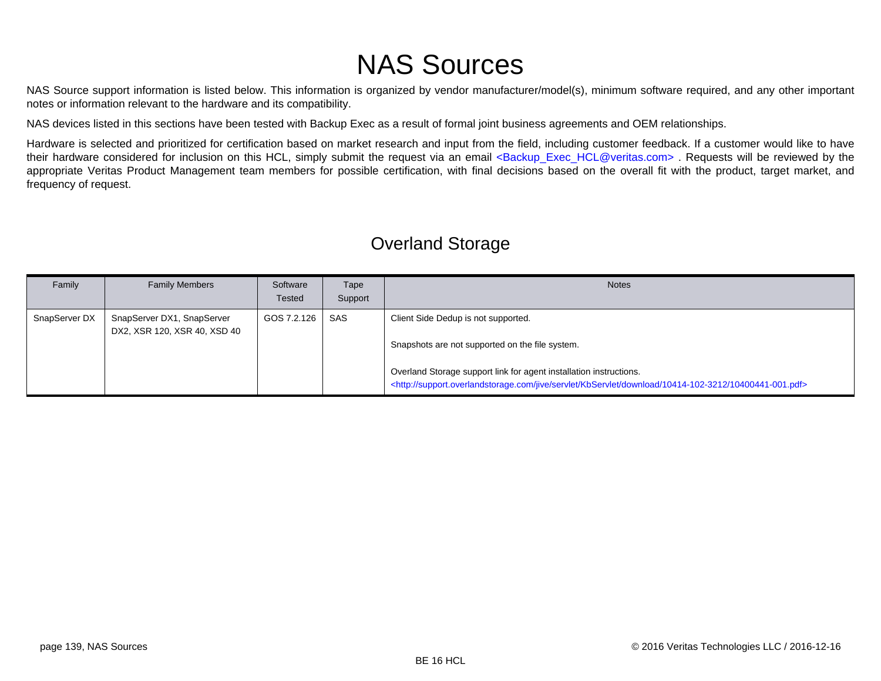# NAS Sources

NAS Source support information is listed below. This information is organized by vendor manufacturer/model(s), minimum software required, and any other important notes or information relevant to the hardware and its compatibility.

NAS devices listed in this sections have been tested with Backup Exec as a result of formal joint business agreements and OEM relationships.

Hardware is selected and prioritized for certification based on market research and input from the field, including customer feedback. If a customer would like to have their hardware considered for inclusion on this HCL, simply submit the request via an email <Backup_Exec_HCL@veritas.com> . Requests will be reviewed by the appropriate Veritas Product Management team members for possible certification, with final decisions based on the overall fit with the product, target market, and frequency of request.

## Overland Storage

| Family | Family Members | Software Tested | Tape Support | Notes |
| --- | --- | --- | --- | --- |
| SnapServer DX | SnapServer DX1, SnapServer DX2, XSR 120, XSR 40, XSD 40 | GOS 7.2.126 | SAS | Client Side Dedup is not supported.<br><br>Snapshots are not supported on the file system.<br><br>Overland Storage support link for agent installation instructions.<br><http://support.overlandstorage.com/jive/servlet/KbServlet/download/10414-102-3212/10400441-001.pdf> |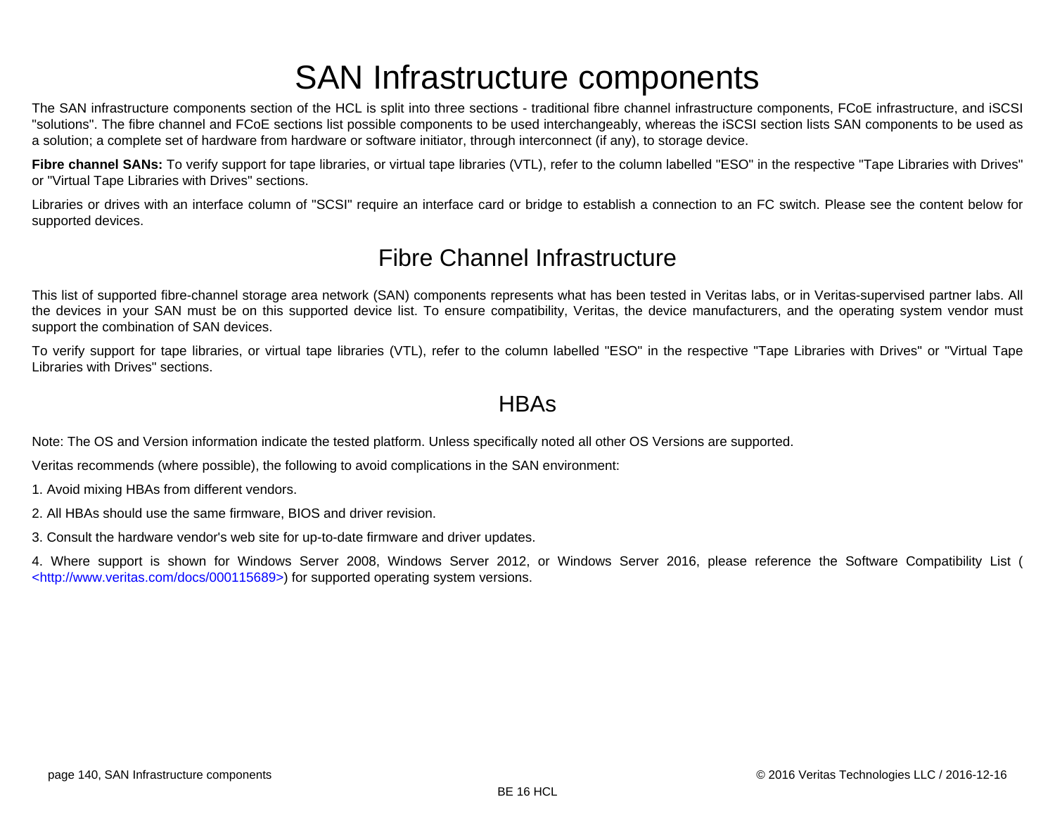# SAN Infrastructure components

The SAN infrastructure components section of the HCL is split into three sections - traditional fibre channel infrastructure components, FCoE infrastructure, and iSCSI "solutions". The fibre channel and FCoE sections list possible components to be used interchangeably, whereas the iSCSI section lists SAN components to be used as a solution; a complete set of hardware from hardware or software initiator, through interconnect (if any), to storage device.

**Fibre channel SANs:** To verify support for tape libraries, or virtual tape libraries (VTL), refer to the column labelled "ESO" in the respective "Tape Libraries with Drives" or "Virtual Tape Libraries with Drives" sections.

Libraries or drives with an interface column of "SCSI" require an interface card or bridge to establish a connection to an FC switch. Please see the content below for supported devices.

## Fibre Channel Infrastructure

This list of supported fibre-channel storage area network (SAN) components represents what has been tested in Veritas labs, or in Veritas-supervised partner labs. All the devices in your SAN must be on this supported device list. To ensure compatibility, Veritas, the device manufacturers, and the operating system vendor must support the combination of SAN devices.

To verify support for tape libraries, or virtual tape libraries (VTL), refer to the column labelled "ESO" in the respective "Tape Libraries with Drives" or "Virtual Tape Libraries with Drives" sections.

### HBAs

Note: The OS and Version information indicate the tested platform. Unless specifically noted all other OS Versions are supported.

Veritas recommends (where possible), the following to avoid complications in the SAN environment:

1. Avoid mixing HBAs from different vendors.

2. All HBAs should use the same firmware, BIOS and driver revision.

3. Consult the hardware vendor's web site for up-to-date firmware and driver updates.

4. Where support is shown for Windows Server 2008, Windows Server 2012, or Windows Server 2016, please reference the Software Compatibility List ( <http://www.veritas.com/docs/000115689>) for supported operating system versions.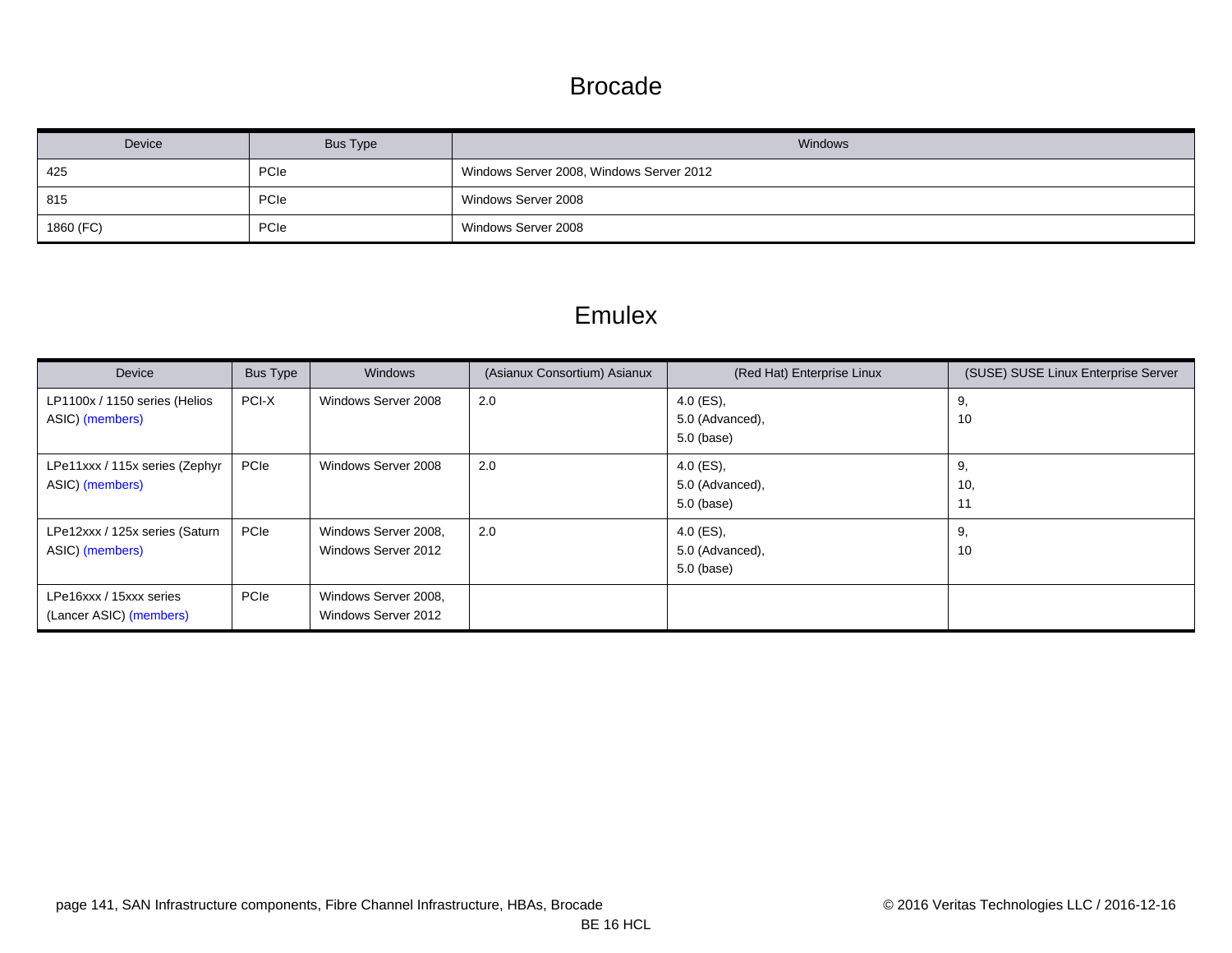# Brocade

| Device | Bus Type | Windows |
|---|---|---|
| 425 | PCIe | Windows Server 2008, Windows Server 2012 |
| 815 | PCIe | Windows Server 2008 |
| 1860 (FC) | PCIe | Windows Server 2008 |

# Emulex

| Device | Bus Type | Windows | (Asianux Consortium) Asianux | (Red Hat) Enterprise Linux | (SUSE) SUSE Linux Enterprise Server |
|---|---|---|---|---|---|
| LP1100x / 1150 series (Helios ASIC) (members) | PCI-X | Windows Server 2008 | 2.0 | 4.0 (ES),<br>5.0 (Advanced),<br>5.0 (base) | 9,<br>10 |
| LPe11xxx / 115x series (Zephyr ASIC) (members) | PCIe | Windows Server 2008 | 2.0 | 4.0 (ES),<br>5.0 (Advanced),<br>5.0 (base) | 9,<br>10,<br>11 |
| LPe12xxx / 125x series (Saturn ASIC) (members) | PCIe | Windows Server 2008,<br>Windows Server 2012 | 2.0 | 4.0 (ES),<br>5.0 (Advanced),<br>5.0 (base) | 9,<br>10 |
| LPe16xxx / 15xxx series (Lancer ASIC) (members) | PCIe | Windows Server 2008,<br>Windows Server 2012 | | | |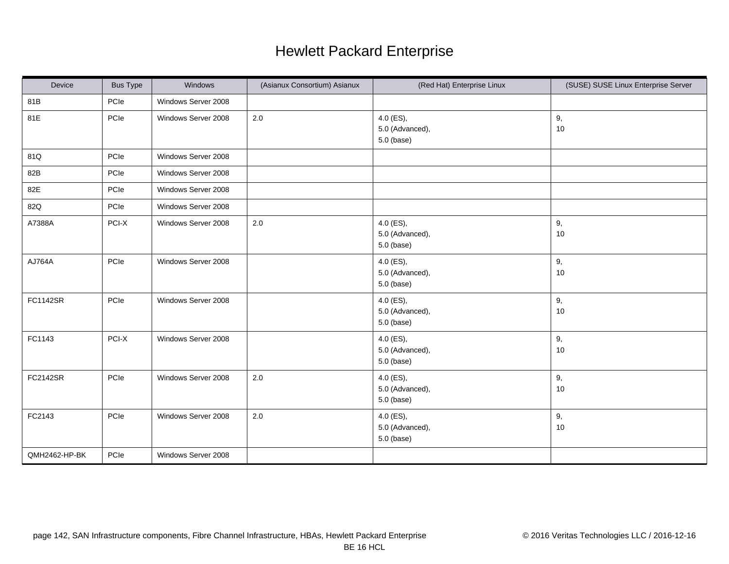# Hewlett Packard Enterprise

| Device | Bus Type | Windows | (Asianux Consortium) Asianux | (Red Hat) Enterprise Linux | (SUSE) SUSE Linux Enterprise Server |
|---|---|---|---|---|---|
| 81B | PCIe | Windows Server 2008 | | | |
| 81E | PCIe | Windows Server 2008 | 2.0 | 4.0 (ES),<br>5.0 (Advanced),<br>5.0 (base) | 9,<br>10 |
| 81Q | PCIe | Windows Server 2008 | | | |
| 82B | PCIe | Windows Server 2008 | | | |
| 82E | PCIe | Windows Server 2008 | | | |
| 82Q | PCIe | Windows Server 2008 | | | |
| A7388A | PCI-X | Windows Server 2008 | 2.0 | 4.0 (ES),<br>5.0 (Advanced),<br>5.0 (base) | 9,<br>10 |
| AJ764A | PCIe | Windows Server 2008 | | 4.0 (ES),<br>5.0 (Advanced),<br>5.0 (base) | 9,<br>10 |
| FC1142SR | PCIe | Windows Server 2008 | | 4.0 (ES),<br>5.0 (Advanced),<br>5.0 (base) | 9,<br>10 |
| FC1143 | PCI-X | Windows Server 2008 | | 4.0 (ES),<br>5.0 (Advanced),<br>5.0 (base) | 9,<br>10 |
| FC2142SR | PCIe | Windows Server 2008 | 2.0 | 4.0 (ES),<br>5.0 (Advanced),<br>5.0 (base) | 9,<br>10 |
| FC2143 | PCIe | Windows Server 2008 | 2.0 | 4.0 (ES),<br>5.0 (Advanced),<br>5.0 (base) | 9,<br>10 |
| QMH2462-HP-BK | PCIe | Windows Server 2008 | | | |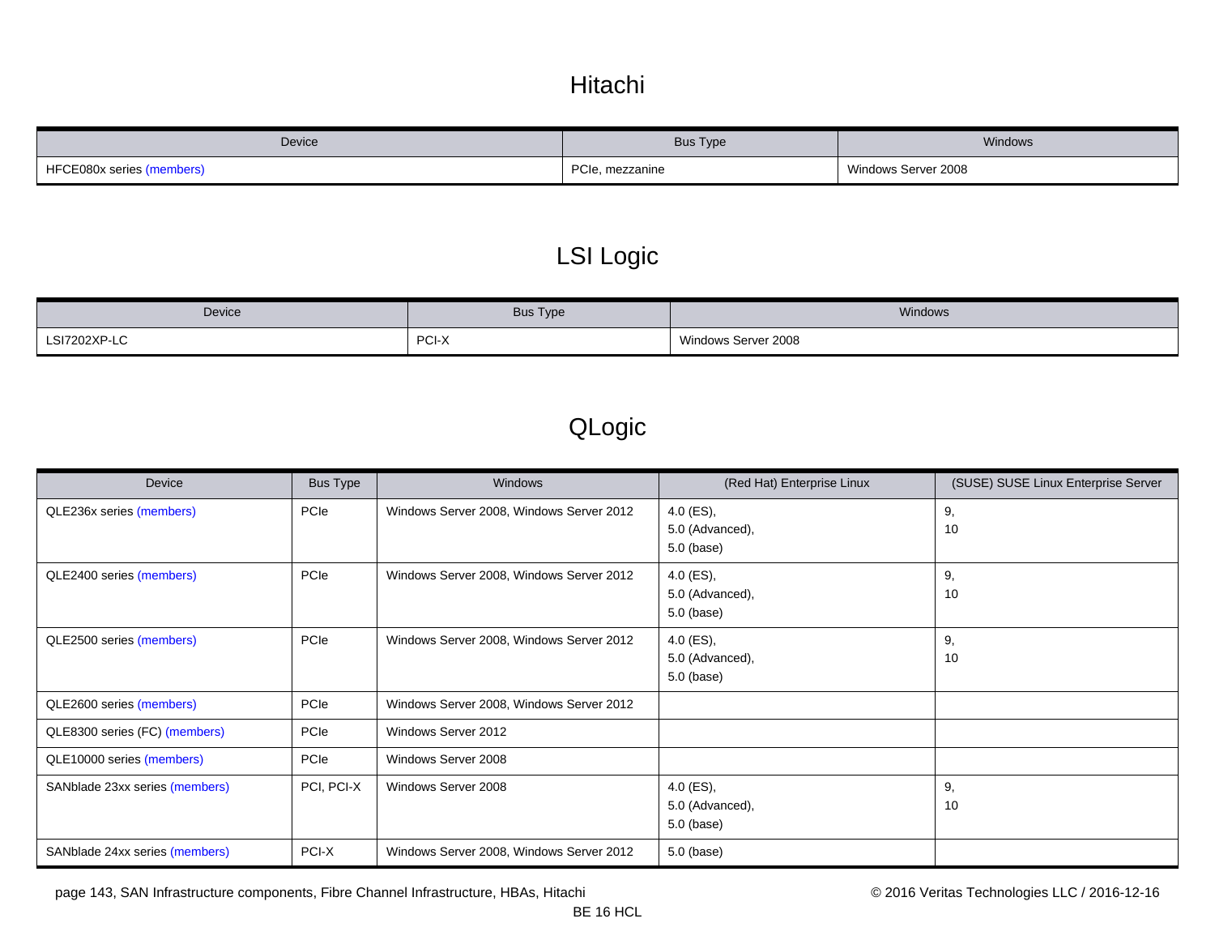# Hitachi

| Device | Bus Type | Windows |
| --- | --- | --- |
| HFCE080x series (members) | PCIe, mezzanine | Windows Server 2008 |

# LSI Logic

| Device | Bus Type | Windows |
| --- | --- | --- |
| LSI7202XP-LC | PCI-X | Windows Server 2008 |

# QLogic

| Device | Bus Type | Windows | (Red Hat) Enterprise Linux | (SUSE) SUSE Linux Enterprise Server |
| --- | --- | --- | --- | --- |
| QLE236x series (members) | PCIe | Windows Server 2008, Windows Server 2012 | 4.0 (ES), 5.0 (Advanced), 5.0 (base) | 9, 10 |
| QLE2400 series (members) | PCIe | Windows Server 2008, Windows Server 2012 | 4.0 (ES), 5.0 (Advanced), 5.0 (base) | 9, 10 |
| QLE2500 series (members) | PCIe | Windows Server 2008, Windows Server 2012 | 4.0 (ES), 5.0 (Advanced), 5.0 (base) | 9, 10 |
| QLE2600 series (members) | PCIe | Windows Server 2008, Windows Server 2012 | | |
| QLE8300 series (FC) (members) | PCIe | Windows Server 2012 | | |
| QLE10000 series (members) | PCIe | Windows Server 2008 | | |
| SANblade 23xx series (members) | PCI, PCI-X | Windows Server 2008 | 4.0 (ES), 5.0 (Advanced), 5.0 (base) | 9, 10 |
| SANblade 24xx series (members) | PCI-X | Windows Server 2008, Windows Server 2012 | 5.0 (base) | |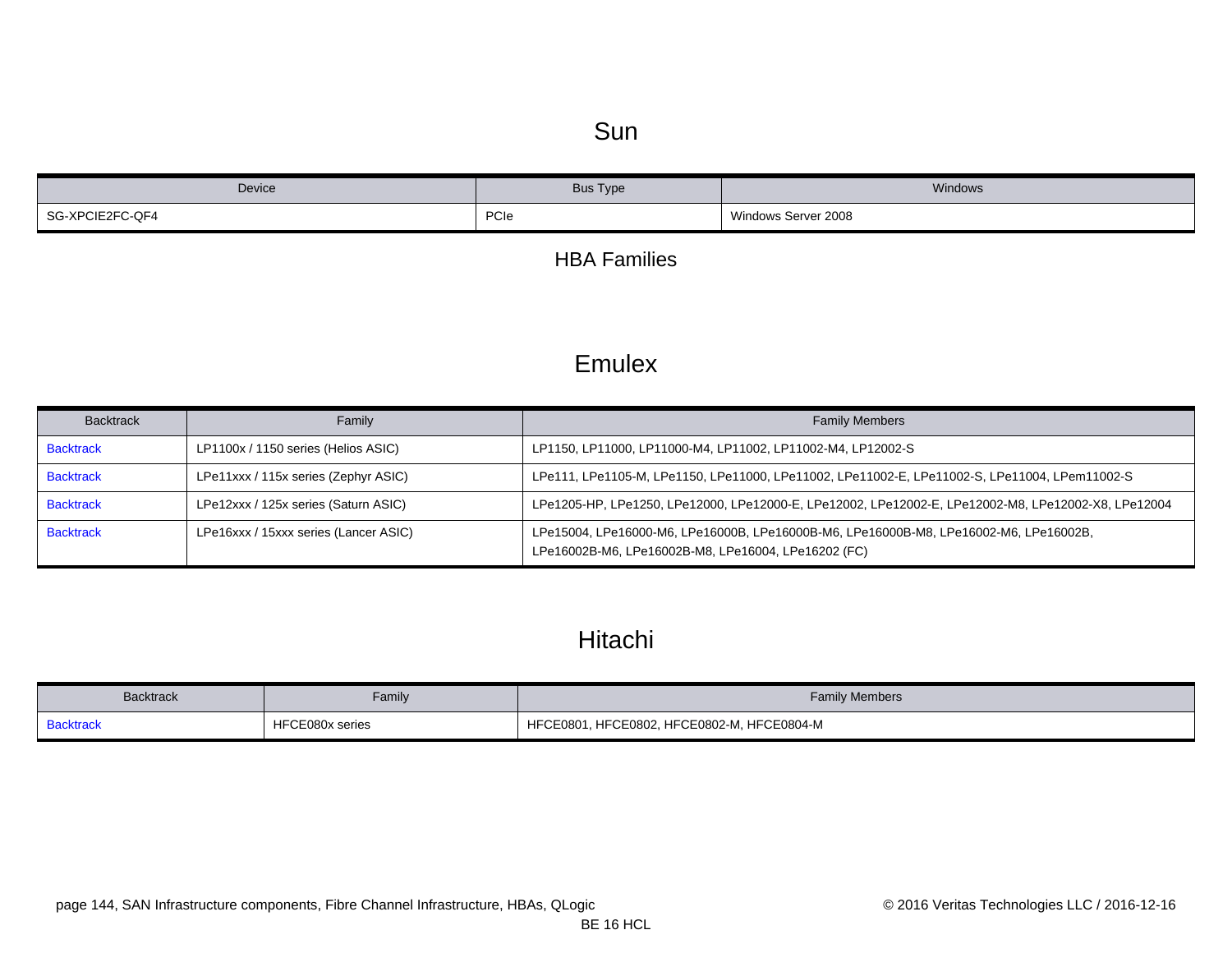# Sun

| Device | Bus Type | Windows |
| --- | --- | --- |
| SG-XPCIE2FC-QF4 | PCIe | Windows Server 2008 |

## HBA Families

# Emulex

| Backtrack | Family | Family Members |
| --- | --- | --- |
| Backtrack | LP1100x / 1150 series (Helios ASIC) | LP1150, LP11000, LP11000-M4, LP11002, LP11002-M4, LP12002-S |
| Backtrack | LPe11xxx / 115x series (Zephyr ASIC) | LPe111, LPe1105-M, LPe1150, LPe11000, LPe11002, LPe11002-E, LPe11002-S, LPe11004, LPem11002-S |
| Backtrack | LPe12xxx / 125x series (Saturn ASIC) | LPe1205-HP, LPe1250, LPe12000, LPe12000-E, LPe12002, LPe12002-E, LPe12002-M8, LPe12002-X8, LPe12004 |
| Backtrack | LPe16xxx / 15xxx series (Lancer ASIC) | LPe15004, LPe16000-M6, LPe16000B, LPe16000B-M6, LPe16000B-M8, LPe16002-M6, LPe16002B, LPe16002B-M6, LPe16002B-M8, LPe16004, LPe16202 (FC) |

# Hitachi

| Backtrack | Family | Family Members |
| --- | --- | --- |
| Backtrack | HFCE080x series | HFCE0801, HFCE0802, HFCE0802-M, HFCE0804-M |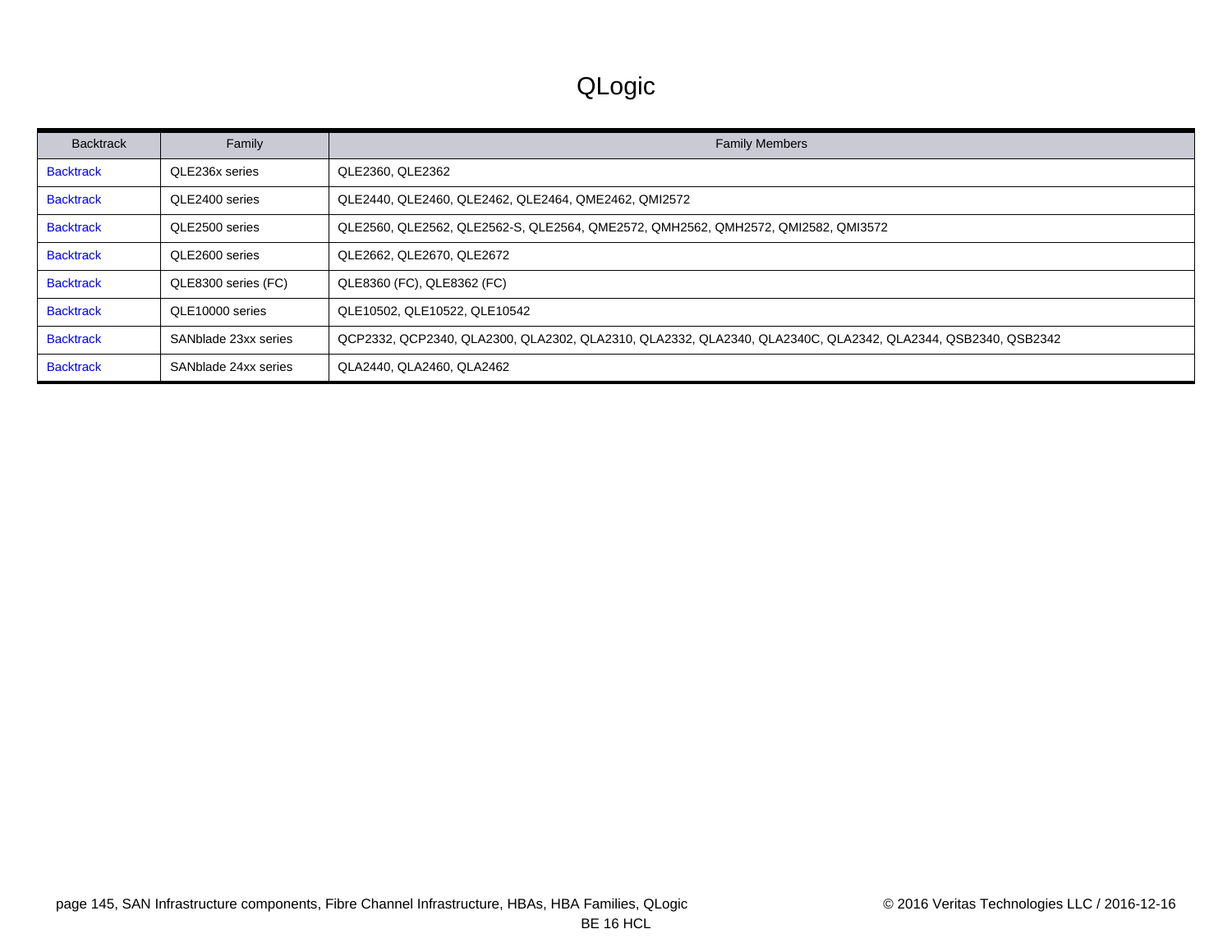# QLogic

| Backtrack | Family | Family Members |
|---|---|---|
| Backtrack | QLE236x series | QLE2360, QLE2362 |
| Backtrack | QLE2400 series | QLE2440, QLE2460, QLE2462, QLE2464, QME2462, QMI2572 |
| Backtrack | QLE2500 series | QLE2560, QLE2562, QLE2562-S, QLE2564, QME2572, QMH2562, QMH2572, QMI2582, QMI3572 |
| Backtrack | QLE2600 series | QLE2662, QLE2670, QLE2672 |
| Backtrack | QLE8300 series (FC) | QLE8360 (FC), QLE8362 (FC) |
| Backtrack | QLE10000 series | QLE10502, QLE10522, QLE10542 |
| Backtrack | SANblade 23xx series | QCP2332, QCP2340, QLA2300, QLA2302, QLA2310, QLA2332, QLA2340, QLA2340C, QLA2342, QLA2344, QSB2340, QSB2342 |
| Backtrack | SANblade 24xx series | QLA2440, QLA2460, QLA2462 |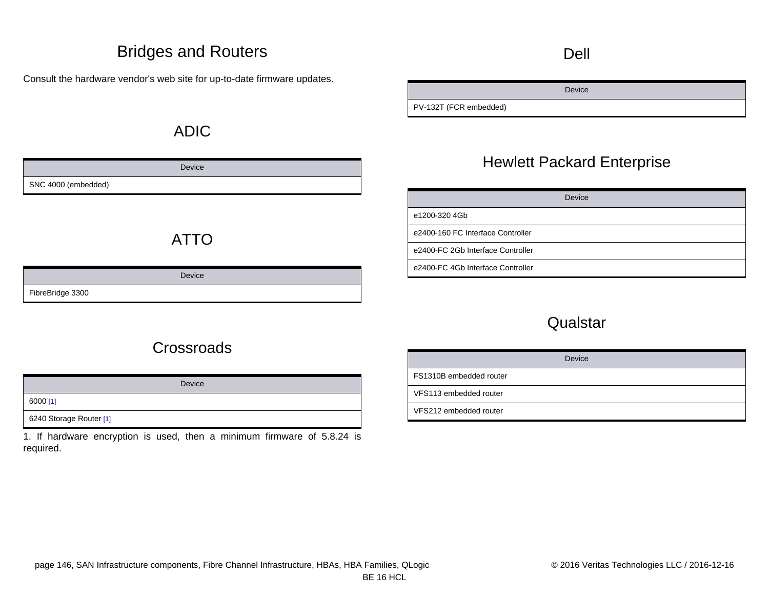# Bridges and Routers

Consult the hardware vendor's web site for up-to-date firmware updates.

## ADIC

| Device |
| --- |
| SNC 4000 (embedded) |

## ATTO

| Device |
| --- |
| FibreBridge 3300 |

## Crossroads

| Device |
| --- |
| 6000 [1] |
| 6240 Storage Router [1] |

1. If hardware encryption is used, then a minimum firmware of 5.8.24 is required.

## Dell

| Device |
| --- |
| PV-132T (FCR embedded) |

## Hewlett Packard Enterprise

| Device |
| --- |
| e1200-320 4Gb |
| e2400-160 FC Interface Controller |
| e2400-FC 2Gb Interface Controller |
| e2400-FC 4Gb Interface Controller |

## Qualstar

| Device |
| --- |
| FS1310B embedded router |
| VFS113 embedded router |
| VFS212 embedded router |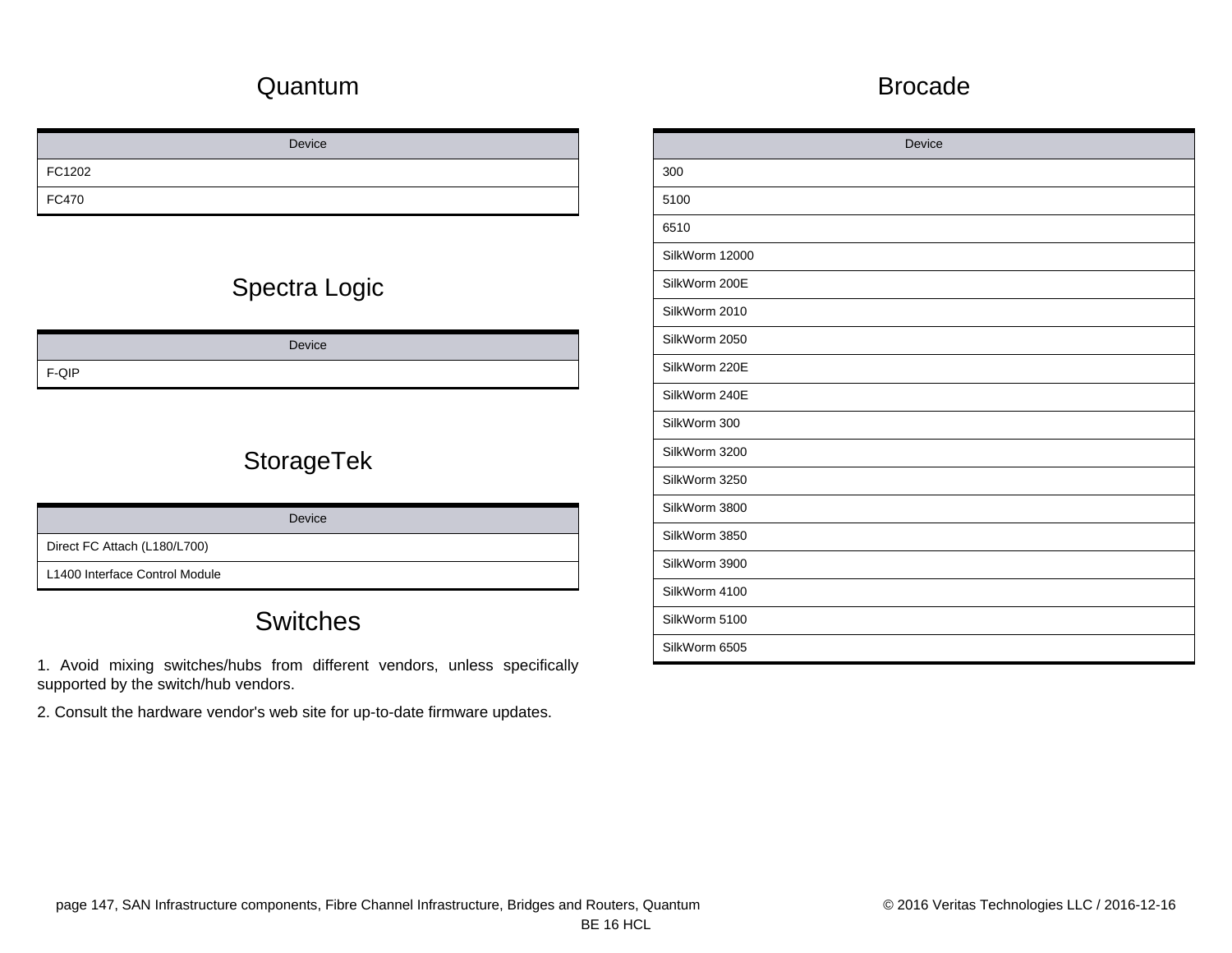## Quantum

| Device |
| --- |
| FC1202 |
| FC470 |

## Spectra Logic

| Device |
| --- |
| F-QIP |

## StorageTek

| Device |
| --- |
| Direct FC Attach (L180/L700) |
| L1400 Interface Control Module |

## Switches

1. Avoid mixing switches/hubs from different vendors, unless specifically supported by the switch/hub vendors.

2. Consult the hardware vendor's web site for up-to-date firmware updates.

## Brocade

| Device |
| --- |
| 300 |
| 5100 |
| 6510 |
| SilkWorm 12000 |
| SilkWorm 200E |
| SilkWorm 2010 |
| SilkWorm 2050 |
| SilkWorm 220E |
| SilkWorm 240E |
| SilkWorm 300 |
| SilkWorm 3200 |
| SilkWorm 3250 |
| SilkWorm 3800 |
| SilkWorm 3850 |
| SilkWorm 3900 |
| SilkWorm 4100 |
| SilkWorm 5100 |
| SilkWorm 6505 |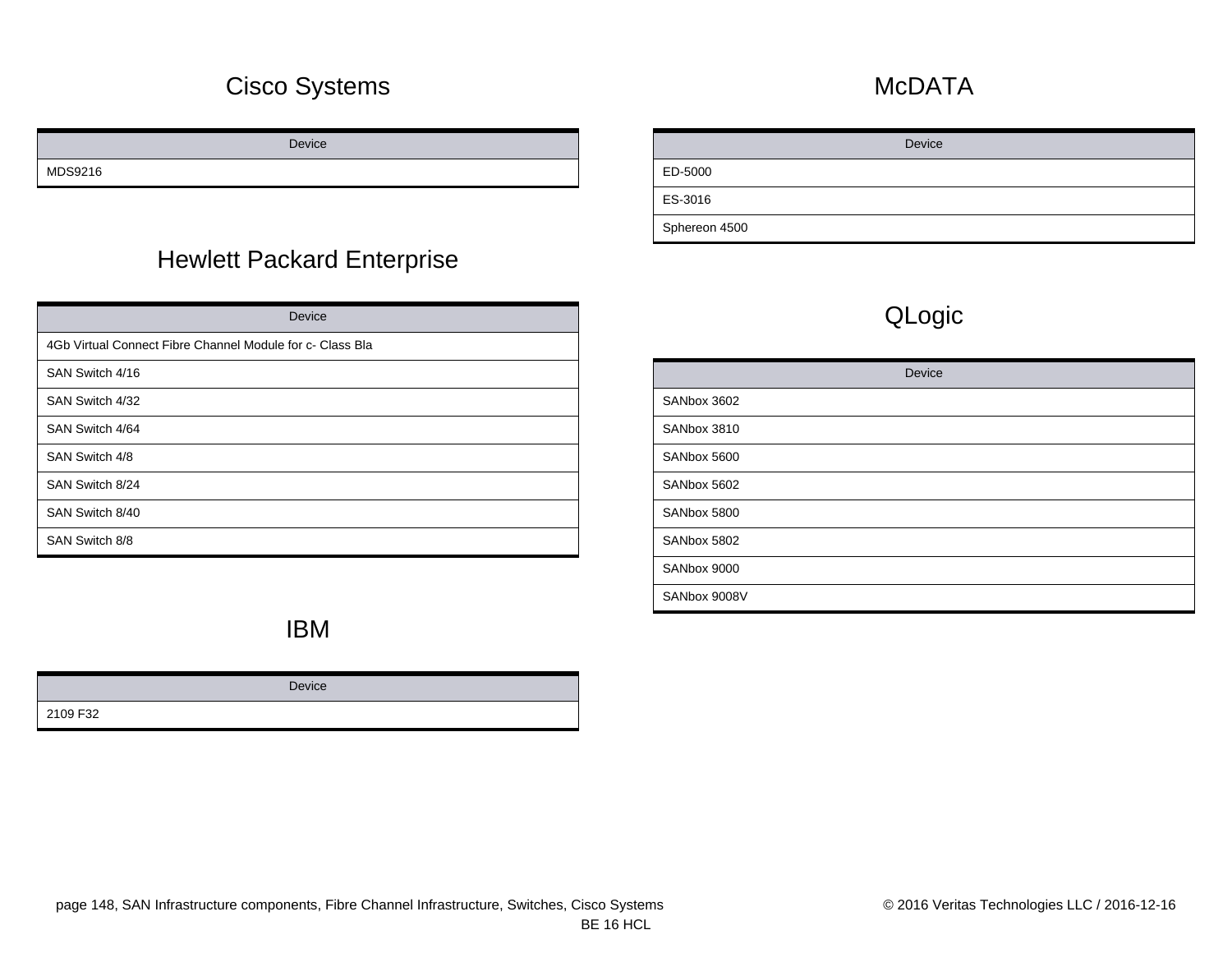# Cisco Systems

| Device |
|---|
| MDS9216 |

# Hewlett Packard Enterprise

| Device |
|---|
| 4Gb Virtual Connect Fibre Channel Module for c- Class Bla |
| SAN Switch 4/16 |
| SAN Switch 4/32 |
| SAN Switch 4/64 |
| SAN Switch 4/8 |
| SAN Switch 8/24 |
| SAN Switch 8/40 |
| SAN Switch 8/8 |

# IBM

| Device |
|---|
| 2109 F32 |

# McDATA

| Device |
|---|
| ED-5000 |
| ES-3016 |
| Sphereon 4500 |

# QLogic

| Device |
|---|
| SANbox 3602 |
| SANbox 3810 |
| SANbox 5600 |
| SANbox 5602 |
| SANbox 5800 |
| SANbox 5802 |
| SANbox 9000 |
| SANbox 9008V |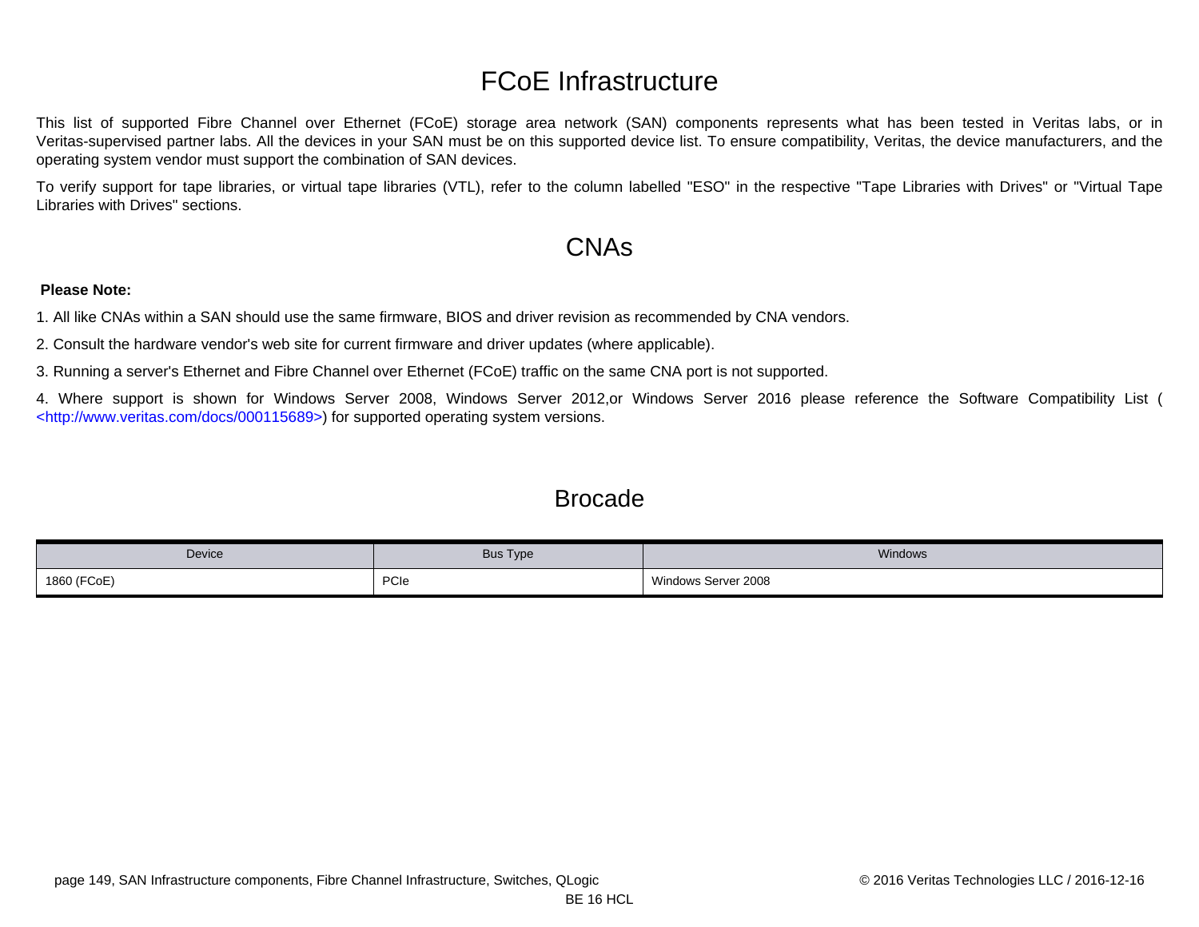# FCoE Infrastructure

This list of supported Fibre Channel over Ethernet (FCoE) storage area network (SAN) components represents what has been tested in Veritas labs, or in Veritas-supervised partner labs. All the devices in your SAN must be on this supported device list. To ensure compatibility, Veritas, the device manufacturers, and the operating system vendor must support the combination of SAN devices.

To verify support for tape libraries, or virtual tape libraries (VTL), refer to the column labelled "ESO" in the respective "Tape Libraries with Drives" or "Virtual Tape Libraries with Drives" sections.

## CNAs

**Please Note:**

1. All like CNAs within a SAN should use the same firmware, BIOS and driver revision as recommended by CNA vendors.
2. Consult the hardware vendor's web site for current firmware and driver updates (where applicable).
3. Running a server's Ethernet and Fibre Channel over Ethernet (FCoE) traffic on the same CNA port is not supported.
4. Where support is shown for Windows Server 2008, Windows Server 2012,or Windows Server 2016 please reference the Software Compatibility List ( <http://www.veritas.com/docs/000115689>) for supported operating system versions.

### Brocade

| Device | Bus Type | Windows |
| --- | --- | --- |
| 1860 (FCoE) | PCIe | Windows Server 2008 |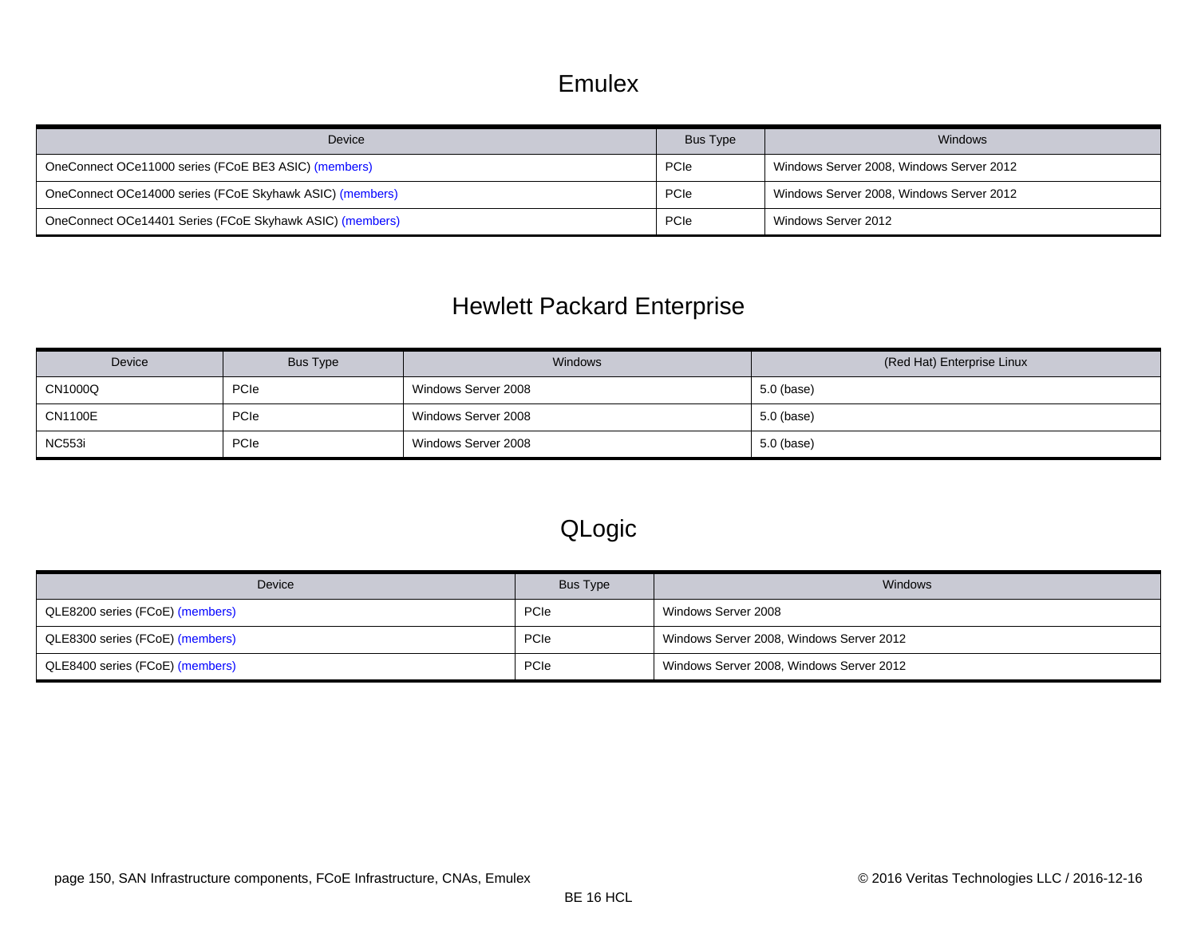## Emulex

| Device | Bus Type | Windows |
|---|---|---|
| OneConnect OCe11000 series (FCoE BE3 ASIC) (members) | PCIe | Windows Server 2008, Windows Server 2012 |
| OneConnect OCe14000 series (FCoE Skyhawk ASIC) (members) | PCIe | Windows Server 2008, Windows Server 2012 |
| OneConnect OCe14401 Series (FCoE Skyhawk ASIC) (members) | PCIe | Windows Server 2012 |

## Hewlett Packard Enterprise

| Device | Bus Type | Windows | (Red Hat) Enterprise Linux |
|---|---|---|---|
| CN1000Q | PCIe | Windows Server 2008 | 5.0 (base) |
| CN1100E | PCIe | Windows Server 2008 | 5.0 (base) |
| NC553i | PCIe | Windows Server 2008 | 5.0 (base) |

## QLogic

| Device | Bus Type | Windows |
|---|---|---|
| QLE8200 series (FCoE) (members) | PCIe | Windows Server 2008 |
| QLE8300 series (FCoE) (members) | PCIe | Windows Server 2008, Windows Server 2012 |
| QLE8400 series (FCoE) (members) | PCIe | Windows Server 2008, Windows Server 2012 |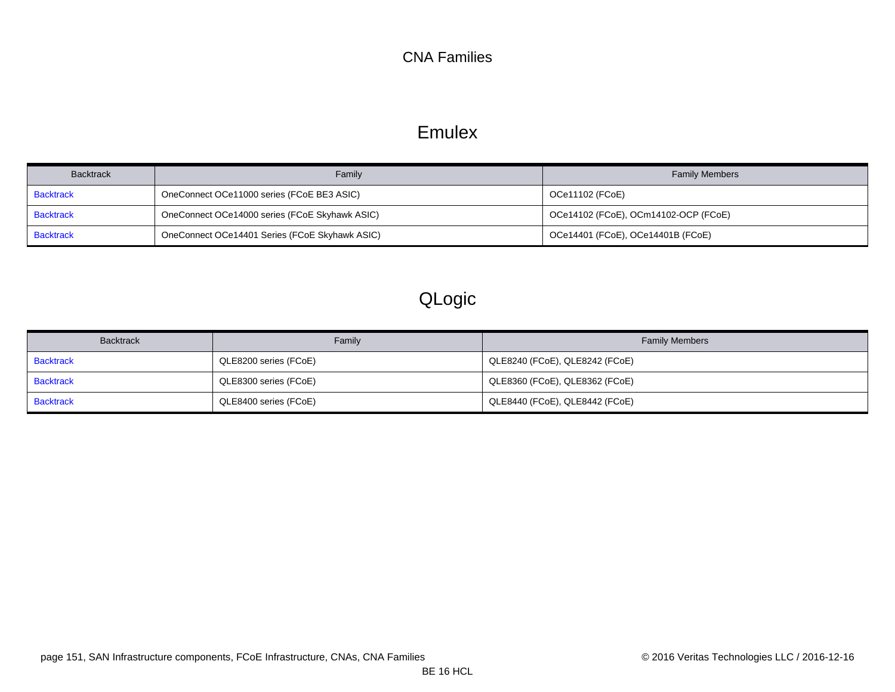# CNA Families

## Emulex

| Backtrack | Family | Family Members |
|---|---|---|
| Backtrack | OneConnect OCe11000 series (FCoE BE3 ASIC) | OCe11102 (FCoE) |
| Backtrack | OneConnect OCe14000 series (FCoE Skyhawk ASIC) | OCe14102 (FCoE), OCm14102-OCP (FCoE) |
| Backtrack | OneConnect OCe14401 Series (FCoE Skyhawk ASIC) | OCe14401 (FCoE), OCe14401B (FCoE) |

## QLogic

| Backtrack | Family | Family Members |
|---|---|---|
| Backtrack | QLE8200 series (FCoE) | QLE8240 (FCoE), QLE8242 (FCoE) |
| Backtrack | QLE8300 series (FCoE) | QLE8360 (FCoE), QLE8362 (FCoE) |
| Backtrack | QLE8400 series (FCoE) | QLE8440 (FCoE), QLE8442 (FCoE) |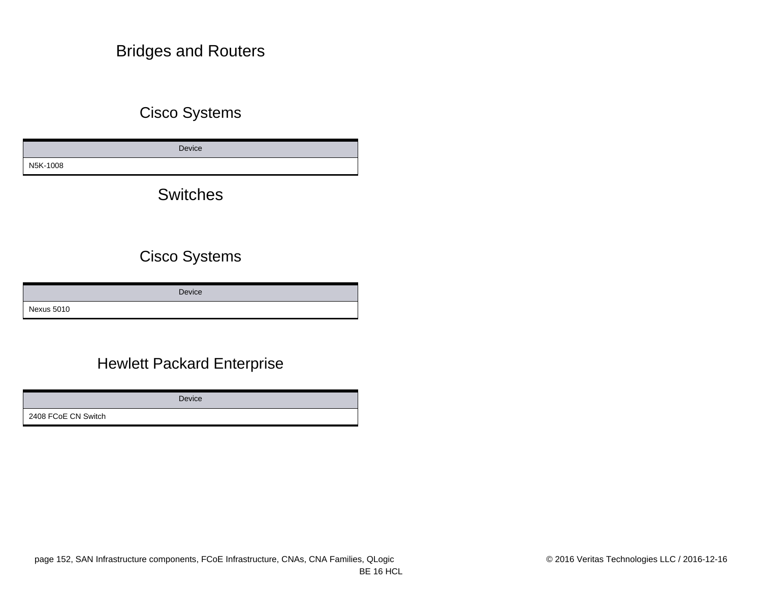# Bridges and Routers

## Cisco Systems

| Device |
| --- |
| N5K-1008 |

# Switches

## Cisco Systems

| Device |
| --- |
| Nexus 5010 |

## Hewlett Packard Enterprise

| Device |
| --- |
| 2408 FCoE CN Switch |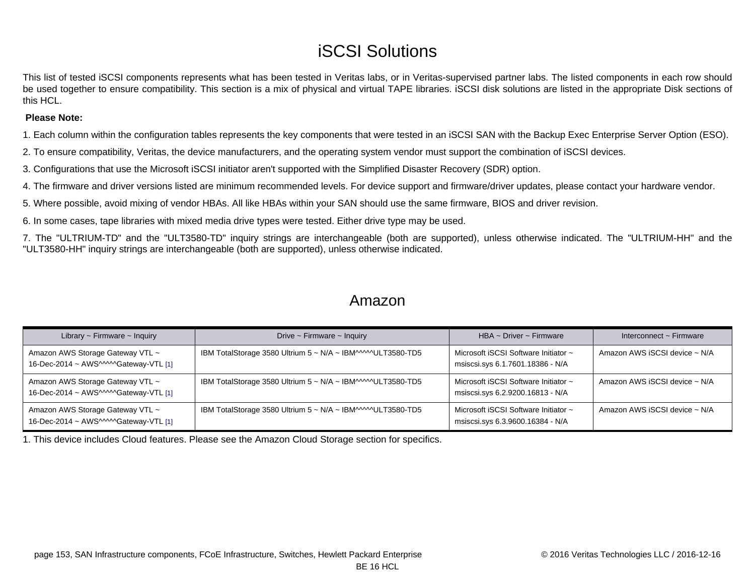# iSCSI Solutions

This list of tested iSCSI components represents what has been tested in Veritas labs, or in Veritas-supervised partner labs. The listed components in each row should be used together to ensure compatibility. This section is a mix of physical and virtual TAPE libraries. iSCSI disk solutions are listed in the appropriate Disk sections of this HCL.

**Please Note:**

1. Each column within the configuration tables represents the key components that were tested in an iSCSI SAN with the Backup Exec Enterprise Server Option (ESO).
2. To ensure compatibility, Veritas, the device manufacturers, and the operating system vendor must support the combination of iSCSI devices.
3. Configurations that use the Microsoft iSCSI initiator aren't supported with the Simplified Disaster Recovery (SDR) option.
4. The firmware and driver versions listed are minimum recommended levels. For device support and firmware/driver updates, please contact your hardware vendor.
5. Where possible, avoid mixing of vendor HBAs. All like HBAs within your SAN should use the same firmware, BIOS and driver revision.
6. In some cases, tape libraries with mixed media drive types were tested. Either drive type may be used.
7. The "ULTRIUM-TD" and the "ULT3580-TD" inquiry strings are interchangeable (both are supported), unless otherwise indicated. The "ULTRIUM-HH" and the "ULT3580-HH" inquiry strings are interchangeable (both are supported), unless otherwise indicated.

## Amazon

| Library ~ Firmware ~ Inquiry | Drive ~ Firmware ~ Inquiry | HBA ~ Driver ~ Firmware | Interconnect ~ Firmware |
|---|---|---|---|
| Amazon AWS Storage Gateway VTL ~ 16-Dec-2014 ~ AWS^^^^^Gateway-VTL [1] | IBM TotalStorage 3580 Ultrium 5 ~ N/A ~ IBM^^^^^ULT3580-TD5 | Microsoft iSCSI Software Initiator ~ msiscsi.sys 6.1.7601.18386 - N/A | Amazon AWS iSCSI device ~ N/A |
| Amazon AWS Storage Gateway VTL ~ 16-Dec-2014 ~ AWS^^^^^Gateway-VTL [1] | IBM TotalStorage 3580 Ultrium 5 ~ N/A ~ IBM^^^^^ULT3580-TD5 | Microsoft iSCSI Software Initiator ~ msiscsi.sys 6.2.9200.16813 - N/A | Amazon AWS iSCSI device ~ N/A |
| Amazon AWS Storage Gateway VTL ~ 16-Dec-2014 ~ AWS^^^^^Gateway-VTL [1] | IBM TotalStorage 3580 Ultrium 5 ~ N/A ~ IBM^^^^^ULT3580-TD5 | Microsoft iSCSI Software Initiator ~ msiscsi.sys 6.3.9600.16384 - N/A | Amazon AWS iSCSI device ~ N/A |

1. This device includes Cloud features. Please see the Amazon Cloud Storage section for specifics.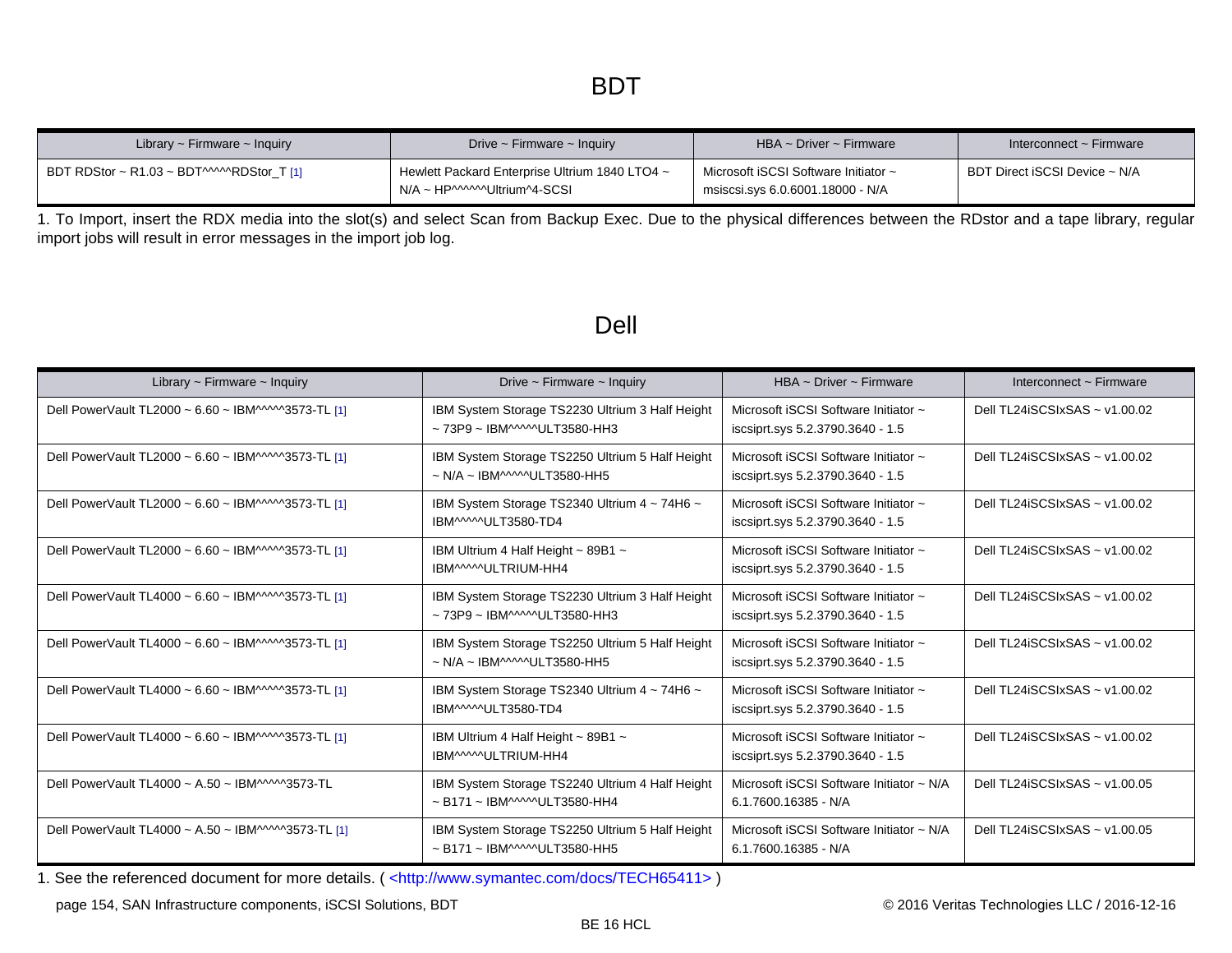# BDT

| Library ~ Firmware ~ Inquiry | Drive ~ Firmware ~ Inquiry | HBA ~ Driver ~ Firmware | Interconnect ~ Firmware |
|---|---|---|---|
| BDT RDStor ~ R1.03 ~ BDT^^^^^RDStor_T [1] | Hewlett Packard Enterprise Ultrium 1840 LTO4 ~ N/A ~ HP^^^^^^Ultrium^4-SCSI | Microsoft iSCSI Software Initiator ~ msiscsi.sys 6.0.6001.18000 - N/A | BDT Direct iSCSI Device ~ N/A |

1. To Import, insert the RDX media into the slot(s) and select Scan from Backup Exec. Due to the physical differences between the RDstor and a tape library, regular import jobs will result in error messages in the import job log.

# Dell

| Library ~ Firmware ~ Inquiry | Drive ~ Firmware ~ Inquiry | HBA ~ Driver ~ Firmware | Interconnect ~ Firmware |
|---|---|---|---|
| Dell PowerVault TL2000 ~ 6.60 ~ IBM^^^^^3573-TL [1] | IBM System Storage TS2230 Ultrium 3 Half Height ~ 73P9 ~ IBM^^^^^ULT3580-HH3 | Microsoft iSCSI Software Initiator ~ iscsiprt.sys 5.2.3790.3640 - 1.5 | Dell TL24iSCSIxSAS ~ v1.00.02 |
| Dell PowerVault TL2000 ~ 6.60 ~ IBM^^^^^3573-TL [1] | IBM System Storage TS2250 Ultrium 5 Half Height ~ N/A ~ IBM^^^^^ULT3580-HH5 | Microsoft iSCSI Software Initiator ~ iscsiprt.sys 5.2.3790.3640 - 1.5 | Dell TL24iSCSIxSAS ~ v1.00.02 |
| Dell PowerVault TL2000 ~ 6.60 ~ IBM^^^^^3573-TL [1] | IBM System Storage TS2340 Ultrium 4 ~ 74H6 ~ IBM^^^^^ULT3580-TD4 | Microsoft iSCSI Software Initiator ~ iscsiprt.sys 5.2.3790.3640 - 1.5 | Dell TL24iSCSIxSAS ~ v1.00.02 |
| Dell PowerVault TL2000 ~ 6.60 ~ IBM^^^^^3573-TL [1] | IBM Ultrium 4 Half Height ~ 89B1 ~ IBM^^^^^ULTRIUM-HH4 | Microsoft iSCSI Software Initiator ~ iscsiprt.sys 5.2.3790.3640 - 1.5 | Dell TL24iSCSIxSAS ~ v1.00.02 |
| Dell PowerVault TL4000 ~ 6.60 ~ IBM^^^^^3573-TL [1] | IBM System Storage TS2230 Ultrium 3 Half Height ~ 73P9 ~ IBM^^^^^ULT3580-HH3 | Microsoft iSCSI Software Initiator ~ iscsiprt.sys 5.2.3790.3640 - 1.5 | Dell TL24iSCSIxSAS ~ v1.00.02 |
| Dell PowerVault TL4000 ~ 6.60 ~ IBM^^^^^3573-TL [1] | IBM System Storage TS2250 Ultrium 5 Half Height ~ N/A ~ IBM^^^^^ULT3580-HH5 | Microsoft iSCSI Software Initiator ~ iscsiprt.sys 5.2.3790.3640 - 1.5 | Dell TL24iSCSIxSAS ~ v1.00.02 |
| Dell PowerVault TL4000 ~ 6.60 ~ IBM^^^^^3573-TL [1] | IBM System Storage TS2340 Ultrium 4 ~ 74H6 ~ IBM^^^^^ULT3580-TD4 | Microsoft iSCSI Software Initiator ~ iscsiprt.sys 5.2.3790.3640 - 1.5 | Dell TL24iSCSIxSAS ~ v1.00.02 |
| Dell PowerVault TL4000 ~ 6.60 ~ IBM^^^^^3573-TL [1] | IBM Ultrium 4 Half Height ~ 89B1 ~ IBM^^^^^ULTRIUM-HH4 | Microsoft iSCSI Software Initiator ~ iscsiprt.sys 5.2.3790.3640 - 1.5 | Dell TL24iSCSIxSAS ~ v1.00.02 |
| Dell PowerVault TL4000 ~ A.50 ~ IBM^^^^^3573-TL | IBM System Storage TS2240 Ultrium 4 Half Height ~ B171 ~ IBM^^^^^ULT3580-HH4 | Microsoft iSCSI Software Initiator ~ N/A 6.1.7600.16385 - N/A | Dell TL24iSCSIxSAS ~ v1.00.05 |
| Dell PowerVault TL4000 ~ A.50 ~ IBM^^^^^3573-TL [1] | IBM System Storage TS2250 Ultrium 5 Half Height ~ B171 ~ IBM^^^^^ULT3580-HH5 | Microsoft iSCSI Software Initiator ~ N/A 6.1.7600.16385 - N/A | Dell TL24iSCSIxSAS ~ v1.00.05 |

1. See the referenced document for more details. ( <http://www.symantec.com/docs/TECH65411> )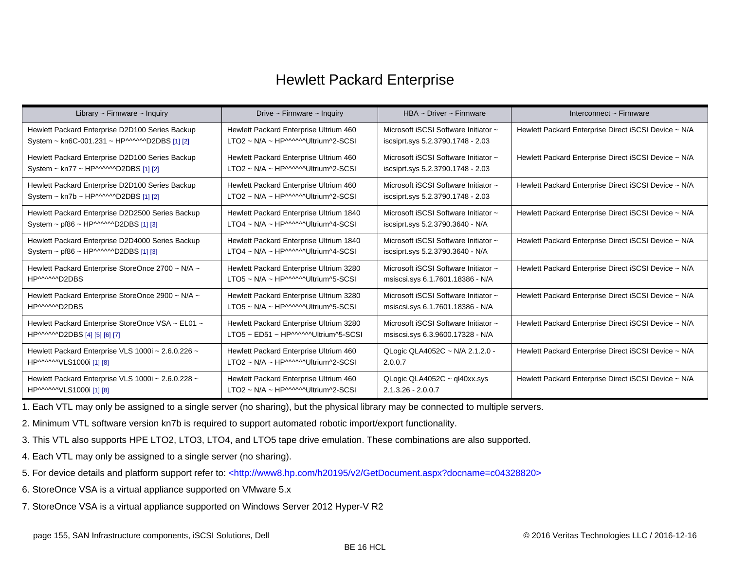# Hewlett Packard Enterprise

| Library ~ Firmware ~ Inquiry | Drive ~ Firmware ~ Inquiry | HBA ~ Driver ~ Firmware | Interconnect ~ Firmware |
|---|---|---|---|
| Hewlett Packard Enterprise D2D100 Series Backup System ~ kn6C-001.231 ~ HP^^^^^^D2DBS [1] [2] | Hewlett Packard Enterprise Ultrium 460 LTO2 ~ N/A ~ HP^^^^^^Ultrium^2-SCSI | Microsoft iSCSI Software Initiator ~ iscsiprt.sys 5.2.3790.1748 - 2.03 | Hewlett Packard Enterprise Direct iSCSI Device ~ N/A |
| Hewlett Packard Enterprise D2D100 Series Backup System ~ kn77 ~ HP^^^^^^D2DBS [1] [2] | Hewlett Packard Enterprise Ultrium 460 LTO2 ~ N/A ~ HP^^^^^^Ultrium^2-SCSI | Microsoft iSCSI Software Initiator ~ iscsiprt.sys 5.2.3790.1748 - 2.03 | Hewlett Packard Enterprise Direct iSCSI Device ~ N/A |
| Hewlett Packard Enterprise D2D100 Series Backup System ~ kn7b ~ HP^^^^^^D2DBS [1] [2] | Hewlett Packard Enterprise Ultrium 460 LTO2 ~ N/A ~ HP^^^^^^Ultrium^2-SCSI | Microsoft iSCSI Software Initiator ~ iscsiprt.sys 5.2.3790.1748 - 2.03 | Hewlett Packard Enterprise Direct iSCSI Device ~ N/A |
| Hewlett Packard Enterprise D2D2500 Series Backup System ~ pf86 ~ HP^^^^^^D2DBS [1] [3] | Hewlett Packard Enterprise Ultrium 1840 LTO4 ~ N/A ~ HP^^^^^^Ultrium^4-SCSI | Microsoft iSCSI Software Initiator ~ iscsiprt.sys 5.2.3790.3640 - N/A | Hewlett Packard Enterprise Direct iSCSI Device ~ N/A |
| Hewlett Packard Enterprise D2D4000 Series Backup System ~ pf86 ~ HP^^^^^^D2DBS [1] [3] | Hewlett Packard Enterprise Ultrium 1840 LTO4 ~ N/A ~ HP^^^^^^Ultrium^4-SCSI | Microsoft iSCSI Software Initiator ~ iscsiprt.sys 5.2.3790.3640 - N/A | Hewlett Packard Enterprise Direct iSCSI Device ~ N/A |
| Hewlett Packard Enterprise StoreOnce 2700 ~ N/A ~ HP^^^^^^D2DBS | Hewlett Packard Enterprise Ultrium 3280 LTO5 ~ N/A ~ HP^^^^^^Ultrium^5-SCSI | Microsoft iSCSI Software Initiator ~ msiscsi.sys 6.1.7601.18386 - N/A | Hewlett Packard Enterprise Direct iSCSI Device ~ N/A |
| Hewlett Packard Enterprise StoreOnce 2900 ~ N/A ~ HP^^^^^^D2DBS | Hewlett Packard Enterprise Ultrium 3280 LTO5 ~ N/A ~ HP^^^^^^Ultrium^5-SCSI | Microsoft iSCSI Software Initiator ~ msiscsi.sys 6.1.7601.18386 - N/A | Hewlett Packard Enterprise Direct iSCSI Device ~ N/A |
| Hewlett Packard Enterprise StoreOnce VSA ~ EL01 ~ HP^^^^^^D2DBS [4] [5] [6] [7] | Hewlett Packard Enterprise Ultrium 3280 LTO5 ~ ED51 ~ HP^^^^^^Ultrium^5-SCSI | Microsoft iSCSI Software Initiator ~ msiscsi.sys 6.3.9600.17328 - N/A | Hewlett Packard Enterprise Direct iSCSI Device ~ N/A |
| Hewlett Packard Enterprise VLS 1000i ~ 2.6.0.226 ~ HP^^^^^^VLS1000i [1] [8] | Hewlett Packard Enterprise Ultrium 460 LTO2 ~ N/A ~ HP^^^^^^Ultrium^2-SCSI | QLogic QLA4052C ~ N/A 2.1.2.0 - 2.0.0.7 | Hewlett Packard Enterprise Direct iSCSI Device ~ N/A |
| Hewlett Packard Enterprise VLS 1000i ~ 2.6.0.228 ~ HP^^^^^^VLS1000i [1] [8] | Hewlett Packard Enterprise Ultrium 460 LTO2 ~ N/A ~ HP^^^^^^Ultrium^2-SCSI | QLogic QLA4052C ~ ql40xx.sys 2.1.3.26 - 2.0.0.7 | Hewlett Packard Enterprise Direct iSCSI Device ~ N/A |

1. Each VTL may only be assigned to a single server (no sharing), but the physical library may be connected to multiple servers.
2. Minimum VTL software version kn7b is required to support automated robotic import/export functionality.
3. This VTL also supports HPE LTO2, LTO3, LTO4, and LTO5 tape drive emulation. These combinations are also supported.
4. Each VTL may only be assigned to a single server (no sharing).
5. For device details and platform support refer to: <http://www8.hp.com/h20195/v2/GetDocument.aspx?docname=c04328820>
6. StoreOnce VSA is a virtual appliance supported on VMware 5.x
7. StoreOnce VSA is a virtual appliance supported on Windows Server 2012 Hyper-V R2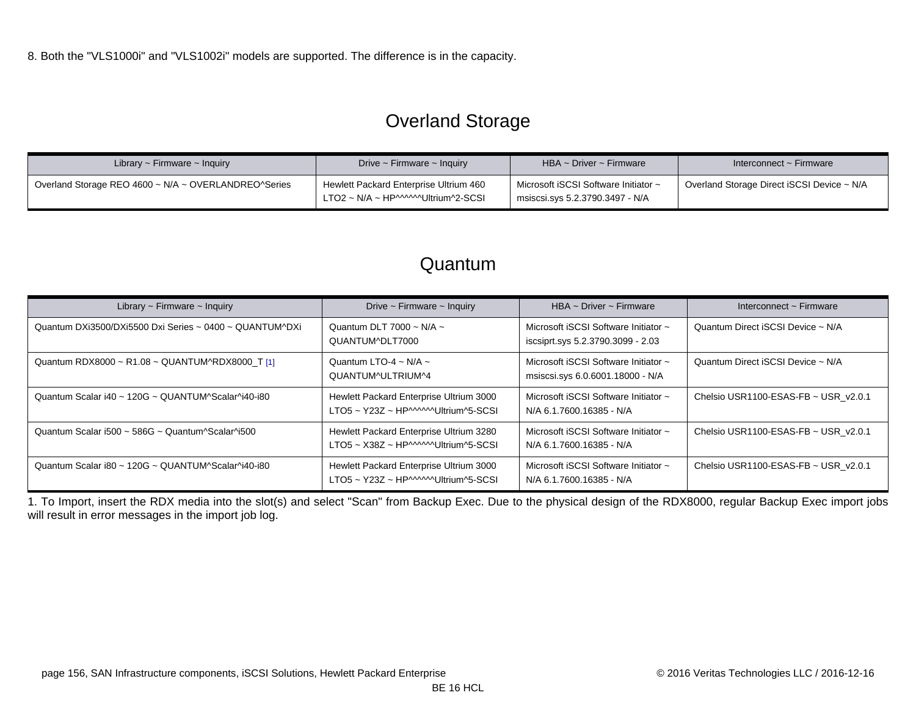8. Both the "VLS1000i" and "VLS1002i" models are supported. The difference is in the capacity.

## Overland Storage

| Library ~ Firmware ~ Inquiry | Drive ~ Firmware ~ Inquiry | HBA ~ Driver ~ Firmware | Interconnect ~ Firmware |
|---|---|---|---|
| Overland Storage REO 4600 ~ N/A ~ OVERLANDREO^Series | Hewlett Packard Enterprise Ultrium 460 LTO2 ~ N/A ~ HP^^^^^^Ultrium^2-SCSI | Microsoft iSCSI Software Initiator ~ msiscsi.sys 5.2.3790.3497 - N/A | Overland Storage Direct iSCSI Device ~ N/A |

## Quantum

| Library ~ Firmware ~ Inquiry | Drive ~ Firmware ~ Inquiry | HBA ~ Driver ~ Firmware | Interconnect ~ Firmware |
|---|---|---|---|
| Quantum DXi3500/DXi5500 Dxi Series ~ 0400 ~ QUANTUM^DXi | Quantum DLT 7000 ~ N/A ~ QUANTUM^DLT7000 | Microsoft iSCSI Software Initiator ~ iscsiprt.sys 5.2.3790.3099 - 2.03 | Quantum Direct iSCSI Device ~ N/A |
| Quantum RDX8000 ~ R1.08 ~ QUANTUM^RDX8000_T [1] | Quantum LTO-4 ~ N/A ~ QUANTUM^ULTRIUM^4 | Microsoft iSCSI Software Initiator ~ msiscsi.sys 6.0.6001.18000 - N/A | Quantum Direct iSCSI Device ~ N/A |
| Quantum Scalar i40 ~ 120G ~ QUANTUM^Scalar^i40-i80 | Hewlett Packard Enterprise Ultrium 3000 LTO5 ~ Y23Z ~ HP^^^^^^Ultrium^5-SCSI | Microsoft iSCSI Software Initiator ~ N/A 6.1.7600.16385 - N/A | Chelsio USR1100-ESAS-FB ~ USR_v2.0.1 |
| Quantum Scalar i500 ~ 586G ~ Quantum^Scalar^i500 | Hewlett Packard Enterprise Ultrium 3280 LTO5 ~ X38Z ~ HP^^^^^^Ultrium^5-SCSI | Microsoft iSCSI Software Initiator ~ N/A 6.1.7600.16385 - N/A | Chelsio USR1100-ESAS-FB ~ USR_v2.0.1 |
| Quantum Scalar i80 ~ 120G ~ QUANTUM^Scalar^i40-i80 | Hewlett Packard Enterprise Ultrium 3000 LTO5 ~ Y23Z ~ HP^^^^^^Ultrium^5-SCSI | Microsoft iSCSI Software Initiator ~ N/A 6.1.7600.16385 - N/A | Chelsio USR1100-ESAS-FB ~ USR_v2.0.1 |

1. To Import, insert the RDX media into the slot(s) and select "Scan" from Backup Exec. Due to the physical design of the RDX8000, regular Backup Exec import jobs will result in error messages in the import job log.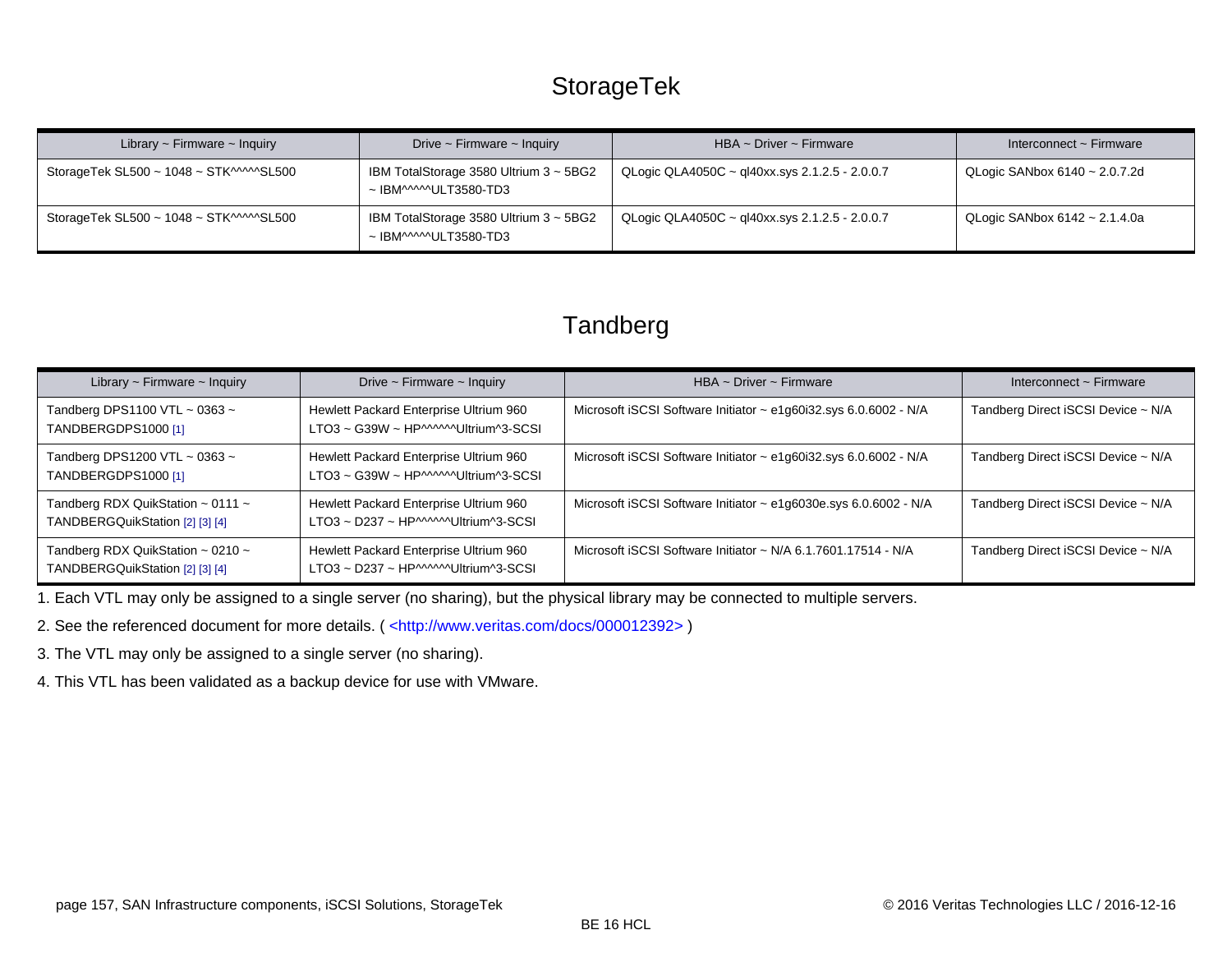# StorageTek

| Library ~ Firmware ~ Inquiry | Drive ~ Firmware ~ Inquiry | HBA ~ Driver ~ Firmware | Interconnect ~ Firmware |
|---|---|---|---|
| StorageTek SL500 ~ 1048 ~ STK^^^^^SL500 | IBM TotalStorage 3580 Ultrium 3 ~ 5BG2 ~ IBM^^^^^ULT3580-TD3 | QLogic QLA4050C ~ ql40xx.sys 2.1.2.5 - 2.0.0.7 | QLogic SANbox 6140 ~ 2.0.7.2d |
| StorageTek SL500 ~ 1048 ~ STK^^^^^SL500 | IBM TotalStorage 3580 Ultrium 3 ~ 5BG2 ~ IBM^^^^^ULT3580-TD3 | QLogic QLA4050C ~ ql40xx.sys 2.1.2.5 - 2.0.0.7 | QLogic SANbox 6142 ~ 2.1.4.0a |

# Tandberg

| Library ~ Firmware ~ Inquiry | Drive ~ Firmware ~ Inquiry | HBA ~ Driver ~ Firmware | Interconnect ~ Firmware |
|---|---|---|---|
| Tandberg DPS1100 VTL ~ 0363 ~ TANDBERGDPS1000 [1] | Hewlett Packard Enterprise Ultrium 960 LTO3 ~ G39W ~ HP^^^^^^Ultrium^3-SCSI | Microsoft iSCSI Software Initiator ~ e1g60i32.sys 6.0.6002 - N/A | Tandberg Direct iSCSI Device ~ N/A |
| Tandberg DPS1200 VTL ~ 0363 ~ TANDBERGDPS1000 [1] | Hewlett Packard Enterprise Ultrium 960 LTO3 ~ G39W ~ HP^^^^^^Ultrium^3-SCSI | Microsoft iSCSI Software Initiator ~ e1g60i32.sys 6.0.6002 - N/A | Tandberg Direct iSCSI Device ~ N/A |
| Tandberg RDX QuikStation ~ 0111 ~ TANDBERGQuikStation [2] [3] [4] | Hewlett Packard Enterprise Ultrium 960 LTO3 ~ D237 ~ HP^^^^^^Ultrium^3-SCSI | Microsoft iSCSI Software Initiator ~ e1g6030e.sys 6.0.6002 - N/A | Tandberg Direct iSCSI Device ~ N/A |
| Tandberg RDX QuikStation ~ 0210 ~ TANDBERGQuikStation [2] [3] [4] | Hewlett Packard Enterprise Ultrium 960 LTO3 ~ D237 ~ HP^^^^^^Ultrium^3-SCSI | Microsoft iSCSI Software Initiator ~ N/A 6.1.7601.17514 - N/A | Tandberg Direct iSCSI Device ~ N/A |

1. Each VTL may only be assigned to a single server (no sharing), but the physical library may be connected to multiple servers.

2. See the referenced document for more details. ( <http://www.veritas.com/docs/000012392> )

3. The VTL may only be assigned to a single server (no sharing).

4. This VTL has been validated as a backup device for use with VMware.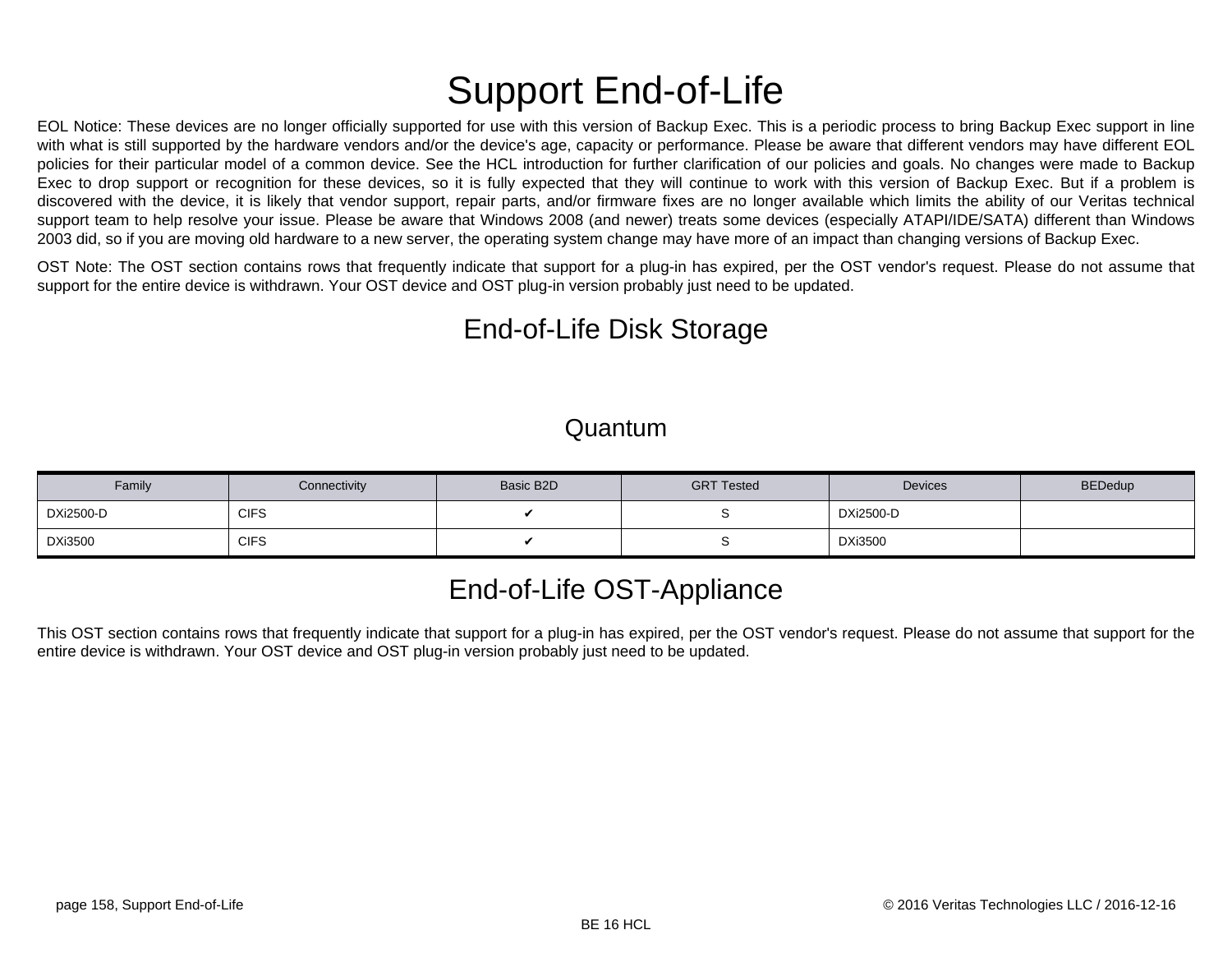# Support End-of-Life

EOL Notice: These devices are no longer officially supported for use with this version of Backup Exec. This is a periodic process to bring Backup Exec support in line with what is still supported by the hardware vendors and/or the device's age, capacity or performance. Please be aware that different vendors may have different EOL policies for their particular model of a common device. See the HCL introduction for further clarification of our policies and goals. No changes were made to Backup Exec to drop support or recognition for these devices, so it is fully expected that they will continue to work with this version of Backup Exec. But if a problem is discovered with the device, it is likely that vendor support, repair parts, and/or firmware fixes are no longer available which limits the ability of our Veritas technical support team to help resolve your issue. Please be aware that Windows 2008 (and newer) treats some devices (especially ATAPI/IDE/SATA) different than Windows 2003 did, so if you are moving old hardware to a new server, the operating system change may have more of an impact than changing versions of Backup Exec.

OST Note: The OST section contains rows that frequently indicate that support for a plug-in has expired, per the OST vendor's request. Please do not assume that support for the entire device is withdrawn. Your OST device and OST plug-in version probably just need to be updated.

## End-of-Life Disk Storage

### Quantum

| Family | Connectivity | Basic B2D | GRT Tested | Devices | BEDedup |
|---|---|---|---|---|---|
| DXi2500-D | CIFS | ✔ | S | DXi2500-D | |
| DXi3500 | CIFS | ✔ | S | DXi3500 | |

## End-of-Life OST-Appliance

This OST section contains rows that frequently indicate that support for a plug-in has expired, per the OST vendor's request. Please do not assume that support for the entire device is withdrawn. Your OST device and OST plug-in version probably just need to be updated.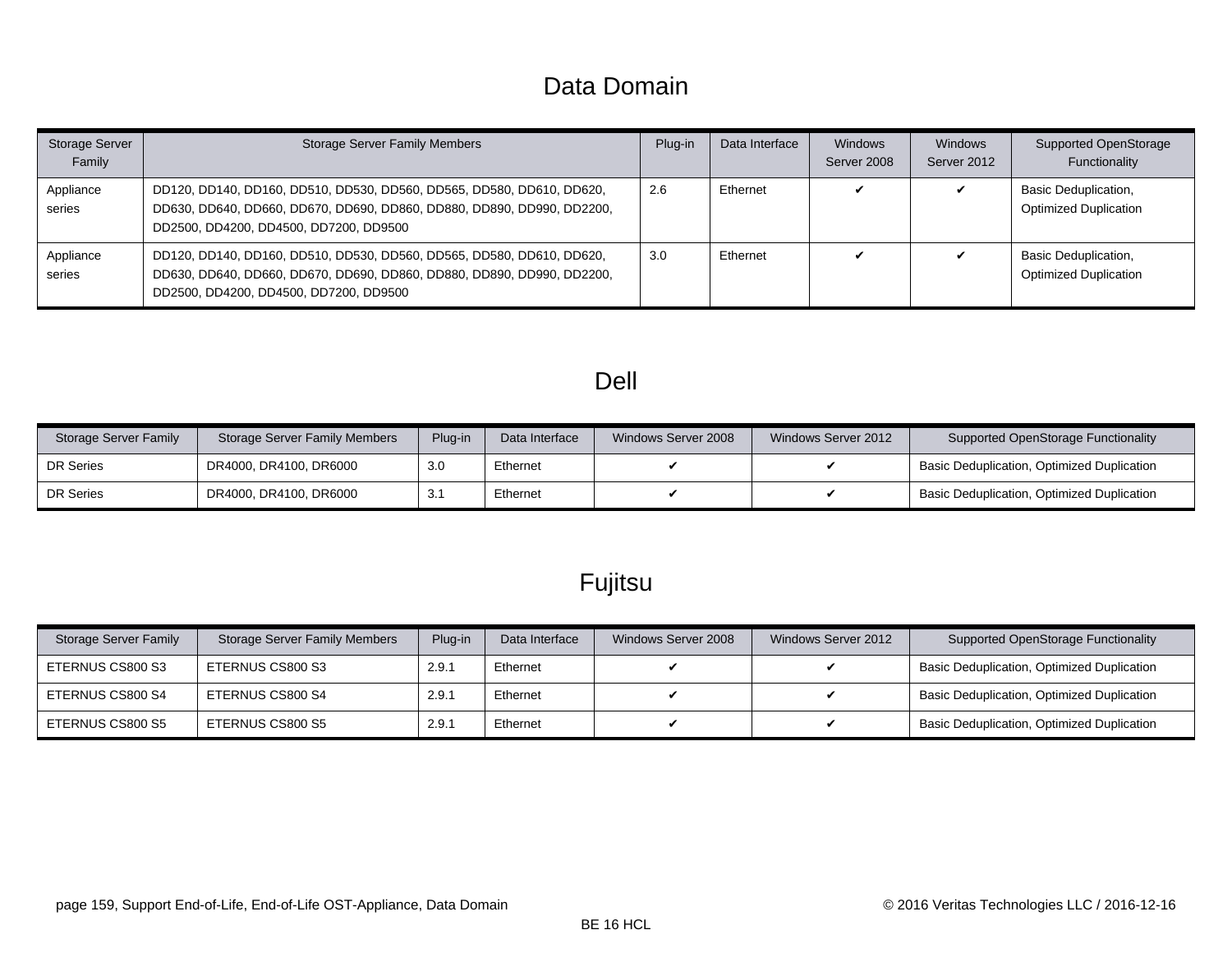# Data Domain

| Storage Server Family | Storage Server Family Members | Plug-in | Data Interface | Windows Server 2008 | Windows Server 2012 | Supported OpenStorage Functionality |
|---|---|---|---|---|---|---|
| Appliance series | DD120, DD140, DD160, DD510, DD530, DD560, DD565, DD580, DD610, DD620, DD630, DD640, DD660, DD670, DD690, DD860, DD880, DD890, DD990, DD2200, DD2500, DD4200, DD4500, DD7200, DD9500 | 2.6 | Ethernet | ✔ | ✔ | Basic Deduplication, Optimized Duplication |
| Appliance series | DD120, DD140, DD160, DD510, DD530, DD560, DD565, DD580, DD610, DD620, DD630, DD640, DD660, DD670, DD690, DD860, DD880, DD890, DD990, DD2200, DD2500, DD4200, DD4500, DD7200, DD9500 | 3.0 | Ethernet | ✔ | ✔ | Basic Deduplication, Optimized Duplication |

# Dell

| Storage Server Family | Storage Server Family Members | Plug-in | Data Interface | Windows Server 2008 | Windows Server 2012 | Supported OpenStorage Functionality |
|---|---|---|---|---|---|---|
| DR Series | DR4000, DR4100, DR6000 | 3.0 | Ethernet | ✔ | ✔ | Basic Deduplication, Optimized Duplication |
| DR Series | DR4000, DR4100, DR6000 | 3.1 | Ethernet | ✔ | ✔ | Basic Deduplication, Optimized Duplication |

# Fujitsu

| Storage Server Family | Storage Server Family Members | Plug-in | Data Interface | Windows Server 2008 | Windows Server 2012 | Supported OpenStorage Functionality |
|---|---|---|---|---|---|---|
| ETERNUS CS800 S3 | ETERNUS CS800 S3 | 2.9.1 | Ethernet | ✔ | ✔ | Basic Deduplication, Optimized Duplication |
| ETERNUS CS800 S4 | ETERNUS CS800 S4 | 2.9.1 | Ethernet | ✔ | ✔ | Basic Deduplication, Optimized Duplication |
| ETERNUS CS800 S5 | ETERNUS CS800 S5 | 2.9.1 | Ethernet | ✔ | ✔ | Basic Deduplication, Optimized Duplication |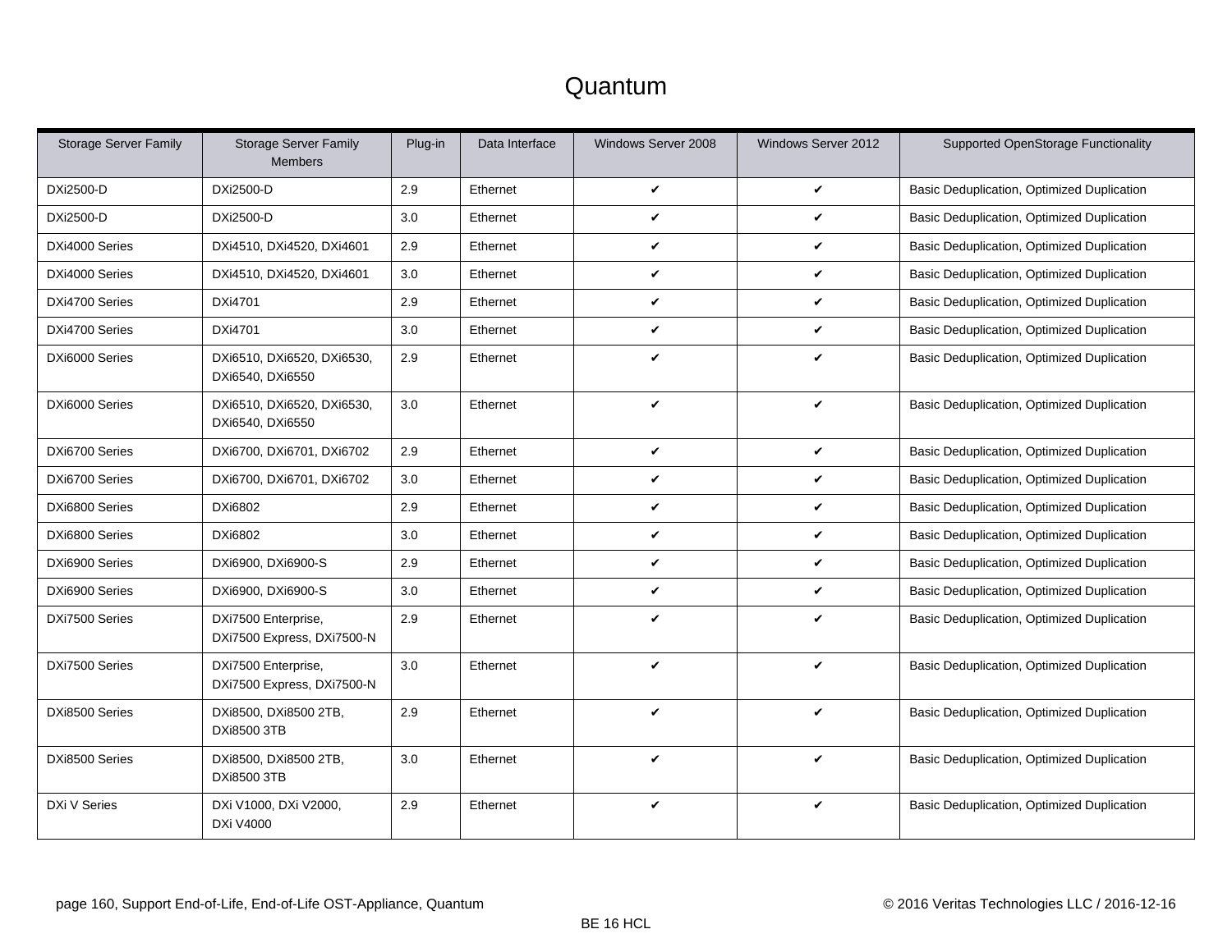# Quantum

| Storage Server Family | Storage Server Family Members | Plug-in | Data Interface | Windows Server 2008 | Windows Server 2012 | Supported OpenStorage Functionality |
|---|---|---|---|---|---|---|
| DXi2500-D | DXi2500-D | 2.9 | Ethernet | ✔ | ✔ | Basic Deduplication, Optimized Duplication |
| DXi2500-D | DXi2500-D | 3.0 | Ethernet | ✔ | ✔ | Basic Deduplication, Optimized Duplication |
| DXi4000 Series | DXi4510, DXi4520, DXi4601 | 2.9 | Ethernet | ✔ | ✔ | Basic Deduplication, Optimized Duplication |
| DXi4000 Series | DXi4510, DXi4520, DXi4601 | 3.0 | Ethernet | ✔ | ✔ | Basic Deduplication, Optimized Duplication |
| DXi4700 Series | DXi4701 | 2.9 | Ethernet | ✔ | ✔ | Basic Deduplication, Optimized Duplication |
| DXi4700 Series | DXi4701 | 3.0 | Ethernet | ✔ | ✔ | Basic Deduplication, Optimized Duplication |
| DXi6000 Series | DXi6510, DXi6520, DXi6530, DXi6540, DXi6550 | 2.9 | Ethernet | ✔ | ✔ | Basic Deduplication, Optimized Duplication |
| DXi6000 Series | DXi6510, DXi6520, DXi6530, DXi6540, DXi6550 | 3.0 | Ethernet | ✔ | ✔ | Basic Deduplication, Optimized Duplication |
| DXi6700 Series | DXi6700, DXi6701, DXi6702 | 2.9 | Ethernet | ✔ | ✔ | Basic Deduplication, Optimized Duplication |
| DXi6700 Series | DXi6700, DXi6701, DXi6702 | 3.0 | Ethernet | ✔ | ✔ | Basic Deduplication, Optimized Duplication |
| DXi6800 Series | DXi6802 | 2.9 | Ethernet | ✔ | ✔ | Basic Deduplication, Optimized Duplication |
| DXi6800 Series | DXi6802 | 3.0 | Ethernet | ✔ | ✔ | Basic Deduplication, Optimized Duplication |
| DXi6900 Series | DXi6900, DXi6900-S | 2.9 | Ethernet | ✔ | ✔ | Basic Deduplication, Optimized Duplication |
| DXi6900 Series | DXi6900, DXi6900-S | 3.0 | Ethernet | ✔ | ✔ | Basic Deduplication, Optimized Duplication |
| DXi7500 Series | DXi7500 Enterprise, DXi7500 Express, DXi7500-N | 2.9 | Ethernet | ✔ | ✔ | Basic Deduplication, Optimized Duplication |
| DXi7500 Series | DXi7500 Enterprise, DXi7500 Express, DXi7500-N | 3.0 | Ethernet | ✔ | ✔ | Basic Deduplication, Optimized Duplication |
| DXi8500 Series | DXi8500, DXi8500 2TB, DXi8500 3TB | 2.9 | Ethernet | ✔ | ✔ | Basic Deduplication, Optimized Duplication |
| DXi8500 Series | DXi8500, DXi8500 2TB, DXi8500 3TB | 3.0 | Ethernet | ✔ | ✔ | Basic Deduplication, Optimized Duplication |
| DXi V Series | DXi V1000, DXi V2000, DXi V4000 | 2.9 | Ethernet | ✔ | ✔ | Basic Deduplication, Optimized Duplication |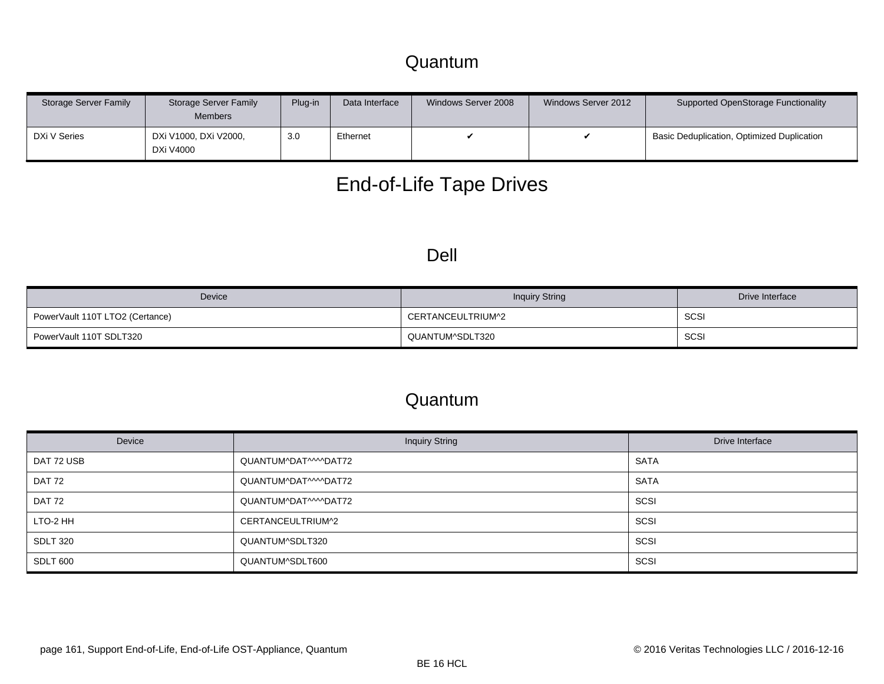## Quantum

| Storage Server Family | Storage Server Family Members | Plug-in | Data Interface | Windows Server 2008 | Windows Server 2012 | Supported OpenStorage Functionality |
|---|---|---|---|---|---|---|
| DXi V Series | DXi V1000, DXi V2000, DXi V4000 | 3.0 | Ethernet | ✔ | ✔ | Basic Deduplication, Optimized Duplication |

# End-of-Life Tape Drives

## Dell

| Device | Inquiry String | Drive Interface |
|---|---|---|
| PowerVault 110T LTO2 (Certance) | CERTANCEULTRIUM^2 | SCSI |
| PowerVault 110T SDLT320 | QUANTUM^SDLT320 | SCSI |

## Quantum

| Device | Inquiry String | Drive Interface |
|---|---|---|
| DAT 72 USB | QUANTUM^DAT^^^^DAT72 | SATA |
| DAT 72 | QUANTUM^DAT^^^^DAT72 | SATA |
| DAT 72 | QUANTUM^DAT^^^^DAT72 | SCSI |
| LTO-2 HH | CERTANCEULTRIUM^2 | SCSI |
| SDLT 320 | QUANTUM^SDLT320 | SCSI |
| SDLT 600 | QUANTUM^SDLT600 | SCSI |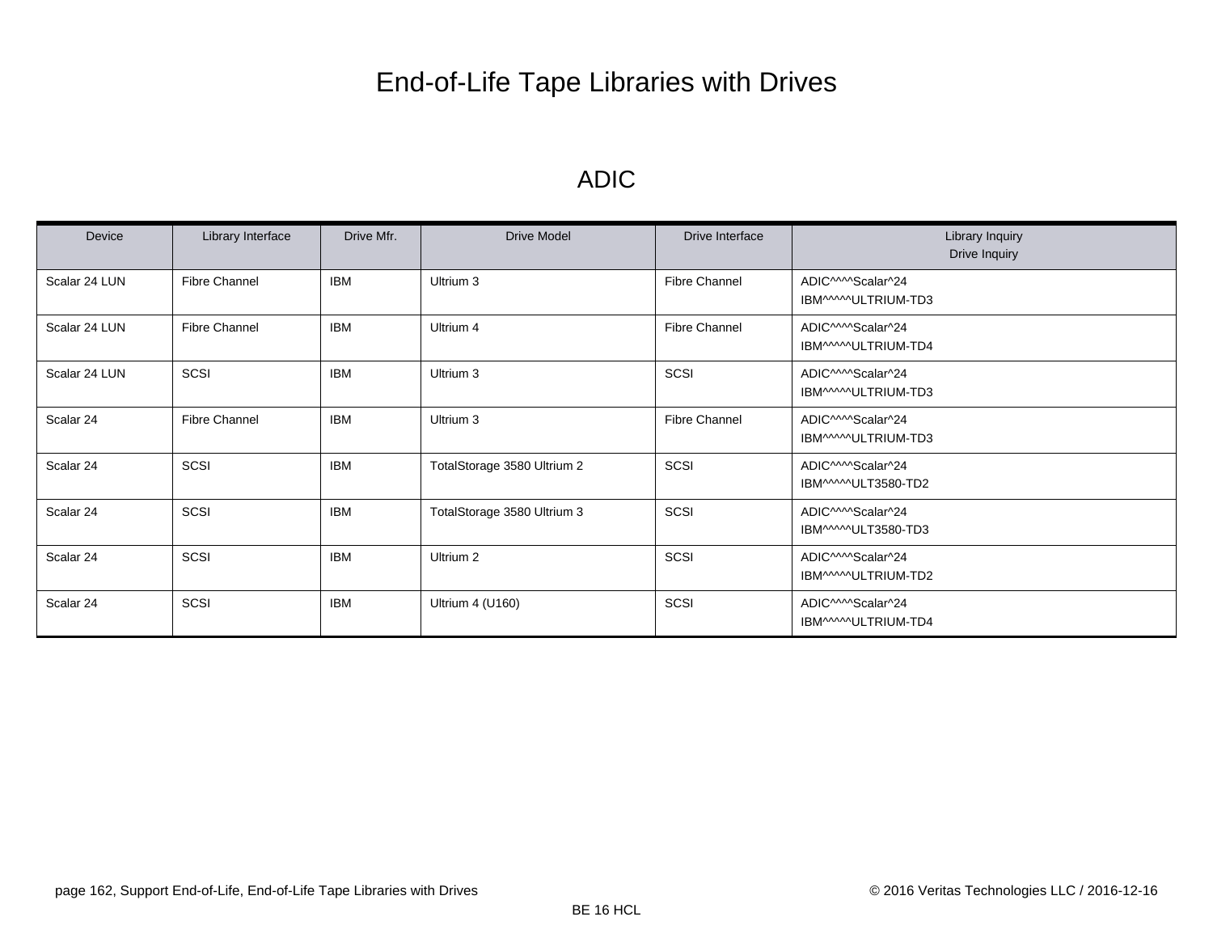# End-of-Life Tape Libraries with Drives

## ADIC

| Device | Library Interface | Drive Mfr. | Drive Model | Drive Interface | Library Inquiry<br>Drive Inquiry |
|---|---|---|---|---|---|
| Scalar 24 LUN | Fibre Channel | IBM | Ultrium 3 | Fibre Channel | ADIC^^^^Scalar^24<br>IBM^^^^^ULTRIUM-TD3 |
| Scalar 24 LUN | Fibre Channel | IBM | Ultrium 4 | Fibre Channel | ADIC^^^^Scalar^24<br>IBM^^^^^ULTRIUM-TD4 |
| Scalar 24 LUN | SCSI | IBM | Ultrium 3 | SCSI | ADIC^^^^Scalar^24<br>IBM^^^^^ULTRIUM-TD3 |
| Scalar 24 | Fibre Channel | IBM | Ultrium 3 | Fibre Channel | ADIC^^^^Scalar^24<br>IBM^^^^^ULTRIUM-TD3 |
| Scalar 24 | SCSI | IBM | TotalStorage 3580 Ultrium 2 | SCSI | ADIC^^^^Scalar^24<br>IBM^^^^^ULT3580-TD2 |
| Scalar 24 | SCSI | IBM | TotalStorage 3580 Ultrium 3 | SCSI | ADIC^^^^Scalar^24<br>IBM^^^^^ULT3580-TD3 |
| Scalar 24 | SCSI | IBM | Ultrium 2 | SCSI | ADIC^^^^Scalar^24<br>IBM^^^^^ULTRIUM-TD2 |
| Scalar 24 | SCSI | IBM | Ultrium 4 (U160) | SCSI | ADIC^^^^Scalar^24<br>IBM^^^^^ULTRIUM-TD4 |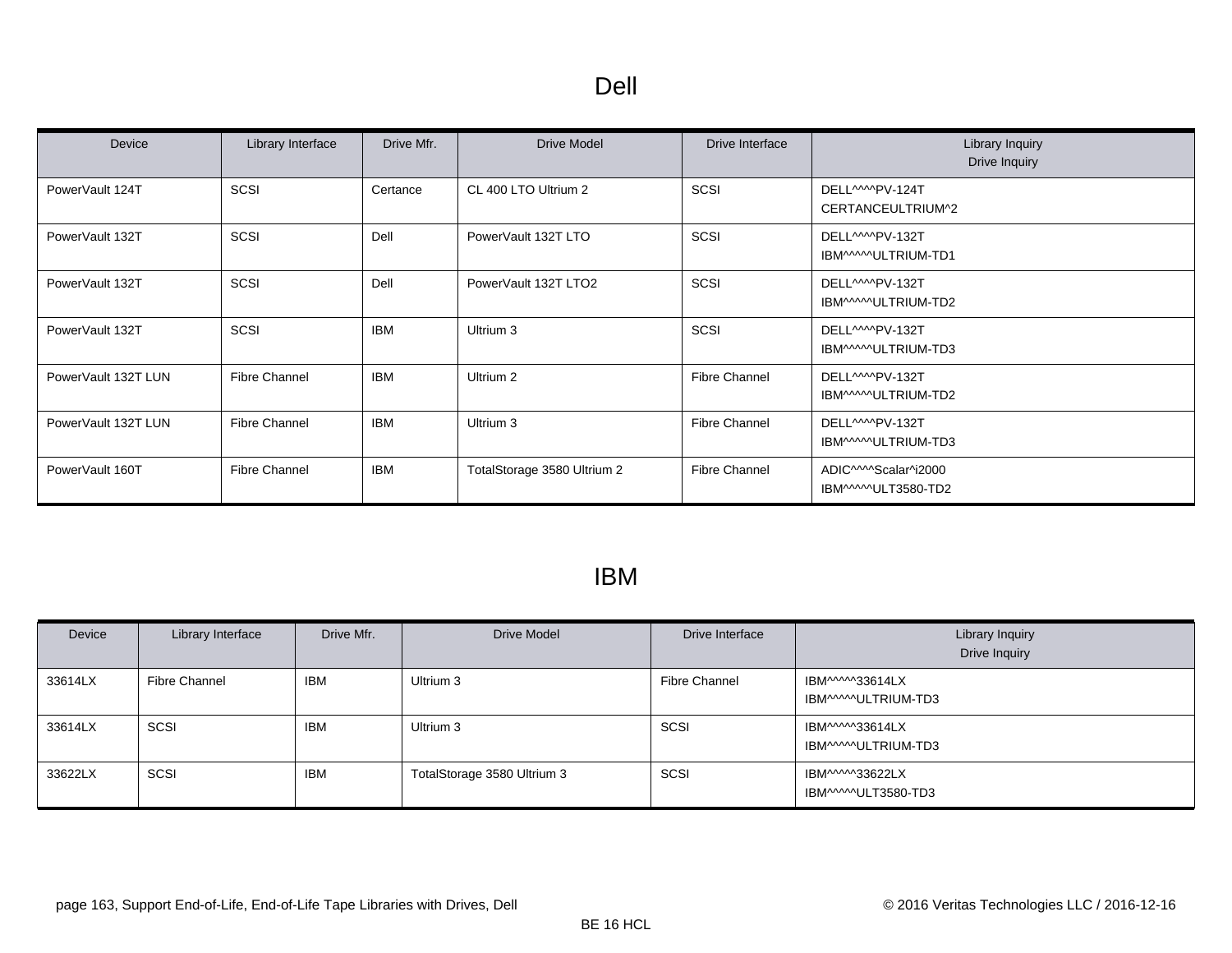# Dell

| Device | Library Interface | Drive Mfr. | Drive Model | Drive Interface | Library Inquiry<br>Drive Inquiry |
|---|---|---|---|---|---|
| PowerVault 124T | SCSI | Certance | CL 400 LTO Ultrium 2 | SCSI | DELL^^^^PV-124T<br>CERTANCEULTRIUM^2 |
| PowerVault 132T | SCSI | Dell | PowerVault 132T LTO | SCSI | DELL^^^^PV-132T<br>IBM^^^^^ULTRIUM-TD1 |
| PowerVault 132T | SCSI | Dell | PowerVault 132T LTO2 | SCSI | DELL^^^^PV-132T<br>IBM^^^^^ULTRIUM-TD2 |
| PowerVault 132T | SCSI | IBM | Ultrium 3 | SCSI | DELL^^^^PV-132T<br>IBM^^^^^ULTRIUM-TD3 |
| PowerVault 132T LUN | Fibre Channel | IBM | Ultrium 2 | Fibre Channel | DELL^^^^PV-132T<br>IBM^^^^^ULTRIUM-TD2 |
| PowerVault 132T LUN | Fibre Channel | IBM | Ultrium 3 | Fibre Channel | DELL^^^^PV-132T<br>IBM^^^^^ULTRIUM-TD3 |
| PowerVault 160T | Fibre Channel | IBM | TotalStorage 3580 Ultrium 2 | Fibre Channel | ADIC^^^^Scalar^i2000<br>IBM^^^^^ULT3580-TD2 |

# IBM

| Device | Library Interface | Drive Mfr. | Drive Model | Drive Interface | Library Inquiry<br>Drive Inquiry |
|---|---|---|---|---|---|
| 33614LX | Fibre Channel | IBM | Ultrium 3 | Fibre Channel | IBM^^^^^33614LX<br>IBM^^^^^ULTRIUM-TD3 |
| 33614LX | SCSI | IBM | Ultrium 3 | SCSI | IBM^^^^^33614LX<br>IBM^^^^^ULTRIUM-TD3 |
| 33622LX | SCSI | IBM | TotalStorage 3580 Ultrium 3 | SCSI | IBM^^^^^33622LX<br>IBM^^^^^ULT3580-TD3 |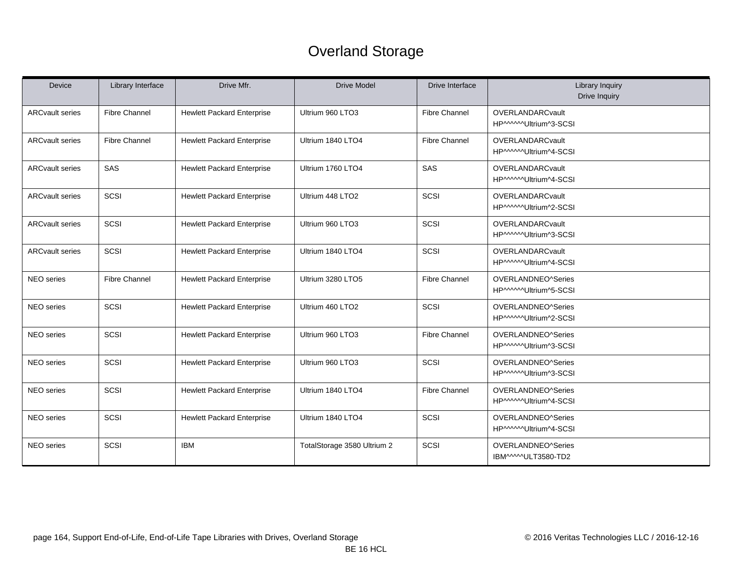# Overland Storage

| Device | Library Interface | Drive Mfr. | Drive Model | Drive Interface | Library Inquiry<br>Drive Inquiry |
|---|---|---|---|---|---|
| ARCvault series | Fibre Channel | Hewlett Packard Enterprise | Ultrium 960 LTO3 | Fibre Channel | OVERLANDARCvault<br>HP^^^^^^Ultrium^3-SCSI |
| ARCvault series | Fibre Channel | Hewlett Packard Enterprise | Ultrium 1840 LTO4 | Fibre Channel | OVERLANDARCvault<br>HP^^^^^^Ultrium^4-SCSI |
| ARCvault series | SAS | Hewlett Packard Enterprise | Ultrium 1760 LTO4 | SAS | OVERLANDARCvault<br>HP^^^^^^Ultrium^4-SCSI |
| ARCvault series | SCSI | Hewlett Packard Enterprise | Ultrium 448 LTO2 | SCSI | OVERLANDARCvault<br>HP^^^^^^Ultrium^2-SCSI |
| ARCvault series | SCSI | Hewlett Packard Enterprise | Ultrium 960 LTO3 | SCSI | OVERLANDARCvault<br>HP^^^^^^Ultrium^3-SCSI |
| ARCvault series | SCSI | Hewlett Packard Enterprise | Ultrium 1840 LTO4 | SCSI | OVERLANDARCvault<br>HP^^^^^^Ultrium^4-SCSI |
| NEO series | Fibre Channel | Hewlett Packard Enterprise | Ultrium 3280 LTO5 | Fibre Channel | OVERLANDNEO^Series<br>HP^^^^^^Ultrium^5-SCSI |
| NEO series | SCSI | Hewlett Packard Enterprise | Ultrium 460 LTO2 | SCSI | OVERLANDNEO^Series<br>HP^^^^^^Ultrium^2-SCSI |
| NEO series | SCSI | Hewlett Packard Enterprise | Ultrium 960 LTO3 | Fibre Channel | OVERLANDNEO^Series<br>HP^^^^^^Ultrium^3-SCSI |
| NEO series | SCSI | Hewlett Packard Enterprise | Ultrium 960 LTO3 | SCSI | OVERLANDNEO^Series<br>HP^^^^^^Ultrium^3-SCSI |
| NEO series | SCSI | Hewlett Packard Enterprise | Ultrium 1840 LTO4 | Fibre Channel | OVERLANDNEO^Series<br>HP^^^^^^Ultrium^4-SCSI |
| NEO series | SCSI | Hewlett Packard Enterprise | Ultrium 1840 LTO4 | SCSI | OVERLANDNEO^Series<br>HP^^^^^^Ultrium^4-SCSI |
| NEO series | SCSI | IBM | TotalStorage 3580 Ultrium 2 | SCSI | OVERLANDNEO^Series<br>IBM^^^^^ULT3580-TD2 |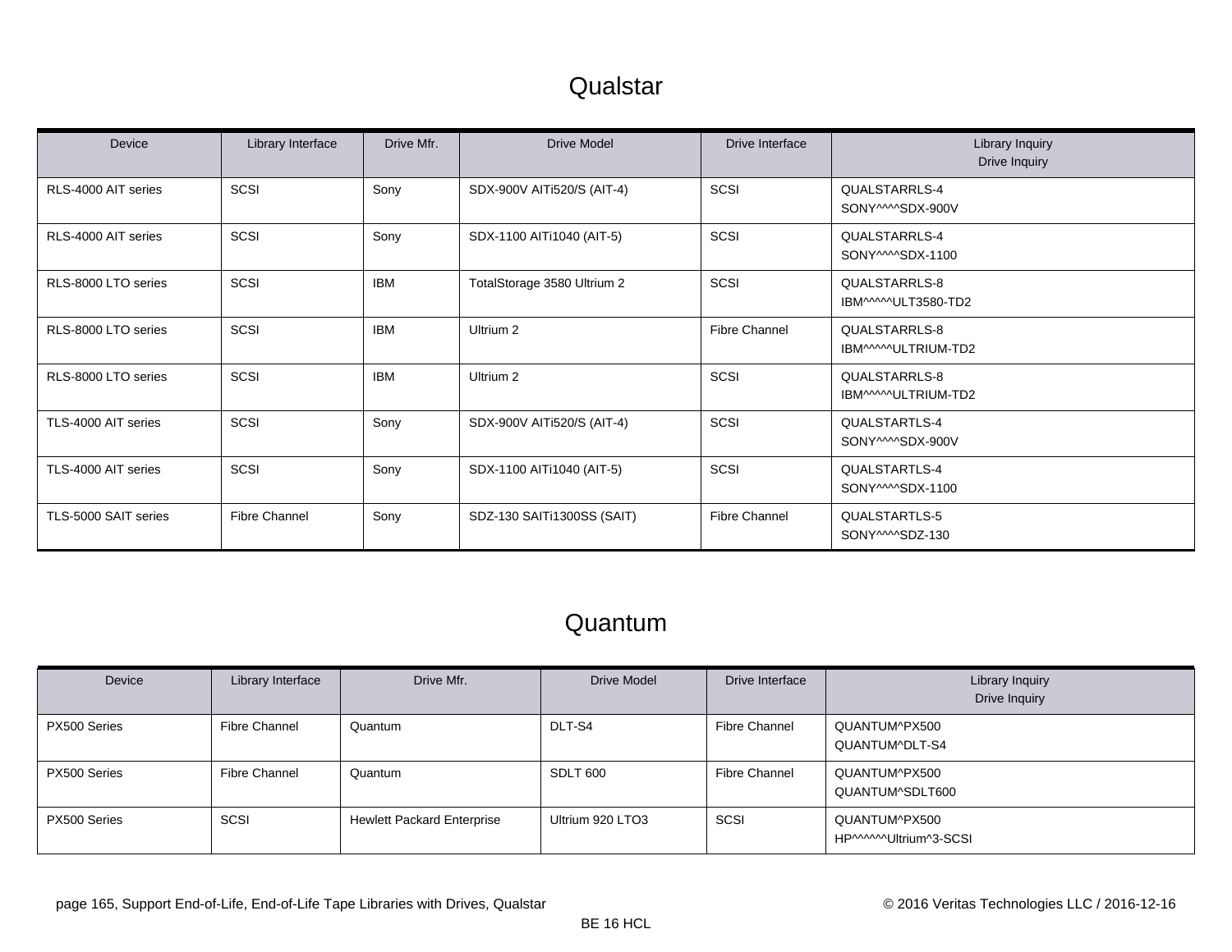# Qualstar

| Device | Library Interface | Drive Mfr. | Drive Model | Drive Interface | Library Inquiry<br>Drive Inquiry |
|---|---|---|---|---|---|
| RLS-4000 AIT series | SCSI | Sony | SDX-900V AITi520/S (AIT-4) | SCSI | QUALSTARRLS-4<br>SONY^^^^SDX-900V |
| RLS-4000 AIT series | SCSI | Sony | SDX-1100 AITi1040 (AIT-5) | SCSI | QUALSTARRLS-4<br>SONY^^^^SDX-1100 |
| RLS-8000 LTO series | SCSI | IBM | TotalStorage 3580 Ultrium 2 | SCSI | QUALSTARRLS-8<br>IBM^^^^^ULT3580-TD2 |
| RLS-8000 LTO series | SCSI | IBM | Ultrium 2 | Fibre Channel | QUALSTARRLS-8<br>IBM^^^^^ULTRIUM-TD2 |
| RLS-8000 LTO series | SCSI | IBM | Ultrium 2 | SCSI | QUALSTARRLS-8<br>IBM^^^^^ULTRIUM-TD2 |
| TLS-4000 AIT series | SCSI | Sony | SDX-900V AITi520/S (AIT-4) | SCSI | QUALSTARTLS-4<br>SONY^^^^SDX-900V |
| TLS-4000 AIT series | SCSI | Sony | SDX-1100 AITi1040 (AIT-5) | SCSI | QUALSTARTLS-4<br>SONY^^^^SDX-1100 |
| TLS-5000 SAIT series | Fibre Channel | Sony | SDZ-130 SAITi1300SS (SAIT) | Fibre Channel | QUALSTARTLS-5<br>SONY^^^^SDZ-130 |

# Quantum

| Device | Library Interface | Drive Mfr. | Drive Model | Drive Interface | Library Inquiry<br>Drive Inquiry |
|---|---|---|---|---|---|
| PX500 Series | Fibre Channel | Quantum | DLT-S4 | Fibre Channel | QUANTUM^PX500<br>QUANTUM^DLT-S4 |
| PX500 Series | Fibre Channel | Quantum | SDLT 600 | Fibre Channel | QUANTUM^PX500<br>QUANTUM^SDLT600 |
| PX500 Series | SCSI | Hewlett Packard Enterprise | Ultrium 920 LTO3 | SCSI | QUANTUM^PX500<br>HP^^^^^^Ultrium^3-SCSI |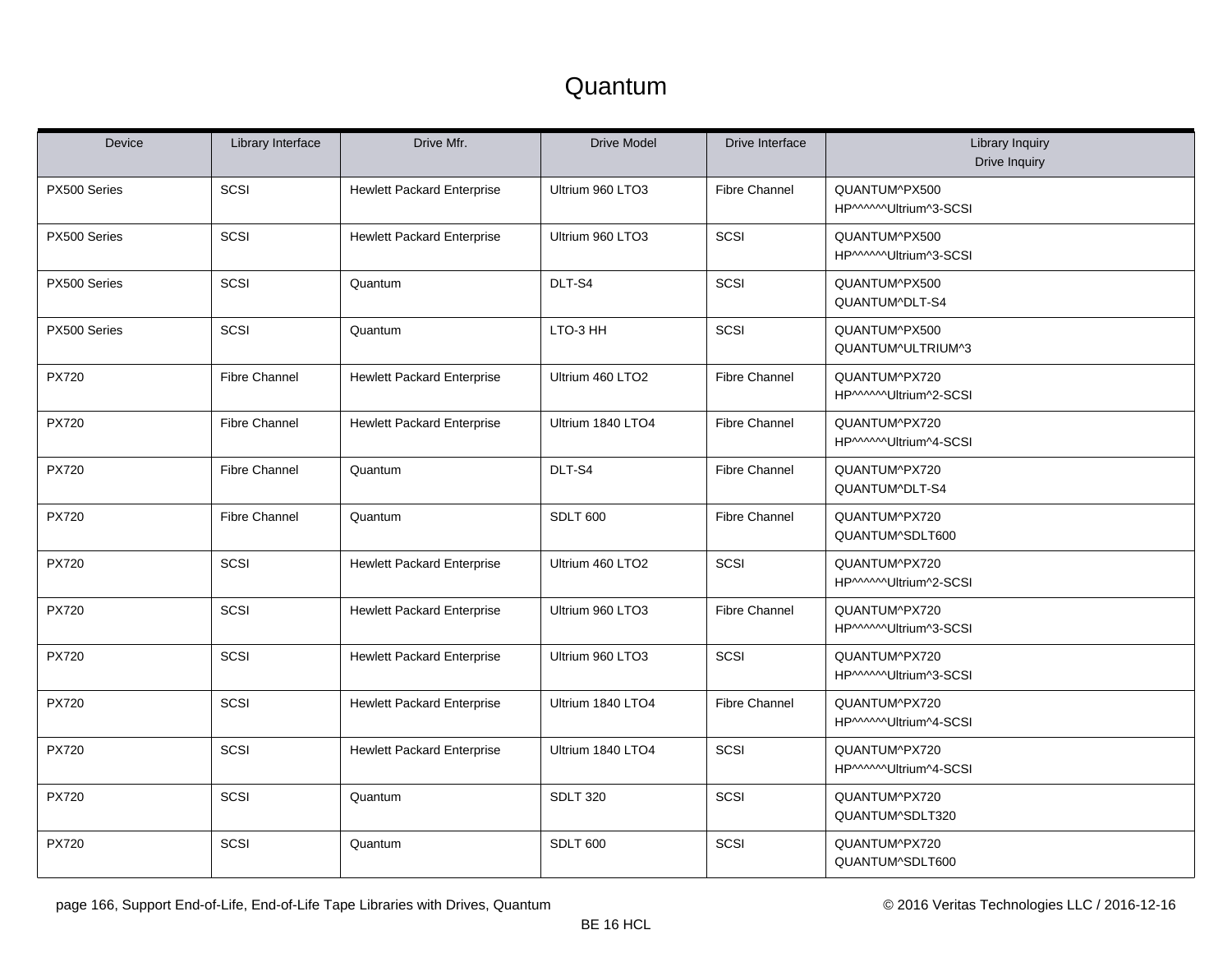# Quantum

| Device | Library Interface | Drive Mfr. | Drive Model | Drive Interface | Library Inquiry<br>Drive Inquiry |
|---|---|---|---|---|---|
| PX500 Series | SCSI | Hewlett Packard Enterprise | Ultrium 960 LTO3 | Fibre Channel | QUANTUM^PX500<br>HP^^^^^^Ultrium^3-SCSI |
| PX500 Series | SCSI | Hewlett Packard Enterprise | Ultrium 960 LTO3 | SCSI | QUANTUM^PX500<br>HP^^^^^^Ultrium^3-SCSI |
| PX500 Series | SCSI | Quantum | DLT-S4 | SCSI | QUANTUM^PX500<br>QUANTUM^DLT-S4 |
| PX500 Series | SCSI | Quantum | LTO-3 HH | SCSI | QUANTUM^PX500<br>QUANTUM^ULTRIUM^3 |
| PX720 | Fibre Channel | Hewlett Packard Enterprise | Ultrium 460 LTO2 | Fibre Channel | QUANTUM^PX720<br>HP^^^^^^Ultrium^2-SCSI |
| PX720 | Fibre Channel | Hewlett Packard Enterprise | Ultrium 1840 LTO4 | Fibre Channel | QUANTUM^PX720<br>HP^^^^^^Ultrium^4-SCSI |
| PX720 | Fibre Channel | Quantum | DLT-S4 | Fibre Channel | QUANTUM^PX720<br>QUANTUM^DLT-S4 |
| PX720 | Fibre Channel | Quantum | SDLT 600 | Fibre Channel | QUANTUM^PX720<br>QUANTUM^SDLT600 |
| PX720 | SCSI | Hewlett Packard Enterprise | Ultrium 460 LTO2 | SCSI | QUANTUM^PX720<br>HP^^^^^^Ultrium^2-SCSI |
| PX720 | SCSI | Hewlett Packard Enterprise | Ultrium 960 LTO3 | Fibre Channel | QUANTUM^PX720<br>HP^^^^^^Ultrium^3-SCSI |
| PX720 | SCSI | Hewlett Packard Enterprise | Ultrium 960 LTO3 | SCSI | QUANTUM^PX720<br>HP^^^^^^Ultrium^3-SCSI |
| PX720 | SCSI | Hewlett Packard Enterprise | Ultrium 1840 LTO4 | Fibre Channel | QUANTUM^PX720<br>HP^^^^^^Ultrium^4-SCSI |
| PX720 | SCSI | Hewlett Packard Enterprise | Ultrium 1840 LTO4 | SCSI | QUANTUM^PX720<br>HP^^^^^^Ultrium^4-SCSI |
| PX720 | SCSI | Quantum | SDLT 320 | SCSI | QUANTUM^PX720<br>QUANTUM^SDLT320 |
| PX720 | SCSI | Quantum | SDLT 600 | SCSI | QUANTUM^PX720<br>QUANTUM^SDLT600 |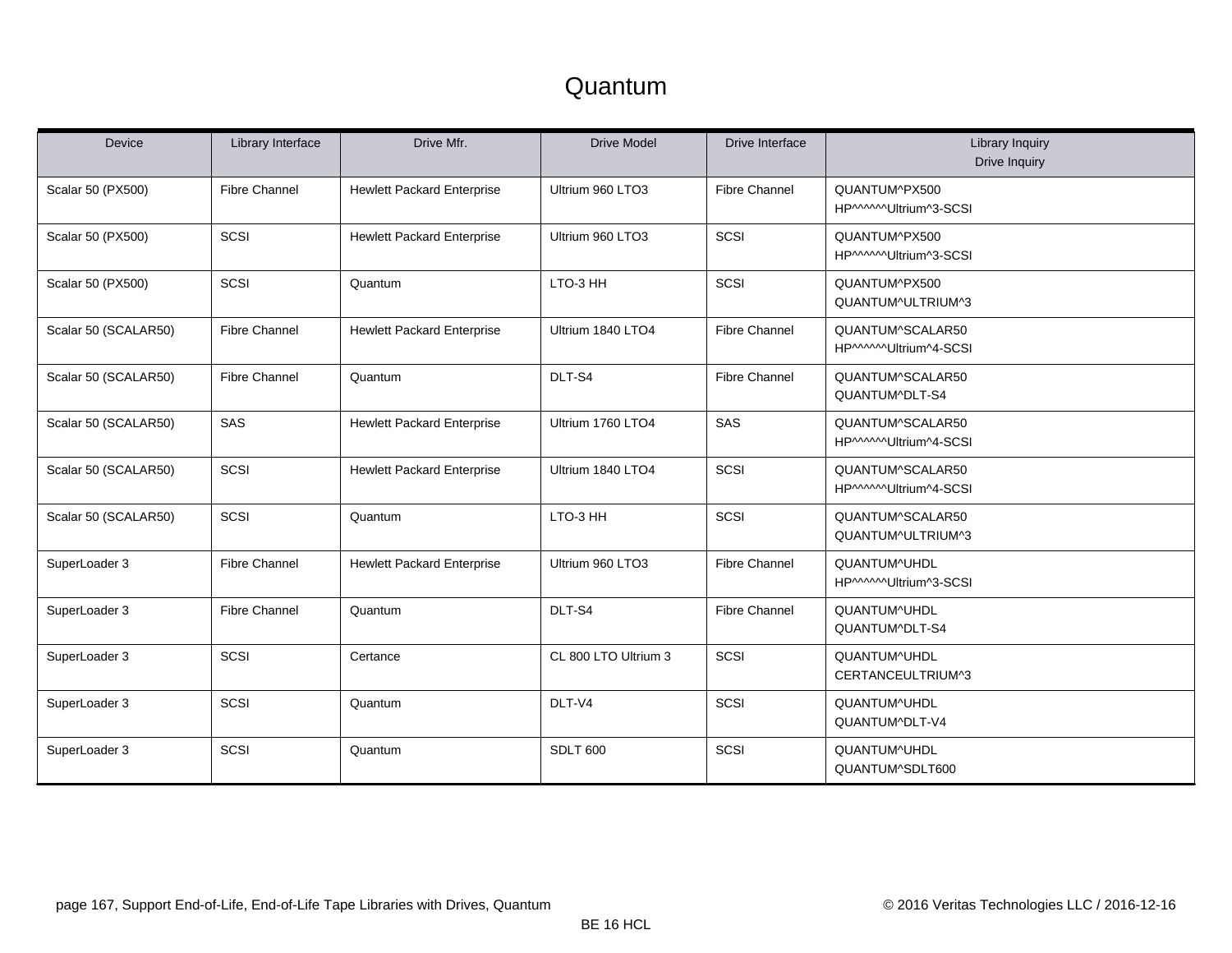# Quantum

| Device | Library Interface | Drive Mfr. | Drive Model | Drive Interface | Library Inquiry<br>Drive Inquiry |
|---|---|---|---|---|---|
| Scalar 50 (PX500) | Fibre Channel | Hewlett Packard Enterprise | Ultrium 960 LTO3 | Fibre Channel | QUANTUM^PX500<br>HP^^^^^^Ultrium^3-SCSI |
| Scalar 50 (PX500) | SCSI | Hewlett Packard Enterprise | Ultrium 960 LTO3 | SCSI | QUANTUM^PX500<br>HP^^^^^^Ultrium^3-SCSI |
| Scalar 50 (PX500) | SCSI | Quantum | LTO-3 HH | SCSI | QUANTUM^PX500<br>QUANTUM^ULTRIUM^3 |
| Scalar 50 (SCALAR50) | Fibre Channel | Hewlett Packard Enterprise | Ultrium 1840 LTO4 | Fibre Channel | QUANTUM^SCALAR50<br>HP^^^^^^Ultrium^4-SCSI |
| Scalar 50 (SCALAR50) | Fibre Channel | Quantum | DLT-S4 | Fibre Channel | QUANTUM^SCALAR50<br>QUANTUM^DLT-S4 |
| Scalar 50 (SCALAR50) | SAS | Hewlett Packard Enterprise | Ultrium 1760 LTO4 | SAS | QUANTUM^SCALAR50<br>HP^^^^^^Ultrium^4-SCSI |
| Scalar 50 (SCALAR50) | SCSI | Hewlett Packard Enterprise | Ultrium 1840 LTO4 | SCSI | QUANTUM^SCALAR50<br>HP^^^^^^Ultrium^4-SCSI |
| Scalar 50 (SCALAR50) | SCSI | Quantum | LTO-3 HH | SCSI | QUANTUM^SCALAR50<br>QUANTUM^ULTRIUM^3 |
| SuperLoader 3 | Fibre Channel | Hewlett Packard Enterprise | Ultrium 960 LTO3 | Fibre Channel | QUANTUM^UHDL<br>HP^^^^^^Ultrium^3-SCSI |
| SuperLoader 3 | Fibre Channel | Quantum | DLT-S4 | Fibre Channel | QUANTUM^UHDL<br>QUANTUM^DLT-S4 |
| SuperLoader 3 | SCSI | Certance | CL 800 LTO Ultrium 3 | SCSI | QUANTUM^UHDL<br>CERTANCEULTRIUM^3 |
| SuperLoader 3 | SCSI | Quantum | DLT-V4 | SCSI | QUANTUM^UHDL<br>QUANTUM^DLT-V4 |
| SuperLoader 3 | SCSI | Quantum | SDLT 600 | SCSI | QUANTUM^UHDL<br>QUANTUM^SDLT600 |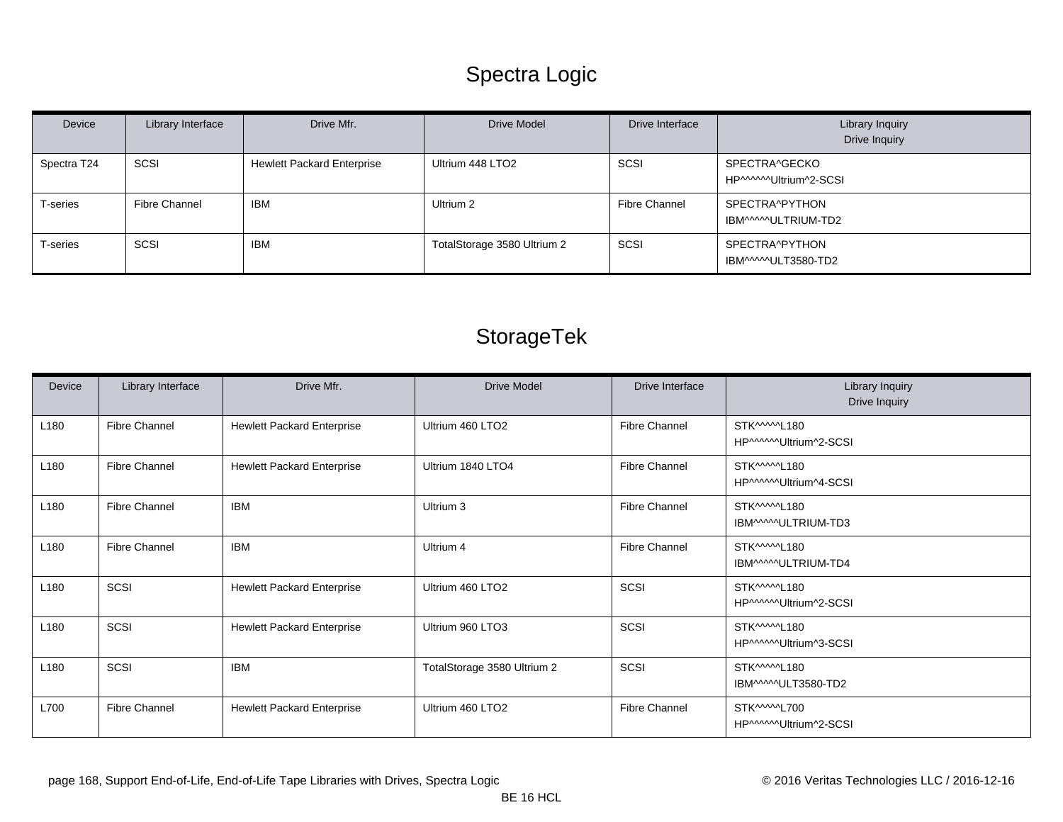## Spectra Logic

| Device | Library Interface | Drive Mfr. | Drive Model | Drive Interface | Library Inquiry<br>Drive Inquiry |
|---|---|---|---|---|---|
| Spectra T24 | SCSI | Hewlett Packard Enterprise | Ultrium 448 LTO2 | SCSI | SPECTRA^GECKO<br>HP^^^^^^Ultrium^2-SCSI |
| T-series | Fibre Channel | IBM | Ultrium 2 | Fibre Channel | SPECTRA^PYTHON<br>IBM^^^^^ULTRIUM-TD2 |
| T-series | SCSI | IBM | TotalStorage 3580 Ultrium 2 | SCSI | SPECTRA^PYTHON<br>IBM^^^^^ULT3580-TD2 |

## StorageTek

| Device | Library Interface | Drive Mfr. | Drive Model | Drive Interface | Library Inquiry<br>Drive Inquiry |
|---|---|---|---|---|---|
| L180 | Fibre Channel | Hewlett Packard Enterprise | Ultrium 460 LTO2 | Fibre Channel | STK^^^^^L180<br>HP^^^^^^Ultrium^2-SCSI |
| L180 | Fibre Channel | Hewlett Packard Enterprise | Ultrium 1840 LTO4 | Fibre Channel | STK^^^^^L180<br>HP^^^^^^Ultrium^4-SCSI |
| L180 | Fibre Channel | IBM | Ultrium 3 | Fibre Channel | STK^^^^^L180<br>IBM^^^^^ULTRIUM-TD3 |
| L180 | Fibre Channel | IBM | Ultrium 4 | Fibre Channel | STK^^^^^L180<br>IBM^^^^^ULTRIUM-TD4 |
| L180 | SCSI | Hewlett Packard Enterprise | Ultrium 460 LTO2 | SCSI | STK^^^^^L180<br>HP^^^^^^Ultrium^2-SCSI |
| L180 | SCSI | Hewlett Packard Enterprise | Ultrium 960 LTO3 | SCSI | STK^^^^^L180<br>HP^^^^^^Ultrium^3-SCSI |
| L180 | SCSI | IBM | TotalStorage 3580 Ultrium 2 | SCSI | STK^^^^^L180<br>IBM^^^^^ULT3580-TD2 |
| L700 | Fibre Channel | Hewlett Packard Enterprise | Ultrium 460 LTO2 | Fibre Channel | STK^^^^^L700<br>HP^^^^^^Ultrium^2-SCSI |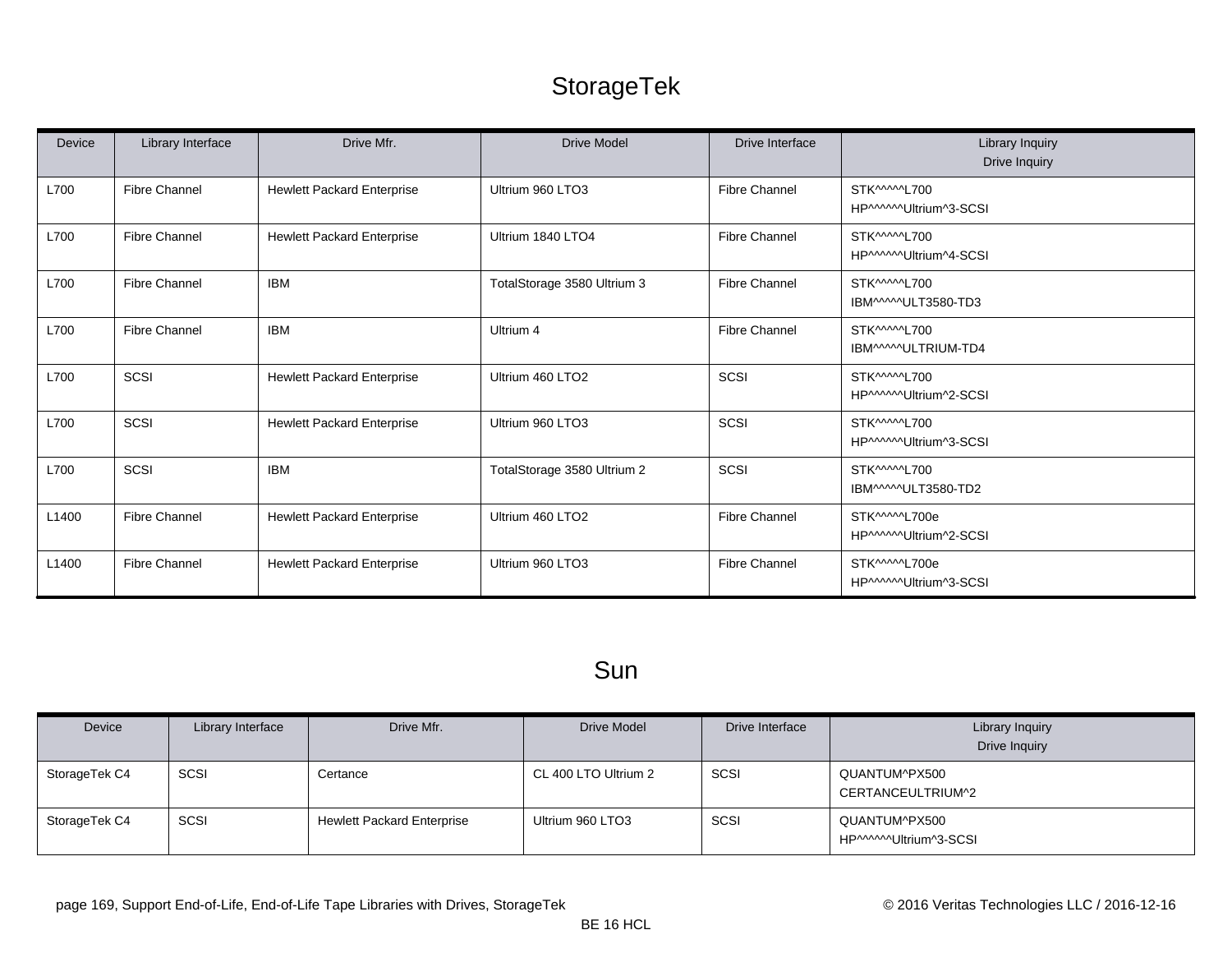# StorageTek

| Device | Library Interface | Drive Mfr. | Drive Model | Drive Interface | Library Inquiry<br>Drive Inquiry |
|---|---|---|---|---|---|
| L700 | Fibre Channel | Hewlett Packard Enterprise | Ultrium 960 LTO3 | Fibre Channel | STK^^^^^L700<br>HP^^^^^^Ultrium^3-SCSI |
| L700 | Fibre Channel | Hewlett Packard Enterprise | Ultrium 1840 LTO4 | Fibre Channel | STK^^^^^L700<br>HP^^^^^^Ultrium^4-SCSI |
| L700 | Fibre Channel | IBM | TotalStorage 3580 Ultrium 3 | Fibre Channel | STK^^^^^L700<br>IBM^^^^^ULT3580-TD3 |
| L700 | Fibre Channel | IBM | Ultrium 4 | Fibre Channel | STK^^^^^L700<br>IBM^^^^^ULTRIUM-TD4 |
| L700 | SCSI | Hewlett Packard Enterprise | Ultrium 460 LTO2 | SCSI | STK^^^^^L700<br>HP^^^^^^Ultrium^2-SCSI |
| L700 | SCSI | Hewlett Packard Enterprise | Ultrium 960 LTO3 | SCSI | STK^^^^^L700<br>HP^^^^^^Ultrium^3-SCSI |
| L700 | SCSI | IBM | TotalStorage 3580 Ultrium 2 | SCSI | STK^^^^^L700<br>IBM^^^^^ULT3580-TD2 |
| L1400 | Fibre Channel | Hewlett Packard Enterprise | Ultrium 460 LTO2 | Fibre Channel | STK^^^^^L700e<br>HP^^^^^^Ultrium^2-SCSI |
| L1400 | Fibre Channel | Hewlett Packard Enterprise | Ultrium 960 LTO3 | Fibre Channel | STK^^^^^L700e<br>HP^^^^^^Ultrium^3-SCSI |

# Sun

| Device | Library Interface | Drive Mfr. | Drive Model | Drive Interface | Library Inquiry<br>Drive Inquiry |
|---|---|---|---|---|---|
| StorageTek C4 | SCSI | Certance | CL 400 LTO Ultrium 2 | SCSI | QUANTUM^PX500<br>CERTANCEULTRIUM^2 |
| StorageTek C4 | SCSI | Hewlett Packard Enterprise | Ultrium 960 LTO3 | SCSI | QUANTUM^PX500<br>HP^^^^^^Ultrium^3-SCSI |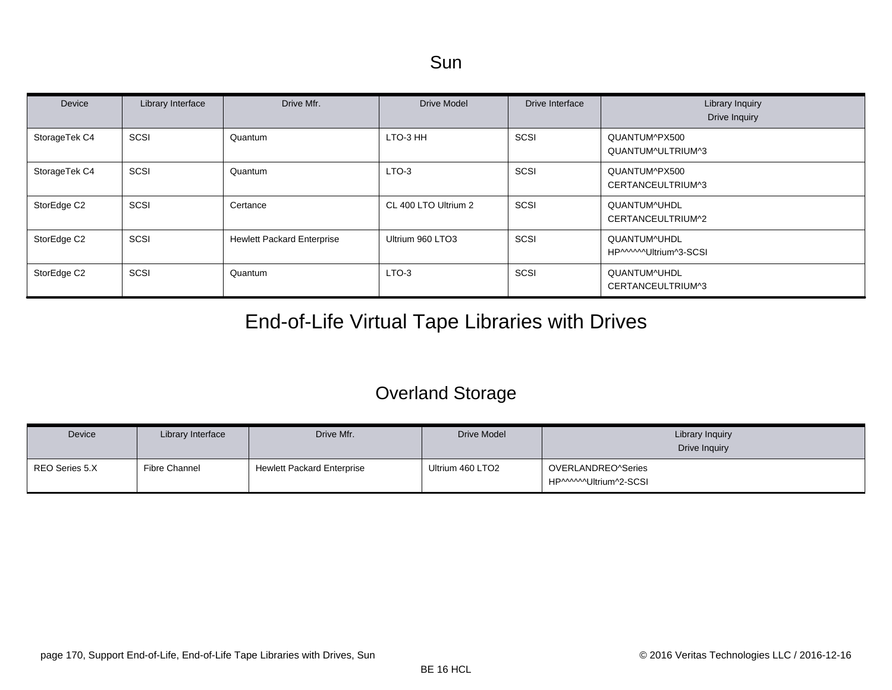## Sun

| Device | Library Interface | Drive Mfr. | Drive Model | Drive Interface | Library Inquiry<br>Drive Inquiry |
|---|---|---|---|---|---|
| StorageTek C4 | SCSI | Quantum | LTO-3 HH | SCSI | QUANTUM^PX500<br>QUANTUM^ULTRIUM^3 |
| StorageTek C4 | SCSI | Quantum | LTO-3 | SCSI | QUANTUM^PX500<br>CERTANCEULTRIUM^3 |
| StorEdge C2 | SCSI | Certance | CL 400 LTO Ultrium 2 | SCSI | QUANTUM^UHDL<br>CERTANCEULTRIUM^2 |
| StorEdge C2 | SCSI | Hewlett Packard Enterprise | Ultrium 960 LTO3 | SCSI | QUANTUM^UHDL<br>HP^^^^^^Ultrium^3-SCSI |
| StorEdge C2 | SCSI | Quantum | LTO-3 | SCSI | QUANTUM^UHDL<br>CERTANCEULTRIUM^3 |

# End-of-Life Virtual Tape Libraries with Drives

## Overland Storage

| Device | Library Interface | Drive Mfr. | Drive Model | Library Inquiry<br>Drive Inquiry |
|---|---|---|---|---|
| REO Series 5.X | Fibre Channel | Hewlett Packard Enterprise | Ultrium 460 LTO2 | OVERLANDREO^Series<br>HP^^^^^^Ultrium^2-SCSI |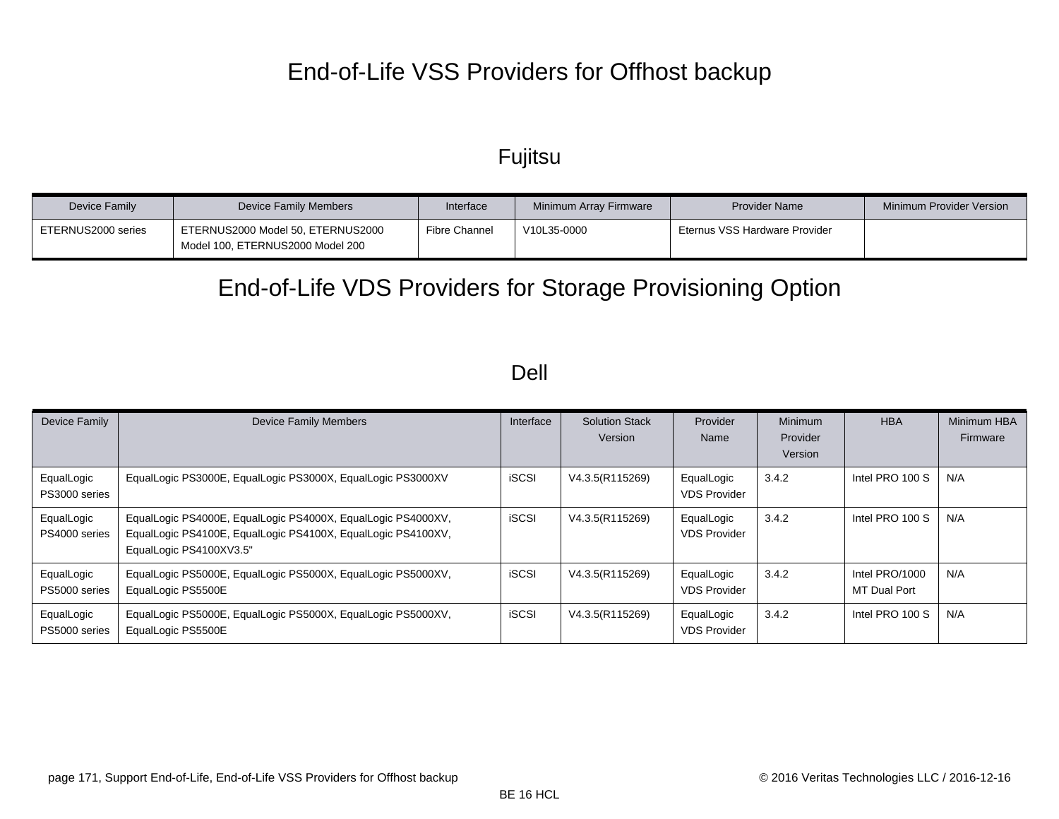# End-of-Life VSS Providers for Offhost backup

## Fujitsu

| Device Family | Device Family Members | Interface | Minimum Array Firmware | Provider Name | Minimum Provider Version |
|---|---|---|---|---|---|
| ETERNUS2000 series | ETERNUS2000 Model 50, ETERNUS2000 Model 100, ETERNUS2000 Model 200 | Fibre Channel | V10L35-0000 | Eternus VSS Hardware Provider | |

# End-of-Life VDS Providers for Storage Provisioning Option

## Dell

| Device Family | Device Family Members | Interface | Solution Stack Version | Provider Name | Minimum Provider Version | HBA | Minimum HBA Firmware |
|---|---|---|---|---|---|---|---|
| EqualLogic PS3000 series | EqualLogic PS3000E, EqualLogic PS3000X, EqualLogic PS3000XV | iSCSI | V4.3.5(R115269) | EqualLogic VDS Provider | 3.4.2 | Intel PRO 100 S | N/A |
| EqualLogic PS4000 series | EqualLogic PS4000E, EqualLogic PS4000X, EqualLogic PS4000XV, EqualLogic PS4100E, EqualLogic PS4100X, EqualLogic PS4100XV, EqualLogic PS4100XV3.5" | iSCSI | V4.3.5(R115269) | EqualLogic VDS Provider | 3.4.2 | Intel PRO 100 S | N/A |
| EqualLogic PS5000 series | EqualLogic PS5000E, EqualLogic PS5000X, EqualLogic PS5000XV, EqualLogic PS5500E | iSCSI | V4.3.5(R115269) | EqualLogic VDS Provider | 3.4.2 | Intel PRO/1000 MT Dual Port | N/A |
| EqualLogic PS5000 series | EqualLogic PS5000E, EqualLogic PS5000X, EqualLogic PS5000XV, EqualLogic PS5500E | iSCSI | V4.3.5(R115269) | EqualLogic VDS Provider | 3.4.2 | Intel PRO 100 S | N/A |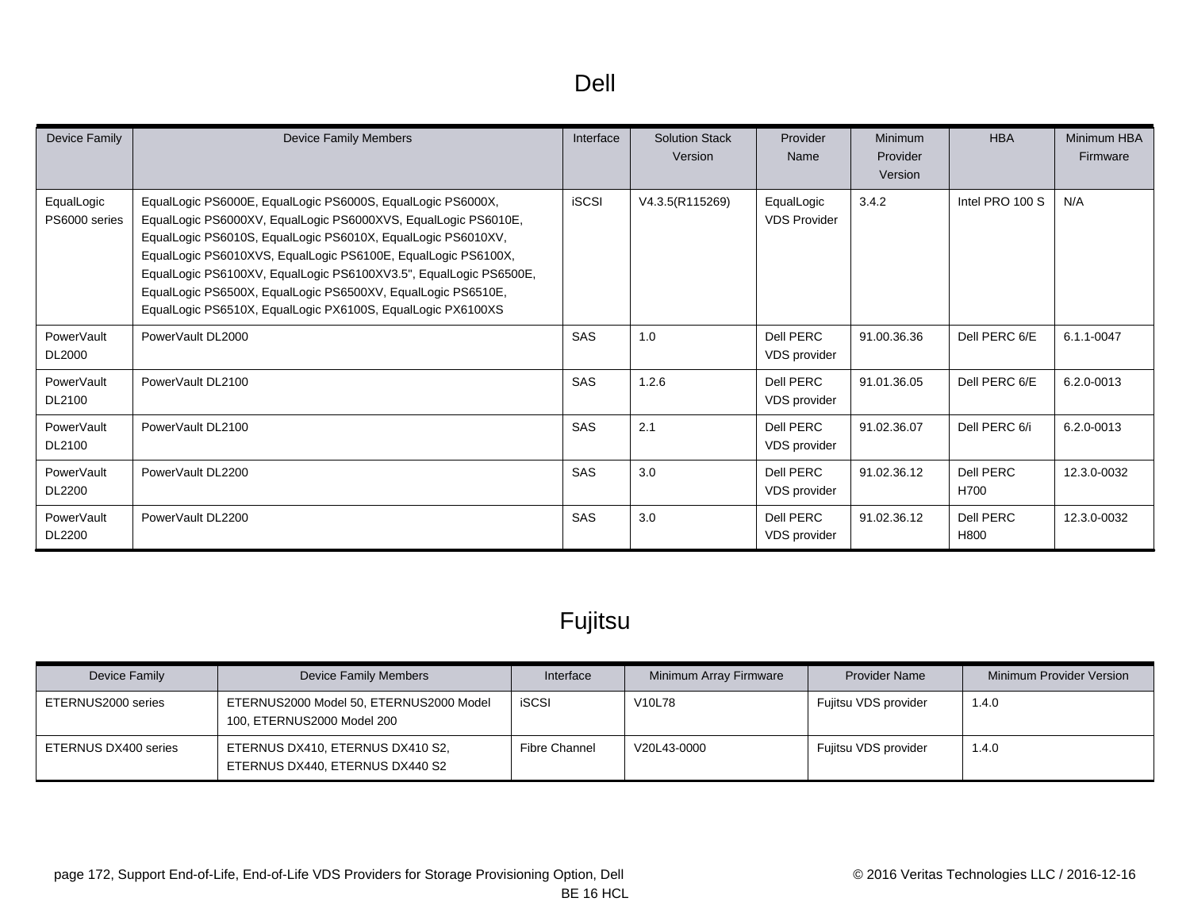# Dell

| Device Family | Device Family Members | Interface | Solution Stack Version | Provider Name | Minimum Provider Version | HBA | Minimum HBA Firmware |
|---|---|---|---|---|---|---|---|
| EqualLogic PS6000 series | EqualLogic PS6000E, EqualLogic PS6000S, EqualLogic PS6000X, EqualLogic PS6000XV, EqualLogic PS6000XVS, EqualLogic PS6010E, EqualLogic PS6010S, EqualLogic PS6010X, EqualLogic PS6010XV, EqualLogic PS6010XVS, EqualLogic PS6100E, EqualLogic PS6100X, EqualLogic PS6100XV, EqualLogic PS6100XV3.5", EqualLogic PS6500E, EqualLogic PS6500X, EqualLogic PS6500XV, EqualLogic PS6510E, EqualLogic PS6510X, EqualLogic PX6100S, EqualLogic PX6100XS | iSCSI | V4.3.5(R115269) | EqualLogic VDS Provider | 3.4.2 | Intel PRO 100 S | N/A |
| PowerVault DL2000 | PowerVault DL2000 | SAS | 1.0 | Dell PERC VDS provider | 91.00.36.36 | Dell PERC 6/E | 6.1.1-0047 |
| PowerVault DL2100 | PowerVault DL2100 | SAS | 1.2.6 | Dell PERC VDS provider | 91.01.36.05 | Dell PERC 6/E | 6.2.0-0013 |
| PowerVault DL2100 | PowerVault DL2100 | SAS | 2.1 | Dell PERC VDS provider | 91.02.36.07 | Dell PERC 6/i | 6.2.0-0013 |
| PowerVault DL2200 | PowerVault DL2200 | SAS | 3.0 | Dell PERC VDS provider | 91.02.36.12 | Dell PERC H700 | 12.3.0-0032 |
| PowerVault DL2200 | PowerVault DL2200 | SAS | 3.0 | Dell PERC VDS provider | 91.02.36.12 | Dell PERC H800 | 12.3.0-0032 |

# Fujitsu

| Device Family | Device Family Members | Interface | Minimum Array Firmware | Provider Name | Minimum Provider Version |
|---|---|---|---|---|---|
| ETERNUS2000 series | ETERNUS2000 Model 50, ETERNUS2000 Model 100, ETERNUS2000 Model 200 | iSCSI | V10L78 | Fujitsu VDS provider | 1.4.0 |
| ETERNUS DX400 series | ETERNUS DX410, ETERNUS DX410 S2, ETERNUS DX440, ETERNUS DX440 S2 | Fibre Channel | V20L43-0000 | Fujitsu VDS provider | 1.4.0 |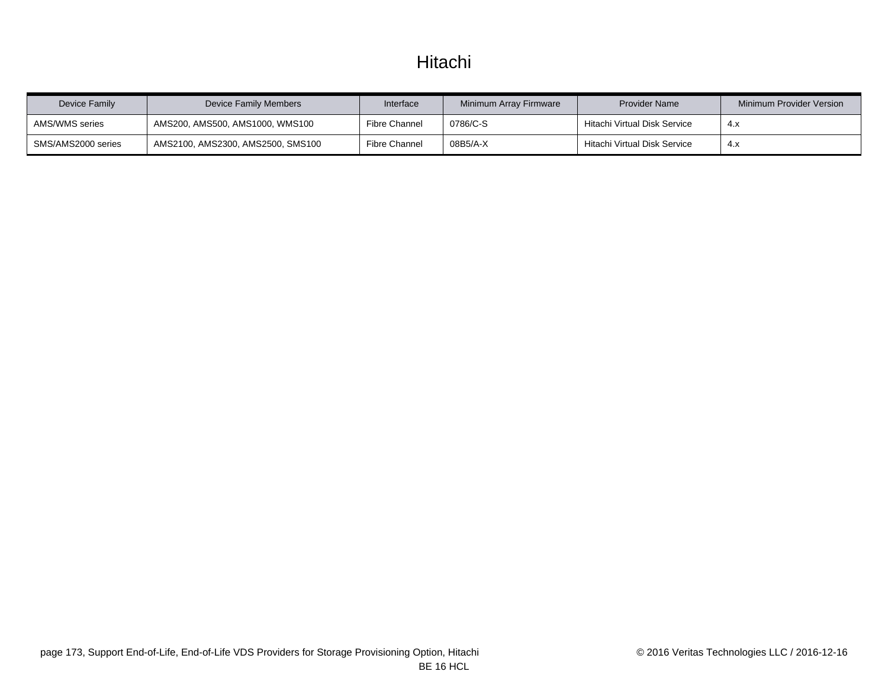# Hitachi

| Device Family | Device Family Members | Interface | Minimum Array Firmware | Provider Name | Minimum Provider Version |
|---|---|---|---|---|---|
| AMS/WMS series | AMS200, AMS500, AMS1000, WMS100 | Fibre Channel | 0786/C-S | Hitachi Virtual Disk Service | 4.x |
| SMS/AMS2000 series | AMS2100, AMS2300, AMS2500, SMS100 | Fibre Channel | 08B5/A-X | Hitachi Virtual Disk Service | 4.x |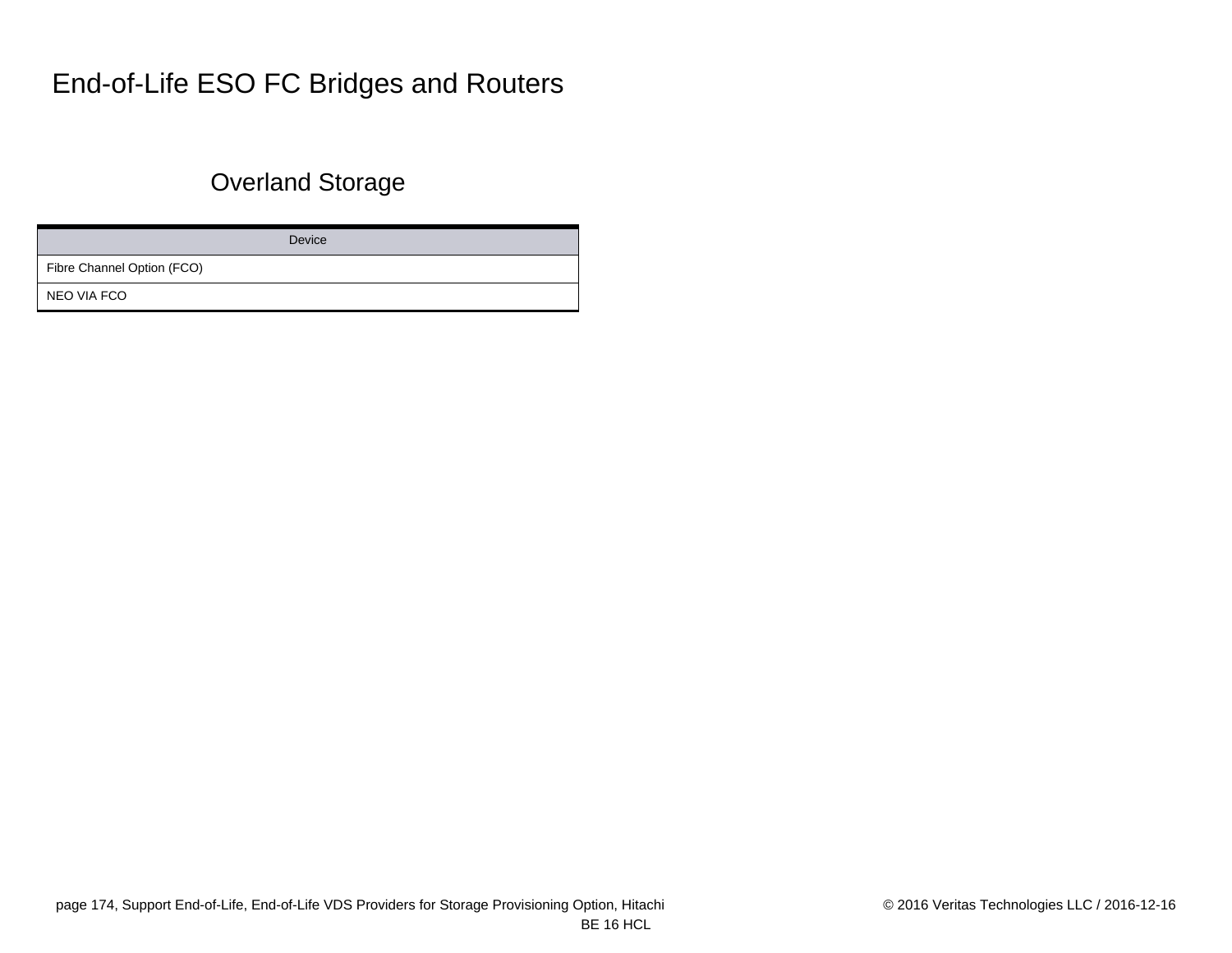# End-of-Life ESO FC Bridges and Routers

## Overland Storage

| Device |
| --- |
| Fibre Channel Option (FCO) |
| NEO VIA FCO |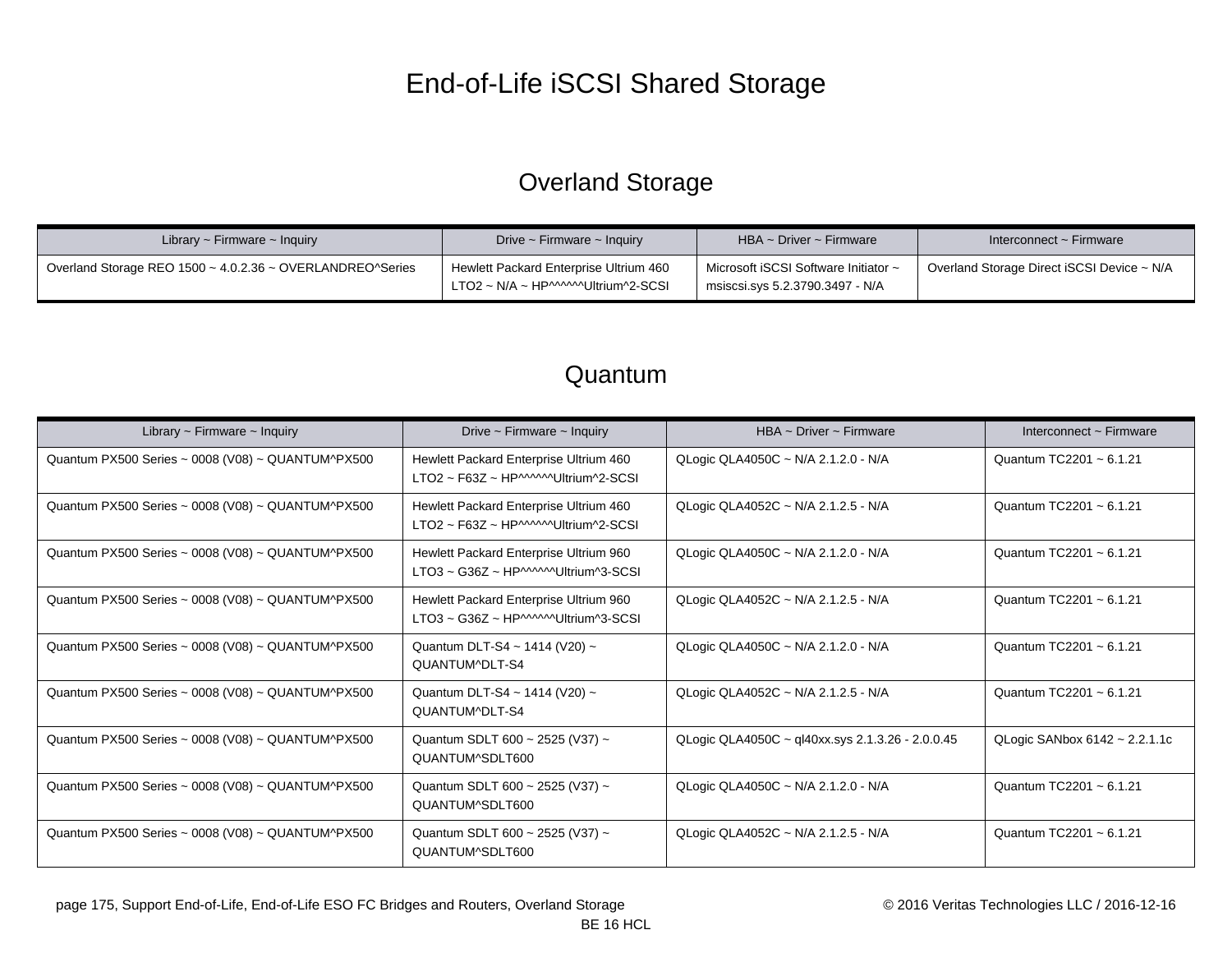# End-of-Life iSCSI Shared Storage

## Overland Storage

| Library ~ Firmware ~ Inquiry | Drive ~ Firmware ~ Inquiry | HBA ~ Driver ~ Firmware | Interconnect ~ Firmware |
|---|---|---|---|
| Overland Storage REO 1500 ~ 4.0.2.36 ~ OVERLANDREO^Series | Hewlett Packard Enterprise Ultrium 460 LTO2 ~ N/A ~ HP^^^^^^Ultrium^2-SCSI | Microsoft iSCSI Software Initiator ~ msiscsi.sys 5.2.3790.3497 - N/A | Overland Storage Direct iSCSI Device ~ N/A |

## Quantum

| Library ~ Firmware ~ Inquiry | Drive ~ Firmware ~ Inquiry | HBA ~ Driver ~ Firmware | Interconnect ~ Firmware |
|---|---|---|---|
| Quantum PX500 Series ~ 0008 (V08) ~ QUANTUM^PX500 | Hewlett Packard Enterprise Ultrium 460 LTO2 ~ F63Z ~ HP^^^^^^Ultrium^2-SCSI | QLogic QLA4050C ~ N/A 2.1.2.0 - N/A | Quantum TC2201 ~ 6.1.21 |
| Quantum PX500 Series ~ 0008 (V08) ~ QUANTUM^PX500 | Hewlett Packard Enterprise Ultrium 460 LTO2 ~ F63Z ~ HP^^^^^^Ultrium^2-SCSI | QLogic QLA4052C ~ N/A 2.1.2.5 - N/A | Quantum TC2201 ~ 6.1.21 |
| Quantum PX500 Series ~ 0008 (V08) ~ QUANTUM^PX500 | Hewlett Packard Enterprise Ultrium 960 LTO3 ~ G36Z ~ HP^^^^^^Ultrium^3-SCSI | QLogic QLA4050C ~ N/A 2.1.2.0 - N/A | Quantum TC2201 ~ 6.1.21 |
| Quantum PX500 Series ~ 0008 (V08) ~ QUANTUM^PX500 | Hewlett Packard Enterprise Ultrium 960 LTO3 ~ G36Z ~ HP^^^^^^Ultrium^3-SCSI | QLogic QLA4052C ~ N/A 2.1.2.5 - N/A | Quantum TC2201 ~ 6.1.21 |
| Quantum PX500 Series ~ 0008 (V08) ~ QUANTUM^PX500 | Quantum DLT-S4 ~ 1414 (V20) ~ QUANTUM^DLT-S4 | QLogic QLA4050C ~ N/A 2.1.2.0 - N/A | Quantum TC2201 ~ 6.1.21 |
| Quantum PX500 Series ~ 0008 (V08) ~ QUANTUM^PX500 | Quantum DLT-S4 ~ 1414 (V20) ~ QUANTUM^DLT-S4 | QLogic QLA4052C ~ N/A 2.1.2.5 - N/A | Quantum TC2201 ~ 6.1.21 |
| Quantum PX500 Series ~ 0008 (V08) ~ QUANTUM^PX500 | Quantum SDLT 600 ~ 2525 (V37) ~ QUANTUM^SDLT600 | QLogic QLA4050C ~ ql40xx.sys 2.1.3.26 - 2.0.0.45 | QLogic SANbox 6142 ~ 2.2.1.1c |
| Quantum PX500 Series ~ 0008 (V08) ~ QUANTUM^PX500 | Quantum SDLT 600 ~ 2525 (V37) ~ QUANTUM^SDLT600 | QLogic QLA4050C ~ N/A 2.1.2.0 - N/A | Quantum TC2201 ~ 6.1.21 |
| Quantum PX500 Series ~ 0008 (V08) ~ QUANTUM^PX500 | Quantum SDLT 600 ~ 2525 (V37) ~ QUANTUM^SDLT600 | QLogic QLA4052C ~ N/A 2.1.2.5 - N/A | Quantum TC2201 ~ 6.1.21 |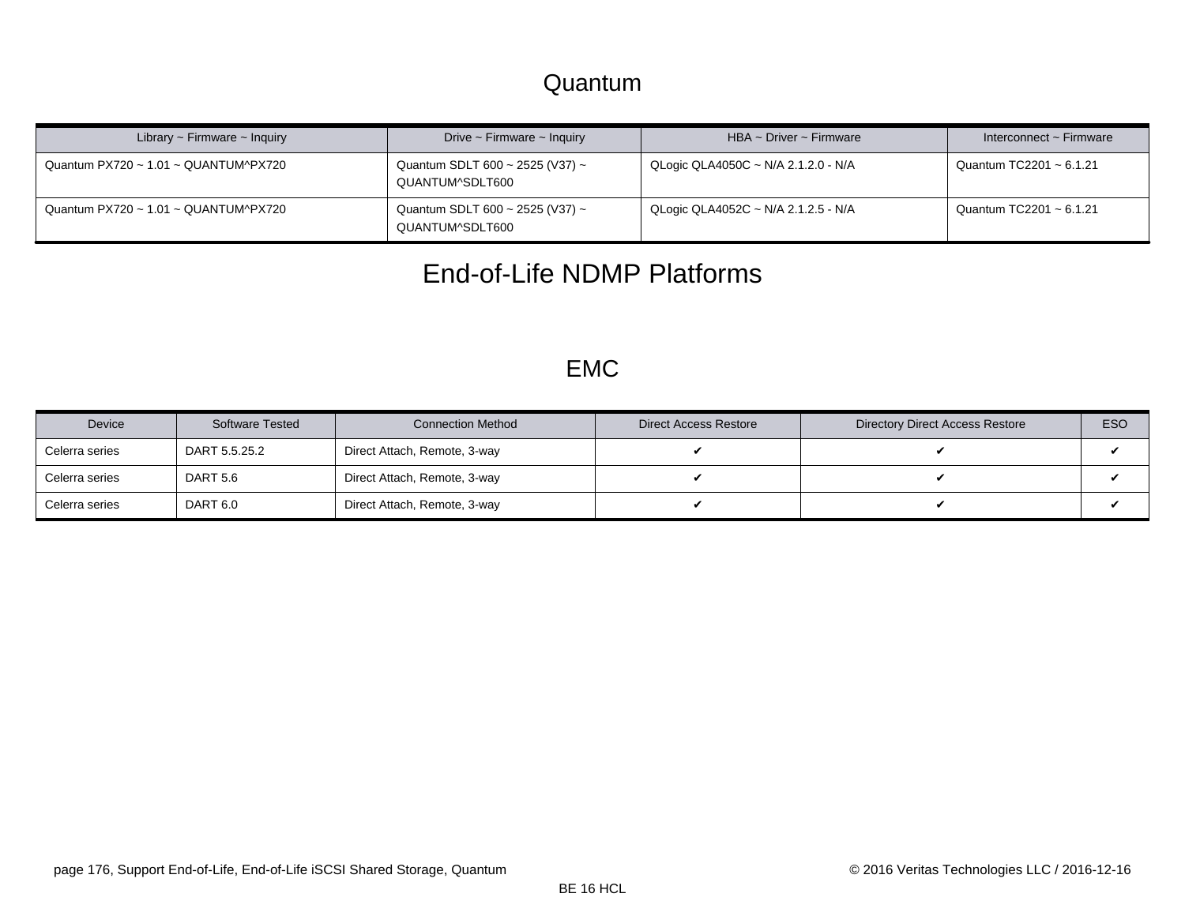## Quantum

| Library ~ Firmware ~ Inquiry | Drive ~ Firmware ~ Inquiry | HBA ~ Driver ~ Firmware | Interconnect ~ Firmware |
|---|---|---|---|
| Quantum PX720 ~ 1.01 ~ QUANTUM^PX720 | Quantum SDLT 600 ~ 2525 (V37) ~ QUANTUM^SDLT600 | QLogic QLA4050C ~ N/A 2.1.2.0 - N/A | Quantum TC2201 ~ 6.1.21 |
| Quantum PX720 ~ 1.01 ~ QUANTUM^PX720 | Quantum SDLT 600 ~ 2525 (V37) ~ QUANTUM^SDLT600 | QLogic QLA4052C ~ N/A 2.1.2.5 - N/A | Quantum TC2201 ~ 6.1.21 |

# End-of-Life NDMP Platforms

## EMC

| Device | Software Tested | Connection Method | Direct Access Restore | Directory Direct Access Restore | ESO |
|---|---|---|---|---|---|
| Celerra series | DART 5.5.25.2 | Direct Attach, Remote, 3-way | ✔ | ✔ | ✔ |
| Celerra series | DART 5.6 | Direct Attach, Remote, 3-way | ✔ | ✔ | ✔ |
| Celerra series | DART 6.0 | Direct Attach, Remote, 3-way | ✔ | ✔ | ✔ |